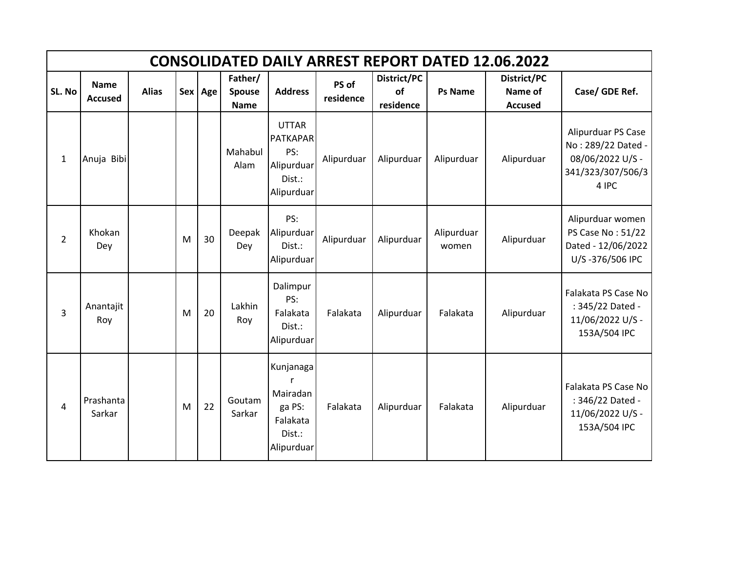# CONSOLIDATED DAILY ARREST REPORT DATED 12.06.2022

| SL. No | Name Accused | Alias | Sex | Age | Father/ Spouse Name | Address | PS of residence | District/PC of residence | Ps Name | District/PC Name of Accused | Case/ GDE Ref. |
|---|---|---|---|---|---|---|---|---|---|---|---|
| 1 | Anuja Bibi | | | | Mahabul Alam | UTTAR PATKAPAR PS: Alipurduar Dist.: Alipurduar | Alipurduar | Alipurduar | Alipurduar | Alipurduar | Alipurduar PS Case No : 289/22 Dated - 08/06/2022 U/S - 341/323/307/506/34 IPC |
| 2 | Khokan Dey | | M | 30 | Deepak Dey | PS: Alipurduar Dist.: Alipurduar | Alipurduar | Alipurduar | Alipurduar women | Alipurduar | Alipurduar women PS Case No : 51/22 Dated - 12/06/2022 U/S -376/506 IPC |
| 3 | Anantajit Roy | | M | 20 | Lakhin Roy | Dalimpur PS: Falakata Dist.: Alipurduar | Falakata | Alipurduar | Falakata | Alipurduar | Falakata PS Case No : 345/22 Dated - 11/06/2022 U/S - 153A/504 IPC |
| 4 | Prashanta Sarkar | | M | 22 | Goutam Sarkar | Kunjanagar Mairadanga PS: Falakata Dist.: Alipurduar | Falakata | Alipurduar | Falakata | Alipurduar | Falakata PS Case No : 346/22 Dated - 11/06/2022 U/S - 153A/504 IPC |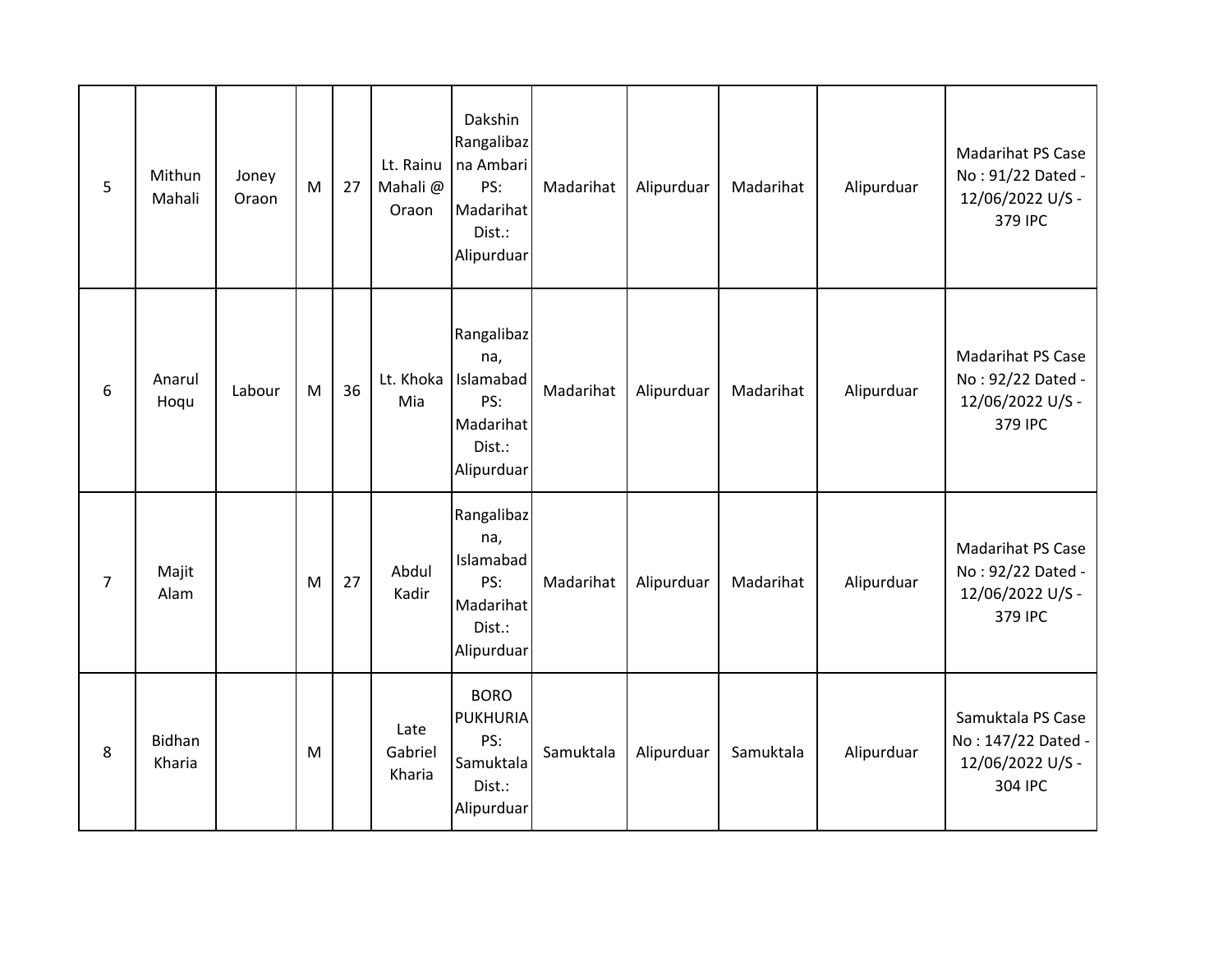| | | | | | | | | | | | |
|---|---|---|---|---|---|---|---|---|---|---|---|
| 5 | Mithun Mahali | Joney Oraon | M | 27 | Lt. Rainu Mahali @ Oraon | Dakshin Rangalibazna Ambari PS: Madarihat Dist.: Alipurduar | Madarihat | Alipurduar | Madarihat | Alipurduar | Madarihat PS Case No : 91/22 Dated - 12/06/2022 U/S - 379 IPC |
| 6 | Anarul Hoqu | Labour | M | 36 | Lt. Khoka Mia | Rangalibazna, Islamabad PS: Madarihat Dist.: Alipurduar | Madarihat | Alipurduar | Madarihat | Alipurduar | Madarihat PS Case No : 92/22 Dated - 12/06/2022 U/S - 379 IPC |
| 7 | Majit Alam | | M | 27 | Abdul Kadir | Rangalibazna, Islamabad PS: Madarihat Dist.: Alipurduar | Madarihat | Alipurduar | Madarihat | Alipurduar | Madarihat PS Case No : 92/22 Dated - 12/06/2022 U/S - 379 IPC |
| 8 | Bidhan Kharia | | M | | Late Gabriel Kharia | BORO PUKHURIA PS: Samuktala Dist.: Alipurduar | Samuktala | Alipurduar | Samuktala | Alipurduar | Samuktala PS Case No : 147/22 Dated - 12/06/2022 U/S - 304 IPC |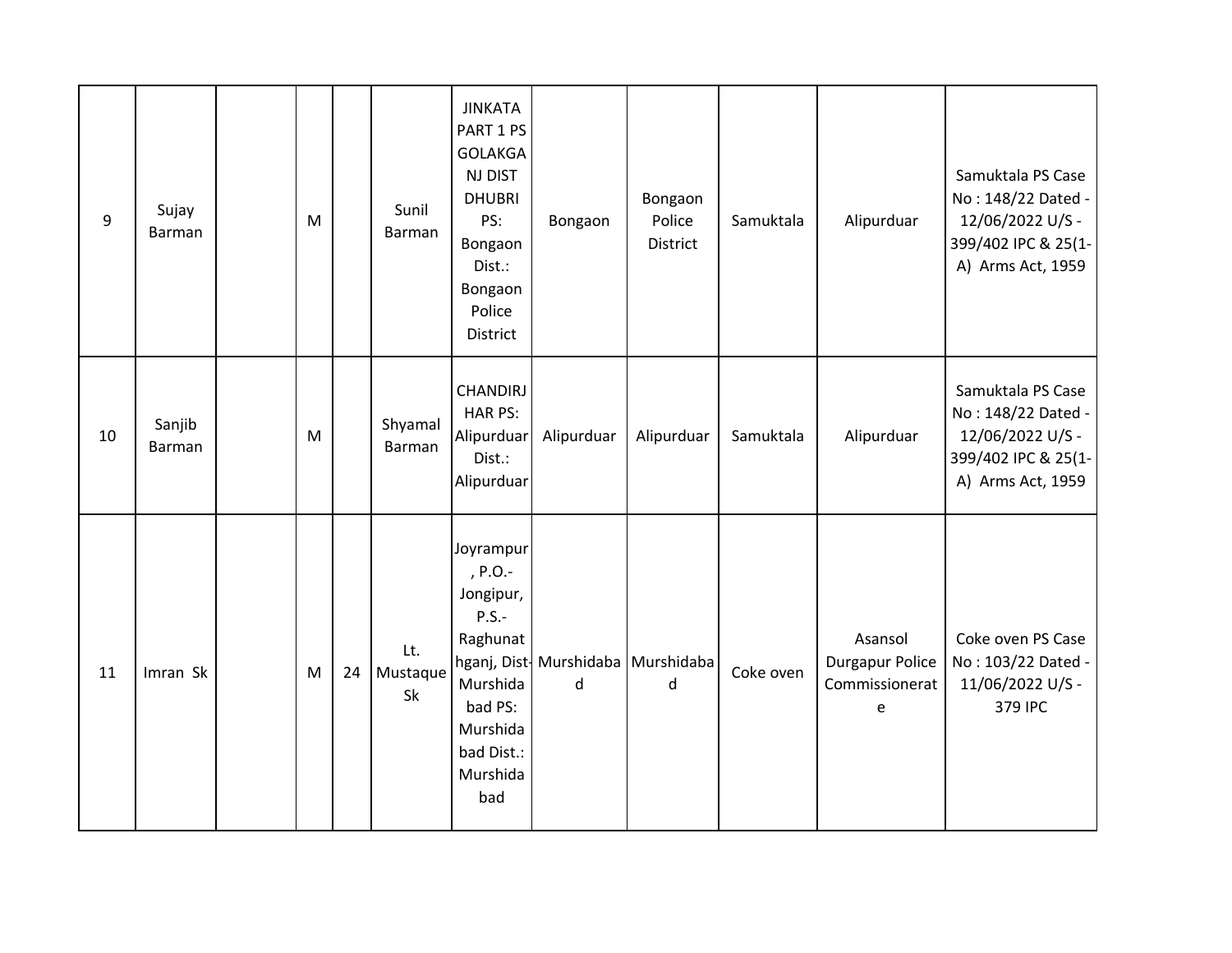| | | | | | | | | | | | |
|---|---|---|---|---|---|---|---|---|---|---|---|
| 9 | Sujay Barman | | M | | Sunil Barman | JINKATA PART 1 PS GOLAKGANJ DIST DHUBRI PS: Bongaon Dist.: Bongaon Police District | Bongaon | Bongaon Police District | Samuktala | Alipurduar | Samuktala PS Case No : 148/22 Dated - 12/06/2022 U/S - 399/402 IPC & 25(1-A) Arms Act, 1959 |
| 10 | Sanjib Barman | | M | | Shyamal Barman | CHANDIRJHAR PS: Alipurduar Dist.: Alipurduar | Alipurduar | Alipurduar | Samuktala | Alipurduar | Samuktala PS Case No : 148/22 Dated - 12/06/2022 U/S - 399/402 IPC & 25(1-A) Arms Act, 1959 |
| 11 | Imran Sk | | M | 24 | Lt. Mustaque Sk | Joyrampur, P.O.- Jongipur, P.S.- Raghunathganj, Dist- Murshidabad PS: Murshidabad Dist.: Murshidabad | Murshidabad | Murshidabad | Coke oven | Asansol Durgapur Police Commissionerate | Coke oven PS Case No : 103/22 Dated - 11/06/2022 U/S - 379 IPC |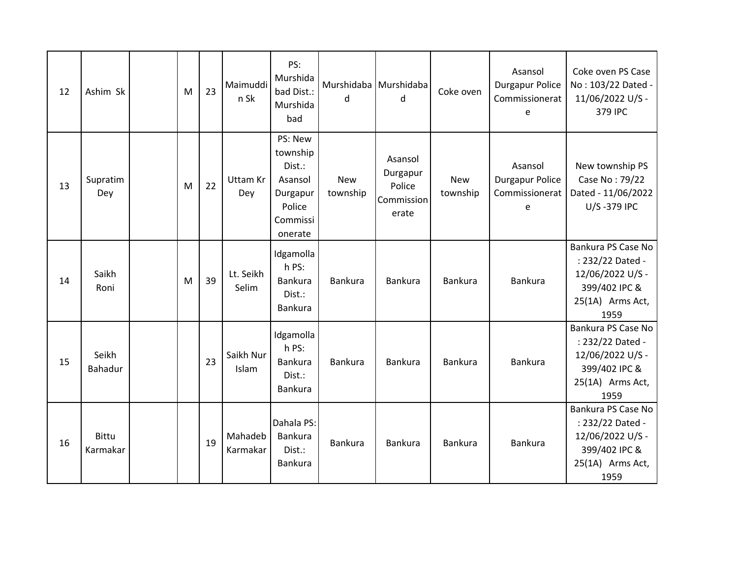| 12 | Ashim Sk | | M | 23 | Maimuddin Sk | PS: Murshidabad Dist.: Murshidabad | Murshidabad | Murshidabad | Coke oven | Asansol Durgapur Police Commissionerate | Coke oven PS Case No : 103/22 Dated - 11/06/2022 U/S - 379 IPC |
|---|---|---|---|---|---|---|---|---|---|---|---|
| 13 | Supratim Dey | | M | 22 | Uttam Kr Dey | PS: New township Dist.: Asansol Durgapur Police Commissionerate | New township | Asansol Durgapur Police Commissionerate | New township | Asansol Durgapur Police Commissionerate | New township PS Case No : 79/22 Dated - 11/06/2022 U/S -379 IPC |
| 14 | Saikh Roni | | M | 39 | Lt. Seikh Selim | Idgamollah PS: Bankura Dist.: Bankura | Bankura | Bankura | Bankura | Bankura | Bankura PS Case No : 232/22 Dated - 12/06/2022 U/S - 399/402 IPC & 25(1A) Arms Act, 1959 |
| 15 | Seikh Bahadur | | | 23 | Saikh Nur Islam | Idgamollah PS: Bankura Dist.: Bankura | Bankura | Bankura | Bankura | Bankura | Bankura PS Case No : 232/22 Dated - 12/06/2022 U/S - 399/402 IPC & 25(1A) Arms Act, 1959 |
| 16 | Bittu Karmakar | | | 19 | Mahadeb Karmakar | Dahala PS: Bankura Dist.: Bankura | Bankura | Bankura | Bankura | Bankura | Bankura PS Case No : 232/22 Dated - 12/06/2022 U/S - 399/402 IPC & 25(1A) Arms Act, 1959 |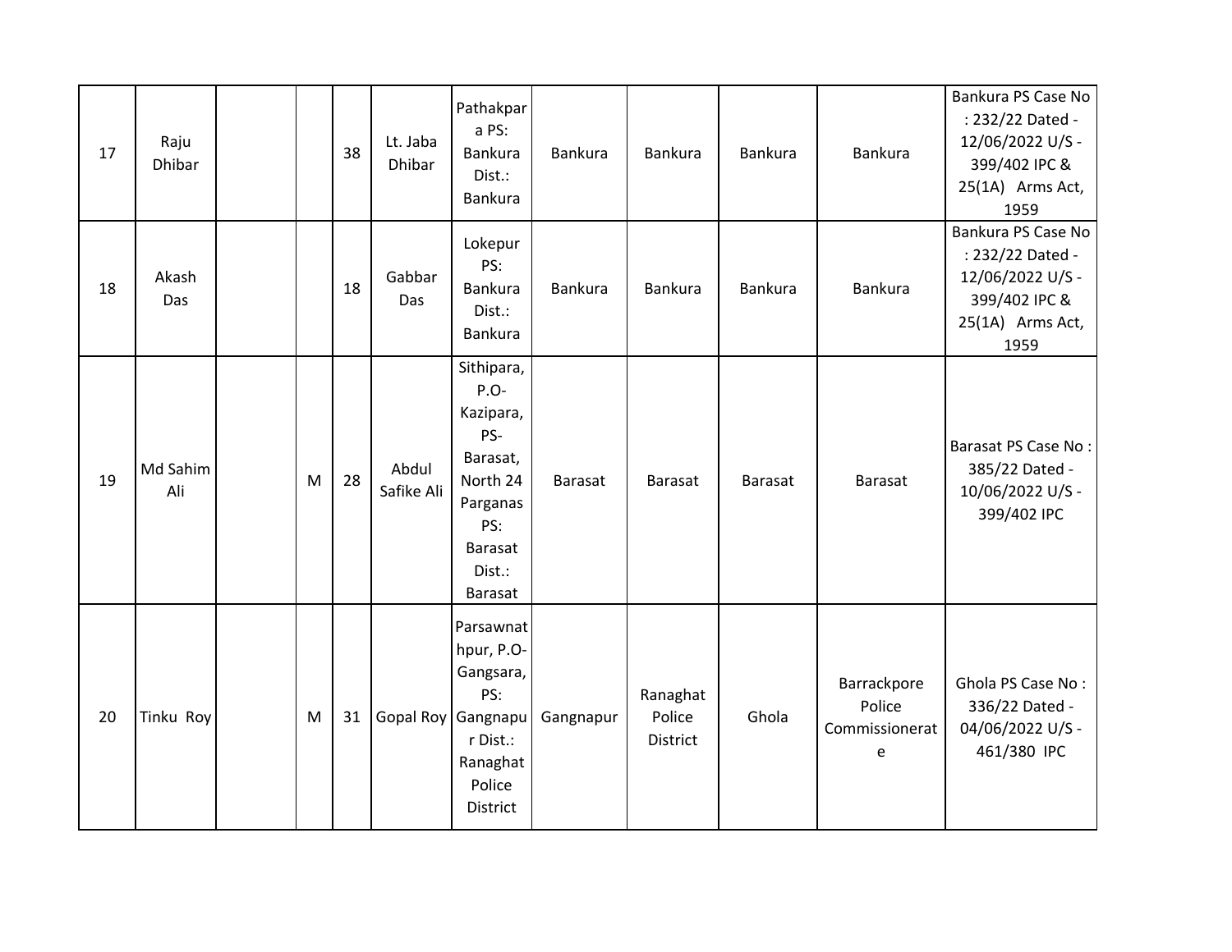| | | | | | | | | | | | |
|---|---|---|---|---|---|---|---|---|---|---|---|
| 17 | Raju Dhibar | | | 38 | Lt. Jaba Dhibar | Pathakpara PS: Bankura Dist.: Bankura | Bankura | Bankura | Bankura | Bankura | Bankura PS Case No : 232/22 Dated - 12/06/2022 U/S - 399/402 IPC & 25(1A) Arms Act, 1959 |
| 18 | Akash Das | | | 18 | Gabbar Das | Lokepur PS: Bankura Dist.: Bankura | Bankura | Bankura | Bankura | Bankura | Bankura PS Case No : 232/22 Dated - 12/06/2022 U/S - 399/402 IPC & 25(1A) Arms Act, 1959 |
| 19 | Md Sahim Ali | | M | 28 | Abdul Safike Ali | Sithipara, P.O- Kazipara, PS- Barasat, North 24 Parganas PS: Barasat Dist.: Barasat | Barasat | Barasat | Barasat | Barasat | Barasat PS Case No : 385/22 Dated - 10/06/2022 U/S - 399/402 IPC |
| 20 | Tinku Roy | | M | 31 | Gopal Roy | Parsawnathpur, P.O- Gangsara, PS: Gangnapur Dist.: Ranaghat Police District | Gangnapur | Ranaghat Police District | Ghola | Barrackpore Police Commissionerate | Ghola PS Case No : 336/22 Dated - 04/06/2022 U/S - 461/380 IPC |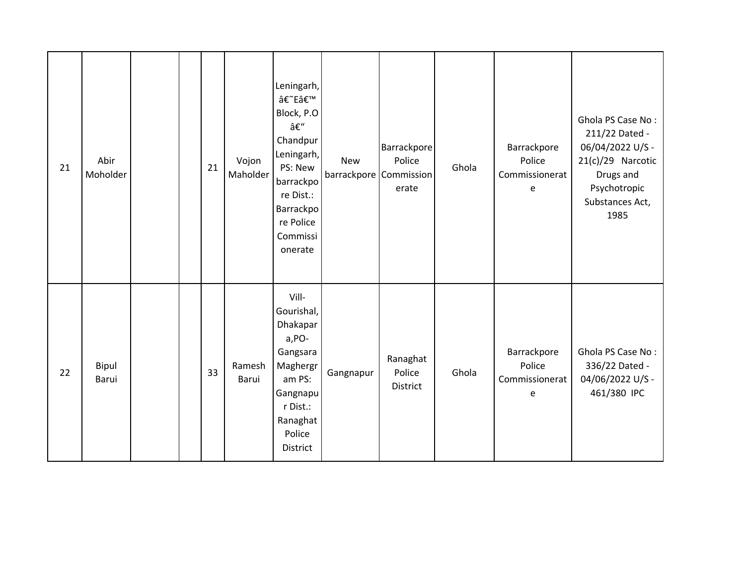| | | | | | | | | | | | |
|---|---|---|---|---|---|---|---|---|---|---|---|
| 21 | Abir Moholder | | | 21 | Vojon Maholder | Leningarh, â€˜Eâ€™ Block, P.O â€“ Chandpur Leningarh, PS: New barrackpore Dist.: Barrackpore Police Commissionerate | New barrackpore | Barrackpore Police Commissionerate | Ghola | Barrackpore Police Commissionerate | Ghola PS Case No : 211/22 Dated - 06/04/2022 U/S - 21(c)/29 Narcotic Drugs and Psychotropic Substances Act, 1985 |
| 22 | Bipul Barui | | | 33 | Ramesh Barui | Vill- Gourishal, Dhakapara,PO- Gangsara Maghergram PS: Gangnapur Dist.: Ranaghat Police District | Gangnapur | Ranaghat Police District | Ghola | Barrackpore Police Commissionerate | Ghola PS Case No : 336/22 Dated - 04/06/2022 U/S - 461/380 IPC |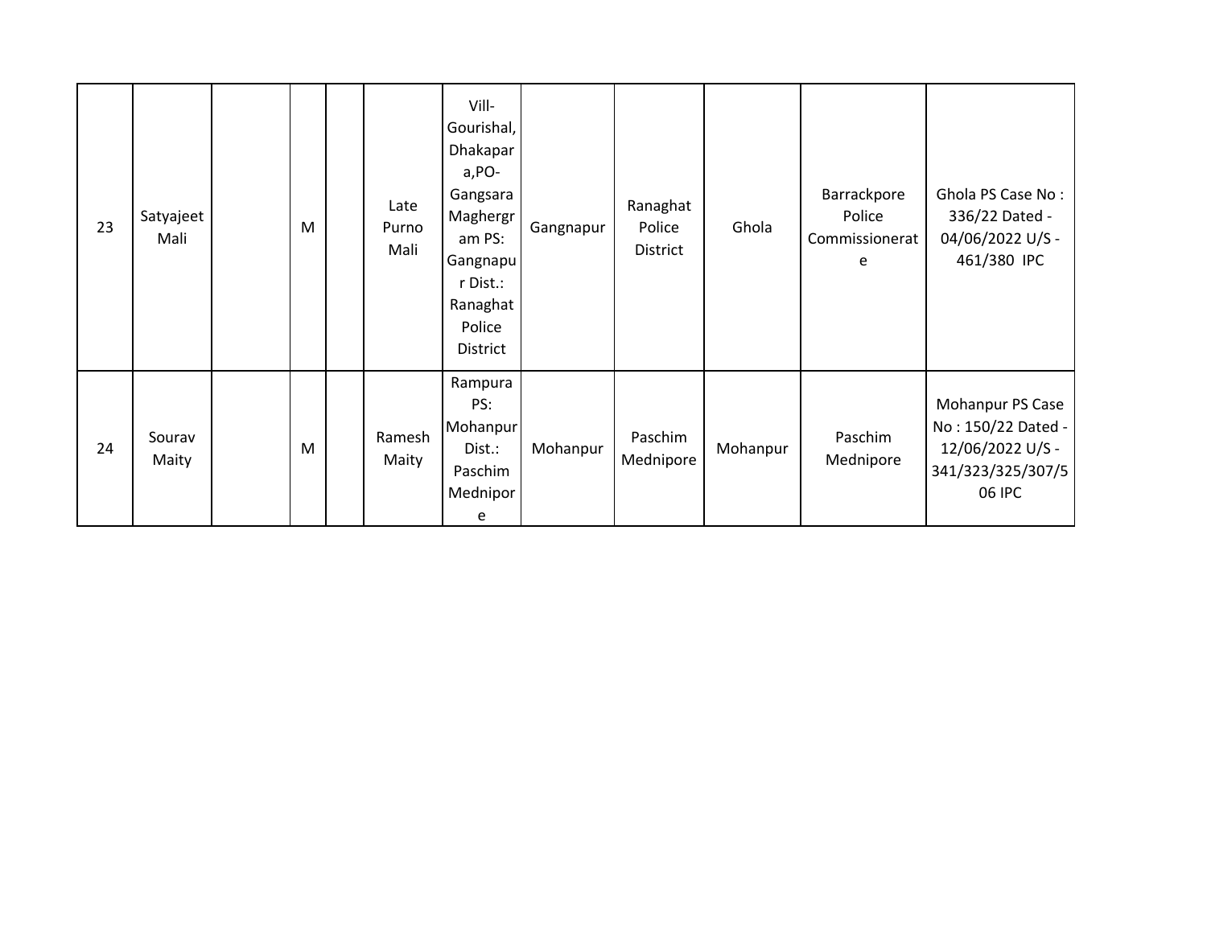| | | | | | | | | | | | |
|---|---|---|---|---|---|---|---|---|---|---|---|
| 23 | Satyajeet Mali | | M | | Late Purno Mali | Vill- Gourishal, Dhakapara,PO- Gangsara Maghergram PS: Gangnapur Dist.: Ranaghat Police District | Gangnapur | Ranaghat Police District | Ghola | Barrackpore Police Commissionerate | Ghola PS Case No : 336/22 Dated - 04/06/2022 U/S - 461/380 IPC |
| 24 | Sourav Maity | | M | | Ramesh Maity | Rampura PS: Mohanpur Dist.: Paschim Mednipore | Mohanpur | Paschim Mednipore | Mohanpur | Paschim Mednipore | Mohanpur PS Case No : 150/22 Dated - 12/06/2022 U/S - 341/323/325/307/506 IPC |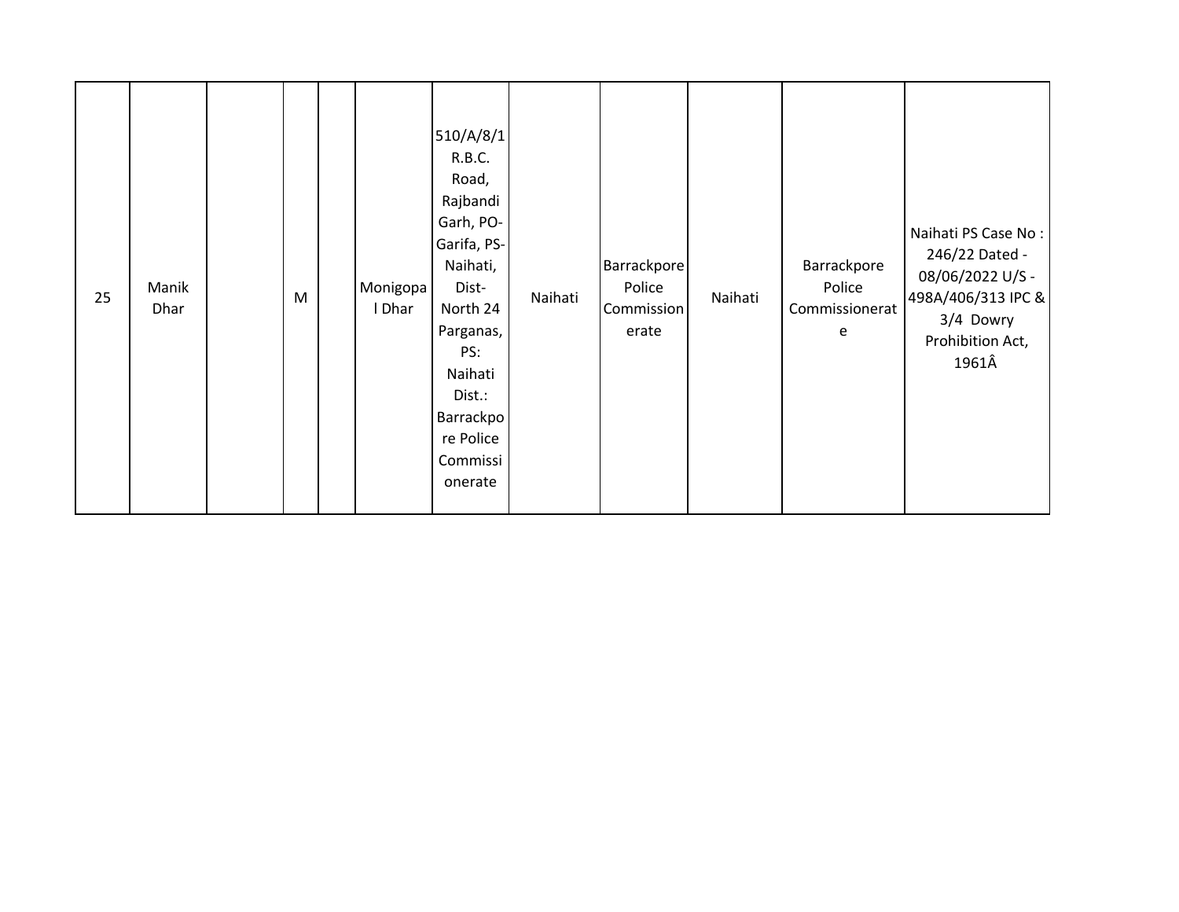| 25 | Manik Dhar | | M | | Monigopal Dhar | 510/A/8/1 R.B.C. Road, Rajbandi Garh, PO- Garifa, PS- Naihati, Dist- North 24 Parganas, PS: Naihati Dist.: Barrackpore Police Commissionerate | Naihati | Barrackpore Police Commissionerate | Naihati | Barrackpore Police Commissionerate | Naihati PS Case No : 246/22 Dated - 08/06/2022 U/S - 498A/406/313 IPC & 3/4 Dowry Prohibition Act, 1961Â |
|---|---|---|---|---|---|---|---|---|---|---|---|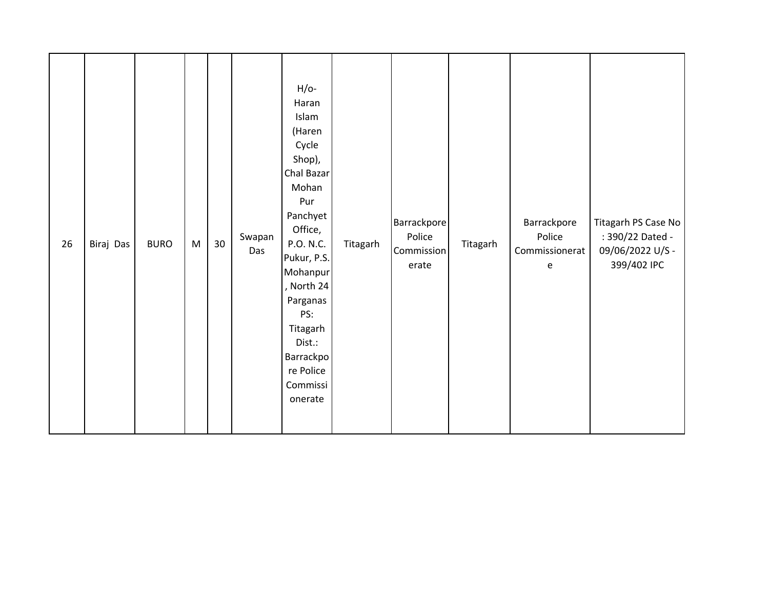| 26 | Biraj Das | BURO | M | 30 | Swapan Das | H/o- Haran Islam (Haren Cycle Shop), Chal Bazar Mohan Pur Panchyet Office, P.O. N.C. Pukur, P.S. Mohanpur, North 24 Parganas PS: Titagarh Dist.: Barrackpore Police Commissionerate | Titagarh | Barrackpore Police Commissionerate | Titagarh | Barrackpore Police Commissionerate | Titagarh PS Case No : 390/22 Dated - 09/06/2022 U/S - 399/402 IPC |
|---|---|---|---|---|---|---|---|---|---|---|---|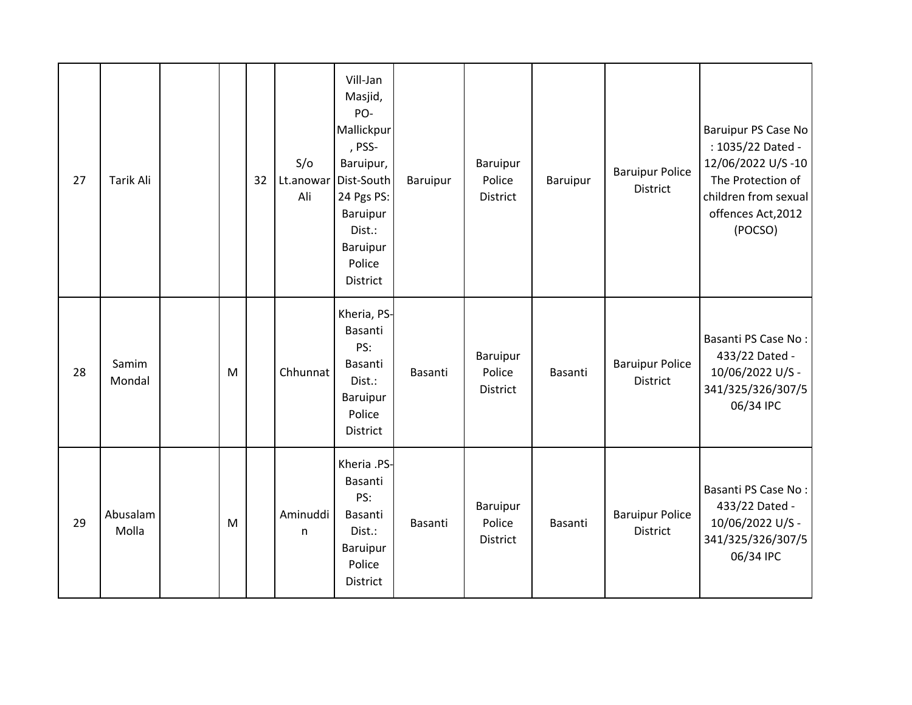| 27 | Tarik Ali | | | 32 | S/o Lt.anowar Ali | Vill-Jan Masjid, PO-Mallickpur, PSS-Baruipur, Dist-South 24 Pgs PS: Baruipur Dist.: Baruipur Police District | Baruipur | Baruipur Police District | Baruipur | Baruipur Police District | Baruipur PS Case No : 1035/22 Dated - 12/06/2022 U/S -10 The Protection of children from sexual offences Act,2012 (POCSO) |
|---|---|---|---|---|---|---|---|---|---|---|---|
| 28 | Samim Mondal | | M | | Chhunnat | Kheria, PS-Basanti PS: Basanti Dist.: Baruipur Police District | Basanti | Baruipur Police District | Basanti | Baruipur Police District | Basanti PS Case No : 433/22 Dated - 10/06/2022 U/S - 341/325/326/307/506/34 IPC |
| 29 | Abusalam Molla | | M | | Aminuddin | Kheria .PS-Basanti PS: Basanti Dist.: Baruipur Police District | Basanti | Baruipur Police District | Basanti | Baruipur Police District | Basanti PS Case No : 433/22 Dated - 10/06/2022 U/S - 341/325/326/307/506/34 IPC |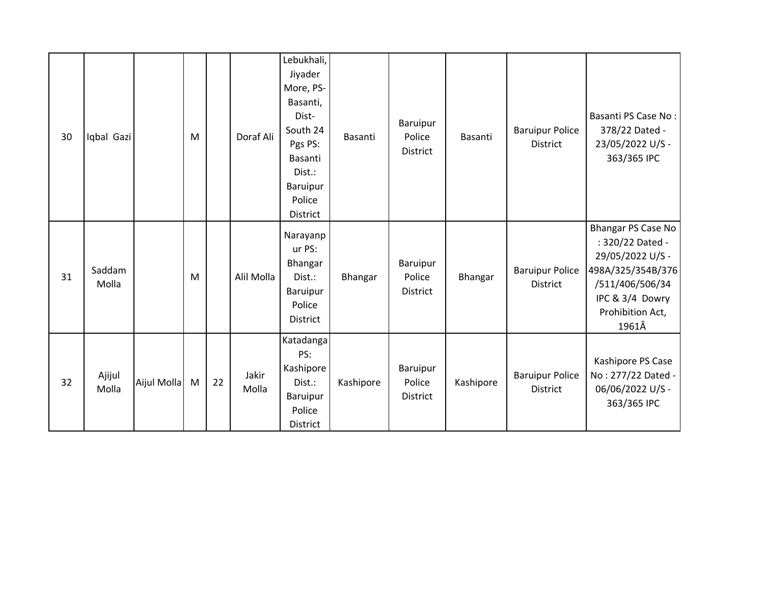| | | | | | | | | | | | |
|---|---|---|---|---|---|---|---|---|---|---|---|
| 30 | Iqbal Gazi | | M | | Doraf Ali | Lebukhali, Jiyader More, PS- Basanti, Dist- South 24 Pgs PS: Basanti Dist.: Baruipur Police District | Basanti | Baruipur Police District | Basanti | Baruipur Police District | Basanti PS Case No : 378/22 Dated - 23/05/2022 U/S - 363/365 IPC |
| 31 | Saddam Molla | | M | | Alil Molla | Narayanpur PS: Bhangar Dist.: Baruipur Police District | Bhangar | Baruipur Police District | Bhangar | Baruipur Police District | Bhangar PS Case No : 320/22 Dated - 29/05/2022 U/S - 498A/325/354B/376/511/406/506/34 IPC & 3/4 Dowry Prohibition Act, 1961Â |
| 32 | Ajijul Molla | Aijul Molla | M | 22 | Jakir Molla | Katadanga PS: Kashipore Dist.: Baruipur Police District | Kashipore | Baruipur Police District | Kashipore | Baruipur Police District | Kashipore PS Case No : 277/22 Dated - 06/06/2022 U/S - 363/365 IPC |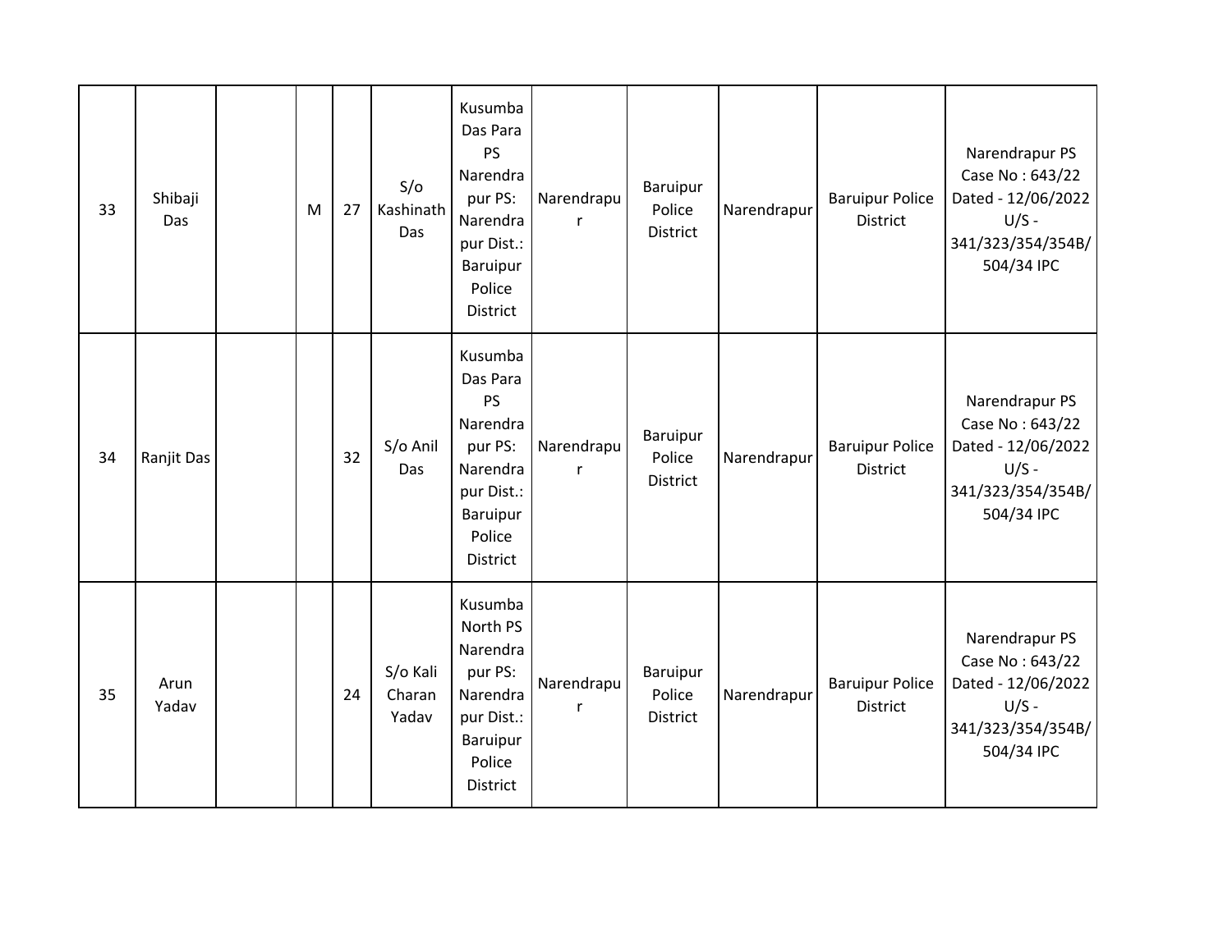| 33 | Shibaji Das | | M | 27 | S/o Kashinath Das | Kusumba Das Para PS Narendrapur PS: Narendrapur Dist.: Baruipur Police District | Narendrapur | Baruipur Police District | Narendrapur | Baruipur Police District | Narendrapur PS Case No : 643/22 Dated - 12/06/2022 U/S - 341/323/354/354B/504/34 IPC |
|---|---|---|---|---|---|---|---|---|---|---|---|
| 34 | Ranjit Das | | | 32 | S/o Anil Das | Kusumba Das Para PS Narendrapur PS: Narendrapur Dist.: Baruipur Police District | Narendrapur | Baruipur Police District | Narendrapur | Baruipur Police District | Narendrapur PS Case No : 643/22 Dated - 12/06/2022 U/S - 341/323/354/354B/504/34 IPC |
| 35 | Arun Yadav | | | 24 | S/o Kali Charan Yadav | Kusumba North PS Narendrapur PS: Narendrapur Dist.: Baruipur Police District | Narendrapur | Baruipur Police District | Narendrapur | Baruipur Police District | Narendrapur PS Case No : 643/22 Dated - 12/06/2022 U/S - 341/323/354/354B/504/34 IPC |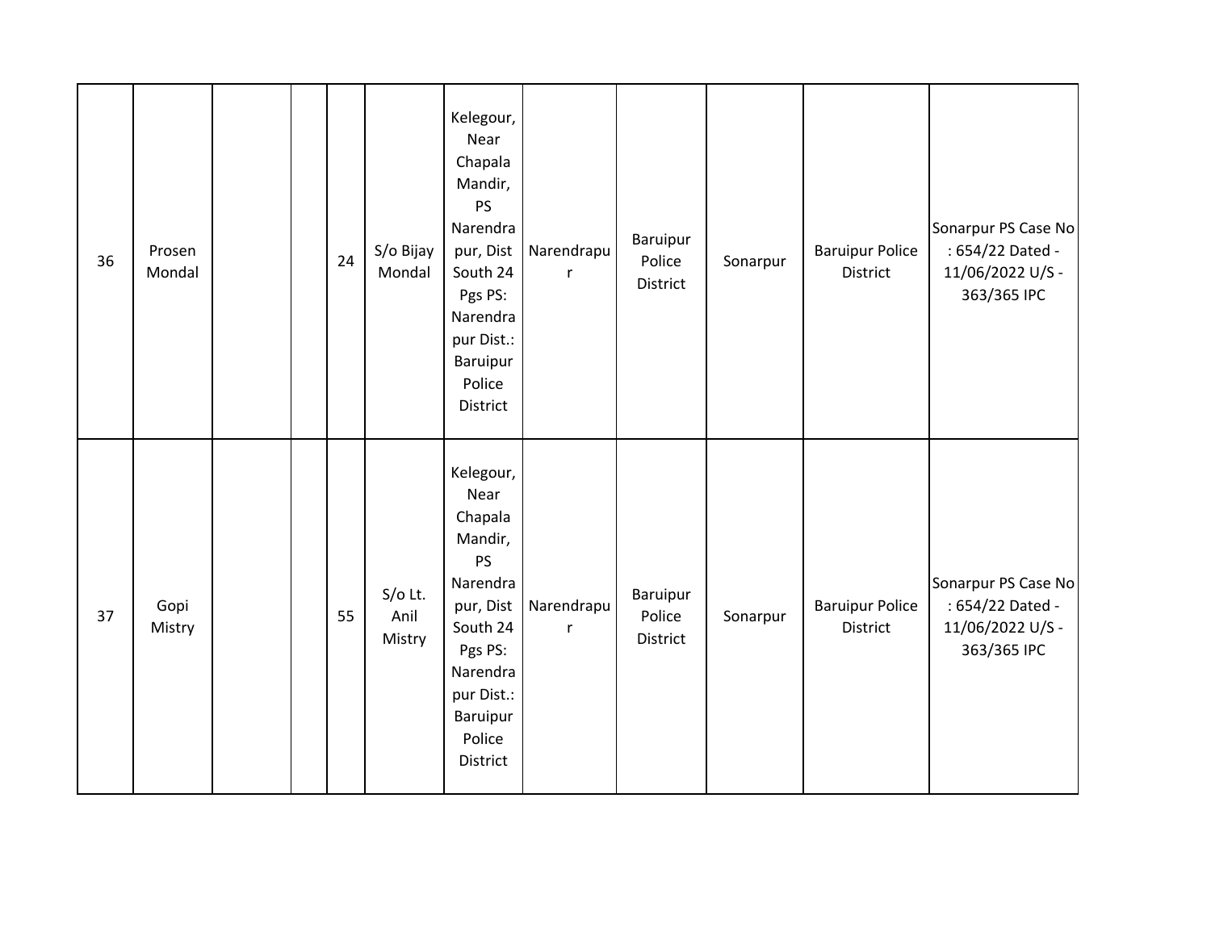| | | | | | | | | | | | |
|---|---|---|---|---|---|---|---|---|---|---|---|
| 36 | Prosen Mondal | | | 24 | S/o Bijay Mondal | Kelegour, Near Chapala Mandir, PS Narendrapur, Dist South 24 Pgs PS: Narendrapur Dist.: Baruipur Police District | Narendrapur | Baruipur Police District | Sonarpur | Baruipur Police District | Sonarpur PS Case No : 654/22 Dated - 11/06/2022 U/S - 363/365 IPC |
| 37 | Gopi Mistry | | | 55 | S/o Lt. Anil Mistry | Kelegour, Near Chapala Mandir, PS Narendrapur, Dist South 24 Pgs PS: Narendrapur Dist.: Baruipur Police District | Narendrapur | Baruipur Police District | Sonarpur | Baruipur Police District | Sonarpur PS Case No : 654/22 Dated - 11/06/2022 U/S - 363/365 IPC |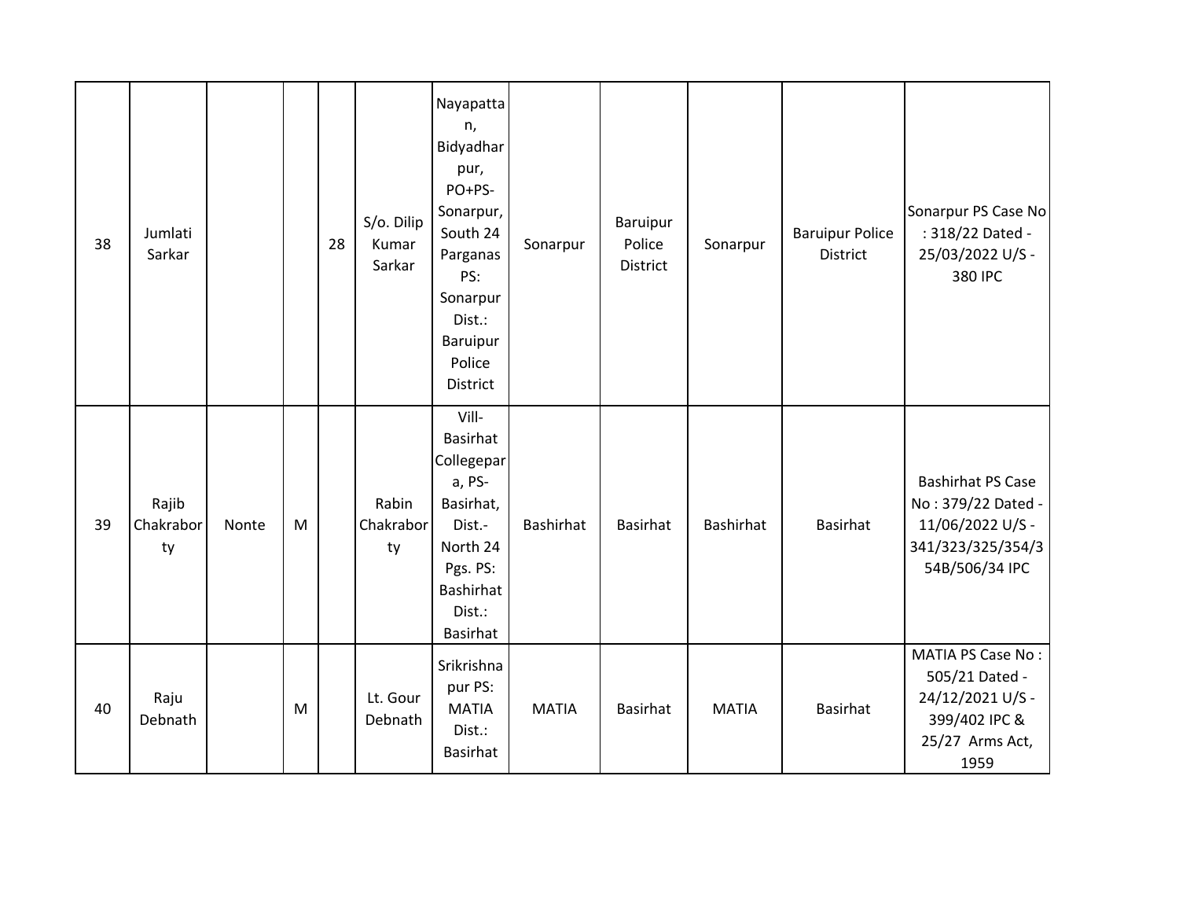| | | | | | | | | | | | |
|---|---|---|---|---|---|---|---|---|---|---|---|
| 38 | Jumlati Sarkar | | | 28 | S/o. Dilip Kumar Sarkar | Nayapattan, Bidyadharpur, PO+PS-Sonarpur, South 24 Parganas PS: Sonarpur Dist.: Baruipur Police District | Sonarpur | Baruipur Police District | Sonarpur | Baruipur Police District | Sonarpur PS Case No : 318/22 Dated - 25/03/2022 U/S - 380 IPC |
| 39 | Rajib Chakraborty | Nonte | M | | Rabin Chakraborty | Vill-Basirhat Collegepara, PS-Basirhat, Dist.-North 24 Pgs. PS: Bashirhat Dist.: Basirhat | Bashirhat | Basirhat | Bashirhat | Basirhat | Bashirhat PS Case No : 379/22 Dated - 11/06/2022 U/S - 341/323/325/354/354B/506/34 IPC |
| 40 | Raju Debnath | | M | | Lt. Gour Debnath | Srikrishnapur PS: MATIA Dist.: Basirhat | MATIA | Basirhat | MATIA | Basirhat | MATIA PS Case No : 505/21 Dated - 24/12/2021 U/S - 399/402 IPC & 25/27 Arms Act, 1959 |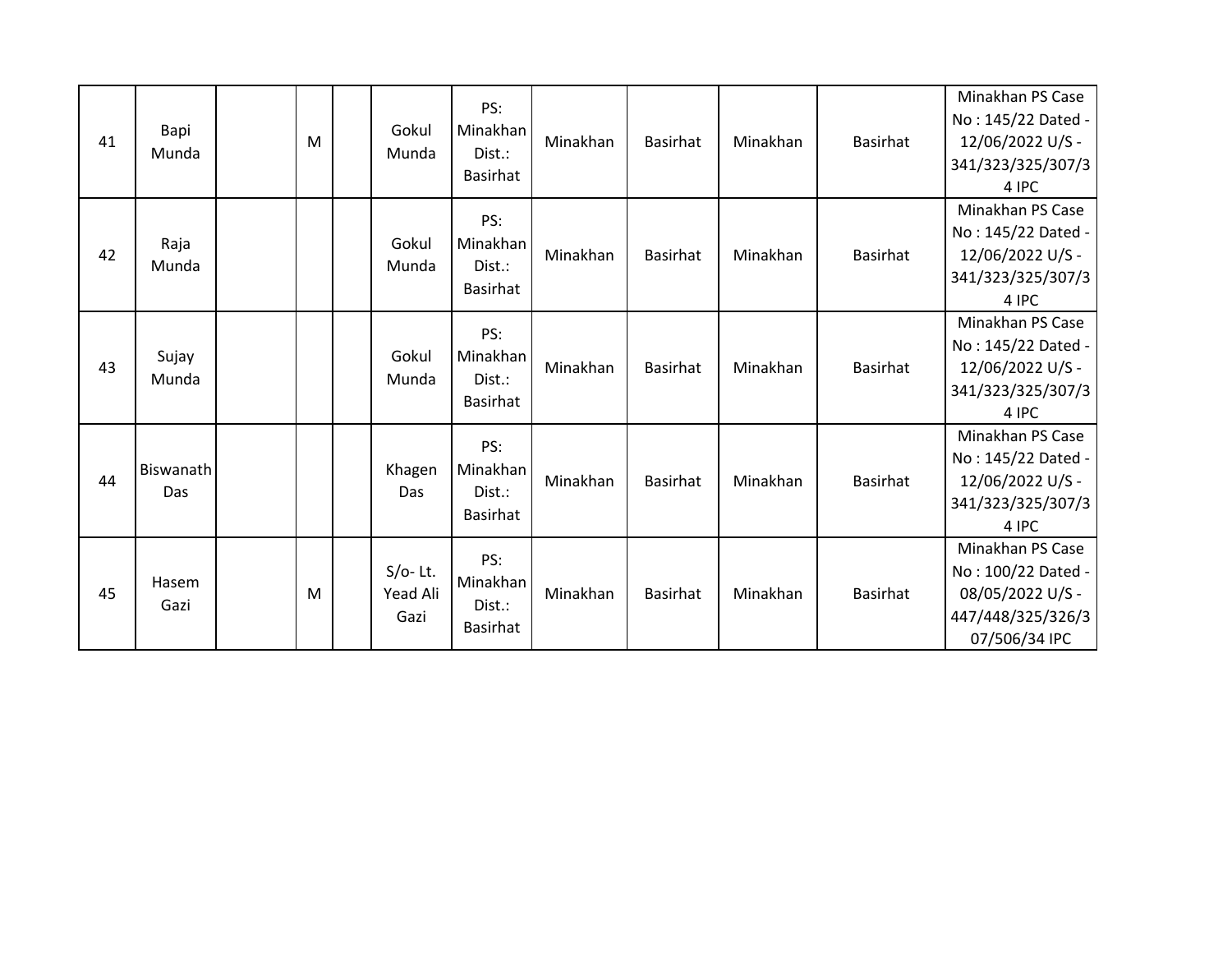| | | | | | | | | | | | |
|---|---|---|---|---|---|---|---|---|---|---|---|
| 41 | Bapi Munda | | M | | Gokul Munda | PS: Minakhan Dist.: Basirhat | Minakhan | Basirhat | Minakhan | Basirhat | Minakhan PS Case No : 145/22 Dated - 12/06/2022 U/S - 341/323/325/307/34 IPC |
| 42 | Raja Munda | | | | Gokul Munda | PS: Minakhan Dist.: Basirhat | Minakhan | Basirhat | Minakhan | Basirhat | Minakhan PS Case No : 145/22 Dated - 12/06/2022 U/S - 341/323/325/307/34 IPC |
| 43 | Sujay Munda | | | | Gokul Munda | PS: Minakhan Dist.: Basirhat | Minakhan | Basirhat | Minakhan | Basirhat | Minakhan PS Case No : 145/22 Dated - 12/06/2022 U/S - 341/323/325/307/34 IPC |
| 44 | Biswanath Das | | | | Khagen Das | PS: Minakhan Dist.: Basirhat | Minakhan | Basirhat | Minakhan | Basirhat | Minakhan PS Case No : 145/22 Dated - 12/06/2022 U/S - 341/323/325/307/34 IPC |
| 45 | Hasem Gazi | | M | | S/o- Lt. Yead Ali Gazi | PS: Minakhan Dist.: Basirhat | Minakhan | Basirhat | Minakhan | Basirhat | Minakhan PS Case No : 100/22 Dated - 08/05/2022 U/S - 447/448/325/326/307/506/34 IPC |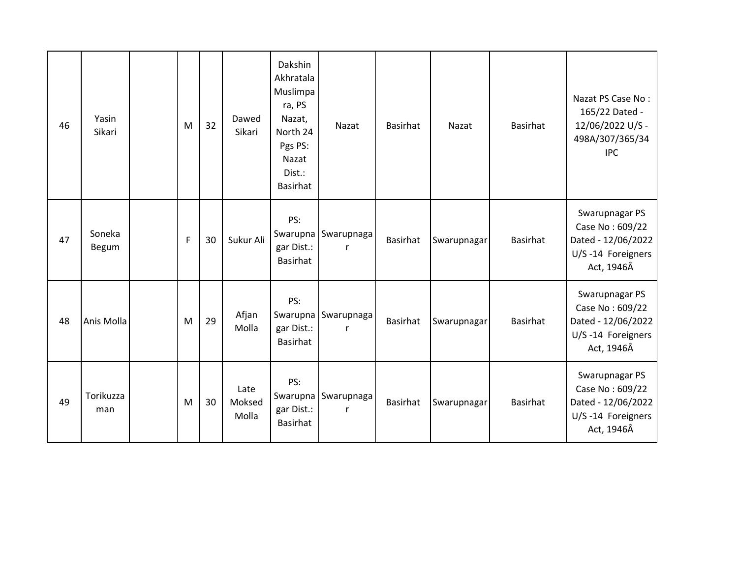| 46 | Yasin Sikari | | M | 32 | Dawed Sikari | Dakshin Akhratala Muslimpara, PS Nazat, North 24 Pgs PS: Nazat Dist.: Basirhat | Nazat | Basirhat | Nazat | Basirhat | Nazat PS Case No : 165/22 Dated - 12/06/2022 U/S - 498A/307/365/34 IPC |
|---|---|---|---|---|---|---|---|---|---|---|---|
| 47 | Soneka Begum | | F | 30 | Sukur Ali | PS: Swarupnagar Dist.: Basirhat | Swarupnagar | Basirhat | Swarupnagar | Basirhat | Swarupnagar PS Case No : 609/22 Dated - 12/06/2022 U/S -14 Foreigners Act, 1946Â |
| 48 | Anis Molla | | M | 29 | Afjan Molla | PS: Swarupnagar Dist.: Basirhat | Swarupnagar | Basirhat | Swarupnagar | Basirhat | Swarupnagar PS Case No : 609/22 Dated - 12/06/2022 U/S -14 Foreigners Act, 1946Â |
| 49 | Torikuzzaman | | M | 30 | Late Moksed Molla | PS: Swarupnagar Dist.: Basirhat | Swarupnagar | Basirhat | Swarupnagar | Basirhat | Swarupnagar PS Case No : 609/22 Dated - 12/06/2022 U/S -14 Foreigners Act, 1946Â |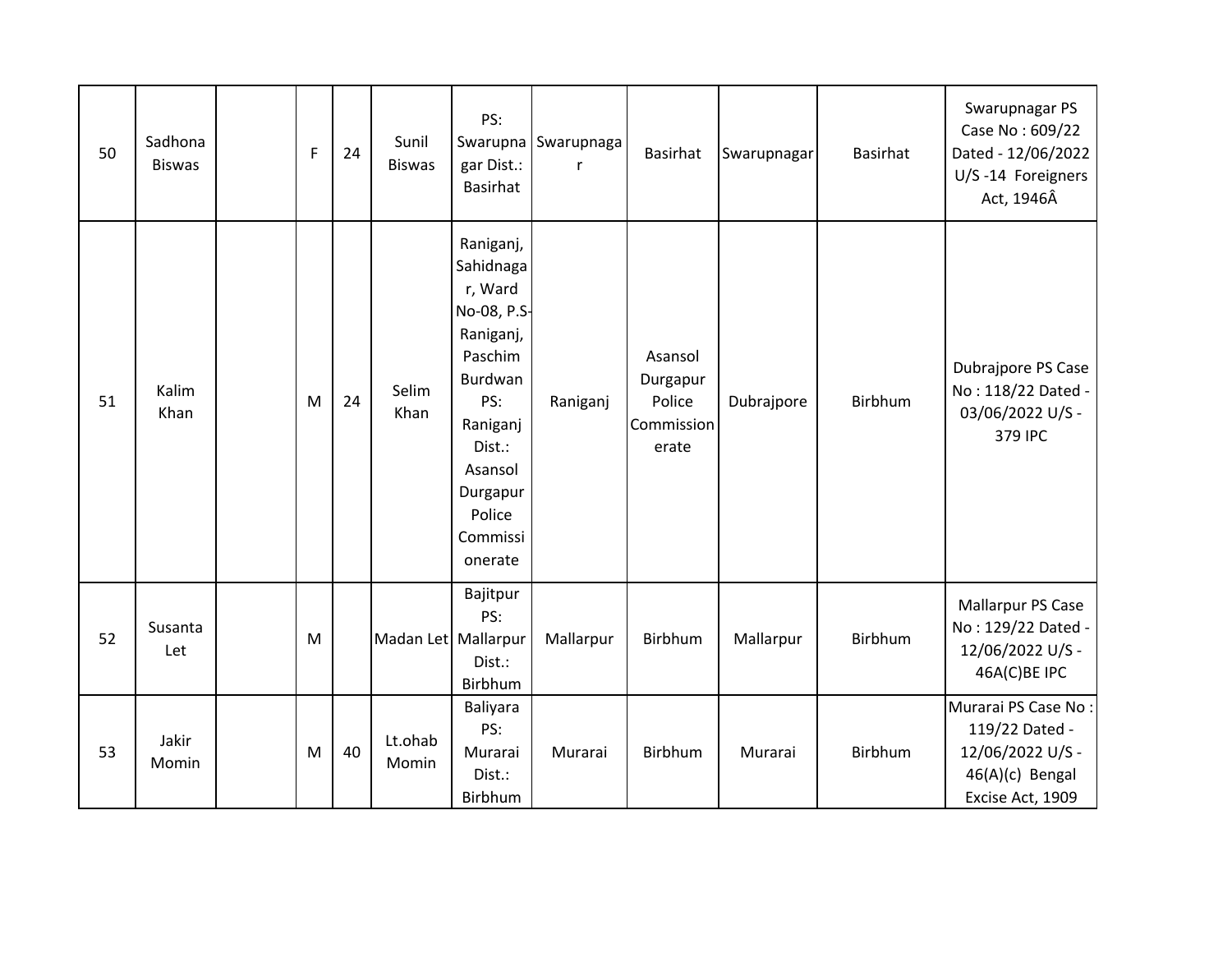| 50 | Sadhona Biswas | | F | 24 | Sunil Biswas | PS: Swarupnagar Dist.: Basirhat | Swarupnagar | Basirhat | Swarupnagar | Basirhat | Swarupnagar PS Case No : 609/22 Dated - 12/06/2022 U/S -14 Foreigners Act, 1946Â |
|---|---|---|---|---|---|---|---|---|---|---|---|
| 51 | Kalim Khan | | M | 24 | Selim Khan | Raniganj, Sahidnagar, Ward No-08, P.S-Raniganj, Paschim Burdwan PS: Raniganj Dist.: Asansol Durgapur Police Commissionerate | Raniganj | Asansol Durgapur Police Commissionerate | Dubrajpore | Birbhum | Dubrajpore PS Case No : 118/22 Dated - 03/06/2022 U/S - 379 IPC |
| 52 | Susanta Let | | M | | Madan Let | Bajitpur PS: Mallarpur Dist.: Birbhum | Mallarpur | Birbhum | Mallarpur | Birbhum | Mallarpur PS Case No : 129/22 Dated - 12/06/2022 U/S - 46A(C)BE IPC |
| 53 | Jakir Momin | | M | 40 | Lt.ohab Momin | Baliyara PS: Murarai Dist.: Birbhum | Murarai | Birbhum | Murarai | Birbhum | Murarai PS Case No : 119/22 Dated - 12/06/2022 U/S - 46(A)(c) Bengal Excise Act, 1909 |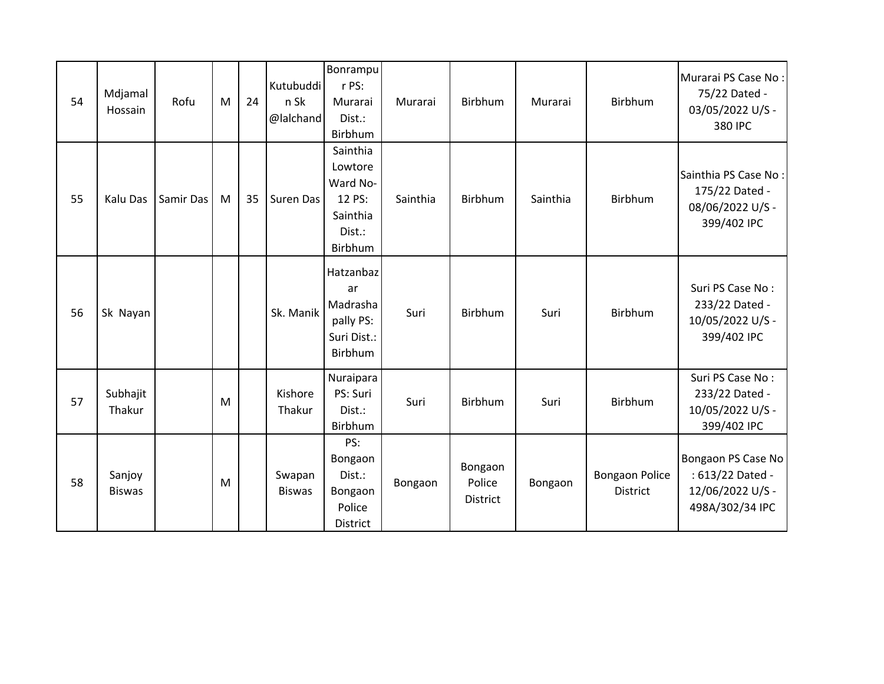| 54 | Mdjamal Hossain | Rofu | M | 24 | Kutubuddin Sk @lalchand | Bonrampur PS: Murarai Dist.: Birbhum | Murarai | Birbhum | Murarai | Birbhum | Murarai PS Case No : 75/22 Dated - 03/05/2022 U/S - 380 IPC |
|---|---|---|---|---|---|---|---|---|---|---|---|
| 55 | Kalu Das | Samir Das | M | 35 | Suren Das | Sainthia Lowtore Ward No- 12 PS: Sainthia Dist.: Birbhum | Sainthia | Birbhum | Sainthia | Birbhum | Sainthia PS Case No : 175/22 Dated - 08/06/2022 U/S - 399/402 IPC |
| 56 | Sk Nayan | | | | Sk. Manik | Hatzanbazar Madrasha pally PS: Suri Dist.: Birbhum | Suri | Birbhum | Suri | Birbhum | Suri PS Case No : 233/22 Dated - 10/05/2022 U/S - 399/402 IPC |
| 57 | Subhajit Thakur | | M | | Kishore Thakur | Nuraipara PS: Suri Dist.: Birbhum | Suri | Birbhum | Suri | Birbhum | Suri PS Case No : 233/22 Dated - 10/05/2022 U/S - 399/402 IPC |
| 58 | Sanjoy Biswas | | M | | Swapan Biswas | PS: Bongaon Dist.: Bongaon Police District | Bongaon | Bongaon Police District | Bongaon | Bongaon Police District | Bongaon PS Case No : 613/22 Dated - 12/06/2022 U/S - 498A/302/34 IPC |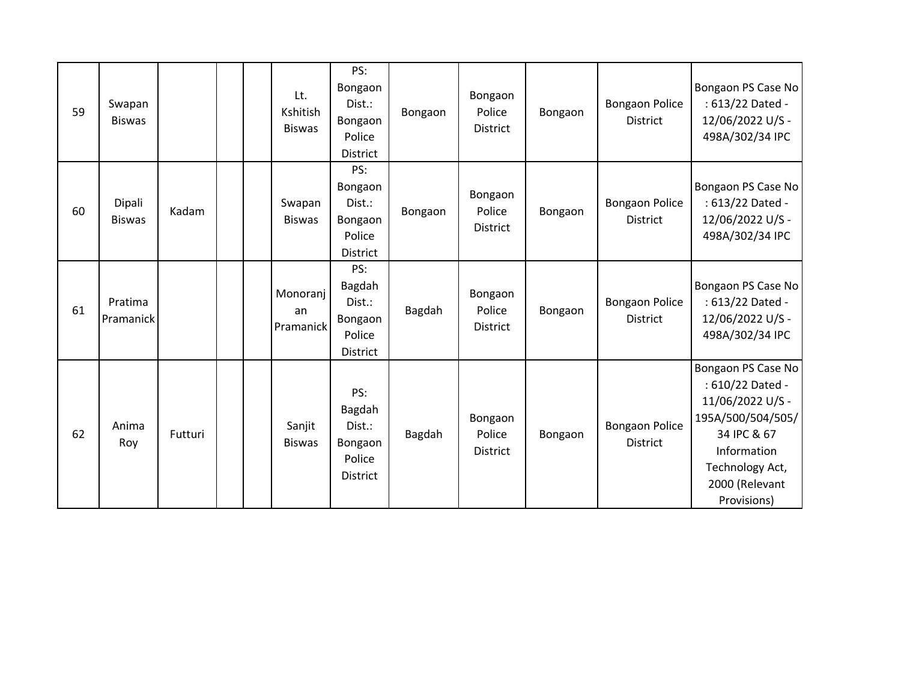| | | | | | | | | | | | |
|---|---|---|---|---|---|---|---|---|---|---|---|
| 59 | Swapan Biswas | | | | Lt. Kshitish Biswas | PS: Bongaon Dist.: Bongaon Police District | Bongaon | Bongaon Police District | Bongaon | Bongaon Police District | Bongaon PS Case No : 613/22 Dated - 12/06/2022 U/S - 498A/302/34 IPC |
| 60 | Dipali Biswas | Kadam | | | Swapan Biswas | PS: Bongaon Dist.: Bongaon Police District | Bongaon | Bongaon Police District | Bongaon | Bongaon Police District | Bongaon PS Case No : 613/22 Dated - 12/06/2022 U/S - 498A/302/34 IPC |
| 61 | Pratima Pramanick | | | | Monoranjan Pramanick | PS: Bagdah Dist.: Bongaon Police District | Bagdah | Bongaon Police District | Bongaon | Bongaon Police District | Bongaon PS Case No : 613/22 Dated - 12/06/2022 U/S - 498A/302/34 IPC |
| 62 | Anima Roy | Futturi | | | Sanjit Biswas | PS: Bagdah Dist.: Bongaon Police District | Bagdah | Bongaon Police District | Bongaon | Bongaon Police District | Bongaon PS Case No : 610/22 Dated - 11/06/2022 U/S - 195A/500/504/505/34 IPC & 67 Information Technology Act, 2000 (Relevant Provisions) |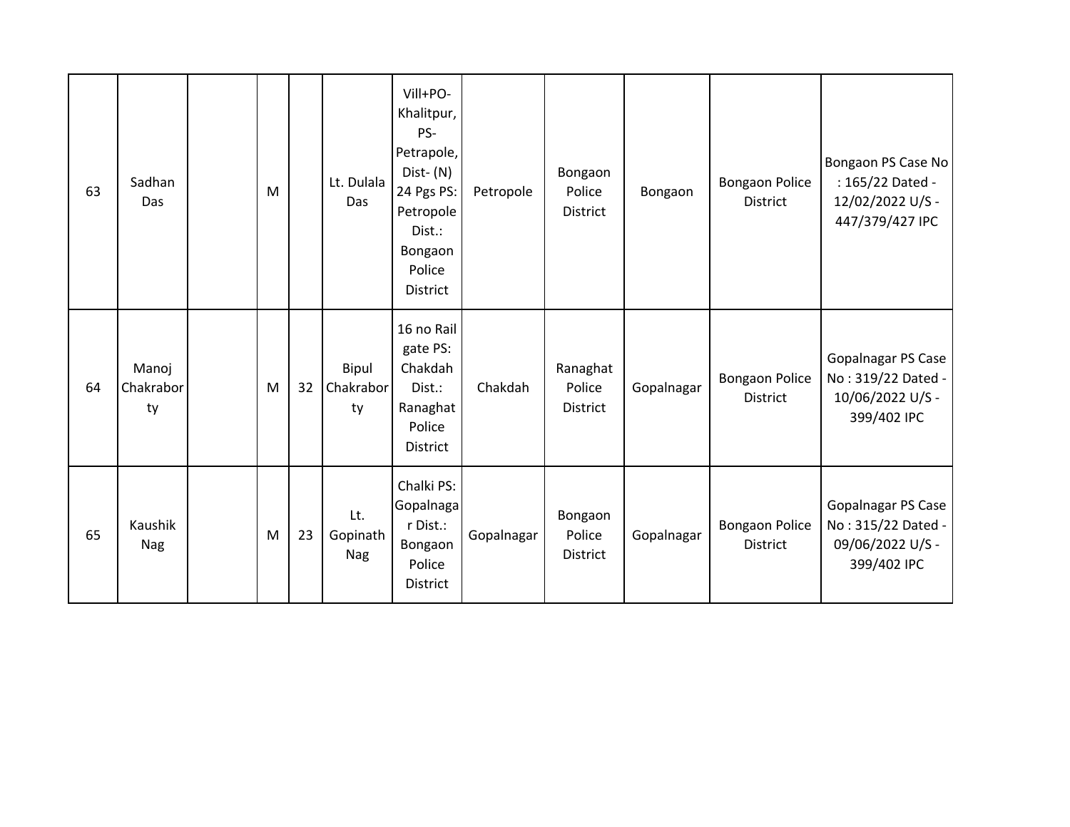| | | | | | | | | | | | |
|---|---|---|---|---|---|---|---|---|---|---|---|
| 63 | Sadhan Das | | M | | Lt. Dulala Das | Vill+PO-Khalitpur, PS-Petrapole, Dist- (N) 24 Pgs PS: Petropole Dist.: Bongaon Police District | Petropole | Bongaon Police District | Bongaon | Bongaon Police District | Bongaon PS Case No : 165/22 Dated - 12/02/2022 U/S - 447/379/427 IPC |
| 64 | Manoj Chakraborty | | M | 32 | Bipul Chakraborty | 16 no Rail gate PS: Chakdah Dist.: Ranaghat Police District | Chakdah | Ranaghat Police District | Gopalnagar | Bongaon Police District | Gopalnagar PS Case No : 319/22 Dated - 10/06/2022 U/S - 399/402 IPC |
| 65 | Kaushik Nag | | M | 23 | Lt. Gopinath Nag | Chalki PS: Gopalnagar Dist.: Bongaon Police District | Gopalnagar | Bongaon Police District | Gopalnagar | Bongaon Police District | Gopalnagar PS Case No : 315/22 Dated - 09/06/2022 U/S - 399/402 IPC |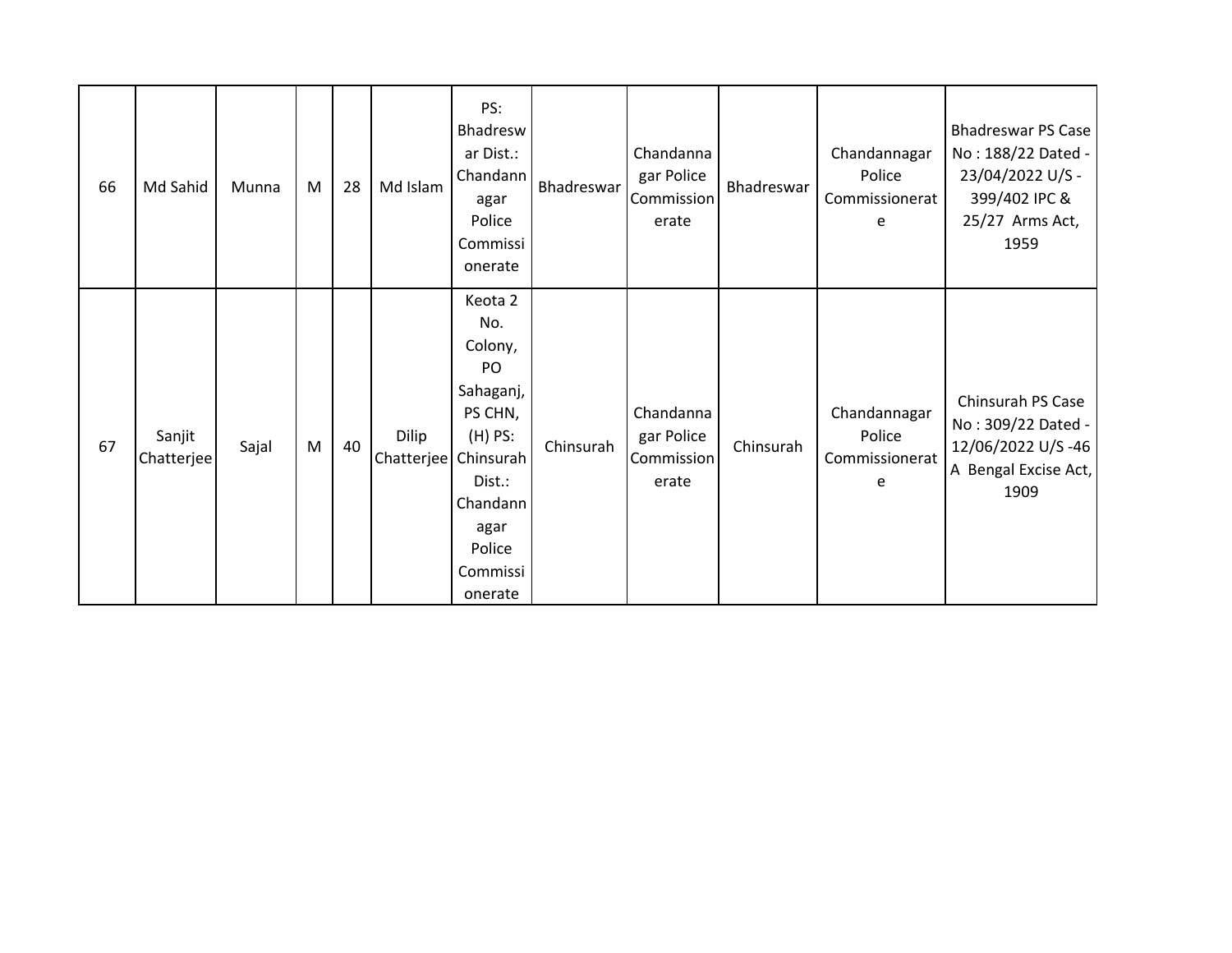| 66 | Md Sahid | Munna | M | 28 | Md Islam | PS: Bhadreswar Dist.: Chandannagar Police Commissionerate | Bhadreswar | Chandannagar Police Commissionerate | Bhadreswar | Chandannagar Police Commissionerate | Bhadreswar PS Case No : 188/22 Dated - 23/04/2022 U/S - 399/402 IPC & 25/27 Arms Act, 1959 |
|---|---|---|---|---|---|---|---|---|---|---|---|
| 67 | Sanjit Chatterjee | Sajal | M | 40 | Dilip Chatterjee | Keota 2 No. Colony, PO Sahaganj, PS CHN, (H) PS: Chinsurah Dist.: Chandannagar Police Commissionerate | Chinsurah | Chandannagar Police Commissionerate | Chinsurah | Chandannagar Police Commissionerate | Chinsurah PS Case No : 309/22 Dated - 12/06/2022 U/S -46 A Bengal Excise Act, 1909 |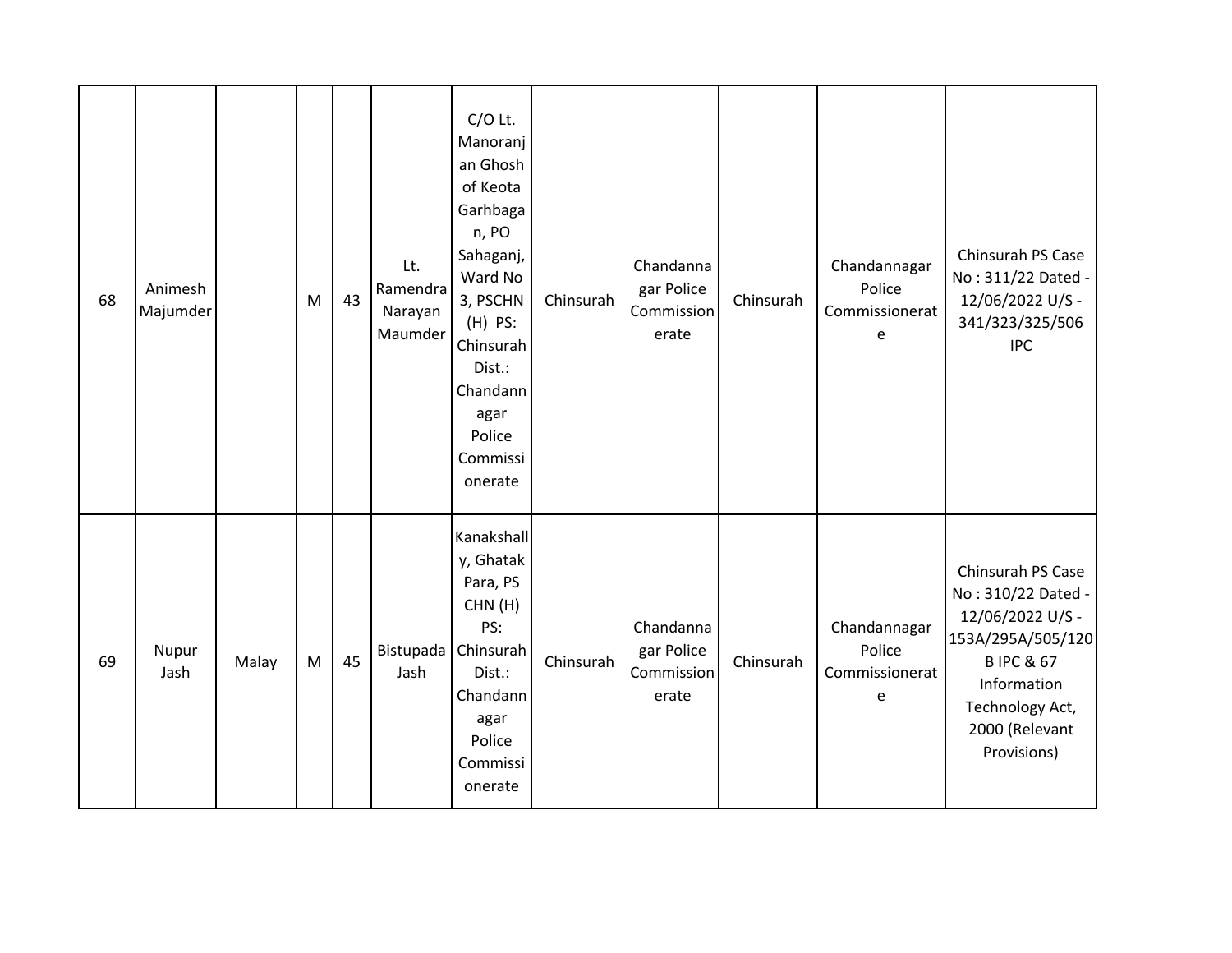| | | | | | | | | | | | |
|---|---|---|---|---|---|---|---|---|---|---|---|
| 68 | Animesh Majumder | | M | 43 | Lt. Ramendra Narayan Maumder | C/O Lt. Manoranjan Ghosh of Keota Garhbagan, PO Sahaganj, Ward No 3, PSCHN (H) PS: Chinsurah Dist.: Chandannagar Police Commissionerate | Chinsurah | Chandannagar Police Commissionerate | Chinsurah | Chandannagar Police Commissionerate | Chinsurah PS Case No : 311/22 Dated - 12/06/2022 U/S - 341/323/325/506 IPC |
| 69 | Nupur Jash | Malay | M | 45 | Bistupada Jash | Kanakshally, Ghatak Para, PS CHN (H) PS: Chinsurah Dist.: Chandannagar Police Commissionerate | Chinsurah | Chandannagar Police Commissionerate | Chinsurah | Chandannagar Police Commissionerate | Chinsurah PS Case No : 310/22 Dated - 12/06/2022 U/S - 153A/295A/505/120 B IPC & 67 Information Technology Act, 2000 (Relevant Provisions) |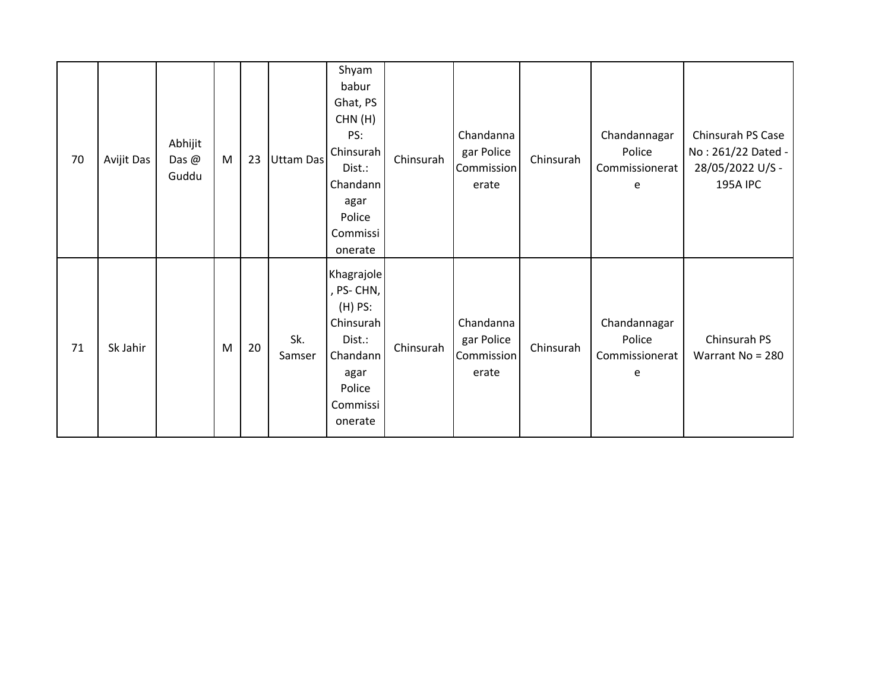| | | | | | | | | | | | |
|---|---|---|---|---|---|---|---|---|---|---|---|
| 70 | Avijit Das | Abhijit Das @ Guddu | M | 23 | Uttam Das | Shyam babur Ghat, PS CHN (H) PS: Chinsurah Dist.: Chandannagar Police Commissionerate | Chinsurah | Chandannagar Police Commissionerate | Chinsurah | Chandannagar Police Commissionerate | Chinsurah PS Case No : 261/22 Dated - 28/05/2022 U/S - 195A IPC |
| 71 | Sk Jahir | | M | 20 | Sk. Samser | Khagrajole, PS- CHN, (H) PS: Chinsurah Dist.: Chandannagar Police Commissionerate | Chinsurah | Chandannagar Police Commissionerate | Chinsurah | Chandannagar Police Commissionerate | Chinsurah PS Warrant No = 280 |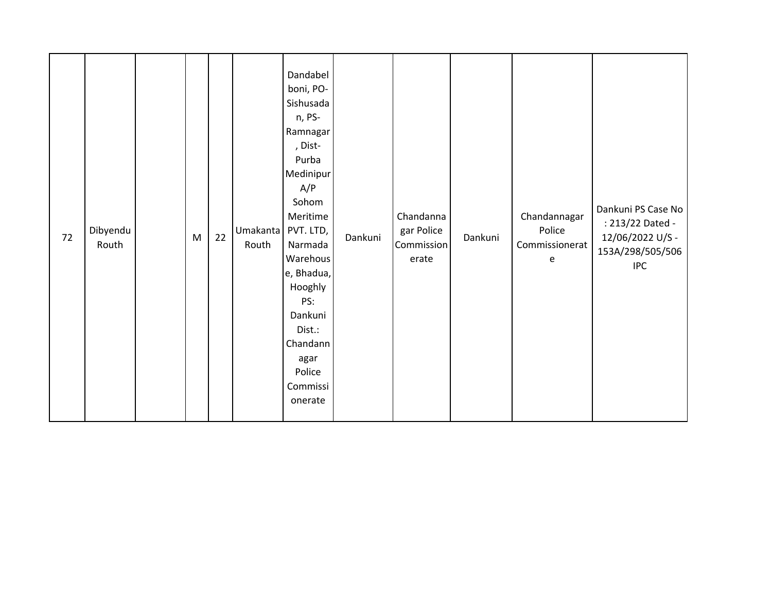| 72 | Dibyendu Routh | | M | 22 | Umakanta Routh | Dandabelboni, PO-Sishusadan, PS-Ramnagar, Dist-Purba Medinipur A/P Sohom Meritime PVT. LTD, Narmada Warehouse, Bhadua, Hooghly PS: Dankuni Dist.: Chandannagar Police Commissionerate | Dankuni | Chandannagar Police Commissionerate | Dankuni | Chandannagar Police Commissionerate | Dankuni PS Case No : 213/22 Dated - 12/06/2022 U/S - 153A/298/505/506 IPC |
|---|---|---|---|---|---|---|---|---|---|---|---|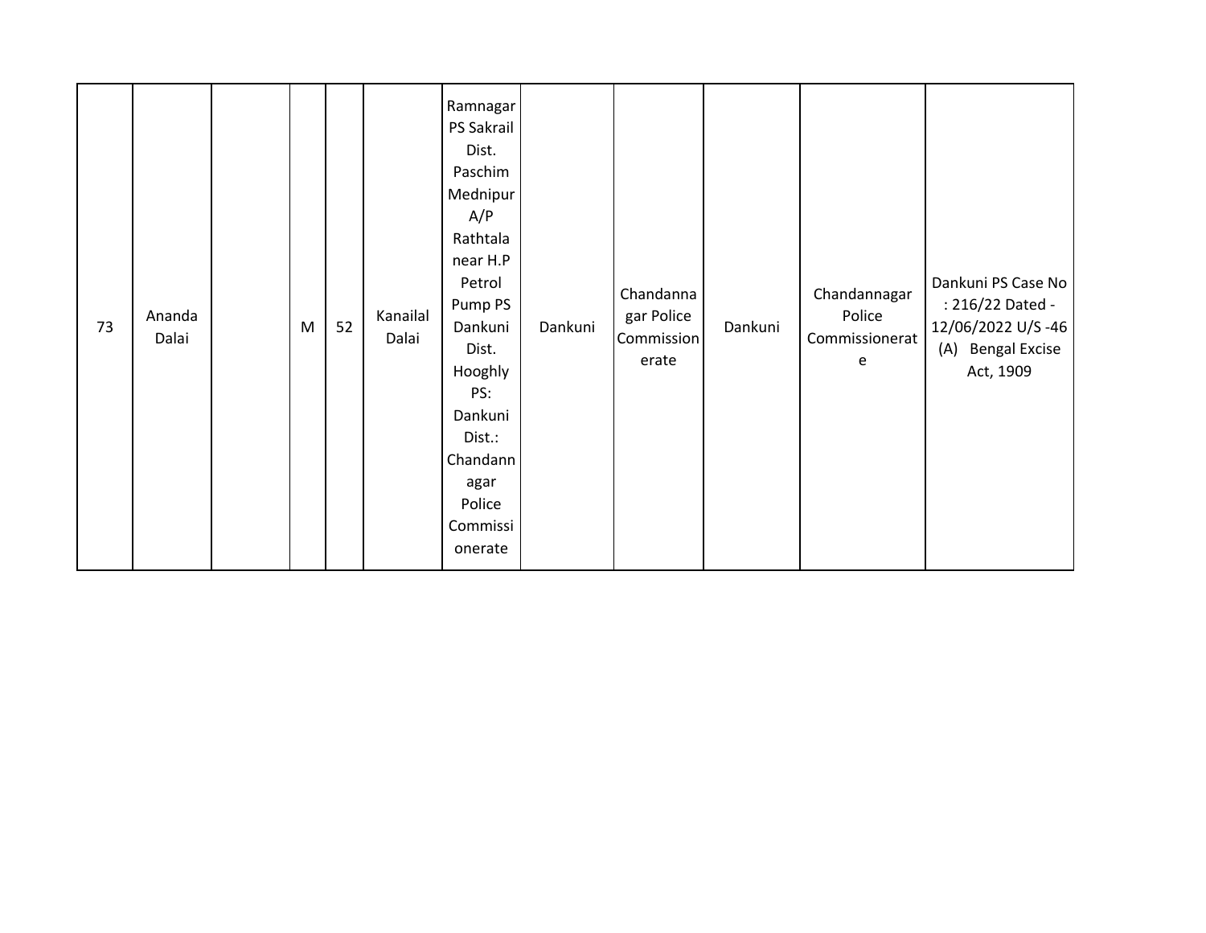| 73 | Ananda Dalai | | M | 52 | Kanailal Dalai | Ramnagar PS Sakrail Dist. Paschim Mednipur A/P Rathtala near H.P Petrol Pump PS Dankuni Dist. Hooghly PS: Dankuni Dist.: Chandannagar Police Commissionerate | Dankuni | Chandannagar Police Commissionerate | Dankuni | Chandannagar Police Commissionerate | Dankuni PS Case No : 216/22 Dated - 12/06/2022 U/S -46 (A) Bengal Excise Act, 1909 |
|---|---|---|---|---|---|---|---|---|---|---|---|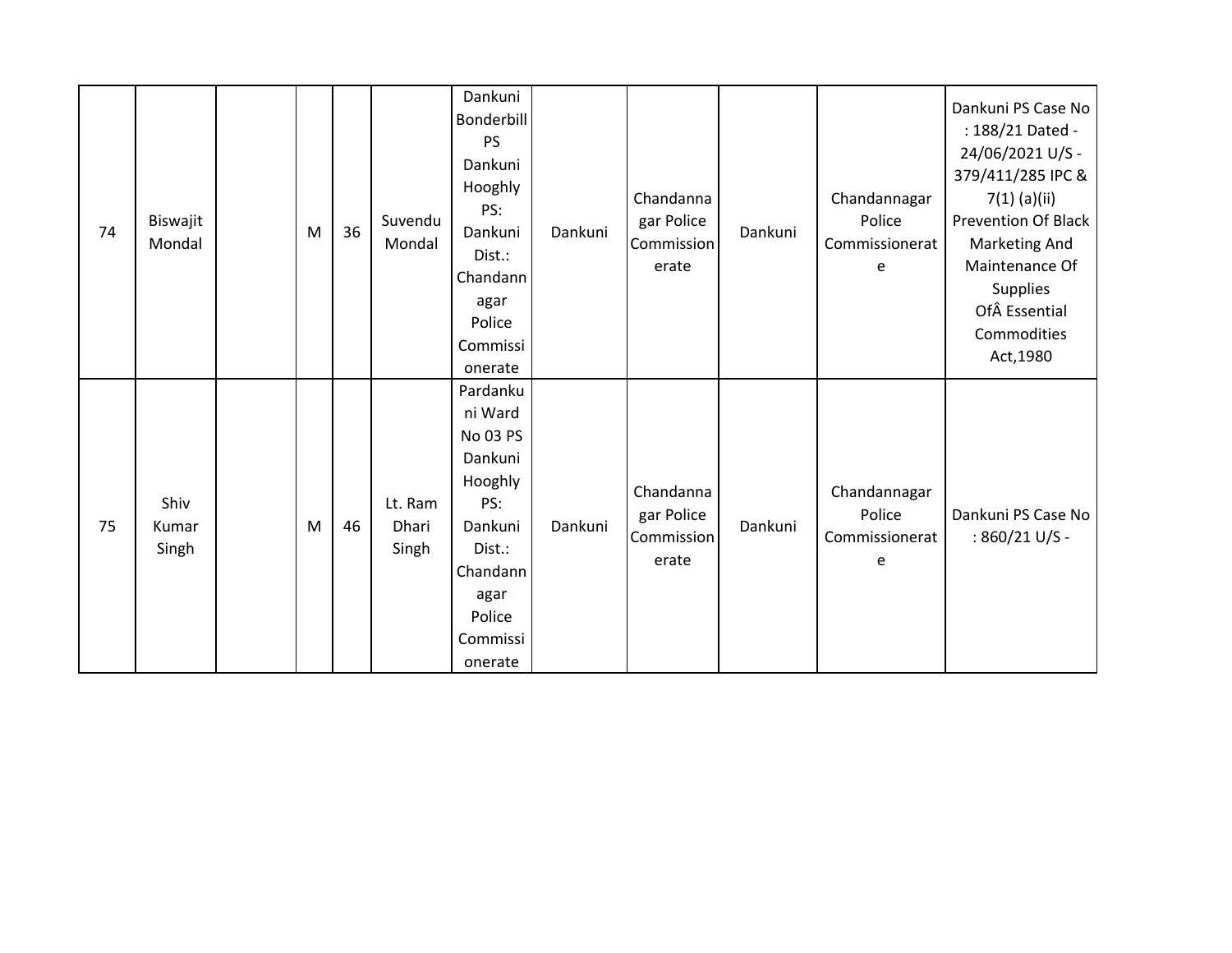| | | | | | | | | | | | |
|---|---|---|---|---|---|---|---|---|---|---|---|
| 74 | Biswajit Mondal | | M | 36 | Suvendu Mondal | Dankuni Bonderbill PS Dankuni Hooghly PS: Dankuni Dist.: Chandannagar Police Commissionerate | Dankuni | Chandannagar Police Commissionerate | Dankuni | Chandannagar Police Commissionerate | Dankuni PS Case No : 188/21 Dated - 24/06/2021 U/S - 379/411/285 IPC & 7(1) (a)(ii) Prevention Of Black Marketing And Maintenance Of Supplies OfÂ Essential Commodities Act,1980 |
| 75 | Shiv Kumar Singh | | M | 46 | Lt. Ram Dhari Singh | Pardankuni Ward No 03 PS Dankuni Hooghly PS: Dankuni Dist.: Chandannagar Police Commissionerate | Dankuni | Chandannagar Police Commissionerate | Dankuni | Chandannagar Police Commissionerate | Dankuni PS Case No : 860/21 U/S - |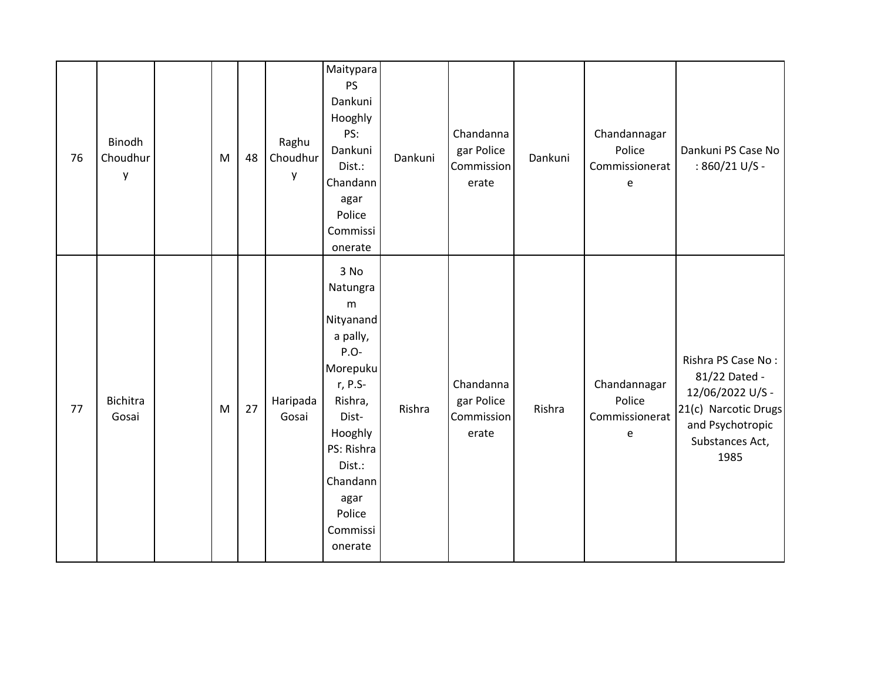| | | | | | | | | | | | |
|---|---|---|---|---|---|---|---|---|---|---|---|
| 76 | Binodh Choudhury | | M | 48 | Raghu Choudhury | Maitypara PS Dankuni Hooghly PS: Dankuni Dist.: Chandannagar Police Commissionerate | Dankuni | Chandannagar Police Commissionerate | Dankuni | Chandannagar Police Commissionerate | Dankuni PS Case No : 860/21 U/S - |
| 77 | Bichitra Gosai | | M | 27 | Haripada Gosai | 3 No Natungram Nityananda pally, P.O-Morepukur, P.S-Rishra, Dist-Hooghly PS: Rishra Dist.: Chandannagar Police Commissionerate | Rishra | Chandannagar Police Commissionerate | Rishra | Chandannagar Police Commissionerate | Rishra PS Case No : 81/22 Dated - 12/06/2022 U/S - 21(c) Narcotic Drugs and Psychotropic Substances Act, 1985 |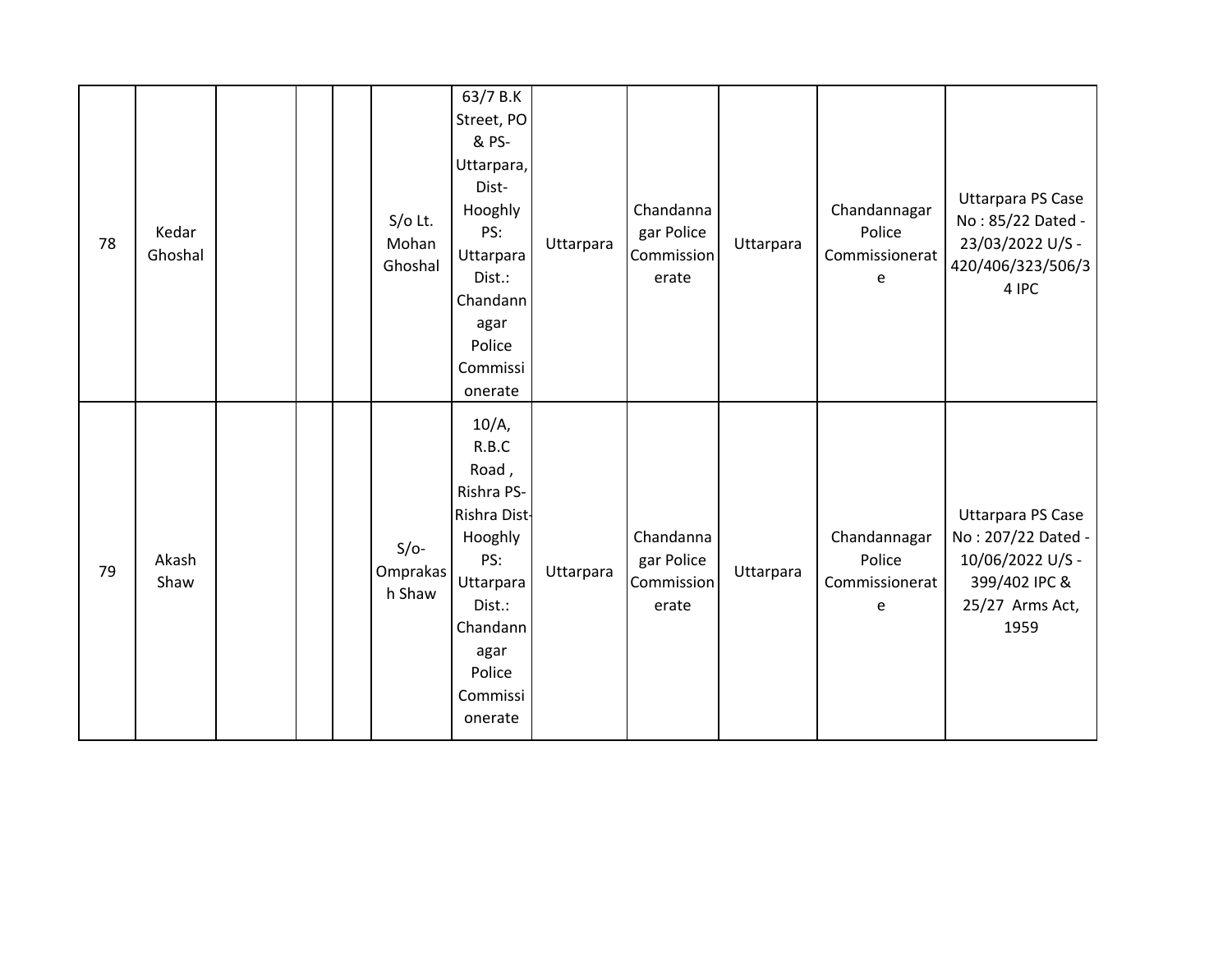| | | | | | | | | | | | |
|---|---|---|---|---|---|---|---|---|---|---|---|
| 78 | Kedar Ghoshal | | | | S/o Lt. Mohan Ghoshal | 63/7 B.K Street, PO & PS- Uttarpara, Dist- Hooghly PS: Uttarpara Dist.: Chandannagar Police Commissionerate | Uttarpara | Chandannagar Police Commissionerate | Uttarpara | Chandannagar Police Commissionerate | Uttarpara PS Case No : 85/22 Dated - 23/03/2022 U/S - 420/406/323/506/34 IPC |
| 79 | Akash Shaw | | | | S/o- Omprakash Shaw | 10/A, R.B.C Road , Rishra PS- Rishra Dist- Hooghly PS: Uttarpara Dist.: Chandannagar Police Commissionerate | Uttarpara | Chandannagar Police Commissionerate | Uttarpara | Chandannagar Police Commissionerate | Uttarpara PS Case No : 207/22 Dated - 10/06/2022 U/S - 399/402 IPC & 25/27 Arms Act, 1959 |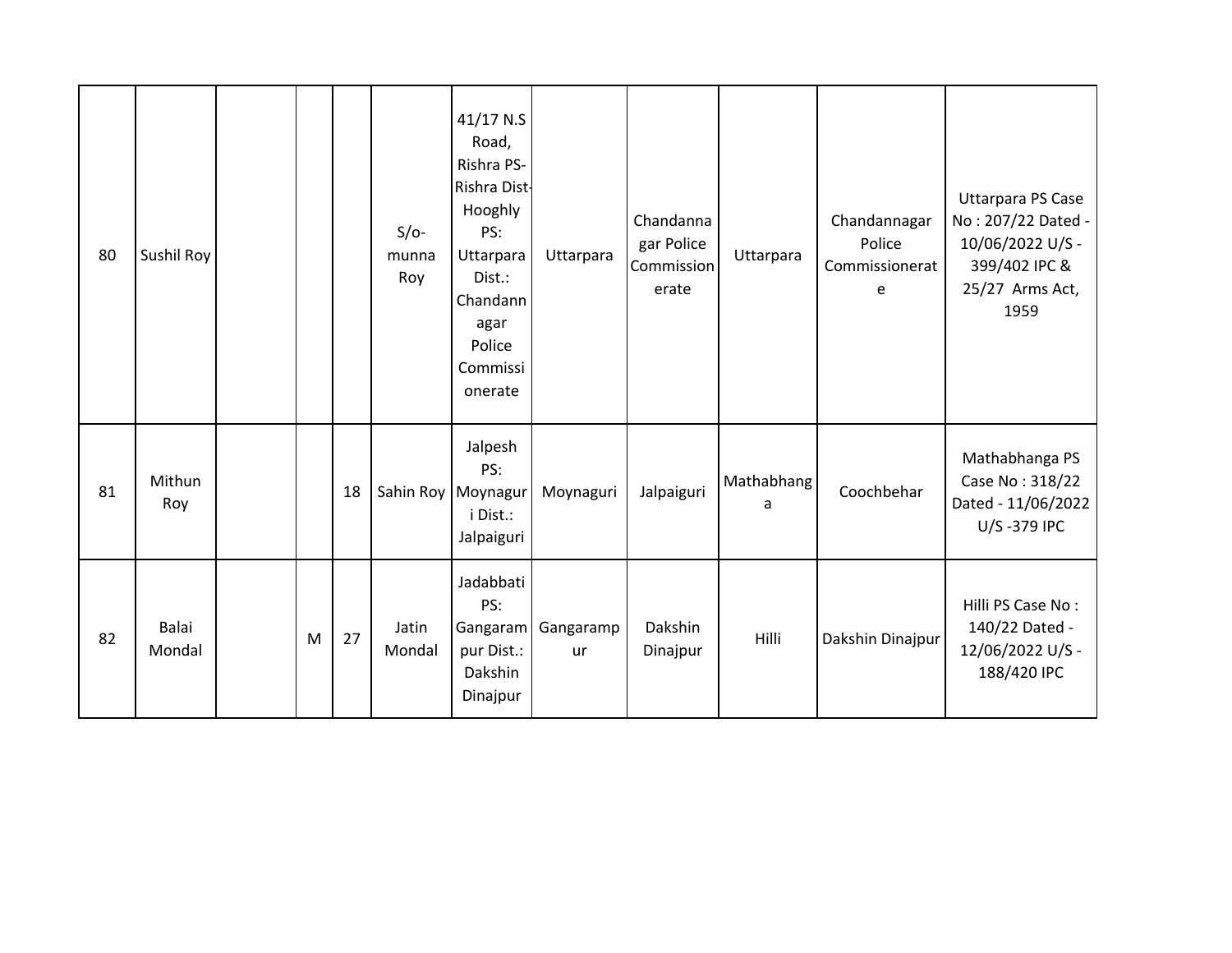| | | | | | | | | | | | |
|---|---|---|---|---|---|---|---|---|---|---|---|
| 80 | Sushil Roy | | | | S/o-munna Roy | 41/17 N.S Road, Rishra PS-Rishra Dist-Hooghly PS: Uttarpara Dist.: Chandannagar Police Commissionerate | Uttarpara | Chandannagar Police Commissionerate | Uttarpara | Chandannagar Police Commissionerate | Uttarpara PS Case No : 207/22 Dated - 10/06/2022 U/S - 399/402 IPC & 25/27 Arms Act, 1959 |
| 81 | Mithun Roy | | | 18 | Sahin Roy | Jalpesh PS: Moynaguri Dist.: Jalpaiguri | Moynaguri | Jalpaiguri | Mathabhanga | Coochbehar | Mathabhanga PS Case No : 318/22 Dated - 11/06/2022 U/S -379 IPC |
| 82 | Balai Mondal | | M | 27 | Jatin Mondal | Jadabbati PS: Gangarampur Dist.: Dakshin Dinajpur | Gangarampur | Dakshin Dinajpur | Hilli | Dakshin Dinajpur | Hilli PS Case No : 140/22 Dated - 12/06/2022 U/S - 188/420 IPC |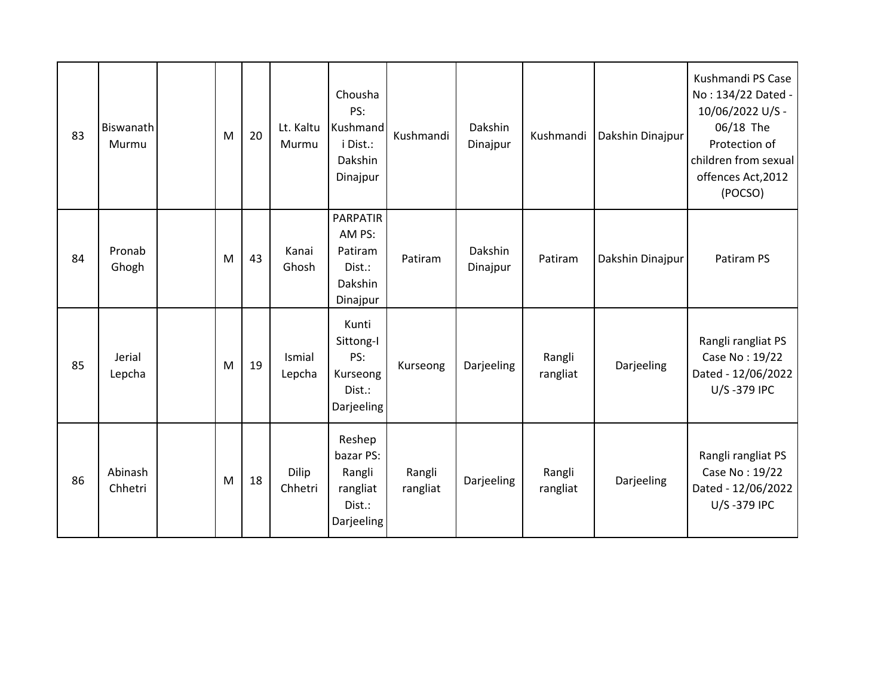| 83 | Biswanath Murmu | | M | 20 | Lt. Kaltu Murmu | Chousha PS: Kushmandi Dist.: Dakshin Dinajpur | Kushmandi | Dakshin Dinajpur | Kushmandi | Dakshin Dinajpur | Kushmandi PS Case No : 134/22 Dated - 10/06/2022 U/S - 06/18 The Protection of children from sexual offences Act,2012 (POCSO) |
|---|---|---|---|---|---|---|---|---|---|---|---|
| 84 | Pronab Ghogh | | M | 43 | Kanai Ghosh | PARPATIRAM PS: Patiram Dist.: Dakshin Dinajpur | Patiram | Dakshin Dinajpur | Patiram | Dakshin Dinajpur | Patiram PS |
| 85 | Jerial Lepcha | | M | 19 | Ismial Lepcha | Kunti Sittong-I PS: Kurseong Dist.: Darjeeling | Kurseong | Darjeeling | Rangli rangliat | Darjeeling | Rangli rangliat PS Case No : 19/22 Dated - 12/06/2022 U/S -379 IPC |
| 86 | Abinash Chhetri | | M | 18 | Dilip Chhetri | Reshep bazar PS: Rangli rangliat Dist.: Darjeeling | Rangli rangliat | Darjeeling | Rangli rangliat | Darjeeling | Rangli rangliat PS Case No : 19/22 Dated - 12/06/2022 U/S -379 IPC |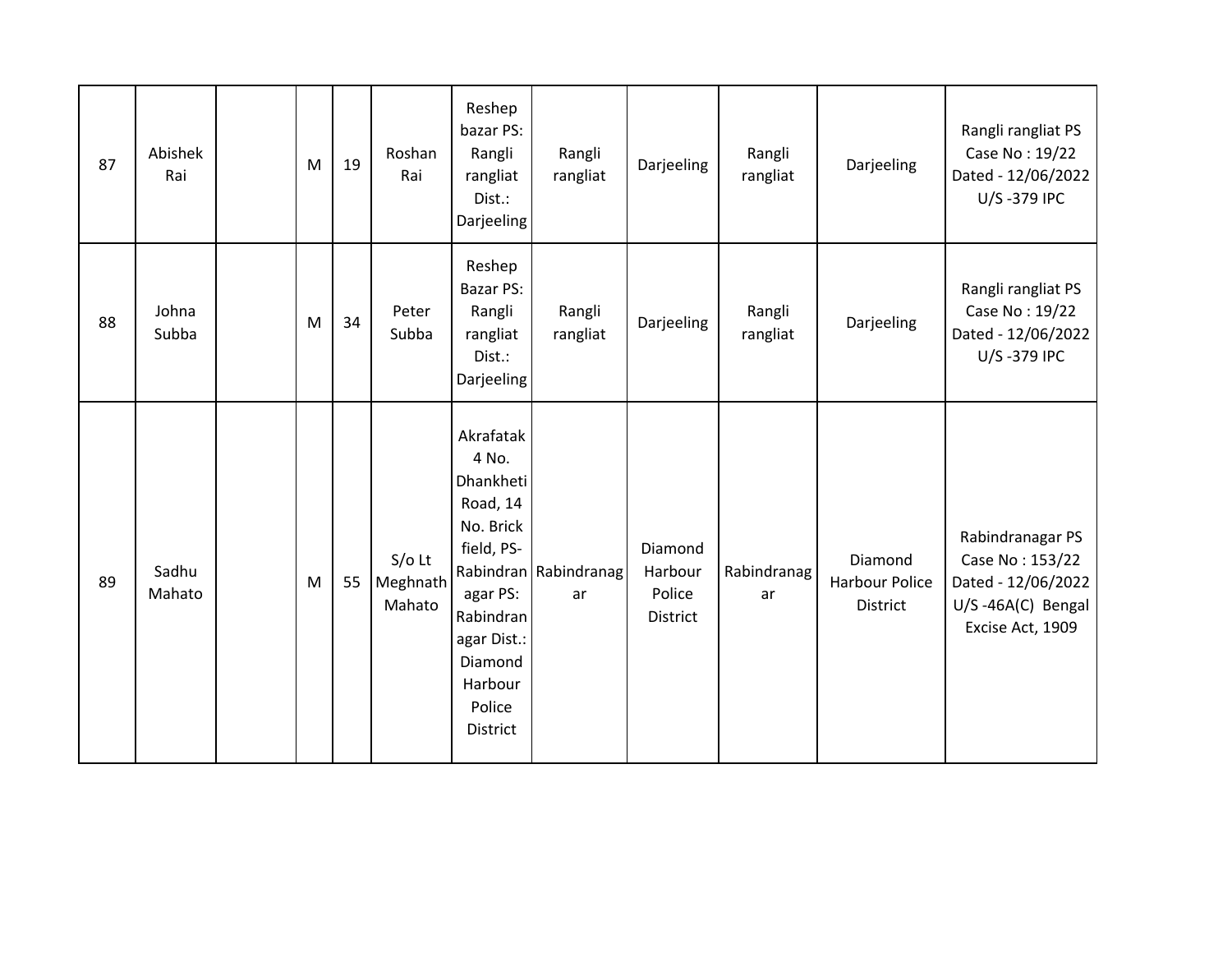| 87 | Abishek Rai | | M | 19 | Roshan Rai | Reshep bazar PS: Rangli rangliat Dist.: Darjeeling | Rangli rangliat | Darjeeling | Rangli rangliat | Darjeeling | Rangli rangliat PS Case No : 19/22 Dated - 12/06/2022 U/S -379 IPC |
|---|---|---|---|---|---|---|---|---|---|---|---|
| 88 | Johna Subba | | M | 34 | Peter Subba | Reshep Bazar PS: Rangli rangliat Dist.: Darjeeling | Rangli rangliat | Darjeeling | Rangli rangliat | Darjeeling | Rangli rangliat PS Case No : 19/22 Dated - 12/06/2022 U/S -379 IPC |
| 89 | Sadhu Mahato | | M | 55 | S/o Lt Meghnath Mahato | Akrafatak 4 No. Dhankheti Road, 14 No. Brick field, PS-Rabindranagar PS: Rabindranagar Dist.: Diamond Harbour Police District | Rabindranagar | Diamond Harbour Police District | Rabindranagar | Diamond Harbour Police District | Rabindranagar PS Case No : 153/22 Dated - 12/06/2022 U/S -46A(C) Bengal Excise Act, 1909 |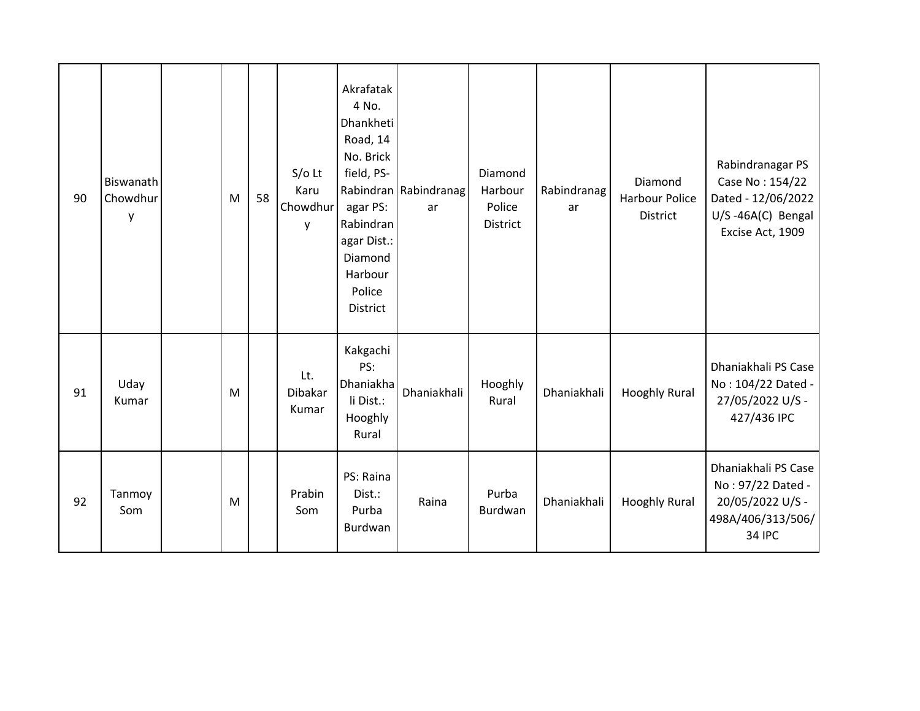| | | | | | | | | | | | |
|---|---|---|---|---|---|---|---|---|---|---|---|
| 90 | Biswanath Chowdhury | | M | 58 | S/o Lt Karu Chowdhury | Akrafatak 4 No. Dhankheti Road, 14 No. Brick field, PS- Rabindranagar PS: Rabindranagar Dist.: Diamond Harbour Police District | Rabindranagar | Diamond Harbour Police District | Rabindranagar | Diamond Harbour Police District | Rabindranagar PS Case No : 154/22 Dated - 12/06/2022 U/S -46A(C) Bengal Excise Act, 1909 |
| 91 | Uday Kumar | | M | | Lt. Dibakar Kumar | Kakgachi PS: Dhaniakhali Dist.: Hooghly Rural | Dhaniakhali | Hooghly Rural | Dhaniakhali | Hooghly Rural | Dhaniakhali PS Case No : 104/22 Dated - 27/05/2022 U/S - 427/436 IPC |
| 92 | Tanmoy Som | | M | | Prabin Som | PS: Raina Dist.: Purba Burdwan | Raina | Purba Burdwan | Dhaniakhali | Hooghly Rural | Dhaniakhali PS Case No : 97/22 Dated - 20/05/2022 U/S - 498A/406/313/506/34 IPC |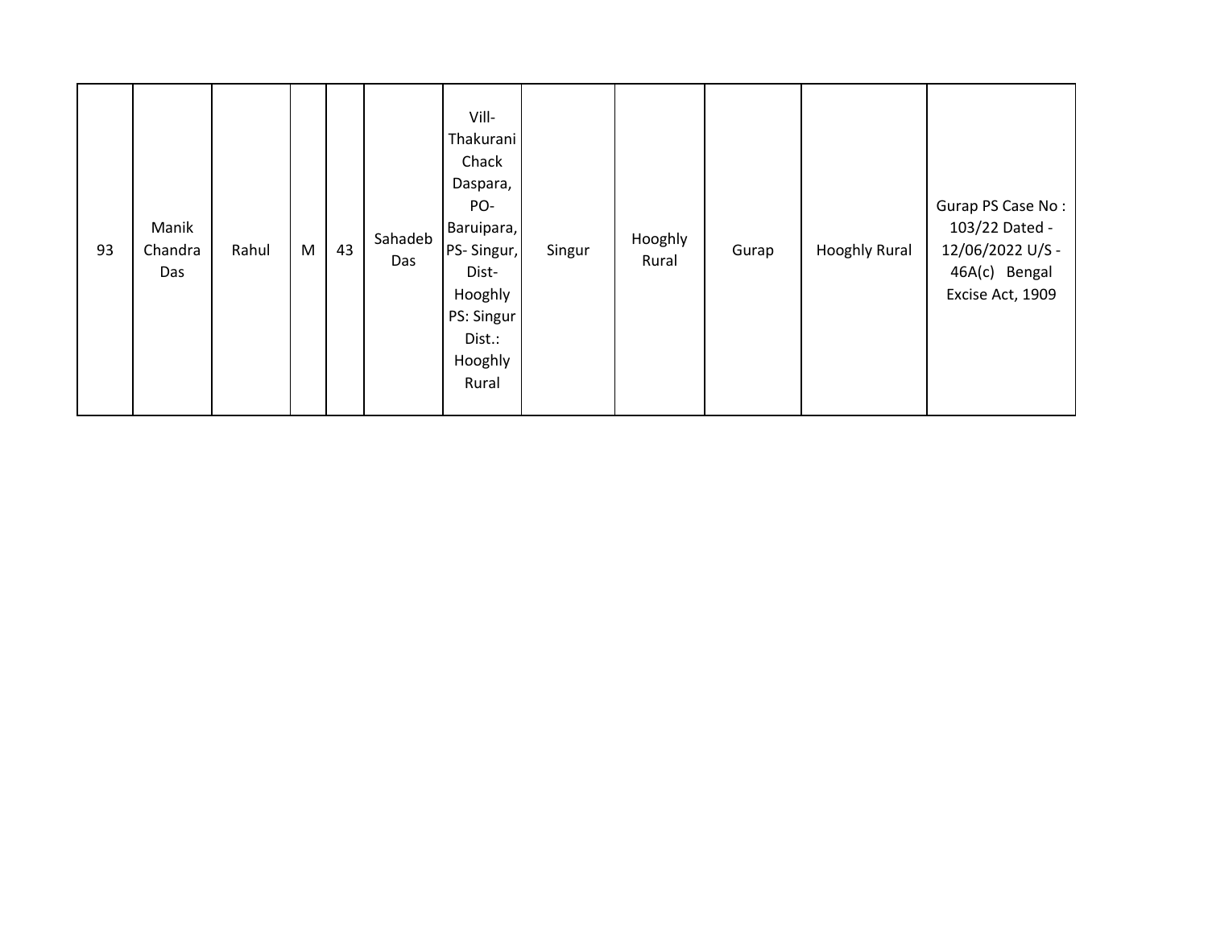| 93 | Manik Chandra Das | Rahul | M | 43 | Sahadeb Das | Vill- Thakurani Chack Daspara, PO- Baruipara, PS- Singur, Dist- Hooghly PS: Singur Dist.: Hooghly Rural | Singur | Hooghly Rural | Gurap | Hooghly Rural | Gurap PS Case No : 103/22 Dated - 12/06/2022 U/S - 46A(c) Bengal Excise Act, 1909 |
|---|---|---|---|---|---|---|---|---|---|---|---|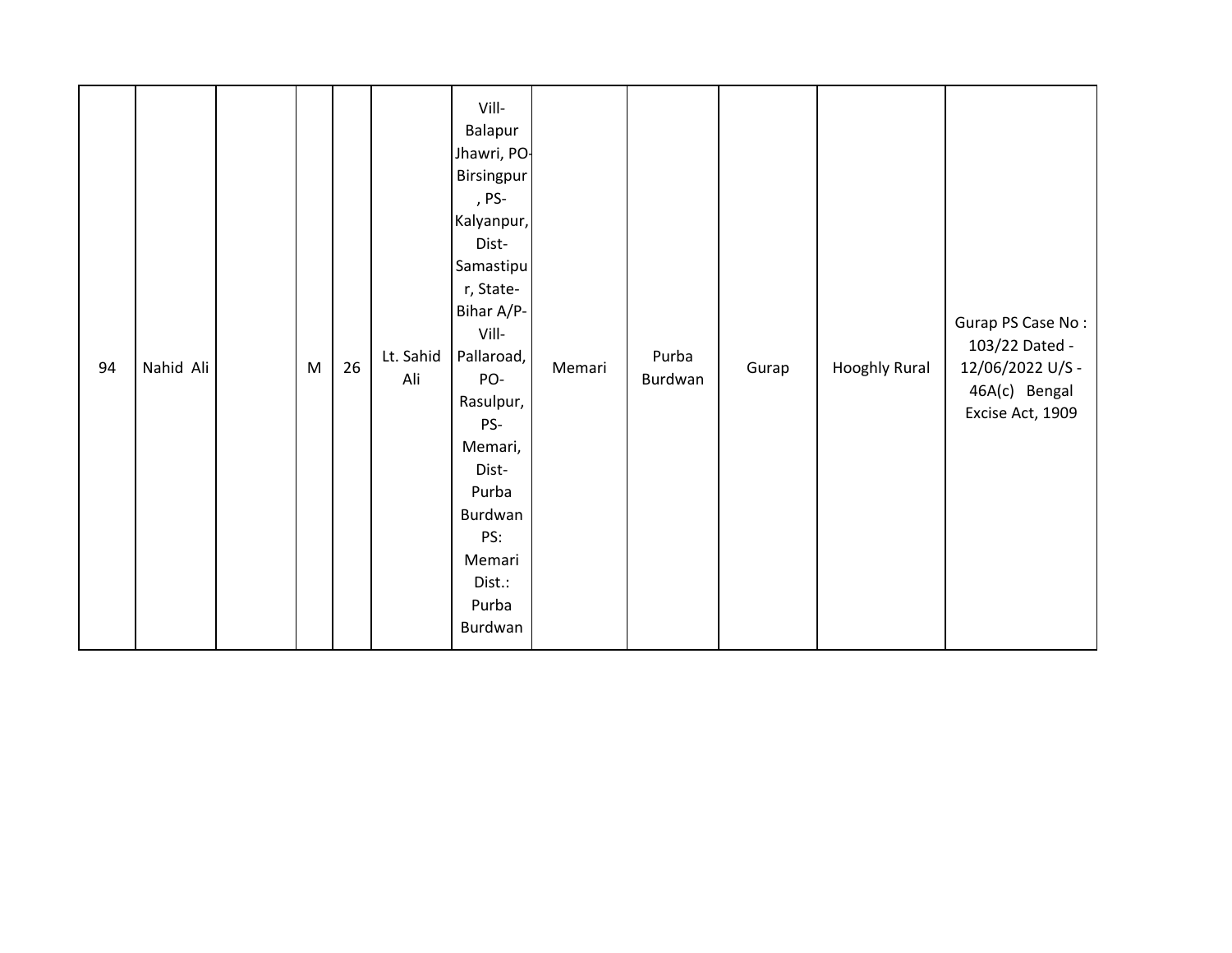| 94 | Nahid Ali | | M | 26 | Lt. Sahid Ali | Vill-Balapur Jhawri, PO-Birsingpur, PS-Kalyanpur, Dist-Samastipur, State-Bihar A/P-Vill-Pallaroad, PO-Rasulpur, PS-Memari, Dist-Purba Burdwan PS: Memari Dist.: Purba Burdwan | Memari | Purba Burdwan | Gurap | Hooghly Rural | Gurap PS Case No : 103/22 Dated - 12/06/2022 U/S - 46A(c) Bengal Excise Act, 1909 |
|---|---|---|---|---|---|---|---|---|---|---|---|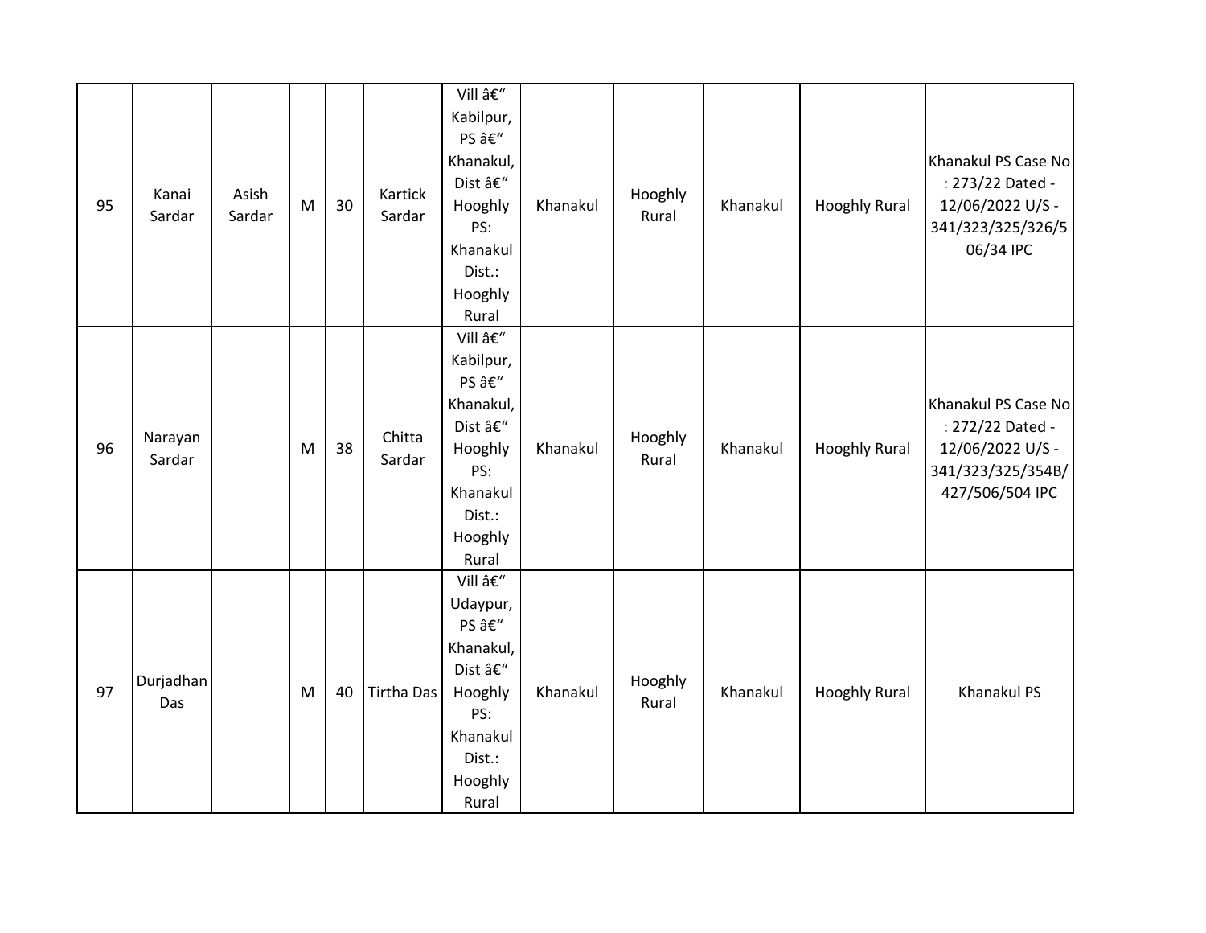| 95 | Kanai Sardar | Asish Sardar | M | 30 | Kartick Sardar | Vill â€“ Kabilpur, PS â€“ Khanakul, Dist â€“ Hooghly PS: Khanakul Dist.: Hooghly Rural | Khanakul | Hooghly Rural | Khanakul | Hooghly Rural | Khanakul PS Case No : 273/22 Dated - 12/06/2022 U/S - 341/323/325/326/506/34 IPC |
|---|---|---|---|---|---|---|---|---|---|---|---|
| 96 | Narayan Sardar | | M | 38 | Chitta Sardar | Vill â€“ Kabilpur, PS â€“ Khanakul, Dist â€“ Hooghly PS: Khanakul Dist.: Hooghly Rural | Khanakul | Hooghly Rural | Khanakul | Hooghly Rural | Khanakul PS Case No : 272/22 Dated - 12/06/2022 U/S - 341/323/325/354B/427/506/504 IPC |
| 97 | Durjadhan Das | | M | 40 | Tirtha Das | Vill â€“ Udaypur, PS â€“ Khanakul, Dist â€“ Hooghly PS: Khanakul Dist.: Hooghly Rural | Khanakul | Hooghly Rural | Khanakul | Hooghly Rural | Khanakul PS |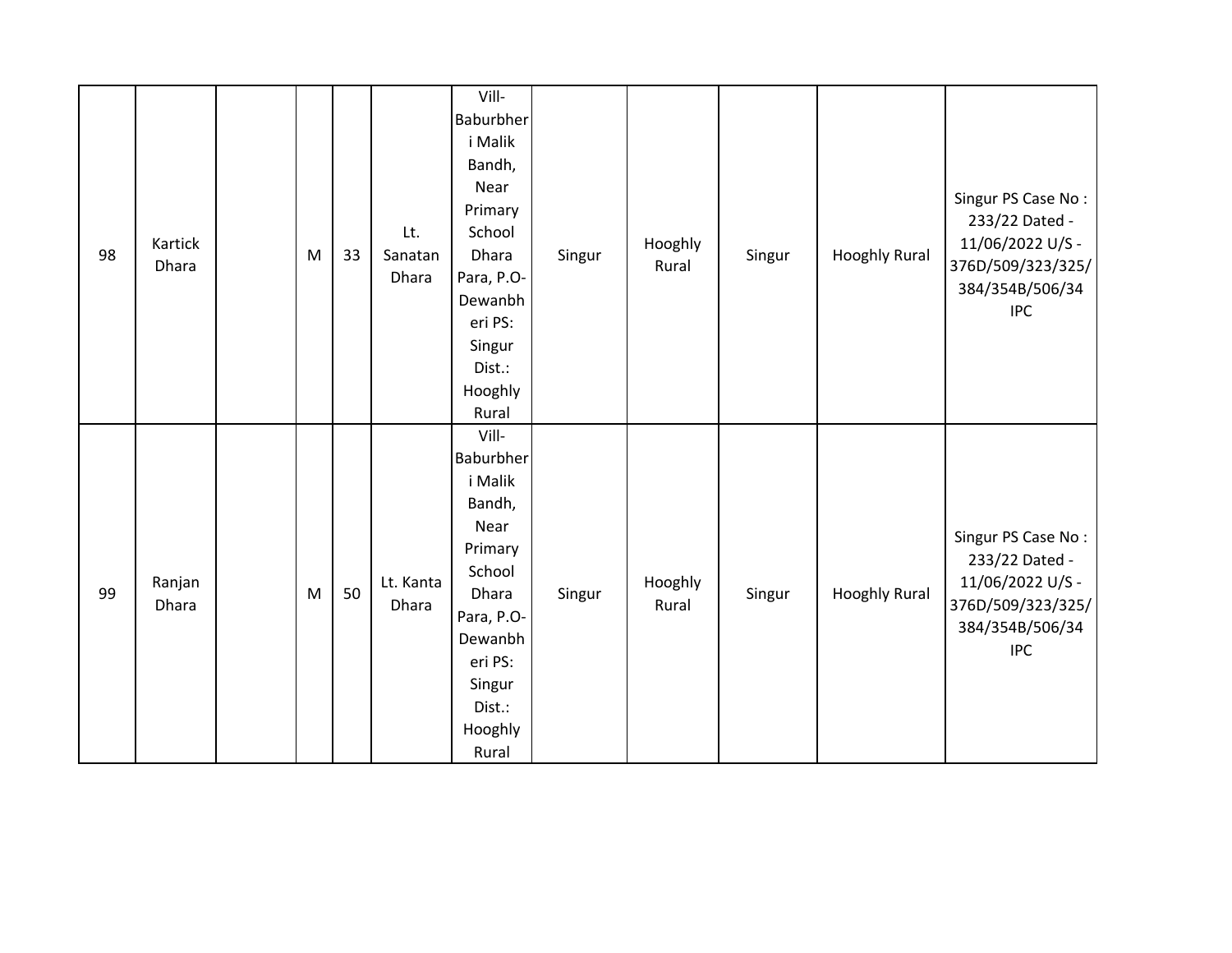| 98 | Kartick Dhara | | M | 33 | Lt. Sanatan Dhara | Vill-Baburbheri Malik Bandh, Near Primary School Dhara Para, P.O-Dewanbheri PS: Singur Dist.: Hooghly Rural | Singur | Hooghly Rural | Singur | Hooghly Rural | Singur PS Case No : 233/22 Dated - 11/06/2022 U/S - 376D/509/323/325/384/354B/506/34 IPC |
|---|---|---|---|---|---|---|---|---|---|---|---|
| 99 | Ranjan Dhara | | M | 50 | Lt. Kanta Dhara | Vill-Baburbheri Malik Bandh, Near Primary School Dhara Para, P.O-Dewanbheri PS: Singur Dist.: Hooghly Rural | Singur | Hooghly Rural | Singur | Hooghly Rural | Singur PS Case No : 233/22 Dated - 11/06/2022 U/S - 376D/509/323/325/384/354B/506/34 IPC |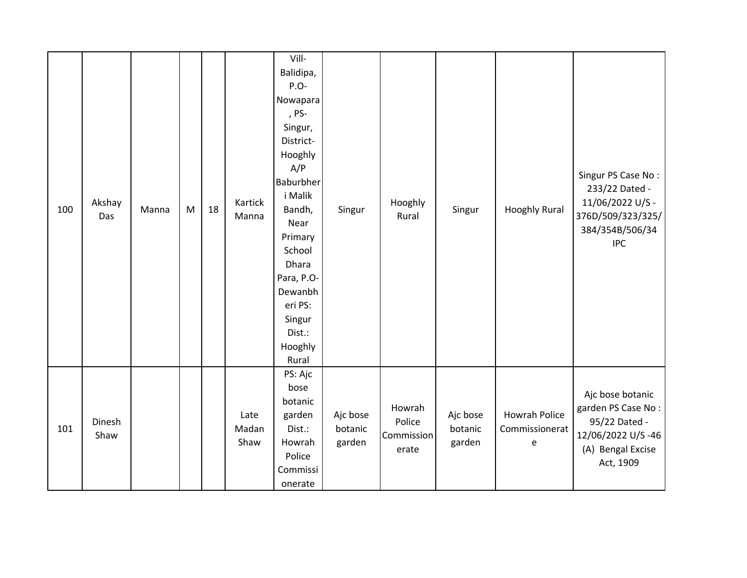| | | | | | | | | | | | |
|---|---|---|---|---|---|---|---|---|---|---|---|
| 100 | Akshay Das | Manna | M | 18 | Kartick Manna | Vill- Balidipa, P.O- Nowapara , PS- Singur, District- Hooghly A/P Baburbheri Malik Bandh, Near Primary School Dhara Para, P.O- Dewanbheri PS: Singur Dist.: Hooghly Rural | Singur | Hooghly Rural | Singur | Hooghly Rural | Singur PS Case No : 233/22 Dated - 11/06/2022 U/S - 376D/509/323/325/384/354B/506/34 IPC |
| 101 | Dinesh Shaw | | | | Late Madan Shaw | PS: Ajc bose botanic garden Dist.: Howrah Police Commissionerate | Ajc bose botanic garden | Howrah Police Commissionerate | Ajc bose botanic garden | Howrah Police Commissionerate | Ajc bose botanic garden PS Case No : 95/22 Dated - 12/06/2022 U/S -46 (A) Bengal Excise Act, 1909 |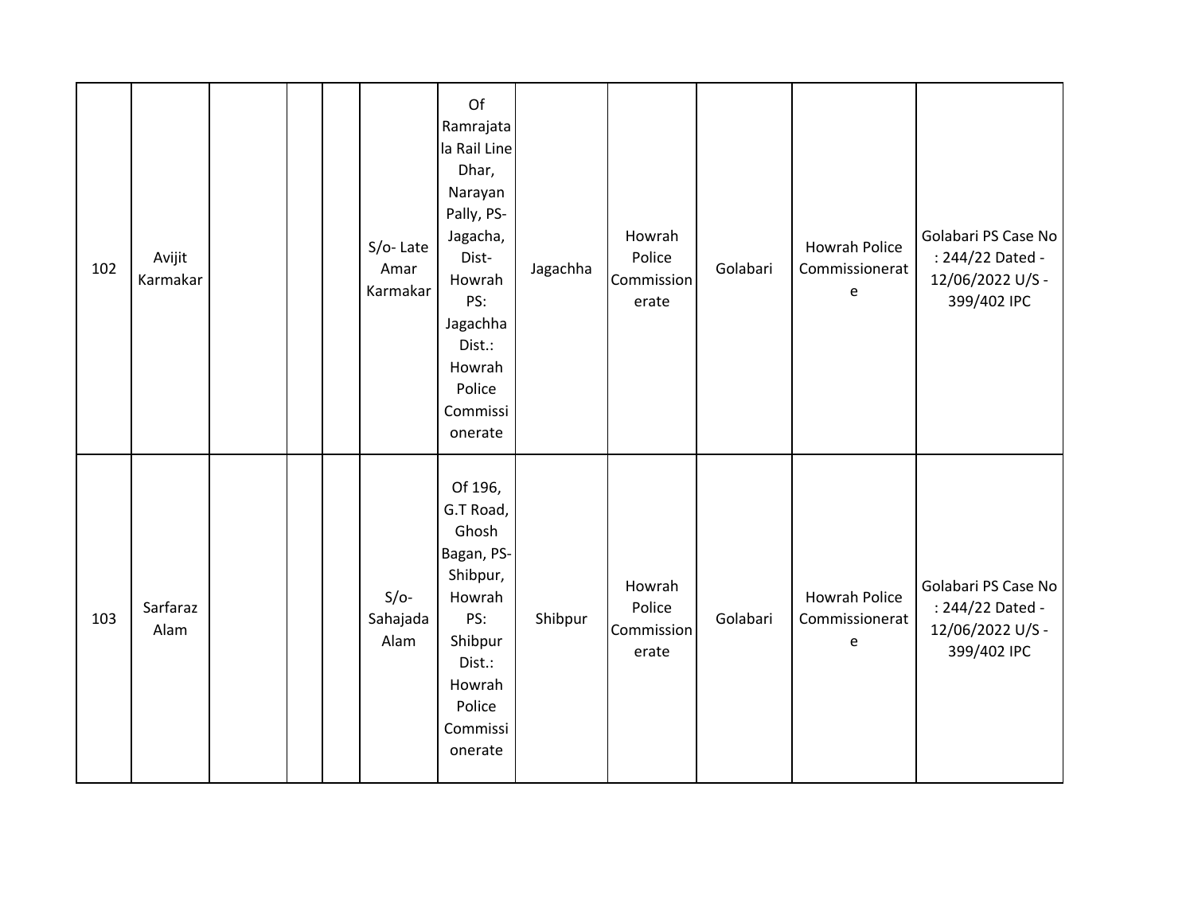| 102 | Avijit Karmakar | | | | S/o- Late Amar Karmakar | Of Ramrajatala Rail Line Dhar, Narayan Pally, PS- Jagacha, Dist- Howrah PS: Jagachha Dist.: Howrah Police Commissionerate | Jagachha | Howrah Police Commissionerate | Golabari | Howrah Police Commissionerate | Golabari PS Case No : 244/22 Dated - 12/06/2022 U/S - 399/402 IPC |
|---|---|---|---|---|---|---|---|---|---|---|---|
| 103 | Sarfaraz Alam | | | | S/o- Sahajada Alam | Of 196, G.T Road, Ghosh Bagan, PS- Shibpur, Howrah PS: Shibpur Dist.: Howrah Police Commissionerate | Shibpur | Howrah Police Commissionerate | Golabari | Howrah Police Commissionerate | Golabari PS Case No : 244/22 Dated - 12/06/2022 U/S - 399/402 IPC |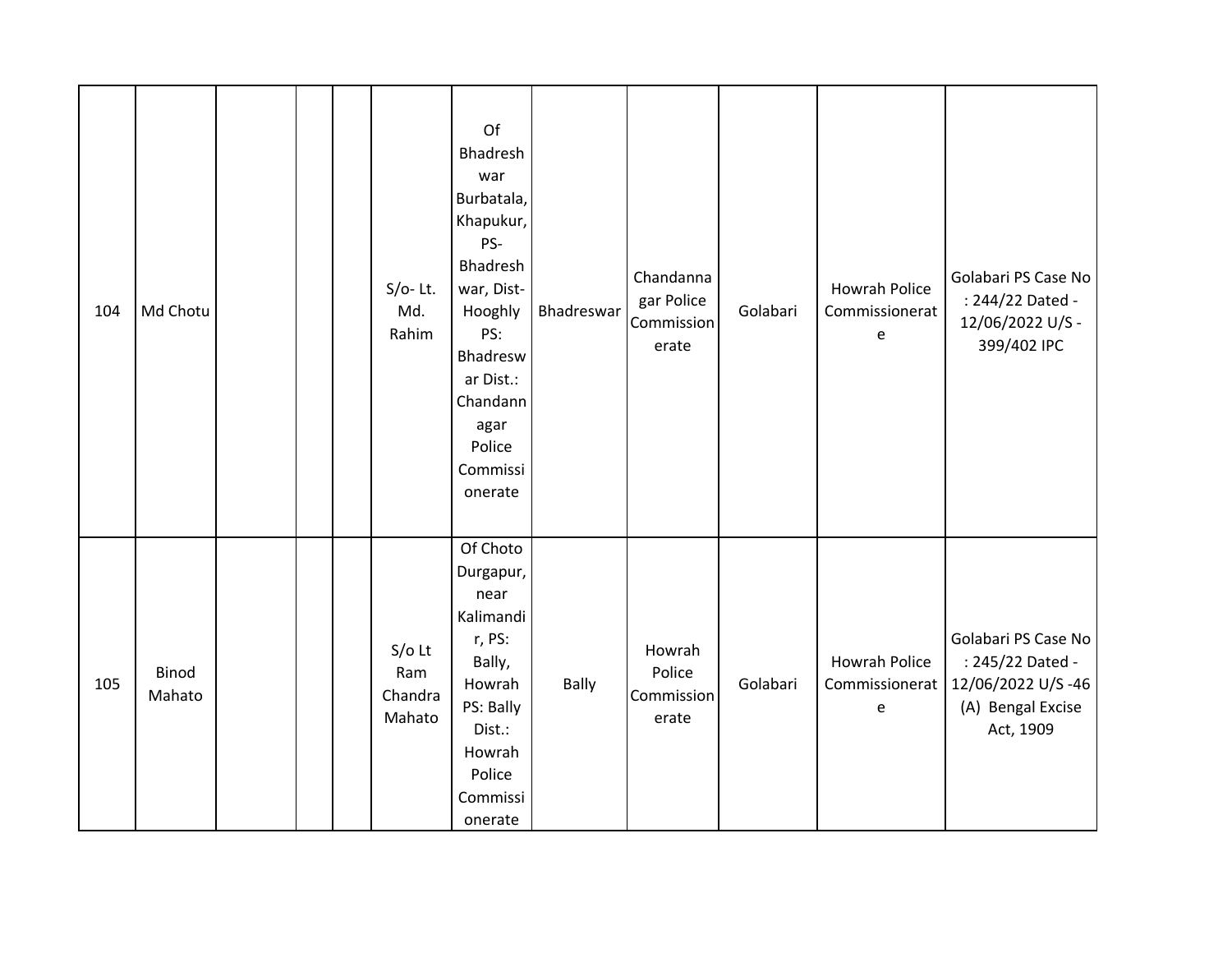| | | | | | | | | | | | |
|---|---|---|---|---|---|---|---|---|---|---|---|
| 104 | Md Chotu | | | | S/o- Lt. Md. Rahim | Of Bhadreshwar Burbatala, Khapukur, PS- Bhadreshwar, Dist- Hooghly PS: Bhadreswar Dist.: Chandannagar Police Commissionerate | Bhadreswar | Chandannagar Police Commissionerate | Golabari | Howrah Police Commissionerate | Golabari PS Case No : 244/22 Dated - 12/06/2022 U/S - 399/402 IPC |
| 105 | Binod Mahato | | | | S/o Lt Ram Chandra Mahato | Of Choto Durgapur, near Kalimandir, PS: Bally, Howrah PS: Bally Dist.: Howrah Police Commissionerate | Bally | Howrah Police Commissionerate | Golabari | Howrah Police Commissionerate | Golabari PS Case No : 245/22 Dated - 12/06/2022 U/S -46 (A) Bengal Excise Act, 1909 |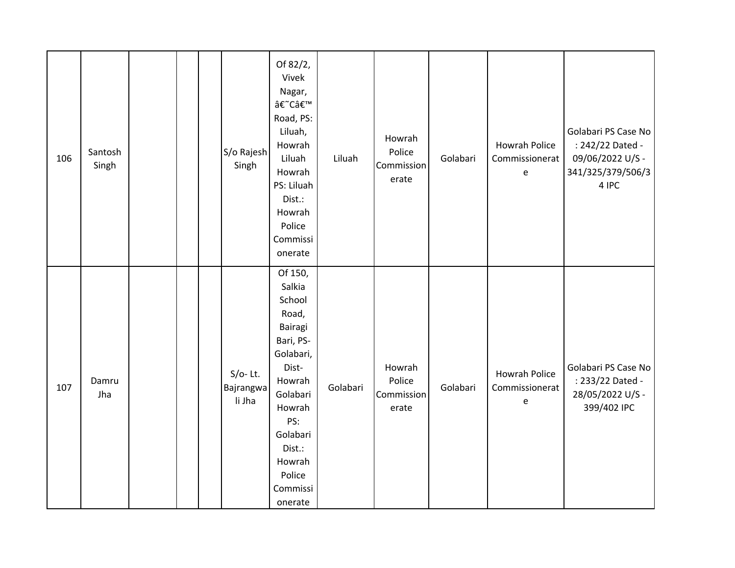| | | | | | | | | | | | |
|---|---|---|---|---|---|---|---|---|---|---|---|
| 106 | Santosh Singh | | | | S/o Rajesh Singh | Of 82/2, Vivek Nagar, â€˜Câ€™ Road, PS: Liluah, Howrah Liluah Howrah PS: Liluah Dist.: Howrah Police Commissionerate | Liluah | Howrah Police Commissionerate | Golabari | Howrah Police Commissionerate | Golabari PS Case No : 242/22 Dated - 09/06/2022 U/S - 341/325/379/506/34 IPC |
| 107 | Damru Jha | | | | S/o- Lt. Bajrangwali Jha | Of 150, Salkia School Road, Bairagi Bari, PS-Golabari, Dist-Howrah Golabari Howrah PS: Golabari Dist.: Howrah Police Commissionerate | Golabari | Howrah Police Commissionerate | Golabari | Howrah Police Commissionerate | Golabari PS Case No : 233/22 Dated - 28/05/2022 U/S - 399/402 IPC |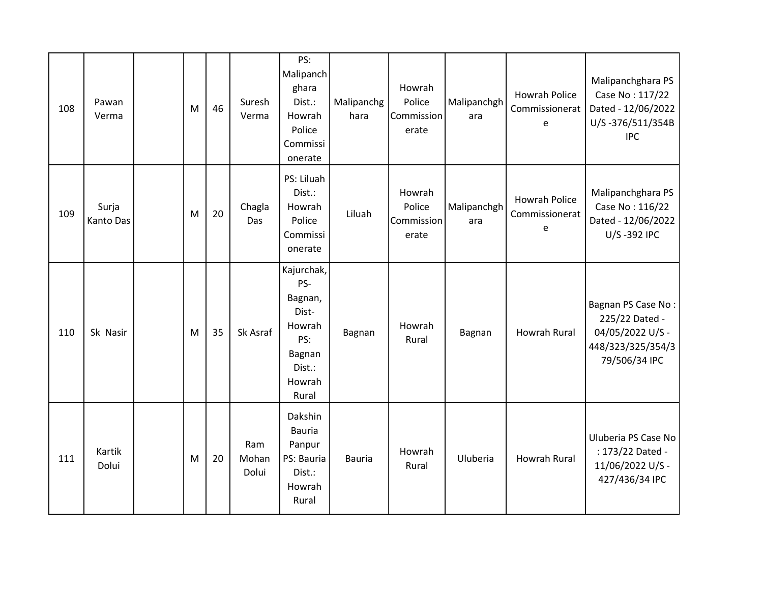| | | | | | | | | | | | |
|---|---|---|---|---|---|---|---|---|---|---|---|
| 108 | Pawan Verma | | M | 46 | Suresh Verma | PS: Malipanchghara Dist.: Howrah Police Commissionerate | Malipanchghara | Howrah Police Commissionerate | Malipanchghara | Howrah Police Commissionerate | Malipanchghara PS Case No : 117/22 Dated - 12/06/2022 U/S -376/511/354B IPC |
| 109 | Surja Kanto Das | | M | 20 | Chagla Das | PS: Liluah Dist.: Howrah Police Commissionerate | Liluah | Howrah Police Commissionerate | Malipanchghara | Howrah Police Commissionerate | Malipanchghara PS Case No : 116/22 Dated - 12/06/2022 U/S -392 IPC |
| 110 | Sk Nasir | | M | 35 | Sk Asraf | Kajurchak, PS- Bagnan, Dist- Howrah PS: Bagnan Dist.: Howrah Rural | Bagnan | Howrah Rural | Bagnan | Howrah Rural | Bagnan PS Case No : 225/22 Dated - 04/05/2022 U/S - 448/323/325/354/379/506/34 IPC |
| 111 | Kartik Dolui | | M | 20 | Ram Mohan Dolui | Dakshin Bauria Panpur PS: Bauria Dist.: Howrah Rural | Bauria | Howrah Rural | Uluberia | Howrah Rural | Uluberia PS Case No : 173/22 Dated - 11/06/2022 U/S - 427/436/34 IPC |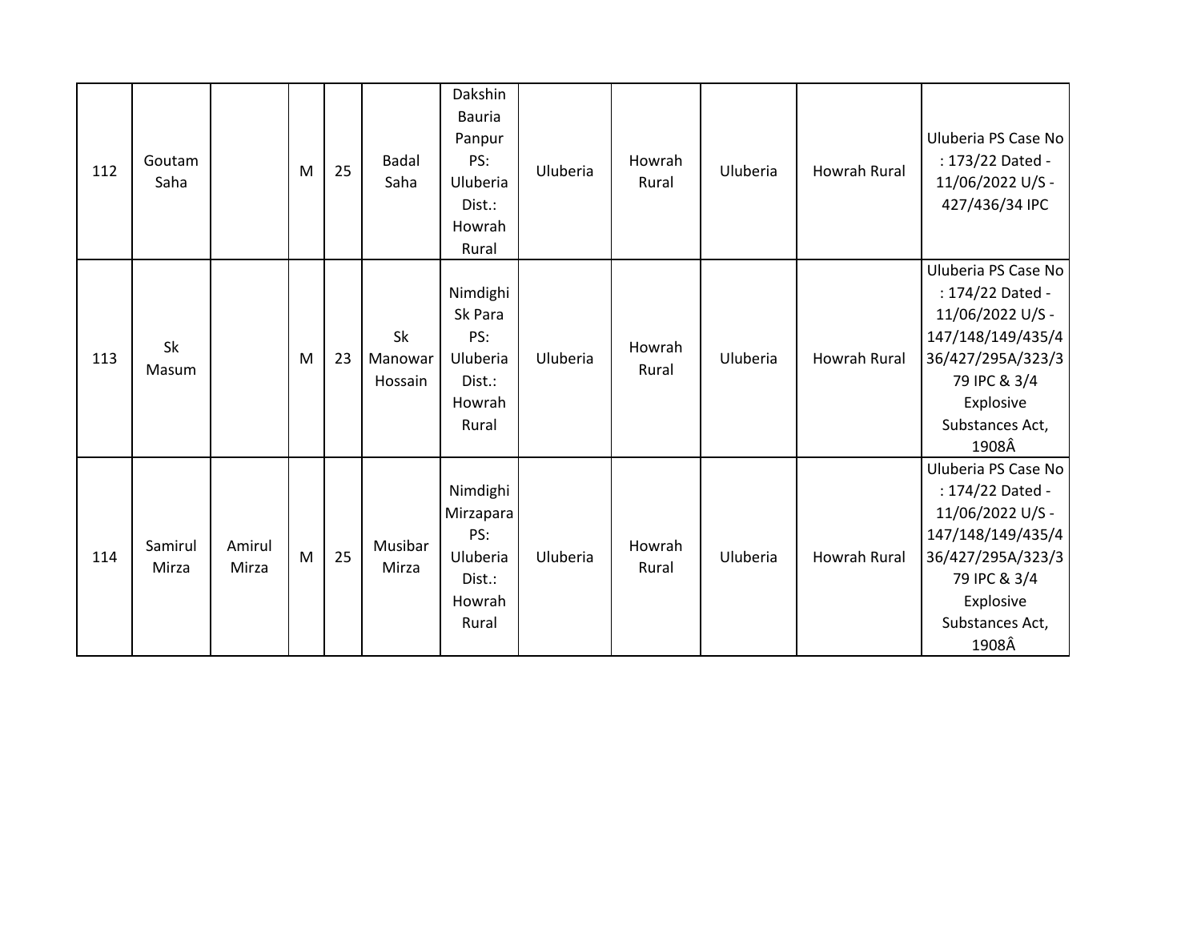| | | | | | | | | | | | |
|---|---|---|---|---|---|---|---|---|---|---|---|
| 112 | Goutam Saha | | M | 25 | Badal Saha | Dakshin Bauria Panpur PS: Uluberia Dist.: Howrah Rural | Uluberia | Howrah Rural | Uluberia | Howrah Rural | Uluberia PS Case No : 173/22 Dated - 11/06/2022 U/S - 427/436/34 IPC |
| 113 | Sk Masum | | M | 23 | Sk Manowar Hossain | Nimdighi Sk Para PS: Uluberia Dist.: Howrah Rural | Uluberia | Howrah Rural | Uluberia | Howrah Rural | Uluberia PS Case No : 174/22 Dated - 11/06/2022 U/S - 147/148/149/435/436/427/295A/323/379 IPC & 3/4 Explosive Substances Act, 1908Â |
| 114 | Samirul Mirza | Amirul Mirza | M | 25 | Musibar Mirza | Nimdighi Mirzapara PS: Uluberia Dist.: Howrah Rural | Uluberia | Howrah Rural | Uluberia | Howrah Rural | Uluberia PS Case No : 174/22 Dated - 11/06/2022 U/S - 147/148/149/435/436/427/295A/323/379 IPC & 3/4 Explosive Substances Act, 1908Â |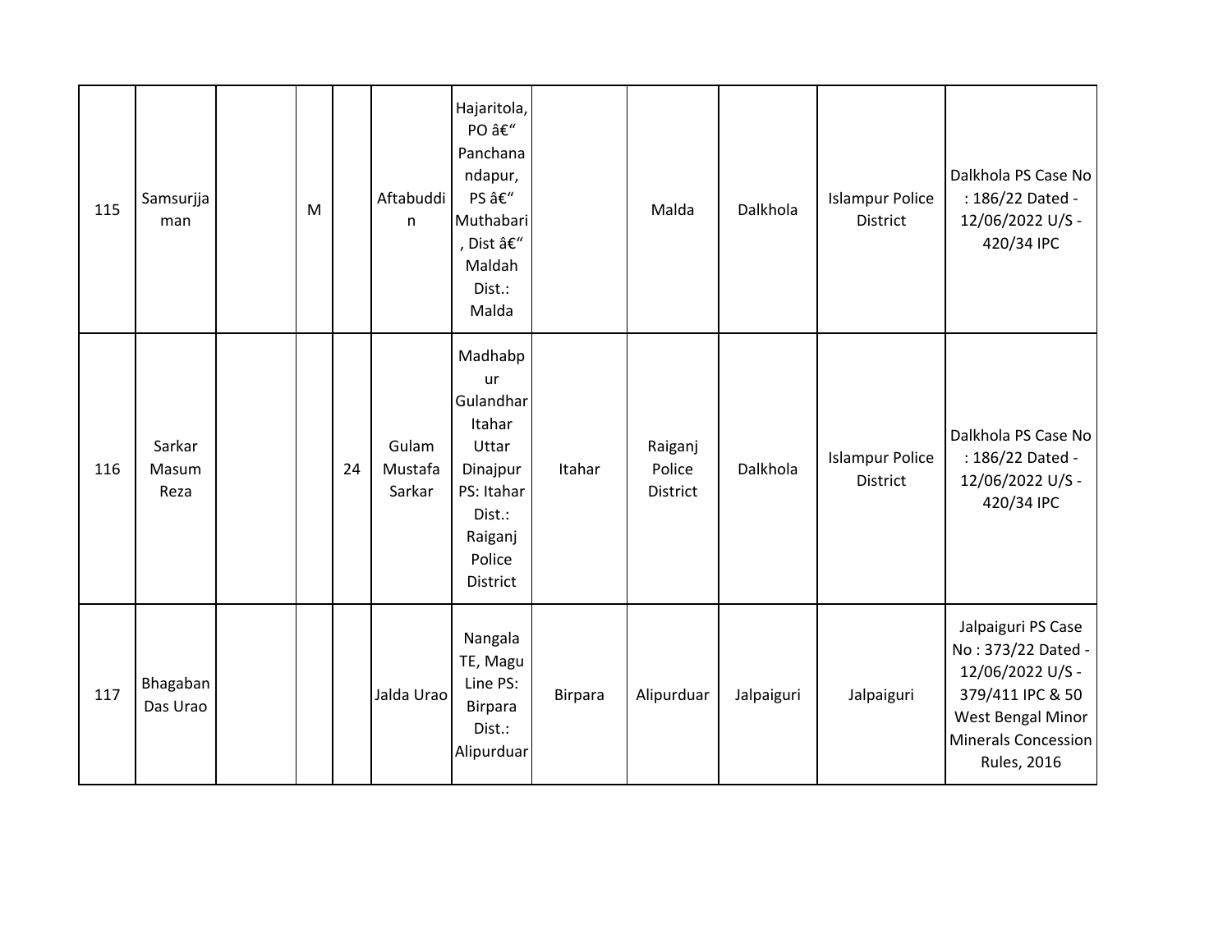| | | | | | | | | | | | |
|---|---|---|---|---|---|---|---|---|---|---|---|
| 115 | Samsurjjaman | | M | | Aftabuddin | Hajaritola, PO â€“ Panchanandapur, PS â€“ Muthabari, Dist â€“ Maldah Dist.: Malda | | Malda | Dalkhola | Islampur Police District | Dalkhola PS Case No : 186/22 Dated - 12/06/2022 U/S - 420/34 IPC |
| 116 | Sarkar Masum Reza | | | 24 | Gulam Mustafa Sarkar | Madhabpur Gulandhar Itahar Uttar Dinajpur PS: Itahar Dist.: Raiganj Police District | Itahar | Raiganj Police District | Dalkhola | Islampur Police District | Dalkhola PS Case No : 186/22 Dated - 12/06/2022 U/S - 420/34 IPC |
| 117 | Bhagaban Das Urao | | | | Jalda Urao | Nangala TE, Magu Line PS: Birpara Dist.: Alipurduar | Birpara | Alipurduar | Jalpaiguri | Jalpaiguri | Jalpaiguri PS Case No : 373/22 Dated - 12/06/2022 U/S - 379/411 IPC & 50 West Bengal Minor Minerals Concession Rules, 2016 |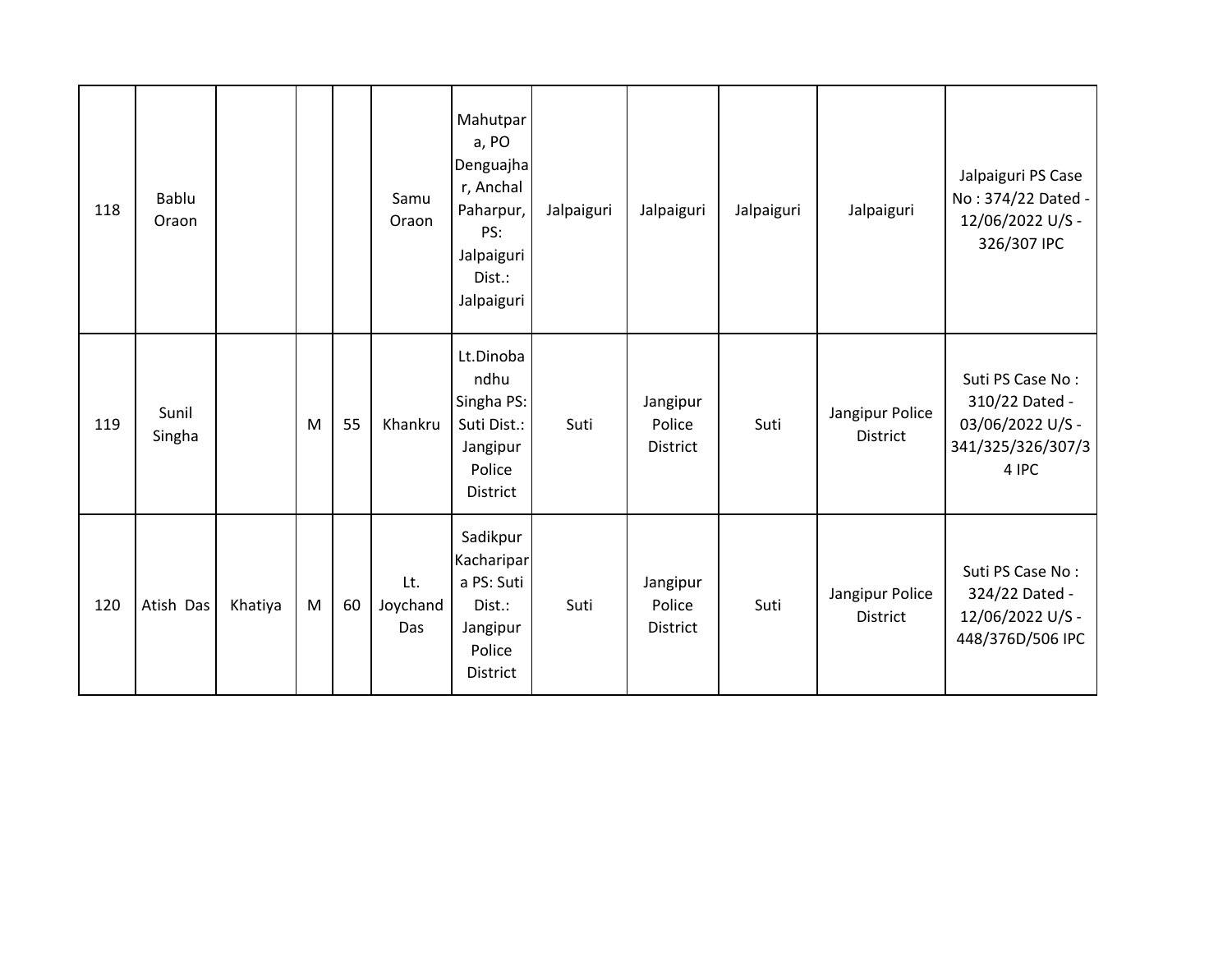| | | | | | | | | | | | |
|---|---|---|---|---|---|---|---|---|---|---|---|
| 118 | Bablu Oraon | | | | Samu Oraon | Mahutpara, PO Denguajhar, Anchal Paharpur, PS: Jalpaiguri Dist.: Jalpaiguri | Jalpaiguri | Jalpaiguri | Jalpaiguri | Jalpaiguri | Jalpaiguri PS Case No : 374/22 Dated - 12/06/2022 U/S - 326/307 IPC |
| 119 | Sunil Singha | | M | 55 | Khankru | Lt.Dinobandhu Singha PS: Suti Dist.: Jangipur Police District | Suti | Jangipur Police District | Suti | Jangipur Police District | Suti PS Case No : 310/22 Dated - 03/06/2022 U/S - 341/325/326/307/34 IPC |
| 120 | Atish Das | Khatiya | M | 60 | Lt. Joychand Das | Sadikpur Kacharipara PS: Suti Dist.: Jangipur Police District | Suti | Jangipur Police District | Suti | Jangipur Police District | Suti PS Case No : 324/22 Dated - 12/06/2022 U/S - 448/376D/506 IPC |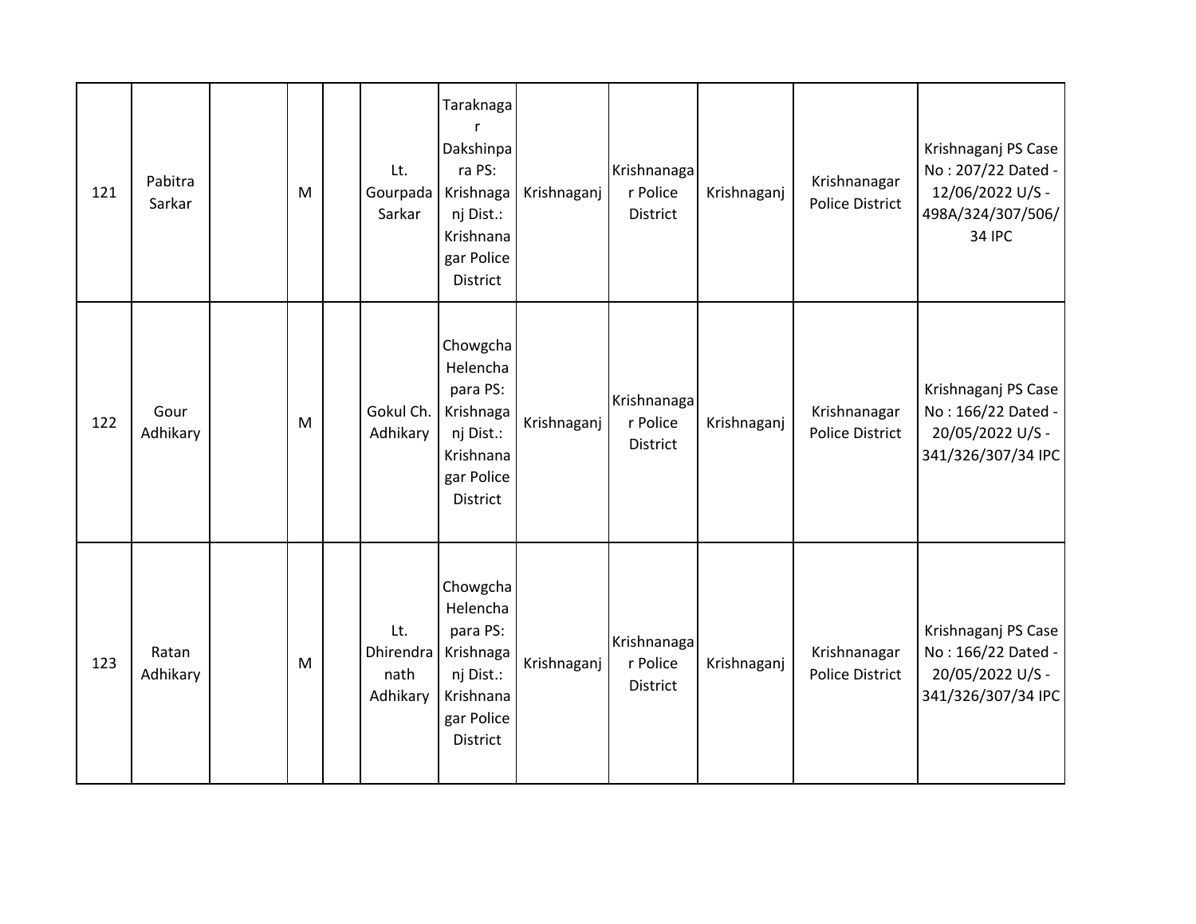| 121 | Pabitra Sarkar | | M | | Lt. Gourpada Sarkar | Taraknagar Dakshinpara PS: Krishnaganj Dist.: Krishnanagar Police District | Krishnaganj | Krishnanagar Police District | Krishnaganj | Krishnanagar Police District | Krishnaganj PS Case No : 207/22 Dated - 12/06/2022 U/S - 498A/324/307/506/34 IPC |
|---|---|---|---|---|---|---|---|---|---|---|---|
| 122 | Gour Adhikary | | M | | Gokul Ch. Adhikary | Chowgcha Helencha para PS: Krishnaganj Dist.: Krishnanagar Police District | Krishnaganj | Krishnanagar Police District | Krishnaganj | Krishnanagar Police District | Krishnaganj PS Case No : 166/22 Dated - 20/05/2022 U/S - 341/326/307/34 IPC |
| 123 | Ratan Adhikary | | M | | Lt. Dhirendranath Adhikary | Chowgcha Helencha para PS: Krishnaganj Dist.: Krishnanagar Police District | Krishnaganj | Krishnanagar Police District | Krishnaganj | Krishnanagar Police District | Krishnaganj PS Case No : 166/22 Dated - 20/05/2022 U/S - 341/326/307/34 IPC |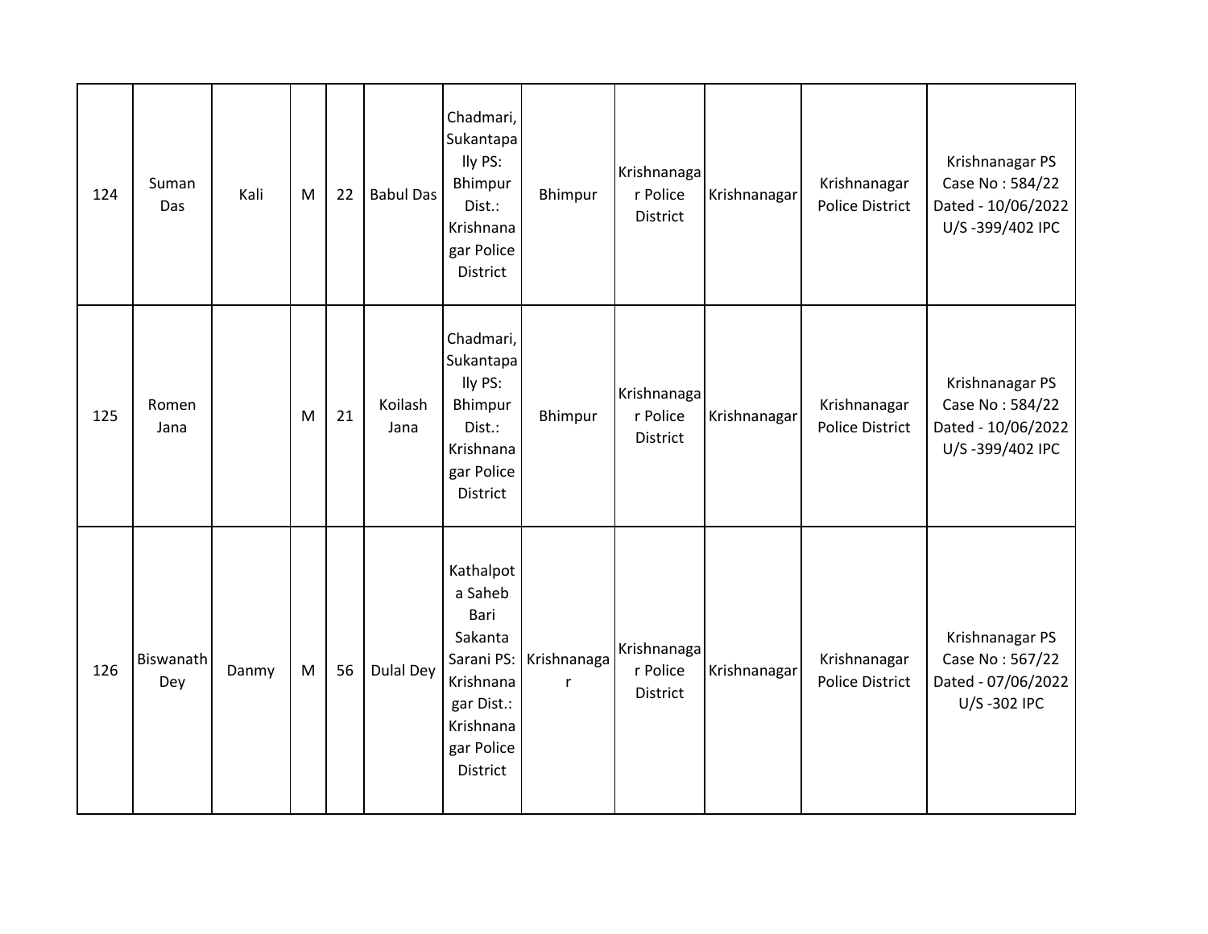| | | | | | | | | | | | |
|---|---|---|---|---|---|---|---|---|---|---|---|
| 124 | Suman Das | Kali | M | 22 | Babul Das | Chadmari, Sukantapally PS: Bhimpur Dist.: Krishnanagar Police District | Bhimpur | Krishnanagar Police District | Krishnanagar | Krishnanagar Police District | Krishnanagar PS Case No : 584/22 Dated - 10/06/2022 U/S -399/402 IPC |
| 125 | Romen Jana | | M | 21 | Koilash Jana | Chadmari, Sukantapally PS: Bhimpur Dist.: Krishnanagar Police District | Bhimpur | Krishnanagar Police District | Krishnanagar | Krishnanagar Police District | Krishnanagar PS Case No : 584/22 Dated - 10/06/2022 U/S -399/402 IPC |
| 126 | Biswanath Dey | Danmy | M | 56 | Dulal Dey | Kathalpota Saheb Bari Sakanta Sarani PS: Krishnanagar Dist.: Krishnanagar Police District | Krishnanagar | Krishnanagar Police District | Krishnanagar | Krishnanagar Police District | Krishnanagar PS Case No : 567/22 Dated - 07/06/2022 U/S -302 IPC |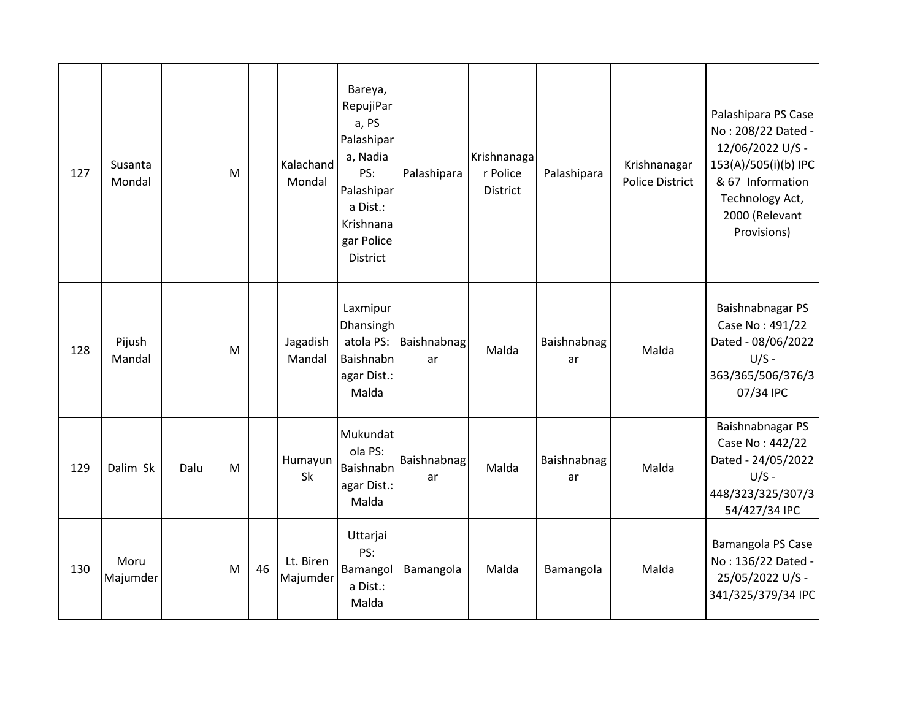| 127 | Susanta Mondal | | M | | Kalachand Mondal | Bareya, RepujiPara, PS Palashipara, Nadia PS: Palashipara Dist.: Krishnanagar Police District | Palashipara | Krishnanagar Police District | Palashipara | Krishnanagar Police District | Palashipara PS Case No : 208/22 Dated - 12/06/2022 U/S - 153(A)/505(i)(b) IPC & 67 Information Technology Act, 2000 (Relevant Provisions) |
|---|---|---|---|---|---|---|---|---|---|---|---|
| 128 | Pijush Mandal | | M | | Jagadish Mandal | Laxmipur Dhansinghatola PS: Baishnabnagar Dist.: Malda | Baishnabnagar | Malda | Baishnabnagar | Malda | Baishnabnagar PS Case No : 491/22 Dated - 08/06/2022 U/S - 363/365/506/376/307/34 IPC |
| 129 | Dalim Sk | Dalu | M | | Humayun Sk | Mukundatola PS: Baishnabnagar Dist.: Malda | Baishnabnagar | Malda | Baishnabnagar | Malda | Baishnabnagar PS Case No : 442/22 Dated - 24/05/2022 U/S - 448/323/325/307/354/427/34 IPC |
| 130 | Moru Majumder | | M | 46 | Lt. Biren Majumder | Uttarjai PS: Bamangola Dist.: Malda | Bamangola | Malda | Bamangola | Malda | Bamangola PS Case No : 136/22 Dated - 25/05/2022 U/S - 341/325/379/34 IPC |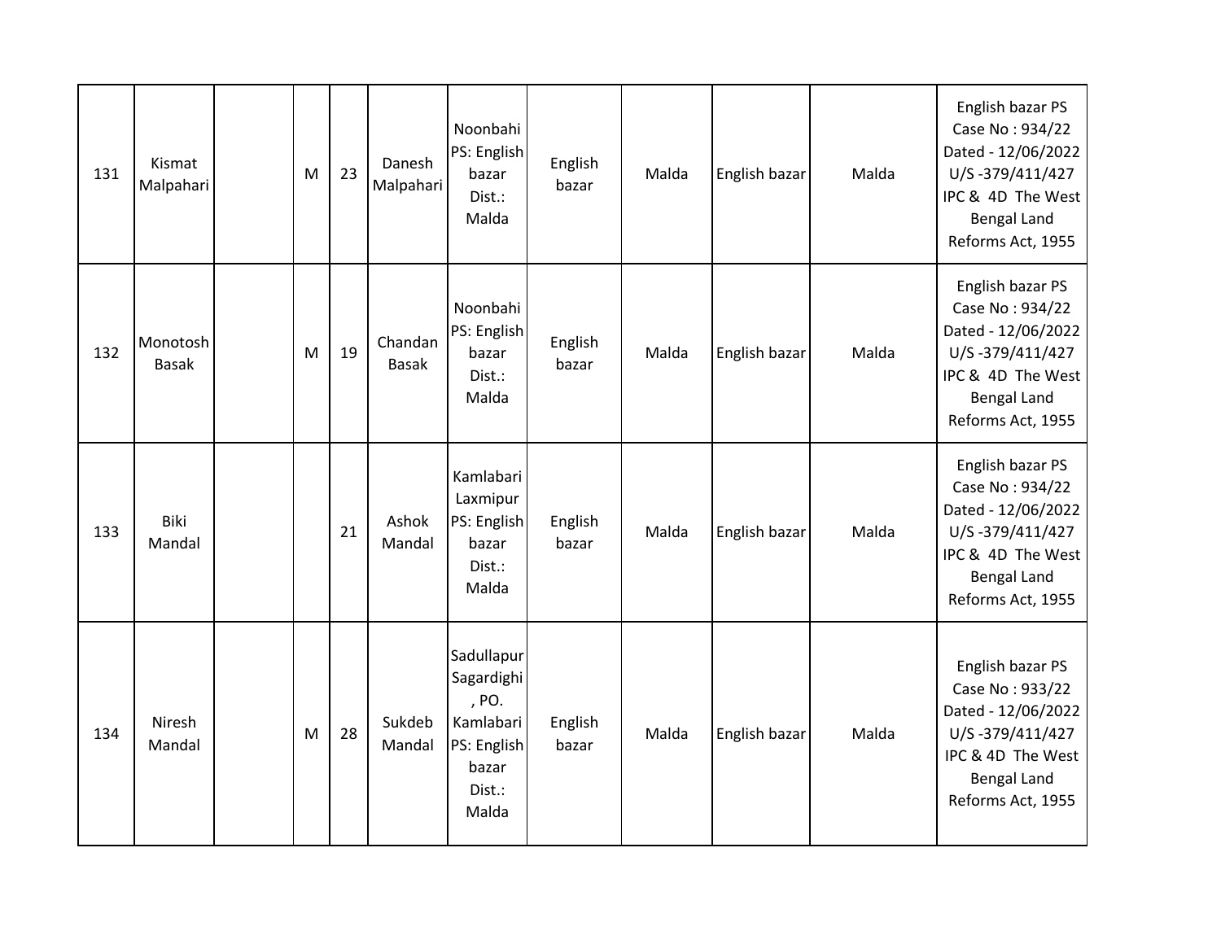| | | | | | | | | | | | |
|---|---|---|---|---|---|---|---|---|---|---|---|
| 131 | Kismat Malpahari | | M | 23 | Danesh Malpahari | Noonbahi PS: English bazar Dist.: Malda | English bazar | Malda | English bazar | Malda | English bazar PS Case No : 934/22 Dated - 12/06/2022 U/S -379/411/427 IPC & 4D The West Bengal Land Reforms Act, 1955 |
| 132 | Monotosh Basak | | M | 19 | Chandan Basak | Noonbahi PS: English bazar Dist.: Malda | English bazar | Malda | English bazar | Malda | English bazar PS Case No : 934/22 Dated - 12/06/2022 U/S -379/411/427 IPC & 4D The West Bengal Land Reforms Act, 1955 |
| 133 | Biki Mandal | | | 21 | Ashok Mandal | Kamlabari Laxmipur PS: English bazar Dist.: Malda | English bazar | Malda | English bazar | Malda | English bazar PS Case No : 934/22 Dated - 12/06/2022 U/S -379/411/427 IPC & 4D The West Bengal Land Reforms Act, 1955 |
| 134 | Niresh Mandal | | M | 28 | Sukdeb Mandal | Sadullapur Sagardighi , PO. Kamlabari PS: English bazar Dist.: Malda | English bazar | Malda | English bazar | Malda | English bazar PS Case No : 933/22 Dated - 12/06/2022 U/S -379/411/427 IPC & 4D The West Bengal Land Reforms Act, 1955 |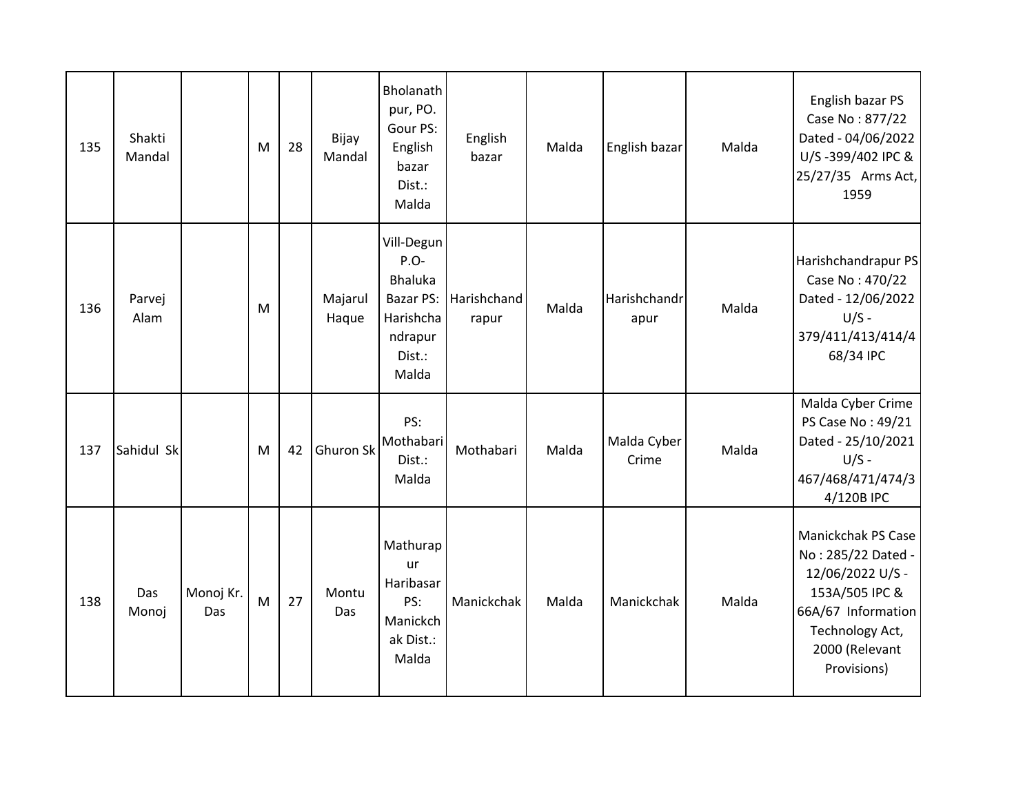| 135 | Shakti Mandal | | M | 28 | Bijay Mandal | Bholanathpur, PO. Gour PS: English bazar Dist.: Malda | English bazar | Malda | English bazar | Malda | English bazar PS Case No : 877/22 Dated - 04/06/2022 U/S -399/402 IPC & 25/27/35 Arms Act, 1959 |
|---|---|---|---|---|---|---|---|---|---|---|---|
| 136 | Parvej Alam | | M | | Majarul Haque | Vill-Degun P.O-Bhaluka Bazar PS: Harishchandrapur Dist.: Malda | Harishchandrapur | Malda | Harishchandrapur | Malda | Harishchandrapur PS Case No : 470/22 Dated - 12/06/2022 U/S - 379/411/413/414/468/34 IPC |
| 137 | Sahidul Sk | | M | 42 | Ghuron Sk | PS: Mothabari Dist.: Malda | Mothabari | Malda | Malda Cyber Crime | Malda | Malda Cyber Crime PS Case No : 49/21 Dated - 25/10/2021 U/S - 467/468/471/474/34/120B IPC |
| 138 | Das Monoj | Monoj Kr. Das | M | 27 | Montu Das | Mathurapur Haribasar PS: Manickchak Dist.: Malda | Manickchak | Malda | Manickchak | Malda | Manickchak PS Case No : 285/22 Dated - 12/06/2022 U/S - 153A/505 IPC & 66A/67 Information Technology Act, 2000 (Relevant Provisions) |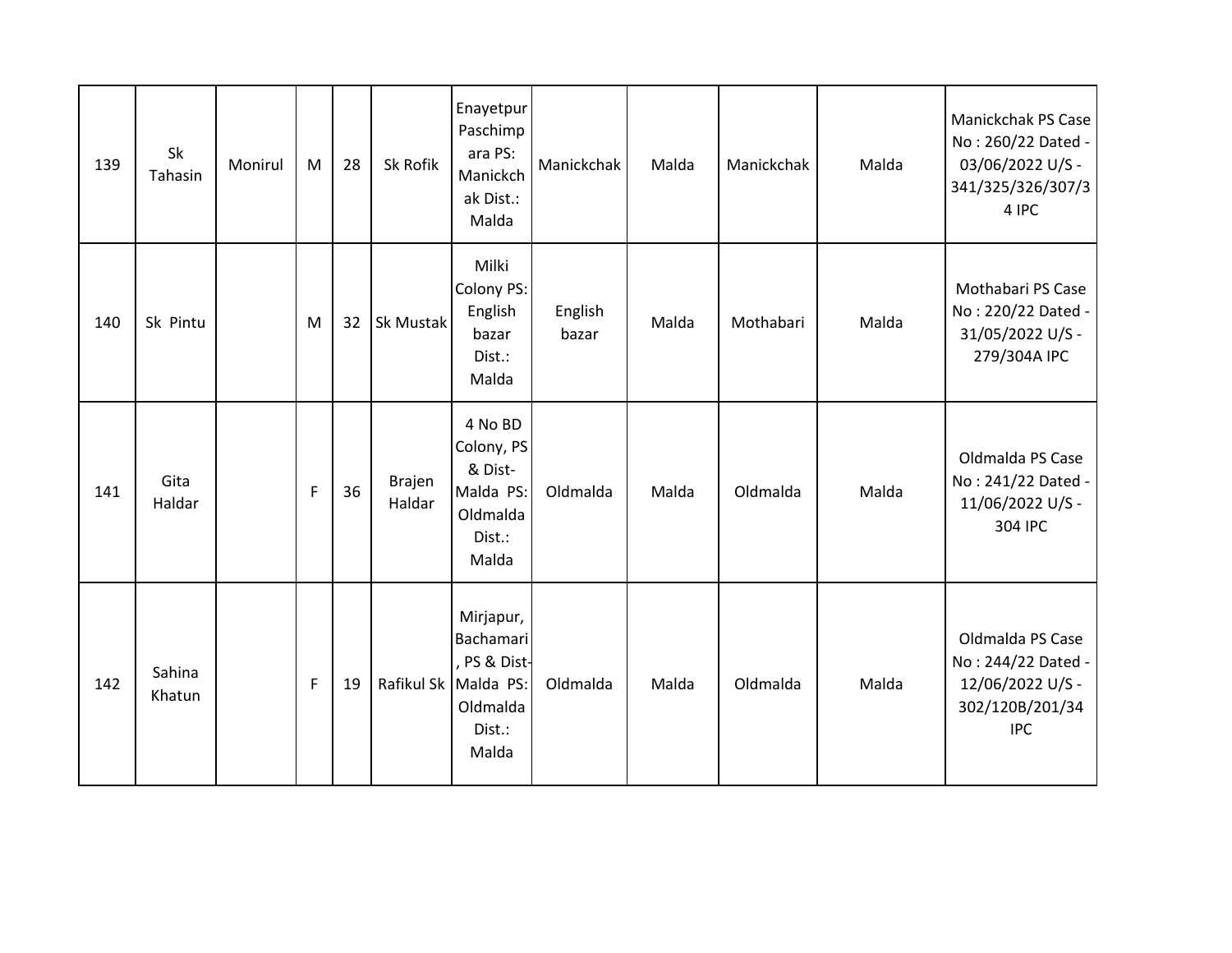| | | | | | | | | | | | |
|---|---|---|---|---|---|---|---|---|---|---|---|
| 139 | Sk Tahasin | Monirul | M | 28 | Sk Rofik | Enayetpur Paschimpara PS: Manickchak Dist.: Malda | Manickchak | Malda | Manickchak | Malda | Manickchak PS Case No : 260/22 Dated - 03/06/2022 U/S - 341/325/326/307/34 IPC |
| 140 | Sk Pintu | | M | 32 | Sk Mustak | Milki Colony PS: English bazar Dist.: Malda | English bazar | Malda | Mothabari | Malda | Mothabari PS Case No : 220/22 Dated - 31/05/2022 U/S - 279/304A IPC |
| 141 | Gita Haldar | | F | 36 | Brajen Haldar | 4 No BD Colony, PS & Dist- Malda PS: Oldmalda Dist.: Malda | Oldmalda | Malda | Oldmalda | Malda | Oldmalda PS Case No : 241/22 Dated - 11/06/2022 U/S - 304 IPC |
| 142 | Sahina Khatun | | F | 19 | Rafikul Sk | Mirjapur, Bachamari, PS & Dist- Malda PS: Oldmalda Dist.: Malda | Oldmalda | Malda | Oldmalda | Malda | Oldmalda PS Case No : 244/22 Dated - 12/06/2022 U/S - 302/120B/201/34 IPC |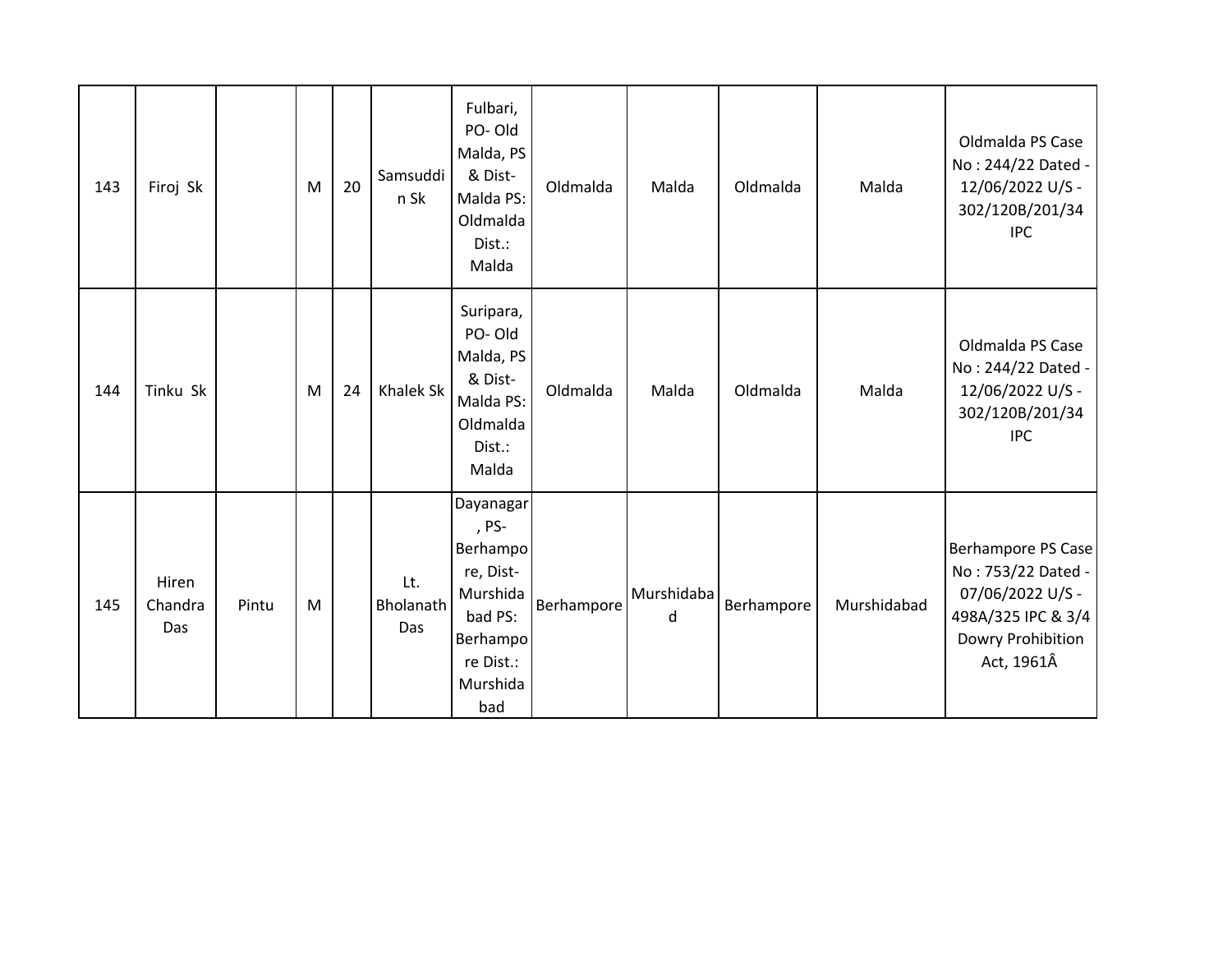| | | | | | | | | | | | |
|---|---|---|---|---|---|---|---|---|---|---|---|
| 143 | Firoj Sk | | M | 20 | Samsuddin Sk | Fulbari, PO- Old Malda, PS & Dist- Malda PS: Oldmalda Dist.: Malda | Oldmalda | Malda | Oldmalda | Malda | Oldmalda PS Case No : 244/22 Dated - 12/06/2022 U/S - 302/120B/201/34 IPC |
| 144 | Tinku Sk | | M | 24 | Khalek Sk | Suripara, PO- Old Malda, PS & Dist- Malda PS: Oldmalda Dist.: Malda | Oldmalda | Malda | Oldmalda | Malda | Oldmalda PS Case No : 244/22 Dated - 12/06/2022 U/S - 302/120B/201/34 IPC |
| 145 | Hiren Chandra Das | Pintu | M | | Lt. Bholanath Das | Dayanagar, PS- Berhampore, Dist- Murshidabad PS: Berhampore Dist.: Murshidabad | Berhampore | Murshidabad | Berhampore | Murshidabad | Berhampore PS Case No : 753/22 Dated - 07/06/2022 U/S - 498A/325 IPC & 3/4 Dowry Prohibition Act, 1961Â |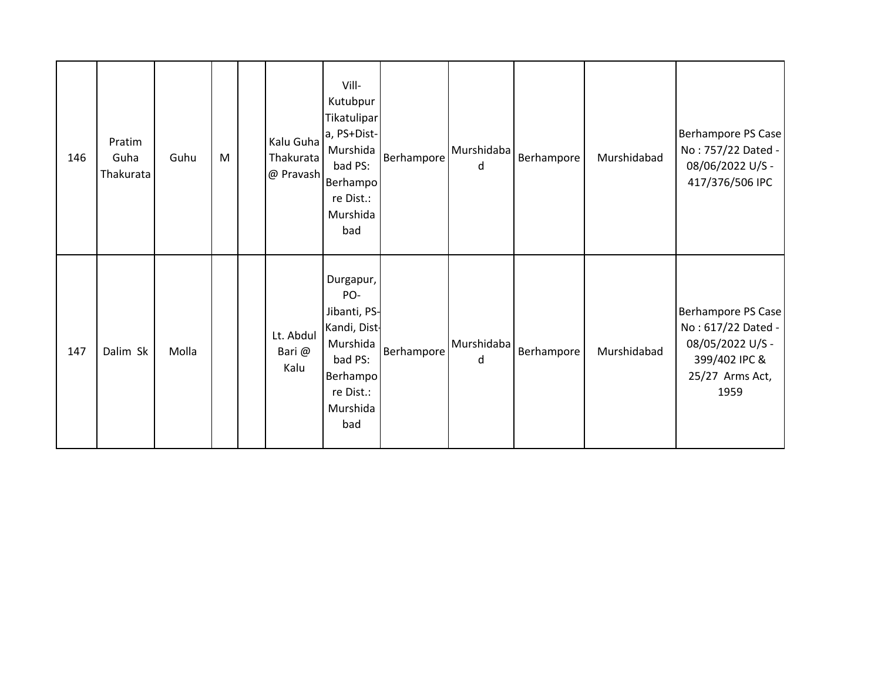| 146 | Pratim Guha Thakurata | Guhu | M | | Kalu Guha Thakurata @ Pravash | Vill-Kutubpur Tikatulipara, PS+Dist-Murshidabad PS: Berhampore Dist.: Murshidabad | Berhampore | Murshidabad | Berhampore | Murshidabad | Berhampore PS Case No : 757/22 Dated - 08/06/2022 U/S - 417/376/506 IPC |
|---|---|---|---|---|---|---|---|---|---|---|---|
| 147 | Dalim Sk | Molla | | | Lt. Abdul Bari @ Kalu | Durgapur, PO-Jibanti, PS-Kandi, Dist-Murshidabad PS: Berhampore Dist.: Murshidabad | Berhampore | Murshidabad | Berhampore | Murshidabad | Berhampore PS Case No : 617/22 Dated - 08/05/2022 U/S - 399/402 IPC & 25/27 Arms Act, 1959 |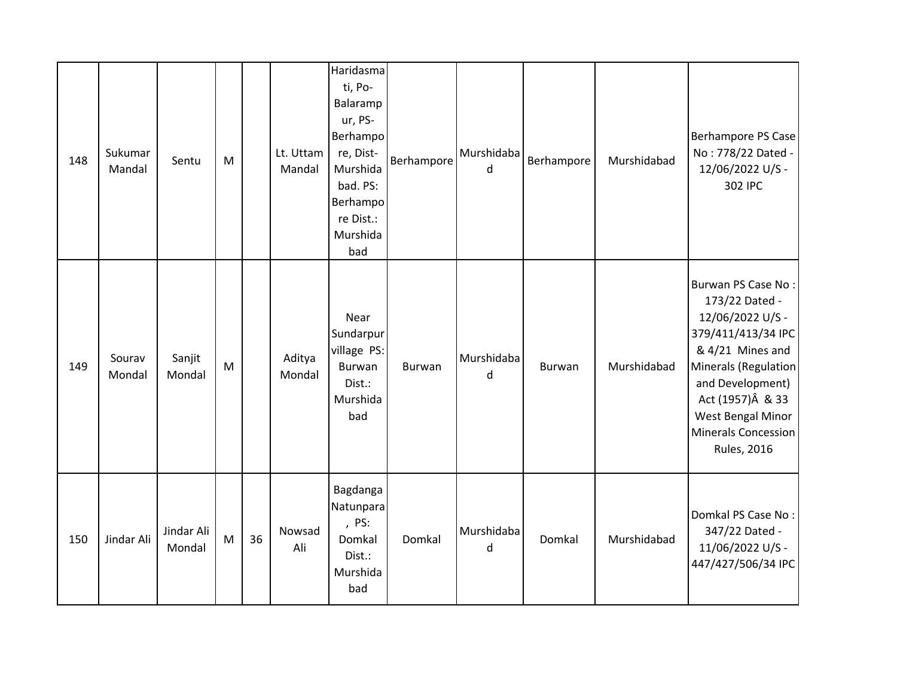| | | | | | | | | | | | |
|---|---|---|---|---|---|---|---|---|---|---|---|
| 148 | Sukumar Mandal | Sentu | M | | Lt. Uttam Mandal | Haridasmati, Po-Balarampur, PS-Berhampore, Dist-Murshidabad. PS: Berhampore Dist.: Murshidabad | Berhampore | Murshidabad | Berhampore | Murshidabad | Berhampore PS Case No : 778/22 Dated - 12/06/2022 U/S - 302 IPC |
| 149 | Sourav Mondal | Sanjit Mondal | M | | Aditya Mondal | Near Sundarpur village PS: Burwan Dist.: Murshidabad | Burwan | Murshidabad | Burwan | Murshidabad | Burwan PS Case No : 173/22 Dated - 12/06/2022 U/S - 379/411/413/34 IPC & 4/21 Mines and Minerals (Regulation and Development) Act (1957)Â & 33 West Bengal Minor Minerals Concession Rules, 2016 |
| 150 | Jindar Ali | Jindar Ali Mondal | M | 36 | Nowsad Ali | Bagdanga Natunpara , PS: Domkal Dist.: Murshidabad | Domkal | Murshidabad | Domkal | Murshidabad | Domkal PS Case No : 347/22 Dated - 11/06/2022 U/S - 447/427/506/34 IPC |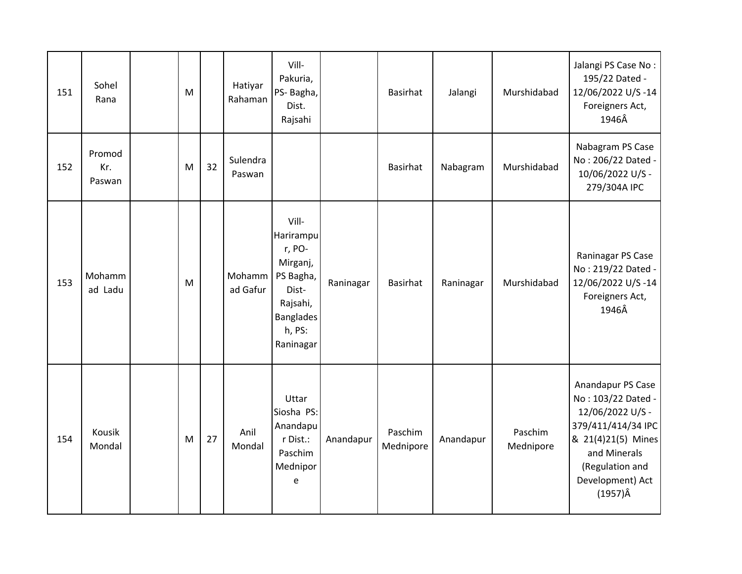| 151 | Sohel Rana | | M | | Hatiyar Rahaman | Vill- Pakuria, PS- Bagha, Dist. Rajsahi | | Basirhat | Jalangi | Murshidabad | Jalangi PS Case No : 195/22 Dated - 12/06/2022 U/S -14 Foreigners Act, 1946Â |
|---|---|---|---|---|---|---|---|---|---|---|---|
| 152 | Promod Kr. Paswan | | M | 32 | Sulendra Paswan | | | Basirhat | Nabagram | Murshidabad | Nabagram PS Case No : 206/22 Dated - 10/06/2022 U/S - 279/304A IPC |
| 153 | Mohammad Ladu | | M | | Mohammad Gafur | Vill- Harirampur, PO- Mirganj, PS Bagha, Dist- Rajsahi, Bangladesh, PS: Raninagar | Raninagar | Basirhat | Raninagar | Murshidabad | Raninagar PS Case No : 219/22 Dated - 12/06/2022 U/S -14 Foreigners Act, 1946Â |
| 154 | Kousik Mondal | | M | 27 | Anil Mondal | Uttar Siosha PS: Anandapur Dist.: Paschim Mednipore | Anandapur | Paschim Mednipore | Anandapur | Paschim Mednipore | Anandapur PS Case No : 103/22 Dated - 12/06/2022 U/S - 379/411/414/34 IPC & 21(4)21(5) Mines and Minerals (Regulation and Development) Act (1957)Â |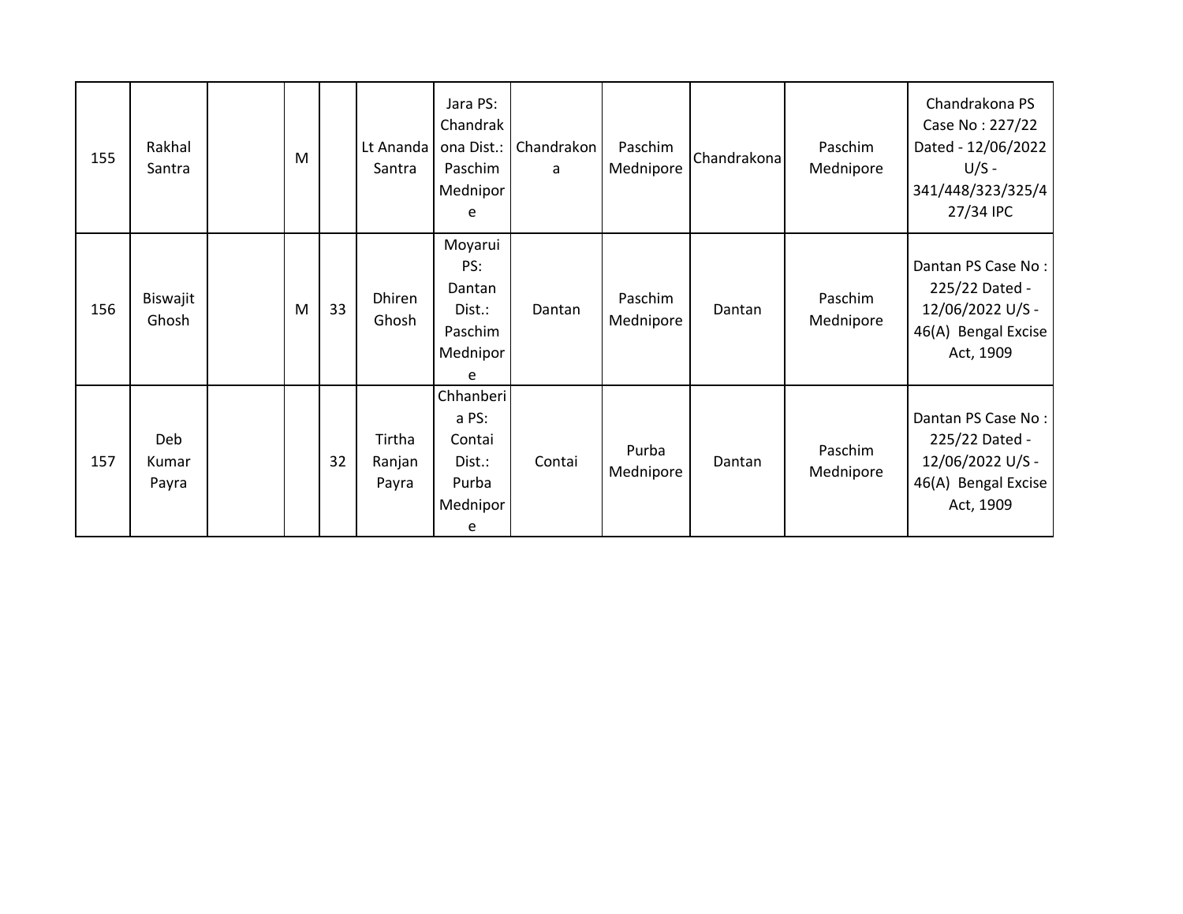| | | | | | | | | | | | |
|---|---|---|---|---|---|---|---|---|---|---|---|
| 155 | Rakhal Santra | | M | | Lt Ananda Santra | Jara PS: Chandrakona Dist.: Paschim Mednipore | Chandrakona | Paschim Mednipore | Chandrakona | Paschim Mednipore | Chandrakona PS Case No : 227/22 Dated - 12/06/2022 U/S - 341/448/323/325/427/34 IPC |
| 156 | Biswajit Ghosh | | M | 33 | Dhiren Ghosh | Moyarui PS: Dantan Dist.: Paschim Mednipore | Dantan | Paschim Mednipore | Dantan | Paschim Mednipore | Dantan PS Case No : 225/22 Dated - 12/06/2022 U/S - 46(A) Bengal Excise Act, 1909 |
| 157 | Deb Kumar Payra | | | 32 | Tirtha Ranjan Payra | Chhanberia PS: Contai Dist.: Purba Mednipore | Contai | Purba Mednipore | Dantan | Paschim Mednipore | Dantan PS Case No : 225/22 Dated - 12/06/2022 U/S - 46(A) Bengal Excise Act, 1909 |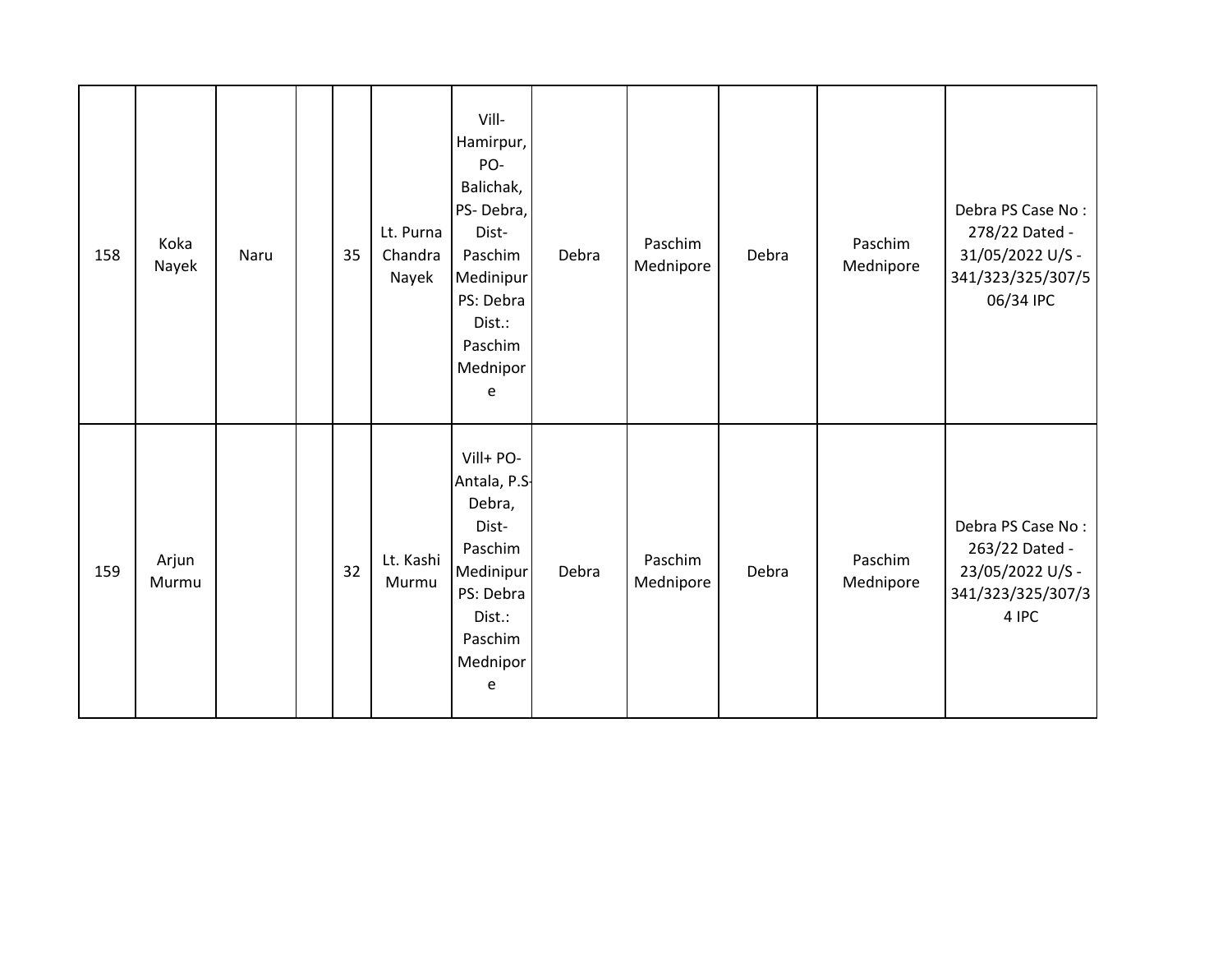| 158 | Koka Nayek | Naru | | 35 | Lt. Purna Chandra Nayek | Vill- Hamirpur, PO- Balichak, PS- Debra, Dist- Paschim Medinipur PS: Debra Dist.: Paschim Mednipore | Debra | Paschim Mednipore | Debra | Paschim Mednipore | Debra PS Case No : 278/22 Dated - 31/05/2022 U/S - 341/323/325/307/506/34 IPC |
|---|---|---|---|---|---|---|---|---|---|---|---|
| 159 | Arjun Murmu | | | 32 | Lt. Kashi Murmu | Vill+ PO- Antala, P.S- Debra, Dist- Paschim Medinipur PS: Debra Dist.: Paschim Mednipore | Debra | Paschim Mednipore | Debra | Paschim Mednipore | Debra PS Case No : 263/22 Dated - 23/05/2022 U/S - 341/323/325/307/34 IPC |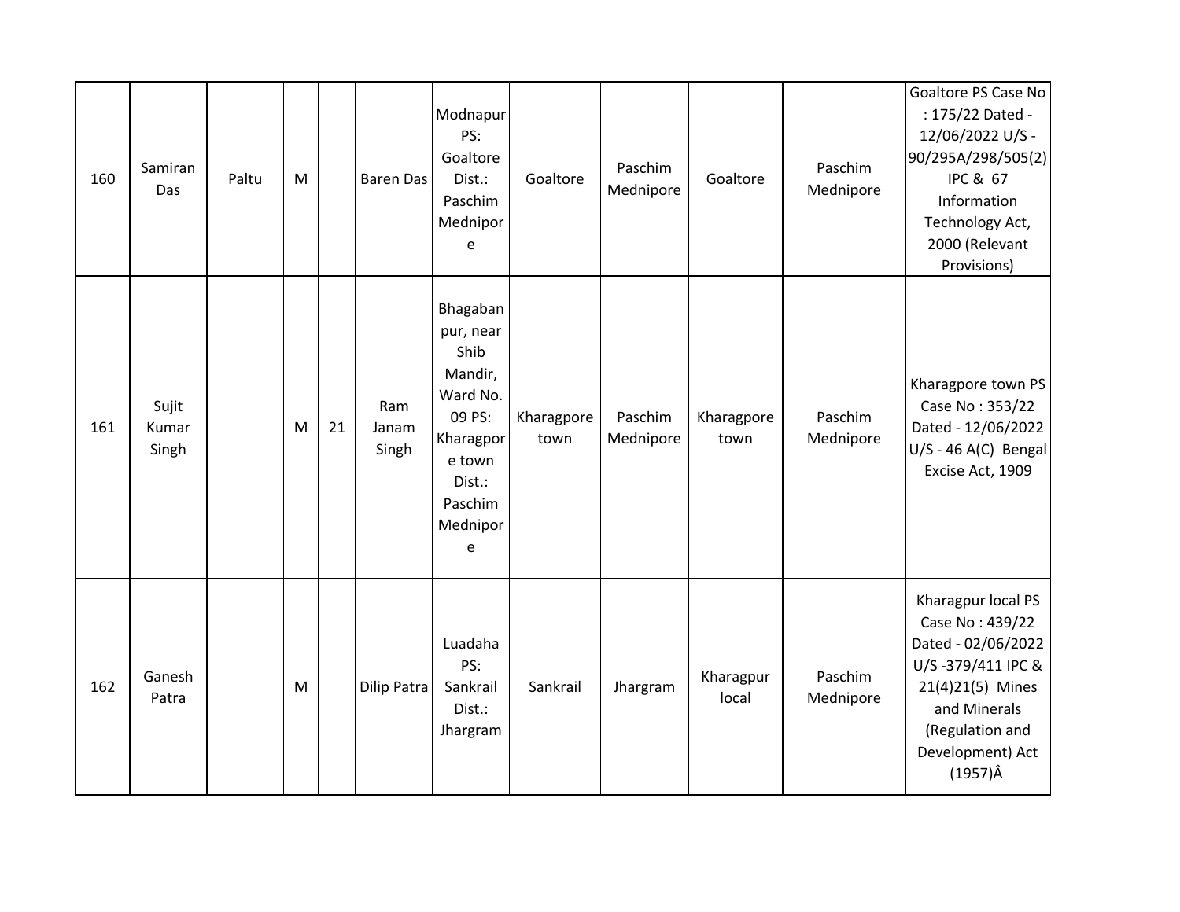| 160 | Samiran Das | Paltu | M | | Baren Das | Modnapur PS: Goaltore Dist.: Paschim Mednipore | Goaltore | Paschim Mednipore | Goaltore | Paschim Mednipore | Goaltore PS Case No : 175/22 Dated - 12/06/2022 U/S - 90/295A/298/505(2) IPC & 67 Information Technology Act, 2000 (Relevant Provisions) |
|---|---|---|---|---|---|---|---|---|---|---|---|
| 161 | Sujit Kumar Singh | | M | 21 | Ram Janam Singh | Bhagabanpur, near Shib Mandir, Ward No. 09 PS: Kharagpore town Dist.: Paschim Mednipore | Kharagpore town | Paschim Mednipore | Kharagpore town | Paschim Mednipore | Kharagpore town PS Case No : 353/22 Dated - 12/06/2022 U/S - 46 A(C) Bengal Excise Act, 1909 |
| 162 | Ganesh Patra | | M | | Dilip Patra | Luadaha PS: Sankrail Dist.: Jhargram | Sankrail | Jhargram | Kharagpur local | Paschim Mednipore | Kharagpur local PS Case No : 439/22 Dated - 02/06/2022 U/S -379/411 IPC & 21(4)21(5) Mines and Minerals (Regulation and Development) Act (1957)Â |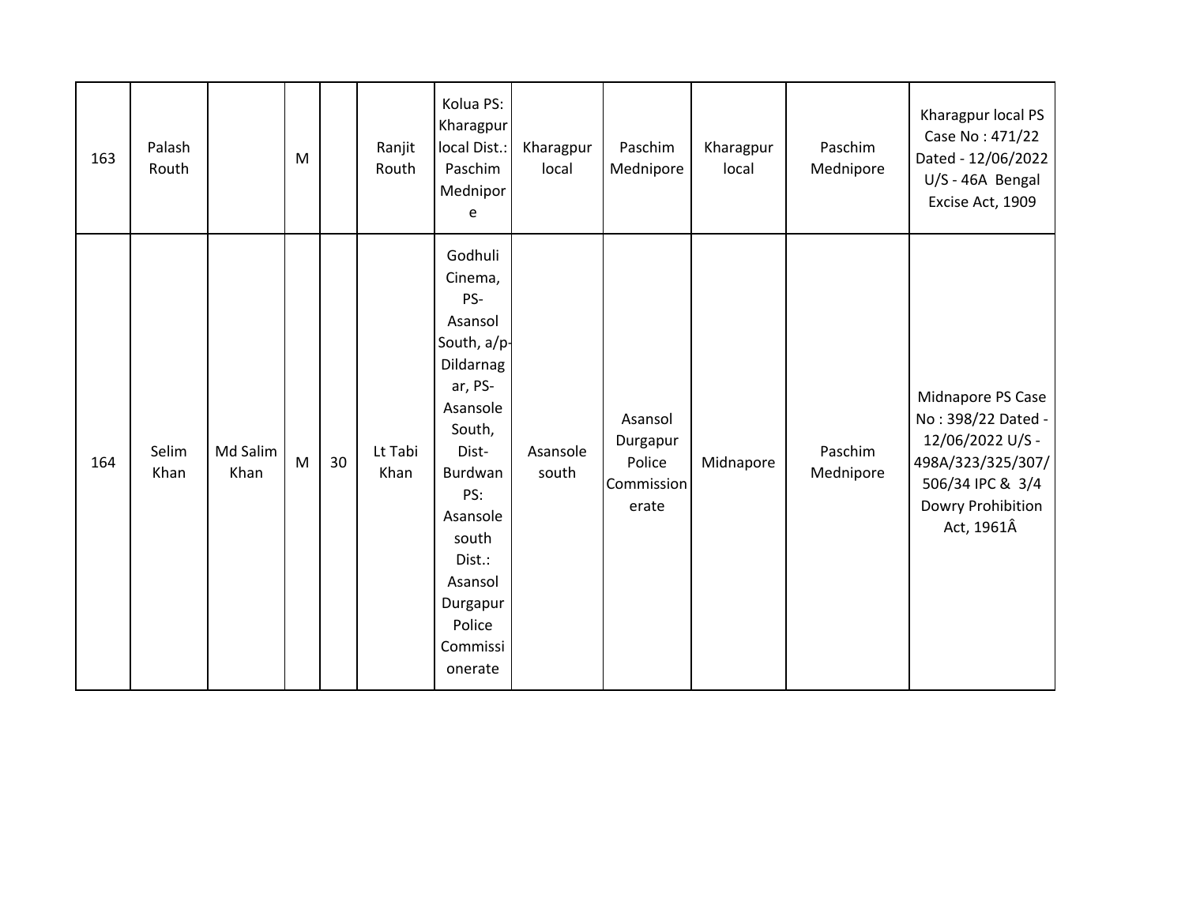| 163 | Palash Routh | | M | | Ranjit Routh | Kolua PS: Kharagpur local Dist.: Paschim Mednipore | Kharagpur local | Paschim Mednipore | Kharagpur local | Paschim Mednipore | Kharagpur local PS Case No : 471/22 Dated - 12/06/2022 U/S - 46A Bengal Excise Act, 1909 |
|---|---|---|---|---|---|---|---|---|---|---|---|
| 164 | Selim Khan | Md Salim Khan | M | 30 | Lt Tabi Khan | Godhuli Cinema, PS- Asansol South, a/p- Dildarnagar, PS- Asansole South, Dist- Burdwan PS: Asansole south Dist.: Asansol Durgapur Police Commissionerate | Asansole south | Asansol Durgapur Police Commissionerate | Midnapore | Paschim Mednipore | Midnapore PS Case No : 398/22 Dated - 12/06/2022 U/S - 498A/323/325/307/506/34 IPC & 3/4 Dowry Prohibition Act, 1961Â |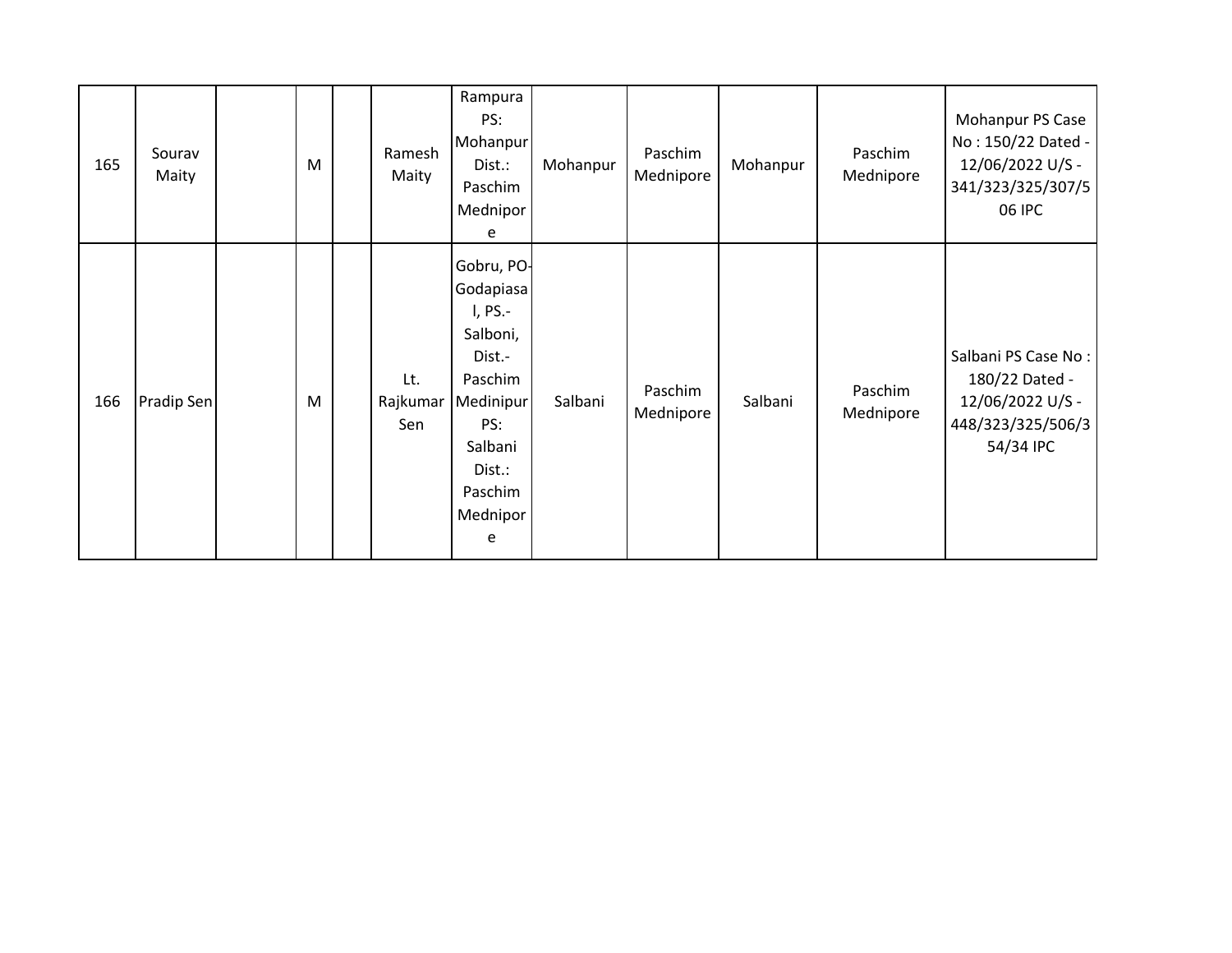| 165 | Sourav Maity | | M | | Ramesh Maity | Rampura PS: Mohanpur Dist.: Paschim Mednipore | Mohanpur | Paschim Mednipore | Mohanpur | Paschim Mednipore | Mohanpur PS Case No : 150/22 Dated - 12/06/2022 U/S - 341/323/325/307/506 IPC |
|---|---|---|---|---|---|---|---|---|---|---|---|
| 166 | Pradip Sen | | M | | Lt. Rajkumar Sen | Gobru, PO-Godapiasal, PS.-Salboni, Dist.-Paschim Medinipur PS: Salbani Dist.: Paschim Mednipore | Salbani | Paschim Mednipore | Salbani | Paschim Mednipore | Salbani PS Case No : 180/22 Dated - 12/06/2022 U/S - 448/323/325/506/354/34 IPC |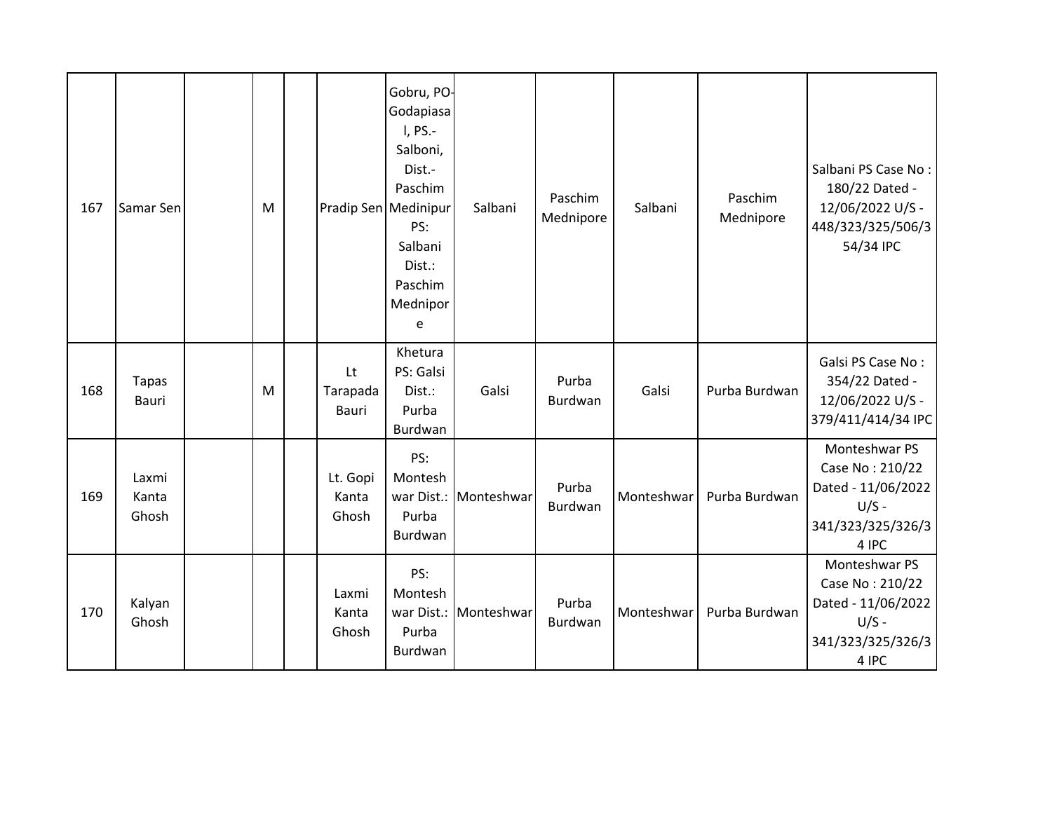| 167 | Samar Sen | | M | | Pradip Sen | Gobru, PO-Godapiasal, PS.-Salboni, Dist.-Paschim Medinipur PS: Salbani Dist.: Paschim Mednipore | Salbani | Paschim Mednipore | Salbani | Paschim Mednipore | Salbani PS Case No : 180/22 Dated - 12/06/2022 U/S - 448/323/325/506/354/34 IPC |
|---|---|---|---|---|---|---|---|---|---|---|---|
| 168 | Tapas Bauri | | M | | Lt Tarapada Bauri | Khetura PS: Galsi Dist.: Purba Burdwan | Galsi | Purba Burdwan | Galsi | Purba Burdwan | Galsi PS Case No : 354/22 Dated - 12/06/2022 U/S - 379/411/414/34 IPC |
| 169 | Laxmi Kanta Ghosh | | | | Lt. Gopi Kanta Ghosh | PS: Monteshwar Dist.: Purba Burdwan | Monteshwar | Purba Burdwan | Monteshwar | Purba Burdwan | Monteshwar PS Case No : 210/22 Dated - 11/06/2022 U/S - 341/323/325/326/34 IPC |
| 170 | Kalyan Ghosh | | | | Laxmi Kanta Ghosh | PS: Monteshwar Dist.: Purba Burdwan | Monteshwar | Purba Burdwan | Monteshwar | Purba Burdwan | Monteshwar PS Case No : 210/22 Dated - 11/06/2022 U/S - 341/323/325/326/34 IPC |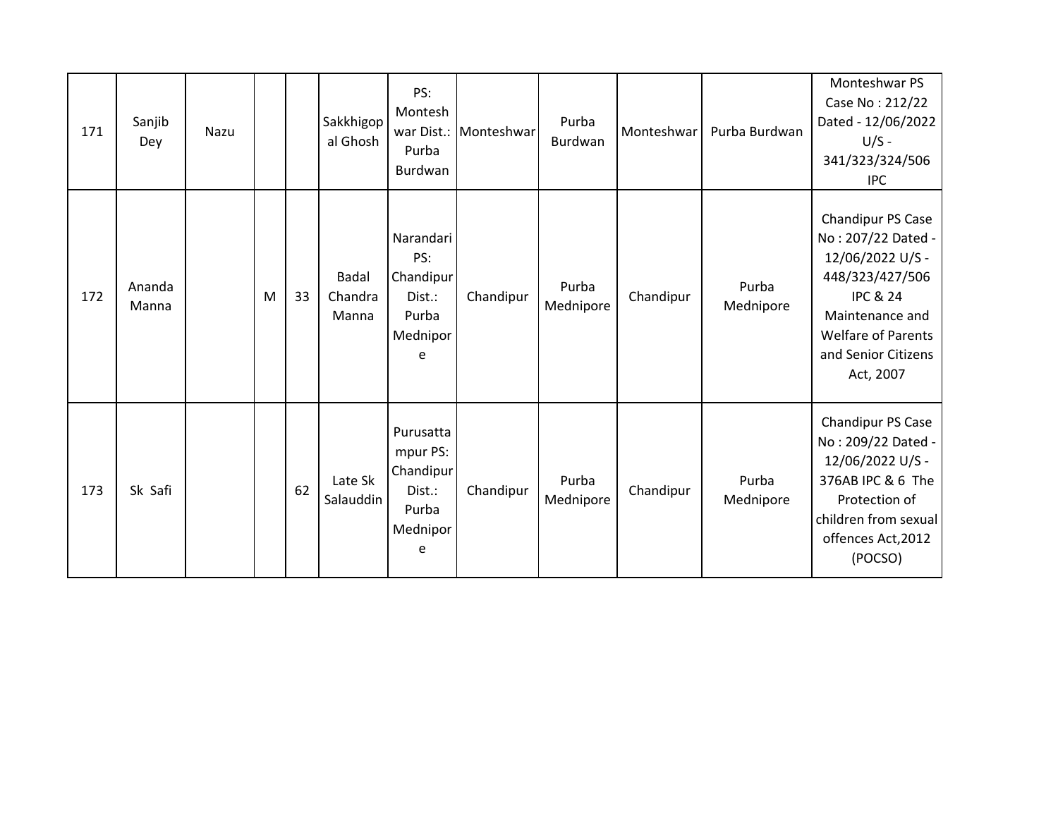| 171 | Sanjib Dey | Nazu | | | Sakkhigopal Ghosh | PS: Monteshwar Dist.: Purba Burdwan | Monteshwar | Purba Burdwan | Monteshwar | Purba Burdwan | Monteshwar PS Case No : 212/22 Dated - 12/06/2022 U/S - 341/323/324/506 IPC |
|---|---|---|---|---|---|---|---|---|---|---|---|
| 172 | Ananda Manna | | M | 33 | Badal Chandra Manna | Narandari PS: Chandipur Dist.: Purba Mednipore | Chandipur | Purba Mednipore | Chandipur | Purba Mednipore | Chandipur PS Case No : 207/22 Dated - 12/06/2022 U/S - 448/323/427/506 IPC & 24 Maintenance and Welfare of Parents and Senior Citizens Act, 2007 |
| 173 | Sk Safi | | | 62 | Late Sk Salauddin | Purusattampur PS: Chandipur Dist.: Purba Mednipore | Chandipur | Purba Mednipore | Chandipur | Purba Mednipore | Chandipur PS Case No : 209/22 Dated - 12/06/2022 U/S - 376AB IPC & 6 The Protection of children from sexual offences Act,2012 (POCSO) |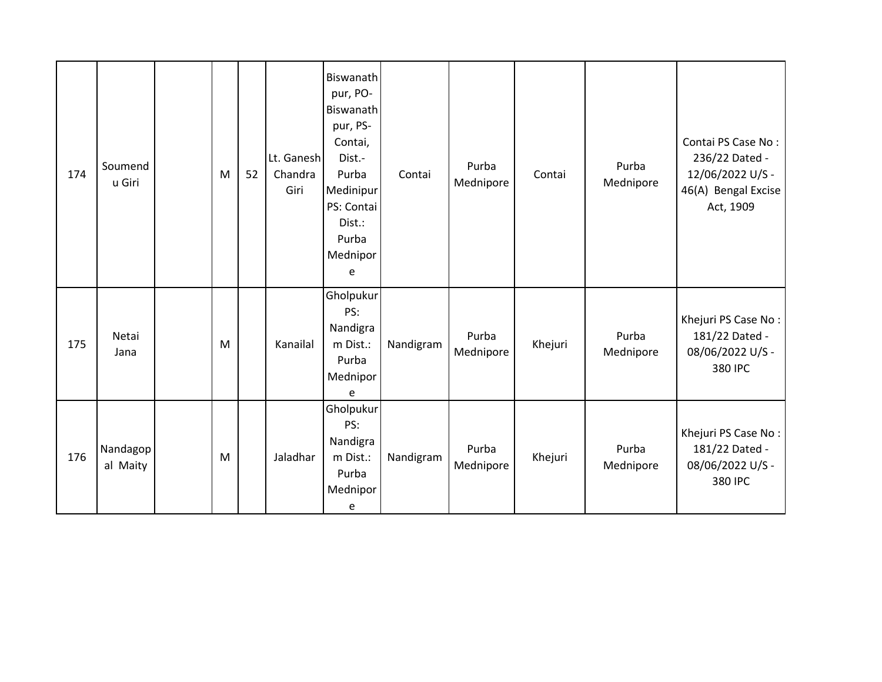| 174 | Soumendu Giri | | M | 52 | Lt. Ganesh Chandra Giri | Biswanathpur, PO-Biswanathpur, PS-Contai, Dist.-Purba Medinipur PS: Contai Dist.: Purba Mednipore | Contai | Purba Mednipore | Contai | Purba Mednipore | Contai PS Case No : 236/22 Dated - 12/06/2022 U/S - 46(A) Bengal Excise Act, 1909 |
|---|---|---|---|---|---|---|---|---|---|---|---|
| 175 | Netai Jana | | M | | Kanailal | Gholpukur PS: Nandigram Dist.: Purba Mednipore | Nandigram | Purba Mednipore | Khejuri | Purba Mednipore | Khejuri PS Case No : 181/22 Dated - 08/06/2022 U/S - 380 IPC |
| 176 | Nandagopal Maity | | M | | Jaladhar | Gholpukur PS: Nandigram Dist.: Purba Mednipore | Nandigram | Purba Mednipore | Khejuri | Purba Mednipore | Khejuri PS Case No : 181/22 Dated - 08/06/2022 U/S - 380 IPC |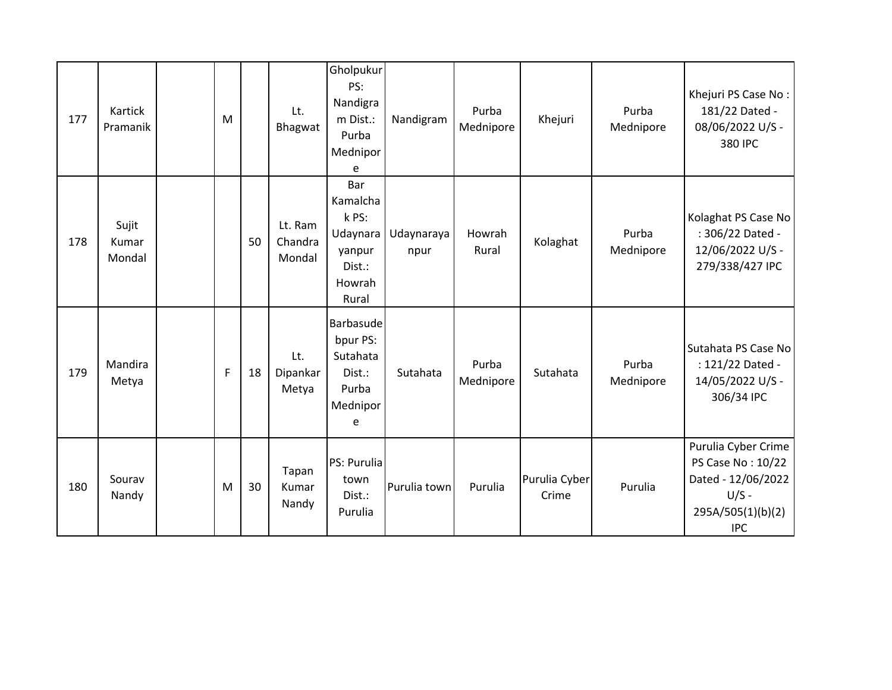| 177 | Kartick Pramanik | | M | | Lt. Bhagwat | Gholpukur PS: Nandigram Dist.: Purba Mednipore | Nandigram | Purba Mednipore | Khejuri | Purba Mednipore | Khejuri PS Case No : 181/22 Dated - 08/06/2022 U/S - 380 IPC |
|---|---|---|---|---|---|---|---|---|---|---|---|
| 178 | Sujit Kumar Mondal | | | 50 | Lt. Ram Chandra Mondal | Bar Kamalchak PS: Udaynarayanpur Dist.: Howrah Rural | Udaynarayanpur | Howrah Rural | Kolaghat | Purba Mednipore | Kolaghat PS Case No : 306/22 Dated - 12/06/2022 U/S - 279/338/427 IPC |
| 179 | Mandira Metya | | F | 18 | Lt. Dipankar Metya | Barbasudebpur PS: Sutahata Dist.: Purba Mednipore | Sutahata | Purba Mednipore | Sutahata | Purba Mednipore | Sutahata PS Case No : 121/22 Dated - 14/05/2022 U/S - 306/34 IPC |
| 180 | Sourav Nandy | | M | 30 | Tapan Kumar Nandy | PS: Purulia town Dist.: Purulia | Purulia town | Purulia | Purulia Cyber Crime | Purulia | Purulia Cyber Crime PS Case No : 10/22 Dated - 12/06/2022 U/S - 295A/505(1)(b)(2) IPC |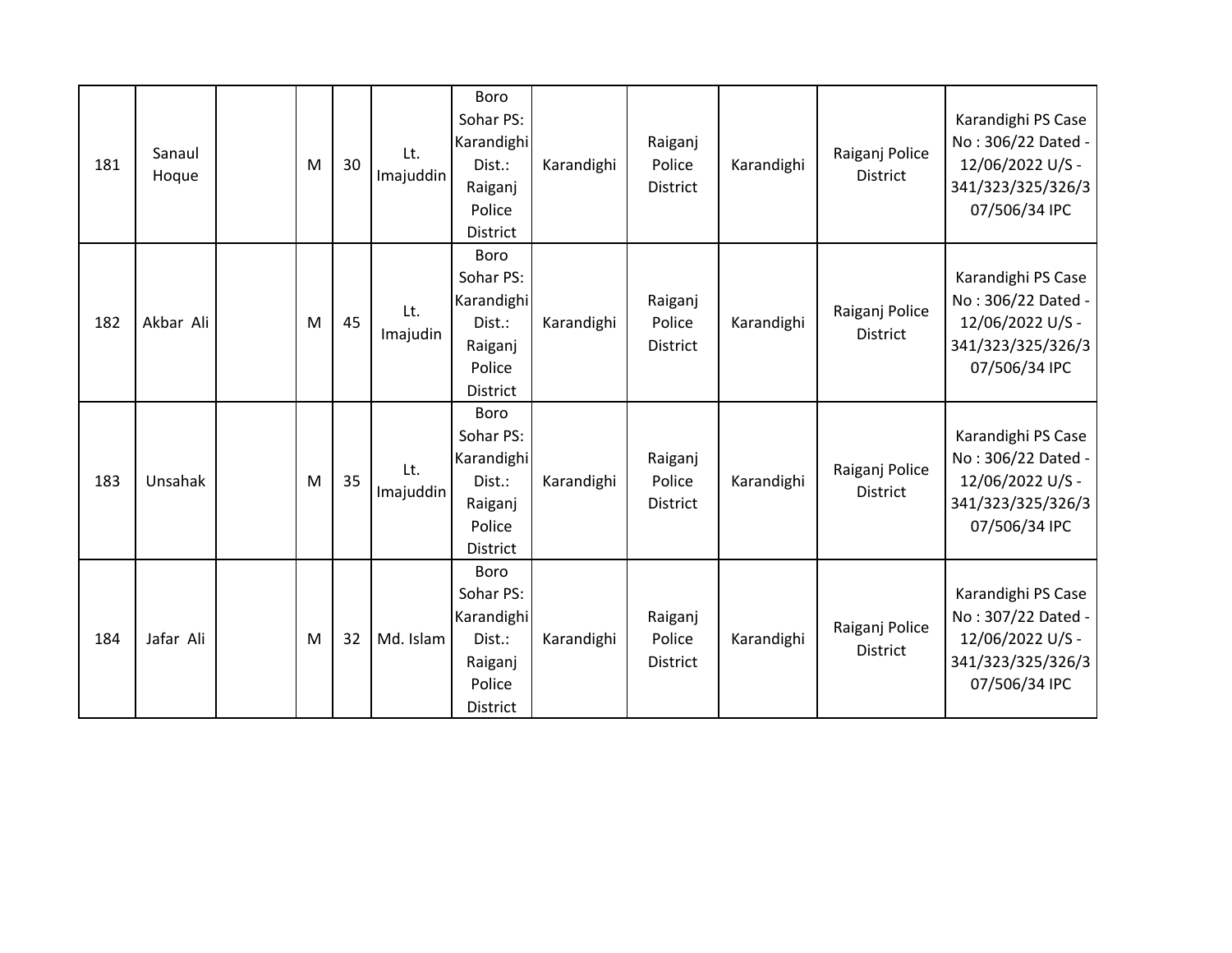| 181 | Sanaul Hoque | | M | 30 | Lt. Imajuddin | Boro Sohar PS: Karandighi Dist.: Raiganj Police District | Karandighi | Raiganj Police District | Karandighi | Raiganj Police District | Karandighi PS Case No : 306/22 Dated - 12/06/2022 U/S - 341/323/325/326/307/506/34 IPC |
|---|---|---|---|---|---|---|---|---|---|---|---|
| 182 | Akbar Ali | | M | 45 | Lt. Imajudin | Boro Sohar PS: Karandighi Dist.: Raiganj Police District | Karandighi | Raiganj Police District | Karandighi | Raiganj Police District | Karandighi PS Case No : 306/22 Dated - 12/06/2022 U/S - 341/323/325/326/307/506/34 IPC |
| 183 | Unsahak | | M | 35 | Lt. Imajuddin | Boro Sohar PS: Karandighi Dist.: Raiganj Police District | Karandighi | Raiganj Police District | Karandighi | Raiganj Police District | Karandighi PS Case No : 306/22 Dated - 12/06/2022 U/S - 341/323/325/326/307/506/34 IPC |
| 184 | Jafar Ali | | M | 32 | Md. Islam | Boro Sohar PS: Karandighi Dist.: Raiganj Police District | Karandighi | Raiganj Police District | Karandighi | Raiganj Police District | Karandighi PS Case No : 307/22 Dated - 12/06/2022 U/S - 341/323/325/326/307/506/34 IPC |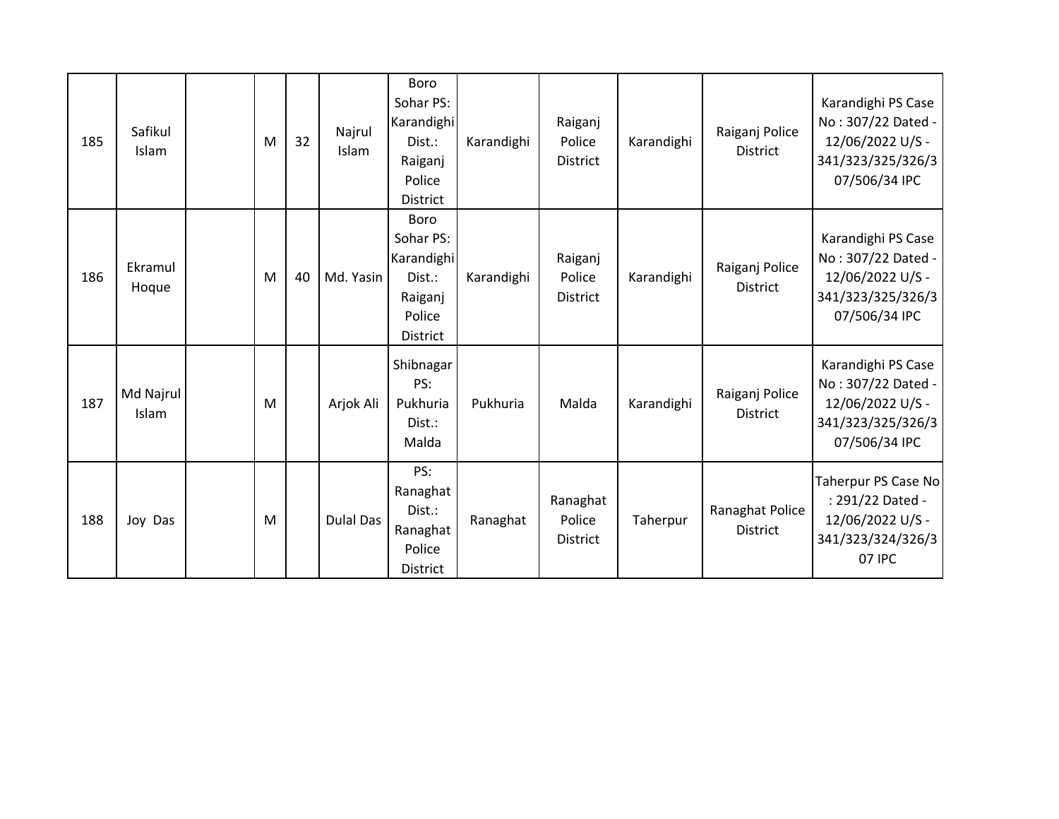| 185 | Safikul Islam | | M | 32 | Najrul Islam | Boro Sohar PS: Karandighi Dist.: Raiganj Police District | Karandighi | Raiganj Police District | Karandighi | Raiganj Police District | Karandighi PS Case No : 307/22 Dated - 12/06/2022 U/S - 341/323/325/326/307/506/34 IPC |
|---|---|---|---|---|---|---|---|---|---|---|---|
| 186 | Ekramul Hoque | | M | 40 | Md. Yasin | Boro Sohar PS: Karandighi Dist.: Raiganj Police District | Karandighi | Raiganj Police District | Karandighi | Raiganj Police District | Karandighi PS Case No : 307/22 Dated - 12/06/2022 U/S - 341/323/325/326/307/506/34 IPC |
| 187 | Md Najrul Islam | | M | | Arjok Ali | Shibnagar PS: Pukhuria Dist.: Malda | Pukhuria | Malda | Karandighi | Raiganj Police District | Karandighi PS Case No : 307/22 Dated - 12/06/2022 U/S - 341/323/325/326/307/506/34 IPC |
| 188 | Joy Das | | M | | Dulal Das | PS: Ranaghat Dist.: Ranaghat Police District | Ranaghat | Ranaghat Police District | Taherpur | Ranaghat Police District | Taherpur PS Case No : 291/22 Dated - 12/06/2022 U/S - 341/323/324/326/307 IPC |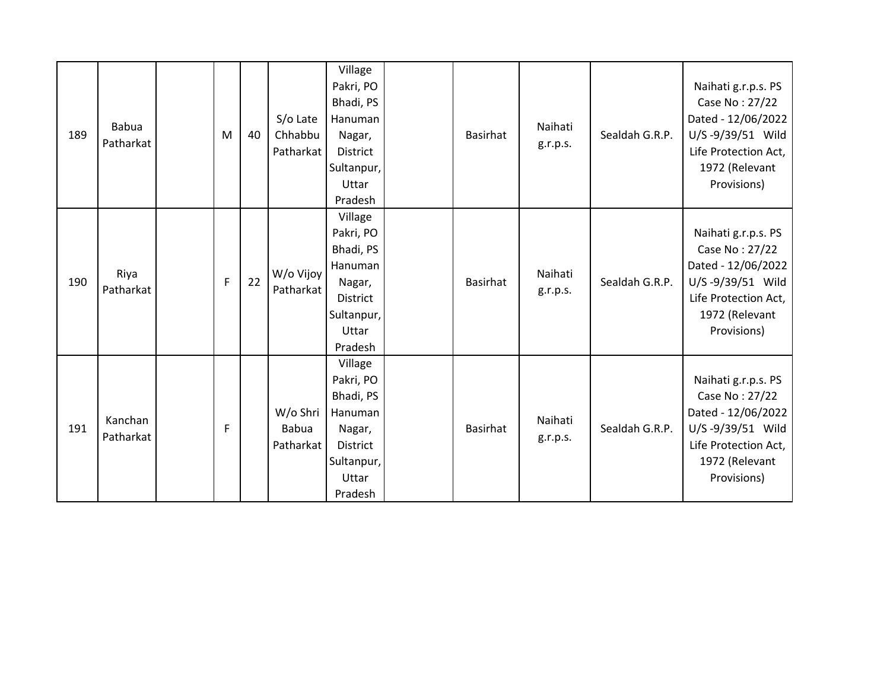| 189 | Babua Patharkat | | M | 40 | S/o Late Chhabbu Patharkat | Village Pakri, PO Bhadi, PS Hanuman Nagar, District Sultanpur, Uttar Pradesh | | Basirhat | Naihati g.r.p.s. | Sealdah G.R.P. | Naihati g.r.p.s. PS Case No : 27/22 Dated - 12/06/2022 U/S -9/39/51 Wild Life Protection Act, 1972 (Relevant Provisions) |
|---|---|---|---|---|---|---|---|---|---|---|---|
| 190 | Riya Patharkat | | F | 22 | W/o Vijoy Patharkat | Village Pakri, PO Bhadi, PS Hanuman Nagar, District Sultanpur, Uttar Pradesh | | Basirhat | Naihati g.r.p.s. | Sealdah G.R.P. | Naihati g.r.p.s. PS Case No : 27/22 Dated - 12/06/2022 U/S -9/39/51 Wild Life Protection Act, 1972 (Relevant Provisions) |
| 191 | Kanchan Patharkat | | F | | W/o Shri Babua Patharkat | Village Pakri, PO Bhadi, PS Hanuman Nagar, District Sultanpur, Uttar Pradesh | | Basirhat | Naihati g.r.p.s. | Sealdah G.R.P. | Naihati g.r.p.s. PS Case No : 27/22 Dated - 12/06/2022 U/S -9/39/51 Wild Life Protection Act, 1972 (Relevant Provisions) |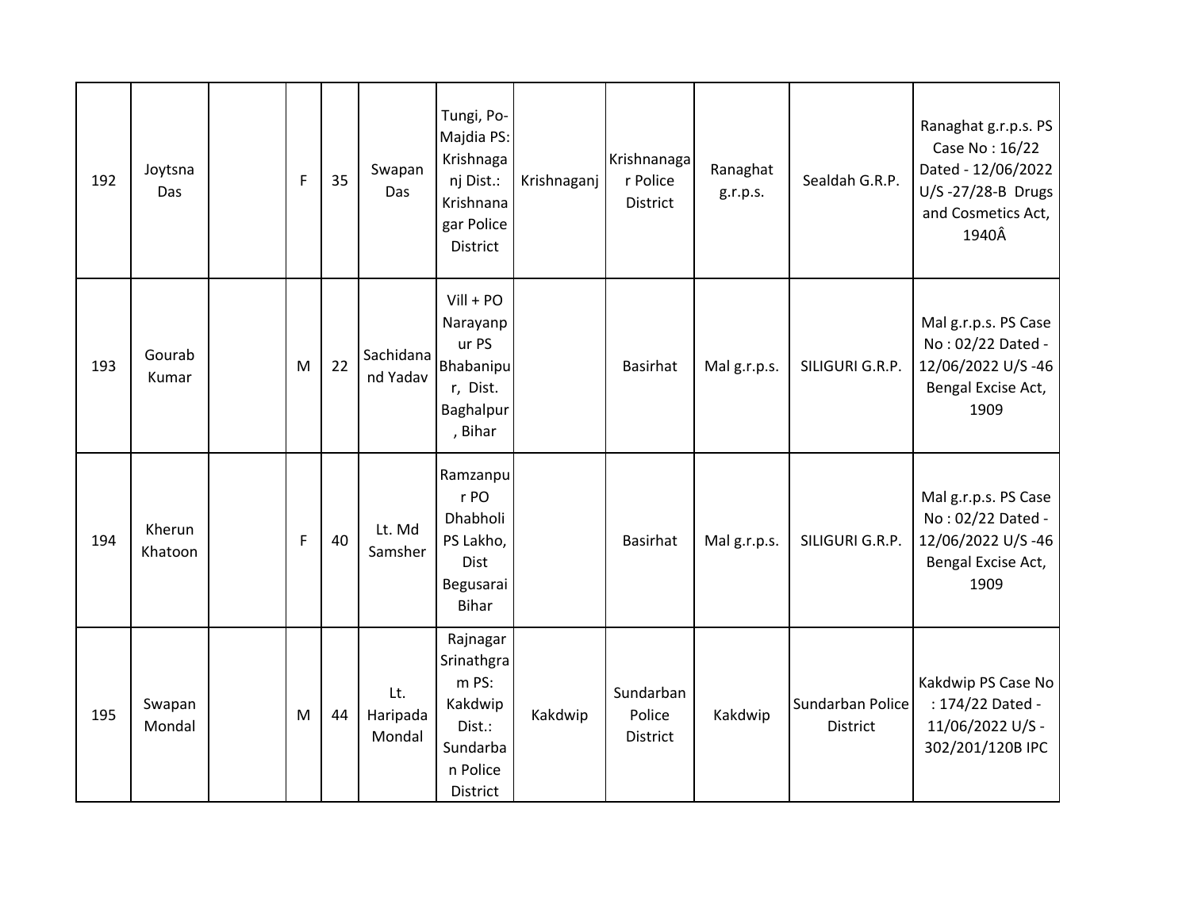| 192 | Joytsna Das | | F | 35 | Swapan Das | Tungi, Po-Majdia PS: Krishnaganj Dist.: Krishnanagar Police District | Krishnaganj | Krishnanagar Police District | Ranaghat g.r.p.s. | Sealdah G.R.P. | Ranaghat g.r.p.s. PS Case No : 16/22 Dated - 12/06/2022 U/S -27/28-B Drugs and Cosmetics Act, 1940Â |
|---|---|---|---|---|---|---|---|---|---|---|---|
| 193 | Gourab Kumar | | M | 22 | Sachidanand Yadav | Vill + PO Narayanpur PS Bhabanipur, Dist. Baghalpur, Bihar | | Basirhat | Mal g.r.p.s. | SILIGURI G.R.P. | Mal g.r.p.s. PS Case No : 02/22 Dated - 12/06/2022 U/S -46 Bengal Excise Act, 1909 |
| 194 | Kherun Khatoon | | F | 40 | Lt. Md Samsher | Ramzanpur PO Dhabholi PS Lakho, Dist Begusarai Bihar | | Basirhat | Mal g.r.p.s. | SILIGURI G.R.P. | Mal g.r.p.s. PS Case No : 02/22 Dated - 12/06/2022 U/S -46 Bengal Excise Act, 1909 |
| 195 | Swapan Mondal | | M | 44 | Lt. Haripada Mondal | Rajnagar Srinathgram PS: Kakdwip Dist.: Sundarban Police District | Kakdwip | Sundarban Police District | Kakdwip | Sundarban Police District | Kakdwip PS Case No : 174/22 Dated - 11/06/2022 U/S - 302/201/120B IPC |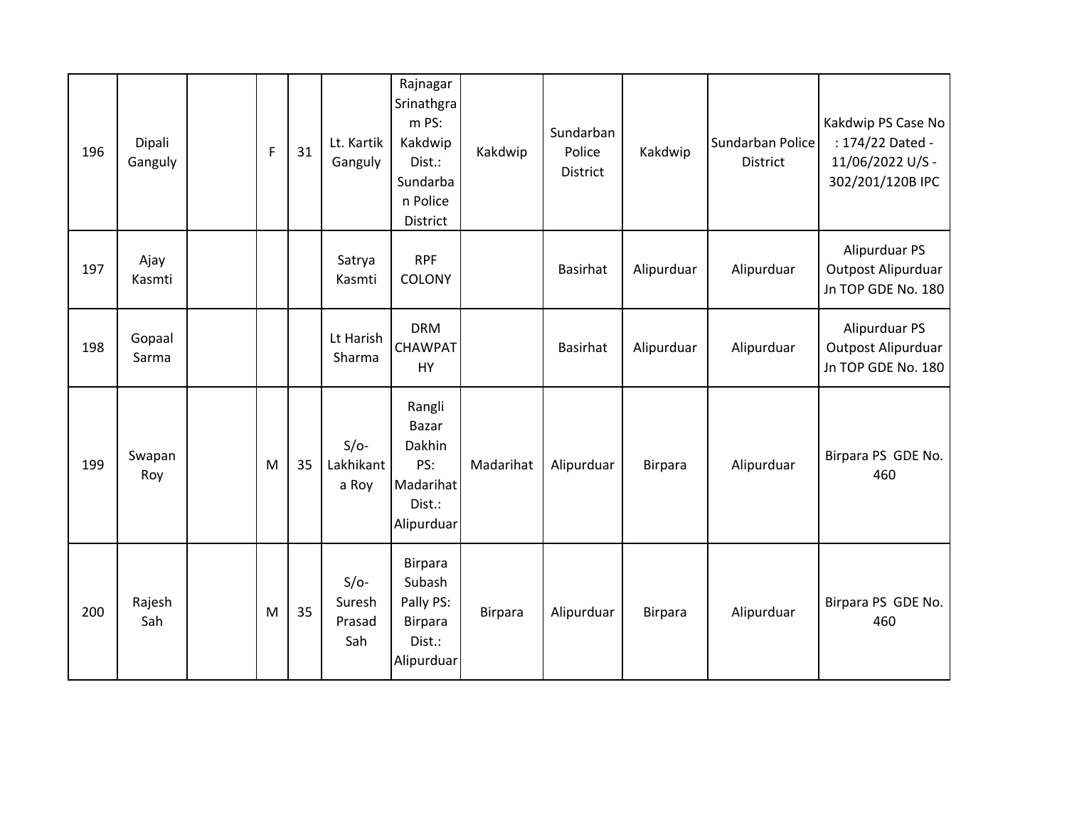| 196 | Dipali Ganguly | | F | 31 | Lt. Kartik Ganguly | Rajnagar Srinathgram PS: Kakdwip Dist.: Sundarban Police District | Kakdwip | Sundarban Police District | Kakdwip | Sundarban Police District | Kakdwip PS Case No : 174/22 Dated - 11/06/2022 U/S - 302/201/120B IPC |
|---|---|---|---|---|---|---|---|---|---|---|---|
| 197 | Ajay Kasmti | | | | Satrya Kasmti | RPF COLONY | | Basirhat | Alipurduar | Alipurduar | Alipurduar PS Outpost Alipurduar Jn TOP GDE No. 180 |
| 198 | Gopaal Sarma | | | | Lt Harish Sharma | DRM CHAWPATHY | | Basirhat | Alipurduar | Alipurduar | Alipurduar PS Outpost Alipurduar Jn TOP GDE No. 180 |
| 199 | Swapan Roy | | M | 35 | S/o- Lakhikanta Roy | Rangli Bazar Dakhin PS: Madarihat Dist.: Alipurduar | Madarihat | Alipurduar | Birpara | Alipurduar | Birpara PS GDE No. 460 |
| 200 | Rajesh Sah | | M | 35 | S/o- Suresh Prasad Sah | Birpara Subash Pally PS: Birpara Dist.: Alipurduar | Birpara | Alipurduar | Birpara | Alipurduar | Birpara PS GDE No. 460 |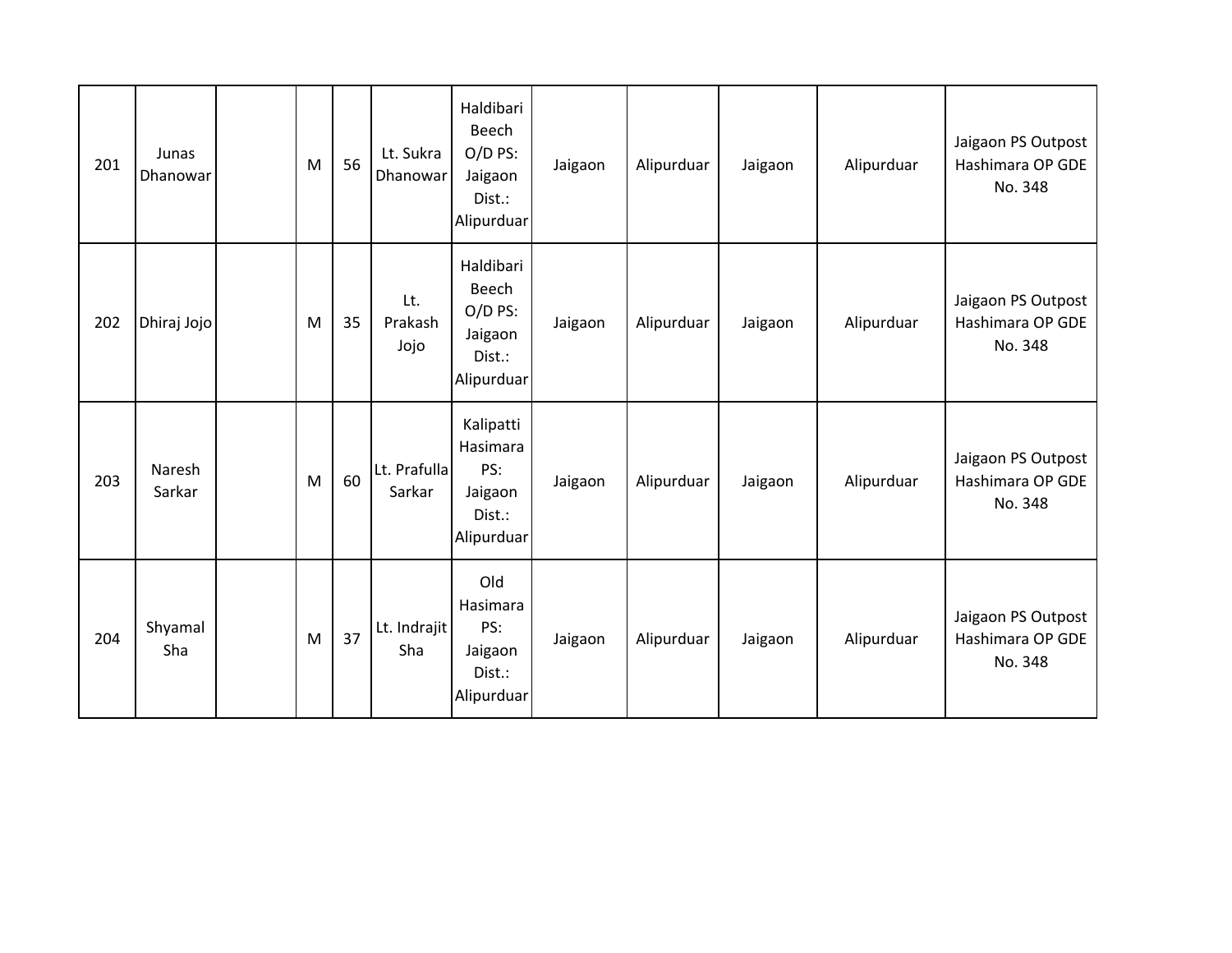| 201 | Junas Dhanowar | | M | 56 | Lt. Sukra Dhanowar | Haldibari Beech O/D PS: Jaigaon Dist.: Alipurduar | Jaigaon | Alipurduar | Jaigaon | Alipurduar | Jaigaon PS Outpost Hashimara OP GDE No. 348 |
|---|---|---|---|---|---|---|---|---|---|---|---|
| 202 | Dhiraj Jojo | | M | 35 | Lt. Prakash Jojo | Haldibari Beech O/D PS: Jaigaon Dist.: Alipurduar | Jaigaon | Alipurduar | Jaigaon | Alipurduar | Jaigaon PS Outpost Hashimara OP GDE No. 348 |
| 203 | Naresh Sarkar | | M | 60 | Lt. Prafulla Sarkar | Kalipatti Hasimara PS: Jaigaon Dist.: Alipurduar | Jaigaon | Alipurduar | Jaigaon | Alipurduar | Jaigaon PS Outpost Hashimara OP GDE No. 348 |
| 204 | Shyamal Sha | | M | 37 | Lt. Indrajit Sha | Old Hasimara PS: Jaigaon Dist.: Alipurduar | Jaigaon | Alipurduar | Jaigaon | Alipurduar | Jaigaon PS Outpost Hashimara OP GDE No. 348 |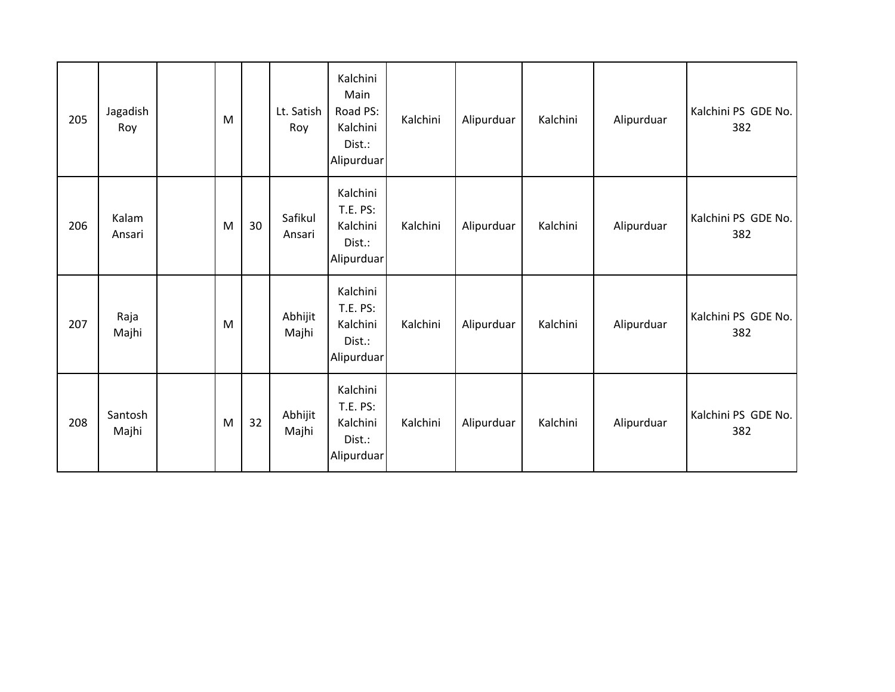| | | | | | | | | | | | |
|---|---|---|---|---|---|---|---|---|---|---|---|
| 205 | Jagadish Roy | | M | | Lt. Satish Roy | Kalchini Main Road PS: Kalchini Dist.: Alipurduar | Kalchini | Alipurduar | Kalchini | Alipurduar | Kalchini PS GDE No. 382 |
| 206 | Kalam Ansari | | M | 30 | Safikul Ansari | Kalchini T.E. PS: Kalchini Dist.: Alipurduar | Kalchini | Alipurduar | Kalchini | Alipurduar | Kalchini PS GDE No. 382 |
| 207 | Raja Majhi | | M | | Abhijit Majhi | Kalchini T.E. PS: Kalchini Dist.: Alipurduar | Kalchini | Alipurduar | Kalchini | Alipurduar | Kalchini PS GDE No. 382 |
| 208 | Santosh Majhi | | M | 32 | Abhijit Majhi | Kalchini T.E. PS: Kalchini Dist.: Alipurduar | Kalchini | Alipurduar | Kalchini | Alipurduar | Kalchini PS GDE No. 382 |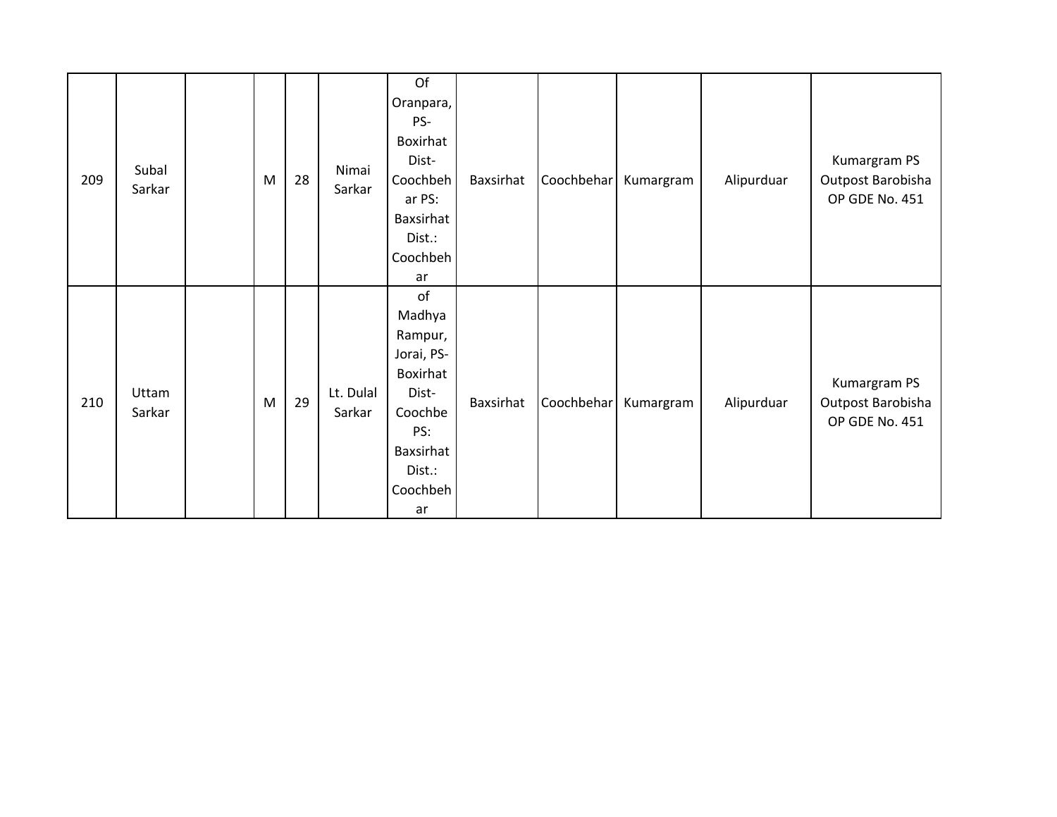| | | | | | | | | | | | |
|---|---|---|---|---|---|---|---|---|---|---|---|
| 209 | Subal Sarkar | | M | 28 | Nimai Sarkar | Of Oranpara, PS- Boxirhat Dist- Coochbehar PS: Baxsirhat Dist.: Coochbehar | Baxsirhat | Coochbehar | Kumargram | Alipurduar | Kumargram PS Outpost Barobisha OP GDE No. 451 |
| 210 | Uttam Sarkar | | M | 29 | Lt. Dulal Sarkar | of Madhya Rampur, Jorai, PS- Boxirhat Dist- Coochbe PS: Baxsirhat Dist.: Coochbehar | Baxsirhat | Coochbehar | Kumargram | Alipurduar | Kumargram PS Outpost Barobisha OP GDE No. 451 |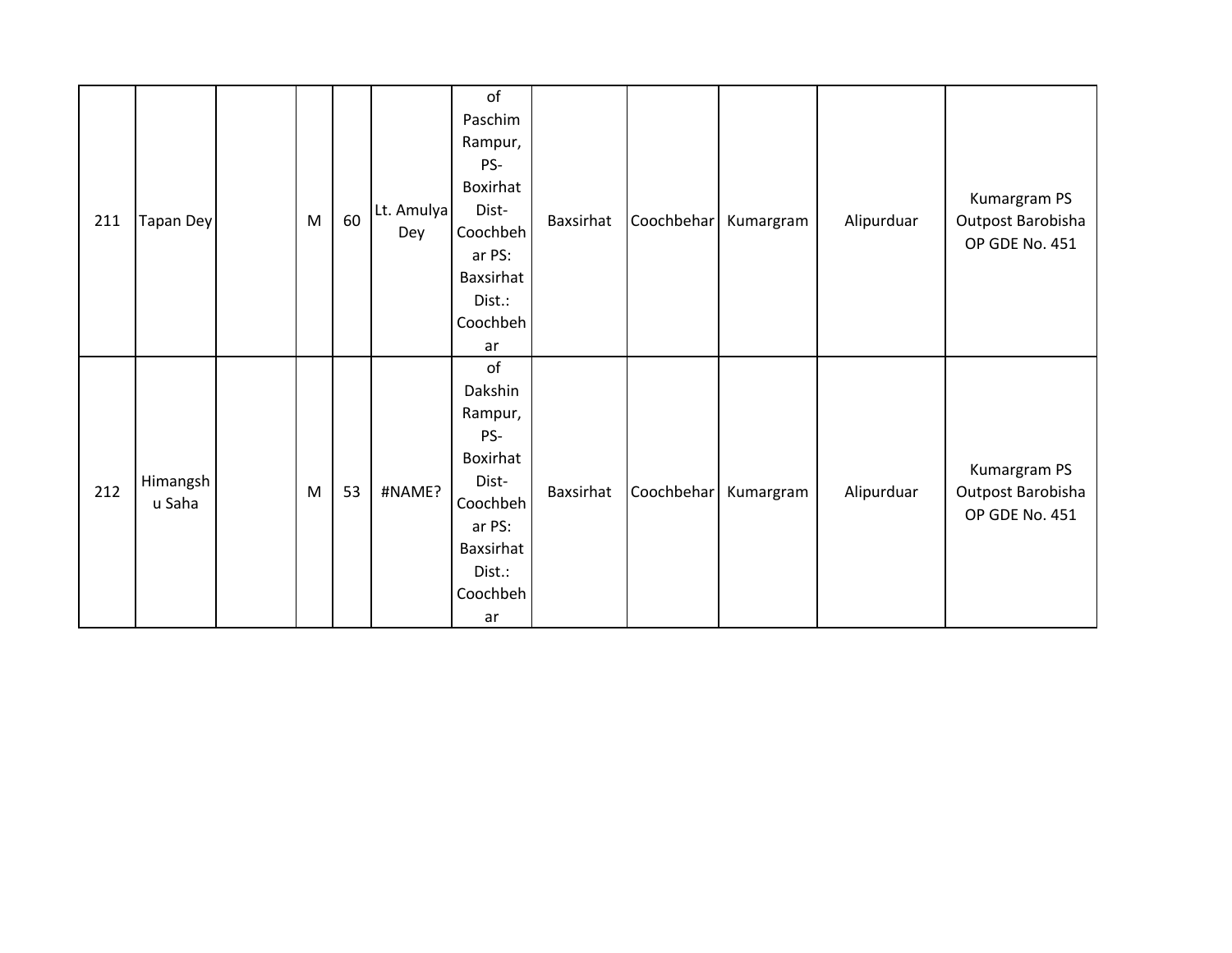| 211 | Tapan Dey | | M | 60 | Lt. Amulya Dey | of Paschim Rampur, PS-Boxirhat Dist-Coochbehar PS: Baxsirhat Dist.: Coochbehar | Baxsirhat | Coochbehar | Kumargram | Alipurduar | Kumargram PS Outpost Barobisha OP GDE No. 451 |
|---|---|---|---|---|---|---|---|---|---|---|---|
| 212 | Himangshu Saha | | M | 53 | #NAME? | of Dakshin Rampur, PS-Boxirhat Dist-Coochbehar PS: Baxsirhat Dist.: Coochbehar | Baxsirhat | Coochbehar | Kumargram | Alipurduar | Kumargram PS Outpost Barobisha OP GDE No. 451 |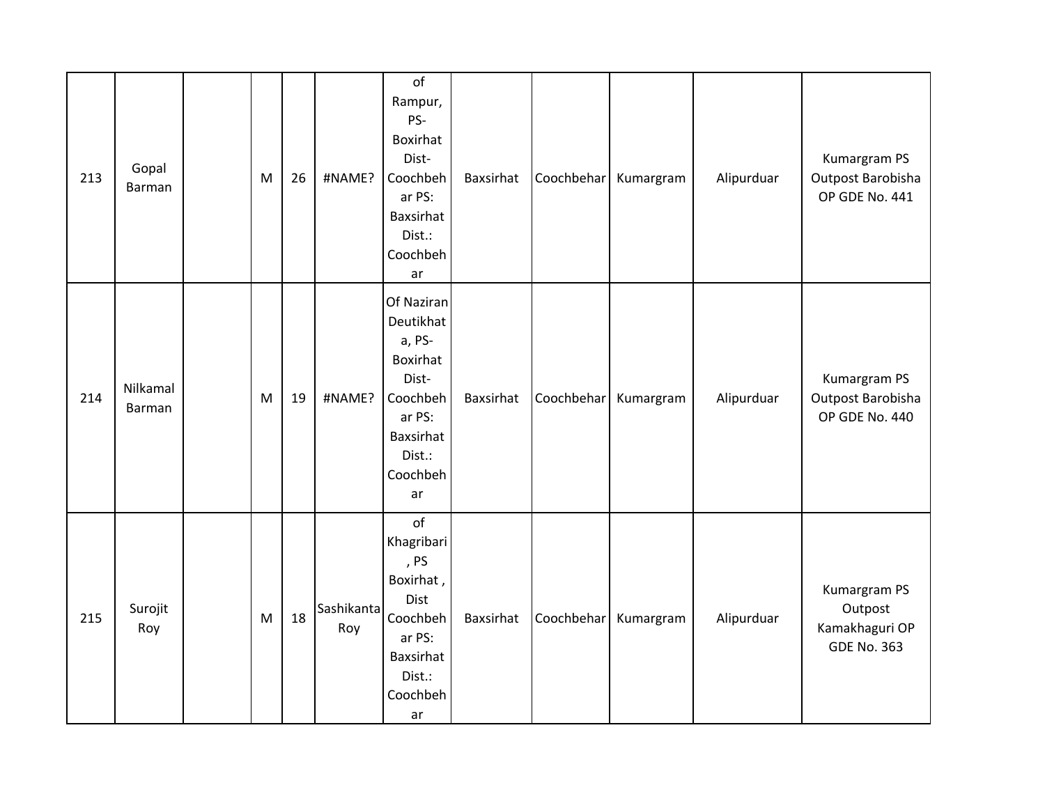| 213 | Gopal Barman | | M | 26 | #NAME? | of Rampur, PS-Boxirhat Dist-Coochbehar PS: Baxsirhat Dist.: Coochbehar | Baxsirhat | Coochbehar | Kumargram | Alipurduar | Kumargram PS Outpost Barobisha OP GDE No. 441 |
|---|---|---|---|---|---|---|---|---|---|---|---|
| 214 | Nilkamal Barman | | M | 19 | #NAME? | Of Naziran Deutikhata, PS-Boxirhat Dist-Coochbehar PS: Baxsirhat Dist.: Coochbehar | Baxsirhat | Coochbehar | Kumargram | Alipurduar | Kumargram PS Outpost Barobisha OP GDE No. 440 |
| 215 | Surojit Roy | | M | 18 | Sashikanta Roy | of Khagribari, PS Boxirhat , Dist Coochbehar PS: Baxsirhat Dist.: Coochbehar | Baxsirhat | Coochbehar | Kumargram | Alipurduar | Kumargram PS Outpost Kamakhaguri OP GDE No. 363 |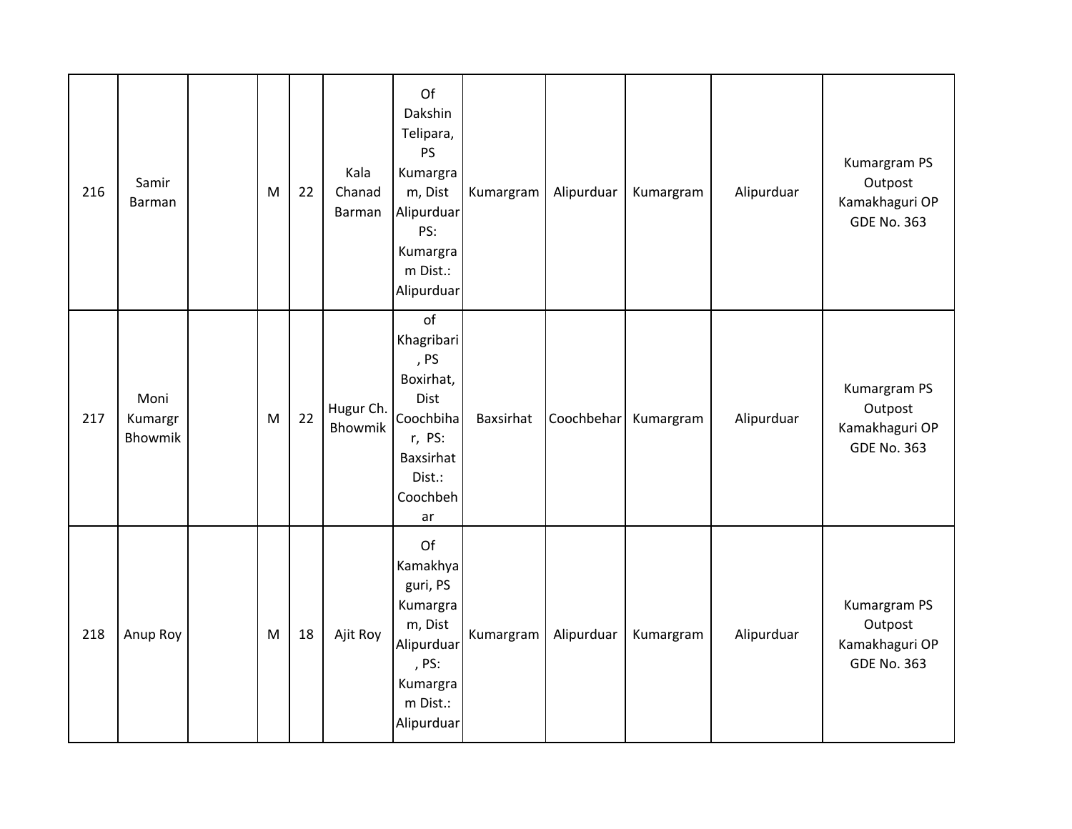| 216 | Samir Barman | | M | 22 | Kala Chanad Barman | Of Dakshin Telipara, PS Kumargram, Dist Alipurduar PS: Kumargram Dist.: Alipurduar | Kumargram | Alipurduar | Kumargram | Alipurduar | Kumargram PS Outpost Kamakhaguri OP GDE No. 363 |
|---|---|---|---|---|---|---|---|---|---|---|---|
| 217 | Moni Kumargr Bhowmik | | M | 22 | Hugur Ch. Bhowmik | of Khagribari, PS Boxirhat, Dist Coochbihar, PS: Baxsirhat Dist.: Coochbehar | Baxsirhat | Coochbehar | Kumargram | Alipurduar | Kumargram PS Outpost Kamakhaguri OP GDE No. 363 |
| 218 | Anup Roy | | M | 18 | Ajit Roy | Of Kamakhyaguri, PS Kumargram, Dist Alipurduar, PS: Kumargram Dist.: Alipurduar | Kumargram | Alipurduar | Kumargram | Alipurduar | Kumargram PS Outpost Kamakhaguri OP GDE No. 363 |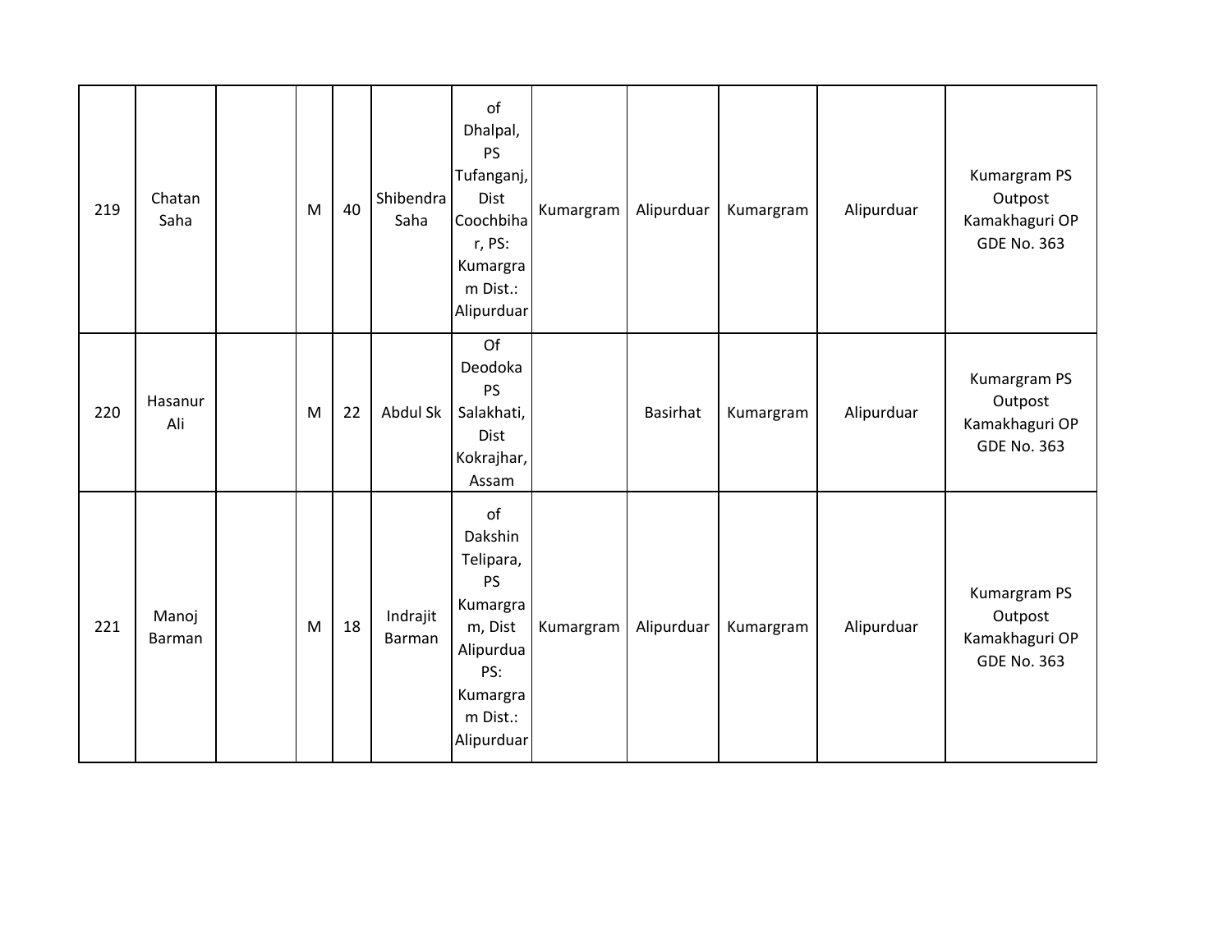| 219 | Chatan Saha | | M | 40 | Shibendra Saha | of Dhalpal, PS Tufanganj, Dist Coochbihar, PS: Kumargram Dist.: Alipurduar | Kumargram | Alipurduar | Kumargram | Alipurduar | Kumargram PS Outpost Kamakhaguri OP GDE No. 363 |
|---|---|---|---|---|---|---|---|---|---|---|---|
| 220 | Hasanur Ali | | M | 22 | Abdul Sk | Of Deodoka PS Salakhati, Dist Kokrajhar, Assam | | Basirhat | Kumargram | Alipurduar | Kumargram PS Outpost Kamakhaguri OP GDE No. 363 |
| 221 | Manoj Barman | | M | 18 | Indrajit Barman | of Dakshin Telipara, PS Kumargram, Dist Alipurdua PS: Kumargram Dist.: Alipurduar | Kumargram | Alipurduar | Kumargram | Alipurduar | Kumargram PS Outpost Kamakhaguri OP GDE No. 363 |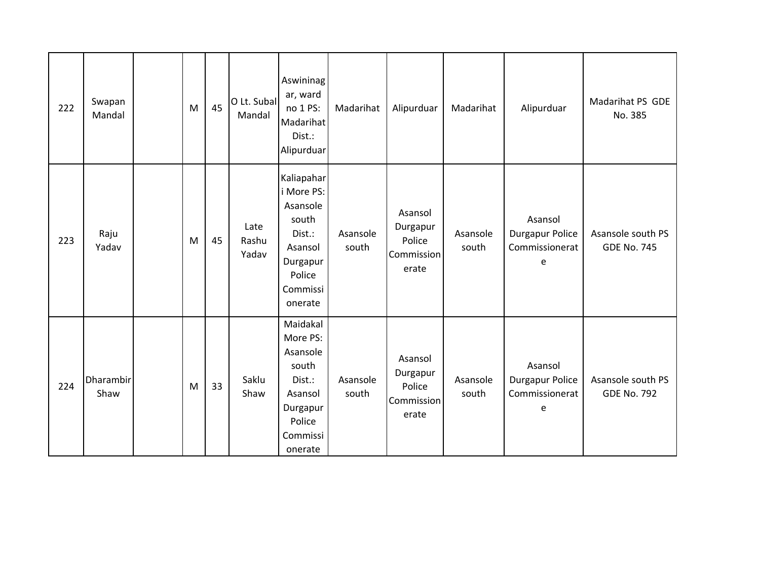| 222 | Swapan Mandal | | M | 45 | O Lt. Subal Mandal | Aswininagar, ward no 1 PS: Madarihat Dist.: Alipurduar | Madarihat | Alipurduar | Madarihat | Alipurduar | Madarihat PS GDE No. 385 |
|---|---|---|---|---|---|---|---|---|---|---|---|
| 223 | Raju Yadav | | M | 45 | Late Rashu Yadav | Kaliapahari More PS: Asansole south Dist.: Asansol Durgapur Police Commissionerate | Asansole south | Asansol Durgapur Police Commissionerate | Asansole south | Asansol Durgapur Police Commissionerate | Asansole south PS GDE No. 745 |
| 224 | Dharambir Shaw | | M | 33 | Saklu Shaw | Maidakal More PS: Asansole south Dist.: Asansol Durgapur Police Commissionerate | Asansole south | Asansol Durgapur Police Commissionerate | Asansole south | Asansol Durgapur Police Commissionerate | Asansole south PS GDE No. 792 |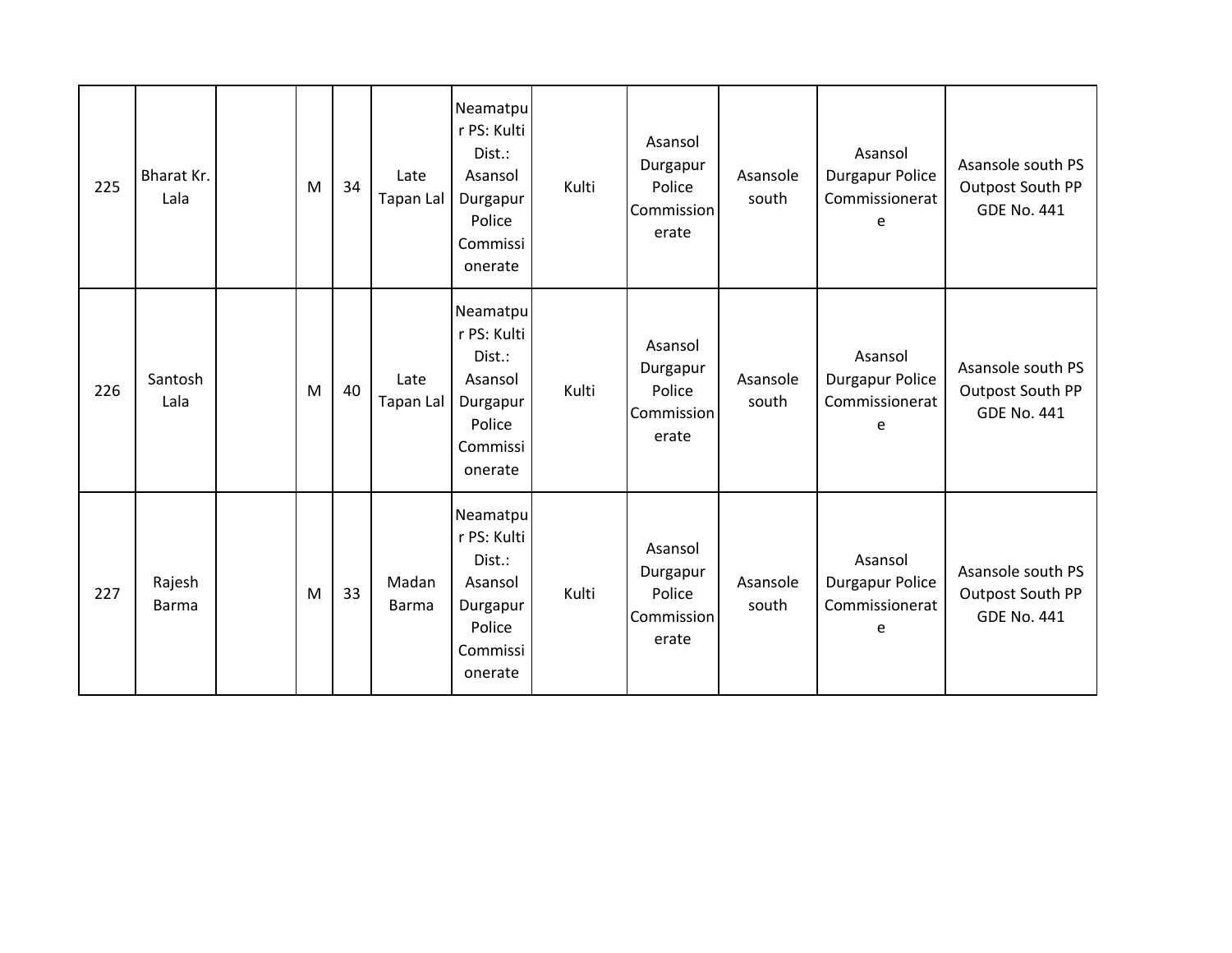| 225 | Bharat Kr. Lala | | M | 34 | Late Tapan Lal | Neamatpur PS: Kulti Dist.: Asansol Durgapur Police Commissionerate | Kulti | Asansol Durgapur Police Commissionerate | Asansole south | Asansol Durgapur Police Commissionerate | Asansole south PS Outpost South PP GDE No. 441 |
|---|---|---|---|---|---|---|---|---|---|---|---|
| 226 | Santosh Lala | | M | 40 | Late Tapan Lal | Neamatpur PS: Kulti Dist.: Asansol Durgapur Police Commissionerate | Kulti | Asansol Durgapur Police Commissionerate | Asansole south | Asansol Durgapur Police Commissionerate | Asansole south PS Outpost South PP GDE No. 441 |
| 227 | Rajesh Barma | | M | 33 | Madan Barma | Neamatpur PS: Kulti Dist.: Asansol Durgapur Police Commissionerate | Kulti | Asansol Durgapur Police Commissionerate | Asansole south | Asansol Durgapur Police Commissionerate | Asansole south PS Outpost South PP GDE No. 441 |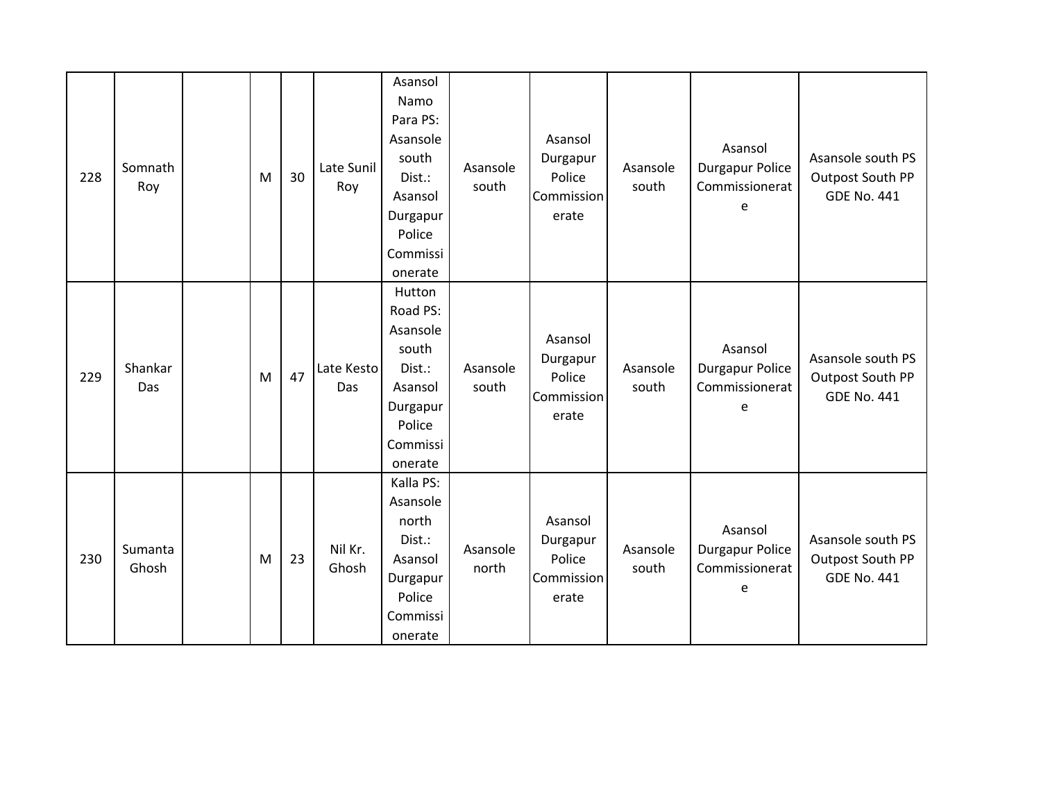| | | | | | | | | | | | |
|---|---|---|---|---|---|---|---|---|---|---|---|
| 228 | Somnath Roy | | M | 30 | Late Sunil Roy | Asansol Namo Para PS: Asansole south Dist.: Asansol Durgapur Police Commissionerate | Asansole south | Asansol Durgapur Police Commissionerate | Asansole south | Asansol Durgapur Police Commissionerate | Asansole south PS Outpost South PP GDE No. 441 |
| 229 | Shankar Das | | M | 47 | Late Kesto Das | Hutton Road PS: Asansole south Dist.: Asansol Durgapur Police Commissionerate | Asansole south | Asansol Durgapur Police Commissionerate | Asansole south | Asansol Durgapur Police Commissionerate | Asansole south PS Outpost South PP GDE No. 441 |
| 230 | Sumanta Ghosh | | M | 23 | Nil Kr. Ghosh | Kalla PS: Asansole north Dist.: Asansol Durgapur Police Commissionerate | Asansole north | Asansol Durgapur Police Commissionerate | Asansole south | Asansol Durgapur Police Commissionerate | Asansole south PS Outpost South PP GDE No. 441 |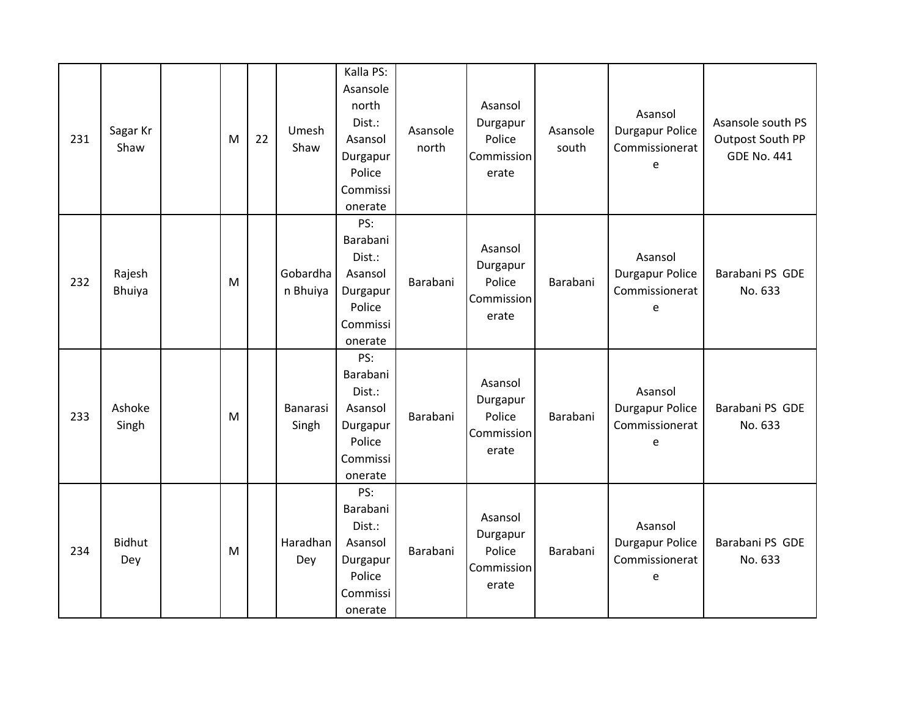| | | | | | | | | | | | |
|---|---|---|---|---|---|---|---|---|---|---|---|
| 231 | Sagar Kr Shaw | | M | 22 | Umesh Shaw | Kalla PS: Asansole north Dist.: Asansol Durgapur Police Commissionerate | Asansole north | Asansol Durgapur Police Commissionerate | Asansole south | Asansol Durgapur Police Commissionerate | Asansole south PS Outpost South PP GDE No. 441 |
| 232 | Rajesh Bhuiya | | M | | Gobardhan Bhuiya | PS: Barabani Dist.: Asansol Durgapur Police Commissionerate | Barabani | Asansol Durgapur Police Commissionerate | Barabani | Asansol Durgapur Police Commissionerate | Barabani PS GDE No. 633 |
| 233 | Ashoke Singh | | M | | Banarasi Singh | PS: Barabani Dist.: Asansol Durgapur Police Commissionerate | Barabani | Asansol Durgapur Police Commissionerate | Barabani | Asansol Durgapur Police Commissionerate | Barabani PS GDE No. 633 |
| 234 | Bidhut Dey | | M | | Haradhan Dey | PS: Barabani Dist.: Asansol Durgapur Police Commissionerate | Barabani | Asansol Durgapur Police Commissionerate | Barabani | Asansol Durgapur Police Commissionerate | Barabani PS GDE No. 633 |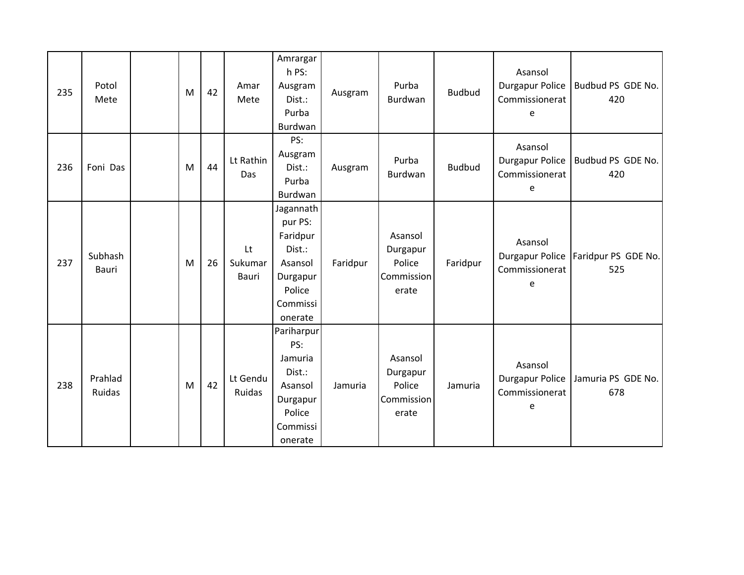| | | | | | | | | | | | |
|---|---|---|---|---|---|---|---|---|---|---|---|
| 235 | Potol Mete | | M | 42 | Amar Mete | Amrargarh PS: Ausgram Dist.: Purba Burdwan | Ausgram | Purba Burdwan | Budbud | Asansol Durgapur Police Commissionerate | Budbud PS GDE No. 420 |
| 236 | Foni Das | | M | 44 | Lt Rathin Das | PS: Ausgram Dist.: Purba Burdwan | Ausgram | Purba Burdwan | Budbud | Asansol Durgapur Police Commissionerate | Budbud PS GDE No. 420 |
| 237 | Subhash Bauri | | M | 26 | Lt Sukumar Bauri | Jagannathpur PS: Faridpur Dist.: Asansol Durgapur Police Commissionerate | Faridpur | Asansol Durgapur Police Commissionerate | Faridpur | Asansol Durgapur Police Commissionerate | Faridpur PS GDE No. 525 |
| 238 | Prahlad Ruidas | | M | 42 | Lt Gendu Ruidas | Pariharpur PS: Jamuria Dist.: Asansol Durgapur Police Commissionerate | Jamuria | Asansol Durgapur Police Commissionerate | Jamuria | Asansol Durgapur Police Commissionerate | Jamuria PS GDE No. 678 |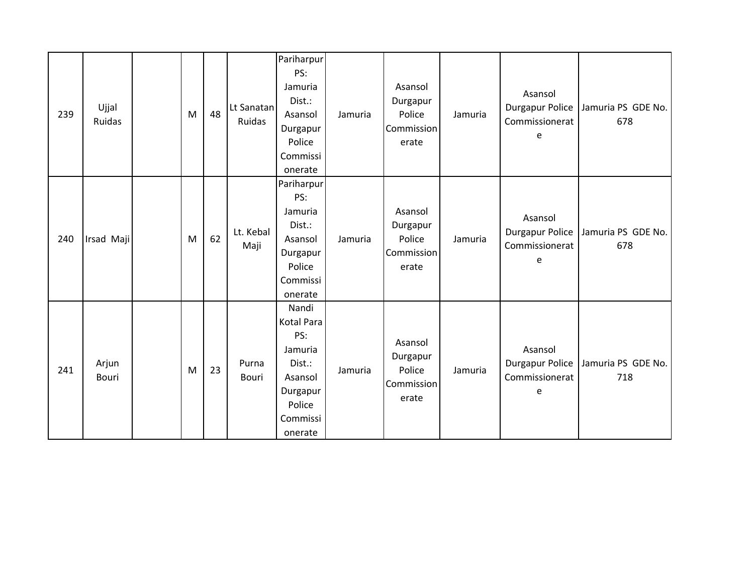| 239 | Ujjal Ruidas | | M | 48 | Lt Sanatan Ruidas | Pariharpur PS: Jamuria Dist.: Asansol Durgapur Police Commissionerate | Jamuria | Asansol Durgapur Police Commissionerate | Jamuria | Asansol Durgapur Police Commissionerate | Jamuria PS GDE No. 678 |
|---|---|---|---|---|---|---|---|---|---|---|---|
| 240 | Irsad Maji | | M | 62 | Lt. Kebal Maji | Pariharpur PS: Jamuria Dist.: Asansol Durgapur Police Commissionerate | Jamuria | Asansol Durgapur Police Commissionerate | Jamuria | Asansol Durgapur Police Commissionerate | Jamuria PS GDE No. 678 |
| 241 | Arjun Bouri | | M | 23 | Purna Bouri | Nandi Kotal Para PS: Jamuria Dist.: Asansol Durgapur Police Commissionerate | Jamuria | Asansol Durgapur Police Commissionerate | Jamuria | Asansol Durgapur Police Commissionerate | Jamuria PS GDE No. 718 |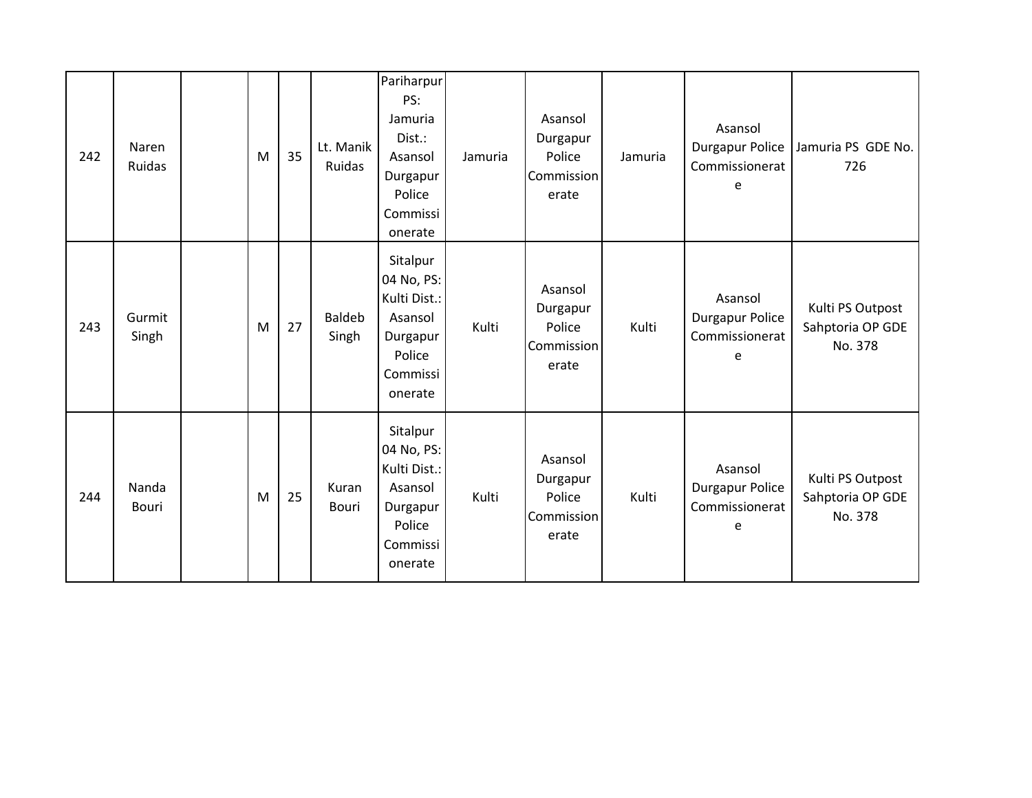| | | | | | | | | | | | |
|---|---|---|---|---|---|---|---|---|---|---|---|
| 242 | Naren Ruidas | | M | 35 | Lt. Manik Ruidas | Pariharpur PS: Jamuria Dist.: Asansol Durgapur Police Commissionerate | Jamuria | Asansol Durgapur Police Commissionerate | Jamuria | Asansol Durgapur Police Commissionerate | Jamuria PS GDE No. 726 |
| 243 | Gurmit Singh | | M | 27 | Baldeb Singh | Sitalpur 04 No, PS: Kulti Dist.: Asansol Durgapur Police Commissionerate | Kulti | Asansol Durgapur Police Commissionerate | Kulti | Asansol Durgapur Police Commissionerate | Kulti PS Outpost Sahptoria OP GDE No. 378 |
| 244 | Nanda Bouri | | M | 25 | Kuran Bouri | Sitalpur 04 No, PS: Kulti Dist.: Asansol Durgapur Police Commissionerate | Kulti | Asansol Durgapur Police Commissionerate | Kulti | Asansol Durgapur Police Commissionerate | Kulti PS Outpost Sahptoria OP GDE No. 378 |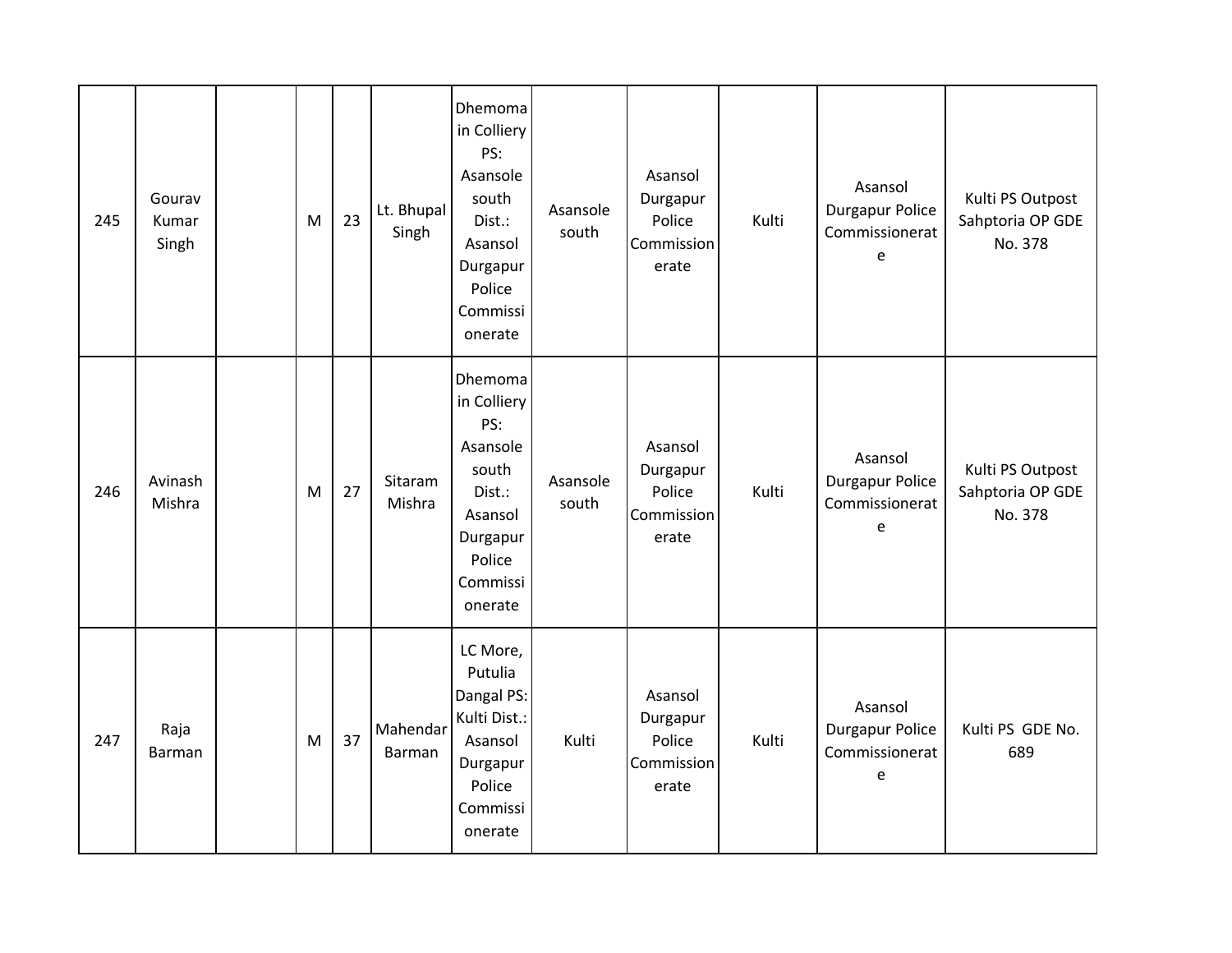| 245 | Gourav Kumar Singh | | M | 23 | Lt. Bhupal Singh | Dhemomain Colliery PS: Asansole south Dist.: Asansol Durgapur Police Commissionerate | Asansole south | Asansol Durgapur Police Commissionerate | Kulti | Asansol Durgapur Police Commissionerate | Kulti PS Outpost Sahptoria OP GDE No. 378 |
|---|---|---|---|---|---|---|---|---|---|---|---|
| 246 | Avinash Mishra | | M | 27 | Sitaram Mishra | Dhemomain Colliery PS: Asansole south Dist.: Asansol Durgapur Police Commissionerate | Asansole south | Asansol Durgapur Police Commissionerate | Kulti | Asansol Durgapur Police Commissionerate | Kulti PS Outpost Sahptoria OP GDE No. 378 |
| 247 | Raja Barman | | M | 37 | Mahendar Barman | LC More, Putulia Dangal PS: Kulti Dist.: Asansol Durgapur Police Commissionerate | Kulti | Asansol Durgapur Police Commissionerate | Kulti | Asansol Durgapur Police Commissionerate | Kulti PS GDE No. 689 |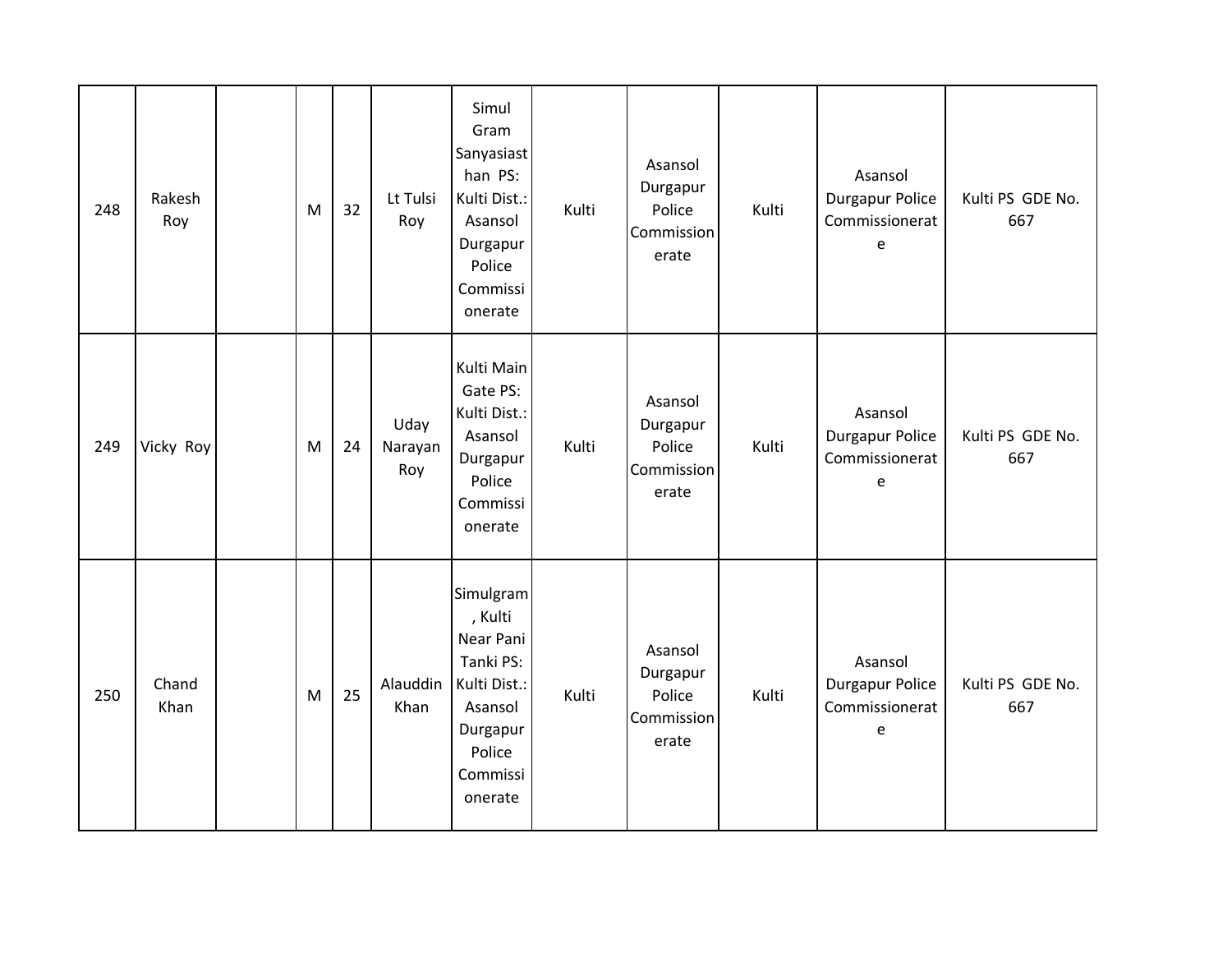| | | | | | | | | | | | |
|---|---|---|---|---|---|---|---|---|---|---|---|
| 248 | Rakesh Roy | | M | 32 | Lt Tulsi Roy | Simul Gram Sanyasiasthan PS: Kulti Dist.: Asansol Durgapur Police Commissionerate | Kulti | Asansol Durgapur Police Commissionerate | Kulti | Asansol Durgapur Police Commissionerate | Kulti PS GDE No. 667 |
| 249 | Vicky Roy | | M | 24 | Uday Narayan Roy | Kulti Main Gate PS: Kulti Dist.: Asansol Durgapur Police Commissionerate | Kulti | Asansol Durgapur Police Commissionerate | Kulti | Asansol Durgapur Police Commissionerate | Kulti PS GDE No. 667 |
| 250 | Chand Khan | | M | 25 | Alauddin Khan | Simulgram, Kulti Near Pani Tanki PS: Kulti Dist.: Asansol Durgapur Police Commissionerate | Kulti | Asansol Durgapur Police Commissionerate | Kulti | Asansol Durgapur Police Commissionerate | Kulti PS GDE No. 667 |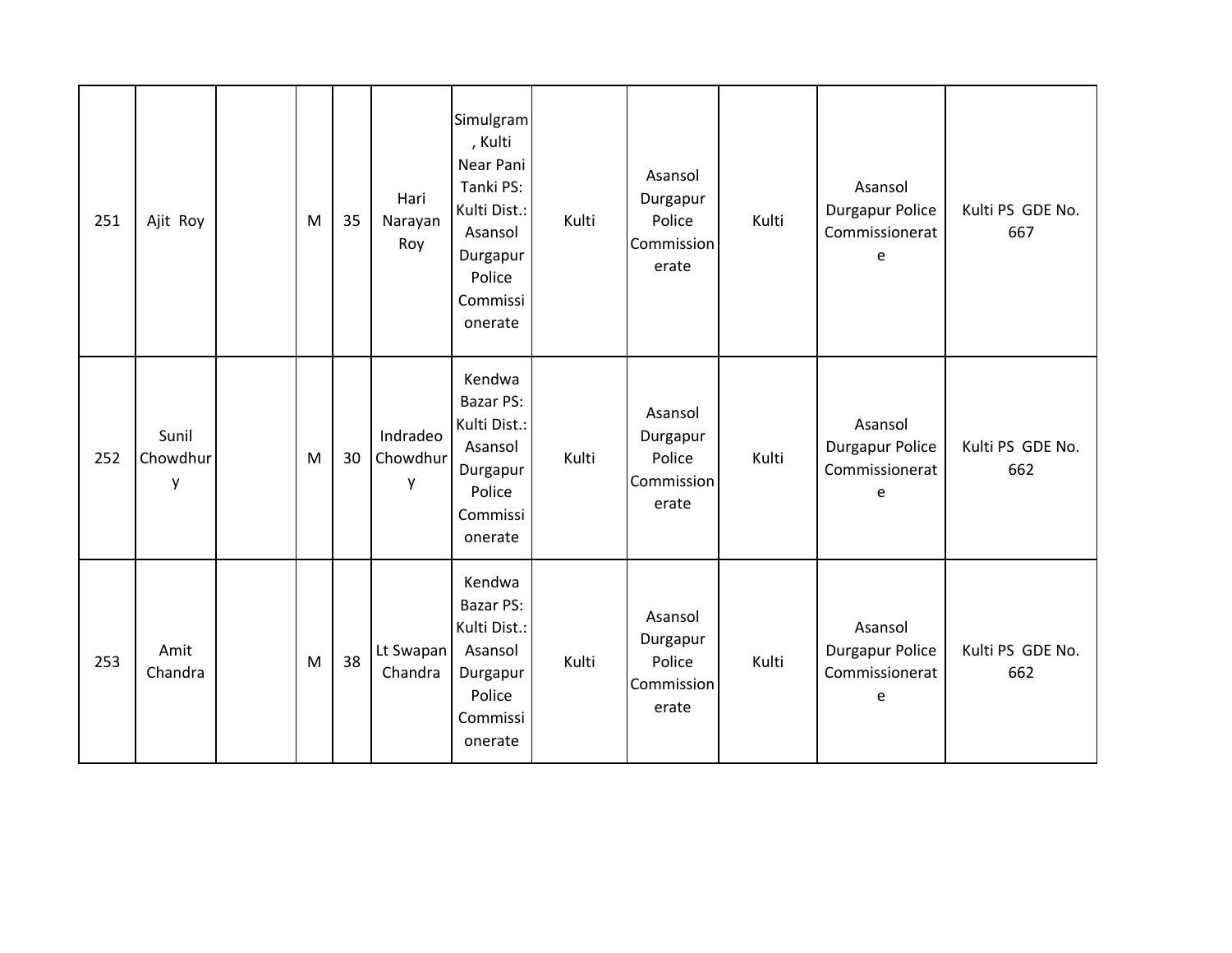| | | | | | | | | | | | |
|---|---|---|---|---|---|---|---|---|---|---|---|
| 251 | Ajit Roy | | M | 35 | Hari Narayan Roy | Simulgram, Kulti Near Pani Tanki PS: Kulti Dist.: Asansol Durgapur Police Commissionerate | Kulti | Asansol Durgapur Police Commissionerate | Kulti | Asansol Durgapur Police Commissionerate | Kulti PS GDE No. 667 |
| 252 | Sunil Chowdhury | | M | 30 | Indradeo Chowdhury | Kendwa Bazar PS: Kulti Dist.: Asansol Durgapur Police Commissionerate | Kulti | Asansol Durgapur Police Commissionerate | Kulti | Asansol Durgapur Police Commissionerate | Kulti PS GDE No. 662 |
| 253 | Amit Chandra | | M | 38 | Lt Swapan Chandra | Kendwa Bazar PS: Kulti Dist.: Asansol Durgapur Police Commissionerate | Kulti | Asansol Durgapur Police Commissionerate | Kulti | Asansol Durgapur Police Commissionerate | Kulti PS GDE No. 662 |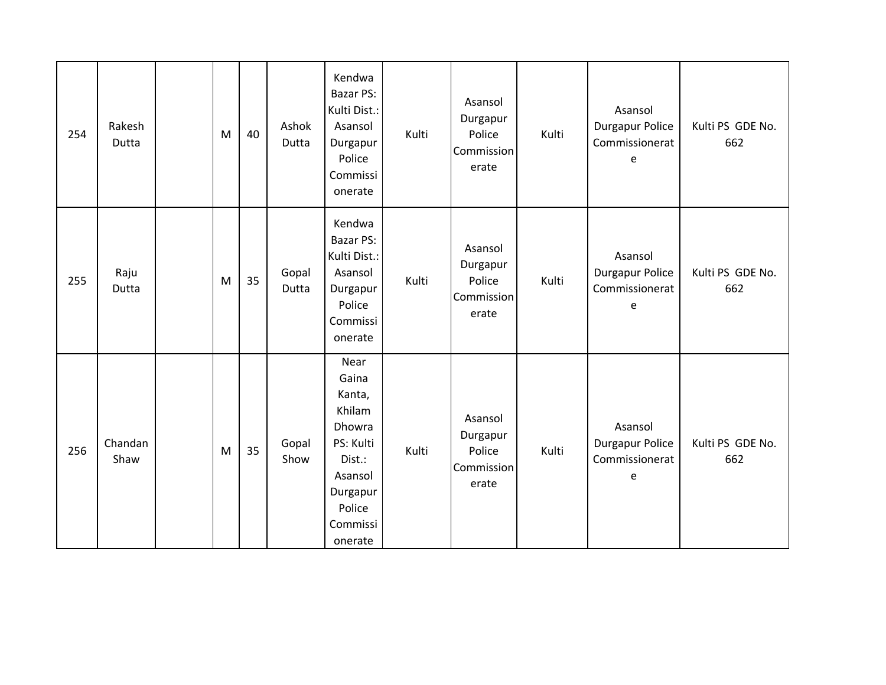| | | | | | | | | | | | |
|---|---|---|---|---|---|---|---|---|---|---|---|
| 254 | Rakesh Dutta | | M | 40 | Ashok Dutta | Kendwa Bazar PS: Kulti Dist.: Asansol Durgapur Police Commissionerate | Kulti | Asansol Durgapur Police Commissionerate | Kulti | Asansol Durgapur Police Commissionerate | Kulti PS GDE No. 662 |
| 255 | Raju Dutta | | M | 35 | Gopal Dutta | Kendwa Bazar PS: Kulti Dist.: Asansol Durgapur Police Commissionerate | Kulti | Asansol Durgapur Police Commissionerate | Kulti | Asansol Durgapur Police Commissionerate | Kulti PS GDE No. 662 |
| 256 | Chandan Shaw | | M | 35 | Gopal Show | Near Gaina Kanta, Khilam Dhowra PS: Kulti Dist.: Asansol Durgapur Police Commissionerate | Kulti | Asansol Durgapur Police Commissionerate | Kulti | Asansol Durgapur Police Commissionerate | Kulti PS GDE No. 662 |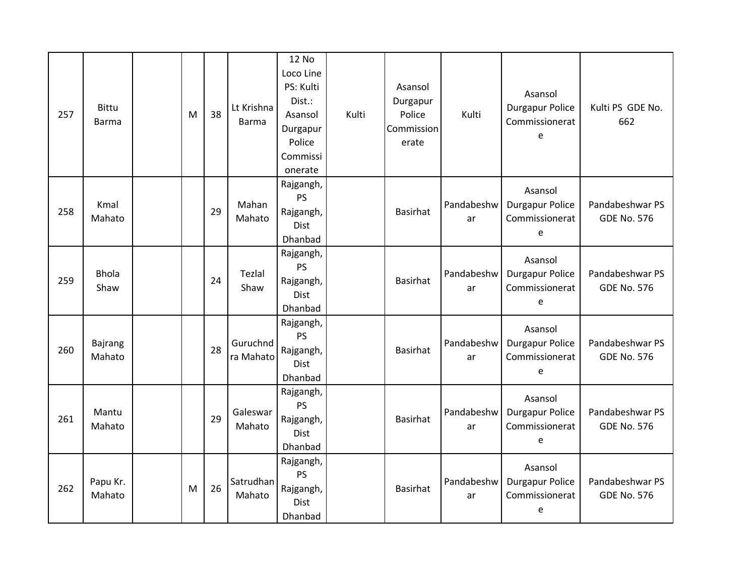| | | | | | | | | | | | |
|---|---|---|---|---|---|---|---|---|---|---|---|
| 257 | Bittu Barma | | M | 38 | Lt Krishna Barma | 12 No Loco Line PS: Kulti Dist.: Asansol Durgapur Police Commissionerate | Kulti | Asansol Durgapur Police Commissionerate | Kulti | Asansol Durgapur Police Commissionerate | Kulti PS GDE No. 662 |
| 258 | Kmal Mahato | | | 29 | Mahan Mahato | Rajgangh, PS Rajgangh, Dist Dhanbad | | Basirhat | Pandabeshwar | Asansol Durgapur Police Commissionerate | Pandabeshwar PS GDE No. 576 |
| 259 | Bhola Shaw | | | 24 | Tezlal Shaw | Rajgangh, PS Rajgangh, Dist Dhanbad | | Basirhat | Pandabeshwar | Asansol Durgapur Police Commissionerate | Pandabeshwar PS GDE No. 576 |
| 260 | Bajrang Mahato | | | 28 | Guruchndra Mahato | Rajgangh, PS Rajgangh, Dist Dhanbad | | Basirhat | Pandabeshwar | Asansol Durgapur Police Commissionerate | Pandabeshwar PS GDE No. 576 |
| 261 | Mantu Mahato | | | 29 | Galeswar Mahato | Rajgangh, PS Rajgangh, Dist Dhanbad | | Basirhat | Pandabeshwar | Asansol Durgapur Police Commissionerate | Pandabeshwar PS GDE No. 576 |
| 262 | Papu Kr. Mahato | | M | 26 | Satrudhan Mahato | Rajgangh, PS Rajgangh, Dist Dhanbad | | Basirhat | Pandabeshwar | Asansol Durgapur Police Commissionerate | Pandabeshwar PS GDE No. 576 |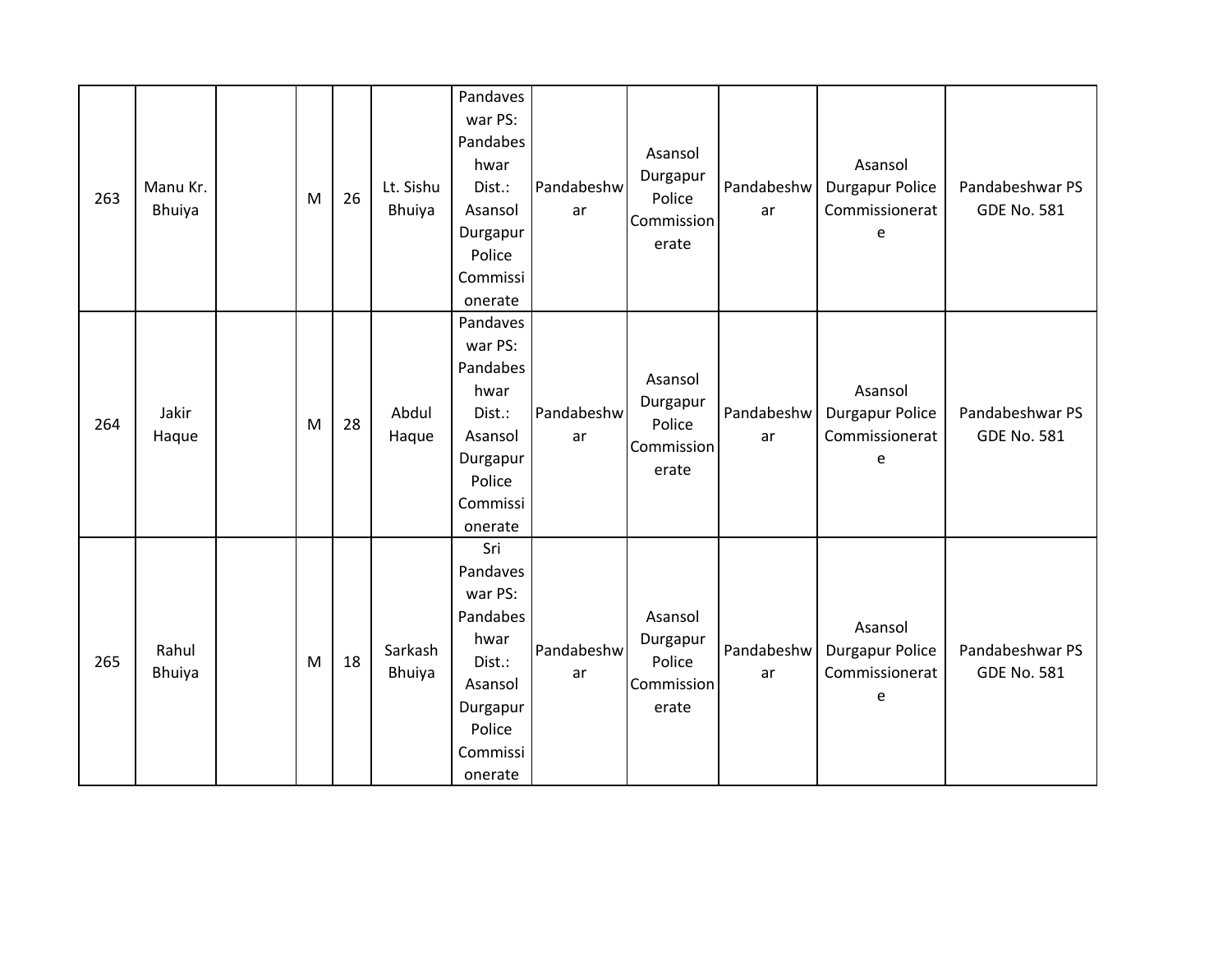| 263 | Manu Kr. Bhuiya | | M | 26 | Lt. Sishu Bhuiya | Pandaveswar PS: Pandabeshwar Dist.: Asansol Durgapur Police Commissionerate | Pandabeshwar | Asansol Durgapur Police Commissionerate | Pandabeshwar | Asansol Durgapur Police Commissionerate | Pandabeshwar PS GDE No. 581 |
|---|---|---|---|---|---|---|---|---|---|---|---|
| 264 | Jakir Haque | | M | 28 | Abdul Haque | Pandaveswar PS: Pandabeshwar Dist.: Asansol Durgapur Police Commissionerate | Pandabeshwar | Asansol Durgapur Police Commissionerate | Pandabeshwar | Asansol Durgapur Police Commissionerate | Pandabeshwar PS GDE No. 581 |
| 265 | Rahul Bhuiya | | M | 18 | Sarkash Bhuiya | Sri Pandaveswar PS: Pandabeshwar Dist.: Asansol Durgapur Police Commissionerate | Pandabeshwar | Asansol Durgapur Police Commissionerate | Pandabeshwar | Asansol Durgapur Police Commissionerate | Pandabeshwar PS GDE No. 581 |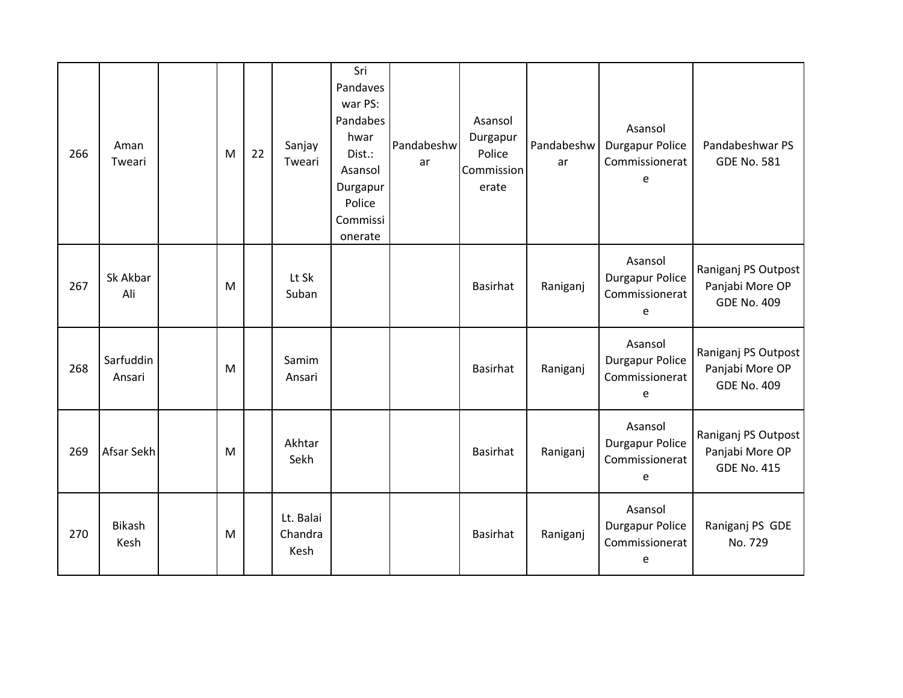| | | | | | | | | | | | |
|---|---|---|---|---|---|---|---|---|---|---|---|
| 266 | Aman Tweari | | M | 22 | Sanjay Tweari | Sri Pandaveswar PS: Pandabeshwar Dist.: Asansol Durgapur Police Commissionerate | Pandabeshwar | Asansol Durgapur Police Commissionerate | Pandabeshwar | Asansol Durgapur Police Commissionerate | Pandabeshwar PS GDE No. 581 |
| 267 | Sk Akbar Ali | | M | | Lt Sk Suban | | | Basirhat | Raniganj | Asansol Durgapur Police Commissionerate | Raniganj PS Outpost Panjabi More OP GDE No. 409 |
| 268 | Sarfuddin Ansari | | M | | Samim Ansari | | | Basirhat | Raniganj | Asansol Durgapur Police Commissionerate | Raniganj PS Outpost Panjabi More OP GDE No. 409 |
| 269 | Afsar Sekh | | M | | Akhtar Sekh | | | Basirhat | Raniganj | Asansol Durgapur Police Commissionerate | Raniganj PS Outpost Panjabi More OP GDE No. 415 |
| 270 | Bikash Kesh | | M | | Lt. Balai Chandra Kesh | | | Basirhat | Raniganj | Asansol Durgapur Police Commissionerate | Raniganj PS GDE No. 729 |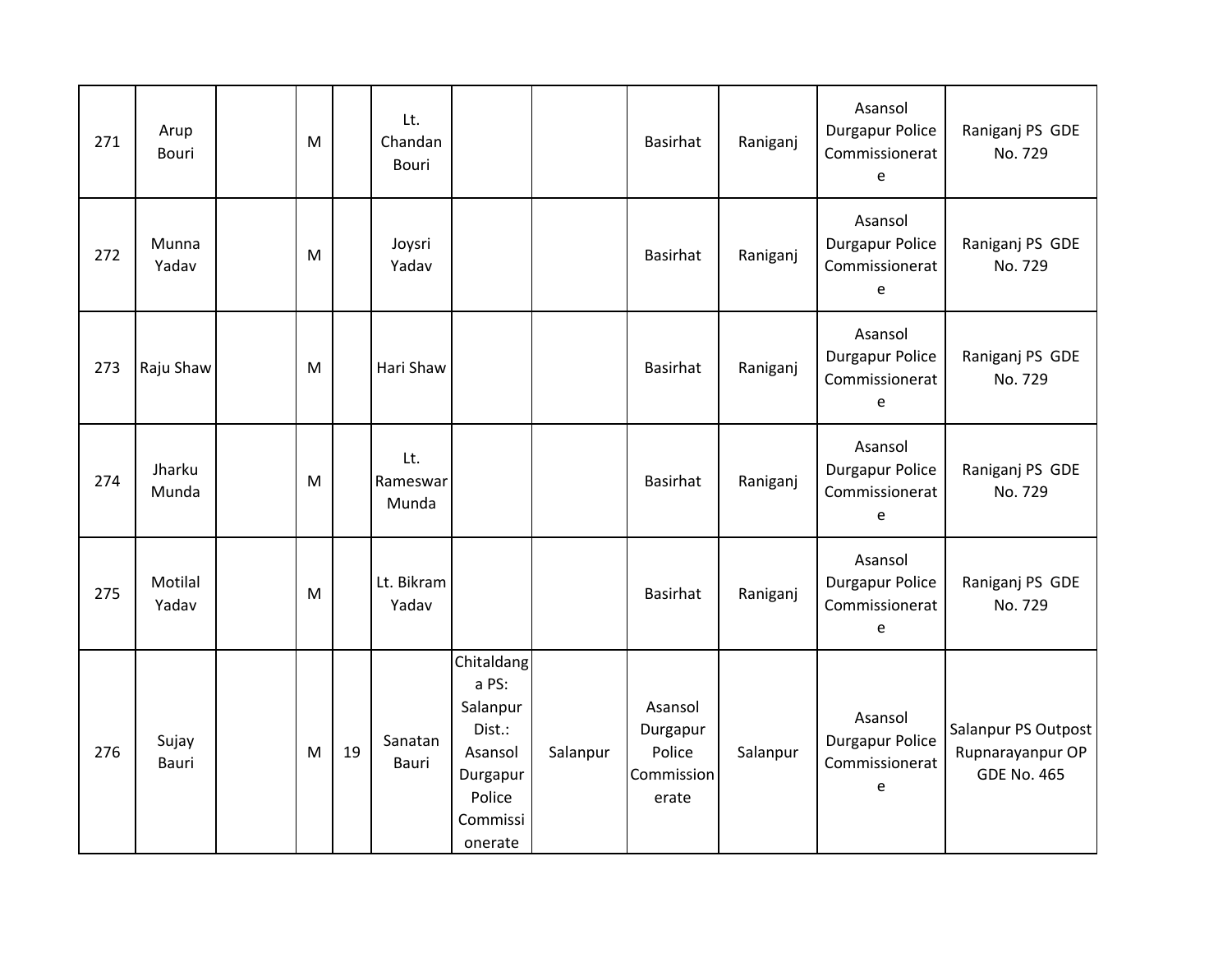| | | | | | | | | | | | |
|---|---|---|---|---|---|---|---|---|---|---|---|
| 271 | Arup Bouri | | M | | Lt. Chandan Bouri | | | Basirhat | Raniganj | Asansol Durgapur Police Commissionerate | Raniganj PS GDE No. 729 |
| 272 | Munna Yadav | | M | | Joysri Yadav | | | Basirhat | Raniganj | Asansol Durgapur Police Commissionerate | Raniganj PS GDE No. 729 |
| 273 | Raju Shaw | | M | | Hari Shaw | | | Basirhat | Raniganj | Asansol Durgapur Police Commissionerate | Raniganj PS GDE No. 729 |
| 274 | Jharku Munda | | M | | Lt. Rameswar Munda | | | Basirhat | Raniganj | Asansol Durgapur Police Commissionerate | Raniganj PS GDE No. 729 |
| 275 | Motilal Yadav | | M | | Lt. Bikram Yadav | | | Basirhat | Raniganj | Asansol Durgapur Police Commissionerate | Raniganj PS GDE No. 729 |
| 276 | Sujay Bauri | | M | 19 | Sanatan Bauri | Chitaldanga PS: Salanpur Dist.: Asansol Durgapur Police Commissionerate | Salanpur | Asansol Durgapur Police Commissionerate | Salanpur | Asansol Durgapur Police Commissionerate | Salanpur PS Outpost Rupnarayanpur OP GDE No. 465 |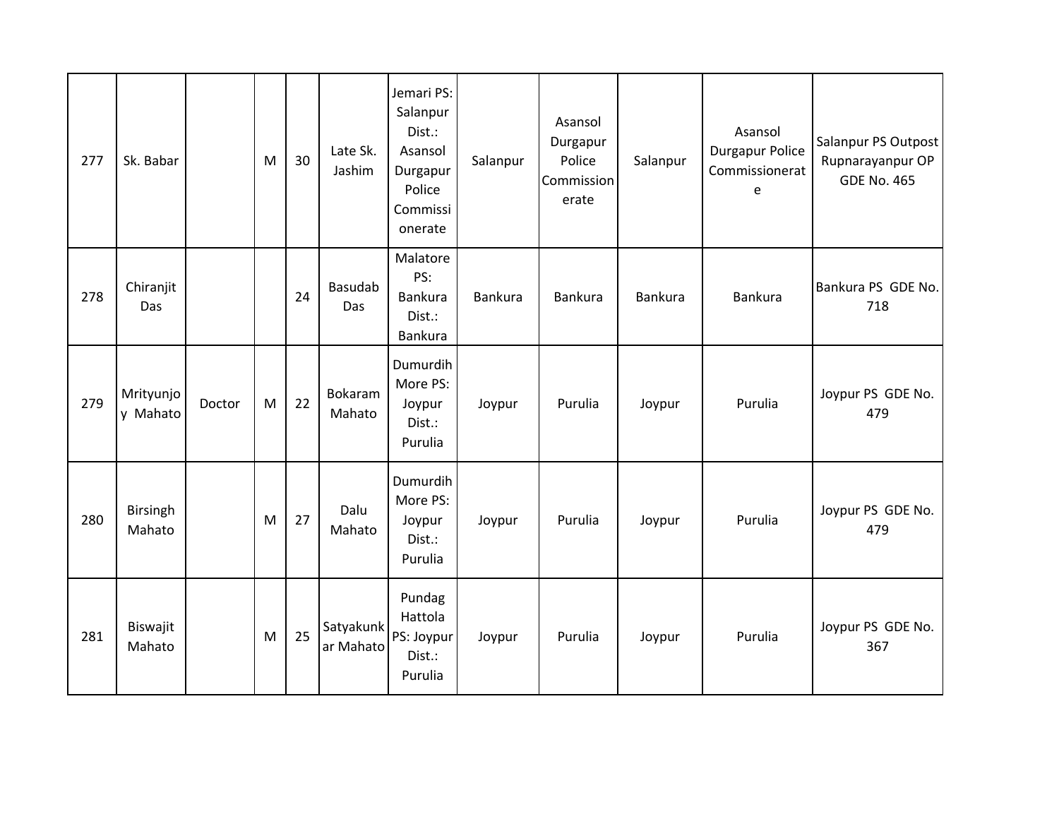| 277 | Sk. Babar | | M | 30 | Late Sk. Jashim | Jemari PS: Salanpur Dist.: Asansol Durgapur Police Commissionerate | Salanpur | Asansol Durgapur Police Commissionerate | Salanpur | Asansol Durgapur Police Commissionerate | Salanpur PS Outpost Rupnarayanpur OP GDE No. 465 |
|---|---|---|---|---|---|---|---|---|---|---|---|
| 278 | Chiranjit Das | | | 24 | Basudab Das | Malatore PS: Bankura Dist.: Bankura | Bankura | Bankura | Bankura | Bankura | Bankura PS GDE No. 718 |
| 279 | Mrityunjoy Mahato | Doctor | M | 22 | Bokaram Mahato | Dumurdih More PS: Joypur Dist.: Purulia | Joypur | Purulia | Joypur | Purulia | Joypur PS GDE No. 479 |
| 280 | Birsingh Mahato | | M | 27 | Dalu Mahato | Dumurdih More PS: Joypur Dist.: Purulia | Joypur | Purulia | Joypur | Purulia | Joypur PS GDE No. 479 |
| 281 | Biswajit Mahato | | M | 25 | Satyakunkar Mahato | Pundag Hattola PS: Joypur Dist.: Purulia | Joypur | Purulia | Joypur | Purulia | Joypur PS GDE No. 367 |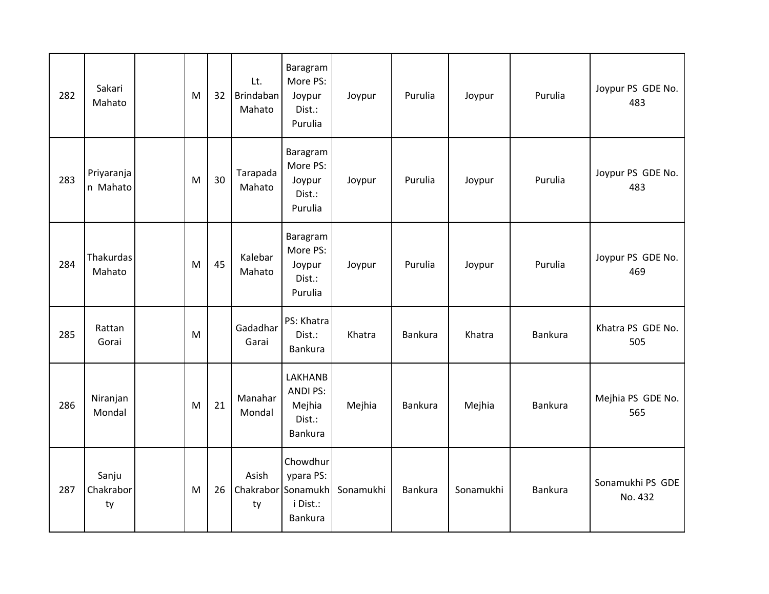| 282 | Sakari Mahato | | M | 32 | Lt. Brindaban Mahato | Baragram More PS: Joypur Dist.: Purulia | Joypur | Purulia | Joypur | Purulia | Joypur PS GDE No. 483 |
|---|---|---|---|---|---|---|---|---|---|---|---|
| 283 | Priyaranjan Mahato | | M | 30 | Tarapada Mahato | Baragram More PS: Joypur Dist.: Purulia | Joypur | Purulia | Joypur | Purulia | Joypur PS GDE No. 483 |
| 284 | Thakurdas Mahato | | M | 45 | Kalebar Mahato | Baragram More PS: Joypur Dist.: Purulia | Joypur | Purulia | Joypur | Purulia | Joypur PS GDE No. 469 |
| 285 | Rattan Gorai | | M | | Gadadhar Garai | PS: Khatra Dist.: Bankura | Khatra | Bankura | Khatra | Bankura | Khatra PS GDE No. 505 |
| 286 | Niranjan Mondal | | M | 21 | Manahar Mondal | LAKHANBANDI PS: Mejhia Dist.: Bankura | Mejhia | Bankura | Mejhia | Bankura | Mejhia PS GDE No. 565 |
| 287 | Sanju Chakraborty | | M | 26 | Asish Chakraborty | Chowdhurypara PS: Sonamukhi Dist.: Bankura | Sonamukhi | Bankura | Sonamukhi | Bankura | Sonamukhi PS GDE No. 432 |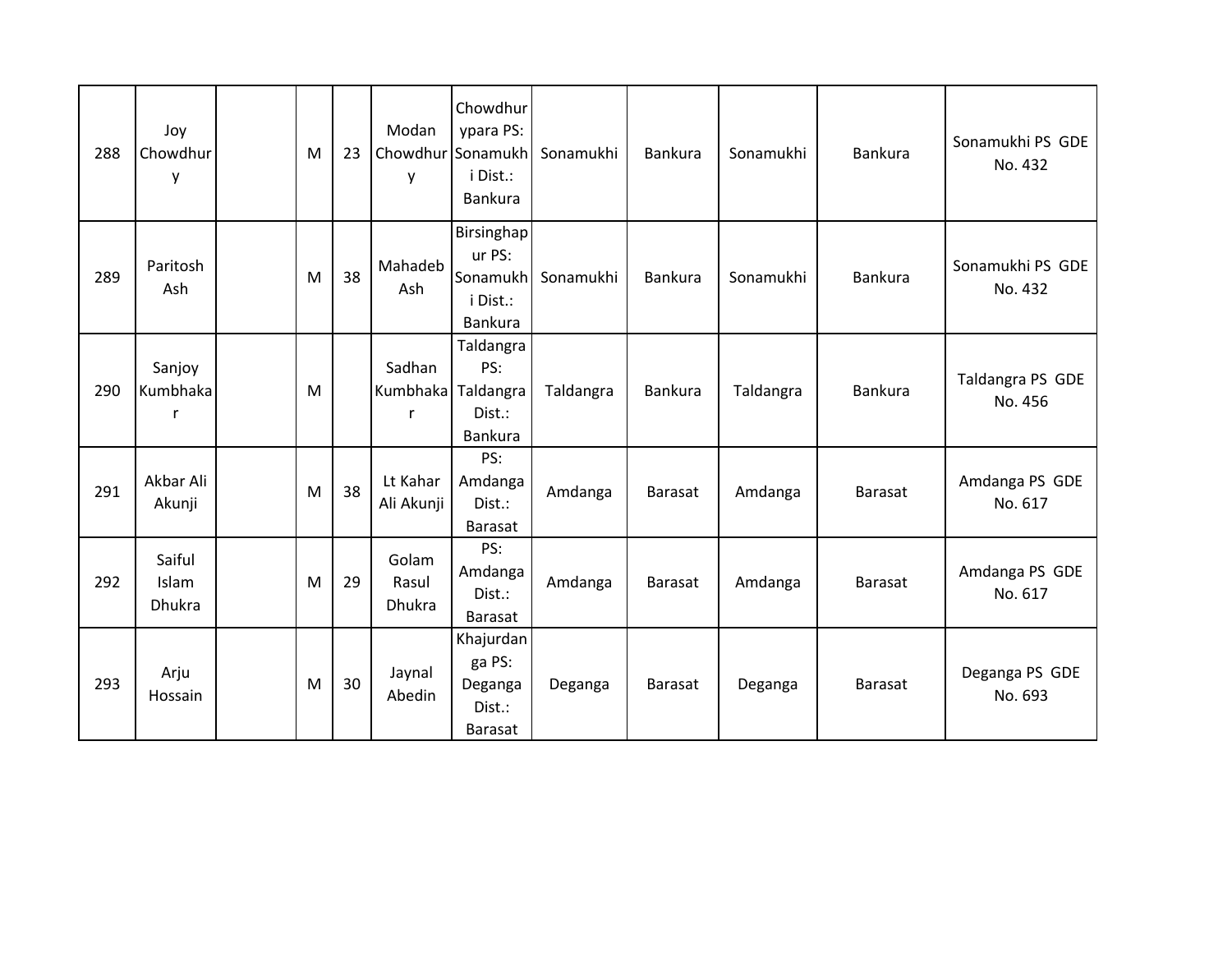| 288 | Joy Chowdhury | | M | 23 | Modan Chowdhury | Chowdhurypara PS: Sonamukhi Dist.: Bankura | Sonamukhi | Bankura | Sonamukhi | Bankura | Sonamukhi PS GDE No. 432 |
|---|---|---|---|---|---|---|---|---|---|---|---|
| 289 | Paritosh Ash | | M | 38 | Mahadeb Ash | Birsinghapur PS: Sonamukhi Dist.: Bankura | Sonamukhi | Bankura | Sonamukhi | Bankura | Sonamukhi PS GDE No. 432 |
| 290 | Sanjoy Kumbhakar | | M | | Sadhan Kumbhakar | Taldangra PS: Taldangra Dist.: Bankura | Taldangra | Bankura | Taldangra | Bankura | Taldangra PS GDE No. 456 |
| 291 | Akbar Ali Akunji | | M | 38 | Lt Kahar Ali Akunji | PS: Amdanga Dist.: Barasat | Amdanga | Barasat | Amdanga | Barasat | Amdanga PS GDE No. 617 |
| 292 | Saiful Islam Dhukra | | M | 29 | Golam Rasul Dhukra | PS: Amdanga Dist.: Barasat | Amdanga | Barasat | Amdanga | Barasat | Amdanga PS GDE No. 617 |
| 293 | Arju Hossain | | M | 30 | Jaynal Abedin | Khajurdanga PS: Deganga Dist.: Barasat | Deganga | Barasat | Deganga | Barasat | Deganga PS GDE No. 693 |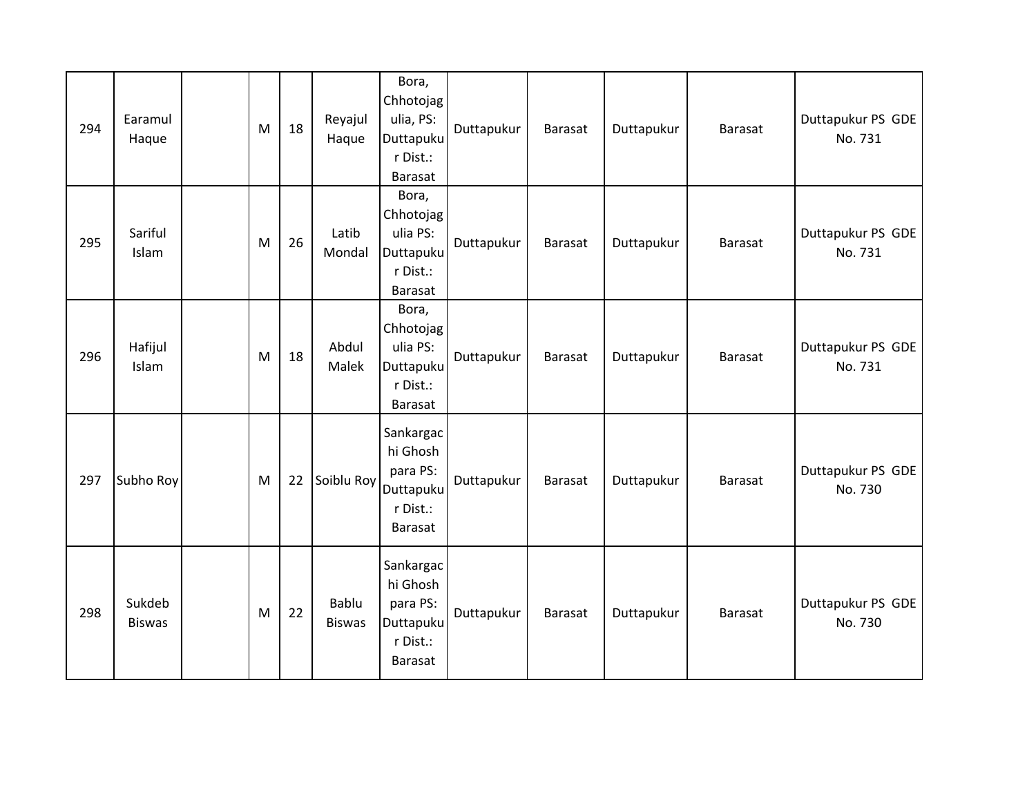| | | | | | | | | | | | |
|---|---|---|---|---|---|---|---|---|---|---|---|
| 294 | Earamul Haque | | M | 18 | Reyajul Haque | Bora, Chhotojagulia, PS: Duttapukur Dist.: Barasat | Duttapukur | Barasat | Duttapukur | Barasat | Duttapukur PS GDE No. 731 |
| 295 | Sariful Islam | | M | 26 | Latib Mondal | Bora, Chhotojagulia PS: Duttapukur Dist.: Barasat | Duttapukur | Barasat | Duttapukur | Barasat | Duttapukur PS GDE No. 731 |
| 296 | Hafijul Islam | | M | 18 | Abdul Malek | Bora, Chhotojagulia PS: Duttapukur Dist.: Barasat | Duttapukur | Barasat | Duttapukur | Barasat | Duttapukur PS GDE No. 731 |
| 297 | Subho Roy | | M | 22 | Soiblu Roy | Sankargachi Ghosh para PS: Duttapukur Dist.: Barasat | Duttapukur | Barasat | Duttapukur | Barasat | Duttapukur PS GDE No. 730 |
| 298 | Sukdeb Biswas | | M | 22 | Bablu Biswas | Sankargachi Ghosh para PS: Duttapukur Dist.: Barasat | Duttapukur | Barasat | Duttapukur | Barasat | Duttapukur PS GDE No. 730 |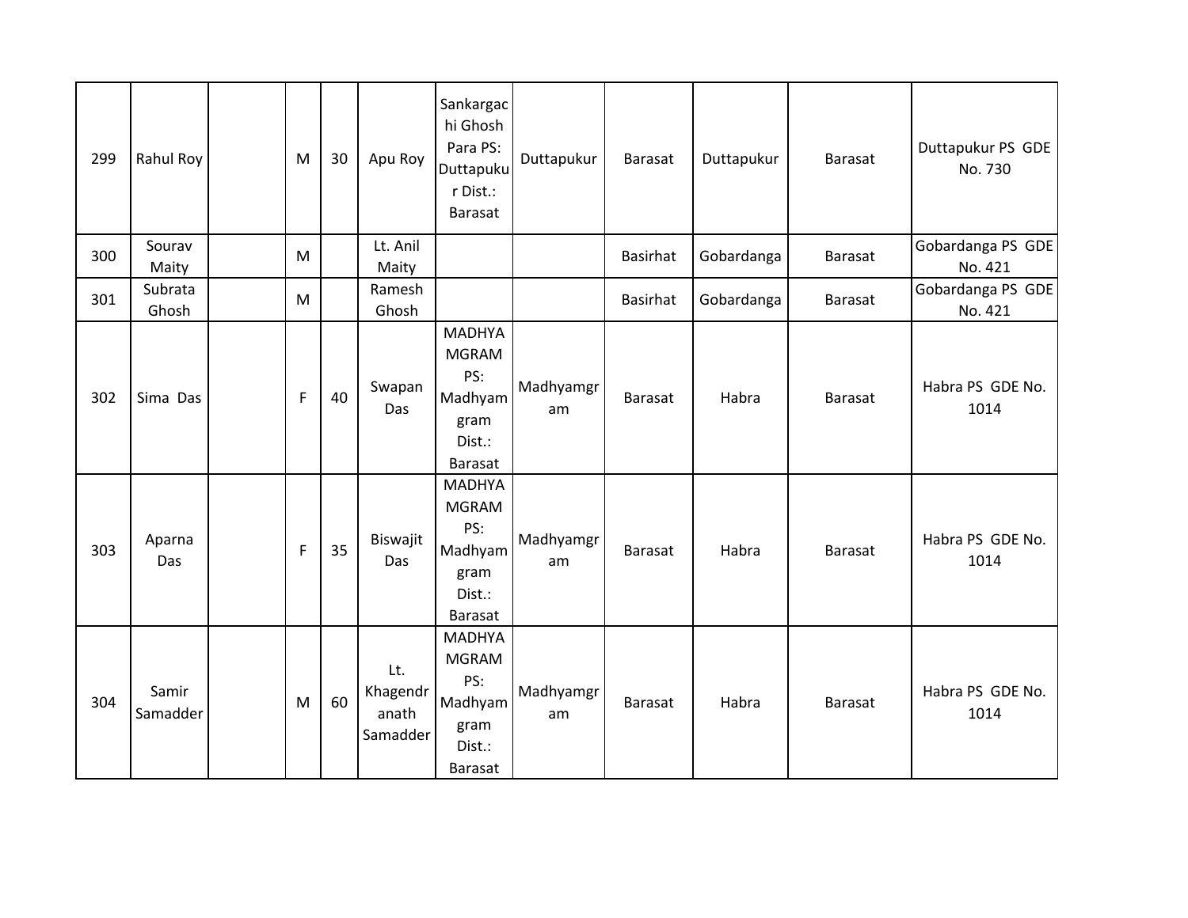| 299 | Rahul Roy | | M | 30 | Apu Roy | Sankargachi Ghosh Para PS: Duttapukur Dist.: Barasat | Duttapukur | Barasat | Duttapukur | Barasat | Duttapukur PS GDE No. 730 |
|---|---|---|---|---|---|---|---|---|---|---|---|
| 300 | Sourav Maity | | M | | Lt. Anil Maity | | | Basirhat | Gobardanga | Barasat | Gobardanga PS GDE No. 421 |
| 301 | Subrata Ghosh | | M | | Ramesh Ghosh | | | Basirhat | Gobardanga | Barasat | Gobardanga PS GDE No. 421 |
| 302 | Sima Das | | F | 40 | Swapan Das | MADHYAMGRAM PS: Madhyamgram Dist.: Barasat | Madhyamgram | Barasat | Habra | Barasat | Habra PS GDE No. 1014 |
| 303 | Aparna Das | | F | 35 | Biswajit Das | MADHYAMGRAM PS: Madhyamgram Dist.: Barasat | Madhyamgram | Barasat | Habra | Barasat | Habra PS GDE No. 1014 |
| 304 | Samir Samadder | | M | 60 | Lt. Khagendranath Samadder | MADHYAMGRAM PS: Madhyamgram Dist.: Barasat | Madhyamgram | Barasat | Habra | Barasat | Habra PS GDE No. 1014 |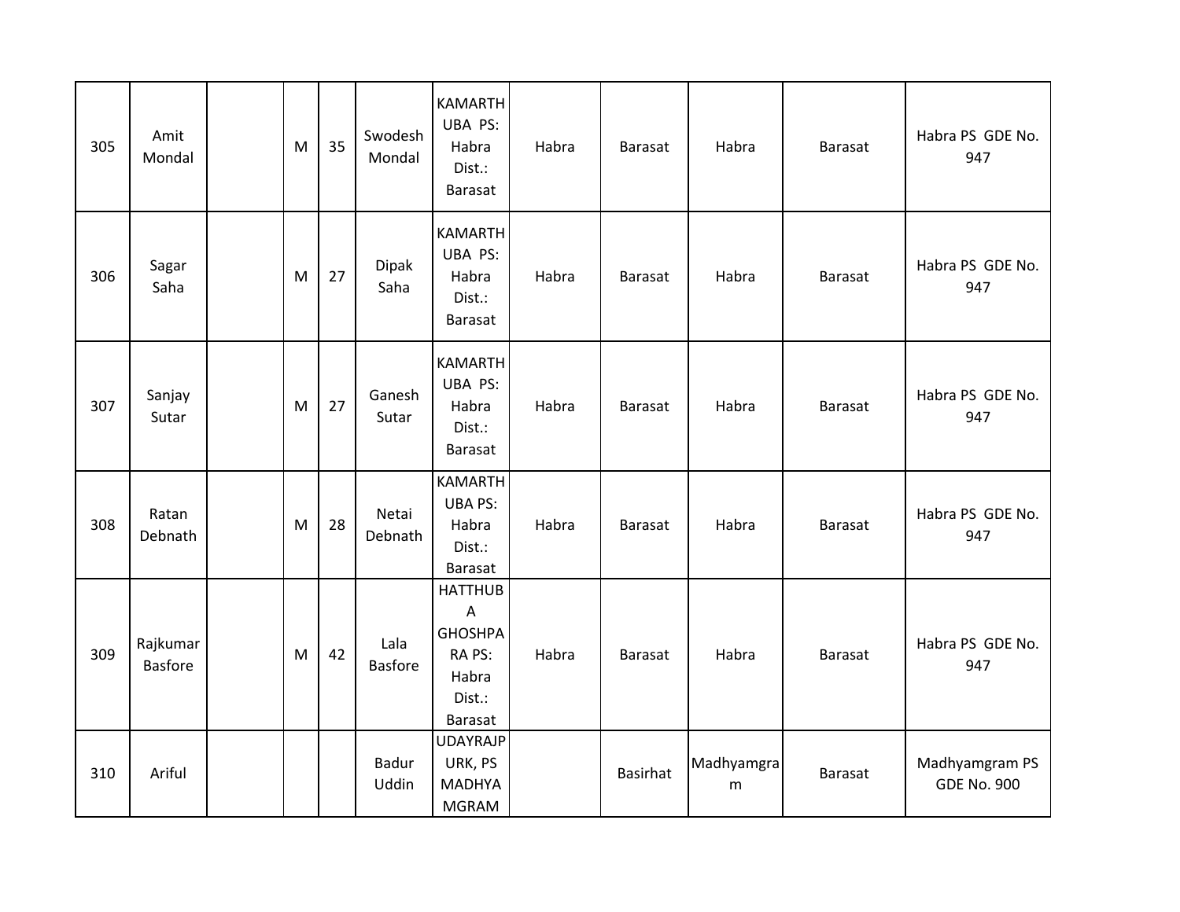| 305 | Amit Mondal | | M | 35 | Swodesh Mondal | KAMARTHUBA PS: Habra Dist.: Barasat | Habra | Barasat | Habra | Barasat | Habra PS GDE No. 947 |
|---|---|---|---|---|---|---|---|---|---|---|---|
| 306 | Sagar Saha | | M | 27 | Dipak Saha | KAMARTHUBA PS: Habra Dist.: Barasat | Habra | Barasat | Habra | Barasat | Habra PS GDE No. 947 |
| 307 | Sanjay Sutar | | M | 27 | Ganesh Sutar | KAMARTHUBA PS: Habra Dist.: Barasat | Habra | Barasat | Habra | Barasat | Habra PS GDE No. 947 |
| 308 | Ratan Debnath | | M | 28 | Netai Debnath | KAMARTHUBA PS: Habra Dist.: Barasat | Habra | Barasat | Habra | Barasat | Habra PS GDE No. 947 |
| 309 | Rajkumar Basfore | | M | 42 | Lala Basfore | HATTHUBA GHOSHPARA PS: Habra Dist.: Barasat | Habra | Barasat | Habra | Barasat | Habra PS GDE No. 947 |
| 310 | Ariful | | | | Badur Uddin | UDAYRAJPURK, PS MADHYAMGRAM | | Basirhat | Madhyamgram | Barasat | Madhyamgram PS GDE No. 900 |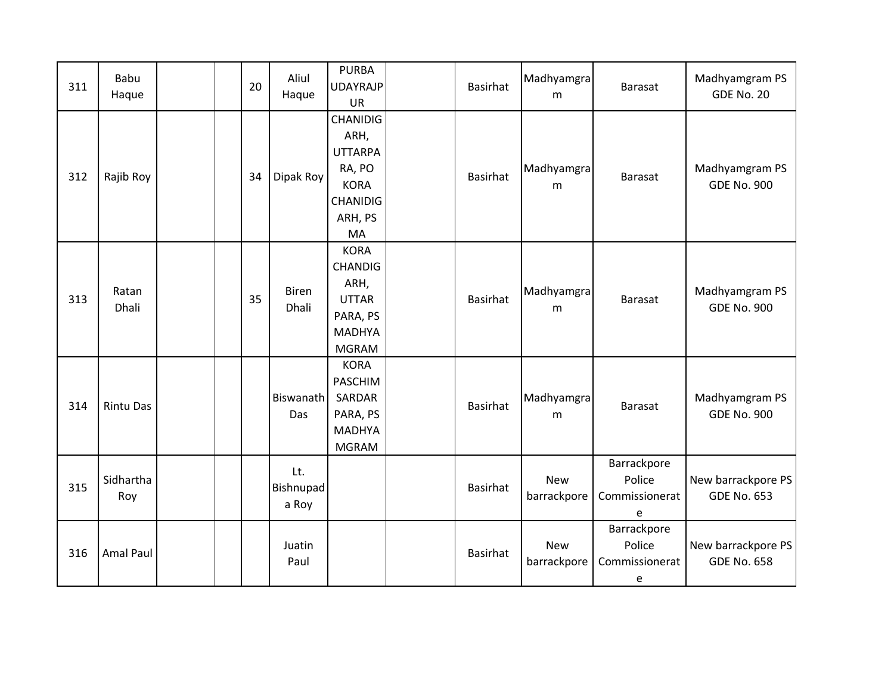| 311 | Babu Haque | | | 20 | Aliul Haque | PURBA UDAYRAJPUR | | Basirhat | Madhyamgram | Barasat | Madhyamgram PS GDE No. 20 |
|---|---|---|---|---|---|---|---|---|---|---|---|
| 312 | Rajib Roy | | | 34 | Dipak Roy | CHANIDIGARH, UTTARPARA, PO KORA CHANIDIGARH, PS MA | | Basirhat | Madhyamgram | Barasat | Madhyamgram PS GDE No. 900 |
| 313 | Ratan Dhali | | | 35 | Biren Dhali | KORA CHANDIGARH, UTTAR PARA, PS MADHYAMGRAM | | Basirhat | Madhyamgram | Barasat | Madhyamgram PS GDE No. 900 |
| 314 | Rintu Das | | | | Biswanath Das | KORA PASCHIM SARDAR PARA, PS MADHYAMGRAM | | Basirhat | Madhyamgram | Barasat | Madhyamgram PS GDE No. 900 |
| 315 | Sidhartha Roy | | | | Lt. Bishnupada Roy | | | Basirhat | New barrackpore | Barrackpore Police Commissionerate | New barrackpore PS GDE No. 653 |
| 316 | Amal Paul | | | | Juatin Paul | | | Basirhat | New barrackpore | Barrackpore Police Commissionerate | New barrackpore PS GDE No. 658 |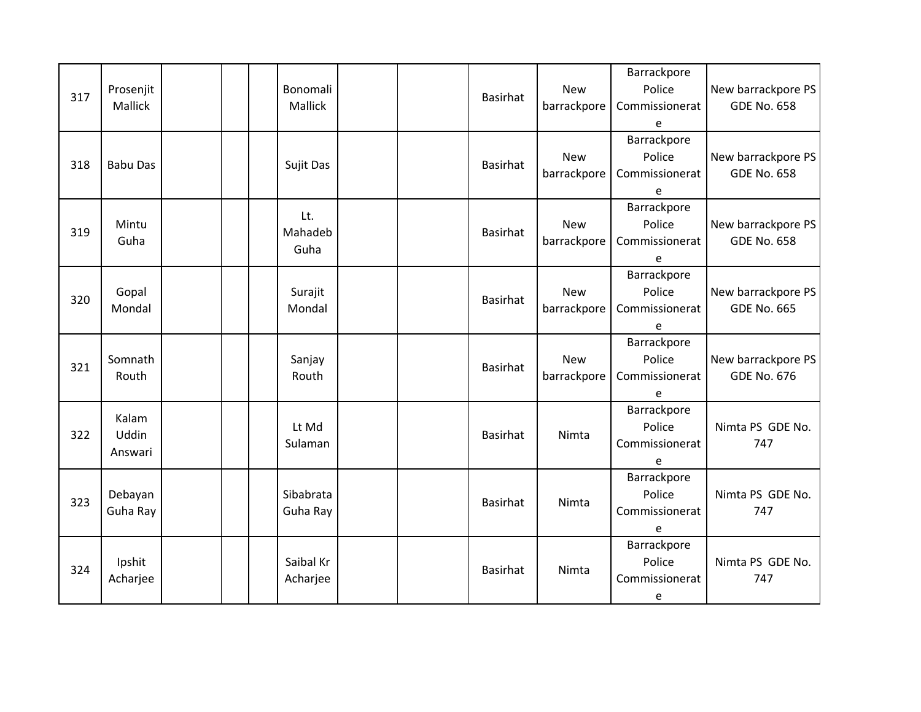| | | | | | | | | | | | |
|---|---|---|---|---|---|---|---|---|---|---|---|
| 317 | Prosenjit Mallick | | | | Bonomali Mallick | | | Basirhat | New barrackpore | Barrackpore Police Commissionerate | New barrackpore PS GDE No. 658 |
| 318 | Babu Das | | | | Sujit Das | | | Basirhat | New barrackpore | Barrackpore Police Commissionerate | New barrackpore PS GDE No. 658 |
| 319 | Mintu Guha | | | | Lt. Mahadeb Guha | | | Basirhat | New barrackpore | Barrackpore Police Commissionerate | New barrackpore PS GDE No. 658 |
| 320 | Gopal Mondal | | | | Surajit Mondal | | | Basirhat | New barrackpore | Barrackpore Police Commissionerate | New barrackpore PS GDE No. 665 |
| 321 | Somnath Routh | | | | Sanjay Routh | | | Basirhat | New barrackpore | Barrackpore Police Commissionerate | New barrackpore PS GDE No. 676 |
| 322 | Kalam Uddin Answari | | | | Lt Md Sulaman | | | Basirhat | Nimta | Barrackpore Police Commissionerate | Nimta PS GDE No. 747 |
| 323 | Debayan Guha Ray | | | | Sibabrata Guha Ray | | | Basirhat | Nimta | Barrackpore Police Commissionerate | Nimta PS GDE No. 747 |
| 324 | Ipshit Acharjee | | | | Saibal Kr Acharjee | | | Basirhat | Nimta | Barrackpore Police Commissionerate | Nimta PS GDE No. 747 |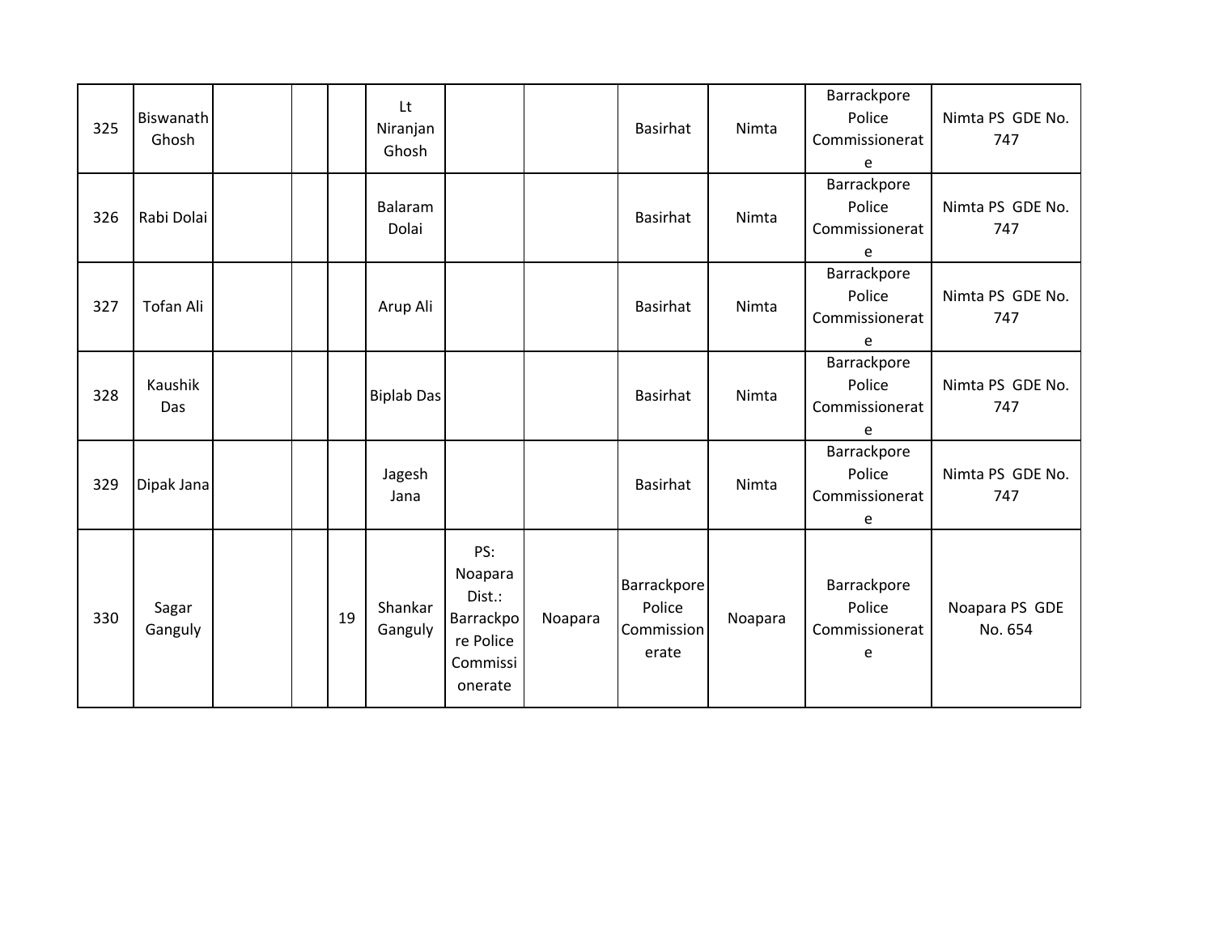| 325 | Biswanath Ghosh | | | | Lt Niranjan Ghosh | | | Basirhat | Nimta | Barrackpore Police Commissionerate | Nimta PS GDE No. 747 |
|---|---|---|---|---|---|---|---|---|---|---|---|
| 326 | Rabi Dolai | | | | Balaram Dolai | | | Basirhat | Nimta | Barrackpore Police Commissionerate | Nimta PS GDE No. 747 |
| 327 | Tofan Ali | | | | Arup Ali | | | Basirhat | Nimta | Barrackpore Police Commissionerate | Nimta PS GDE No. 747 |
| 328 | Kaushik Das | | | | Biplab Das | | | Basirhat | Nimta | Barrackpore Police Commissionerate | Nimta PS GDE No. 747 |
| 329 | Dipak Jana | | | | Jagesh Jana | | | Basirhat | Nimta | Barrackpore Police Commissionerate | Nimta PS GDE No. 747 |
| 330 | Sagar Ganguly | | | 19 | Shankar Ganguly | PS: Noapara Dist.: Barrackpore Police Commissionerate | Noapara | Barrackpore Police Commissionerate | Noapara | Barrackpore Police Commissionerate | Noapara PS GDE No. 654 |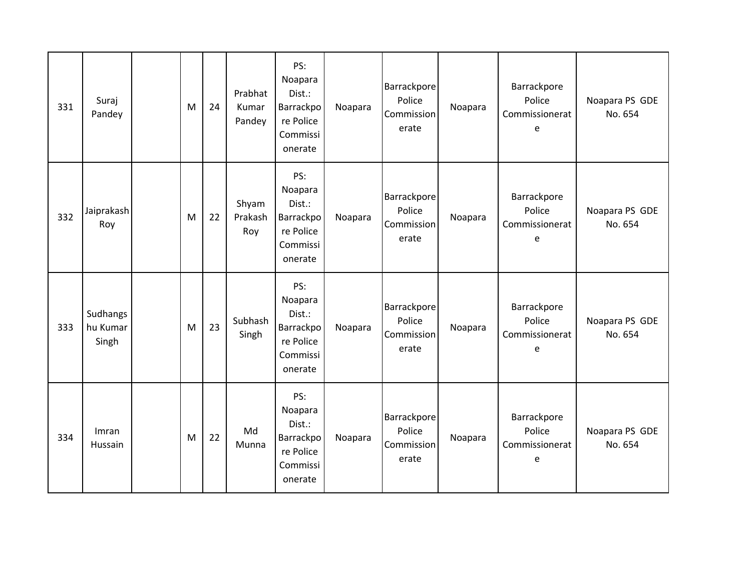| 331 | Suraj Pandey | | M | 24 | Prabhat Kumar Pandey | PS: Noapara Dist.: Barrackpore Police Commissionerate | Noapara | Barrackpore Police Commissionerate | Noapara | Barrackpore Police Commissionerate | Noapara PS GDE No. 654 |
|---|---|---|---|---|---|---|---|---|---|---|---|
| 332 | Jaiprakash Roy | | M | 22 | Shyam Prakash Roy | PS: Noapara Dist.: Barrackpore Police Commissionerate | Noapara | Barrackpore Police Commissionerate | Noapara | Barrackpore Police Commissionerate | Noapara PS GDE No. 654 |
| 333 | Sudhangshu Kumar Singh | | M | 23 | Subhash Singh | PS: Noapara Dist.: Barrackpore Police Commissionerate | Noapara | Barrackpore Police Commissionerate | Noapara | Barrackpore Police Commissionerate | Noapara PS GDE No. 654 |
| 334 | Imran Hussain | | M | 22 | Md Munna | PS: Noapara Dist.: Barrackpore Police Commissionerate | Noapara | Barrackpore Police Commissionerate | Noapara | Barrackpore Police Commissionerate | Noapara PS GDE No. 654 |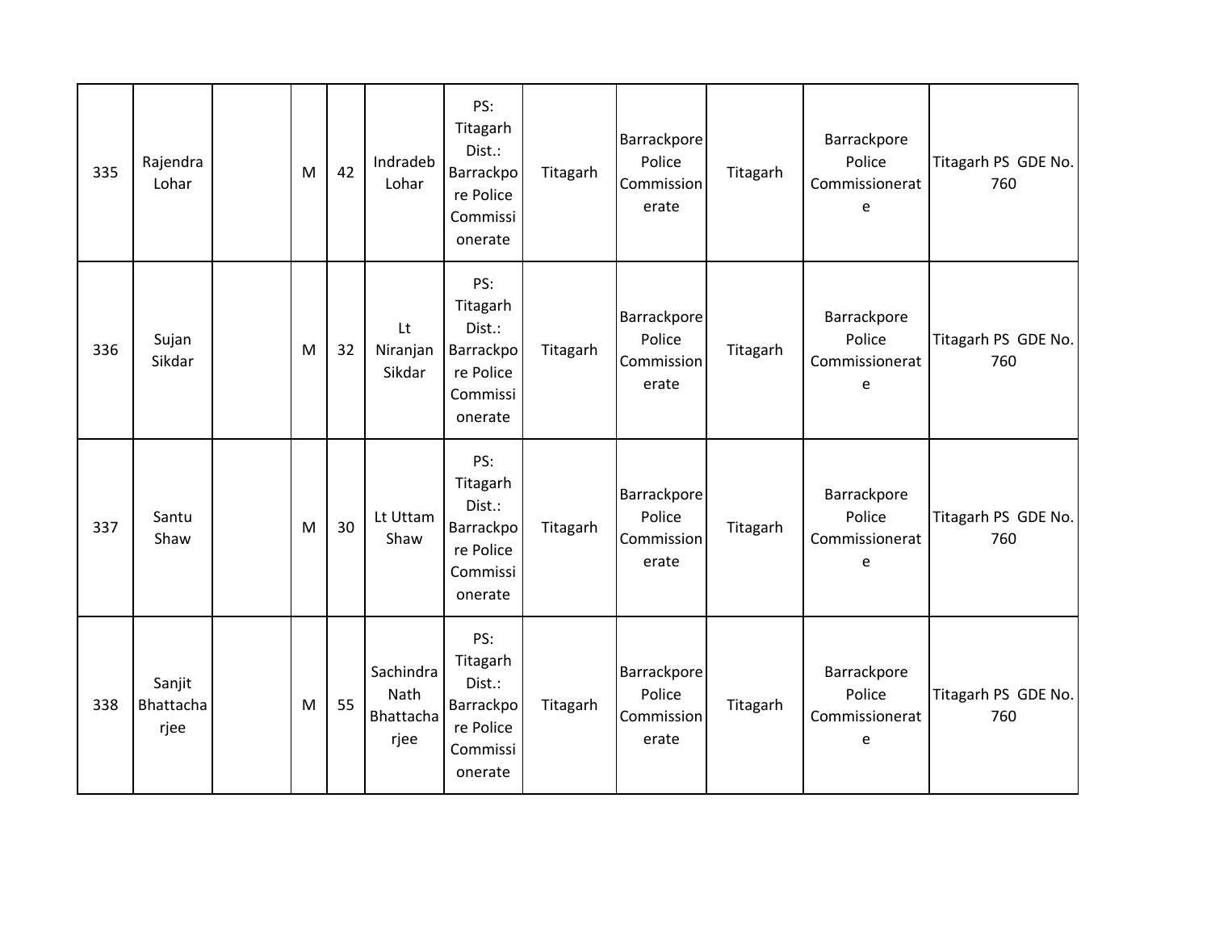| 335 | Rajendra Lohar | | M | 42 | Indradeb Lohar | PS: Titagarh Dist.: Barrackpore Police Commissionerate | Titagarh | Barrackpore Police Commissionerate | Titagarh | Barrackpore Police Commissionerate | Titagarh PS GDE No. 760 |
|---|---|---|---|---|---|---|---|---|---|---|---|
| 336 | Sujan Sikdar | | M | 32 | Lt Niranjan Sikdar | PS: Titagarh Dist.: Barrackpore Police Commissionerate | Titagarh | Barrackpore Police Commissionerate | Titagarh | Barrackpore Police Commissionerate | Titagarh PS GDE No. 760 |
| 337 | Santu Shaw | | M | 30 | Lt Uttam Shaw | PS: Titagarh Dist.: Barrackpore Police Commissionerate | Titagarh | Barrackpore Police Commissionerate | Titagarh | Barrackpore Police Commissionerate | Titagarh PS GDE No. 760 |
| 338 | Sanjit Bhattacharjee | | M | 55 | Sachindra Nath Bhattacharjee | PS: Titagarh Dist.: Barrackpore Police Commissionerate | Titagarh | Barrackpore Police Commissionerate | Titagarh | Barrackpore Police Commissionerate | Titagarh PS GDE No. 760 |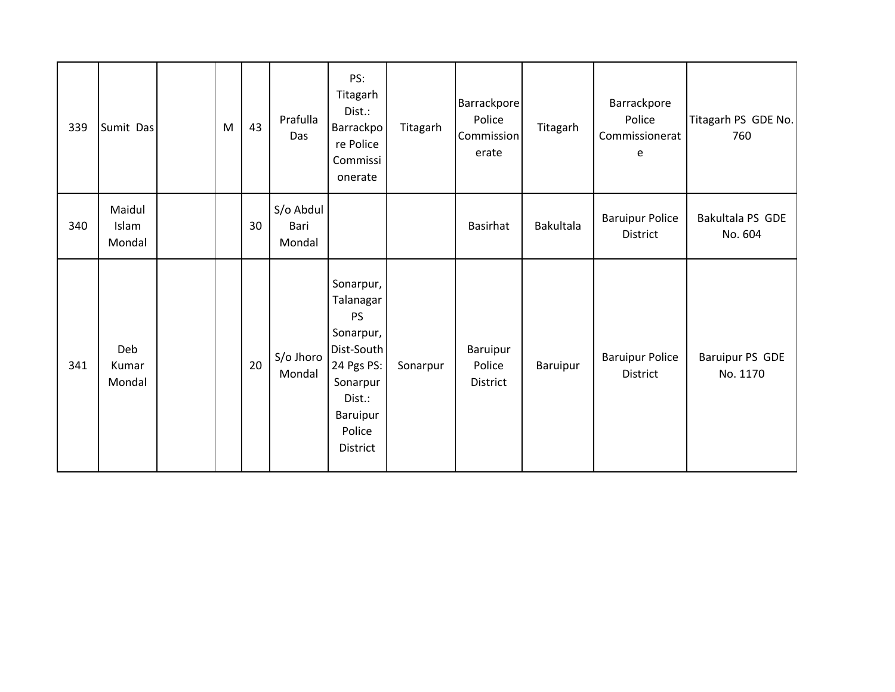| 339 | Sumit Das | | M | 43 | Prafulla Das | PS: Titagarh Dist.: Barrackpore Police Commissionerate | Titagarh | Barrackpore Police Commissionerate | Titagarh | Barrackpore Police Commissionerate | Titagarh PS GDE No. 760 |
|---|---|---|---|---|---|---|---|---|---|---|---|
| 340 | Maidul Islam Mondal | | | 30 | S/o Abdul Bari Mondal | | | Basirhat | Bakultala | Baruipur Police District | Bakultala PS GDE No. 604 |
| 341 | Deb Kumar Mondal | | | 20 | S/o Jhoro Mondal | Sonarpur, Talanagar PS Sonarpur, Dist-South 24 Pgs PS: Sonarpur Dist.: Baruipur Police District | Sonarpur | Baruipur Police District | Baruipur | Baruipur Police District | Baruipur PS GDE No. 1170 |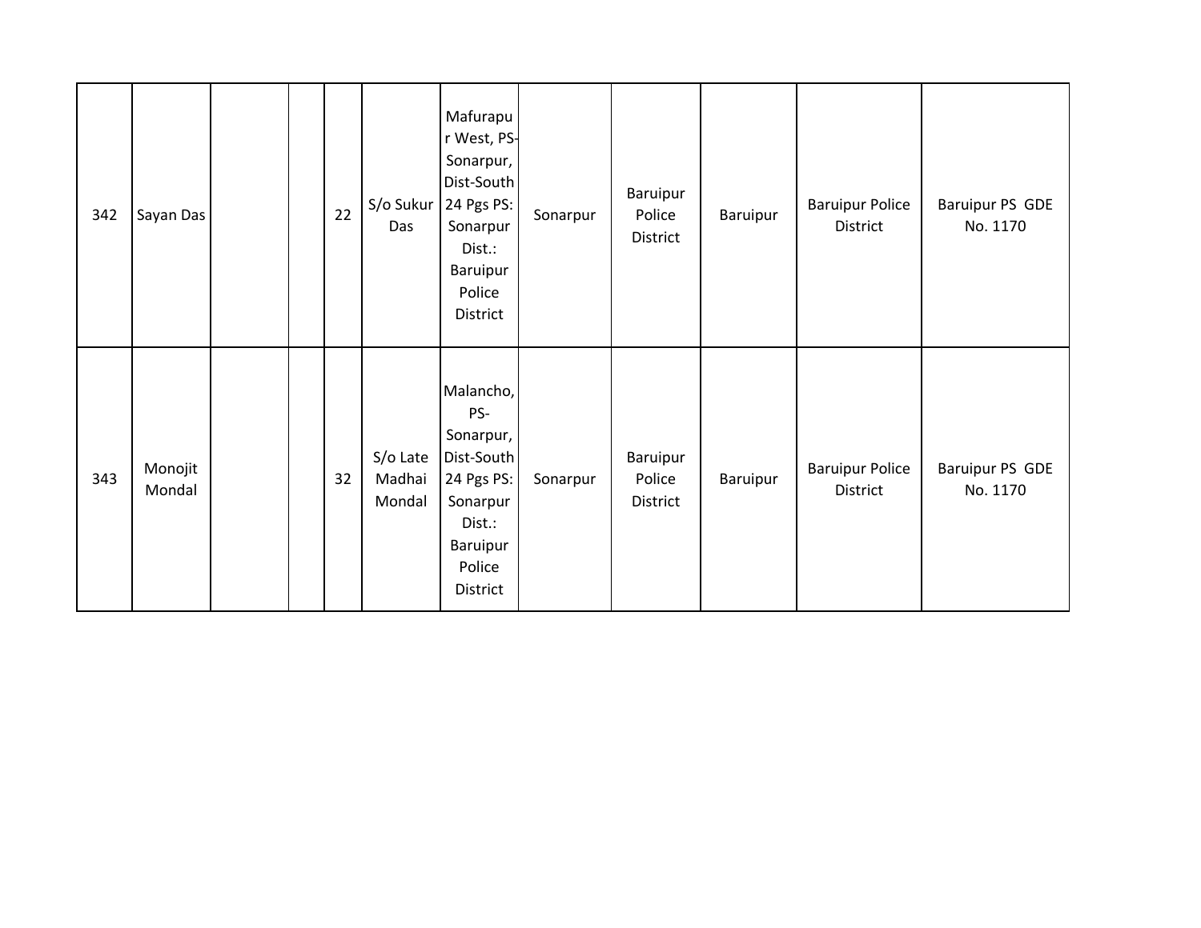| | | | | | | | | | | | |
|---|---|---|---|---|---|---|---|---|---|---|---|
| 342 | Sayan Das | | | 22 | S/o Sukur Das | Mafurapur West, PS-Sonarpur, Dist-South 24 Pgs PS: Sonarpur Dist.: Baruipur Police District | Sonarpur | Baruipur Police District | Baruipur | Baruipur Police District | Baruipur PS GDE No. 1170 |
| 343 | Monojit Mondal | | | 32 | S/o Late Madhai Mondal | Malancho, PS-Sonarpur, Dist-South 24 Pgs PS: Sonarpur Dist.: Baruipur Police District | Sonarpur | Baruipur Police District | Baruipur | Baruipur Police District | Baruipur PS GDE No. 1170 |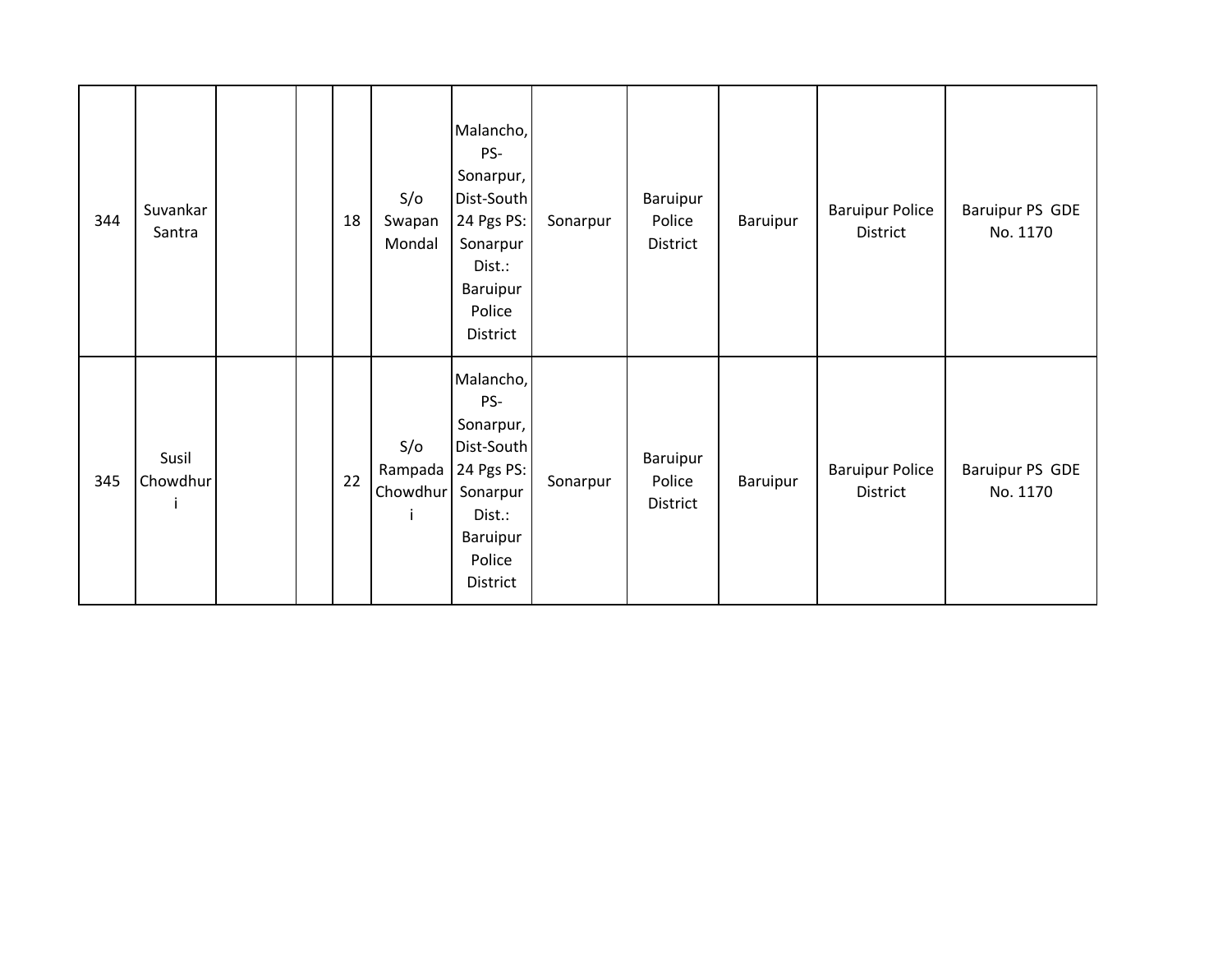| | | | | | | | | | | | |
|---|---|---|---|---|---|---|---|---|---|---|---|
| 344 | Suvankar Santra | | | 18 | S/o Swapan Mondal | Malancho, PS-Sonarpur, Dist-South 24 Pgs PS: Sonarpur Dist.: Baruipur Police District | Sonarpur | Baruipur Police District | Baruipur | Baruipur Police District | Baruipur PS GDE No. 1170 |
| 345 | Susil Chowdhuri | | | 22 | S/o Rampada Chowdhuri | Malancho, PS-Sonarpur, Dist-South 24 Pgs PS: Sonarpur Dist.: Baruipur Police District | Sonarpur | Baruipur Police District | Baruipur | Baruipur Police District | Baruipur PS GDE No. 1170 |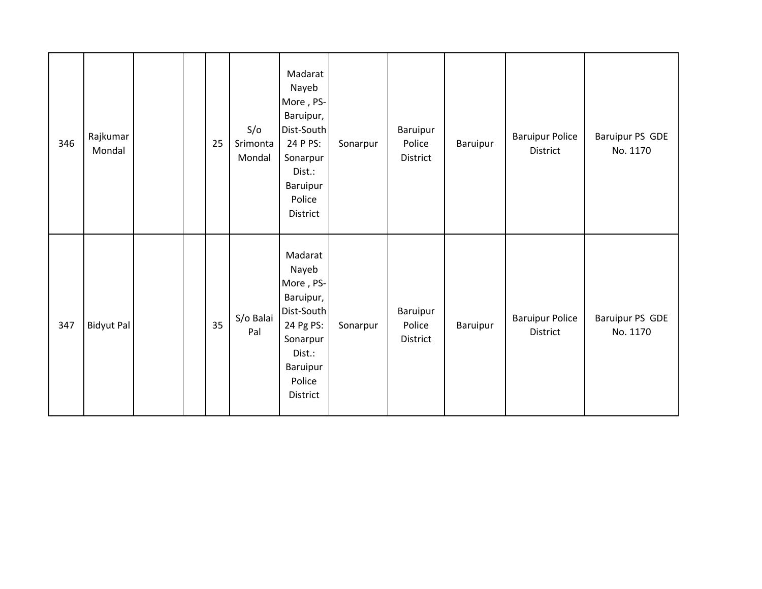| 346 | Rajkumar Mondal | | | 25 | S/o Srimonta Mondal | Madarat Nayeb More , PS-Baruipur, Dist-South 24 P PS: Sonarpur Dist.: Baruipur Police District | Sonarpur | Baruipur Police District | Baruipur | Baruipur Police District | Baruipur PS GDE No. 1170 |
|---|---|---|---|---|---|---|---|---|---|---|---|
| 347 | Bidyut Pal | | | 35 | S/o Balai Pal | Madarat Nayeb More , PS-Baruipur, Dist-South 24 Pg PS: Sonarpur Dist.: Baruipur Police District | Sonarpur | Baruipur Police District | Baruipur | Baruipur Police District | Baruipur PS GDE No. 1170 |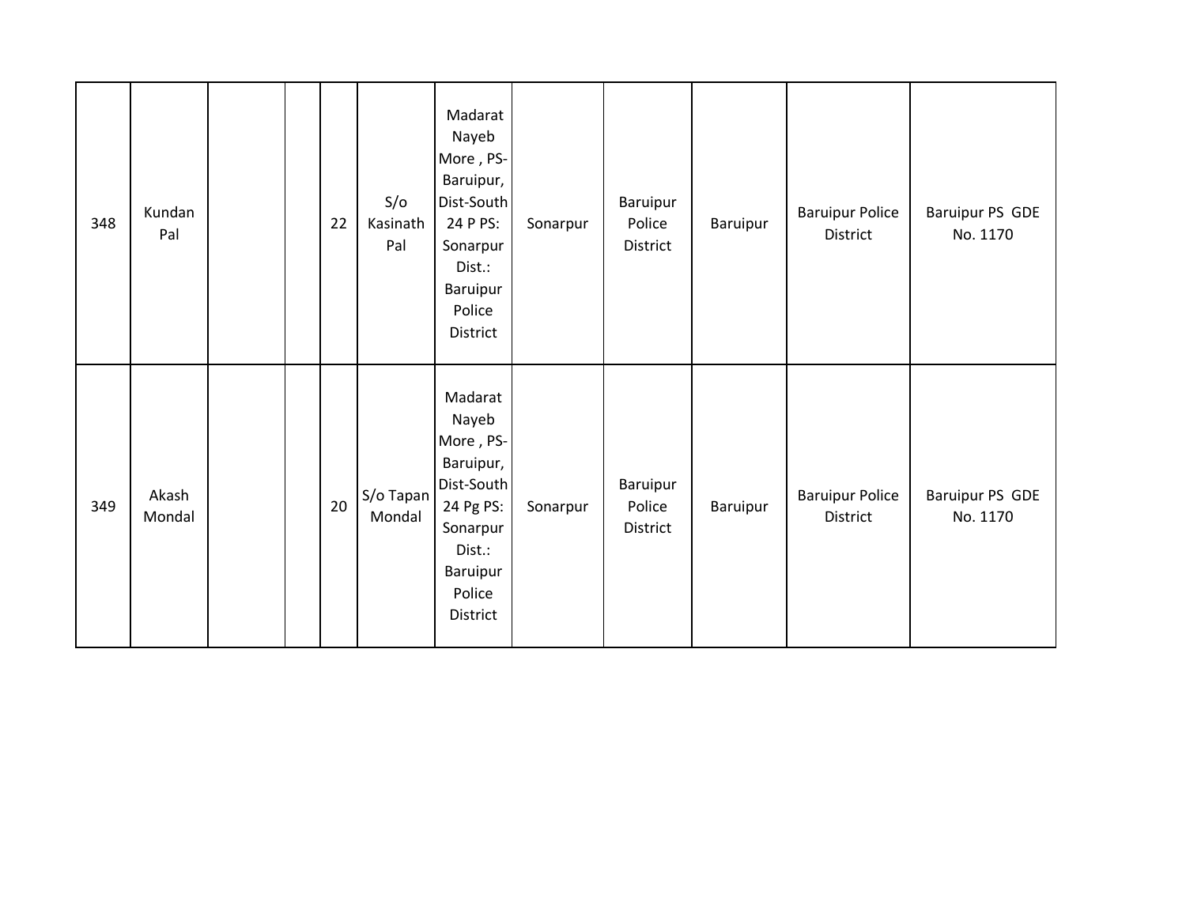| | | | | | | | | | | | |
|---|---|---|---|---|---|---|---|---|---|---|---|
| 348 | Kundan Pal | | | 22 | S/o Kasinath Pal | Madarat Nayeb More , PS-Baruipur, Dist-South 24 P PS: Sonarpur Dist.: Baruipur Police District | Sonarpur | Baruipur Police District | Baruipur | Baruipur Police District | Baruipur PS GDE No. 1170 |
| 349 | Akash Mondal | | | 20 | S/o Tapan Mondal | Madarat Nayeb More , PS-Baruipur, Dist-South 24 Pg PS: Sonarpur Dist.: Baruipur Police District | Sonarpur | Baruipur Police District | Baruipur | Baruipur Police District | Baruipur PS GDE No. 1170 |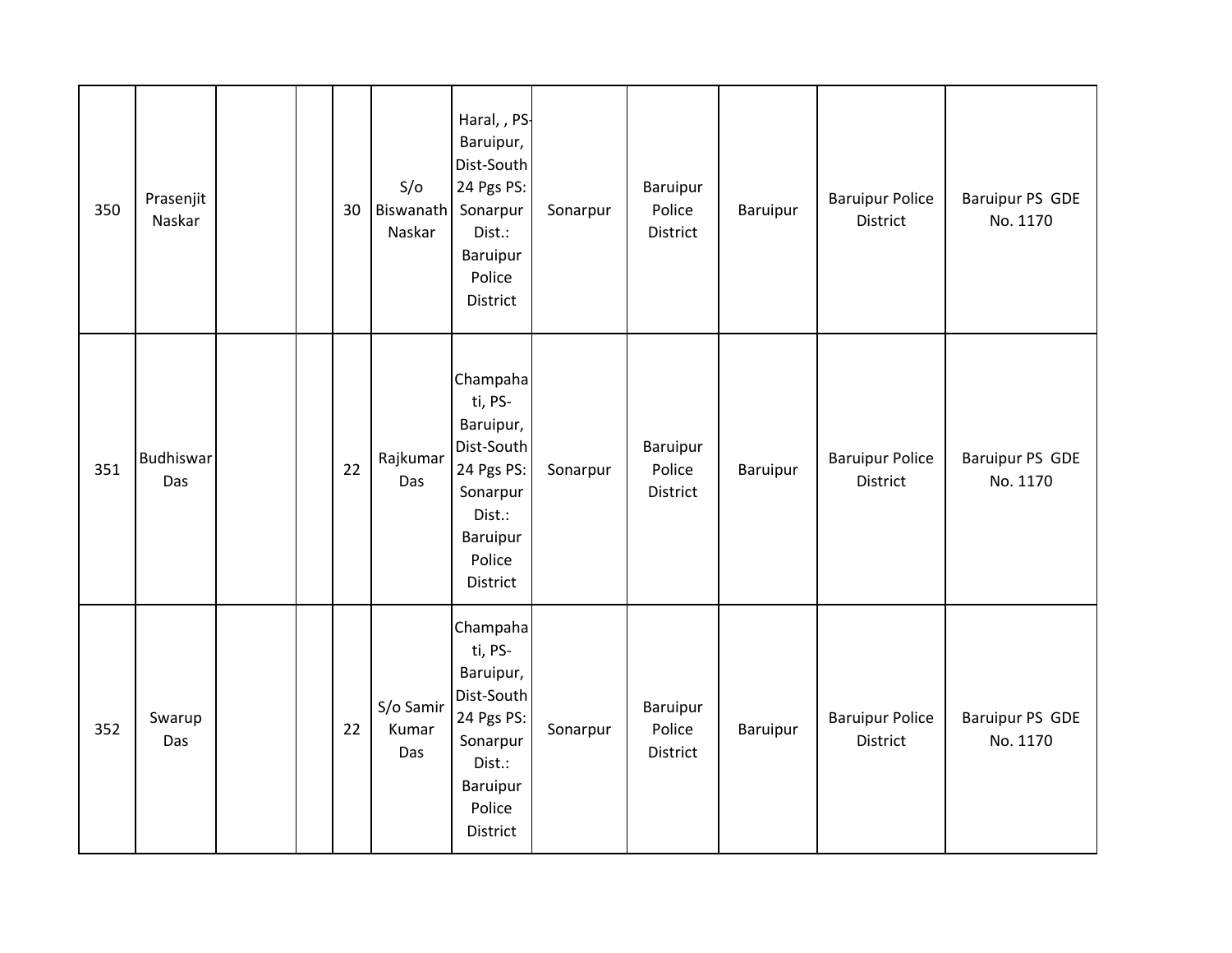| | | | | | | | | | | | |
|---|---|---|---|---|---|---|---|---|---|---|---|
| 350 | Prasenjit Naskar | | | 30 | S/o Biswanath Naskar | Haral, , PS-Baruipur, Dist-South 24 Pgs PS: Sonarpur Dist.: Baruipur Police District | Sonarpur | Baruipur Police District | Baruipur | Baruipur Police District | Baruipur PS GDE No. 1170 |
| 351 | Budhiswar Das | | | 22 | Rajkumar Das | Champahati, PS-Baruipur, Dist-South 24 Pgs PS: Sonarpur Dist.: Baruipur Police District | Sonarpur | Baruipur Police District | Baruipur | Baruipur Police District | Baruipur PS GDE No. 1170 |
| 352 | Swarup Das | | | 22 | S/o Samir Kumar Das | Champahati, PS-Baruipur, Dist-South 24 Pgs PS: Sonarpur Dist.: Baruipur Police District | Sonarpur | Baruipur Police District | Baruipur | Baruipur Police District | Baruipur PS GDE No. 1170 |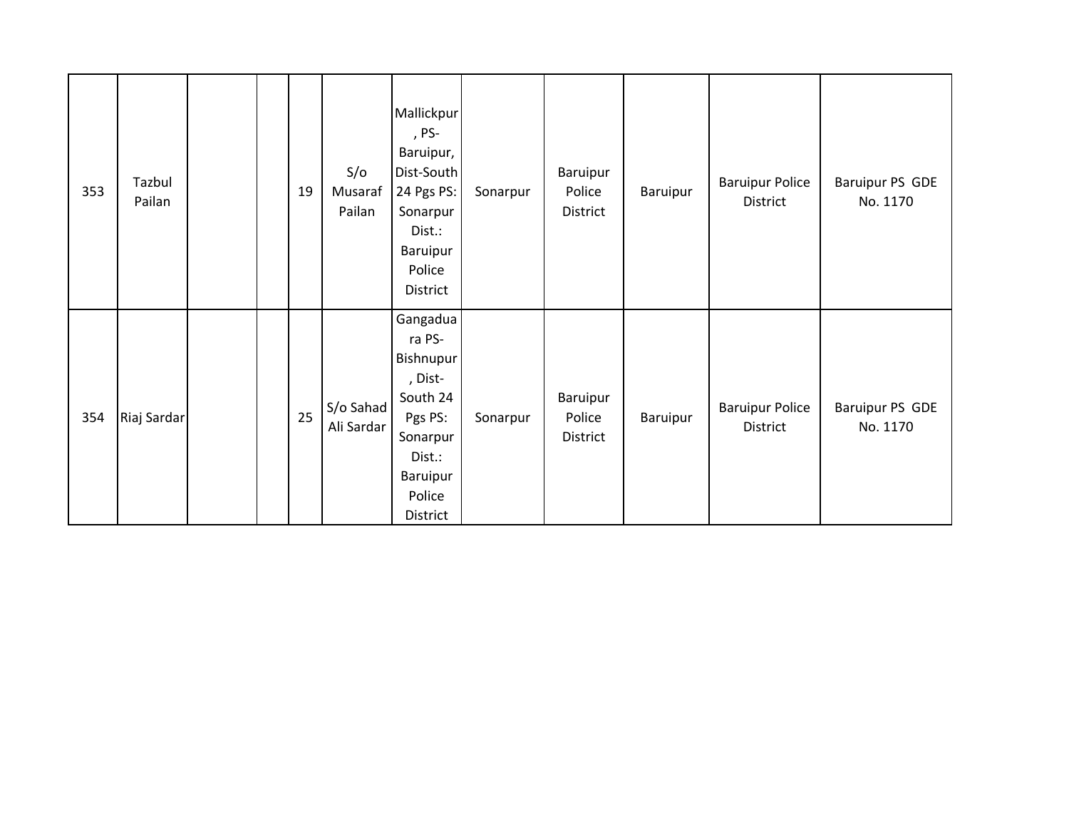| | | | | | | | | | | | |
|---|---|---|---|---|---|---|---|---|---|---|---|
| 353 | Tazbul Pailan | | | 19 | S/o Musaraf Pailan | Mallickpur, PS-Baruipur, Dist-South 24 Pgs PS: Sonarpur Dist.: Baruipur Police District | Sonarpur | Baruipur Police District | Baruipur | Baruipur Police District | Baruipur PS GDE No. 1170 |
| 354 | Riaj Sardar | | | 25 | S/o Sahad Ali Sardar | Gangaduara PS-Bishnupur, Dist-South 24 Pgs PS: Sonarpur Dist.: Baruipur Police District | Sonarpur | Baruipur Police District | Baruipur | Baruipur Police District | Baruipur PS GDE No. 1170 |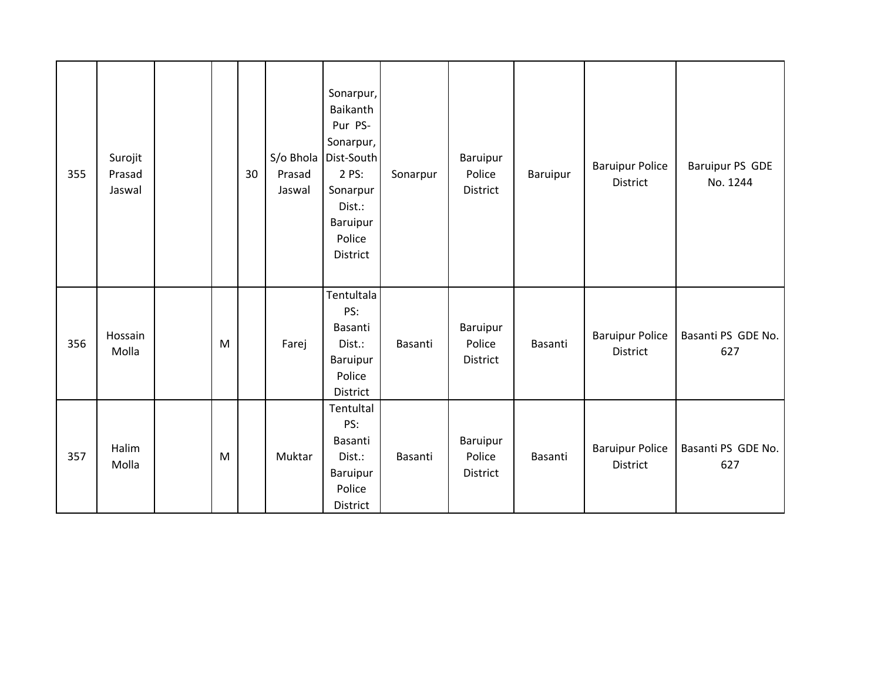| | | | | | | | | | | | |
|---|---|---|---|---|---|---|---|---|---|---|---|
| 355 | Surojit Prasad Jaswal | | | 30 | S/o Bhola Prasad Jaswal | Sonarpur, Baikanth Pur PS- Sonarpur, Dist-South 2 PS: Sonarpur Dist.: Baruipur Police District | Sonarpur | Baruipur Police District | Baruipur | Baruipur Police District | Baruipur PS GDE No. 1244 |
| 356 | Hossain Molla | | M | | Farej | Tentultala PS: Basanti Dist.: Baruipur Police District | Basanti | Baruipur Police District | Basanti | Baruipur Police District | Basanti PS GDE No. 627 |
| 357 | Halim Molla | | M | | Muktar | Tentultal PS: Basanti Dist.: Baruipur Police District | Basanti | Baruipur Police District | Basanti | Baruipur Police District | Basanti PS GDE No. 627 |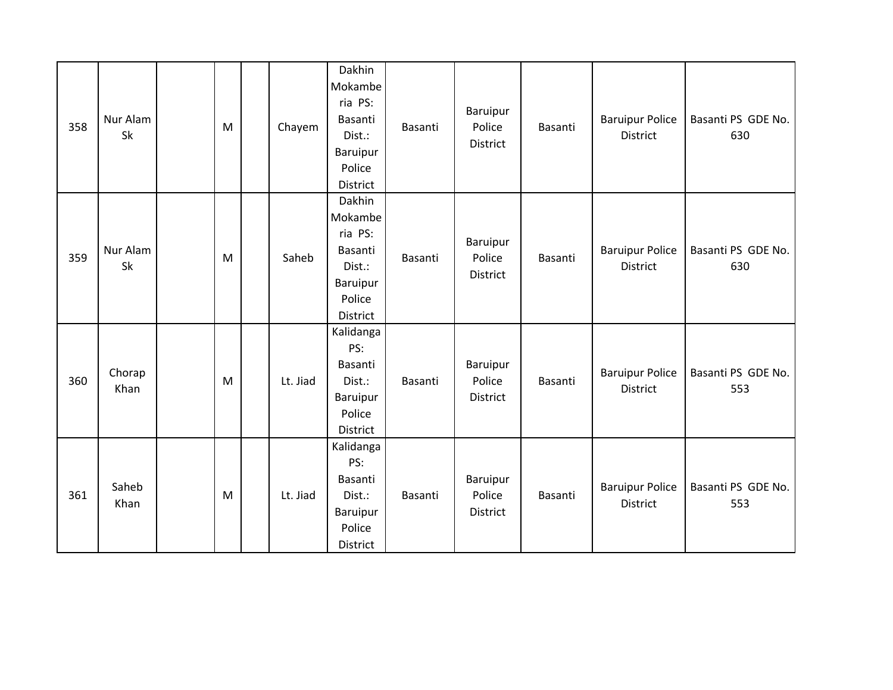| 358 | Nur Alam Sk | | M | | Chayem | Dakhin Mokamberia PS: Basanti Dist.: Baruipur Police District | Basanti | Baruipur Police District | Basanti | Baruipur Police District | Basanti PS GDE No. 630 |
|---|---|---|---|---|---|---|---|---|---|---|---|
| 359 | Nur Alam Sk | | M | | Saheb | Dakhin Mokamberia PS: Basanti Dist.: Baruipur Police District | Basanti | Baruipur Police District | Basanti | Baruipur Police District | Basanti PS GDE No. 630 |
| 360 | Chorap Khan | | M | | Lt. Jiad | Kalidanga PS: Basanti Dist.: Baruipur Police District | Basanti | Baruipur Police District | Basanti | Baruipur Police District | Basanti PS GDE No. 553 |
| 361 | Saheb Khan | | M | | Lt. Jiad | Kalidanga PS: Basanti Dist.: Baruipur Police District | Basanti | Baruipur Police District | Basanti | Baruipur Police District | Basanti PS GDE No. 553 |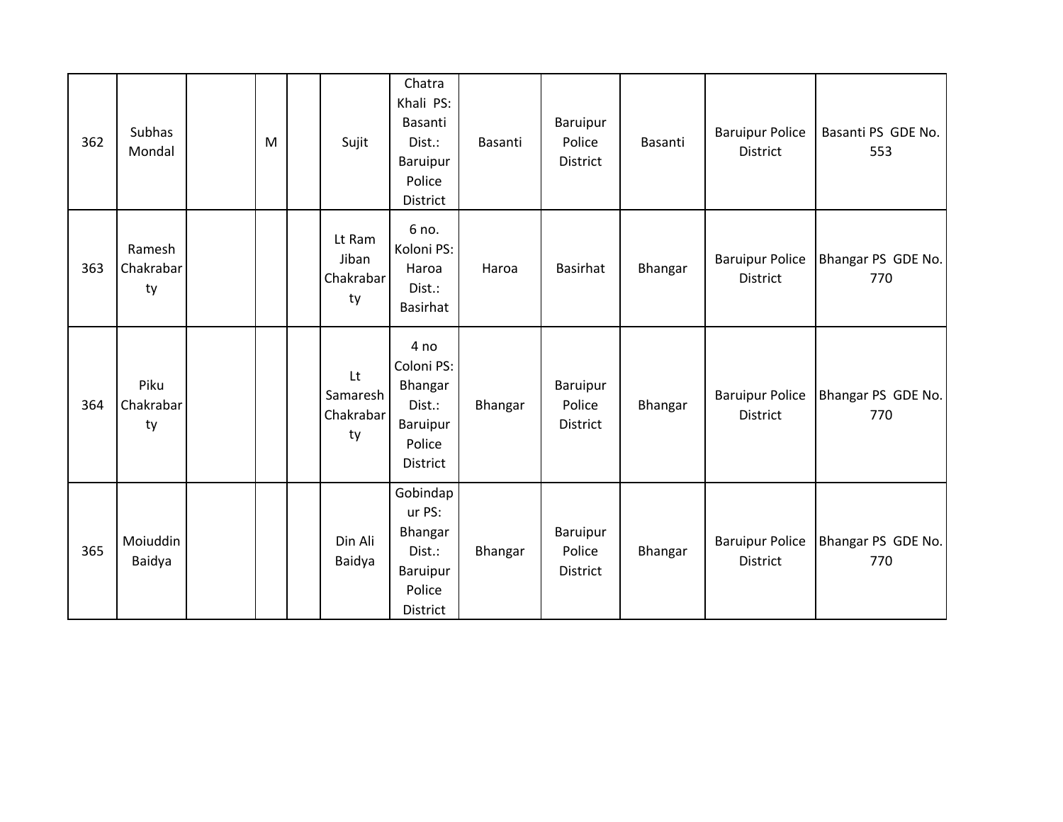| | | | | | | | | | | | |
|---|---|---|---|---|---|---|---|---|---|---|---|
| 362 | Subhas Mondal | | M | | Sujit | Chatra Khali PS: Basanti Dist.: Baruipur Police District | Basanti | Baruipur Police District | Basanti | Baruipur Police District | Basanti PS GDE No. 553 |
| 363 | Ramesh Chakrabarty | | | | Lt Ram Jiban Chakrabarty | 6 no. Koloni PS: Haroa Dist.: Basirhat | Haroa | Basirhat | Bhangar | Baruipur Police District | Bhangar PS GDE No. 770 |
| 364 | Piku Chakrabarty | | | | Lt Samaresh Chakrabarty | 4 no Coloni PS: Bhangar Dist.: Baruipur Police District | Bhangar | Baruipur Police District | Bhangar | Baruipur Police District | Bhangar PS GDE No. 770 |
| 365 | Moiuddin Baidya | | | | Din Ali Baidya | Gobindapur PS: Bhangar Dist.: Baruipur Police District | Bhangar | Baruipur Police District | Bhangar | Baruipur Police District | Bhangar PS GDE No. 770 |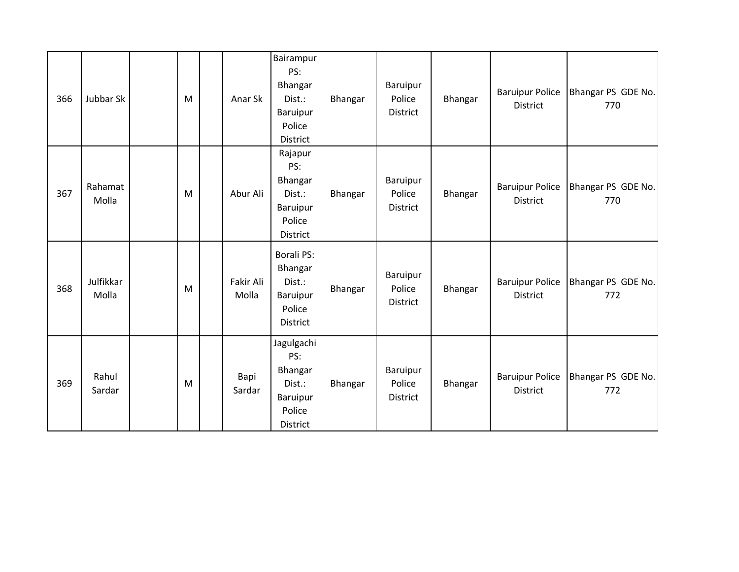| | | | | | | | | | | | |
|---|---|---|---|---|---|---|---|---|---|---|---|
| 366 | Jubbar Sk | | M | | Anar Sk | Bairampur PS: Bhangar Dist.: Baruipur Police District | Bhangar | Baruipur Police District | Bhangar | Baruipur Police District | Bhangar PS GDE No. 770 |
| 367 | Rahamat Molla | | M | | Abur Ali | Rajapur PS: Bhangar Dist.: Baruipur Police District | Bhangar | Baruipur Police District | Bhangar | Baruipur Police District | Bhangar PS GDE No. 770 |
| 368 | Julfikkar Molla | | M | | Fakir Ali Molla | Borali PS: Bhangar Dist.: Baruipur Police District | Bhangar | Baruipur Police District | Bhangar | Baruipur Police District | Bhangar PS GDE No. 772 |
| 369 | Rahul Sardar | | M | | Bapi Sardar | Jagulgachi PS: Bhangar Dist.: Baruipur Police District | Bhangar | Baruipur Police District | Bhangar | Baruipur Police District | Bhangar PS GDE No. 772 |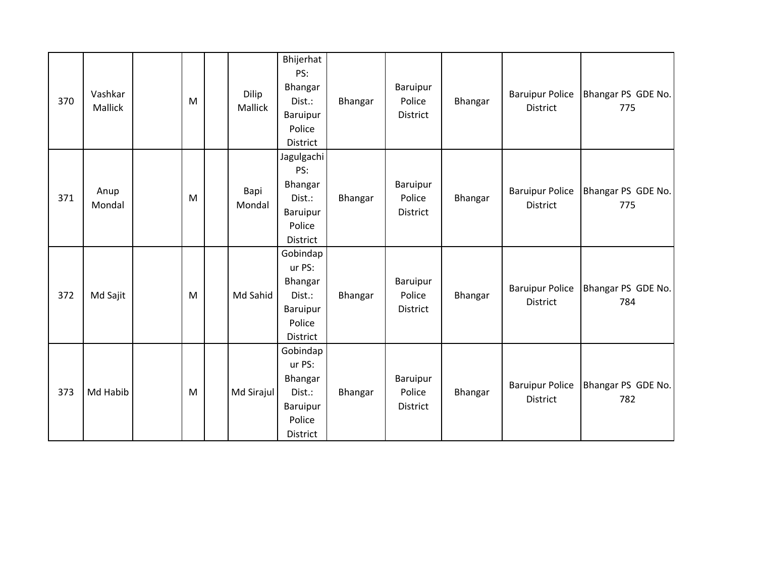| 370 | Vashkar Mallick | | M | | Dilip Mallick | Bhijerhat PS: Bhangar Dist.: Baruipur Police District | Bhangar | Baruipur Police District | Bhangar | Baruipur Police District | Bhangar PS GDE No. 775 |
|---|---|---|---|---|---|---|---|---|---|---|---|
| 371 | Anup Mondal | | M | | Bapi Mondal | Jagulgachi PS: Bhangar Dist.: Baruipur Police District | Bhangar | Baruipur Police District | Bhangar | Baruipur Police District | Bhangar PS GDE No. 775 |
| 372 | Md Sajit | | M | | Md Sahid | Gobindapur PS: Bhangar Dist.: Baruipur Police District | Bhangar | Baruipur Police District | Bhangar | Baruipur Police District | Bhangar PS GDE No. 784 |
| 373 | Md Habib | | M | | Md Sirajul | Gobindapur PS: Bhangar Dist.: Baruipur Police District | Bhangar | Baruipur Police District | Bhangar | Baruipur Police District | Bhangar PS GDE No. 782 |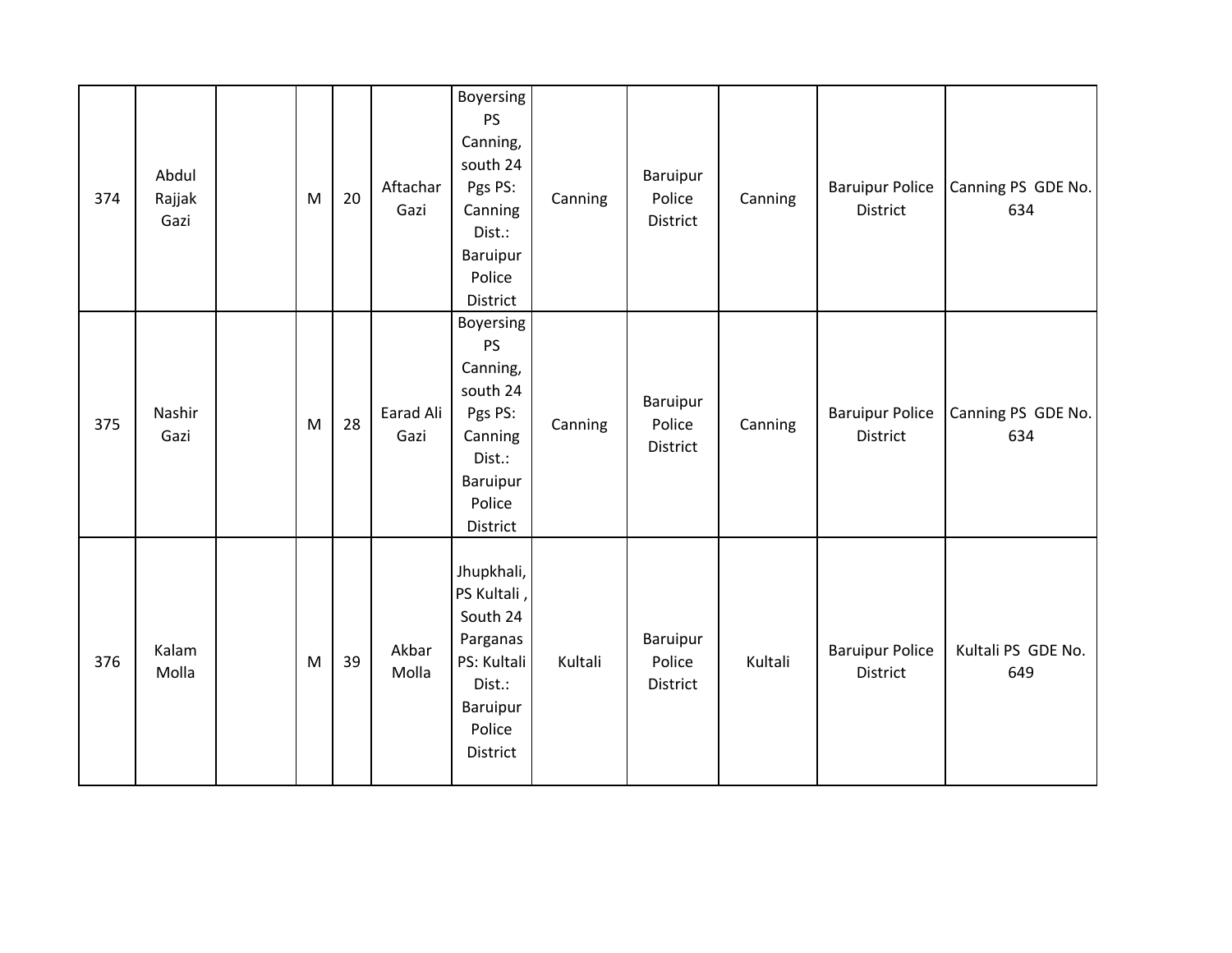| | | | | | | | | | | | |
|---|---|---|---|---|---|---|---|---|---|---|---|
| 374 | Abdul Rajjak Gazi | | M | 20 | Aftachar Gazi | Boyersing PS Canning, south 24 Pgs PS: Canning Dist.: Baruipur Police District | Canning | Baruipur Police District | Canning | Baruipur Police District | Canning PS GDE No. 634 |
| 375 | Nashir Gazi | | M | 28 | Earad Ali Gazi | Boyersing PS Canning, south 24 Pgs PS: Canning Dist.: Baruipur Police District | Canning | Baruipur Police District | Canning | Baruipur Police District | Canning PS GDE No. 634 |
| 376 | Kalam Molla | | M | 39 | Akbar Molla | Jhupkhali, PS Kultali , South 24 Parganas PS: Kultali Dist.: Baruipur Police District | Kultali | Baruipur Police District | Kultali | Baruipur Police District | Kultali PS GDE No. 649 |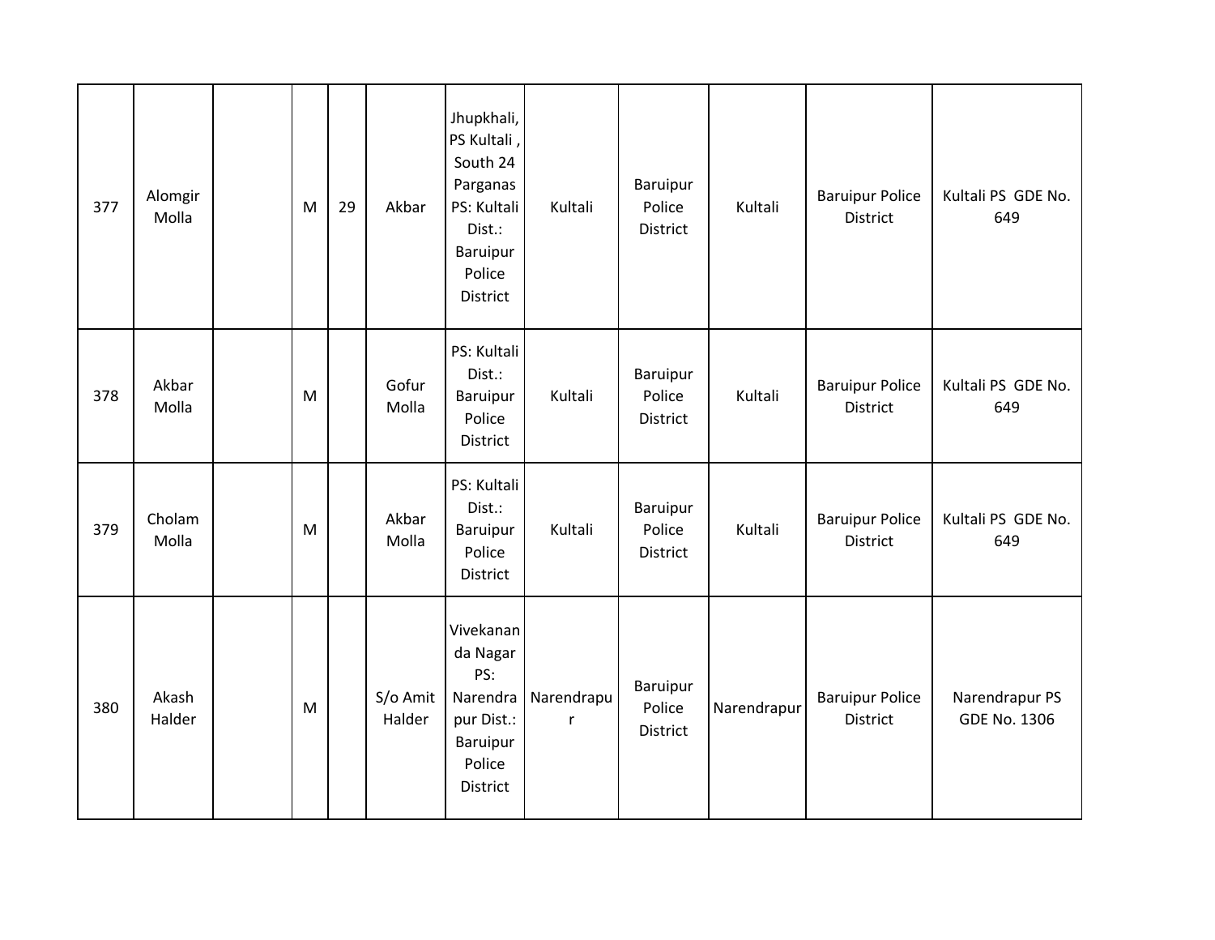| | | | | | | | | | | | |
|---|---|---|---|---|---|---|---|---|---|---|---|
| 377 | Alomgir Molla | | M | 29 | Akbar | Jhupkhali, PS Kultali , South 24 Parganas PS: Kultali Dist.: Baruipur Police District | Kultali | Baruipur Police District | Kultali | Baruipur Police District | Kultali PS GDE No. 649 |
| 378 | Akbar Molla | | M | | Gofur Molla | PS: Kultali Dist.: Baruipur Police District | Kultali | Baruipur Police District | Kultali | Baruipur Police District | Kultali PS GDE No. 649 |
| 379 | Cholam Molla | | M | | Akbar Molla | PS: Kultali Dist.: Baruipur Police District | Kultali | Baruipur Police District | Kultali | Baruipur Police District | Kultali PS GDE No. 649 |
| 380 | Akash Halder | | M | | S/o Amit Halder | Vivekananda Nagar PS: Narendrapur Dist.: Baruipur Police District | Narendrapur | Baruipur Police District | Narendrapur | Baruipur Police District | Narendrapur PS GDE No. 1306 |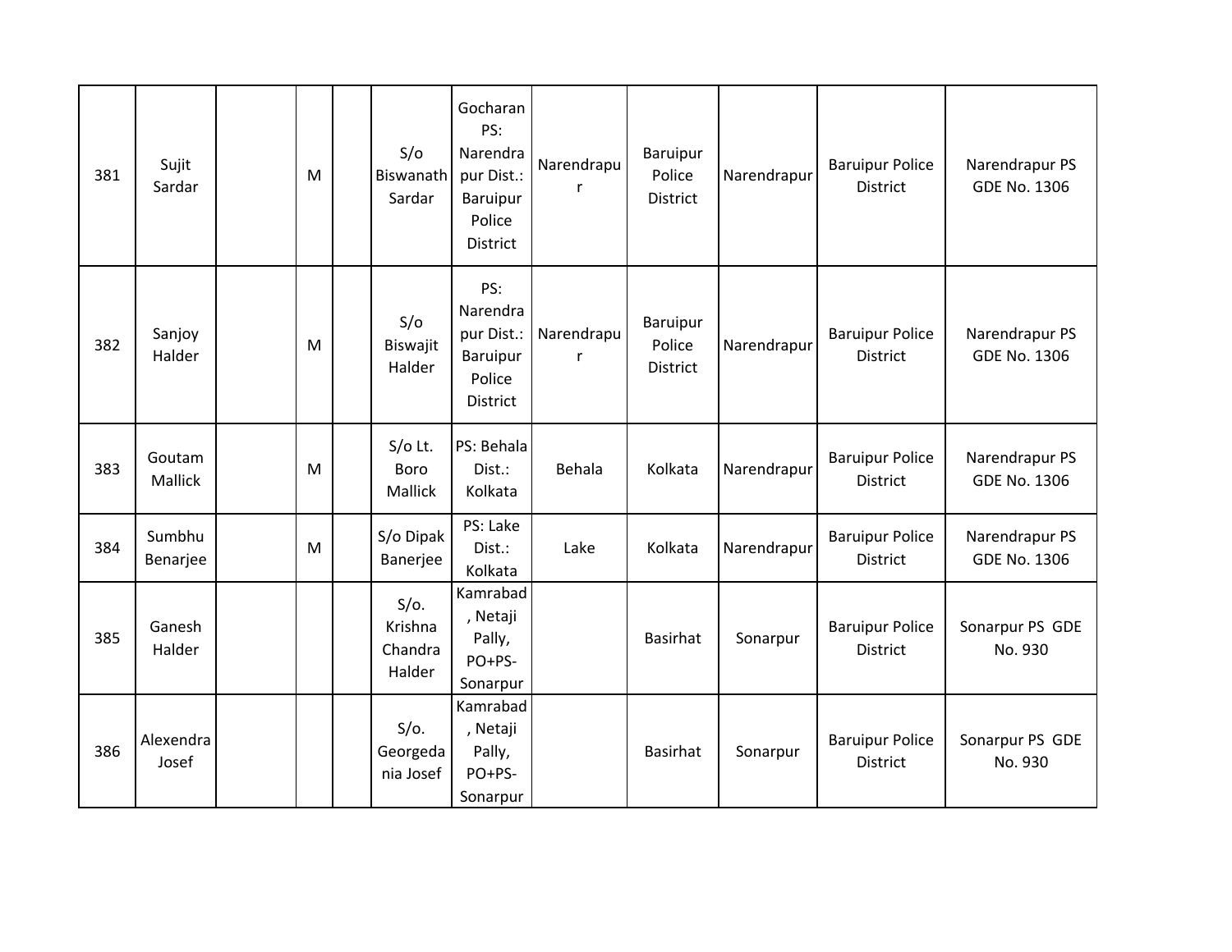| 381 | Sujit Sardar | | M | | S/o Biswanath Sardar | Gocharan PS: Narendrapur Dist.: Baruipur Police District | Narendrapur | Baruipur Police District | Narendrapur | Baruipur Police District | Narendrapur PS GDE No. 1306 |
|---|---|---|---|---|---|---|---|---|---|---|---|
| 382 | Sanjoy Halder | | M | | S/o Biswajit Halder | PS: Narendrapur Dist.: Baruipur Police District | Narendrapur | Baruipur Police District | Narendrapur | Baruipur Police District | Narendrapur PS GDE No. 1306 |
| 383 | Goutam Mallick | | M | | S/o Lt. Boro Mallick | PS: Behala Dist.: Kolkata | Behala | Kolkata | Narendrapur | Baruipur Police District | Narendrapur PS GDE No. 1306 |
| 384 | Sumbhu Benarjee | | M | | S/o Dipak Banerjee | PS: Lake Dist.: Kolkata | Lake | Kolkata | Narendrapur | Baruipur Police District | Narendrapur PS GDE No. 1306 |
| 385 | Ganesh Halder | | | | S/o. Krishna Chandra Halder | Kamrabad, Netaji Pally, PO+PS-Sonarpur | | Basirhat | Sonarpur | Baruipur Police District | Sonarpur PS GDE No. 930 |
| 386 | Alexendra Josef | | | | S/o. Georgedania Josef | Kamrabad, Netaji Pally, PO+PS-Sonarpur | | Basirhat | Sonarpur | Baruipur Police District | Sonarpur PS GDE No. 930 |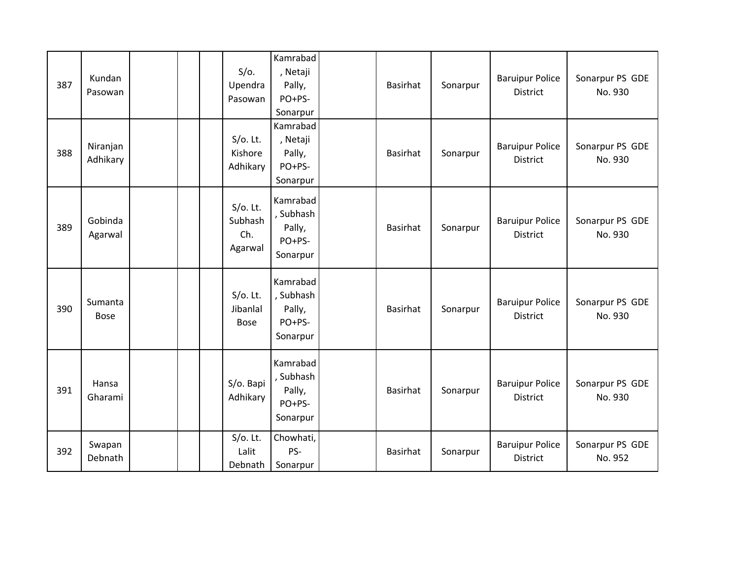| | | | | | | | | | | | |
|---|---|---|---|---|---|---|---|---|---|---|---|
| 387 | Kundan Pasowan | | | | S/o. Upendra Pasowan | Kamrabad, Netaji Pally, PO+PS-Sonarpur | | Basirhat | Sonarpur | Baruipur Police District | Sonarpur PS GDE No. 930 |
| 388 | Niranjan Adhikary | | | | S/o. Lt. Kishore Adhikary | Kamrabad, Netaji Pally, PO+PS-Sonarpur | | Basirhat | Sonarpur | Baruipur Police District | Sonarpur PS GDE No. 930 |
| 389 | Gobinda Agarwal | | | | S/o. Lt. Subhash Ch. Agarwal | Kamrabad, Subhash Pally, PO+PS-Sonarpur | | Basirhat | Sonarpur | Baruipur Police District | Sonarpur PS GDE No. 930 |
| 390 | Sumanta Bose | | | | S/o. Lt. Jibanlal Bose | Kamrabad, Subhash Pally, PO+PS-Sonarpur | | Basirhat | Sonarpur | Baruipur Police District | Sonarpur PS GDE No. 930 |
| 391 | Hansa Gharami | | | | S/o. Bapi Adhikary | Kamrabad, Subhash Pally, PO+PS-Sonarpur | | Basirhat | Sonarpur | Baruipur Police District | Sonarpur PS GDE No. 930 |
| 392 | Swapan Debnath | | | | S/o. Lt. Lalit Debnath | Chowhati, PS-Sonarpur | | Basirhat | Sonarpur | Baruipur Police District | Sonarpur PS GDE No. 952 |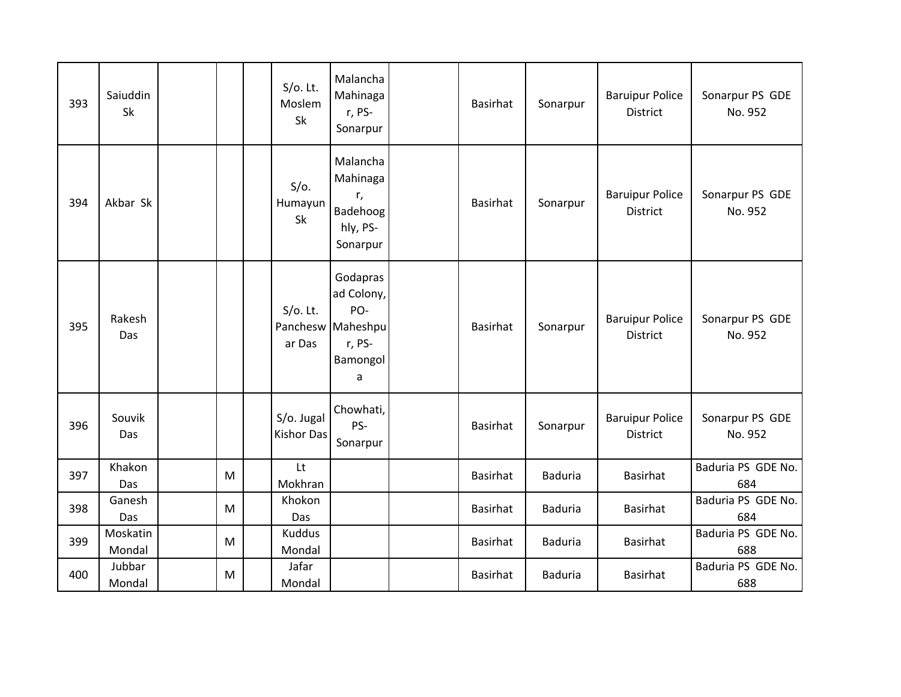| 393 | Saiuddin Sk | | | | S/o. Lt. Moslem Sk | Malancha Mahinagar, PS-Sonarpur | | Basirhat | Sonarpur | Baruipur Police District | Sonarpur PS GDE No. 952 |
|---|---|---|---|---|---|---|---|---|---|---|---|
| 394 | Akbar Sk | | | | S/o. Humayun Sk | Malancha Mahinagar, Badehooghly, PS-Sonarpur | | Basirhat | Sonarpur | Baruipur Police District | Sonarpur PS GDE No. 952 |
| 395 | Rakesh Das | | | | S/o. Lt. Panchesw ar Das | Godaprasad Colony, PO-Maheshpur, PS-Bamongola | | Basirhat | Sonarpur | Baruipur Police District | Sonarpur PS GDE No. 952 |
| 396 | Souvik Das | | | | S/o. Jugal Kishor Das | Chowhati, PS-Sonarpur | | Basirhat | Sonarpur | Baruipur Police District | Sonarpur PS GDE No. 952 |
| 397 | Khakon Das | | M | | Lt Mokhran | | | Basirhat | Baduria | Basirhat | Baduria PS GDE No. 684 |
| 398 | Ganesh Das | | M | | Khokon Das | | | Basirhat | Baduria | Basirhat | Baduria PS GDE No. 684 |
| 399 | Moskatin Mondal | | M | | Kuddus Mondal | | | Basirhat | Baduria | Basirhat | Baduria PS GDE No. 688 |
| 400 | Jubbar Mondal | | M | | Jafar Mondal | | | Basirhat | Baduria | Basirhat | Baduria PS GDE No. 688 |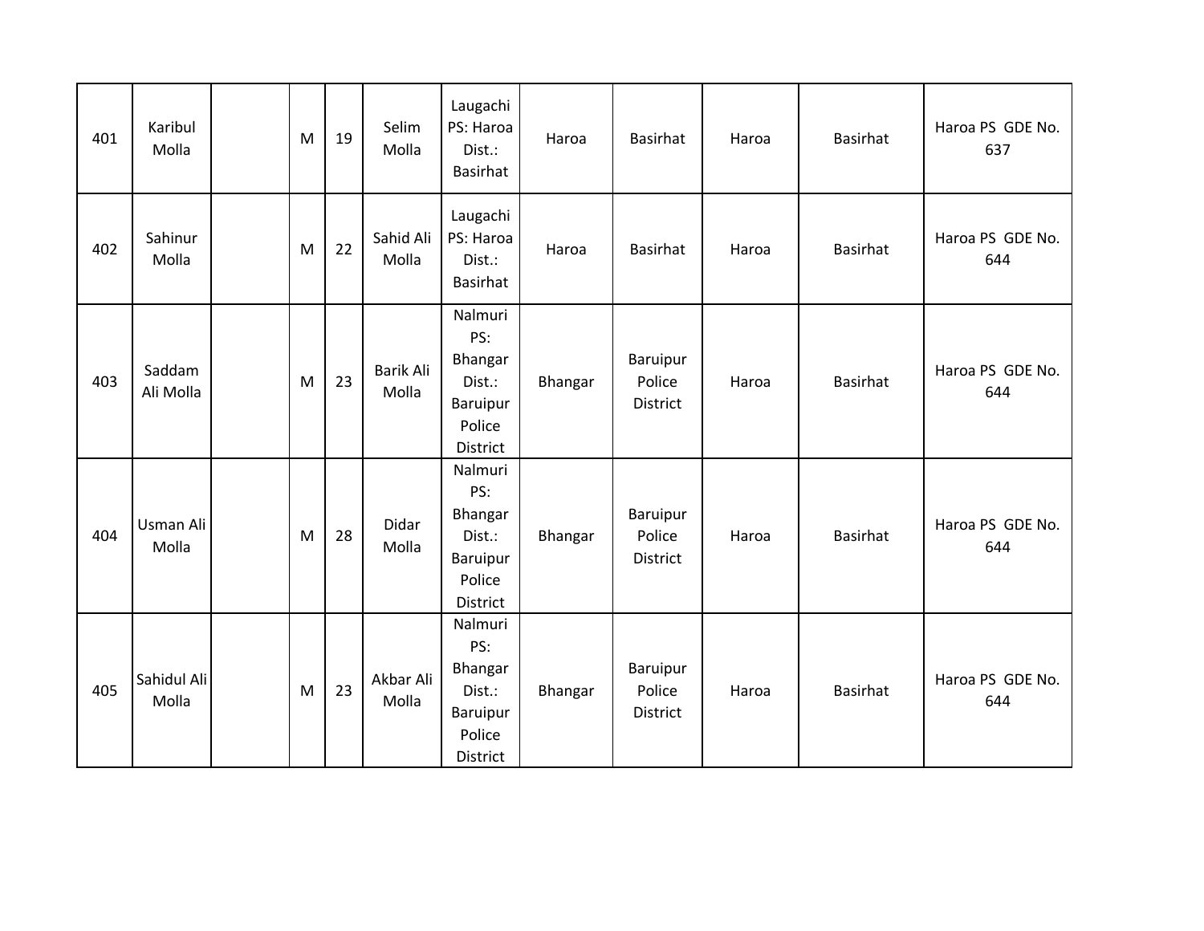| | | | | | | | | | | | |
|---|---|---|---|---|---|---|---|---|---|---|---|
| 401 | Karibul Molla | | M | 19 | Selim Molla | Laugachi PS: Haroa Dist.: Basirhat | Haroa | Basirhat | Haroa | Basirhat | Haroa PS GDE No. 637 |
| 402 | Sahinur Molla | | M | 22 | Sahid Ali Molla | Laugachi PS: Haroa Dist.: Basirhat | Haroa | Basirhat | Haroa | Basirhat | Haroa PS GDE No. 644 |
| 403 | Saddam Ali Molla | | M | 23 | Barik Ali Molla | Nalmuri PS: Bhangar Dist.: Baruipur Police District | Bhangar | Baruipur Police District | Haroa | Basirhat | Haroa PS GDE No. 644 |
| 404 | Usman Ali Molla | | M | 28 | Didar Molla | Nalmuri PS: Bhangar Dist.: Baruipur Police District | Bhangar | Baruipur Police District | Haroa | Basirhat | Haroa PS GDE No. 644 |
| 405 | Sahidul Ali Molla | | M | 23 | Akbar Ali Molla | Nalmuri PS: Bhangar Dist.: Baruipur Police District | Bhangar | Baruipur Police District | Haroa | Basirhat | Haroa PS GDE No. 644 |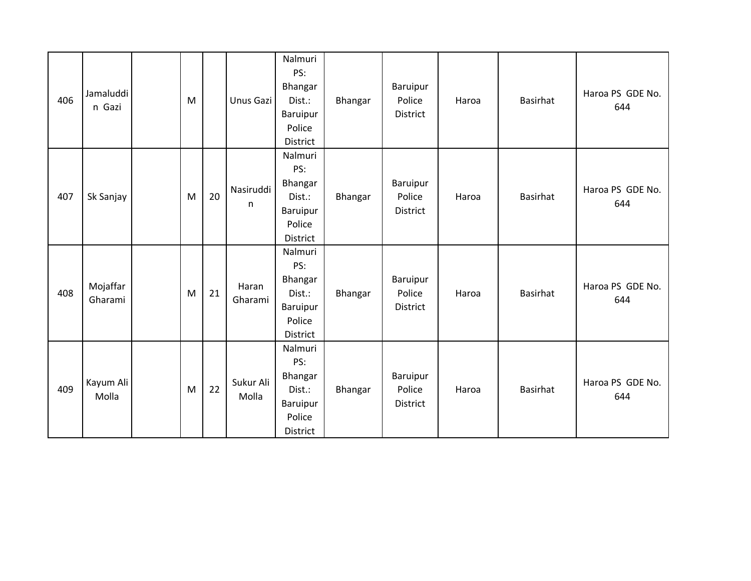| 406 | Jamaluddin Gazi | | M | | Unus Gazi | Nalmuri PS: Bhangar Dist.: Baruipur Police District | Bhangar | Baruipur Police District | Haroa | Basirhat | Haroa PS GDE No. 644 |
|---|---|---|---|---|---|---|---|---|---|---|---|
| 407 | Sk Sanjay | | M | 20 | Nasiruddin | Nalmuri PS: Bhangar Dist.: Baruipur Police District | Bhangar | Baruipur Police District | Haroa | Basirhat | Haroa PS GDE No. 644 |
| 408 | Mojaffar Gharami | | M | 21 | Haran Gharami | Nalmuri PS: Bhangar Dist.: Baruipur Police District | Bhangar | Baruipur Police District | Haroa | Basirhat | Haroa PS GDE No. 644 |
| 409 | Kayum Ali Molla | | M | 22 | Sukur Ali Molla | Nalmuri PS: Bhangar Dist.: Baruipur Police District | Bhangar | Baruipur Police District | Haroa | Basirhat | Haroa PS GDE No. 644 |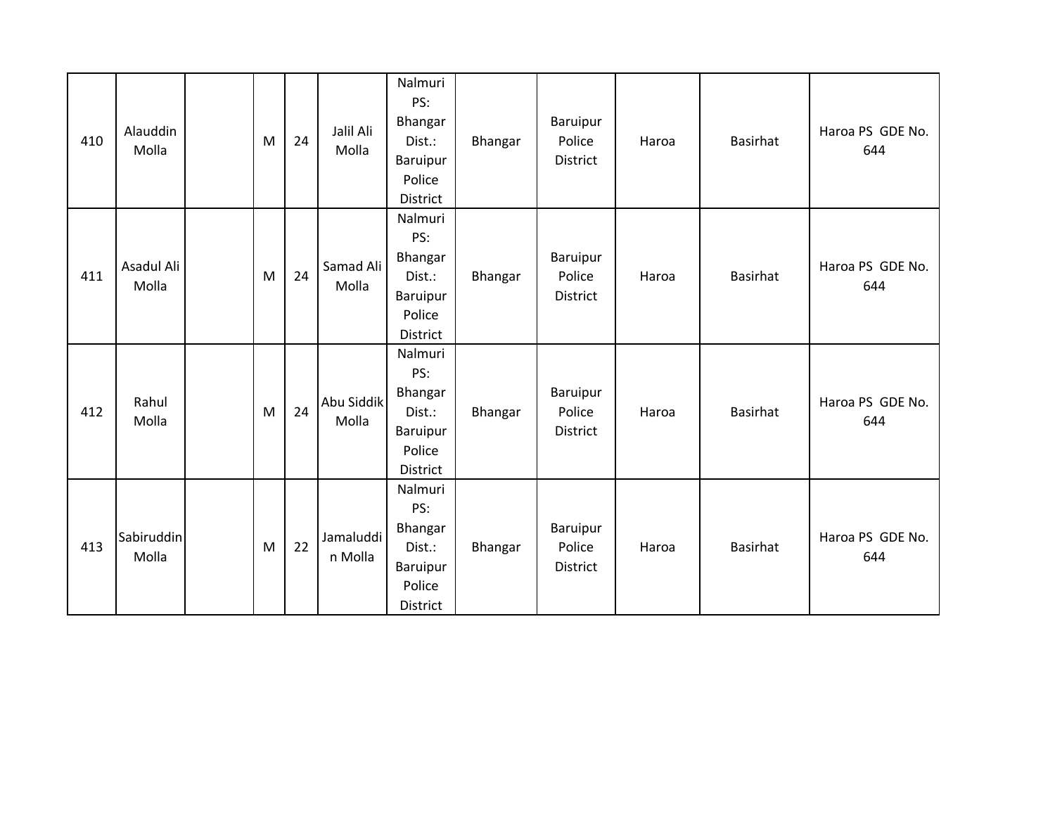| | | | | | | | | | | | |
|---|---|---|---|---|---|---|---|---|---|---|---|
| 410 | Alauddin Molla | | M | 24 | Jalil Ali Molla | Nalmuri PS: Bhangar Dist.: Baruipur Police District | Bhangar | Baruipur Police District | Haroa | Basirhat | Haroa PS GDE No. 644 |
| 411 | Asadul Ali Molla | | M | 24 | Samad Ali Molla | Nalmuri PS: Bhangar Dist.: Baruipur Police District | Bhangar | Baruipur Police District | Haroa | Basirhat | Haroa PS GDE No. 644 |
| 412 | Rahul Molla | | M | 24 | Abu Siddik Molla | Nalmuri PS: Bhangar Dist.: Baruipur Police District | Bhangar | Baruipur Police District | Haroa | Basirhat | Haroa PS GDE No. 644 |
| 413 | Sabiruddin Molla | | M | 22 | Jamaluddin Molla | Nalmuri PS: Bhangar Dist.: Baruipur Police District | Bhangar | Baruipur Police District | Haroa | Basirhat | Haroa PS GDE No. 644 |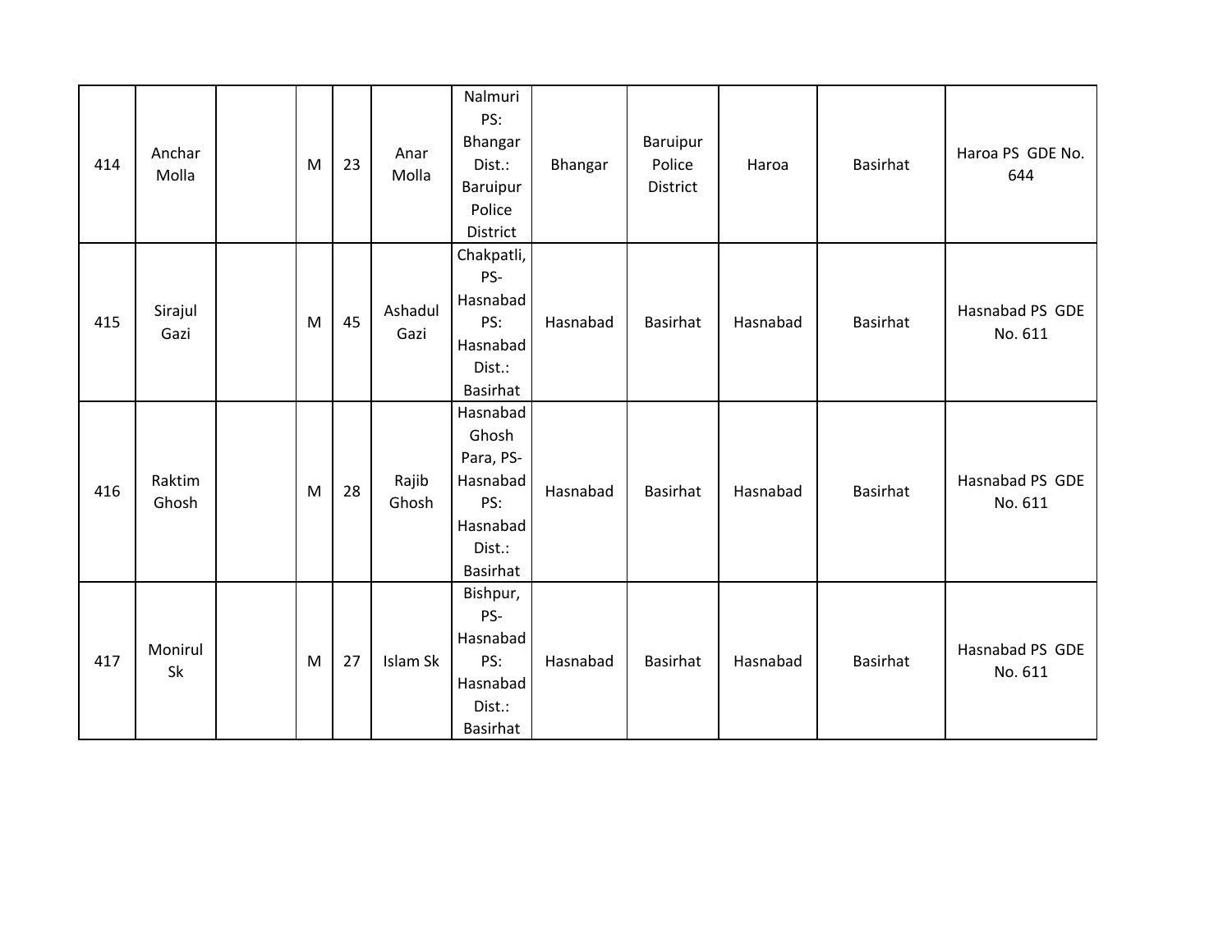| 414 | Anchar Molla | | M | 23 | Anar Molla | Nalmuri PS: Bhangar Dist.: Baruipur Police District | Bhangar | Baruipur Police District | Haroa | Basirhat | Haroa PS GDE No. 644 |
|---|---|---|---|---|---|---|---|---|---|---|---|
| 415 | Sirajul Gazi | | M | 45 | Ashadul Gazi | Chakpatli, PS-Hasnabad PS: Hasnabad Dist.: Basirhat | Hasnabad | Basirhat | Hasnabad | Basirhat | Hasnabad PS GDE No. 611 |
| 416 | Raktim Ghosh | | M | 28 | Rajib Ghosh | Hasnabad Ghosh Para, PS-Hasnabad PS: Hasnabad Dist.: Basirhat | Hasnabad | Basirhat | Hasnabad | Basirhat | Hasnabad PS GDE No. 611 |
| 417 | Monirul Sk | | M | 27 | Islam Sk | Bishpur, PS-Hasnabad PS: Hasnabad Dist.: Basirhat | Hasnabad | Basirhat | Hasnabad | Basirhat | Hasnabad PS GDE No. 611 |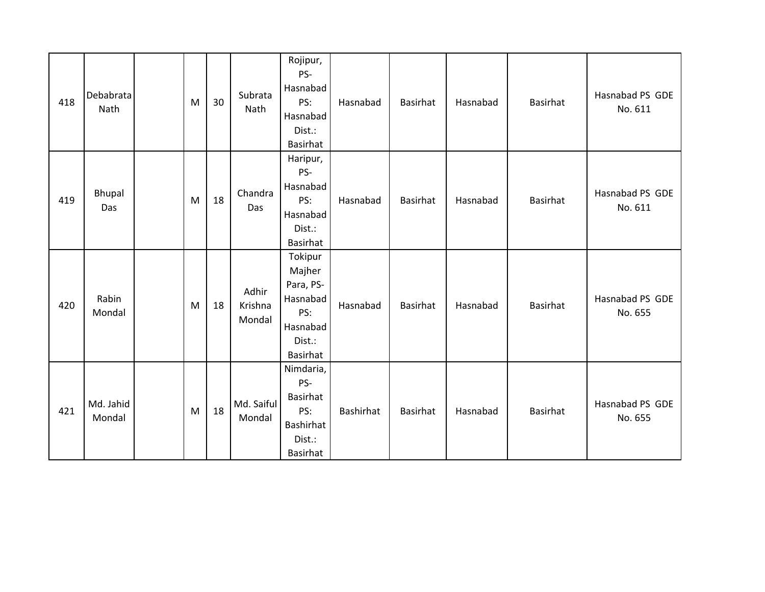| 418 | Debabrata Nath | | M | 30 | Subrata Nath | Rojipur, PS- Hasnabad PS: Hasnabad Dist.: Basirhat | Hasnabad | Basirhat | Hasnabad | Basirhat | Hasnabad PS GDE No. 611 |
|---|---|---|---|---|---|---|---|---|---|---|---|
| 419 | Bhupal Das | | M | 18 | Chandra Das | Haripur, PS- Hasnabad PS: Hasnabad Dist.: Basirhat | Hasnabad | Basirhat | Hasnabad | Basirhat | Hasnabad PS GDE No. 611 |
| 420 | Rabin Mondal | | M | 18 | Adhir Krishna Mondal | Tokipur Majher Para, PS- Hasnabad PS: Hasnabad Dist.: Basirhat | Hasnabad | Basirhat | Hasnabad | Basirhat | Hasnabad PS GDE No. 655 |
| 421 | Md. Jahid Mondal | | M | 18 | Md. Saiful Mondal | Nimdaria, PS- Basirhat PS: Bashirhat Dist.: Basirhat | Bashirhat | Basirhat | Hasnabad | Basirhat | Hasnabad PS GDE No. 655 |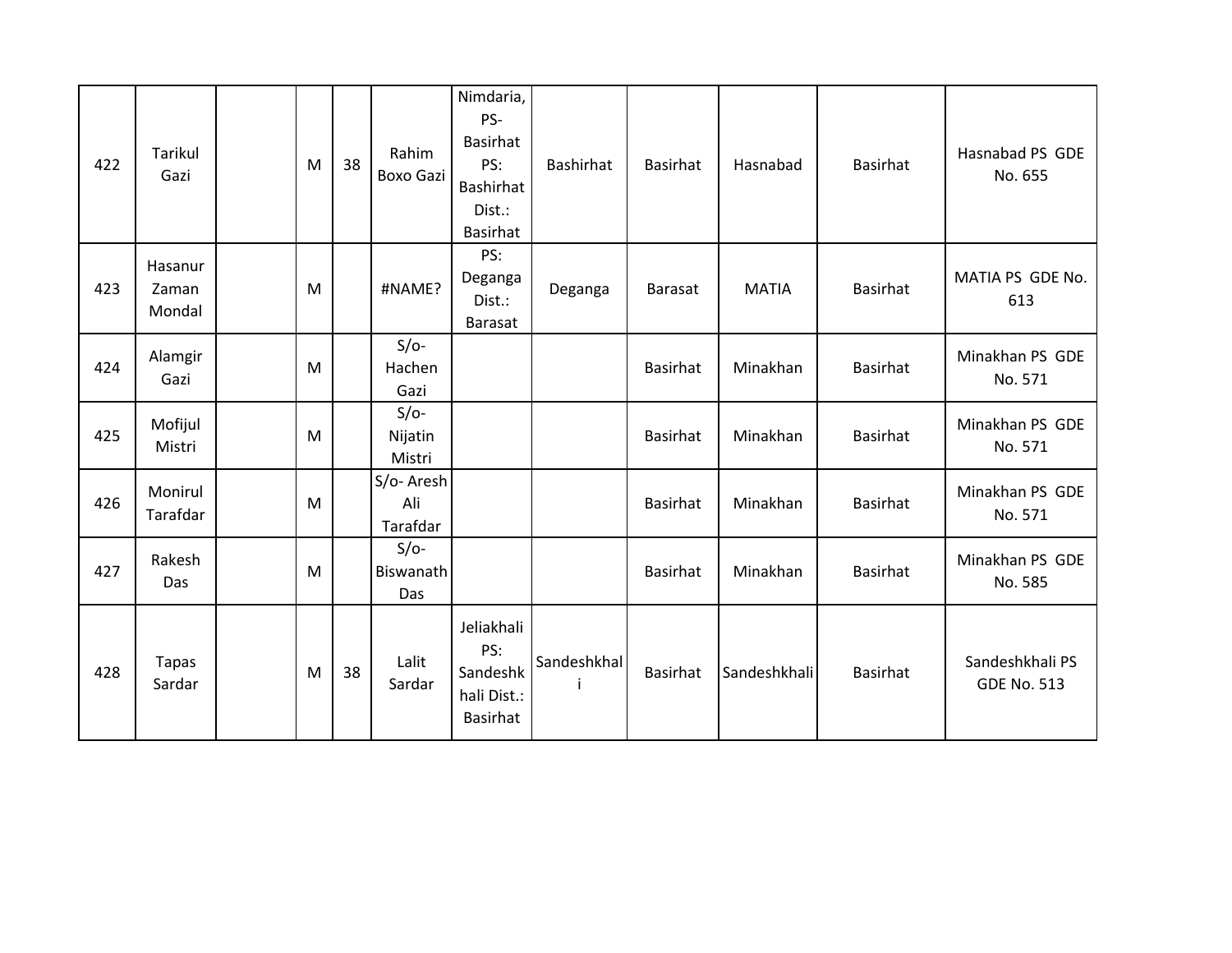| 422 | Tarikul Gazi | | M | 38 | Rahim Boxo Gazi | Nimdaria, PS- Basirhat PS: Bashirhat Dist.: Basirhat | Bashirhat | Basirhat | Hasnabad | Basirhat | Hasnabad PS GDE No. 655 |
|---|---|---|---|---|---|---|---|---|---|---|---|
| 423 | Hasanur Zaman Mondal | | M | | #NAME? | PS: Deganga Dist.: Barasat | Deganga | Barasat | MATIA | Basirhat | MATIA PS GDE No. 613 |
| 424 | Alamgir Gazi | | M | | S/o- Hachen Gazi | | | Basirhat | Minakhan | Basirhat | Minakhan PS GDE No. 571 |
| 425 | Mofijul Mistri | | M | | S/o- Nijatin Mistri | | | Basirhat | Minakhan | Basirhat | Minakhan PS GDE No. 571 |
| 426 | Monirul Tarafdar | | M | | S/o- Aresh Ali Tarafdar | | | Basirhat | Minakhan | Basirhat | Minakhan PS GDE No. 571 |
| 427 | Rakesh Das | | M | | S/o- Biswanath Das | | | Basirhat | Minakhan | Basirhat | Minakhan PS GDE No. 585 |
| 428 | Tapas Sardar | | M | 38 | Lalit Sardar | Jeliakhali PS: Sandeshkhali Dist.: Basirhat | Sandeshkhali | Basirhat | Sandeshkhali | Basirhat | Sandeshkhali PS GDE No. 513 |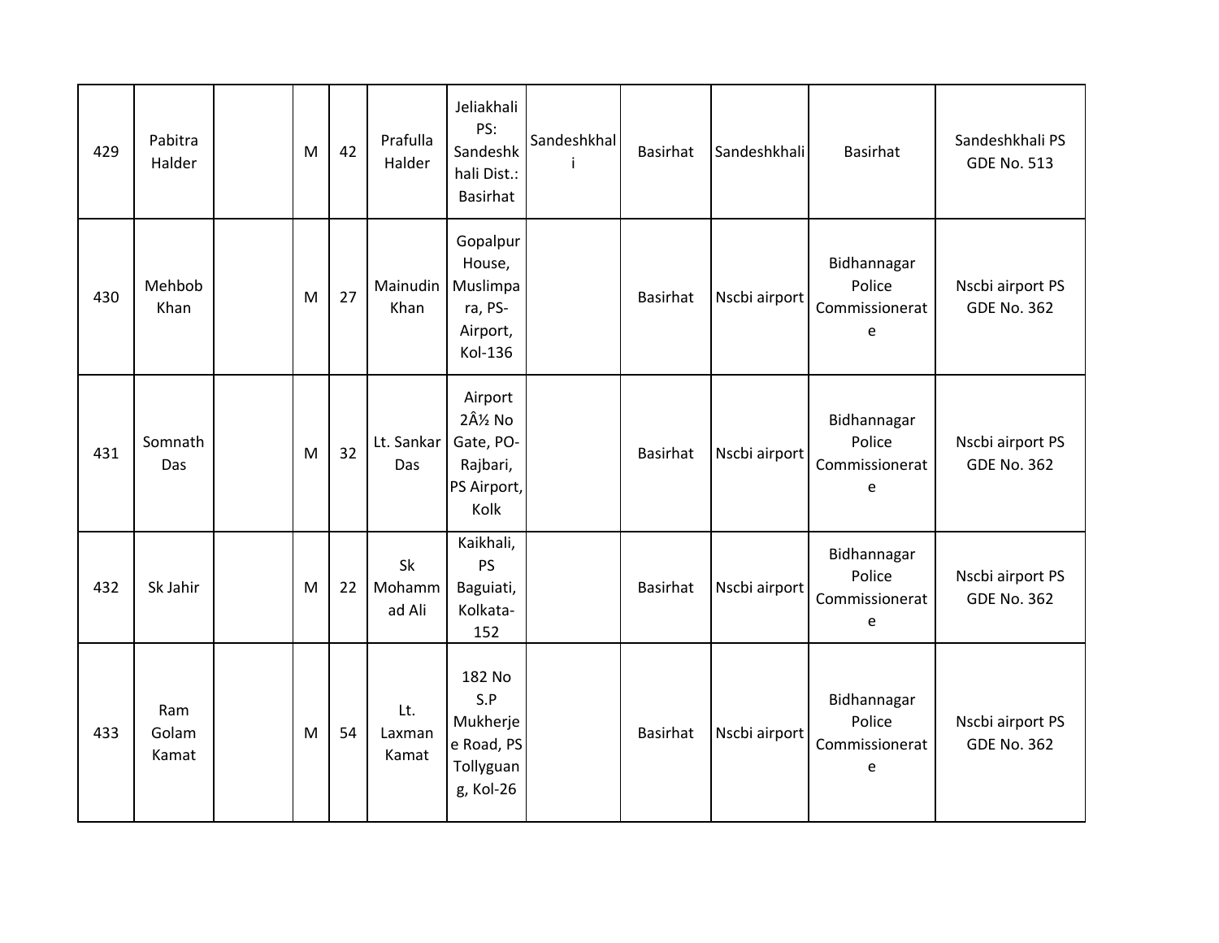| 429 | Pabitra Halder | | M | 42 | Prafulla Halder | Jeliakhali PS: Sandeshkhali Dist.: Basirhat | Sandeshkhali | Basirhat | Sandeshkhali | Basirhat | Sandeshkhali PS GDE No. 513 |
|---|---|---|---|---|---|---|---|---|---|---|---|
| 430 | Mehbob Khan | | M | 27 | Mainudin Khan | Gopalpur House, Muslimpara, PS- Airport, Kol-136 | | Basirhat | Nscbi airport | Bidhannagar Police Commissionerate | Nscbi airport PS GDE No. 362 |
| 431 | Somnath Das | | M | 32 | Lt. Sankar Das | Airport 2Â½ No Gate, PO- Rajbari, PS Airport, Kolk | | Basirhat | Nscbi airport | Bidhannagar Police Commissionerate | Nscbi airport PS GDE No. 362 |
| 432 | Sk Jahir | | M | 22 | Sk Mohammad Ali | Kaikhali, PS Baguiati, Kolkata- 152 | | Basirhat | Nscbi airport | Bidhannagar Police Commissionerate | Nscbi airport PS GDE No. 362 |
| 433 | Ram Golam Kamat | | M | 54 | Lt. Laxman Kamat | 182 No S.P Mukherjee Road, PS Tollyguang, Kol-26 | | Basirhat | Nscbi airport | Bidhannagar Police Commissionerate | Nscbi airport PS GDE No. 362 |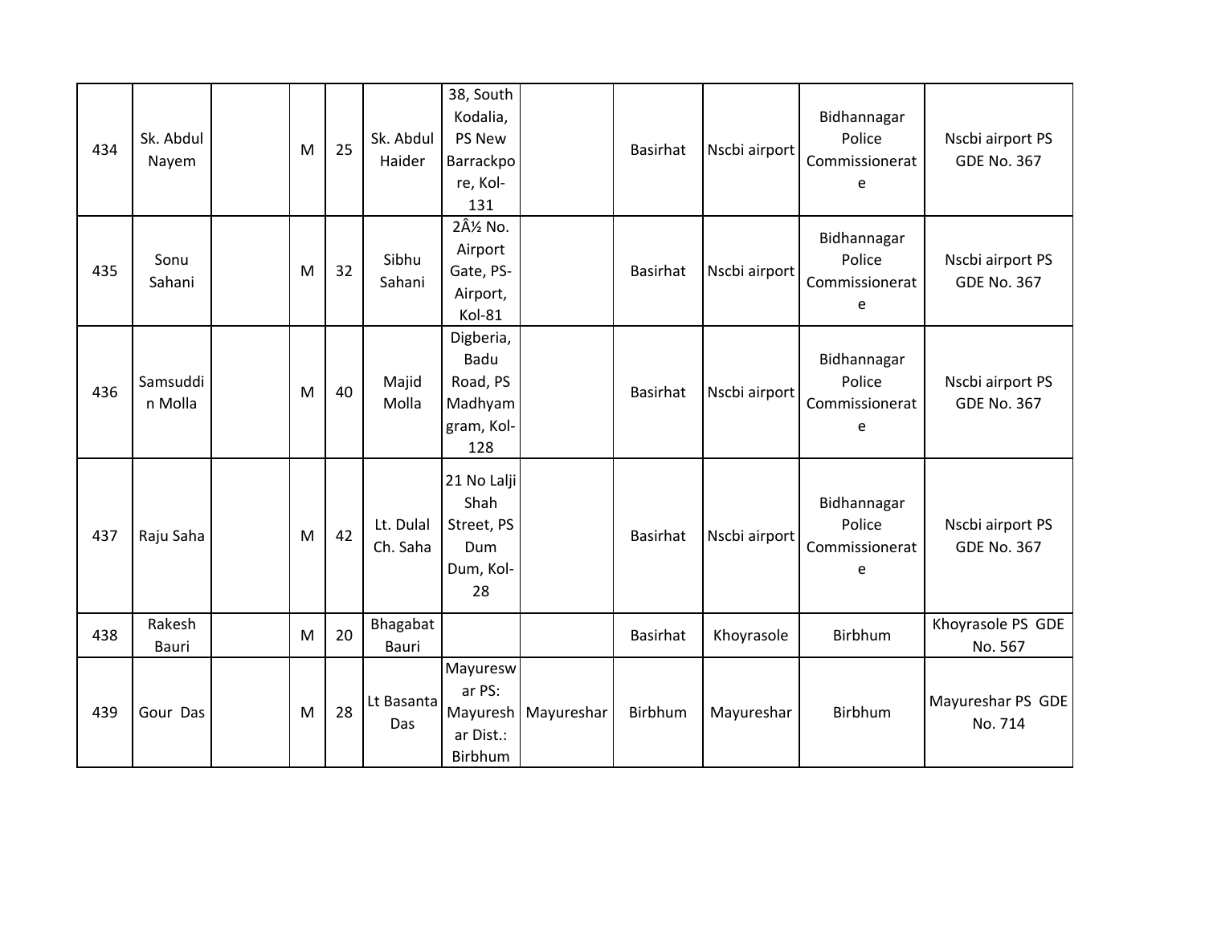| 434 | Sk. Abdul Nayem | | M | 25 | Sk. Abdul Haider | 38, South Kodalia, PS New Barrackpore, Kol-131 | | Basirhat | Nscbi airport | Bidhannagar Police Commissionerate | Nscbi airport PS GDE No. 367 |
|---|---|---|---|---|---|---|---|---|---|---|---|
| 435 | Sonu Sahani | | M | 32 | Sibhu Sahani | 2Â½ No. Airport Gate, PS-Airport, Kol-81 | | Basirhat | Nscbi airport | Bidhannagar Police Commissionerate | Nscbi airport PS GDE No. 367 |
| 436 | Samsuddin Molla | | M | 40 | Majid Molla | Digberia, Badu Road, PS Madhyamgram, Kol-128 | | Basirhat | Nscbi airport | Bidhannagar Police Commissionerate | Nscbi airport PS GDE No. 367 |
| 437 | Raju Saha | | M | 42 | Lt. Dulal Ch. Saha | 21 No Lalji Shah Street, PS Dum Dum, Kol-28 | | Basirhat | Nscbi airport | Bidhannagar Police Commissionerate | Nscbi airport PS GDE No. 367 |
| 438 | Rakesh Bauri | | M | 20 | Bhagabat Bauri | | | Basirhat | Khoyrasole | Birbhum | Khoyrasole PS GDE No. 567 |
| 439 | Gour Das | | M | 28 | Lt Basanta Das | Mayureswar PS: Mayureshar Dist.: Birbhum | Mayureshar | Birbhum | Mayureshar | Birbhum | Mayureshar PS GDE No. 714 |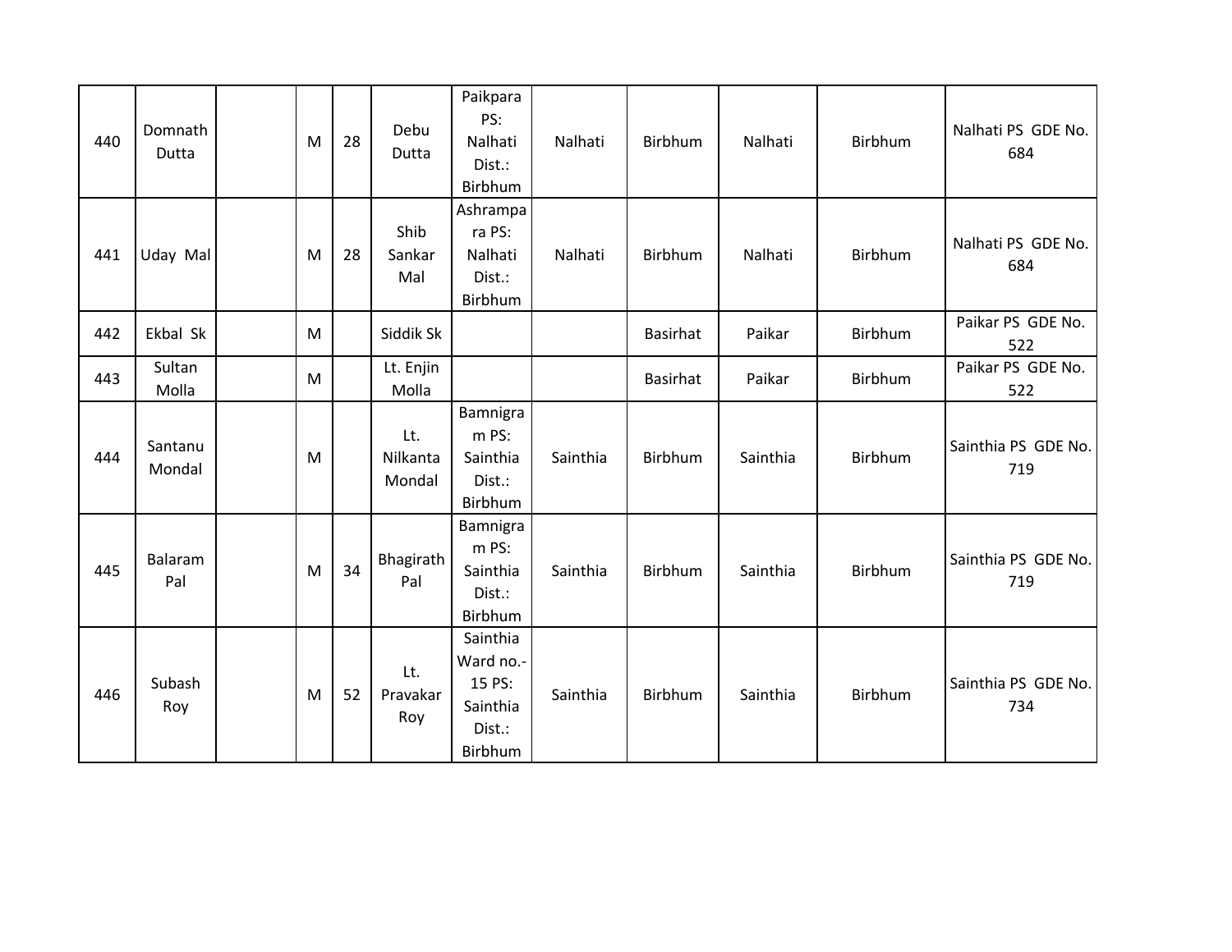| 440 | Domnath Dutta | | M | 28 | Debu Dutta | Paikpara PS: Nalhati Dist.: Birbhum | Nalhati | Birbhum | Nalhati | Birbhum | Nalhati PS GDE No. 684 |
|---|---|---|---|---|---|---|---|---|---|---|---|
| 441 | Uday Mal | | M | 28 | Shib Sankar Mal | Ashrampara PS: Nalhati Dist.: Birbhum | Nalhati | Birbhum | Nalhati | Birbhum | Nalhati PS GDE No. 684 |
| 442 | Ekbal Sk | | M | | Siddik Sk | | | Basirhat | Paikar | Birbhum | Paikar PS GDE No. 522 |
| 443 | Sultan Molla | | M | | Lt. Enjin Molla | | | Basirhat | Paikar | Birbhum | Paikar PS GDE No. 522 |
| 444 | Santanu Mondal | | M | | Lt. Nilkanta Mondal | Bamnigram PS: Sainthia Dist.: Birbhum | Sainthia | Birbhum | Sainthia | Birbhum | Sainthia PS GDE No. 719 |
| 445 | Balaram Pal | | M | 34 | Bhagirath Pal | Bamnigram PS: Sainthia Dist.: Birbhum | Sainthia | Birbhum | Sainthia | Birbhum | Sainthia PS GDE No. 719 |
| 446 | Subash Roy | | M | 52 | Lt. Pravakar Roy | Sainthia Ward no.-15 PS: Sainthia Dist.: Birbhum | Sainthia | Birbhum | Sainthia | Birbhum | Sainthia PS GDE No. 734 |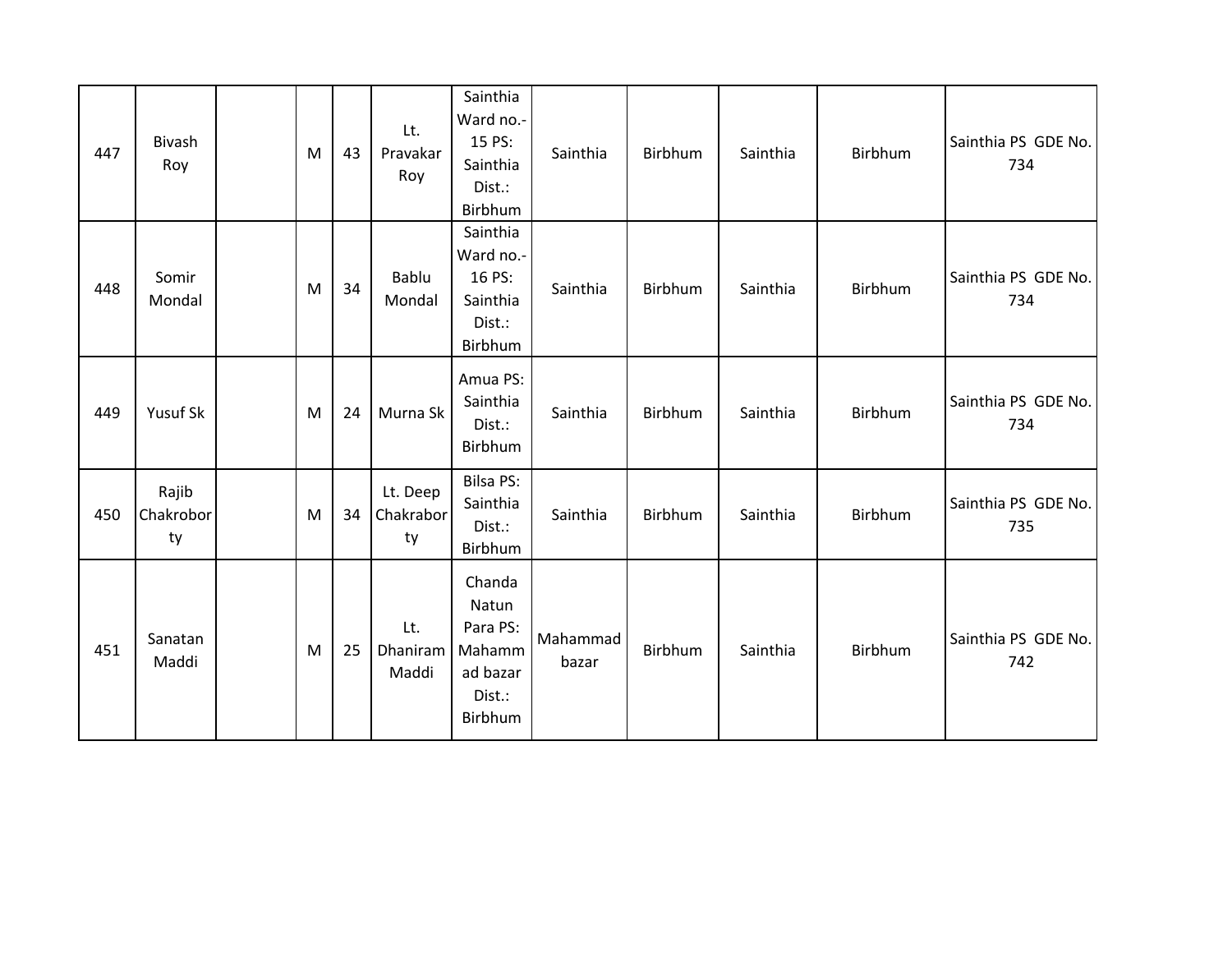| | | | | | | | | | | | |
|---|---|---|---|---|---|---|---|---|---|---|---|
| 447 | Bivash Roy | | M | 43 | Lt. Pravakar Roy | Sainthia Ward no.-15 PS: Sainthia Dist.: Birbhum | Sainthia | Birbhum | Sainthia | Birbhum | Sainthia PS GDE No. 734 |
| 448 | Somir Mondal | | M | 34 | Bablu Mondal | Sainthia Ward no.-16 PS: Sainthia Dist.: Birbhum | Sainthia | Birbhum | Sainthia | Birbhum | Sainthia PS GDE No. 734 |
| 449 | Yusuf Sk | | M | 24 | Murna Sk | Amua PS: Sainthia Dist.: Birbhum | Sainthia | Birbhum | Sainthia | Birbhum | Sainthia PS GDE No. 734 |
| 450 | Rajib Chakroborty | | M | 34 | Lt. Deep Chakroborty | Bilsa PS: Sainthia Dist.: Birbhum | Sainthia | Birbhum | Sainthia | Birbhum | Sainthia PS GDE No. 735 |
| 451 | Sanatan Maddi | | M | 25 | Lt. Dhaniram Maddi | Chanda Natun Para PS: Mahammad bazar Dist.: Birbhum | Mahammad bazar | Birbhum | Sainthia | Birbhum | Sainthia PS GDE No. 742 |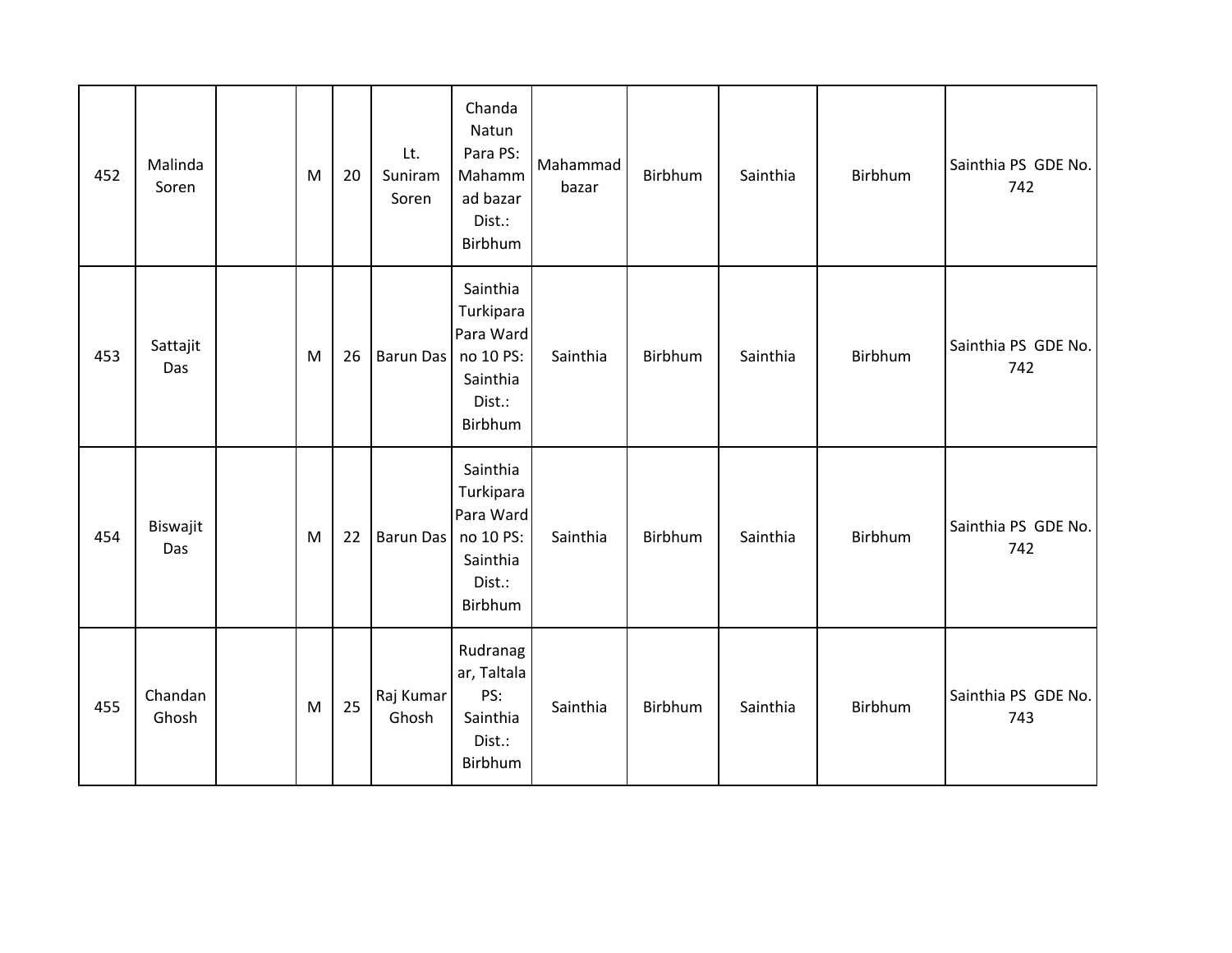| 452 | Malinda Soren | | M | 20 | Lt. Suniram Soren | Chanda Natun Para PS: Mahammad bazar Dist.: Birbhum | Mahammad bazar | Birbhum | Sainthia | Birbhum | Sainthia PS GDE No. 742 |
|---|---|---|---|---|---|---|---|---|---|---|---|
| 453 | Sattajit Das | | M | 26 | Barun Das | Sainthia Turkipara Para Ward no 10 PS: Sainthia Dist.: Birbhum | Sainthia | Birbhum | Sainthia | Birbhum | Sainthia PS GDE No. 742 |
| 454 | Biswajit Das | | M | 22 | Barun Das | Sainthia Turkipara Para Ward no 10 PS: Sainthia Dist.: Birbhum | Sainthia | Birbhum | Sainthia | Birbhum | Sainthia PS GDE No. 742 |
| 455 | Chandan Ghosh | | M | 25 | Raj Kumar Ghosh | Rudranagar, Taltala PS: Sainthia Dist.: Birbhum | Sainthia | Birbhum | Sainthia | Birbhum | Sainthia PS GDE No. 743 |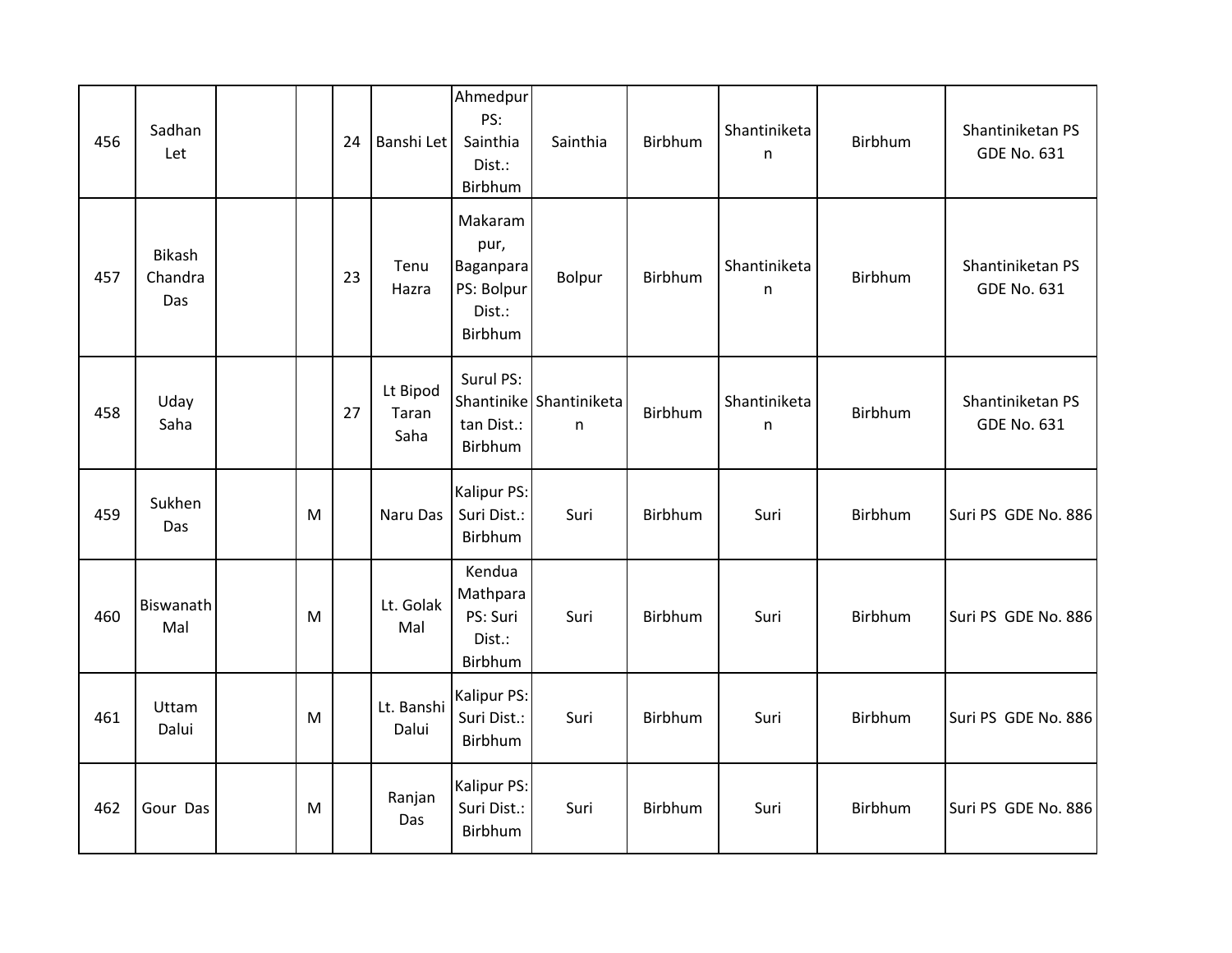| | | | | | | | | | | | |
|---|---|---|---|---|---|---|---|---|---|---|---|
| 456 | Sadhan Let | | | 24 | Banshi Let | Ahmedpur PS: Sainthia Dist.: Birbhum | Sainthia | Birbhum | Shantiniketan | Birbhum | Shantiniketan PS GDE No. 631 |
| 457 | Bikash Chandra Das | | | 23 | Tenu Hazra | Makarampur, Baganpara PS: Bolpur Dist.: Birbhum | Bolpur | Birbhum | Shantiniketan | Birbhum | Shantiniketan PS GDE No. 631 |
| 458 | Uday Saha | | | 27 | Lt Bipod Taran Saha | Surul PS: Shantiniketan Dist.: Birbhum | Shantiniketan | Birbhum | Shantiniketan | Birbhum | Shantiniketan PS GDE No. 631 |
| 459 | Sukhen Das | | M | | Naru Das | Kalipur PS: Suri Dist.: Birbhum | Suri | Birbhum | Suri | Birbhum | Suri PS GDE No. 886 |
| 460 | Biswanath Mal | | M | | Lt. Golak Mal | Kendua Mathpara PS: Suri Dist.: Birbhum | Suri | Birbhum | Suri | Birbhum | Suri PS GDE No. 886 |
| 461 | Uttam Dalui | | M | | Lt. Banshi Dalui | Kalipur PS: Suri Dist.: Birbhum | Suri | Birbhum | Suri | Birbhum | Suri PS GDE No. 886 |
| 462 | Gour Das | | M | | Ranjan Das | Kalipur PS: Suri Dist.: Birbhum | Suri | Birbhum | Suri | Birbhum | Suri PS GDE No. 886 |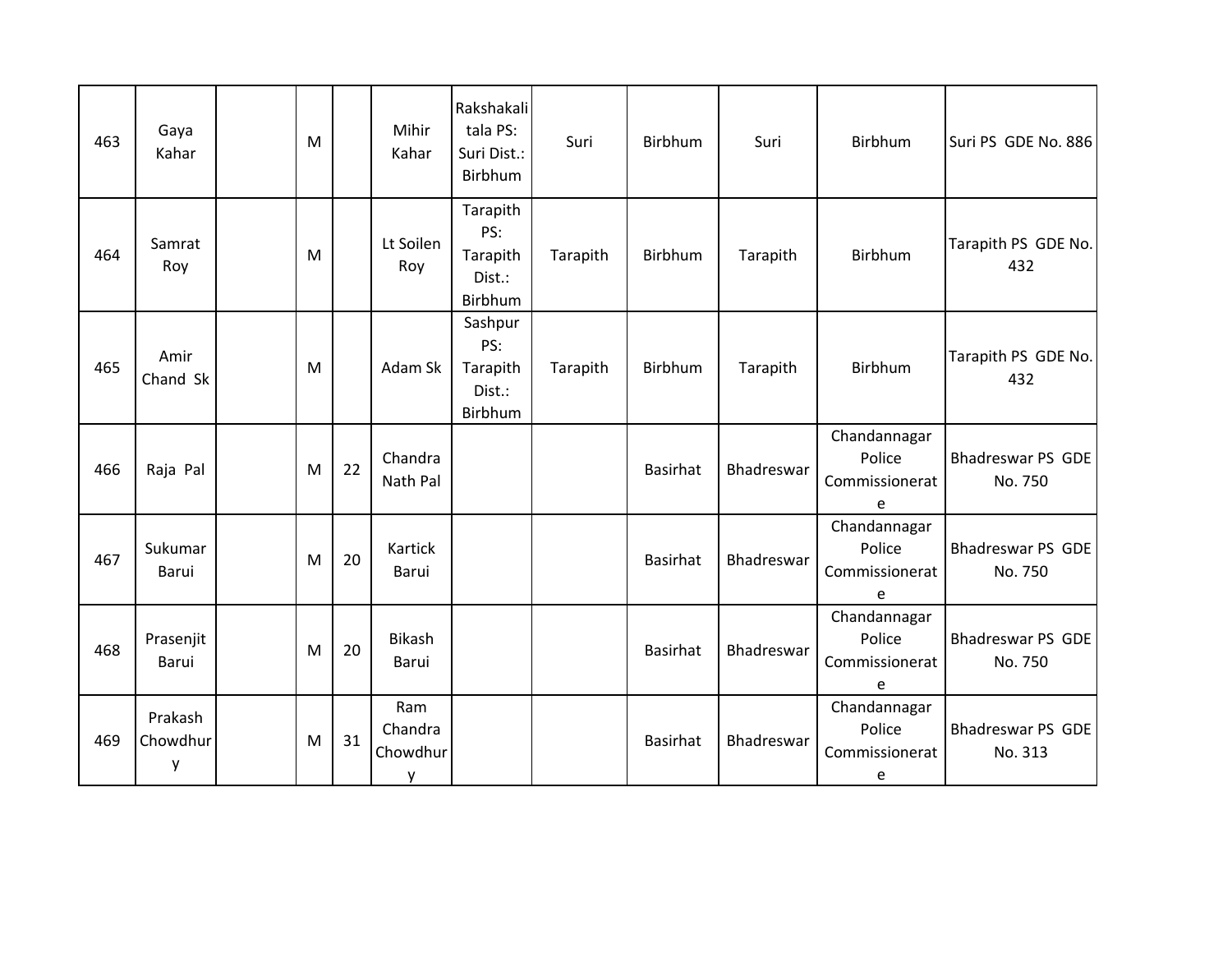| | | | | | | | | | | | |
|---|---|---|---|---|---|---|---|---|---|---|---|
| 463 | Gaya Kahar | | M | | Mihir Kahar | Rakshakalitala PS: Suri Dist.: Birbhum | Suri | Birbhum | Suri | Birbhum | Suri PS GDE No. 886 |
| 464 | Samrat Roy | | M | | Lt Soilen Roy | Tarapith PS: Tarapith Dist.: Birbhum | Tarapith | Birbhum | Tarapith | Birbhum | Tarapith PS GDE No. 432 |
| 465 | Amir Chand Sk | | M | | Adam Sk | Sashpur PS: Tarapith Dist.: Birbhum | Tarapith | Birbhum | Tarapith | Birbhum | Tarapith PS GDE No. 432 |
| 466 | Raja Pal | | M | 22 | Chandra Nath Pal | | | Basirhat | Bhadreswar | Chandannagar Police Commissionerate | Bhadreswar PS GDE No. 750 |
| 467 | Sukumar Barui | | M | 20 | Kartick Barui | | | Basirhat | Bhadreswar | Chandannagar Police Commissionerate | Bhadreswar PS GDE No. 750 |
| 468 | Prasenjit Barui | | M | 20 | Bikash Barui | | | Basirhat | Bhadreswar | Chandannagar Police Commissionerate | Bhadreswar PS GDE No. 750 |
| 469 | Prakash Chowdhury | | M | 31 | Ram Chandra Chowdhury | | | Basirhat | Bhadreswar | Chandannagar Police Commissionerate | Bhadreswar PS GDE No. 313 |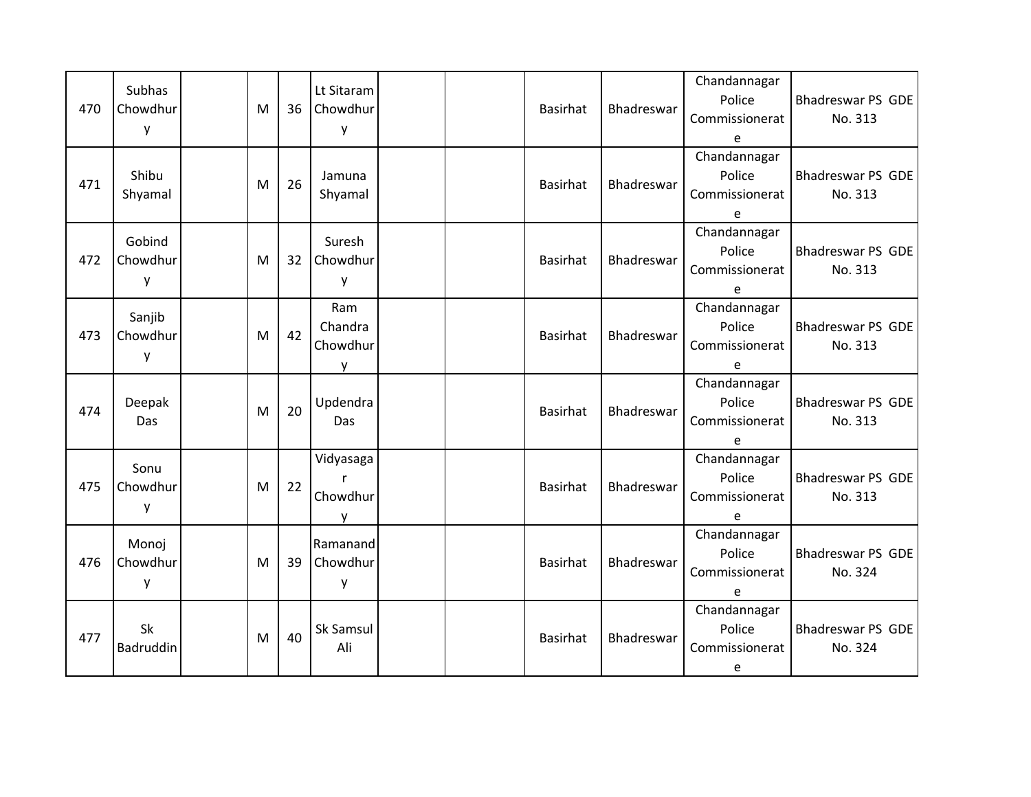| 470 | Subhas Chowdhury | | M | 36 | Lt Sitaram Chowdhury | | | Basirhat | Bhadreswar | Chandannagar Police Commissionerate | Bhadreswar PS GDE No. 313 |
|---|---|---|---|---|---|---|---|---|---|---|---|
| 471 | Shibu Shyamal | | M | 26 | Jamuna Shyamal | | | Basirhat | Bhadreswar | Chandannagar Police Commissionerate | Bhadreswar PS GDE No. 313 |
| 472 | Gobind Chowdhury | | M | 32 | Suresh Chowdhury | | | Basirhat | Bhadreswar | Chandannagar Police Commissionerate | Bhadreswar PS GDE No. 313 |
| 473 | Sanjib Chowdhury | | M | 42 | Ram Chandra Chowdhury | | | Basirhat | Bhadreswar | Chandannagar Police Commissionerate | Bhadreswar PS GDE No. 313 |
| 474 | Deepak Das | | M | 20 | Updendra Das | | | Basirhat | Bhadreswar | Chandannagar Police Commissionerate | Bhadreswar PS GDE No. 313 |
| 475 | Sonu Chowdhury | | M | 22 | Vidyasagar Chowdhury | | | Basirhat | Bhadreswar | Chandannagar Police Commissionerate | Bhadreswar PS GDE No. 313 |
| 476 | Monoj Chowdhury | | M | 39 | Ramanand Chowdhury | | | Basirhat | Bhadreswar | Chandannagar Police Commissionerate | Bhadreswar PS GDE No. 324 |
| 477 | Sk Badruddin | | M | 40 | Sk Samsul Ali | | | Basirhat | Bhadreswar | Chandannagar Police Commissionerate | Bhadreswar PS GDE No. 324 |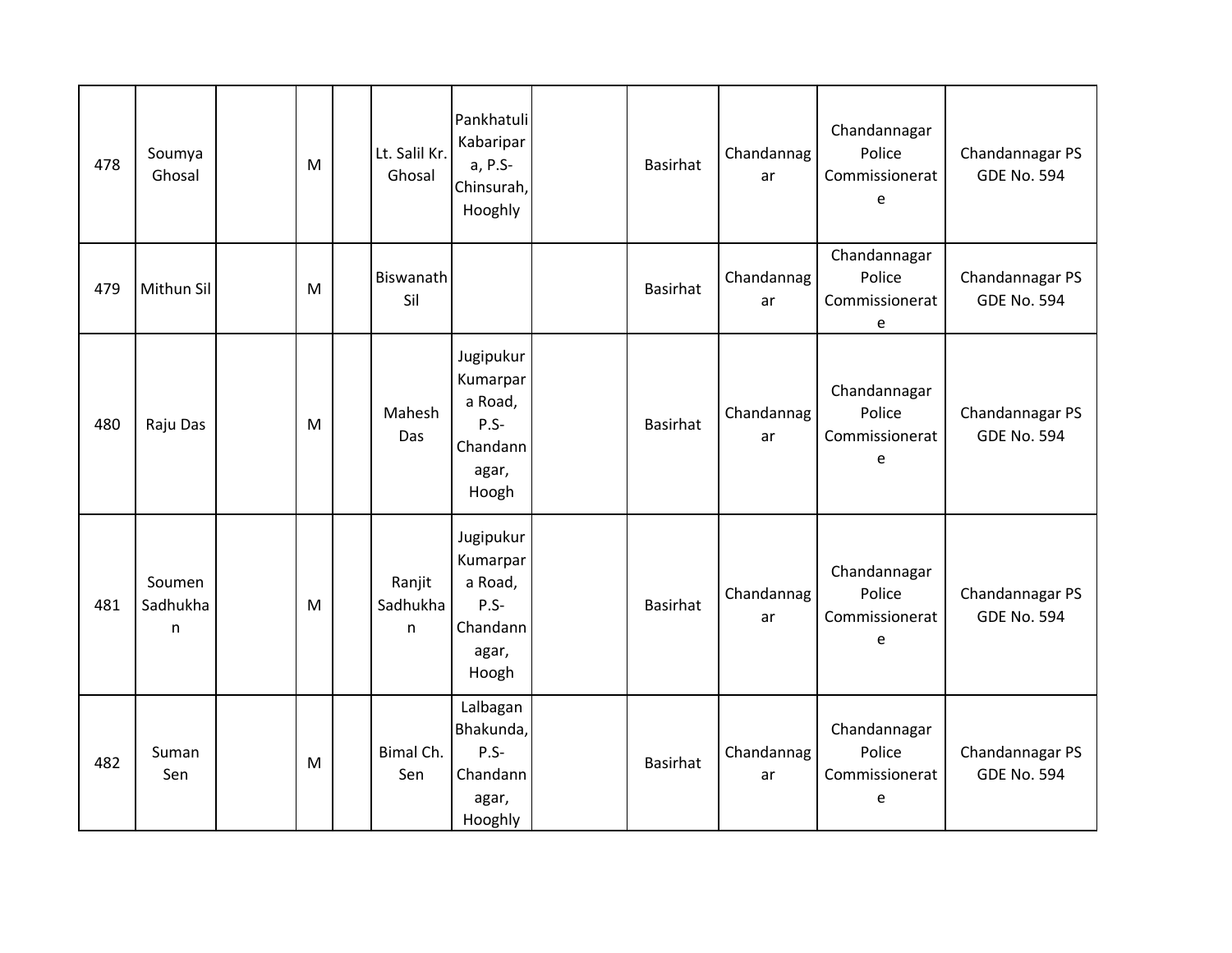| 478 | Soumya Ghosal | | M | | Lt. Salil Kr. Ghosal | Pankhatuli Kabaripara, P.S-Chinsurah, Hooghly | | Basirhat | Chandannagar | Chandannagar Police Commissionerate | Chandannagar PS GDE No. 594 |
|---|---|---|---|---|---|---|---|---|---|---|---|
| 479 | Mithun Sil | | M | | Biswanath Sil | | | Basirhat | Chandannagar | Chandannagar Police Commissionerate | Chandannagar PS GDE No. 594 |
| 480 | Raju Das | | M | | Mahesh Das | Jugipukur Kumarpara Road, P.S-Chandannagar, Hoogh | | Basirhat | Chandannagar | Chandannagar Police Commissionerate | Chandannagar PS GDE No. 594 |
| 481 | Soumen Sadhukhan | | M | | Ranjit Sadhukhan | Jugipukur Kumarpara Road, P.S-Chandannagar, Hoogh | | Basirhat | Chandannagar | Chandannagar Police Commissionerate | Chandannagar PS GDE No. 594 |
| 482 | Suman Sen | | M | | Bimal Ch. Sen | Lalbagan Bhakunda, P.S-Chandannagar, Hooghly | | Basirhat | Chandannagar | Chandannagar Police Commissionerate | Chandannagar PS GDE No. 594 |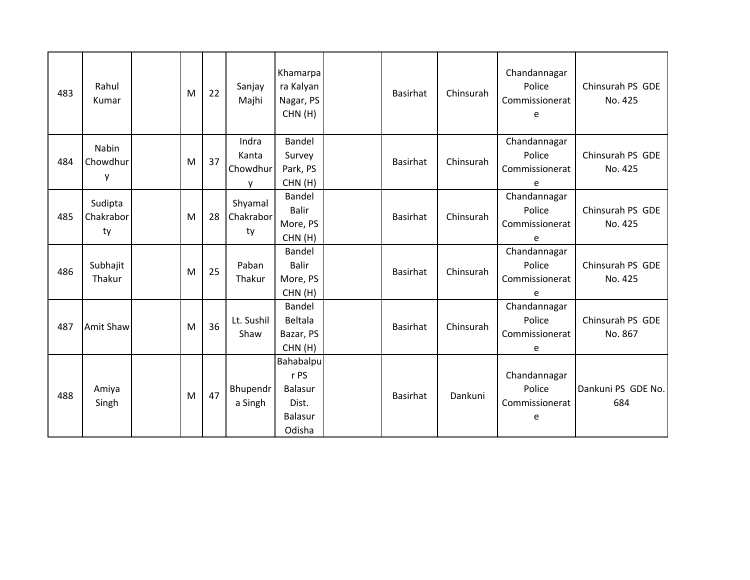| | | | | | | | | | | | |
|---|---|---|---|---|---|---|---|---|---|---|---|
| 483 | Rahul Kumar | | M | 22 | Sanjay Majhi | Khamarpara Kalyan Nagar, PS CHN (H) | | Basirhat | Chinsurah | Chandannagar Police Commissionerate | Chinsurah PS GDE No. 425 |
| 484 | Nabin Chowdhury | | M | 37 | Indra Kanta Chowdhury | Bandel Survey Park, PS CHN (H) | | Basirhat | Chinsurah | Chandannagar Police Commissionerate | Chinsurah PS GDE No. 425 |
| 485 | Sudipta Chakraborty | | M | 28 | Shyamal Chakraborty | Bandel Balir More, PS CHN (H) | | Basirhat | Chinsurah | Chandannagar Police Commissionerate | Chinsurah PS GDE No. 425 |
| 486 | Subhajit Thakur | | M | 25 | Paban Thakur | Bandel Balir More, PS CHN (H) | | Basirhat | Chinsurah | Chandannagar Police Commissionerate | Chinsurah PS GDE No. 425 |
| 487 | Amit Shaw | | M | 36 | Lt. Sushil Shaw | Bandel Beltala Bazar, PS CHN (H) | | Basirhat | Chinsurah | Chandannagar Police Commissionerate | Chinsurah PS GDE No. 867 |
| 488 | Amiya Singh | | M | 47 | Bhupendra Singh | Bahabalpur PS Balasur Dist. Balasur Odisha | | Basirhat | Dankuni | Chandannagar Police Commissionerate | Dankuni PS GDE No. 684 |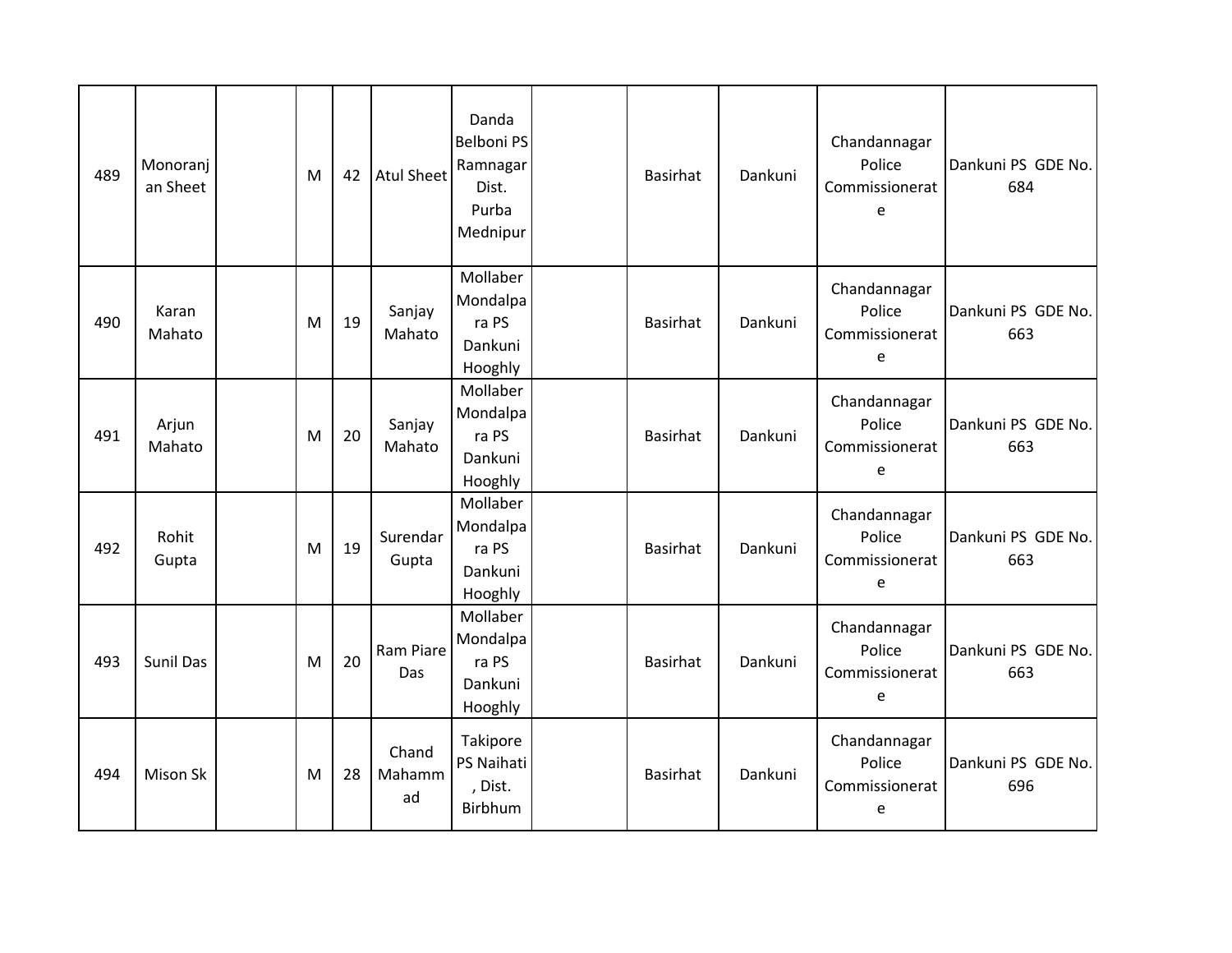|  |  |  |  |  |  |  |  |  |  |  |  |
|---|---|---|---|---|---|---|---|---|---|---|---|
| 489 | Monoranjan Sheet |  | M | 42 | Atul Sheet | Danda Belboni PS Ramnagar Dist. Purba Mednipur |  | Basirhat | Dankuni | Chandannagar Police Commissionerate | Dankuni PS GDE No. 684 |
| 490 | Karan Mahato |  | M | 19 | Sanjay Mahato | Mollaber Mondalpara PS Dankuni Hooghly |  | Basirhat | Dankuni | Chandannagar Police Commissionerate | Dankuni PS GDE No. 663 |
| 491 | Arjun Mahato |  | M | 20 | Sanjay Mahato | Mollaber Mondalpara PS Dankuni Hooghly |  | Basirhat | Dankuni | Chandannagar Police Commissionerate | Dankuni PS GDE No. 663 |
| 492 | Rohit Gupta |  | M | 19 | Surendar Gupta | Mollaber Mondalpara PS Dankuni Hooghly |  | Basirhat | Dankuni | Chandannagar Police Commissionerate | Dankuni PS GDE No. 663 |
| 493 | Sunil Das |  | M | 20 | Ram Piare Das | Mollaber Mondalpara PS Dankuni Hooghly |  | Basirhat | Dankuni | Chandannagar Police Commissionerate | Dankuni PS GDE No. 663 |
| 494 | Mison Sk |  | M | 28 | Chand Mahammad | Takipore PS Naihati , Dist. Birbhum |  | Basirhat | Dankuni | Chandannagar Police Commissionerate | Dankuni PS GDE No. 696 |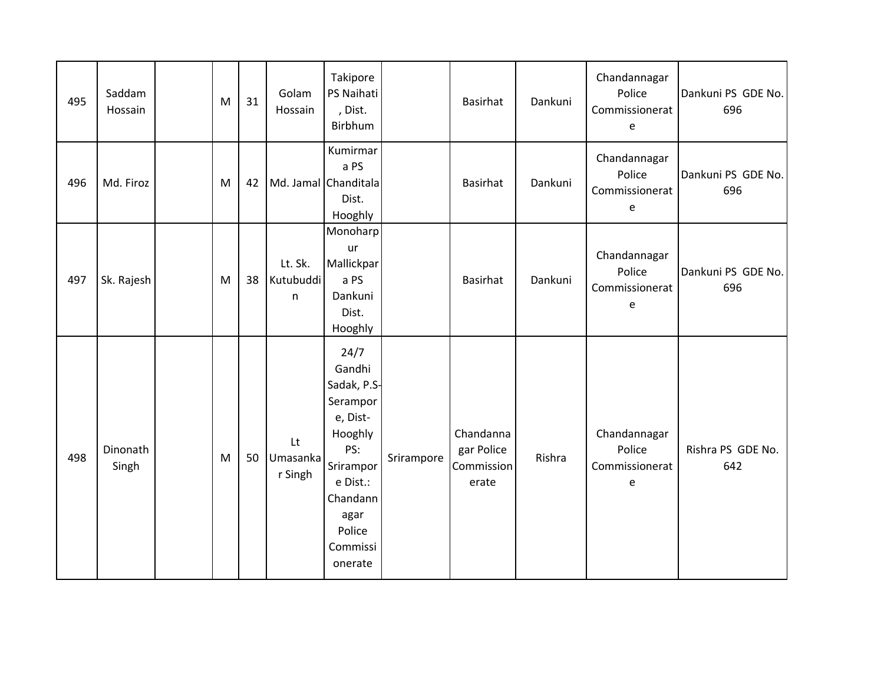| 495 | Saddam Hossain | | M | 31 | Golam Hossain | Takipore PS Naihati, Dist. Birbhum | | Basirhat | Dankuni | Chandannagar Police Commissionerate | Dankuni PS GDE No. 696 |
|---|---|---|---|---|---|---|---|---|---|---|---|
| 496 | Md. Firoz | | M | 42 | Md. Jamal | Kumirmara PS Chanditala Dist. Hooghly | | Basirhat | Dankuni | Chandannagar Police Commissionerate | Dankuni PS GDE No. 696 |
| 497 | Sk. Rajesh | | M | 38 | Lt. Sk. Kutubuddin | Monoharpur Mallickpara PS Dankuni Dist. Hooghly | | Basirhat | Dankuni | Chandannagar Police Commissionerate | Dankuni PS GDE No. 696 |
| 498 | Dinonath Singh | | M | 50 | Lt Umasankar Singh | 24/7 Gandhi Sadak, P.S-Serampore, Dist-Hooghly PS: Srirampore Dist.: Chandannagar Police Commissionerate | Srirampore | Chandannagar Police Commissionerate | Rishra | Chandannagar Police Commissionerate | Rishra PS GDE No. 642 |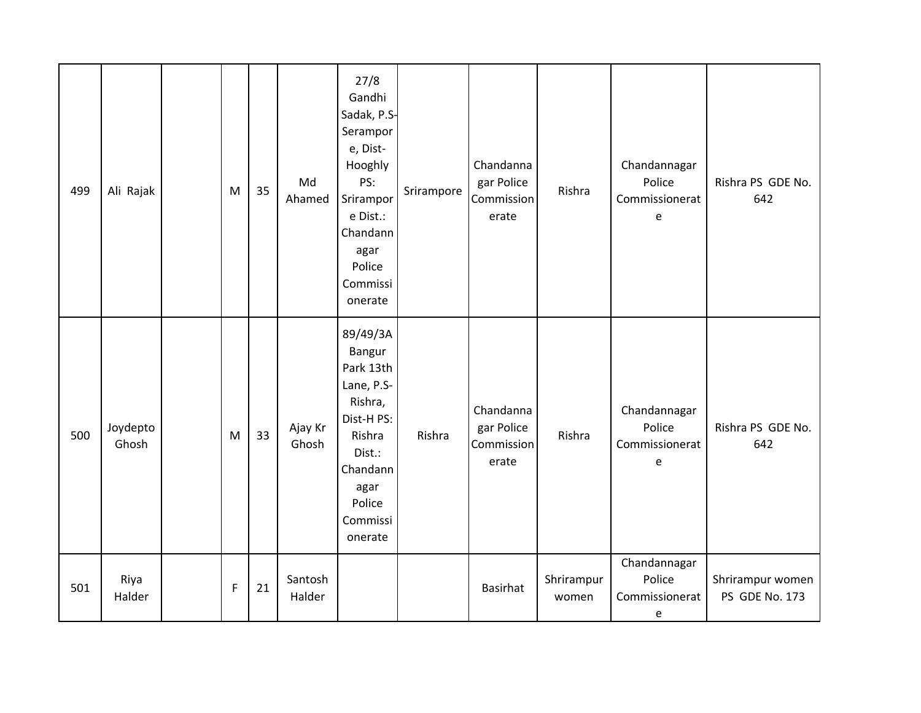| | | | | | | | | | | | |
|---|---|---|---|---|---|---|---|---|---|---|---|
| 499 | Ali Rajak | | M | 35 | Md Ahamed | 27/8 Gandhi Sadak, P.S-Serampore, Dist-Hooghly PS: Srirampore Dist.: Chandannagar Police Commissionerate | Srirampore | Chandannagar Police Commissionerate | Rishra | Chandannagar Police Commissionerate | Rishra PS GDE No. 642 |
| 500 | Joydepto Ghosh | | M | 33 | Ajay Kr Ghosh | 89/49/3A Bangur Park 13th Lane, P.S-Rishra, Dist-H PS: Rishra Dist.: Chandannagar Police Commissionerate | Rishra | Chandannagar Police Commissionerate | Rishra | Chandannagar Police Commissionerate | Rishra PS GDE No. 642 |
| 501 | Riya Halder | | F | 21 | Santosh Halder | | | Basirhat | Shrirampur women | Chandannagar Police Commissionerate | Shrirampur women PS GDE No. 173 |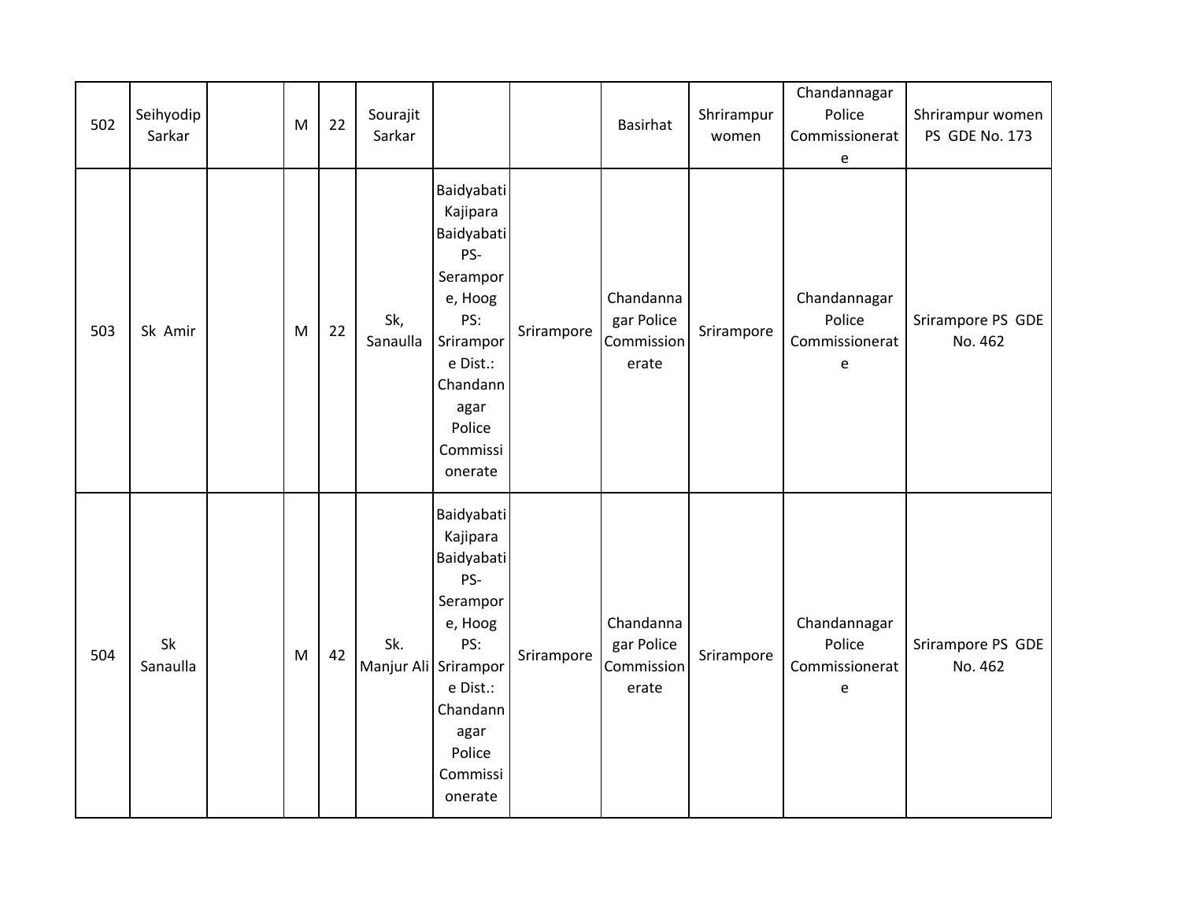| 502 | Seihyodip Sarkar | | M | 22 | Sourajit Sarkar | | | Basirhat | Shrirampur women | Chandannagar Police Commissionerate | Shrirampur women PS GDE No. 173 |
|---|---|---|---|---|---|---|---|---|---|---|---|
| 503 | Sk Amir | | M | 22 | Sk, Sanaulla | Baidyabati Kajipara Baidyabati PS- Serampore, Hoog PS: Srirampore Dist.: Chandannagar Police Commissionerate | Srirampore | Chandannagar Police Commissionerate | Srirampore | Chandannagar Police Commissionerate | Srirampore PS GDE No. 462 |
| 504 | Sk Sanaulla | | M | 42 | Sk. Manjur Ali | Baidyabati Kajipara Baidyabati PS- Serampore, Hoog PS: Srirampore Dist.: Chandannagar Police Commissionerate | Srirampore | Chandannagar Police Commissionerate | Srirampore | Chandannagar Police Commissionerate | Srirampore PS GDE No. 462 |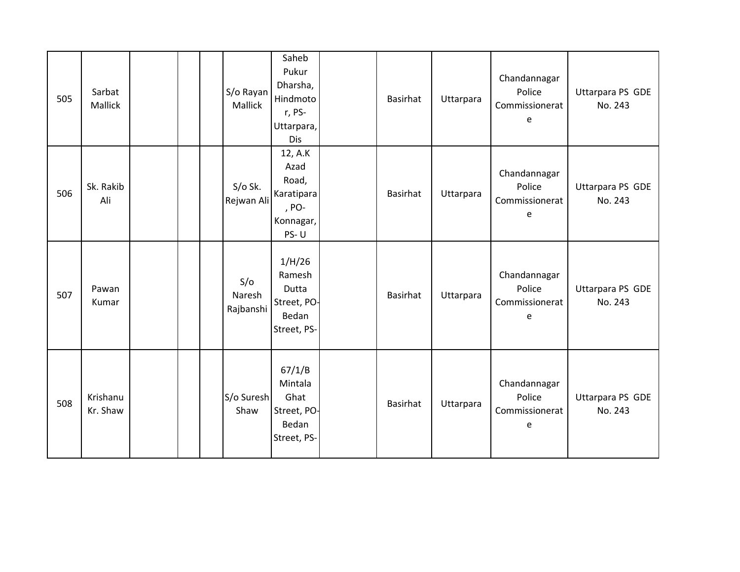| 505 | Sarbat Mallick | | | | S/o Rayan Mallick | Saheb Pukur Dharsha, Hindmotor, PS-Uttarpara, Dis | | Basirhat | Uttarpara | Chandannagar Police Commissionerate | Uttarpara PS GDE No. 243 |
|---|---|---|---|---|---|---|---|---|---|---|---|
| 506 | Sk. Rakib Ali | | | | S/o Sk. Rejwan Ali | 12, A.K Azad Road, Karatipara, PO-Konnagar, PS- U | | Basirhat | Uttarpara | Chandannagar Police Commissionerate | Uttarpara PS GDE No. 243 |
| 507 | Pawan Kumar | | | | S/o Naresh Rajbanshi | 1/H/26 Ramesh Dutta Street, PO-Bedan Street, PS- | | Basirhat | Uttarpara | Chandannagar Police Commissionerate | Uttarpara PS GDE No. 243 |
| 508 | Krishanu Kr. Shaw | | | | S/o Suresh Shaw | 67/1/B Mintala Ghat Street, PO-Bedan Street, PS- | | Basirhat | Uttarpara | Chandannagar Police Commissionerate | Uttarpara PS GDE No. 243 |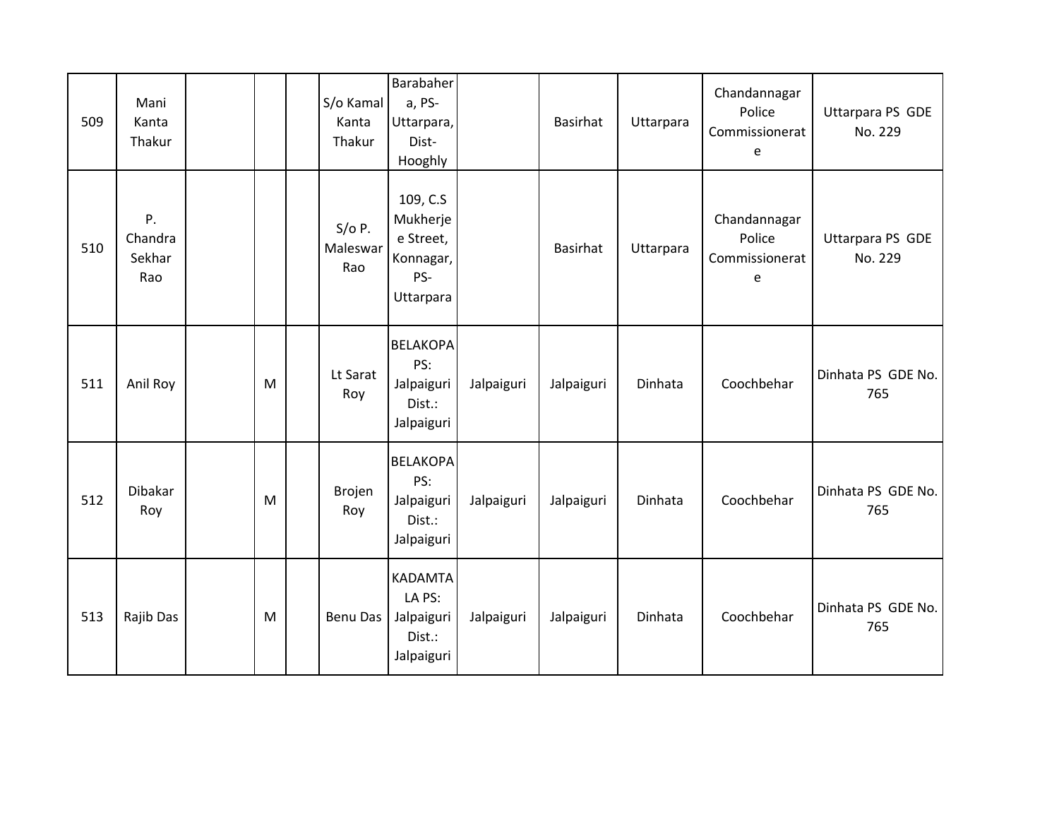| | | | | | | | | | | | |
|---|---|---|---|---|---|---|---|---|---|---|---|
| 509 | Mani Kanta Thakur | | | | S/o Kamal Kanta Thakur | Barabahera, PS-Uttarpara, Dist-Hooghly | | Basirhat | Uttarpara | Chandannagar Police Commissionerate | Uttarpara PS GDE No. 229 |
| 510 | P. Chandra Sekhar Rao | | | | S/o P. Maleswar Rao | 109, C.S Mukherjee Street, Konnagar, PS-Uttarpara | | Basirhat | Uttarpara | Chandannagar Police Commissionerate | Uttarpara PS GDE No. 229 |
| 511 | Anil Roy | | M | | Lt Sarat Roy | BELAKOPA PS: Jalpaiguri Dist.: Jalpaiguri | Jalpaiguri | Jalpaiguri | Dinhata | Coochbehar | Dinhata PS GDE No. 765 |
| 512 | Dibakar Roy | | M | | Brojen Roy | BELAKOPA PS: Jalpaiguri Dist.: Jalpaiguri | Jalpaiguri | Jalpaiguri | Dinhata | Coochbehar | Dinhata PS GDE No. 765 |
| 513 | Rajib Das | | M | | Benu Das | KADAMTALA PS: Jalpaiguri Dist.: Jalpaiguri | Jalpaiguri | Jalpaiguri | Dinhata | Coochbehar | Dinhata PS GDE No. 765 |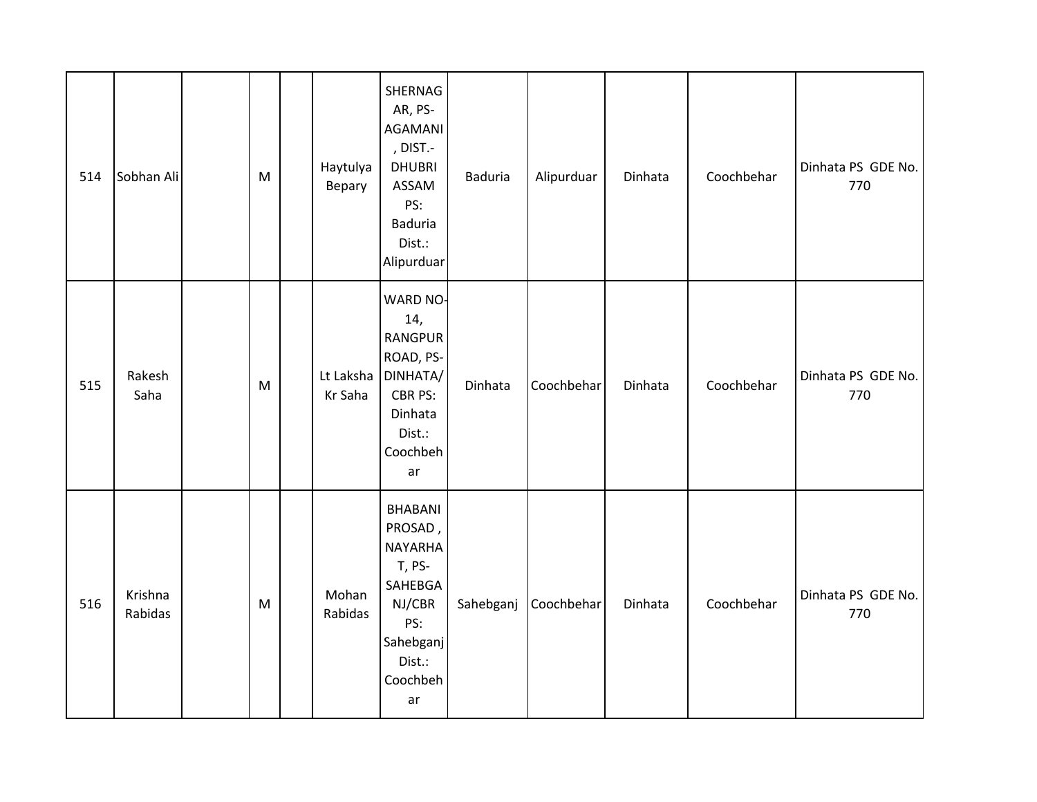| 514 | Sobhan Ali | | M | | Haytulya Bepary | SHERNAGAR, PS-AGAMANI, DIST.-DHUBRI ASSAM PS: Baduria Dist.: Alipurduar | Baduria | Alipurduar | Dinhata | Coochbehar | Dinhata PS GDE No. 770 |
|---|---|---|---|---|---|---|---|---|---|---|---|
| 515 | Rakesh Saha | | M | | Lt Laksha Kr Saha | WARD NO-14, RANGPUR ROAD, PS-DINHATA/CBR PS: Dinhata Dist.: Coochbehar | Dinhata | Coochbehar | Dinhata | Coochbehar | Dinhata PS GDE No. 770 |
| 516 | Krishna Rabidas | | M | | Mohan Rabidas | BHABANI PROSAD, NAYARHAT, PS-SAHEBGANJ/CBR PS: Sahebganj Dist.: Coochbehar | Sahebganj | Coochbehar | Dinhata | Coochbehar | Dinhata PS GDE No. 770 |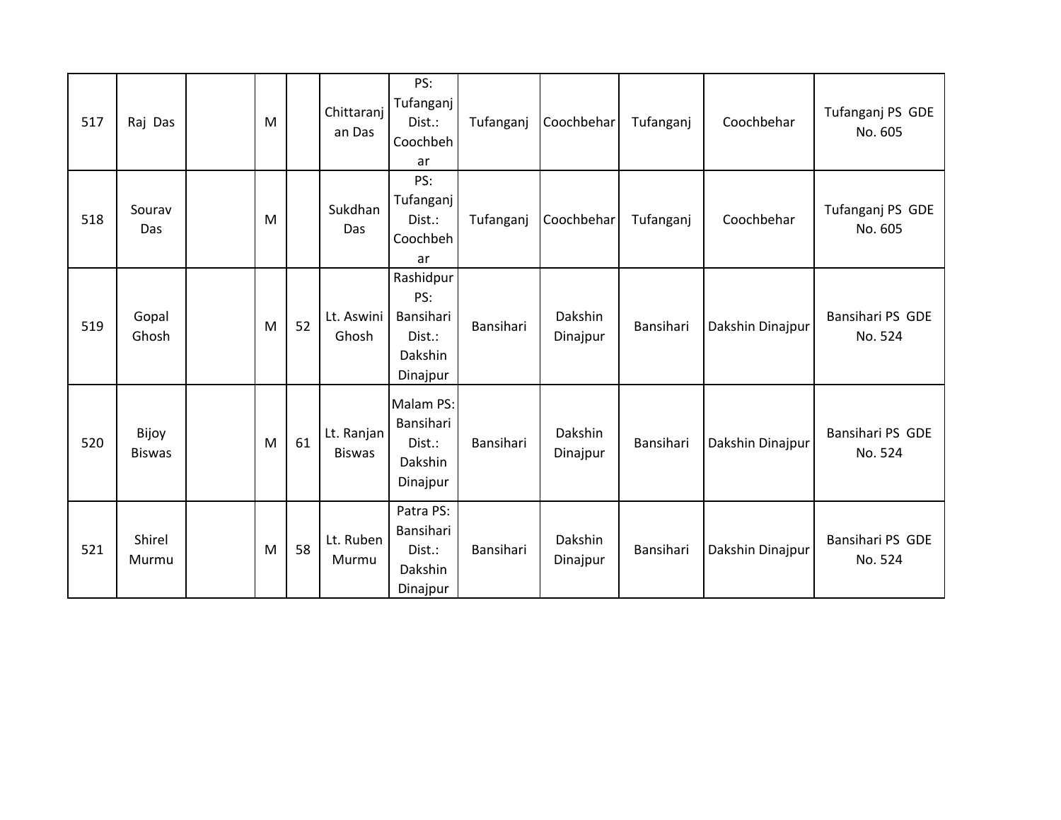| 517 | Raj Das | | M | | Chittaranjan Das | PS: Tufanganj Dist.: Coochbehar | Tufanganj | Coochbehar | Tufanganj | Coochbehar | Tufanganj PS GDE No. 605 |
|---|---|---|---|---|---|---|---|---|---|---|---|
| 518 | Sourav Das | | M | | Sukdhan Das | PS: Tufanganj Dist.: Coochbehar | Tufanganj | Coochbehar | Tufanganj | Coochbehar | Tufanganj PS GDE No. 605 |
| 519 | Gopal Ghosh | | M | 52 | Lt. Aswini Ghosh | Rashidpur PS: Bansihari Dist.: Dakshin Dinajpur | Bansihari | Dakshin Dinajpur | Bansihari | Dakshin Dinajpur | Bansihari PS GDE No. 524 |
| 520 | Bijoy Biswas | | M | 61 | Lt. Ranjan Biswas | Malam PS: Bansihari Dist.: Dakshin Dinajpur | Bansihari | Dakshin Dinajpur | Bansihari | Dakshin Dinajpur | Bansihari PS GDE No. 524 |
| 521 | Shirel Murmu | | M | 58 | Lt. Ruben Murmu | Patra PS: Bansihari Dist.: Dakshin Dinajpur | Bansihari | Dakshin Dinajpur | Bansihari | Dakshin Dinajpur | Bansihari PS GDE No. 524 |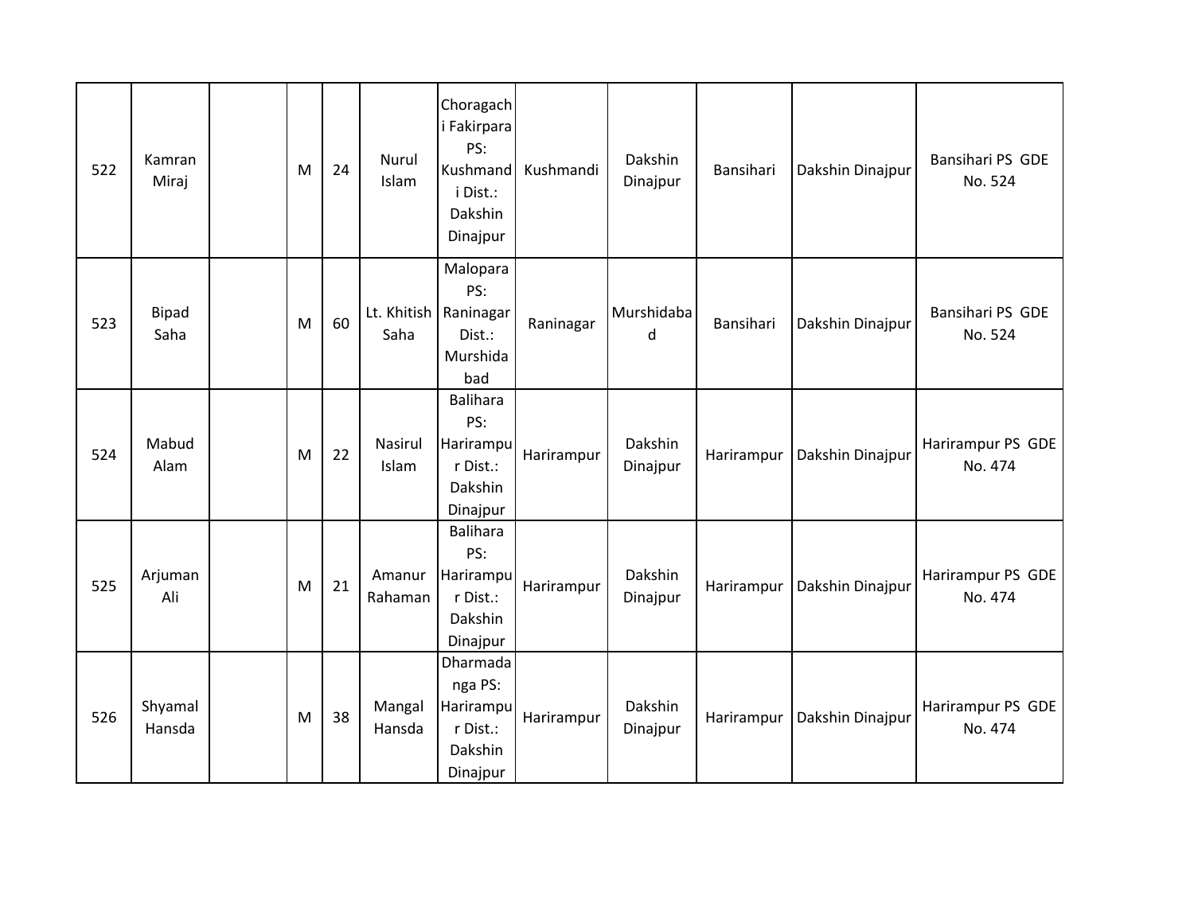| 522 | Kamran Miraj | | M | 24 | Nurul Islam | Choragachi Fakirpara PS: Kushmandi Dist.: Dakshin Dinajpur | Kushmandi | Dakshin Dinajpur | Bansihari | Dakshin Dinajpur | Bansihari PS GDE No. 524 |
|---|---|---|---|---|---|---|---|---|---|---|---|
| 523 | Bipad Saha | | M | 60 | Lt. Khitish Saha | Malopara PS: Raninagar Dist.: Murshidabad | Raninagar | Murshidabad | Bansihari | Dakshin Dinajpur | Bansihari PS GDE No. 524 |
| 524 | Mabud Alam | | M | 22 | Nasirul Islam | Balihara PS: Harirampur Dist.: Dakshin Dinajpur | Harirampur | Dakshin Dinajpur | Harirampur | Dakshin Dinajpur | Harirampur PS GDE No. 474 |
| 525 | Arjuman Ali | | M | 21 | Amanur Rahaman | Balihara PS: Harirampur Dist.: Dakshin Dinajpur | Harirampur | Dakshin Dinajpur | Harirampur | Dakshin Dinajpur | Harirampur PS GDE No. 474 |
| 526 | Shyamal Hansda | | M | 38 | Mangal Hansda | Dharmadanga PS: Harirampur Dist.: Dakshin Dinajpur | Harirampur | Dakshin Dinajpur | Harirampur | Dakshin Dinajpur | Harirampur PS GDE No. 474 |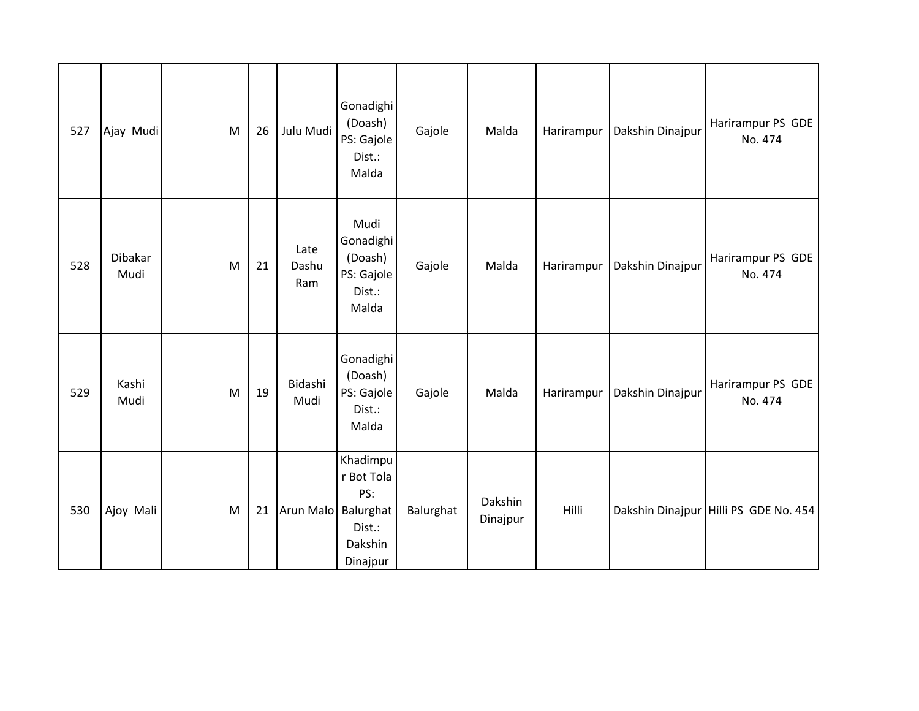| 527 | Ajay Mudi | | M | 26 | Julu Mudi | Gonadighi (Doash) PS: Gajole Dist.: Malda | Gajole | Malda | Harirampur | Dakshin Dinajpur | Harirampur PS GDE No. 474 |
|---|---|---|---|---|---|---|---|---|---|---|---|
| 528 | Dibakar Mudi | | M | 21 | Late Dashu Ram | Mudi Gonadighi (Doash) PS: Gajole Dist.: Malda | Gajole | Malda | Harirampur | Dakshin Dinajpur | Harirampur PS GDE No. 474 |
| 529 | Kashi Mudi | | M | 19 | Bidashi Mudi | Gonadighi (Doash) PS: Gajole Dist.: Malda | Gajole | Malda | Harirampur | Dakshin Dinajpur | Harirampur PS GDE No. 474 |
| 530 | Ajoy Mali | | M | 21 | Arun Malo | Khadimpur Bot Tola PS: Balurghat Dist.: Dakshin Dinajpur | Balurghat | Dakshin Dinajpur | Hilli | Dakshin Dinajpur | Hilli PS GDE No. 454 |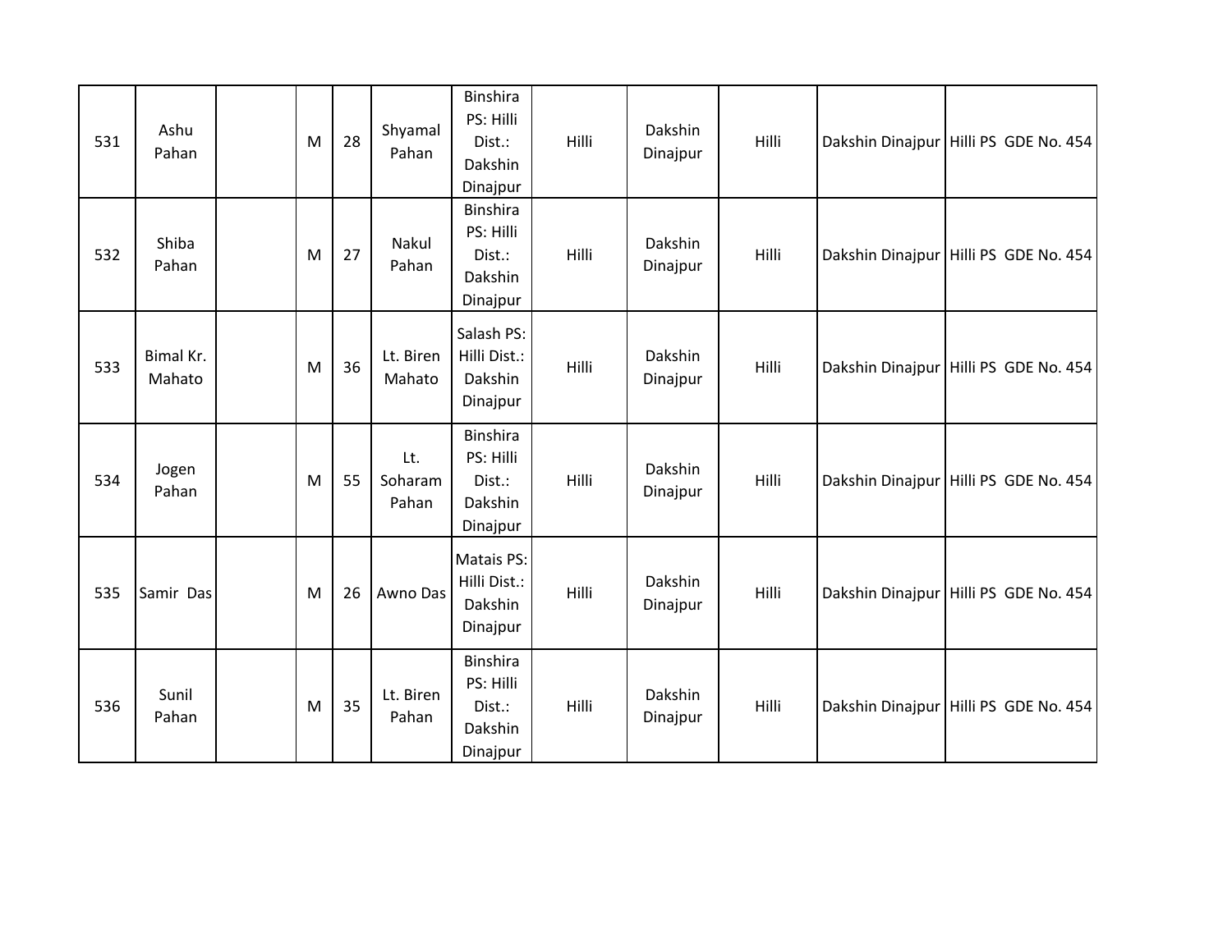| | | | | | | | | | | | |
|---|---|---|---|---|---|---|---|---|---|---|---|
| 531 | Ashu Pahan | | M | 28 | Shyamal Pahan | Binshira PS: Hilli Dist.: Dakshin Dinajpur | Hilli | Dakshin Dinajpur | Hilli | Dakshin Dinajpur | Hilli PS GDE No. 454 |
| 532 | Shiba Pahan | | M | 27 | Nakul Pahan | Binshira PS: Hilli Dist.: Dakshin Dinajpur | Hilli | Dakshin Dinajpur | Hilli | Dakshin Dinajpur | Hilli PS GDE No. 454 |
| 533 | Bimal Kr. Mahato | | M | 36 | Lt. Biren Mahato | Salash PS: Hilli Dist.: Dakshin Dinajpur | Hilli | Dakshin Dinajpur | Hilli | Dakshin Dinajpur | Hilli PS GDE No. 454 |
| 534 | Jogen Pahan | | M | 55 | Lt. Soharam Pahan | Binshira PS: Hilli Dist.: Dakshin Dinajpur | Hilli | Dakshin Dinajpur | Hilli | Dakshin Dinajpur | Hilli PS GDE No. 454 |
| 535 | Samir Das | | M | 26 | Awno Das | Matais PS: Hilli Dist.: Dakshin Dinajpur | Hilli | Dakshin Dinajpur | Hilli | Dakshin Dinajpur | Hilli PS GDE No. 454 |
| 536 | Sunil Pahan | | M | 35 | Lt. Biren Pahan | Binshira PS: Hilli Dist.: Dakshin Dinajpur | Hilli | Dakshin Dinajpur | Hilli | Dakshin Dinajpur | Hilli PS GDE No. 454 |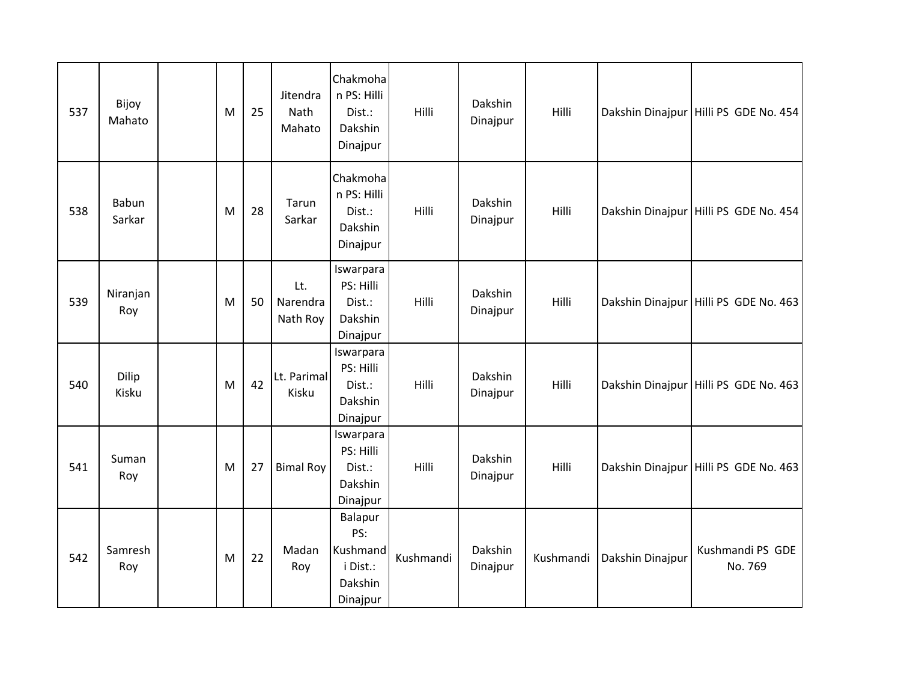| 537 | Bijoy Mahato | | M | 25 | Jitendra Nath Mahato | Chakmohan PS: Hilli Dist.: Dakshin Dinajpur | Hilli | Dakshin Dinajpur | Hilli | Dakshin Dinajpur | Hilli PS GDE No. 454 |
|---|---|---|---|---|---|---|---|---|---|---|---|
| 538 | Babun Sarkar | | M | 28 | Tarun Sarkar | Chakmohan PS: Hilli Dist.: Dakshin Dinajpur | Hilli | Dakshin Dinajpur | Hilli | Dakshin Dinajpur | Hilli PS GDE No. 454 |
| 539 | Niranjan Roy | | M | 50 | Lt. Narendra Nath Roy | Iswarpara PS: Hilli Dist.: Dakshin Dinajpur | Hilli | Dakshin Dinajpur | Hilli | Dakshin Dinajpur | Hilli PS GDE No. 463 |
| 540 | Dilip Kisku | | M | 42 | Lt. Parimal Kisku | Iswarpara PS: Hilli Dist.: Dakshin Dinajpur | Hilli | Dakshin Dinajpur | Hilli | Dakshin Dinajpur | Hilli PS GDE No. 463 |
| 541 | Suman Roy | | M | 27 | Bimal Roy | Iswarpara PS: Hilli Dist.: Dakshin Dinajpur | Hilli | Dakshin Dinajpur | Hilli | Dakshin Dinajpur | Hilli PS GDE No. 463 |
| 542 | Samresh Roy | | M | 22 | Madan Roy | Balapur PS: Kushmandi Dist.: Dakshin Dinajpur | Kushmandi | Dakshin Dinajpur | Kushmandi | Dakshin Dinajpur | Kushmandi PS GDE No. 769 |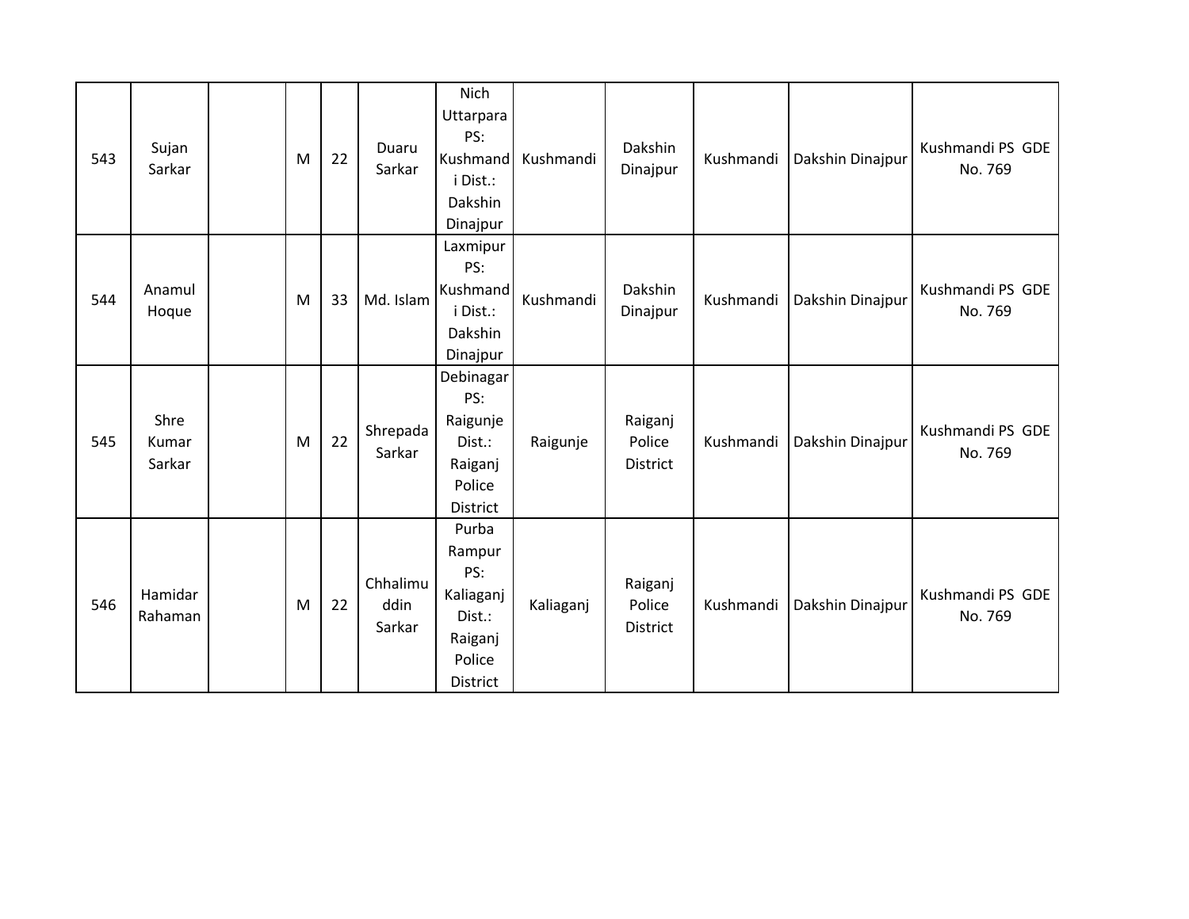| 543 | Sujan Sarkar |  | M | 22 | Duaru Sarkar | Nich Uttarpara PS: Kushmandi Dist.: Dakshin Dinajpur | Kushmandi | Dakshin Dinajpur | Kushmandi | Dakshin Dinajpur | Kushmandi PS GDE No. 769 |
|---|---|---|---|---|---|---|---|---|---|---|---|
| 544 | Anamul Hoque |  | M | 33 | Md. Islam | Laxmipur PS: Kushmandi Dist.: Dakshin Dinajpur | Kushmandi | Dakshin Dinajpur | Kushmandi | Dakshin Dinajpur | Kushmandi PS GDE No. 769 |
| 545 | Shre Kumar Sarkar |  | M | 22 | Shrepada Sarkar | Debinagar PS: Raigunje Dist.: Raiganj Police District | Raigunje | Raiganj Police District | Kushmandi | Dakshin Dinajpur | Kushmandi PS GDE No. 769 |
| 546 | Hamidar Rahaman |  | M | 22 | Chhalimuddin Sarkar | Purba Rampur PS: Kaliaganj Dist.: Raiganj Police District | Kaliaganj | Raiganj Police District | Kushmandi | Dakshin Dinajpur | Kushmandi PS GDE No. 769 |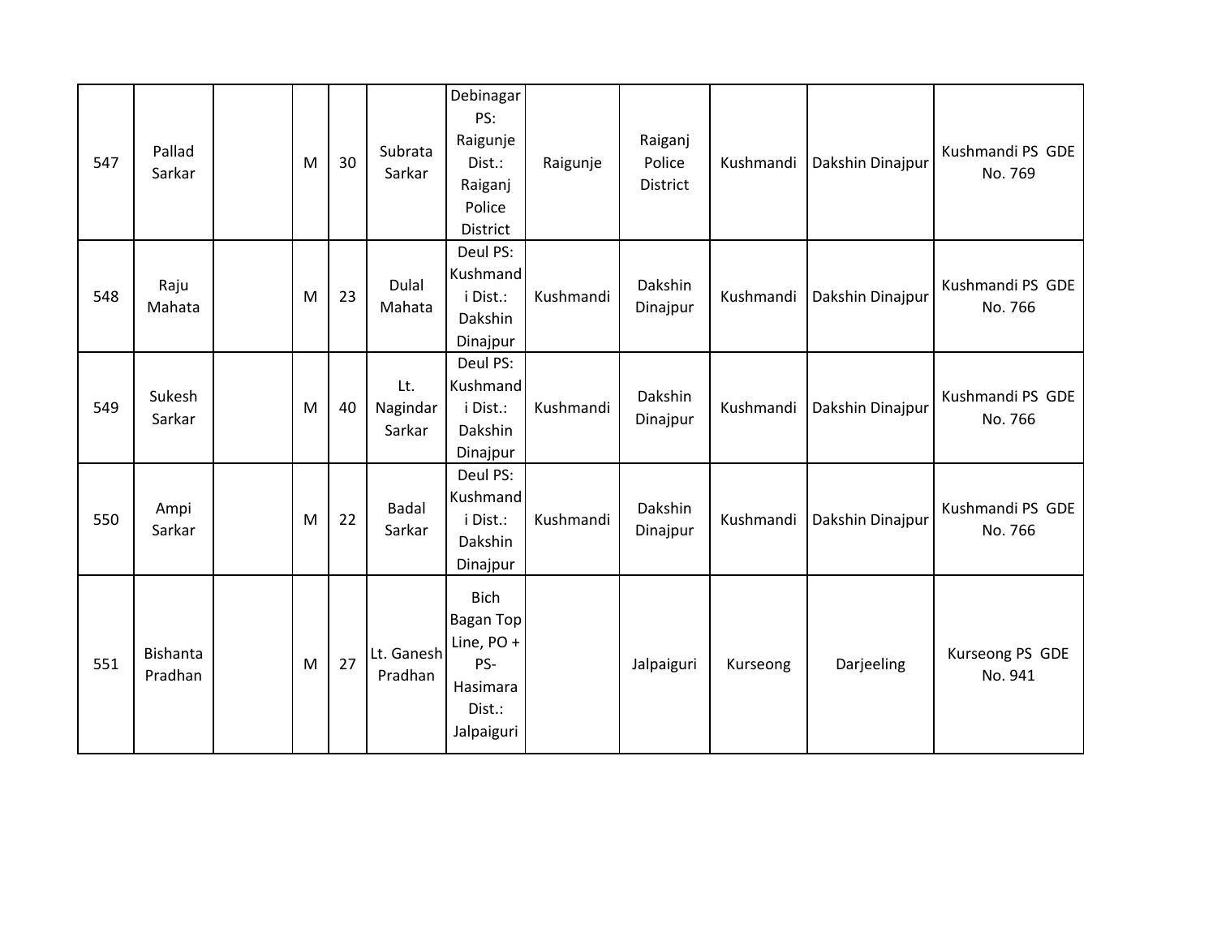| | | | | | | | | | | | |
|---|---|---|---|---|---|---|---|---|---|---|---|
| 547 | Pallad Sarkar | | M | 30 | Subrata Sarkar | Debinagar PS: Raigunje Dist.: Raiganj Police District | Raigunje | Raiganj Police District | Kushmandi | Dakshin Dinajpur | Kushmandi PS GDE No. 769 |
| 548 | Raju Mahata | | M | 23 | Dulal Mahata | Deul PS: Kushmandi Dist.: Dakshin Dinajpur | Kushmandi | Dakshin Dinajpur | Kushmandi | Dakshin Dinajpur | Kushmandi PS GDE No. 766 |
| 549 | Sukesh Sarkar | | M | 40 | Lt. Nagindar Sarkar | Deul PS: Kushmandi Dist.: Dakshin Dinajpur | Kushmandi | Dakshin Dinajpur | Kushmandi | Dakshin Dinajpur | Kushmandi PS GDE No. 766 |
| 550 | Ampi Sarkar | | M | 22 | Badal Sarkar | Deul PS: Kushmandi Dist.: Dakshin Dinajpur | Kushmandi | Dakshin Dinajpur | Kushmandi | Dakshin Dinajpur | Kushmandi PS GDE No. 766 |
| 551 | Bishanta Pradhan | | M | 27 | Lt. Ganesh Pradhan | Bich Bagan Top Line, PO + PS- Hasimara Dist.: Jalpaiguri | | Jalpaiguri | Kurseong | Darjeeling | Kurseong PS GDE No. 941 |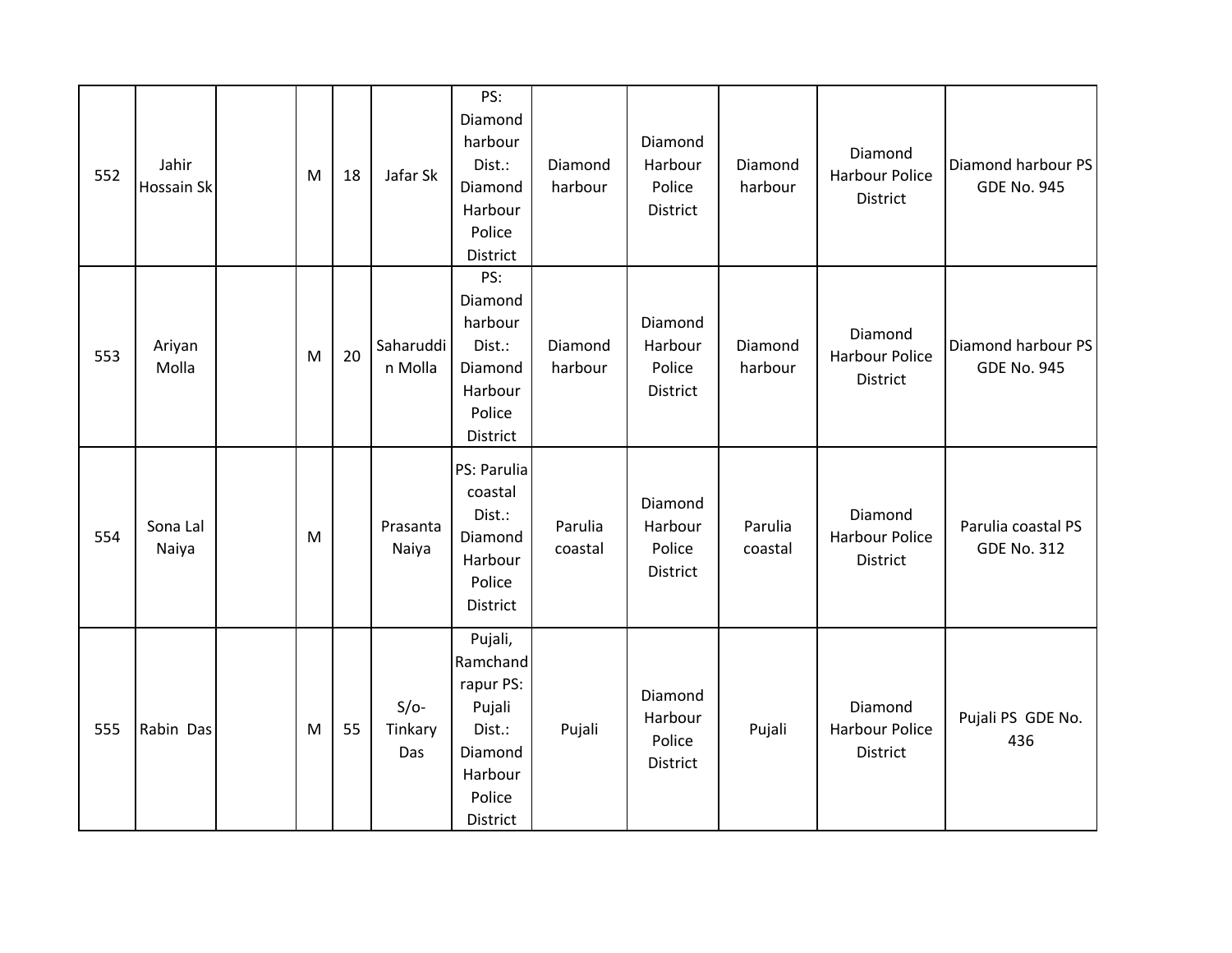| | | | | | | | | | | | |
|---|---|---|---|---|---|---|---|---|---|---|---|
| 552 | Jahir Hossain Sk | | M | 18 | Jafar Sk | PS: Diamond harbour Dist.: Diamond Harbour Police District | Diamond harbour | Diamond Harbour Police District | Diamond harbour | Diamond Harbour Police District | Diamond harbour PS GDE No. 945 |
| 553 | Ariyan Molla | | M | 20 | Saharuddin Molla | PS: Diamond harbour Dist.: Diamond Harbour Police District | Diamond harbour | Diamond Harbour Police District | Diamond harbour | Diamond Harbour Police District | Diamond harbour PS GDE No. 945 |
| 554 | Sona Lal Naiya | | M | | Prasanta Naiya | PS: Parulia coastal Dist.: Diamond Harbour Police District | Parulia coastal | Diamond Harbour Police District | Parulia coastal | Diamond Harbour Police District | Parulia coastal PS GDE No. 312 |
| 555 | Rabin Das | | M | 55 | S/o- Tinkary Das | Pujali, Ramchandrapur PS: Pujali Dist.: Diamond Harbour Police District | Pujali | Diamond Harbour Police District | Pujali | Diamond Harbour Police District | Pujali PS GDE No. 436 |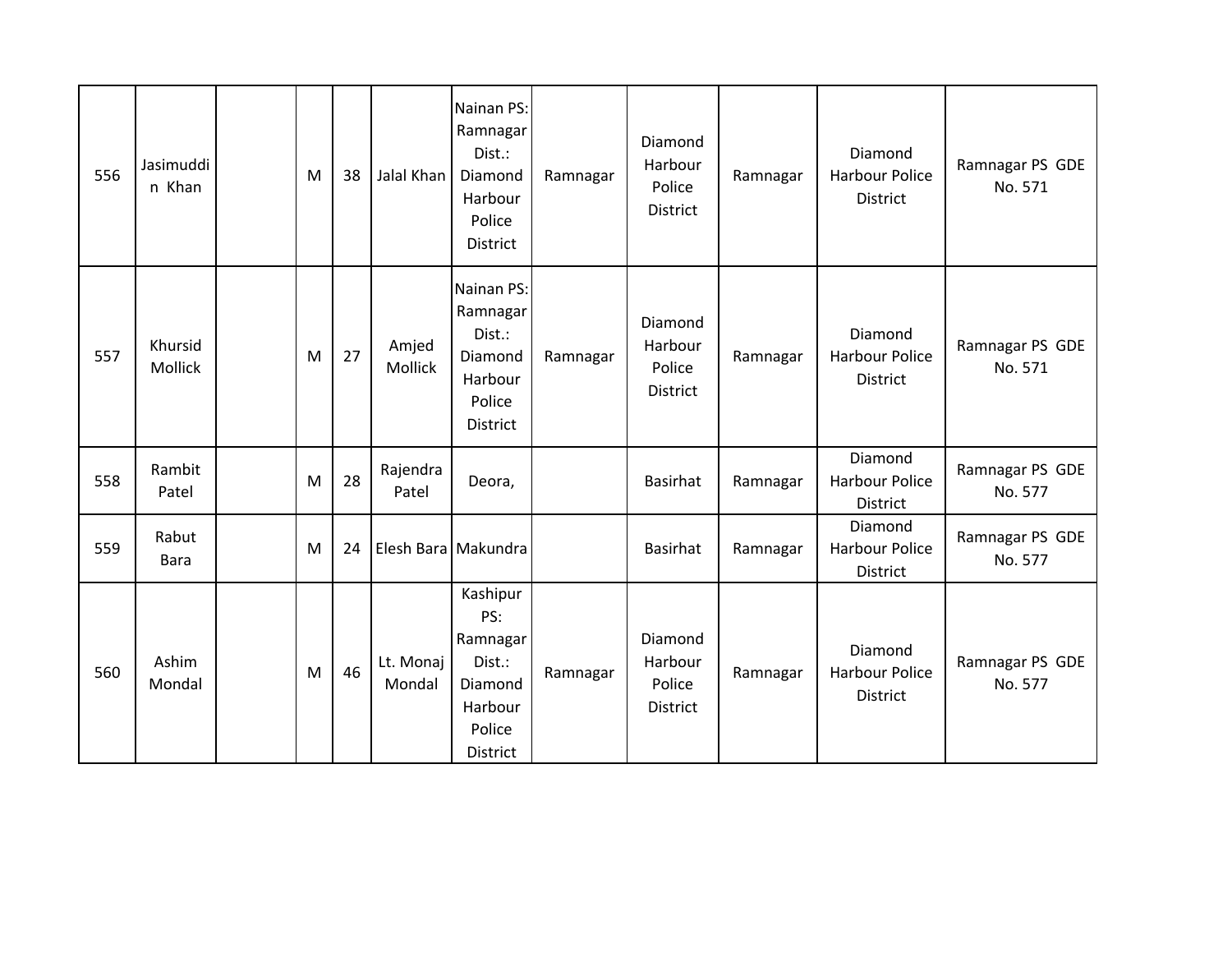| | | | | | | | | | | | |
|---|---|---|---|---|---|---|---|---|---|---|---|
| 556 | Jasimuddin Khan | | M | 38 | Jalal Khan | Nainan PS: Ramnagar Dist.: Diamond Harbour Police District | Ramnagar | Diamond Harbour Police District | Ramnagar | Diamond Harbour Police District | Ramnagar PS GDE No. 571 |
| 557 | Khursid Mollick | | M | 27 | Amjed Mollick | Nainan PS: Ramnagar Dist.: Diamond Harbour Police District | Ramnagar | Diamond Harbour Police District | Ramnagar | Diamond Harbour Police District | Ramnagar PS GDE No. 571 |
| 558 | Rambit Patel | | M | 28 | Rajendra Patel | Deora, | | Basirhat | Ramnagar | Diamond Harbour Police District | Ramnagar PS GDE No. 577 |
| 559 | Rabut Bara | | M | 24 | Elesh Bara | Makundra | | Basirhat | Ramnagar | Diamond Harbour Police District | Ramnagar PS GDE No. 577 |
| 560 | Ashim Mondal | | M | 46 | Lt. Monaj Mondal | Kashipur PS: Ramnagar Dist.: Diamond Harbour Police District | Ramnagar | Diamond Harbour Police District | Ramnagar | Diamond Harbour Police District | Ramnagar PS GDE No. 577 |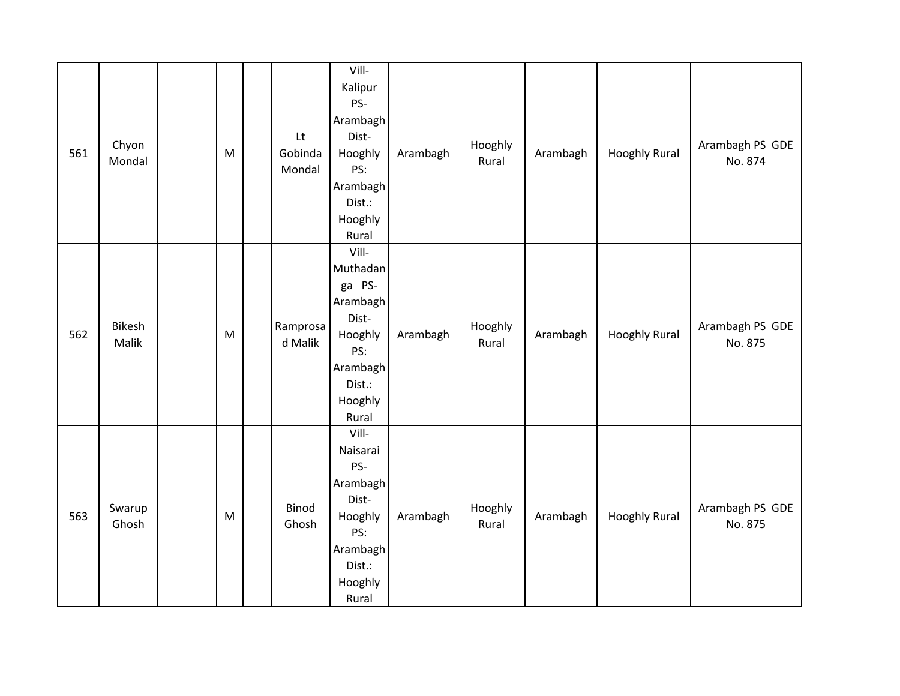| 561 | Chyon Mondal | | M | | Lt Gobinda Mondal | Vill-Kalipur PS-Arambagh Dist-Hooghly PS: Arambagh Dist.: Hooghly Rural | Arambagh | Hooghly Rural | Arambagh | Hooghly Rural | Arambagh PS GDE No. 874 |
|---|---|---|---|---|---|---|---|---|---|---|---|
| 562 | Bikesh Malik | | M | | Ramprosad Malik | Vill-Muthadanga PS-Arambagh Dist-Hooghly PS: Arambagh Dist.: Hooghly Rural | Arambagh | Hooghly Rural | Arambagh | Hooghly Rural | Arambagh PS GDE No. 875 |
| 563 | Swarup Ghosh | | M | | Binod Ghosh | Vill-Naisarai PS-Arambagh Dist-Hooghly PS: Arambagh Dist.: Hooghly Rural | Arambagh | Hooghly Rural | Arambagh | Hooghly Rural | Arambagh PS GDE No. 875 |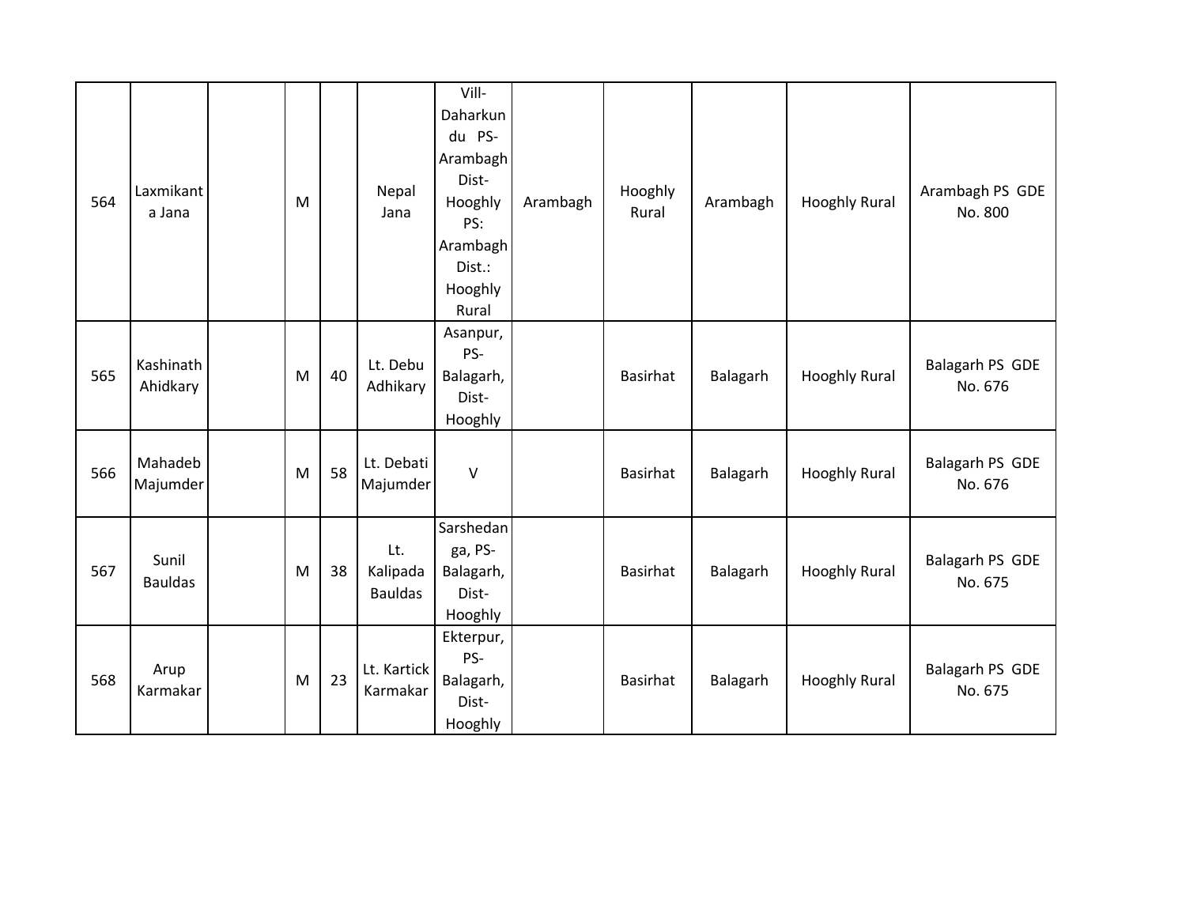| | | | | | | | | | | | |
|---|---|---|---|---|---|---|---|---|---|---|---|
| 564 | Laxmikanta Jana | | M | | Nepal Jana | Vill- Daharkundu PS- Arambagh Dist- Hooghly PS: Arambagh Dist.: Hooghly Rural | Arambagh | Hooghly Rural | Arambagh | Hooghly Rural | Arambagh PS GDE No. 800 |
| 565 | Kashinath Ahidkary | | M | 40 | Lt. Debu Adhikary | Asanpur, PS- Balagarh, Dist- Hooghly | | Basirhat | Balagarh | Hooghly Rural | Balagarh PS GDE No. 676 |
| 566 | Mahadeb Majumder | | M | 58 | Lt. Debati Majumder | V | | Basirhat | Balagarh | Hooghly Rural | Balagarh PS GDE No. 676 |
| 567 | Sunil Bauldas | | M | 38 | Lt. Kalipada Bauldas | Sarshedanga, PS- Balagarh, Dist- Hooghly | | Basirhat | Balagarh | Hooghly Rural | Balagarh PS GDE No. 675 |
| 568 | Arup Karmakar | | M | 23 | Lt. Kartick Karmakar | Ekterpur, PS- Balagarh, Dist- Hooghly | | Basirhat | Balagarh | Hooghly Rural | Balagarh PS GDE No. 675 |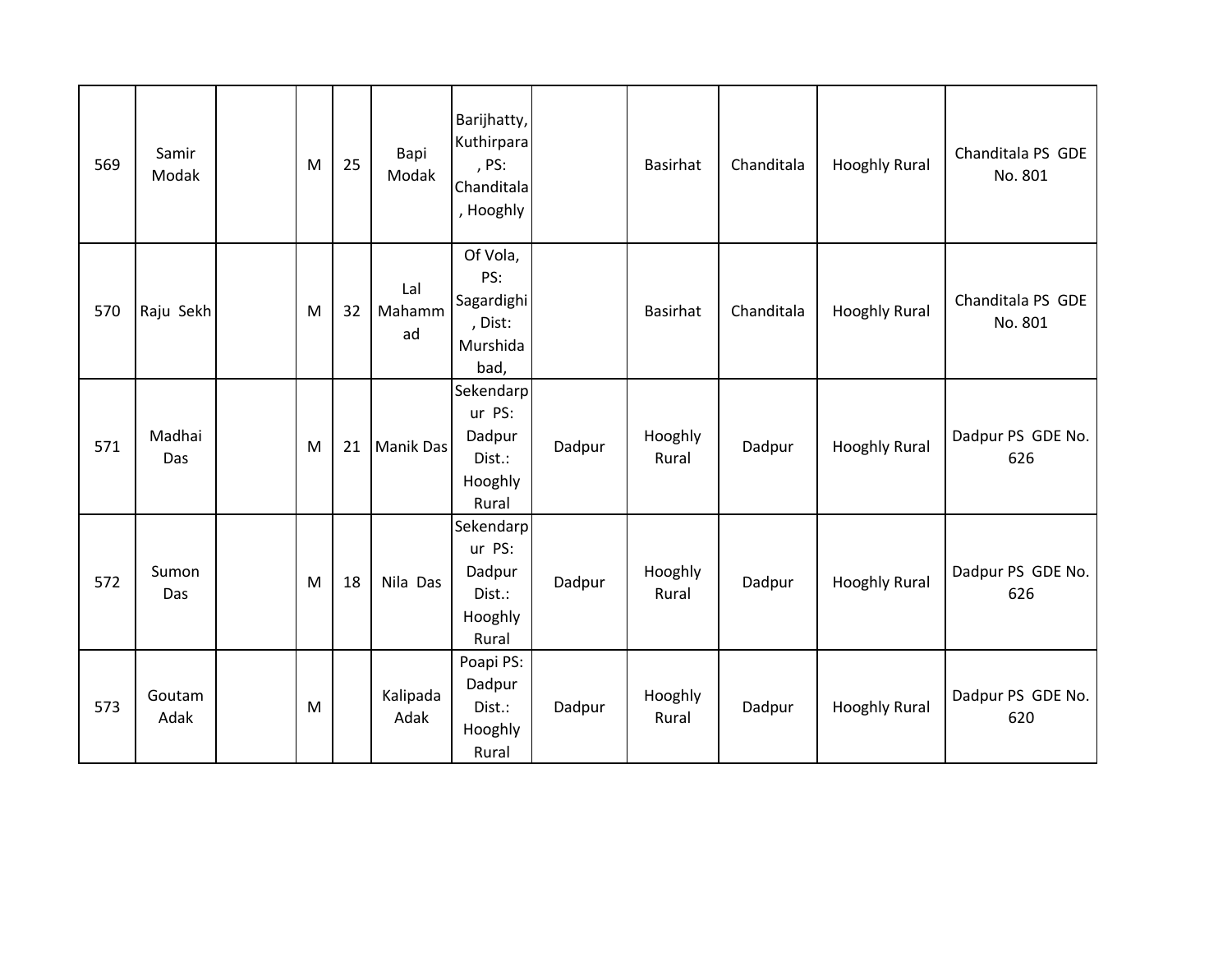| | | | | | | | | | | | |
|---|---|---|---|---|---|---|---|---|---|---|---|
| 569 | Samir Modak | | M | 25 | Bapi Modak | Barijhatty, Kuthirpara, PS: Chanditala, Hooghly | | Basirhat | Chanditala | Hooghly Rural | Chanditala PS GDE No. 801 |
| 570 | Raju Sekh | | M | 32 | Lal Mahammad | Of Vola, PS: Sagardighi, Dist: Murshidabad, | | Basirhat | Chanditala | Hooghly Rural | Chanditala PS GDE No. 801 |
| 571 | Madhai Das | | M | 21 | Manik Das | Sekendarpur PS: Dadpur Dist.: Hooghly Rural | Dadpur | Hooghly Rural | Dadpur | Hooghly Rural | Dadpur PS GDE No. 626 |
| 572 | Sumon Das | | M | 18 | Nila Das | Sekendarpur PS: Dadpur Dist.: Hooghly Rural | Dadpur | Hooghly Rural | Dadpur | Hooghly Rural | Dadpur PS GDE No. 626 |
| 573 | Goutam Adak | | M | | Kalipada Adak | Poapi PS: Dadpur Dist.: Hooghly Rural | Dadpur | Hooghly Rural | Dadpur | Hooghly Rural | Dadpur PS GDE No. 620 |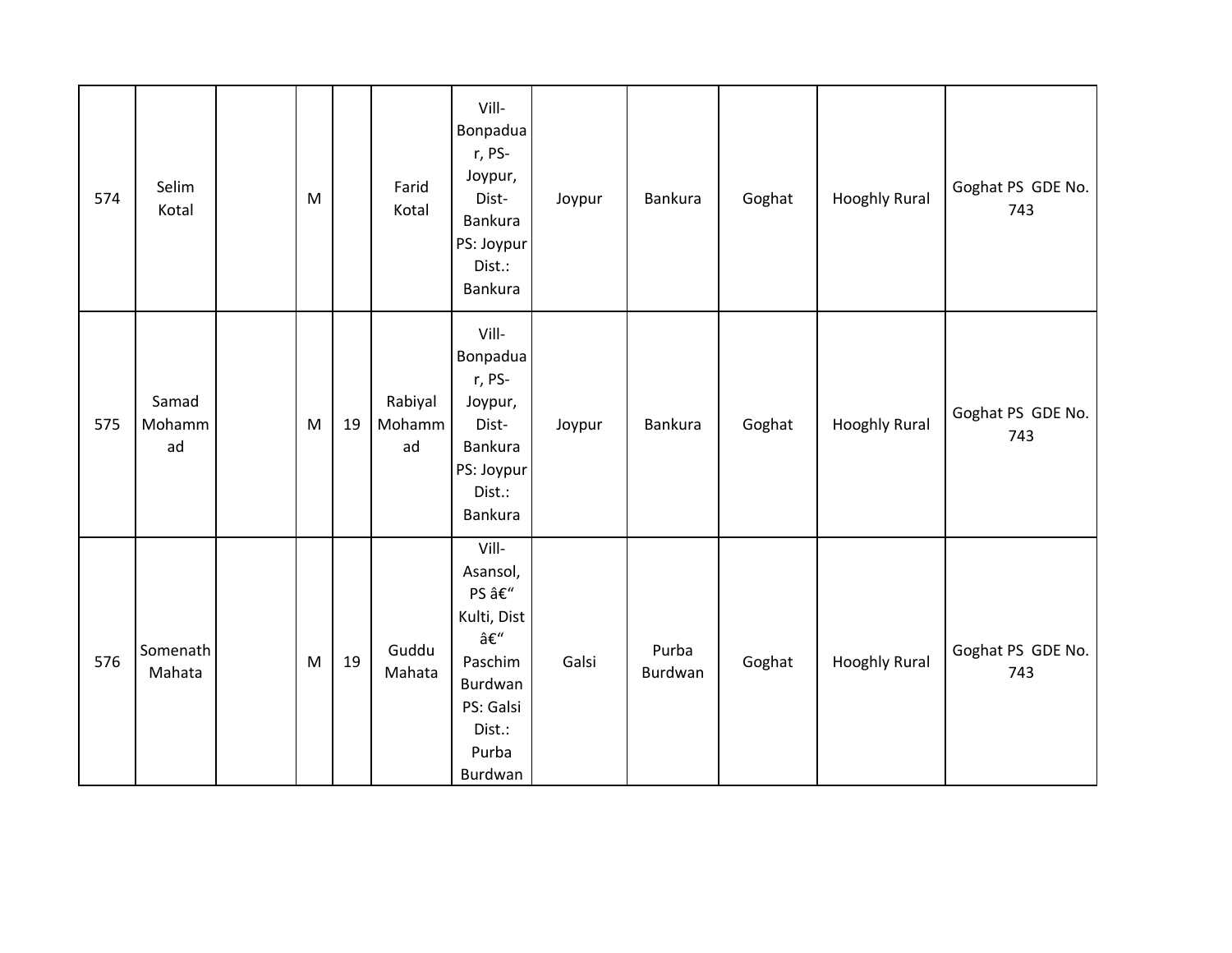| 574 | Selim Kotal | | M | | Farid Kotal | Vill-Bonpaduar, PS-Joypur, Dist-Bankura PS: Joypur Dist.: Bankura | Joypur | Bankura | Goghat | Hooghly Rural | Goghat PS GDE No. 743 |
|---|---|---|---|---|---|---|---|---|---|---|---|
| 575 | Samad Mohammad | | M | 19 | Rabiyal Mohammad | Vill-Bonpaduar, PS-Joypur, Dist-Bankura PS: Joypur Dist.: Bankura | Joypur | Bankura | Goghat | Hooghly Rural | Goghat PS GDE No. 743 |
| 576 | Somenath Mahata | | M | 19 | Guddu Mahata | Vill-Asansol, PS â€“ Kulti, Dist â€“ Paschim Burdwan PS: Galsi Dist.: Purba Burdwan | Galsi | Purba Burdwan | Goghat | Hooghly Rural | Goghat PS GDE No. 743 |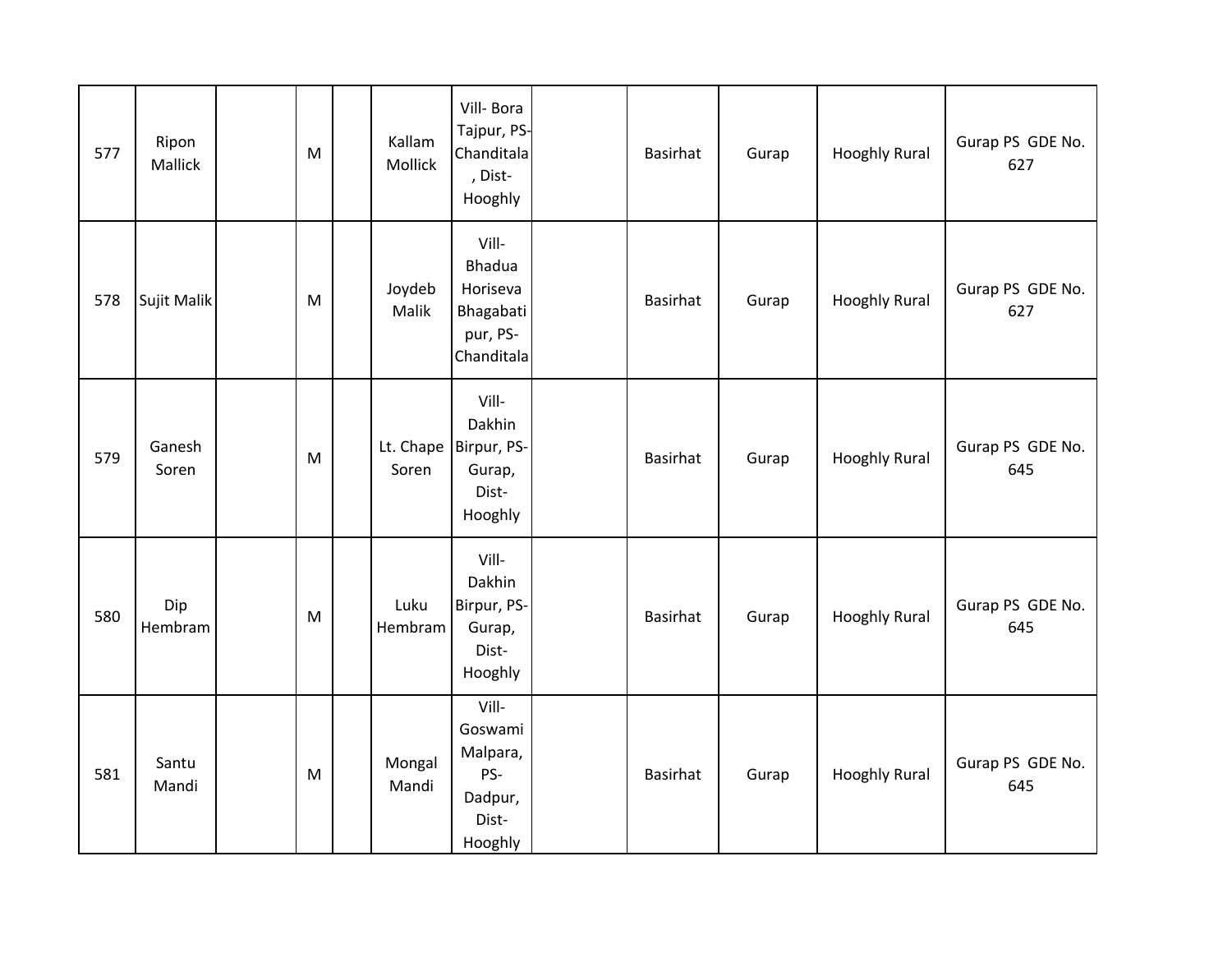| | | | | | | | | | | | |
|---|---|---|---|---|---|---|---|---|---|---|---|
| 577 | Ripon Mallick | | M | | Kallam Mollick | Vill- Bora Tajpur, PS-Chanditala, Dist-Hooghly | | Basirhat | Gurap | Hooghly Rural | Gurap PS GDE No. 627 |
| 578 | Sujit Malik | | M | | Joydeb Malik | Vill-Bhadua Horiseva Bhagabatipur, PS-Chanditala | | Basirhat | Gurap | Hooghly Rural | Gurap PS GDE No. 627 |
| 579 | Ganesh Soren | | M | | Lt. Chape Soren | Vill-Dakhin Birpur, PS-Gurap, Dist-Hooghly | | Basirhat | Gurap | Hooghly Rural | Gurap PS GDE No. 645 |
| 580 | Dip Hembram | | M | | Luku Hembram | Vill-Dakhin Birpur, PS-Gurap, Dist-Hooghly | | Basirhat | Gurap | Hooghly Rural | Gurap PS GDE No. 645 |
| 581 | Santu Mandi | | M | | Mongal Mandi | Vill-Goswami Malpara, PS-Dadpur, Dist-Hooghly | | Basirhat | Gurap | Hooghly Rural | Gurap PS GDE No. 645 |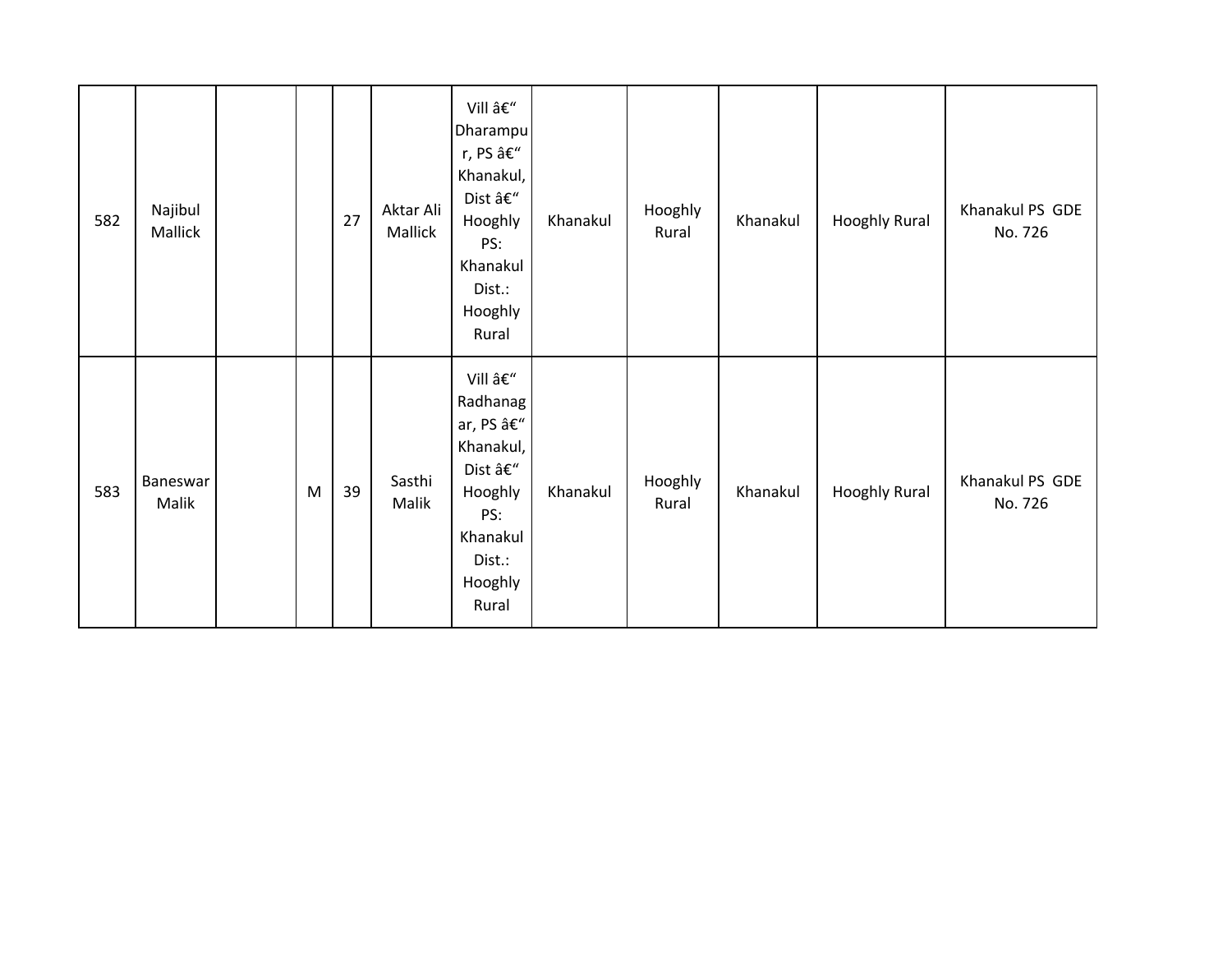| 582 | Najibul Mallick | | | 27 | Aktar Ali Mallick | Vill â€“ Dharampur, PS â€“ Khanakul, Dist â€“ Hooghly PS: Khanakul Dist.: Hooghly Rural | Khanakul | Hooghly Rural | Khanakul | Hooghly Rural | Khanakul PS GDE No. 726 |
|---|---|---|---|---|---|---|---|---|---|---|---|
| 583 | Baneswar Malik | | M | 39 | Sasthi Malik | Vill â€“ Radhanagar, PS â€“ Khanakul, Dist â€“ Hooghly PS: Khanakul Dist.: Hooghly Rural | Khanakul | Hooghly Rural | Khanakul | Hooghly Rural | Khanakul PS GDE No. 726 |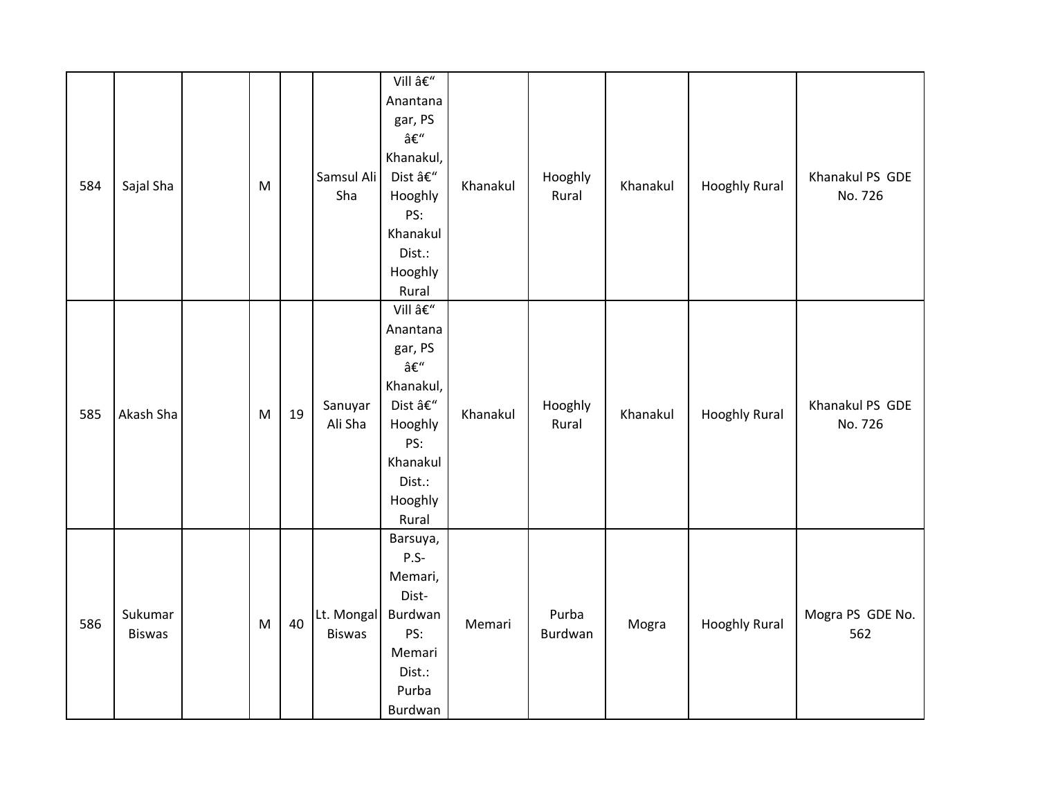| 584 | Sajal Sha | | M | | Samsul Ali Sha | Vill â€“ Anantanagar, PS â€“ Khanakul, Dist â€“ Hooghly PS: Khanakul Dist.: Hooghly Rural | Khanakul | Hooghly Rural | Khanakul | Hooghly Rural | Khanakul PS GDE No. 726 |
|---|---|---|---|---|---|---|---|---|---|---|---|
| 585 | Akash Sha | | M | 19 | Sanuyar Ali Sha | Vill â€“ Anantanagar, PS â€“ Khanakul, Dist â€“ Hooghly PS: Khanakul Dist.: Hooghly Rural | Khanakul | Hooghly Rural | Khanakul | Hooghly Rural | Khanakul PS GDE No. 726 |
| 586 | Sukumar Biswas | | M | 40 | Lt. Mongal Biswas | Barsuya, P.S-Memari, Dist-Burdwan PS: Memari Dist.: Purba Burdwan | Memari | Purba Burdwan | Mogra | Hooghly Rural | Mogra PS GDE No. 562 |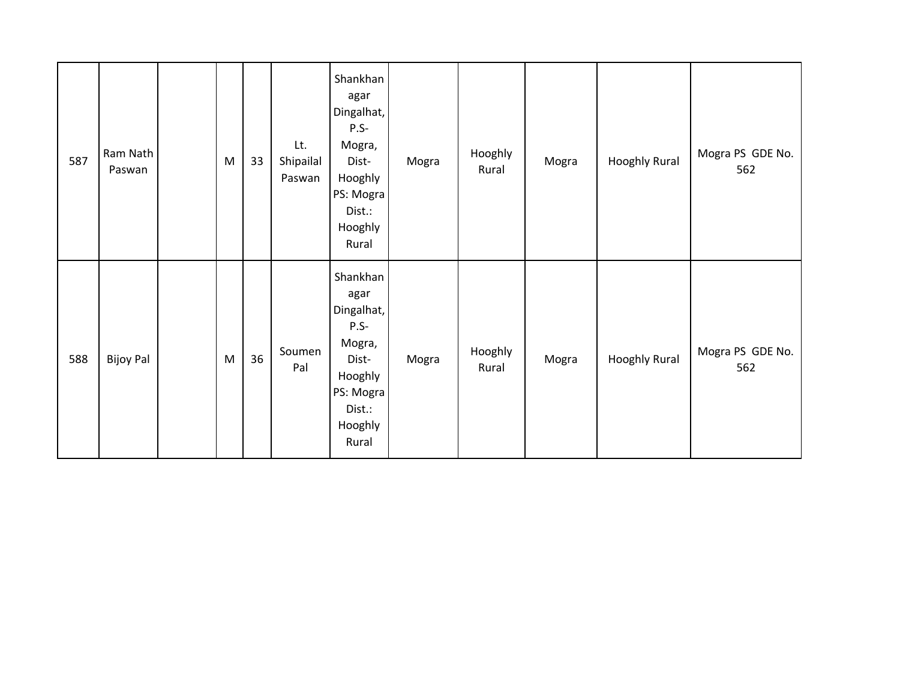| | | | | | | | | | | | |
|---|---|---|---|---|---|---|---|---|---|---|---|
| 587 | Ram Nath Paswan | | M | 33 | Lt. Shipailal Paswan | Shankhanagar Dingalhat, P.S- Mogra, Dist- Hooghly PS: Mogra Dist.: Hooghly Rural | Mogra | Hooghly Rural | Mogra | Hooghly Rural | Mogra PS GDE No. 562 |
| 588 | Bijoy Pal | | M | 36 | Soumen Pal | Shankhanagar Dingalhat, P.S- Mogra, Dist- Hooghly PS: Mogra Dist.: Hooghly Rural | Mogra | Hooghly Rural | Mogra | Hooghly Rural | Mogra PS GDE No. 562 |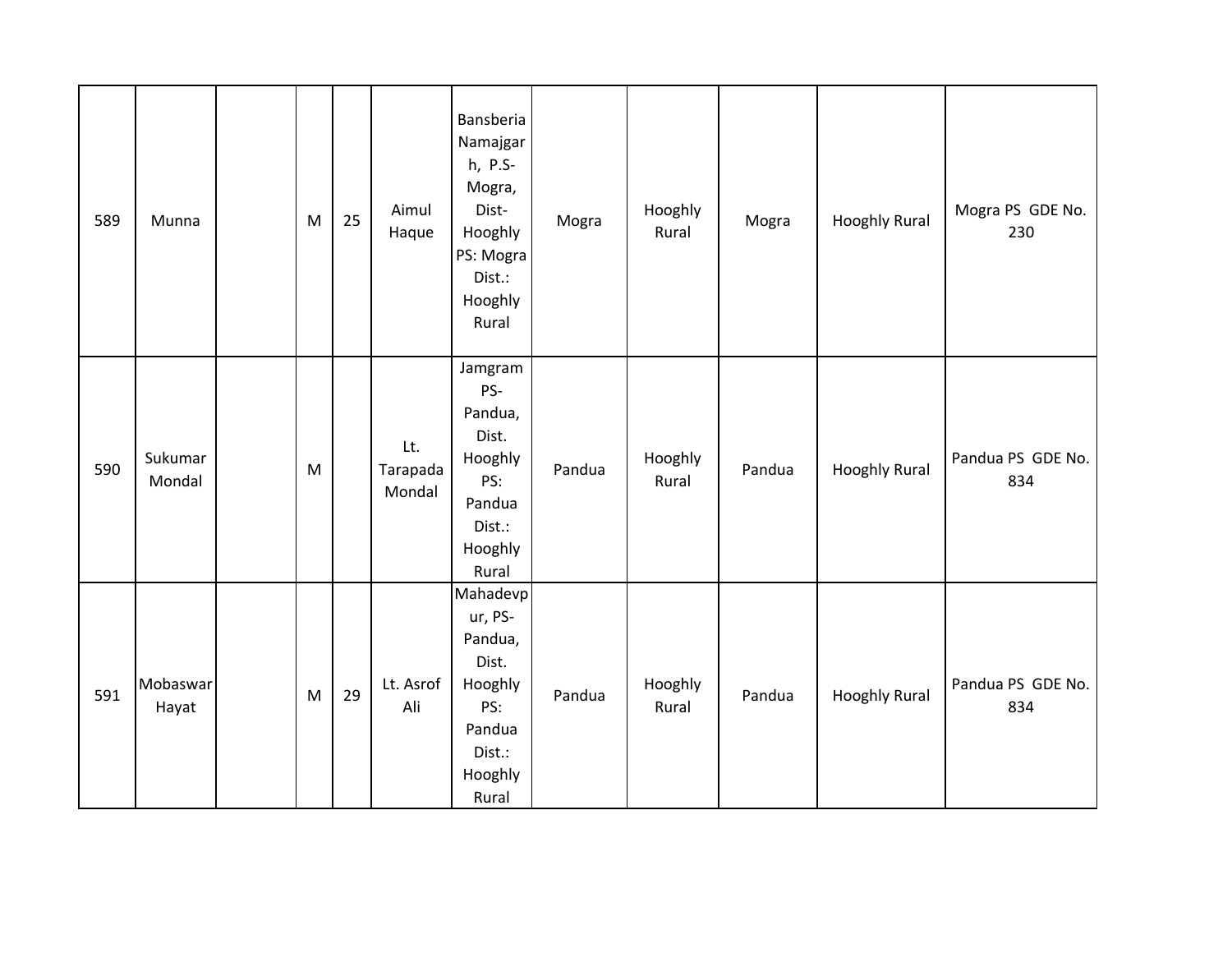| | | | | | | | | | | | |
|---|---|---|---|---|---|---|---|---|---|---|---|
| 589 | Munna | | M | 25 | Aimul Haque | Bansberia Namajgarh, P.S-Mogra, Dist-Hooghly PS: Mogra Dist.: Hooghly Rural | Mogra | Hooghly Rural | Mogra | Hooghly Rural | Mogra PS GDE No. 230 |
| 590 | Sukumar Mondal | | M | | Lt. Tarapada Mondal | Jamgram PS-Pandua, Dist. Hooghly PS: Pandua Dist.: Hooghly Rural | Pandua | Hooghly Rural | Pandua | Hooghly Rural | Pandua PS GDE No. 834 |
| 591 | Mobaswar Hayat | | M | 29 | Lt. Asrof Ali | Mahadevpur, PS-Pandua, Dist. Hooghly PS: Pandua Dist.: Hooghly Rural | Pandua | Hooghly Rural | Pandua | Hooghly Rural | Pandua PS GDE No. 834 |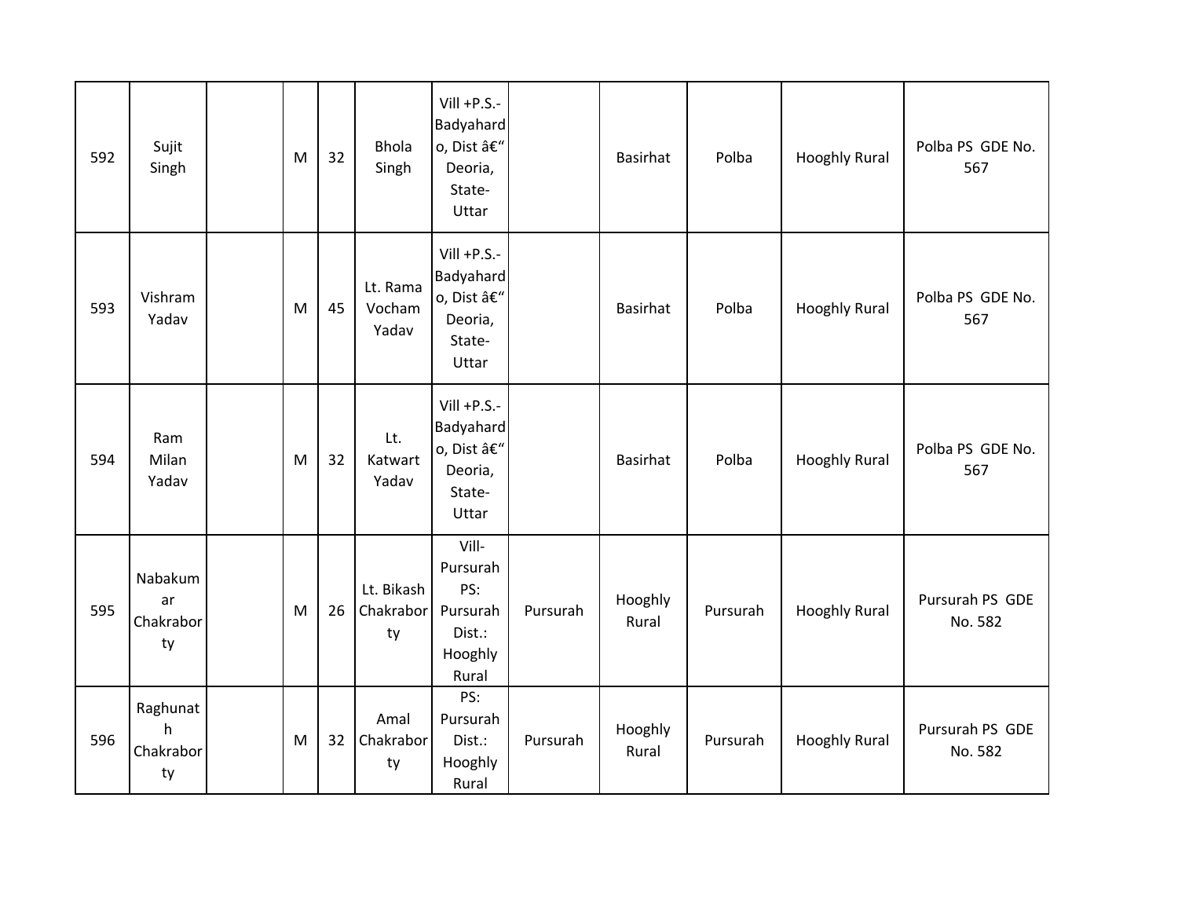| | | | | | | | | | | | |
|---|---|---|---|---|---|---|---|---|---|---|---|
| 592 | Sujit Singh | | M | 32 | Bhola Singh | Vill +P.S.-Badyahardo, Dist â€“ Deoria, State-Uttar | | Basirhat | Polba | Hooghly Rural | Polba PS GDE No. 567 |
| 593 | Vishram Yadav | | M | 45 | Lt. Rama Vocham Yadav | Vill +P.S.-Badyahardo, Dist â€“ Deoria, State-Uttar | | Basirhat | Polba | Hooghly Rural | Polba PS GDE No. 567 |
| 594 | Ram Milan Yadav | | M | 32 | Lt. Katwart Yadav | Vill +P.S.-Badyahardo, Dist â€“ Deoria, State-Uttar | | Basirhat | Polba | Hooghly Rural | Polba PS GDE No. 567 |
| 595 | Nabakumar Chakraborty | | M | 26 | Lt. Bikash Chakraborty | Vill-Pursurah PS: Pursurah Dist.: Hooghly Rural | Pursurah | Hooghly Rural | Pursurah | Hooghly Rural | Pursurah PS GDE No. 582 |
| 596 | Raghunath Chakraborty | | M | 32 | Amal Chakraborty | PS: Pursurah Dist.: Hooghly Rural | Pursurah | Hooghly Rural | Pursurah | Hooghly Rural | Pursurah PS GDE No. 582 |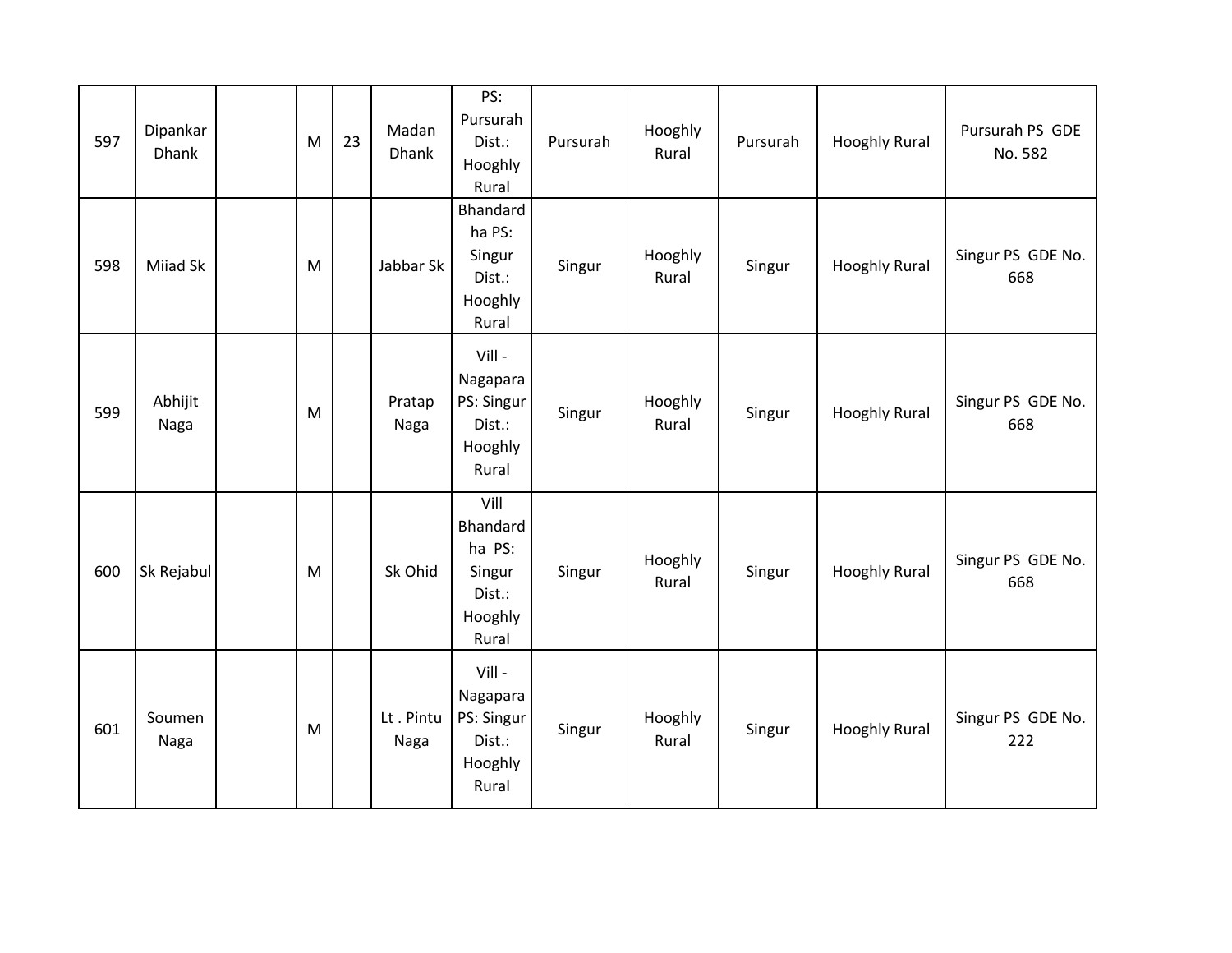| 597 | Dipankar Dhank | | M | 23 | Madan Dhank | PS: Pursurah Dist.: Hooghly Rural | Pursurah | Hooghly Rural | Pursurah | Hooghly Rural | Pursurah PS GDE No. 582 |
|---|---|---|---|---|---|---|---|---|---|---|---|
| 598 | Miiad Sk | | M | | Jabbar Sk | Bhandardha PS: Singur Dist.: Hooghly Rural | Singur | Hooghly Rural | Singur | Hooghly Rural | Singur PS GDE No. 668 |
| 599 | Abhijit Naga | | M | | Pratap Naga | Vill - Nagapara PS: Singur Dist.: Hooghly Rural | Singur | Hooghly Rural | Singur | Hooghly Rural | Singur PS GDE No. 668 |
| 600 | Sk Rejabul | | M | | Sk Ohid | Vill Bhandardha PS: Singur Dist.: Hooghly Rural | Singur | Hooghly Rural | Singur | Hooghly Rural | Singur PS GDE No. 668 |
| 601 | Soumen Naga | | M | | Lt . Pintu Naga | Vill - Nagapara PS: Singur Dist.: Hooghly Rural | Singur | Hooghly Rural | Singur | Hooghly Rural | Singur PS GDE No. 222 |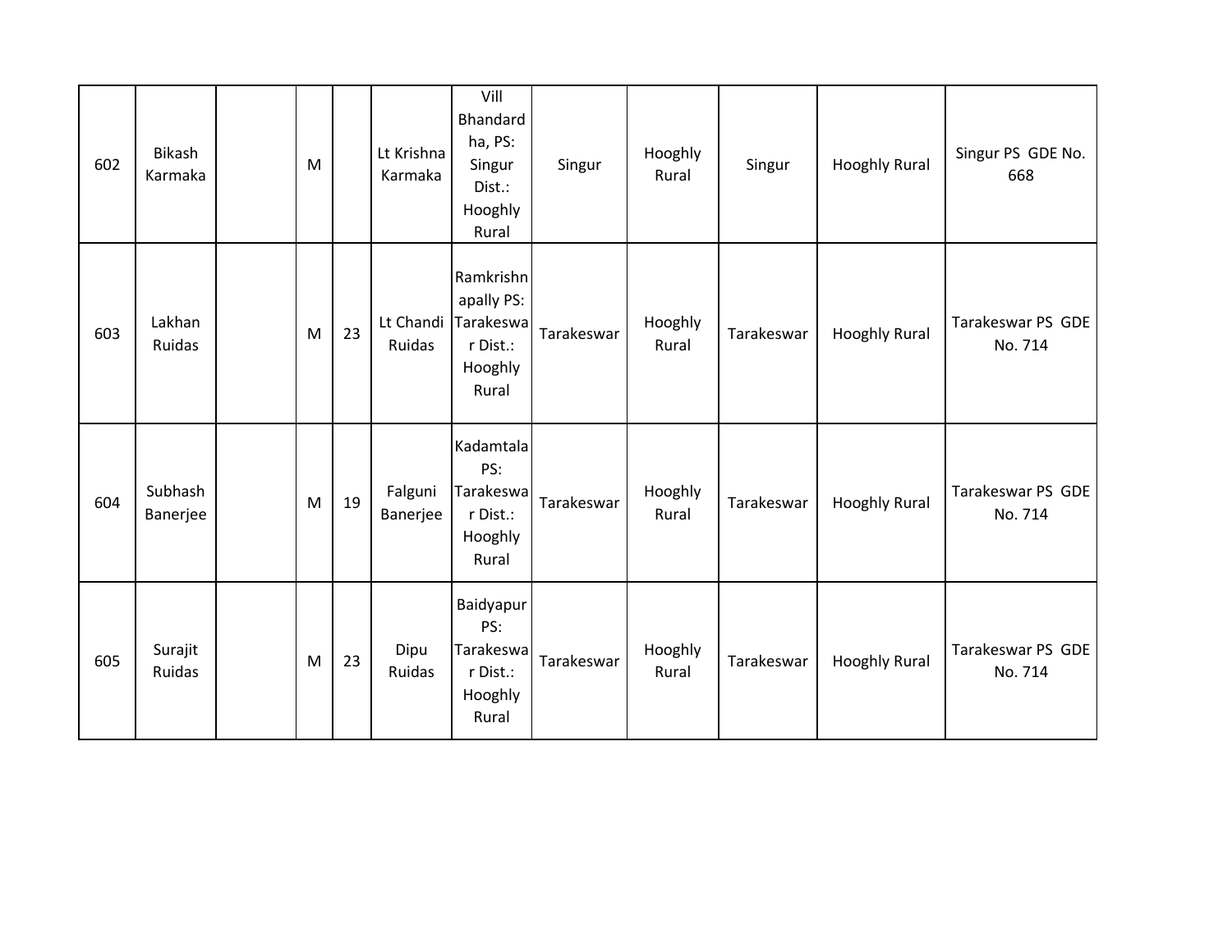| | | | | | | | | | | | |
|---|---|---|---|---|---|---|---|---|---|---|---|
| 602 | Bikash Karmaka | | M | | Lt Krishna Karmaka | Vill Bhandardha, PS: Singur Dist.: Hooghly Rural | Singur | Hooghly Rural | Singur | Hooghly Rural | Singur PS GDE No. 668 |
| 603 | Lakhan Ruidas | | M | 23 | Lt Chandi Ruidas | Ramkrishnapally PS: Tarakeswar Dist.: Hooghly Rural | Tarakeswar | Hooghly Rural | Tarakeswar | Hooghly Rural | Tarakeswar PS GDE No. 714 |
| 604 | Subhash Banerjee | | M | 19 | Falguni Banerjee | Kadamtala PS: Tarakeswar Dist.: Hooghly Rural | Tarakeswar | Hooghly Rural | Tarakeswar | Hooghly Rural | Tarakeswar PS GDE No. 714 |
| 605 | Surajit Ruidas | | M | 23 | Dipu Ruidas | Baidyapur PS: Tarakeswar Dist.: Hooghly Rural | Tarakeswar | Hooghly Rural | Tarakeswar | Hooghly Rural | Tarakeswar PS GDE No. 714 |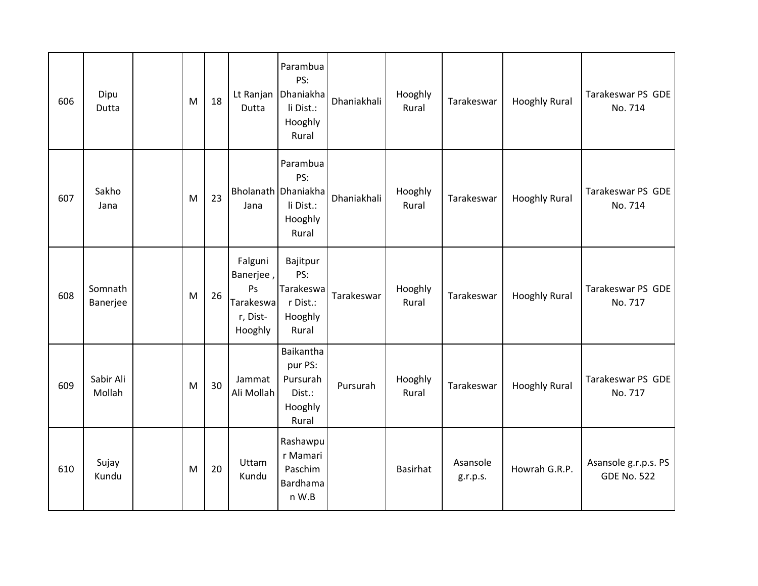| | | | | | | | | | | | |
|---|---|---|---|---|---|---|---|---|---|---|---|
| 606 | Dipu Dutta | | M | 18 | Lt Ranjan Dutta | Parambua PS: Dhaniakhali Dist.: Hooghly Rural | Dhaniakhali | Hooghly Rural | Tarakeswar | Hooghly Rural | Tarakeswar PS GDE No. 714 |
| 607 | Sakho Jana | | M | 23 | Bholanath Jana | Parambua PS: Dhaniakhali Dist.: Hooghly Rural | Dhaniakhali | Hooghly Rural | Tarakeswar | Hooghly Rural | Tarakeswar PS GDE No. 714 |
| 608 | Somnath Banerjee | | M | 26 | Falguni Banerjee , Ps Tarakeswar, Dist-Hooghly | Bajitpur PS: Tarakeswar Dist.: Hooghly Rural | Tarakeswar | Hooghly Rural | Tarakeswar | Hooghly Rural | Tarakeswar PS GDE No. 717 |
| 609 | Sabir Ali Mollah | | M | 30 | Jammat Ali Mollah | Baikanthapur PS: Pursurah Dist.: Hooghly Rural | Pursurah | Hooghly Rural | Tarakeswar | Hooghly Rural | Tarakeswar PS GDE No. 717 |
| 610 | Sujay Kundu | | M | 20 | Uttam Kundu | Rashawpur Mamari Paschim Bardhaman W.B | | Basirhat | Asansole g.r.p.s. | Howrah G.R.P. | Asansole g.r.p.s. PS GDE No. 522 |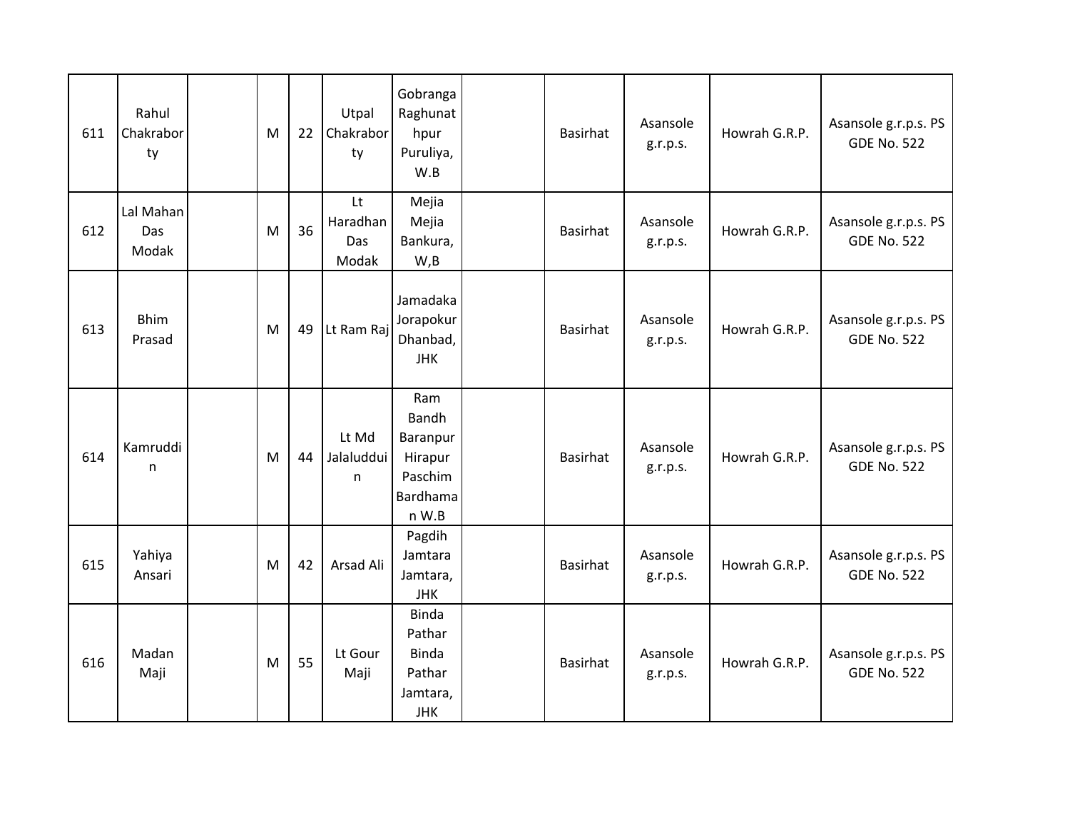| | | | | | | | | | | | |
|---|---|---|---|---|---|---|---|---|---|---|---|
| 611 | Rahul Chakraborty | | M | 22 | Utpal Chakraborty | Gobranga Raghunathpur Puruliya, W.B | | Basirhat | Asansole g.r.p.s. | Howrah G.R.P. | Asansole g.r.p.s. PS GDE No. 522 |
| 612 | Lal Mahan Das Modak | | M | 36 | Lt Haradhan Das Modak | Mejia Mejia Bankura, W,B | | Basirhat | Asansole g.r.p.s. | Howrah G.R.P. | Asansole g.r.p.s. PS GDE No. 522 |
| 613 | Bhim Prasad | | M | 49 | Lt Ram Raj | Jamadaka Jorapokur Dhanbad, JHK | | Basirhat | Asansole g.r.p.s. | Howrah G.R.P. | Asansole g.r.p.s. PS GDE No. 522 |
| 614 | Kamruddin | | M | 44 | Lt Md Jalaluddin | Ram Bandh Baranpur Hirapur Paschim Bardhaman W.B | | Basirhat | Asansole g.r.p.s. | Howrah G.R.P. | Asansole g.r.p.s. PS GDE No. 522 |
| 615 | Yahiya Ansari | | M | 42 | Arsad Ali | Pagdih Jamtara Jamtara, JHK | | Basirhat | Asansole g.r.p.s. | Howrah G.R.P. | Asansole g.r.p.s. PS GDE No. 522 |
| 616 | Madan Maji | | M | 55 | Lt Gour Maji | Binda Pathar Binda Pathar Jamtara, JHK | | Basirhat | Asansole g.r.p.s. | Howrah G.R.P. | Asansole g.r.p.s. PS GDE No. 522 |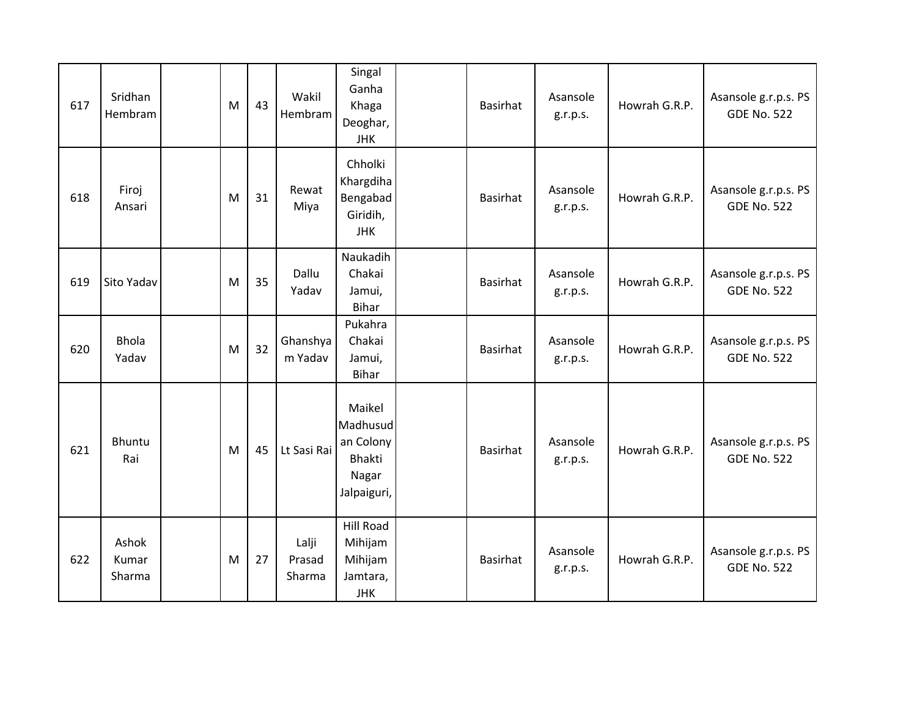| 617 | Sridhan Hembram | | M | 43 | Wakil Hembram | Singal Ganha Khaga Deoghar, JHK | | Basirhat | Asansole g.r.p.s. | Howrah G.R.P. | Asansole g.r.p.s. PS GDE No. 522 |
|---|---|---|---|---|---|---|---|---|---|---|---|
| 618 | Firoj Ansari | | M | 31 | Rewat Miya | Chholki Khargdiha Bengabad Giridih, JHK | | Basirhat | Asansole g.r.p.s. | Howrah G.R.P. | Asansole g.r.p.s. PS GDE No. 522 |
| 619 | Sito Yadav | | M | 35 | Dallu Yadav | Naukadih Chakai Jamui, Bihar | | Basirhat | Asansole g.r.p.s. | Howrah G.R.P. | Asansole g.r.p.s. PS GDE No. 522 |
| 620 | Bhola Yadav | | M | 32 | Ghanshyam Yadav | Pukahra Chakai Jamui, Bihar | | Basirhat | Asansole g.r.p.s. | Howrah G.R.P. | Asansole g.r.p.s. PS GDE No. 522 |
| 621 | Bhuntu Rai | | M | 45 | Lt Sasi Rai | Maikel Madhusudan Colony Bhakti Nagar Jalpaiguri, | | Basirhat | Asansole g.r.p.s. | Howrah G.R.P. | Asansole g.r.p.s. PS GDE No. 522 |
| 622 | Ashok Kumar Sharma | | M | 27 | Lalji Prasad Sharma | Hill Road Mihijam Mihijam Jamtara, JHK | | Basirhat | Asansole g.r.p.s. | Howrah G.R.P. | Asansole g.r.p.s. PS GDE No. 522 |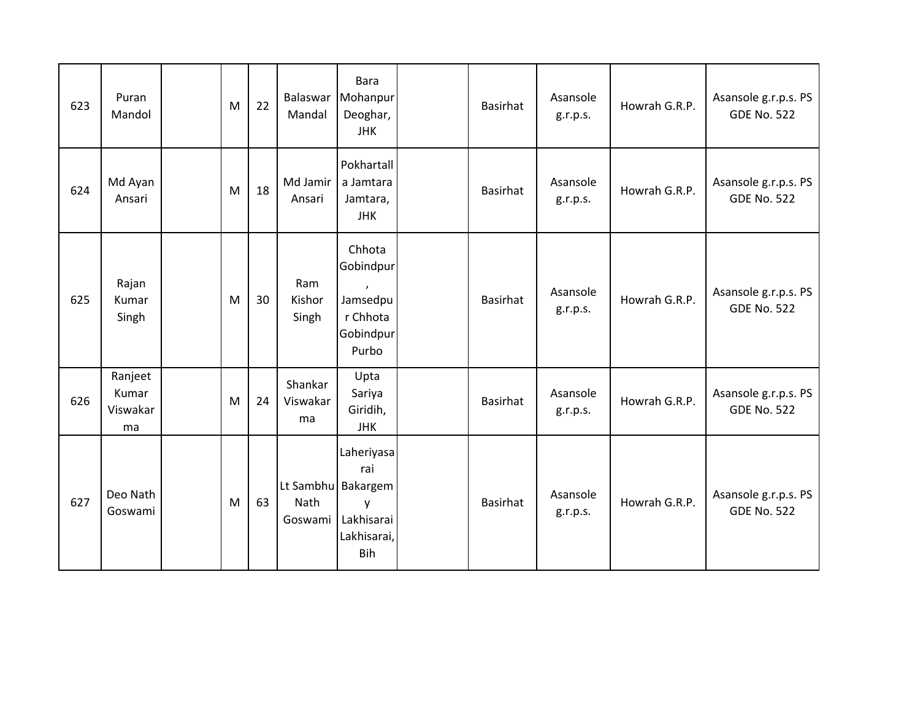| 623 | Puran Mandol | | M | 22 | Balaswar Mandal | Bara Mohanpur Deoghar, JHK | | Basirhat | Asansole g.r.p.s. | Howrah G.R.P. | Asansole g.r.p.s. PS GDE No. 522 |
|---|---|---|---|---|---|---|---|---|---|---|---|
| 624 | Md Ayan Ansari | | M | 18 | Md Jamir Ansari | Pokhartalla Jamtara Jamtara, JHK | | Basirhat | Asansole g.r.p.s. | Howrah G.R.P. | Asansole g.r.p.s. PS GDE No. 522 |
| 625 | Rajan Kumar Singh | | M | 30 | Ram Kishor Singh | Chhota Gobindpur, Jamsedpur Chhota Gobindpur Purbo | | Basirhat | Asansole g.r.p.s. | Howrah G.R.P. | Asansole g.r.p.s. PS GDE No. 522 |
| 626 | Ranjeet Kumar Viswakarma | | M | 24 | Shankar Viswakarma | Upta Sariya Giridih, JHK | | Basirhat | Asansole g.r.p.s. | Howrah G.R.P. | Asansole g.r.p.s. PS GDE No. 522 |
| 627 | Deo Nath Goswami | | M | 63 | Lt Sambhu Nath Goswami | Laheriyasarai Bakargemy Lakhisarai Lakhisarai, Bih | | Basirhat | Asansole g.r.p.s. | Howrah G.R.P. | Asansole g.r.p.s. PS GDE No. 522 |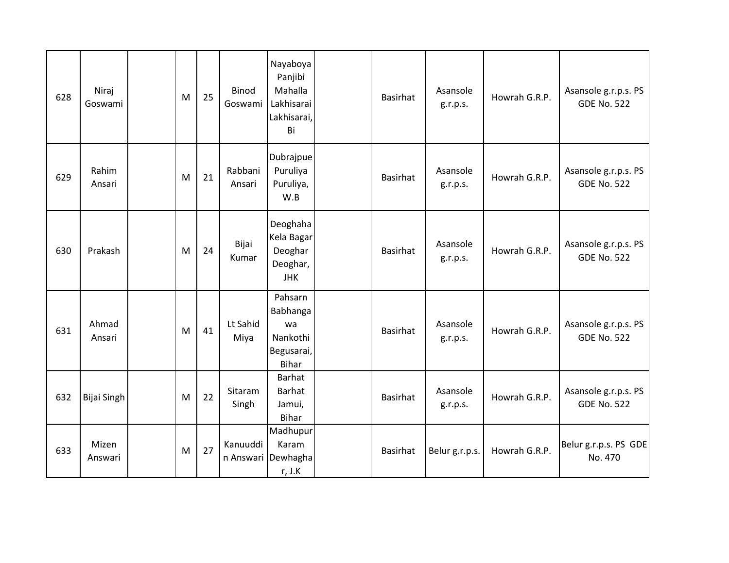| | | | | | | | | | | | |
|---|---|---|---|---|---|---|---|---|---|---|---|
| 628 | Niraj Goswami | | M | 25 | Binod Goswami | Nayaboya Panjibi Mahalla Lakhisarai Lakhisarai, Bi | | Basirhat | Asansole g.r.p.s. | Howrah G.R.P. | Asansole g.r.p.s. PS GDE No. 522 |
| 629 | Rahim Ansari | | M | 21 | Rabbani Ansari | Dubrajpue Puruliya Puruliya, W.B | | Basirhat | Asansole g.r.p.s. | Howrah G.R.P. | Asansole g.r.p.s. PS GDE No. 522 |
| 630 | Prakash | | M | 24 | Bijai Kumar | Deoghaha Kela Bagar Deoghar Deoghar, JHK | | Basirhat | Asansole g.r.p.s. | Howrah G.R.P. | Asansole g.r.p.s. PS GDE No. 522 |
| 631 | Ahmad Ansari | | M | 41 | Lt Sahid Miya | Pahsarn Babhangawa Nankothi Begusarai, Bihar | | Basirhat | Asansole g.r.p.s. | Howrah G.R.P. | Asansole g.r.p.s. PS GDE No. 522 |
| 632 | Bijai Singh | | M | 22 | Sitaram Singh | Barhat Barhat Jamui, Bihar | | Basirhat | Asansole g.r.p.s. | Howrah G.R.P. | Asansole g.r.p.s. PS GDE No. 522 |
| 633 | Mizen Answari | | M | 27 | Kanuuddin Answari | Madhupur Karam Dewhaghar, J.K | | Basirhat | Belur g.r.p.s. | Howrah G.R.P. | Belur g.r.p.s. PS GDE No. 470 |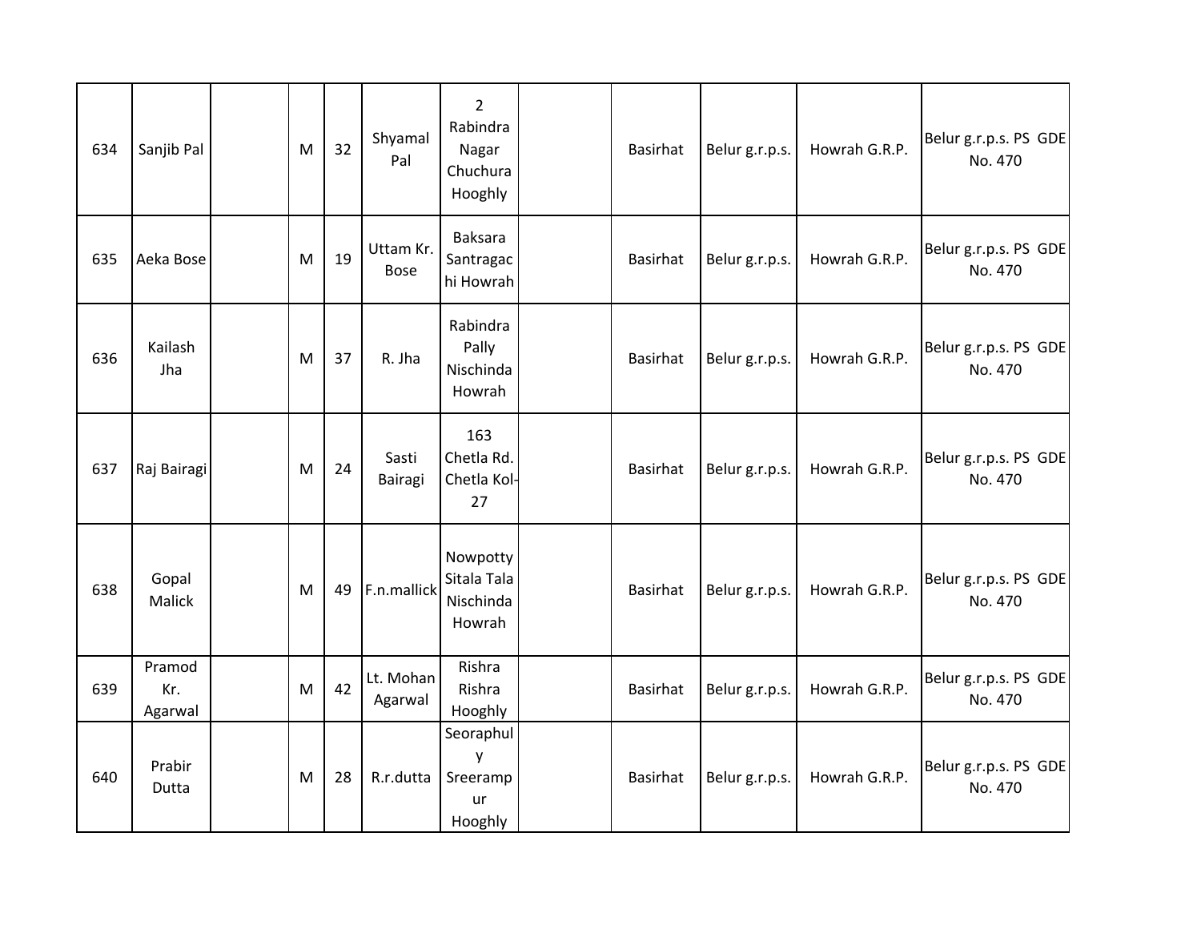| | | | | | | | | | | | |
|---|---|---|---|---|---|---|---|---|---|---|---|
| 634 | Sanjib Pal | | M | 32 | Shyamal Pal | 2 Rabindra Nagar Chuchura Hooghly | | Basirhat | Belur g.r.p.s. | Howrah G.R.P. | Belur g.r.p.s. PS GDE No. 470 |
| 635 | Aeka Bose | | M | 19 | Uttam Kr. Bose | Baksara Santragachi Howrah | | Basirhat | Belur g.r.p.s. | Howrah G.R.P. | Belur g.r.p.s. PS GDE No. 470 |
| 636 | Kailash Jha | | M | 37 | R. Jha | Rabindra Pally Nischinda Howrah | | Basirhat | Belur g.r.p.s. | Howrah G.R.P. | Belur g.r.p.s. PS GDE No. 470 |
| 637 | Raj Bairagi | | M | 24 | Sasti Bairagi | 163 Chetla Rd. Chetla Kol-27 | | Basirhat | Belur g.r.p.s. | Howrah G.R.P. | Belur g.r.p.s. PS GDE No. 470 |
| 638 | Gopal Malick | | M | 49 | F.n.mallick | Nowpotty Sitala Tala Nischinda Howrah | | Basirhat | Belur g.r.p.s. | Howrah G.R.P. | Belur g.r.p.s. PS GDE No. 470 |
| 639 | Pramod Kr. Agarwal | | M | 42 | Lt. Mohan Agarwal | Rishra Rishra Hooghly | | Basirhat | Belur g.r.p.s. | Howrah G.R.P. | Belur g.r.p.s. PS GDE No. 470 |
| 640 | Prabir Dutta | | M | 28 | R.r.dutta | Seoraphully Sreerampur Hooghly | | Basirhat | Belur g.r.p.s. | Howrah G.R.P. | Belur g.r.p.s. PS GDE No. 470 |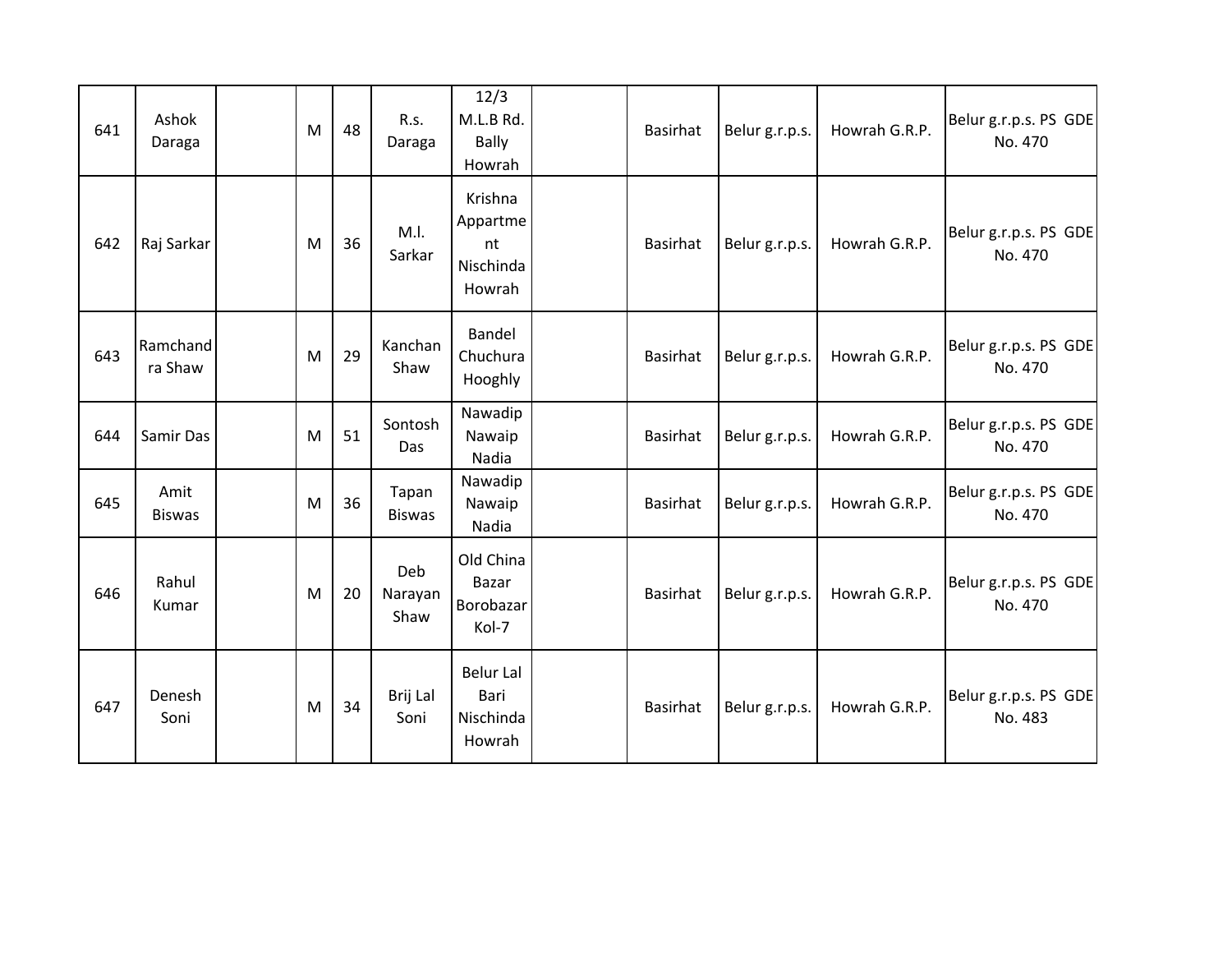| 641 | Ashok Daraga | | M | 48 | R.s. Daraga | 12/3 M.L.B Rd. Bally Howrah | | Basirhat | Belur g.r.p.s. | Howrah G.R.P. | Belur g.r.p.s. PS GDE No. 470 |
|---|---|---|---|---|---|---|---|---|---|---|---|
| 642 | Raj Sarkar | | M | 36 | M.l. Sarkar | Krishna Appartment Nischinda Howrah | | Basirhat | Belur g.r.p.s. | Howrah G.R.P. | Belur g.r.p.s. PS GDE No. 470 |
| 643 | Ramchandra Shaw | | M | 29 | Kanchan Shaw | Bandel Chuchura Hooghly | | Basirhat | Belur g.r.p.s. | Howrah G.R.P. | Belur g.r.p.s. PS GDE No. 470 |
| 644 | Samir Das | | M | 51 | Sontosh Das | Nawadip Nawaip Nadia | | Basirhat | Belur g.r.p.s. | Howrah G.R.P. | Belur g.r.p.s. PS GDE No. 470 |
| 645 | Amit Biswas | | M | 36 | Tapan Biswas | Nawadip Nawaip Nadia | | Basirhat | Belur g.r.p.s. | Howrah G.R.P. | Belur g.r.p.s. PS GDE No. 470 |
| 646 | Rahul Kumar | | M | 20 | Deb Narayan Shaw | Old China Bazar Borobazar Kol-7 | | Basirhat | Belur g.r.p.s. | Howrah G.R.P. | Belur g.r.p.s. PS GDE No. 470 |
| 647 | Denesh Soni | | M | 34 | Brij Lal Soni | Belur Lal Bari Nischinda Howrah | | Basirhat | Belur g.r.p.s. | Howrah G.R.P. | Belur g.r.p.s. PS GDE No. 483 |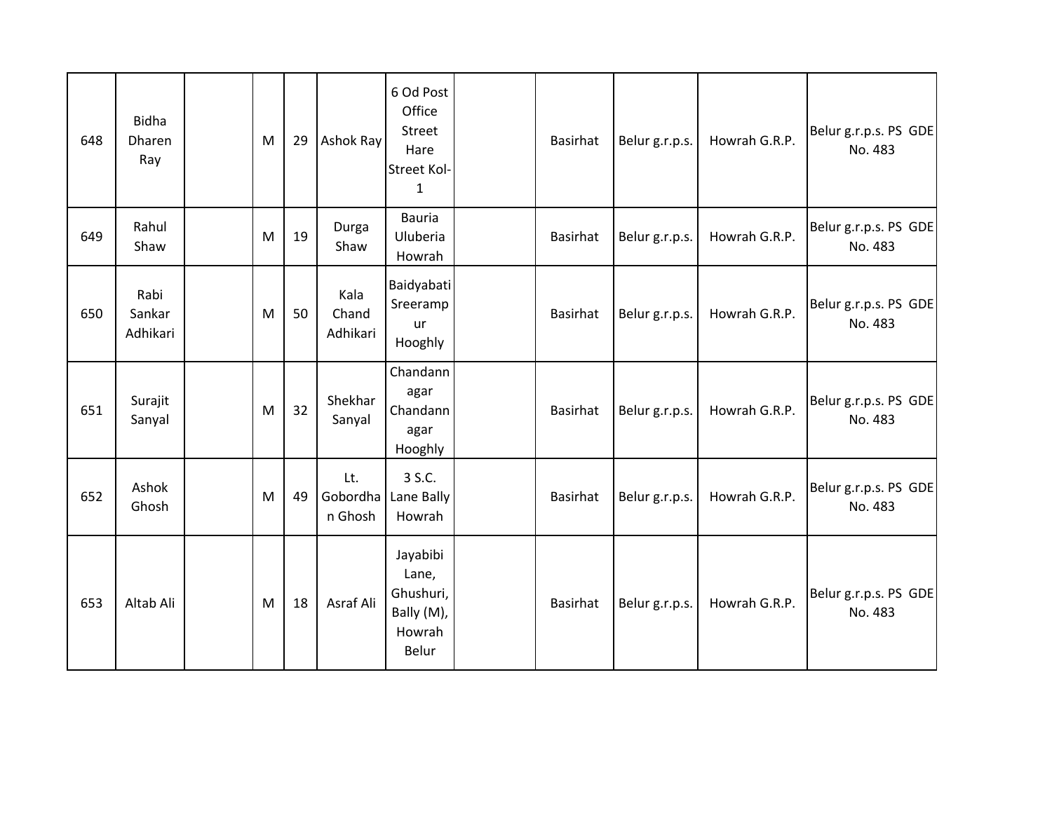| 648 | Bidha Dharen Ray | | M | 29 | Ashok Ray | 6 Od Post Office Street Hare Street Kol-1 | | Basirhat | Belur g.r.p.s. | Howrah G.R.P. | Belur g.r.p.s. PS GDE No. 483 |
|---|---|---|---|---|---|---|---|---|---|---|---|
| 649 | Rahul Shaw | | M | 19 | Durga Shaw | Bauria Uluberia Howrah | | Basirhat | Belur g.r.p.s. | Howrah G.R.P. | Belur g.r.p.s. PS GDE No. 483 |
| 650 | Rabi Sankar Adhikari | | M | 50 | Kala Chand Adhikari | Baidyabati Sreerampur Hooghly | | Basirhat | Belur g.r.p.s. | Howrah G.R.P. | Belur g.r.p.s. PS GDE No. 483 |
| 651 | Surajit Sanyal | | M | 32 | Shekhar Sanyal | Chandannagar Chandannagar Hooghly | | Basirhat | Belur g.r.p.s. | Howrah G.R.P. | Belur g.r.p.s. PS GDE No. 483 |
| 652 | Ashok Ghosh | | M | 49 | Lt. Gobordhan Ghosh | 3 S.C. Lane Bally Howrah | | Basirhat | Belur g.r.p.s. | Howrah G.R.P. | Belur g.r.p.s. PS GDE No. 483 |
| 653 | Altab Ali | | M | 18 | Asraf Ali | Jayabibi Lane, Ghushuri, Bally (M), Howrah Belur | | Basirhat | Belur g.r.p.s. | Howrah G.R.P. | Belur g.r.p.s. PS GDE No. 483 |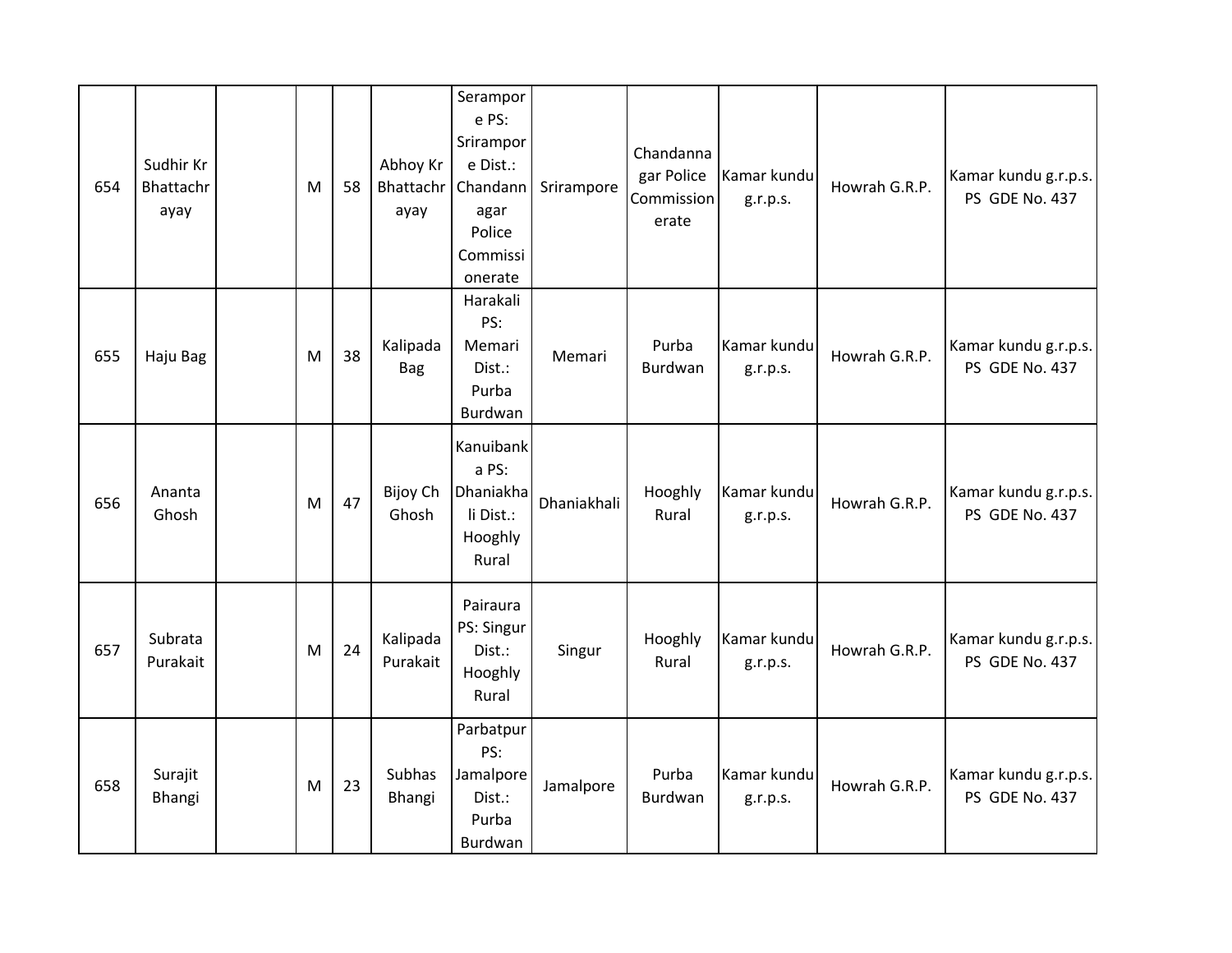| | | | | | | | | | | | |
|---|---|---|---|---|---|---|---|---|---|---|---|
| 654 | Sudhir Kr Bhattachrayay | | M | 58 | Abhoy Kr Bhattachrayay | Serampore PS: Srirampore Dist.: Chandannagar Police Commissionerate | Srirampore | Chandannagar Police Commissionerate | Kamar kundu g.r.p.s. | Howrah G.R.P. | Kamar kundu g.r.p.s. PS GDE No. 437 |
| 655 | Haju Bag | | M | 38 | Kalipada Bag | Harakali PS: Memari Dist.: Purba Burdwan | Memari | Purba Burdwan | Kamar kundu g.r.p.s. | Howrah G.R.P. | Kamar kundu g.r.p.s. PS GDE No. 437 |
| 656 | Ananta Ghosh | | M | 47 | Bijoy Ch Ghosh | Kanuibanka PS: Dhaniakhali Dist.: Hooghly Rural | Dhaniakhali | Hooghly Rural | Kamar kundu g.r.p.s. | Howrah G.R.P. | Kamar kundu g.r.p.s. PS GDE No. 437 |
| 657 | Subrata Purakait | | M | 24 | Kalipada Purakait | Pairaura PS: Singur Dist.: Hooghly Rural | Singur | Hooghly Rural | Kamar kundu g.r.p.s. | Howrah G.R.P. | Kamar kundu g.r.p.s. PS GDE No. 437 |
| 658 | Surajit Bhangi | | M | 23 | Subhas Bhangi | Parbatpur PS: Jamalpore Dist.: Purba Burdwan | Jamalpore | Purba Burdwan | Kamar kundu g.r.p.s. | Howrah G.R.P. | Kamar kundu g.r.p.s. PS GDE No. 437 |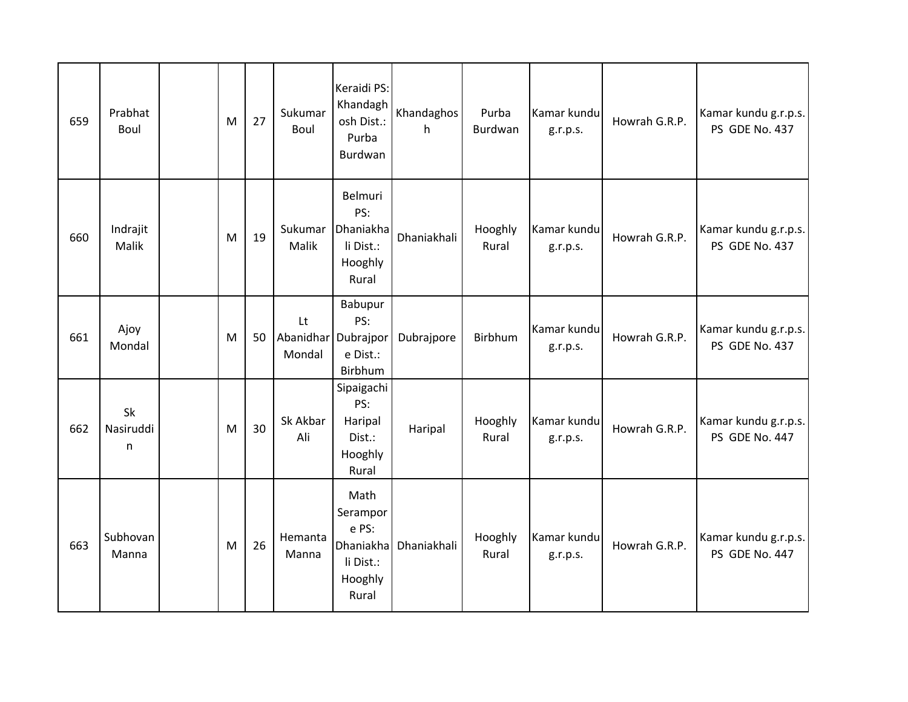| | | | | | | | | | | | |
|---|---|---|---|---|---|---|---|---|---|---|---|
| 659 | Prabhat Boul | | M | 27 | Sukumar Boul | Keraidi PS: Khandaghosh Dist.: Purba Burdwan | Khandaghosh | Purba Burdwan | Kamar kundu g.r.p.s. | Howrah G.R.P. | Kamar kundu g.r.p.s. PS GDE No. 437 |
| 660 | Indrajit Malik | | M | 19 | Sukumar Malik | Belmuri PS: Dhaniakhali Dist.: Hooghly Rural | Dhaniakhali | Hooghly Rural | Kamar kundu g.r.p.s. | Howrah G.R.P. | Kamar kundu g.r.p.s. PS GDE No. 437 |
| 661 | Ajoy Mondal | | M | 50 | Lt Abanidhar Mondal | Babupur PS: Dubrajpore Dist.: Birbhum | Dubrajpore | Birbhum | Kamar kundu g.r.p.s. | Howrah G.R.P. | Kamar kundu g.r.p.s. PS GDE No. 437 |
| 662 | Sk Nasiruddin | | M | 30 | Sk Akbar Ali | Sipaigachi PS: Haripal Dist.: Hooghly Rural | Haripal | Hooghly Rural | Kamar kundu g.r.p.s. | Howrah G.R.P. | Kamar kundu g.r.p.s. PS GDE No. 447 |
| 663 | Subhovan Manna | | M | 26 | Hemanta Manna | Math Serampore PS: Dhaniakhali Dist.: Hooghly Rural | Dhaniakhali | Hooghly Rural | Kamar kundu g.r.p.s. | Howrah G.R.P. | Kamar kundu g.r.p.s. PS GDE No. 447 |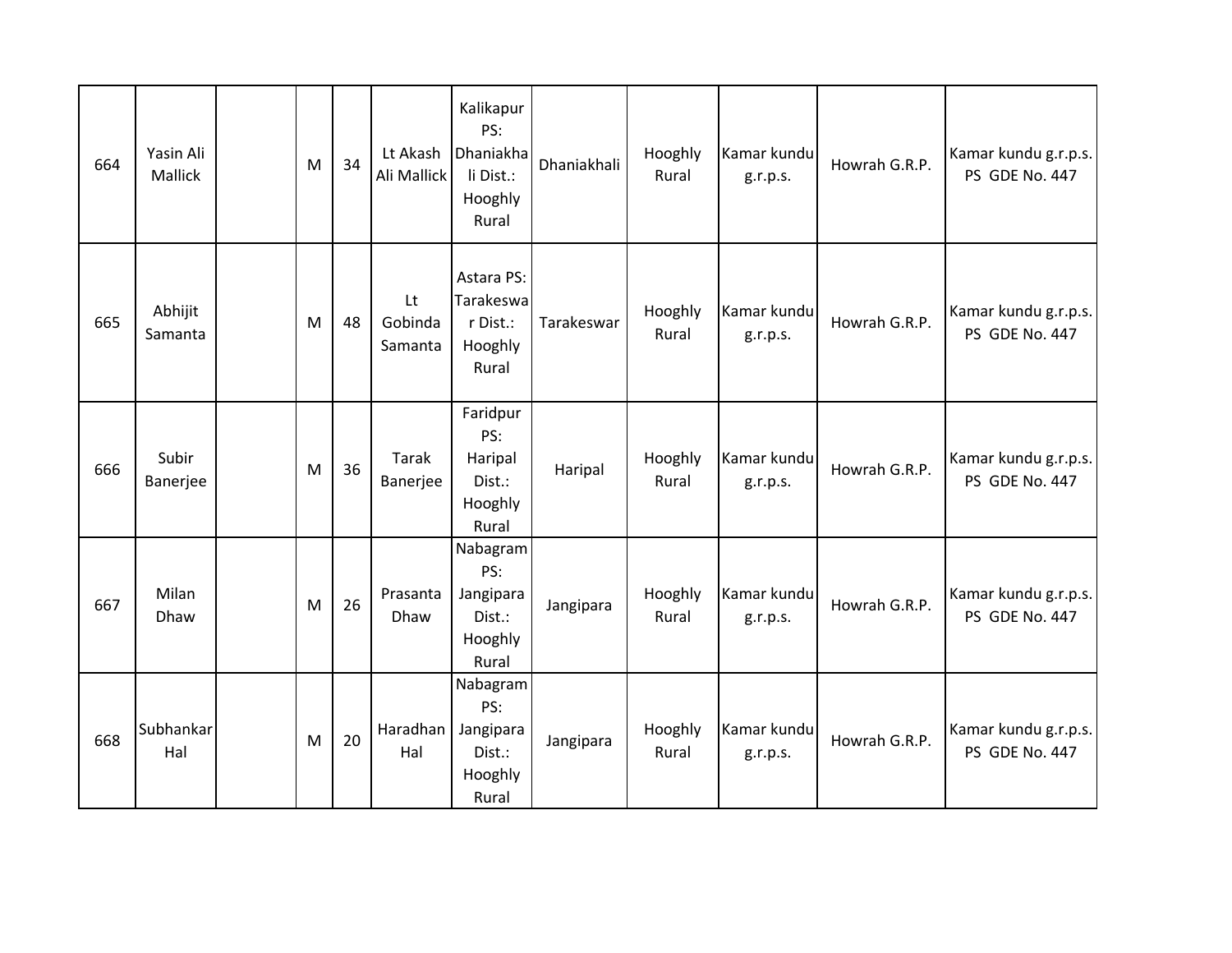| 664 | Yasin Ali Mallick | | M | 34 | Lt Akash Ali Mallick | Kalikapur PS: Dhaniakhali Dist.: Hooghly Rural | Dhaniakhali | Hooghly Rural | Kamar kundu g.r.p.s. | Howrah G.R.P. | Kamar kundu g.r.p.s. PS GDE No. 447 |
|---|---|---|---|---|---|---|---|---|---|---|---|
| 665 | Abhijit Samanta | | M | 48 | Lt Gobinda Samanta | Astara PS: Tarakeswar Dist.: Hooghly Rural | Tarakeswar | Hooghly Rural | Kamar kundu g.r.p.s. | Howrah G.R.P. | Kamar kundu g.r.p.s. PS GDE No. 447 |
| 666 | Subir Banerjee | | M | 36 | Tarak Banerjee | Faridpur PS: Haripal Dist.: Hooghly Rural | Haripal | Hooghly Rural | Kamar kundu g.r.p.s. | Howrah G.R.P. | Kamar kundu g.r.p.s. PS GDE No. 447 |
| 667 | Milan Dhaw | | M | 26 | Prasanta Dhaw | Nabagram PS: Jangipara Dist.: Hooghly Rural | Jangipara | Hooghly Rural | Kamar kundu g.r.p.s. | Howrah G.R.P. | Kamar kundu g.r.p.s. PS GDE No. 447 |
| 668 | Subhankar Hal | | M | 20 | Haradhan Hal | Nabagram PS: Jangipara Dist.: Hooghly Rural | Jangipara | Hooghly Rural | Kamar kundu g.r.p.s. | Howrah G.R.P. | Kamar kundu g.r.p.s. PS GDE No. 447 |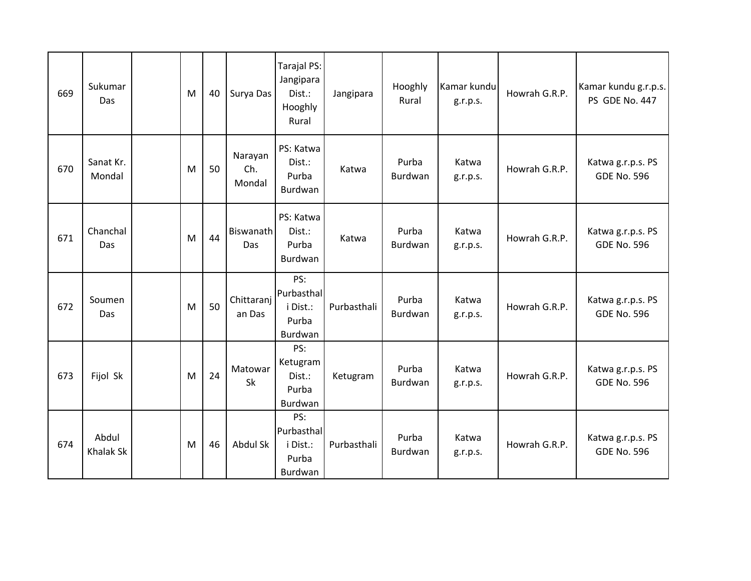| 669 | Sukumar Das | | M | 40 | Surya Das | Tarajal PS: Jangipara Dist.: Hooghly Rural | Jangipara | Hooghly Rural | Kamar kundu g.r.p.s. | Howrah G.R.P. | Kamar kundu g.r.p.s. PS GDE No. 447 |
|---|---|---|---|---|---|---|---|---|---|---|---|
| 670 | Sanat Kr. Mondal | | M | 50 | Narayan Ch. Mondal | PS: Katwa Dist.: Purba Burdwan | Katwa | Purba Burdwan | Katwa g.r.p.s. | Howrah G.R.P. | Katwa g.r.p.s. PS GDE No. 596 |
| 671 | Chanchal Das | | M | 44 | Biswanath Das | PS: Katwa Dist.: Purba Burdwan | Katwa | Purba Burdwan | Katwa g.r.p.s. | Howrah G.R.P. | Katwa g.r.p.s. PS GDE No. 596 |
| 672 | Soumen Das | | M | 50 | Chittaranjan Das | PS: Purbasthali Dist.: Purba Burdwan | Purbasthali | Purba Burdwan | Katwa g.r.p.s. | Howrah G.R.P. | Katwa g.r.p.s. PS GDE No. 596 |
| 673 | Fijol Sk | | M | 24 | Matowar Sk | PS: Ketugram Dist.: Purba Burdwan | Ketugram | Purba Burdwan | Katwa g.r.p.s. | Howrah G.R.P. | Katwa g.r.p.s. PS GDE No. 596 |
| 674 | Abdul Khalak Sk | | M | 46 | Abdul Sk | PS: Purbasthali Dist.: Purba Burdwan | Purbasthali | Purba Burdwan | Katwa g.r.p.s. | Howrah G.R.P. | Katwa g.r.p.s. PS GDE No. 596 |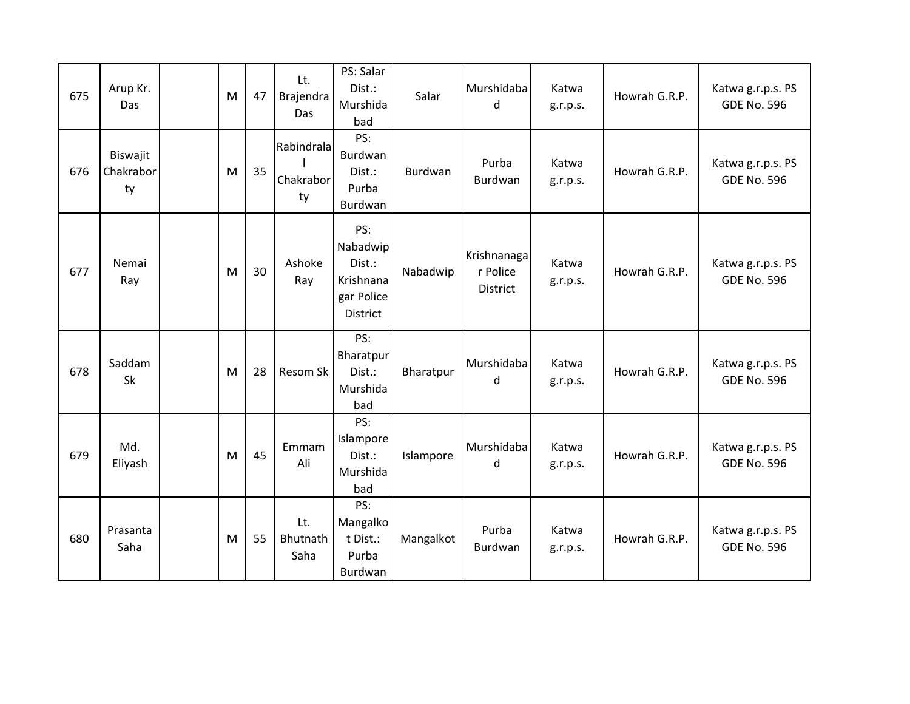| 675 | Arup Kr. Das | | M | 47 | Lt. Brajendra Das | PS: Salar Dist.: Murshidabad | Salar | Murshidabad | Katwa g.r.p.s. | Howrah G.R.P. | Katwa g.r.p.s. PS GDE No. 596 |
|---|---|---|---|---|---|---|---|---|---|---|---|
| 676 | Biswajit Chakraborty | | M | 35 | Rabindralal Chakraborty | PS: Burdwan Dist.: Purba Burdwan | Burdwan | Purba Burdwan | Katwa g.r.p.s. | Howrah G.R.P. | Katwa g.r.p.s. PS GDE No. 596 |
| 677 | Nemai Ray | | M | 30 | Ashoke Ray | PS: Nabadwip Dist.: Krishnanagar Police District | Nabadwip | Krishnanagar Police District | Katwa g.r.p.s. | Howrah G.R.P. | Katwa g.r.p.s. PS GDE No. 596 |
| 678 | Saddam Sk | | M | 28 | Resom Sk | PS: Bharatpur Dist.: Murshidabad | Bharatpur | Murshidabad | Katwa g.r.p.s. | Howrah G.R.P. | Katwa g.r.p.s. PS GDE No. 596 |
| 679 | Md. Eliyash | | M | 45 | Emmam Ali | PS: Islampore Dist.: Murshidabad | Islampore | Murshidabad | Katwa g.r.p.s. | Howrah G.R.P. | Katwa g.r.p.s. PS GDE No. 596 |
| 680 | Prasanta Saha | | M | 55 | Lt. Bhutnath Saha | PS: Mangalkot Dist.: Purba Burdwan | Mangalkot | Purba Burdwan | Katwa g.r.p.s. | Howrah G.R.P. | Katwa g.r.p.s. PS GDE No. 596 |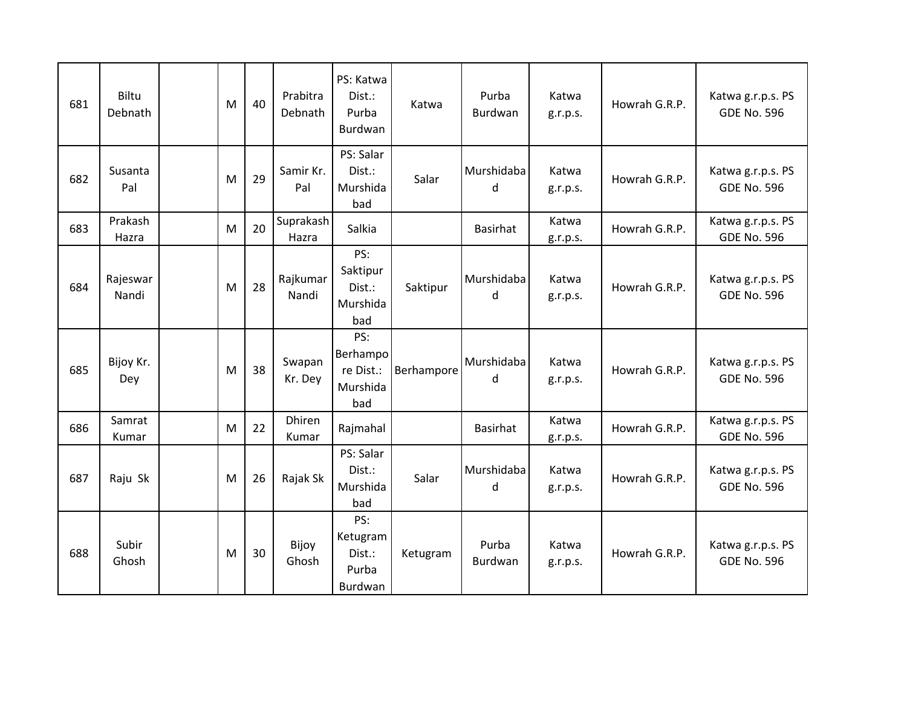| | | | | | | | | | | | |
|---|---|---|---|---|---|---|---|---|---|---|---|
| 681 | Biltu Debnath | | M | 40 | Prabitra Debnath | PS: Katwa Dist.: Purba Burdwan | Katwa | Purba Burdwan | Katwa g.r.p.s. | Howrah G.R.P. | Katwa g.r.p.s. PS GDE No. 596 |
| 682 | Susanta Pal | | M | 29 | Samir Kr. Pal | PS: Salar Dist.: Murshidabad | Salar | Murshidabad | Katwa g.r.p.s. | Howrah G.R.P. | Katwa g.r.p.s. PS GDE No. 596 |
| 683 | Prakash Hazra | | M | 20 | Suprakash Hazra | Salkia | | Basirhat | Katwa g.r.p.s. | Howrah G.R.P. | Katwa g.r.p.s. PS GDE No. 596 |
| 684 | Rajeswar Nandi | | M | 28 | Rajkumar Nandi | PS: Saktipur Dist.: Murshidabad | Saktipur | Murshidabad | Katwa g.r.p.s. | Howrah G.R.P. | Katwa g.r.p.s. PS GDE No. 596 |
| 685 | Bijoy Kr. Dey | | M | 38 | Swapan Kr. Dey | PS: Berhampore Dist.: Murshidabad | Berhampore | Murshidabad | Katwa g.r.p.s. | Howrah G.R.P. | Katwa g.r.p.s. PS GDE No. 596 |
| 686 | Samrat Kumar | | M | 22 | Dhiren Kumar | Rajmahal | | Basirhat | Katwa g.r.p.s. | Howrah G.R.P. | Katwa g.r.p.s. PS GDE No. 596 |
| 687 | Raju Sk | | M | 26 | Rajak Sk | PS: Salar Dist.: Murshidabad | Salar | Murshidabad | Katwa g.r.p.s. | Howrah G.R.P. | Katwa g.r.p.s. PS GDE No. 596 |
| 688 | Subir Ghosh | | M | 30 | Bijoy Ghosh | PS: Ketugram Dist.: Purba Burdwan | Ketugram | Purba Burdwan | Katwa g.r.p.s. | Howrah G.R.P. | Katwa g.r.p.s. PS GDE No. 596 |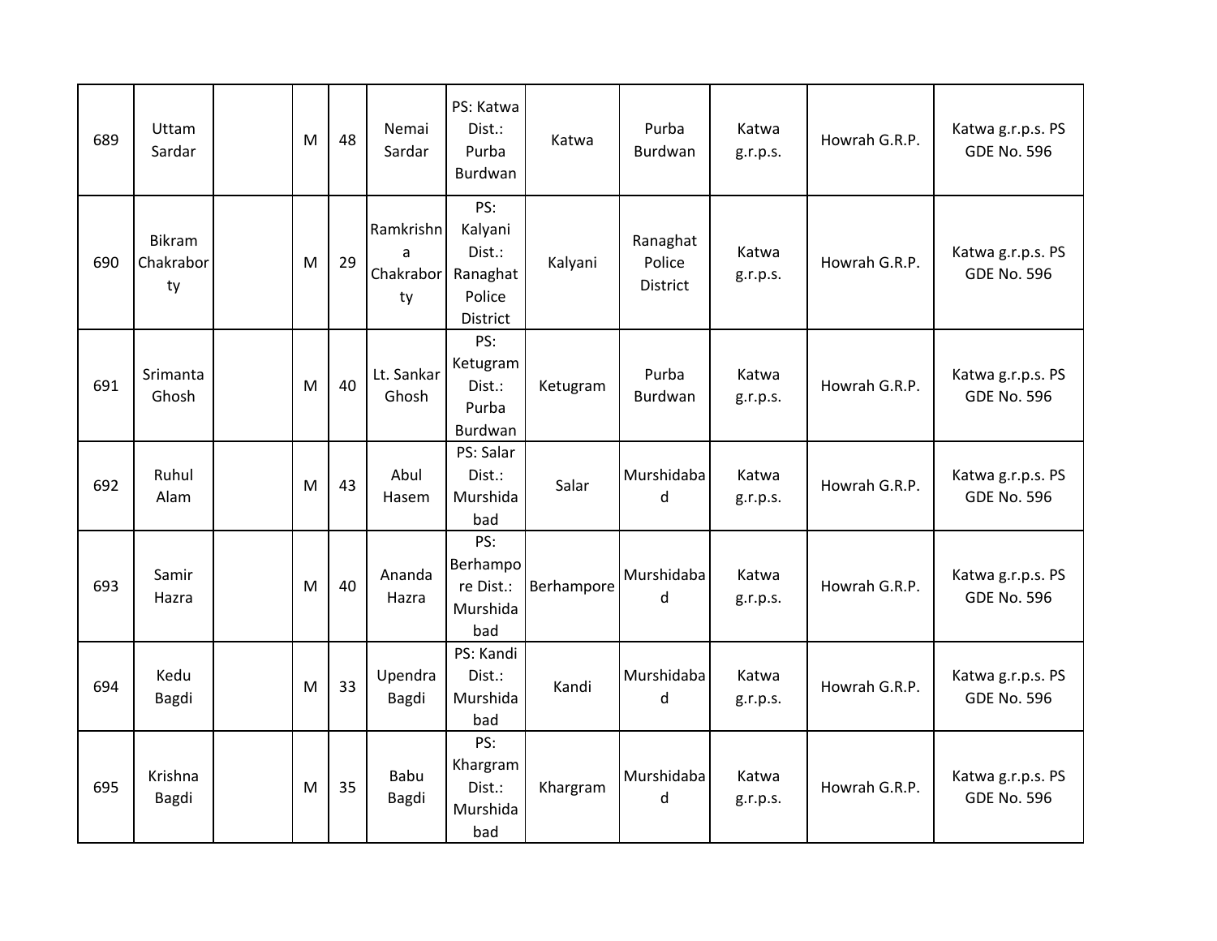| 689 | Uttam Sardar | | M | 48 | Nemai Sardar | PS: Katwa Dist.: Purba Burdwan | Katwa | Purba Burdwan | Katwa g.r.p.s. | Howrah G.R.P. | Katwa g.r.p.s. PS GDE No. 596 |
|---|---|---|---|---|---|---|---|---|---|---|---|
| 690 | Bikram Chakraborty | | M | 29 | Ramkrishna Chakraborty | PS: Kalyani Dist.: Ranaghat Police District | Kalyani | Ranaghat Police District | Katwa g.r.p.s. | Howrah G.R.P. | Katwa g.r.p.s. PS GDE No. 596 |
| 691 | Srimanta Ghosh | | M | 40 | Lt. Sankar Ghosh | PS: Ketugram Dist.: Purba Burdwan | Ketugram | Purba Burdwan | Katwa g.r.p.s. | Howrah G.R.P. | Katwa g.r.p.s. PS GDE No. 596 |
| 692 | Ruhul Alam | | M | 43 | Abul Hasem | PS: Salar Dist.: Murshidabad | Salar | Murshidabad | Katwa g.r.p.s. | Howrah G.R.P. | Katwa g.r.p.s. PS GDE No. 596 |
| 693 | Samir Hazra | | M | 40 | Ananda Hazra | PS: Berhampore Dist.: Murshidabad | Berhampore | Murshidabad | Katwa g.r.p.s. | Howrah G.R.P. | Katwa g.r.p.s. PS GDE No. 596 |
| 694 | Kedu Bagdi | | M | 33 | Upendra Bagdi | PS: Kandi Dist.: Murshidabad | Kandi | Murshidabad | Katwa g.r.p.s. | Howrah G.R.P. | Katwa g.r.p.s. PS GDE No. 596 |
| 695 | Krishna Bagdi | | M | 35 | Babu Bagdi | PS: Khargram Dist.: Murshidabad | Khargram | Murshidabad | Katwa g.r.p.s. | Howrah G.R.P. | Katwa g.r.p.s. PS GDE No. 596 |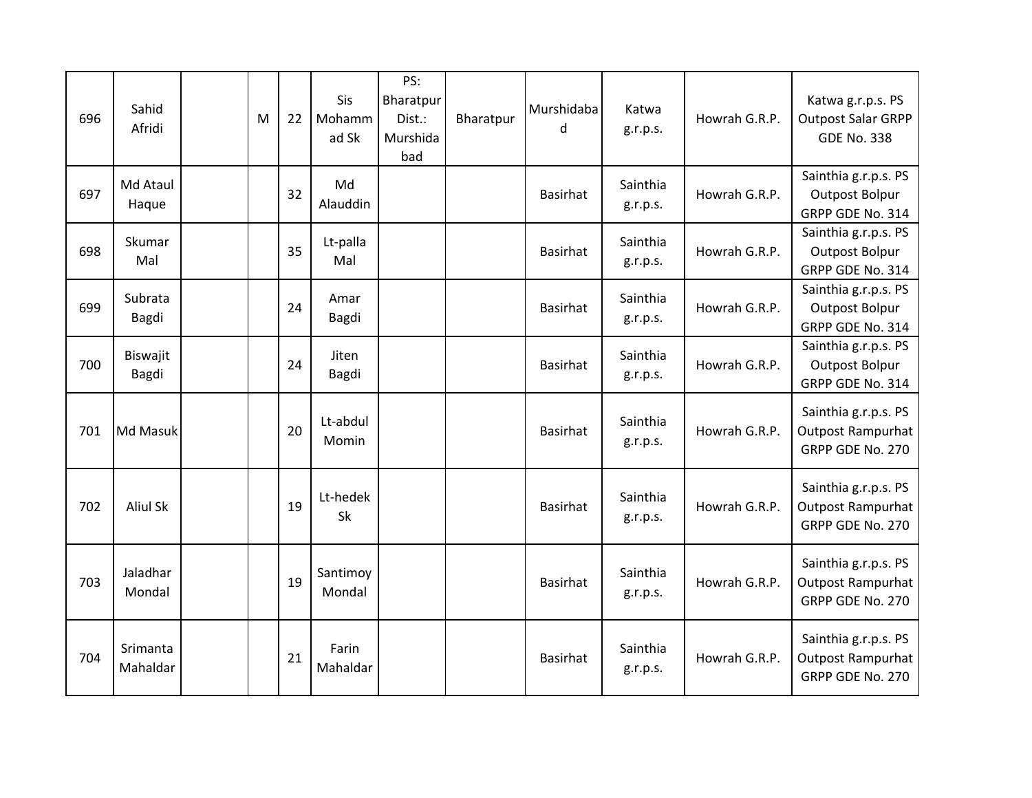| | | | | | | | | | | | |
|---|---|---|---|---|---|---|---|---|---|---|---|
| 696 | Sahid Afridi | | M | 22 | Sis Mohammad Sk | PS: Bharatpur Dist.: Murshidabad | Bharatpur | Murshidabad | Katwa g.r.p.s. | Howrah G.R.P. | Katwa g.r.p.s. PS Outpost Salar GRPP GDE No. 338 |
| 697 | Md Ataul Haque | | | 32 | Md Alauddin | | | Basirhat | Sainthia g.r.p.s. | Howrah G.R.P. | Sainthia g.r.p.s. PS Outpost Bolpur GRPP GDE No. 314 |
| 698 | Skumar Mal | | | 35 | Lt-palla Mal | | | Basirhat | Sainthia g.r.p.s. | Howrah G.R.P. | Sainthia g.r.p.s. PS Outpost Bolpur GRPP GDE No. 314 |
| 699 | Subrata Bagdi | | | 24 | Amar Bagdi | | | Basirhat | Sainthia g.r.p.s. | Howrah G.R.P. | Sainthia g.r.p.s. PS Outpost Bolpur GRPP GDE No. 314 |
| 700 | Biswajit Bagdi | | | 24 | Jiten Bagdi | | | Basirhat | Sainthia g.r.p.s. | Howrah G.R.P. | Sainthia g.r.p.s. PS Outpost Bolpur GRPP GDE No. 314 |
| 701 | Md Masuk | | | 20 | Lt-abdul Momin | | | Basirhat | Sainthia g.r.p.s. | Howrah G.R.P. | Sainthia g.r.p.s. PS Outpost Rampurhat GRPP GDE No. 270 |
| 702 | Aliul Sk | | | 19 | Lt-hedek Sk | | | Basirhat | Sainthia g.r.p.s. | Howrah G.R.P. | Sainthia g.r.p.s. PS Outpost Rampurhat GRPP GDE No. 270 |
| 703 | Jaladhar Mondal | | | 19 | Santimoy Mondal | | | Basirhat | Sainthia g.r.p.s. | Howrah G.R.P. | Sainthia g.r.p.s. PS Outpost Rampurhat GRPP GDE No. 270 |
| 704 | Srimanta Mahaldar | | | 21 | Farin Mahaldar | | | Basirhat | Sainthia g.r.p.s. | Howrah G.R.P. | Sainthia g.r.p.s. PS Outpost Rampurhat GRPP GDE No. 270 |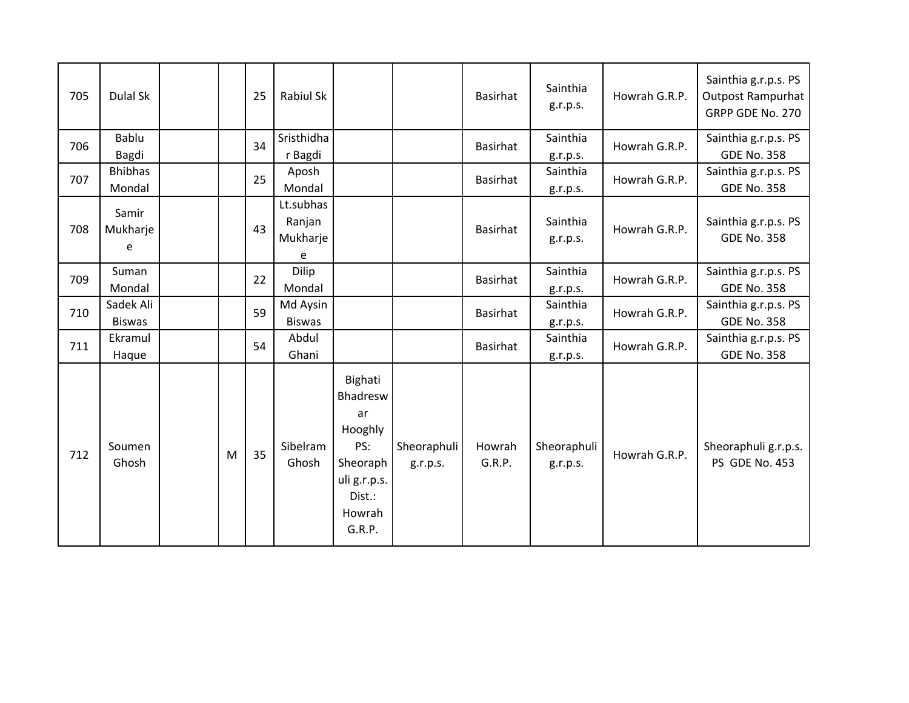| | | | | | | | | | | | |
|---|---|---|---|---|---|---|---|---|---|---|---|
| 705 | Dulal Sk | | | 25 | Rabiul Sk | | | Basirhat | Sainthia g.r.p.s. | Howrah G.R.P. | Sainthia g.r.p.s. PS Outpost Rampurhat GRPP GDE No. 270 |
| 706 | Bablu Bagdi | | | 34 | Sristhidhar Bagdi | | | Basirhat | Sainthia g.r.p.s. | Howrah G.R.P. | Sainthia g.r.p.s. PS GDE No. 358 |
| 707 | Bhibhas Mondal | | | 25 | Aposh Mondal | | | Basirhat | Sainthia g.r.p.s. | Howrah G.R.P. | Sainthia g.r.p.s. PS GDE No. 358 |
| 708 | Samir Mukharjee | | | 43 | Lt.subhas Ranjan Mukharjee | | | Basirhat | Sainthia g.r.p.s. | Howrah G.R.P. | Sainthia g.r.p.s. PS GDE No. 358 |
| 709 | Suman Mondal | | | 22 | Dilip Mondal | | | Basirhat | Sainthia g.r.p.s. | Howrah G.R.P. | Sainthia g.r.p.s. PS GDE No. 358 |
| 710 | Sadek Ali Biswas | | | 59 | Md Aysin Biswas | | | Basirhat | Sainthia g.r.p.s. | Howrah G.R.P. | Sainthia g.r.p.s. PS GDE No. 358 |
| 711 | Ekramul Haque | | | 54 | Abdul Ghani | | | Basirhat | Sainthia g.r.p.s. | Howrah G.R.P. | Sainthia g.r.p.s. PS GDE No. 358 |
| 712 | Soumen Ghosh | | M | 35 | Sibelram Ghosh | Bighati Bhadreswar Hooghly PS: Sheoraphuli g.r.p.s. Dist.: Howrah G.R.P. | Sheoraphuli g.r.p.s. | Howrah G.R.P. | Sheoraphuli g.r.p.s. | Howrah G.R.P. | Sheoraphuli g.r.p.s. PS GDE No. 453 |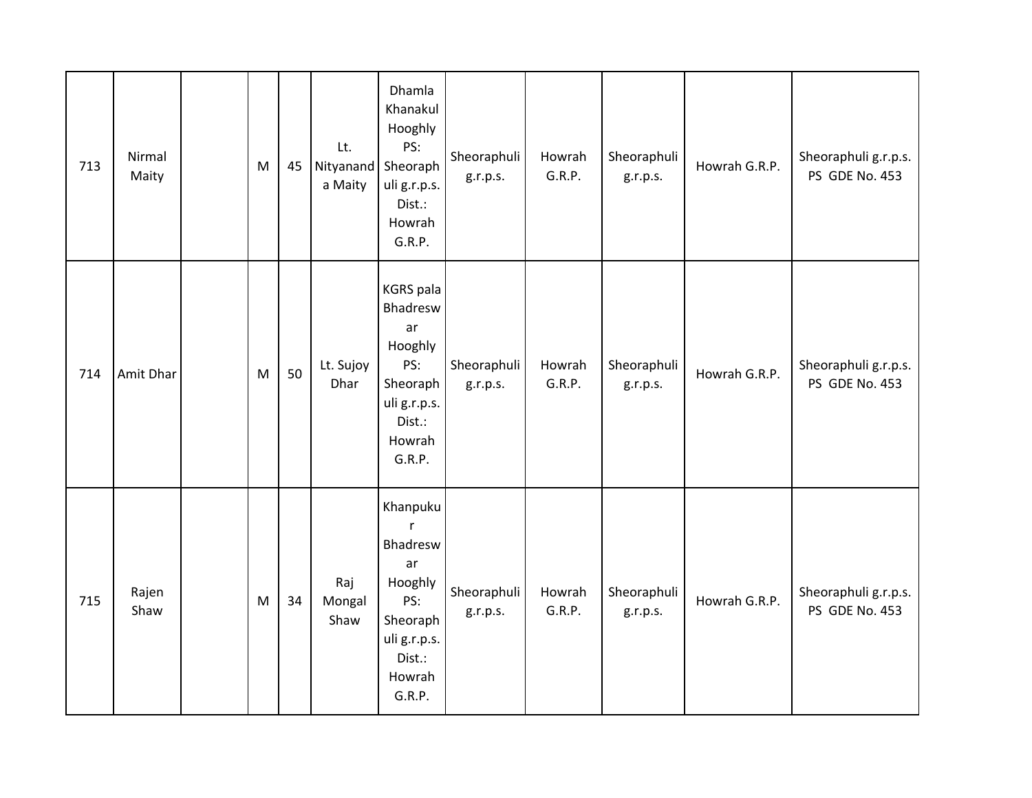| 713 | Nirmal Maity | | M | 45 | Lt. Nityananda Maity | Dhamla Khanakul Hooghly PS: Sheoraphuli g.r.p.s. Dist.: Howrah G.R.P. | Sheoraphuli g.r.p.s. | Howrah G.R.P. | Sheoraphuli g.r.p.s. | Howrah G.R.P. | Sheoraphuli g.r.p.s. PS GDE No. 453 |
|---|---|---|---|---|---|---|---|---|---|---|---|
| 714 | Amit Dhar | | M | 50 | Lt. Sujoy Dhar | KGRS pala Bhadreswar Hooghly PS: Sheoraphuli g.r.p.s. Dist.: Howrah G.R.P. | Sheoraphuli g.r.p.s. | Howrah G.R.P. | Sheoraphuli g.r.p.s. | Howrah G.R.P. | Sheoraphuli g.r.p.s. PS GDE No. 453 |
| 715 | Rajen Shaw | | M | 34 | Raj Mongal Shaw | Khanpukur Bhadreswar Hooghly PS: Sheoraphuli g.r.p.s. Dist.: Howrah G.R.P. | Sheoraphuli g.r.p.s. | Howrah G.R.P. | Sheoraphuli g.r.p.s. | Howrah G.R.P. | Sheoraphuli g.r.p.s. PS GDE No. 453 |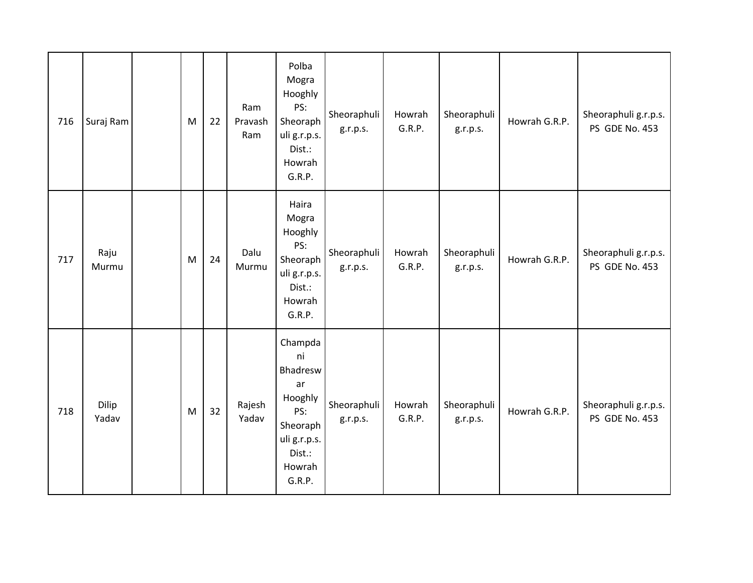| | | | | | | | | | | | |
|---|---|---|---|---|---|---|---|---|---|---|---|
| 716 | Suraj Ram | | M | 22 | Ram Pravash Ram | Polba Mogra Hooghly PS: Sheoraphuli g.r.p.s. Dist.: Howrah G.R.P. | Sheoraphuli g.r.p.s. | Howrah G.R.P. | Sheoraphuli g.r.p.s. | Howrah G.R.P. | Sheoraphuli g.r.p.s. PS GDE No. 453 |
| 717 | Raju Murmu | | M | 24 | Dalu Murmu | Haira Mogra Hooghly PS: Sheoraphuli g.r.p.s. Dist.: Howrah G.R.P. | Sheoraphuli g.r.p.s. | Howrah G.R.P. | Sheoraphuli g.r.p.s. | Howrah G.R.P. | Sheoraphuli g.r.p.s. PS GDE No. 453 |
| 718 | Dilip Yadav | | M | 32 | Rajesh Yadav | Champdani Bhadreswar Hooghly PS: Sheoraphuli g.r.p.s. Dist.: Howrah G.R.P. | Sheoraphuli g.r.p.s. | Howrah G.R.P. | Sheoraphuli g.r.p.s. | Howrah G.R.P. | Sheoraphuli g.r.p.s. PS GDE No. 453 |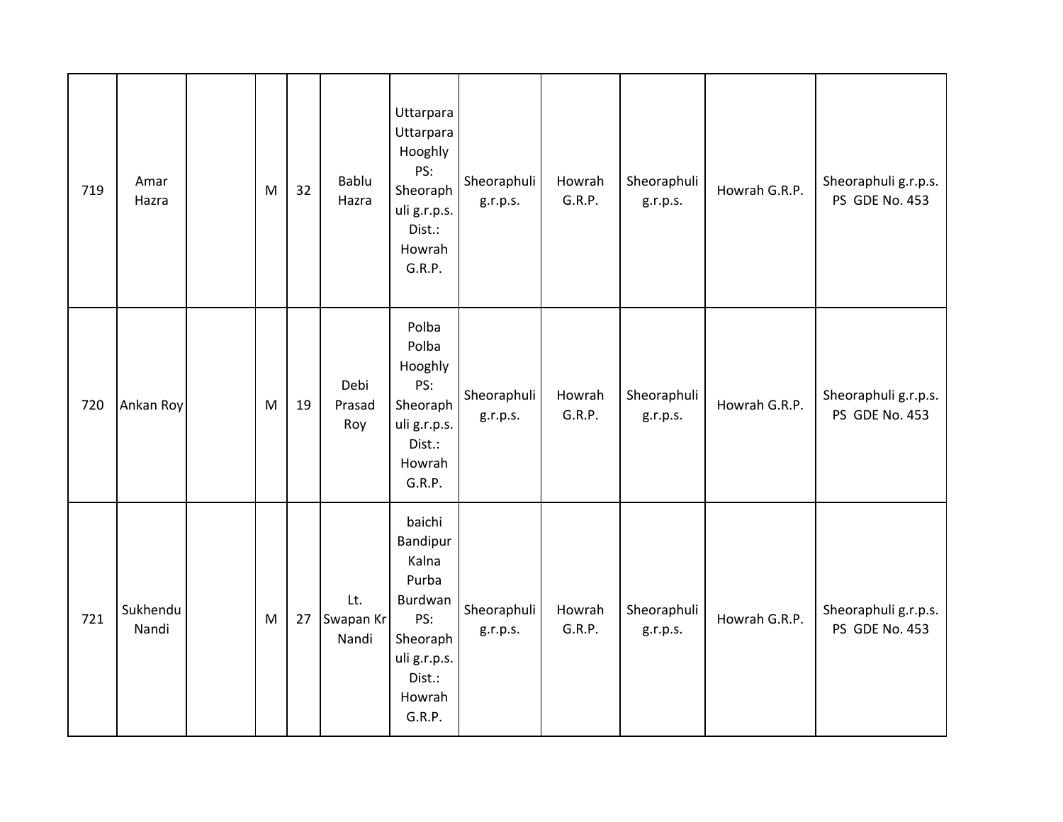| 719 | Amar Hazra | | M | 32 | Bablu Hazra | Uttarpara Uttarpara Hooghly PS: Sheoraphuli g.r.p.s. Dist.: Howrah G.R.P. | Sheoraphuli g.r.p.s. | Howrah G.R.P. | Sheoraphuli g.r.p.s. | Howrah G.R.P. | Sheoraphuli g.r.p.s. PS GDE No. 453 |
|---|---|---|---|---|---|---|---|---|---|---|---|
| 720 | Ankan Roy | | M | 19 | Debi Prasad Roy | Polba Polba Hooghly PS: Sheoraphuli g.r.p.s. Dist.: Howrah G.R.P. | Sheoraphuli g.r.p.s. | Howrah G.R.P. | Sheoraphuli g.r.p.s. | Howrah G.R.P. | Sheoraphuli g.r.p.s. PS GDE No. 453 |
| 721 | Sukhendu Nandi | | M | 27 | Lt. Swapan Kr Nandi | baichi Bandipur Kalna Purba Burdwan PS: Sheoraphuli g.r.p.s. Dist.: Howrah G.R.P. | Sheoraphuli g.r.p.s. | Howrah G.R.P. | Sheoraphuli g.r.p.s. | Howrah G.R.P. | Sheoraphuli g.r.p.s. PS GDE No. 453 |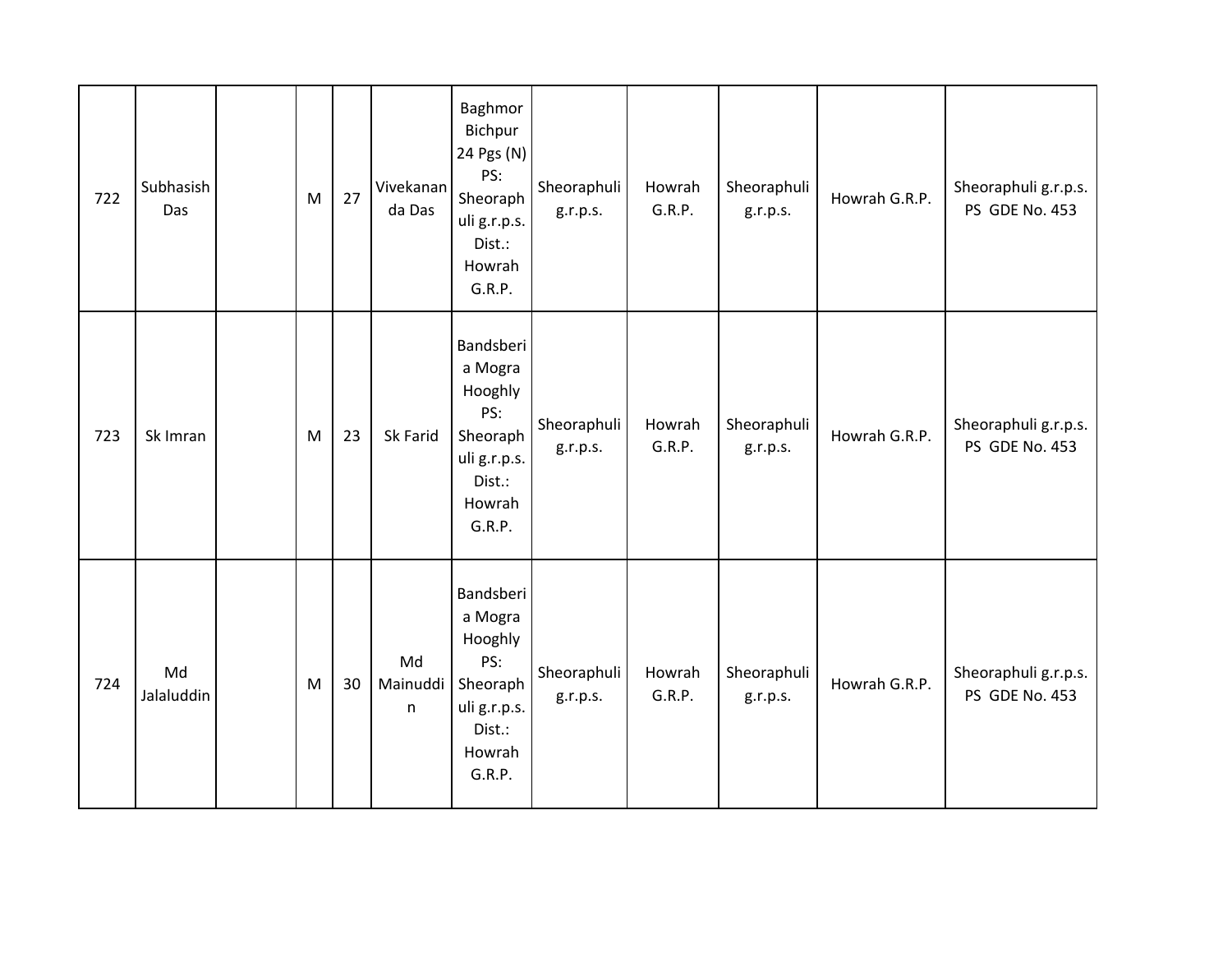| | | | | | | | | | | | |
|---|---|---|---|---|---|---|---|---|---|---|---|
| 722 | Subhasish Das | | M | 27 | Vivekananda Das | Baghmor Bichpur 24 Pgs (N) PS: Sheoraphuli g.r.p.s. Dist.: Howrah G.R.P. | Sheoraphuli g.r.p.s. | Howrah G.R.P. | Sheoraphuli g.r.p.s. | Howrah G.R.P. | Sheoraphuli g.r.p.s. PS GDE No. 453 |
| 723 | Sk Imran | | M | 23 | Sk Farid | Bandsberia Mogra Hooghly PS: Sheoraphuli g.r.p.s. Dist.: Howrah G.R.P. | Sheoraphuli g.r.p.s. | Howrah G.R.P. | Sheoraphuli g.r.p.s. | Howrah G.R.P. | Sheoraphuli g.r.p.s. PS GDE No. 453 |
| 724 | Md Jalaluddin | | M | 30 | Md Mainuddin | Bandsberia Mogra Hooghly PS: Sheoraphuli g.r.p.s. Dist.: Howrah G.R.P. | Sheoraphuli g.r.p.s. | Howrah G.R.P. | Sheoraphuli g.r.p.s. | Howrah G.R.P. | Sheoraphuli g.r.p.s. PS GDE No. 453 |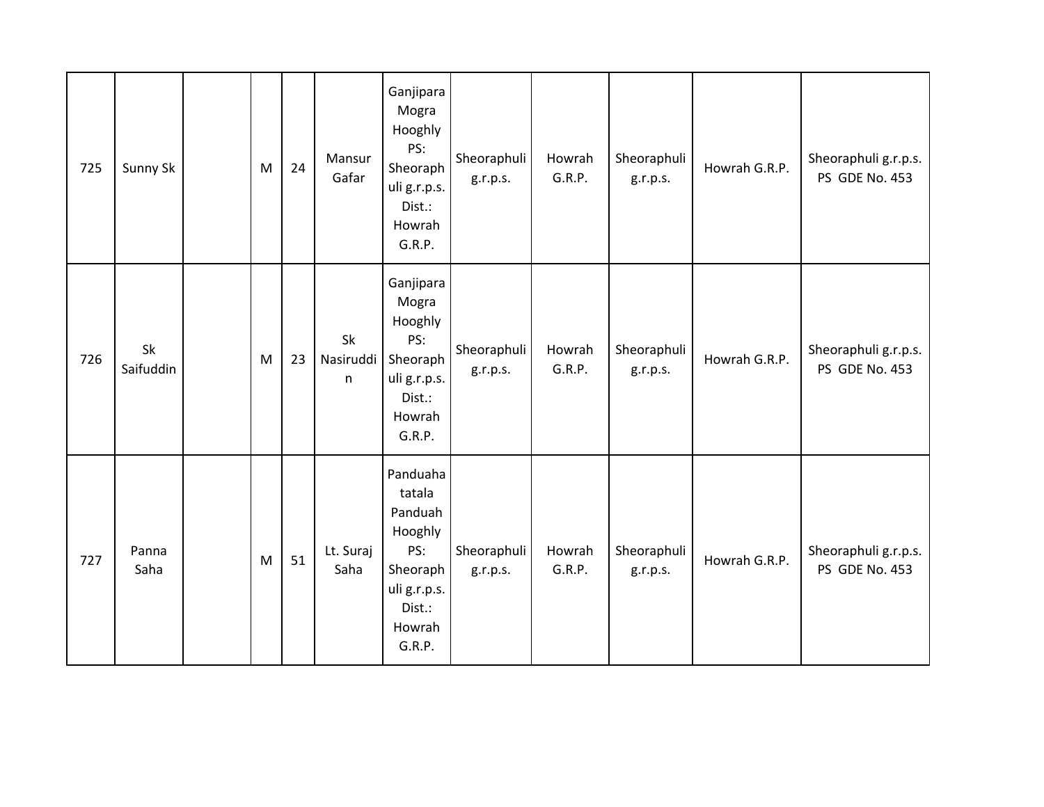| 725 | Sunny Sk | | M | 24 | Mansur Gafar | Ganjipara Mogra Hooghly PS: Sheoraphuli g.r.p.s. Dist.: Howrah G.R.P. | Sheoraphuli g.r.p.s. | Howrah G.R.P. | Sheoraphuli g.r.p.s. | Howrah G.R.P. | Sheoraphuli g.r.p.s. PS GDE No. 453 |
|---|---|---|---|---|---|---|---|---|---|---|---|
| 726 | Sk Saifuddin | | M | 23 | Sk Nasiruddin | Ganjipara Mogra Hooghly PS: Sheoraphuli g.r.p.s. Dist.: Howrah G.R.P. | Sheoraphuli g.r.p.s. | Howrah G.R.P. | Sheoraphuli g.r.p.s. | Howrah G.R.P. | Sheoraphuli g.r.p.s. PS GDE No. 453 |
| 727 | Panna Saha | | M | 51 | Lt. Suraj Saha | Panduaha tatala Panduah Hooghly PS: Sheoraphuli g.r.p.s. Dist.: Howrah G.R.P. | Sheoraphuli g.r.p.s. | Howrah G.R.P. | Sheoraphuli g.r.p.s. | Howrah G.R.P. | Sheoraphuli g.r.p.s. PS GDE No. 453 |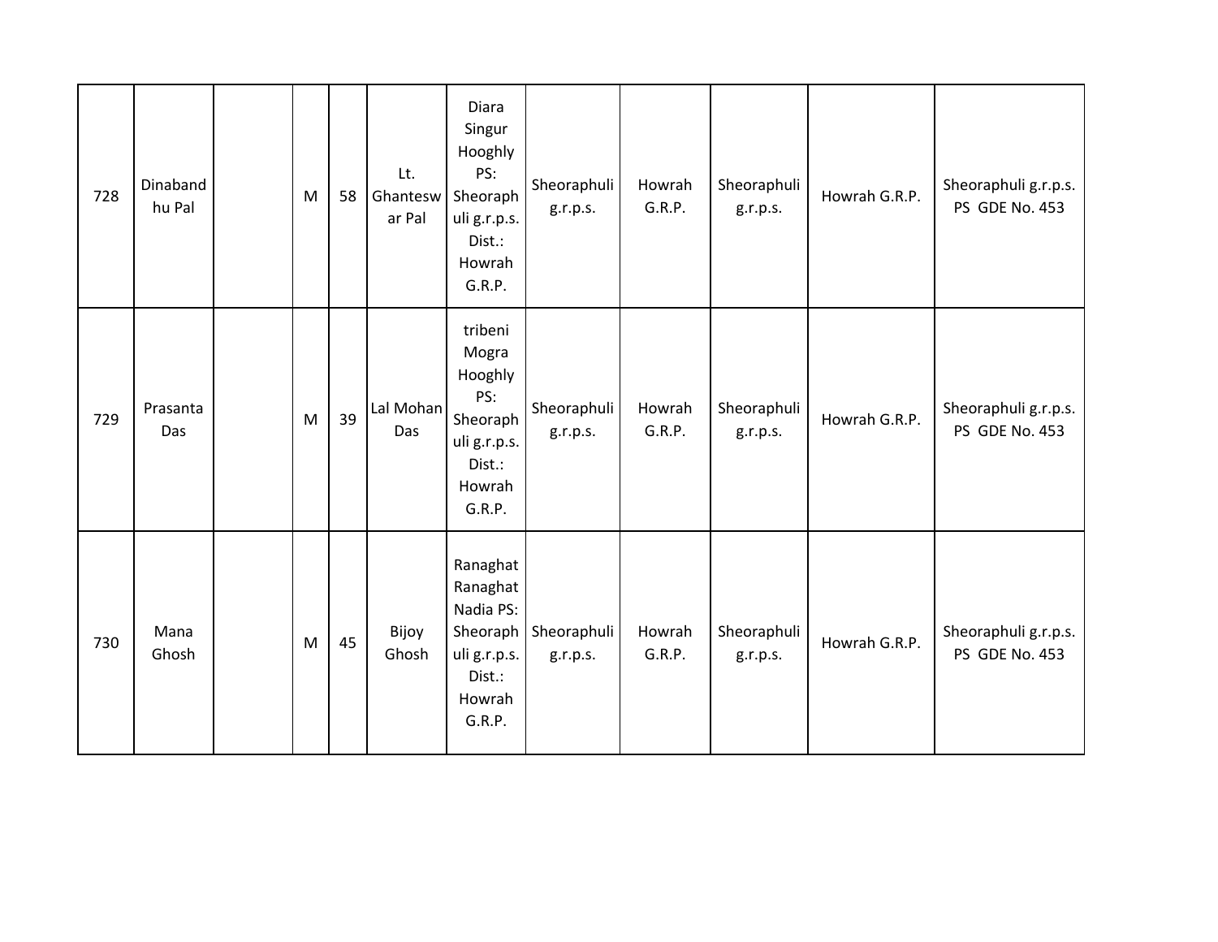| 728 | Dinabandhu Pal | | M | 58 | Lt. Ghanteswar Pal | Diara Singur Hooghly PS: Sheoraphuli g.r.p.s. Dist.: Howrah G.R.P. | Sheoraphuli g.r.p.s. | Howrah G.R.P. | Sheoraphuli g.r.p.s. | Howrah G.R.P. | Sheoraphuli g.r.p.s. PS GDE No. 453 |
|---|---|---|---|---|---|---|---|---|---|---|---|
| 729 | Prasanta Das | | M | 39 | Lal Mohan Das | tribeni Mogra Hooghly PS: Sheoraphuli g.r.p.s. Dist.: Howrah G.R.P. | Sheoraphuli g.r.p.s. | Howrah G.R.P. | Sheoraphuli g.r.p.s. | Howrah G.R.P. | Sheoraphuli g.r.p.s. PS GDE No. 453 |
| 730 | Mana Ghosh | | M | 45 | Bijoy Ghosh | Ranaghat Ranaghat Nadia PS: Sheoraphuli g.r.p.s. Dist.: Howrah G.R.P. | Sheoraphuli g.r.p.s. | Howrah G.R.P. | Sheoraphuli g.r.p.s. | Howrah G.R.P. | Sheoraphuli g.r.p.s. PS GDE No. 453 |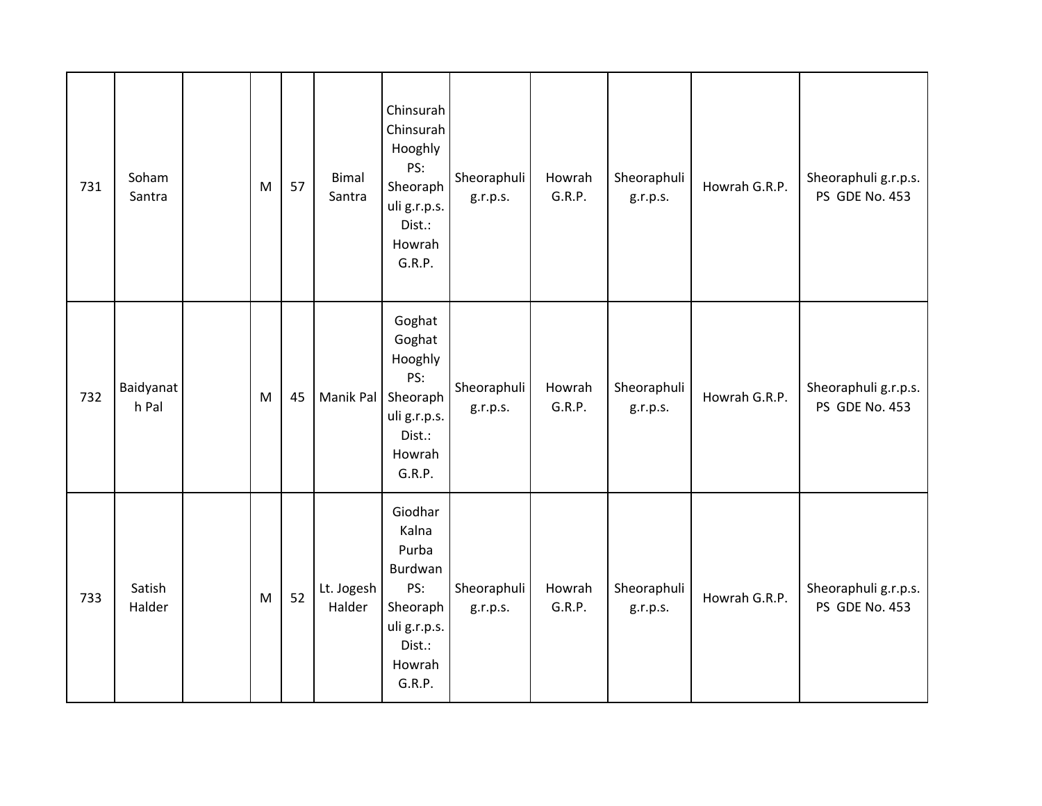| 731 | Soham Santra | | M | 57 | Bimal Santra | Chinsurah Chinsurah Hooghly PS: Sheoraphuli g.r.p.s. Dist.: Howrah G.R.P. | Sheoraphuli g.r.p.s. | Howrah G.R.P. | Sheoraphuli g.r.p.s. | Howrah G.R.P. | Sheoraphuli g.r.p.s. PS GDE No. 453 |
|---|---|---|---|---|---|---|---|---|---|---|---|
| 732 | Baidyanath Pal | | M | 45 | Manik Pal | Goghat Goghat Hooghly PS: Sheoraphuli g.r.p.s. Dist.: Howrah G.R.P. | Sheoraphuli g.r.p.s. | Howrah G.R.P. | Sheoraphuli g.r.p.s. | Howrah G.R.P. | Sheoraphuli g.r.p.s. PS GDE No. 453 |
| 733 | Satish Halder | | M | 52 | Lt. Jogesh Halder | Giodhar Kalna Purba Burdwan PS: Sheoraphuli g.r.p.s. Dist.: Howrah G.R.P. | Sheoraphuli g.r.p.s. | Howrah G.R.P. | Sheoraphuli g.r.p.s. | Howrah G.R.P. | Sheoraphuli g.r.p.s. PS GDE No. 453 |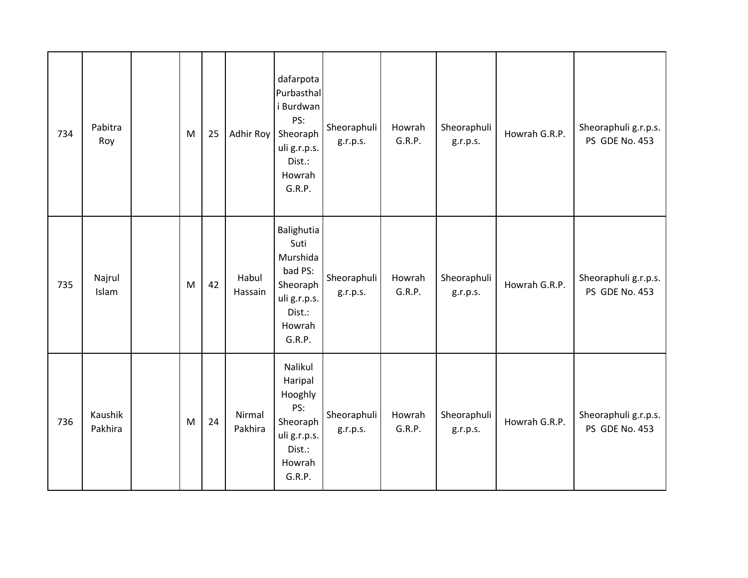| | | | | | | | | | | | |
|---|---|---|---|---|---|---|---|---|---|---|---|
| 734 | Pabitra Roy | | M | 25 | Adhir Roy | dafarpota Purbasthali Burdwan PS: Sheoraphuli g.r.p.s. Dist.: Howrah G.R.P. | Sheoraphuli g.r.p.s. | Howrah G.R.P. | Sheoraphuli g.r.p.s. | Howrah G.R.P. | Sheoraphuli g.r.p.s. PS GDE No. 453 |
| 735 | Najrul Islam | | M | 42 | Habul Hassain | Balighutia Suti Murshidabad PS: Sheoraphuli g.r.p.s. Dist.: Howrah G.R.P. | Sheoraphuli g.r.p.s. | Howrah G.R.P. | Sheoraphuli g.r.p.s. | Howrah G.R.P. | Sheoraphuli g.r.p.s. PS GDE No. 453 |
| 736 | Kaushik Pakhira | | M | 24 | Nirmal Pakhira | Nalikul Haripal Hooghly PS: Sheoraphuli g.r.p.s. Dist.: Howrah G.R.P. | Sheoraphuli g.r.p.s. | Howrah G.R.P. | Sheoraphuli g.r.p.s. | Howrah G.R.P. | Sheoraphuli g.r.p.s. PS GDE No. 453 |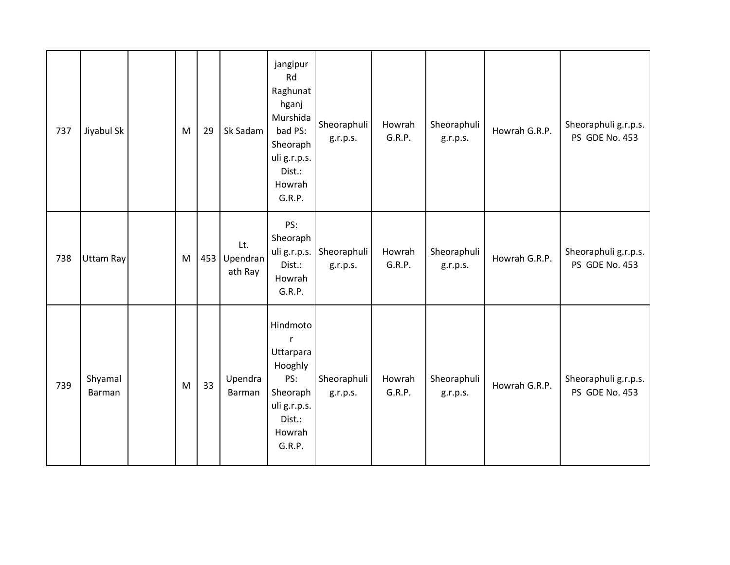| 737 | Jiyabul Sk | | M | 29 | Sk Sadam | jangipur Rd Raghunathganj Murshidabad PS: Sheoraphuli g.r.p.s. Dist.: Howrah G.R.P. | Sheoraphuli g.r.p.s. | Howrah G.R.P. | Sheoraphuli g.r.p.s. | Howrah G.R.P. | Sheoraphuli g.r.p.s. PS GDE No. 453 |
|---|---|---|---|---|---|---|---|---|---|---|---|
| 738 | Uttam Ray | | M | 453 | Lt. Upendranath Ray | PS: Sheoraphuli g.r.p.s. Dist.: Howrah G.R.P. | Sheoraphuli g.r.p.s. | Howrah G.R.P. | Sheoraphuli g.r.p.s. | Howrah G.R.P. | Sheoraphuli g.r.p.s. PS GDE No. 453 |
| 739 | Shyamal Barman | | M | 33 | Upendra Barman | Hindmotor Uttarpara Hooghly PS: Sheoraphuli g.r.p.s. Dist.: Howrah G.R.P. | Sheoraphuli g.r.p.s. | Howrah G.R.P. | Sheoraphuli g.r.p.s. | Howrah G.R.P. | Sheoraphuli g.r.p.s. PS GDE No. 453 |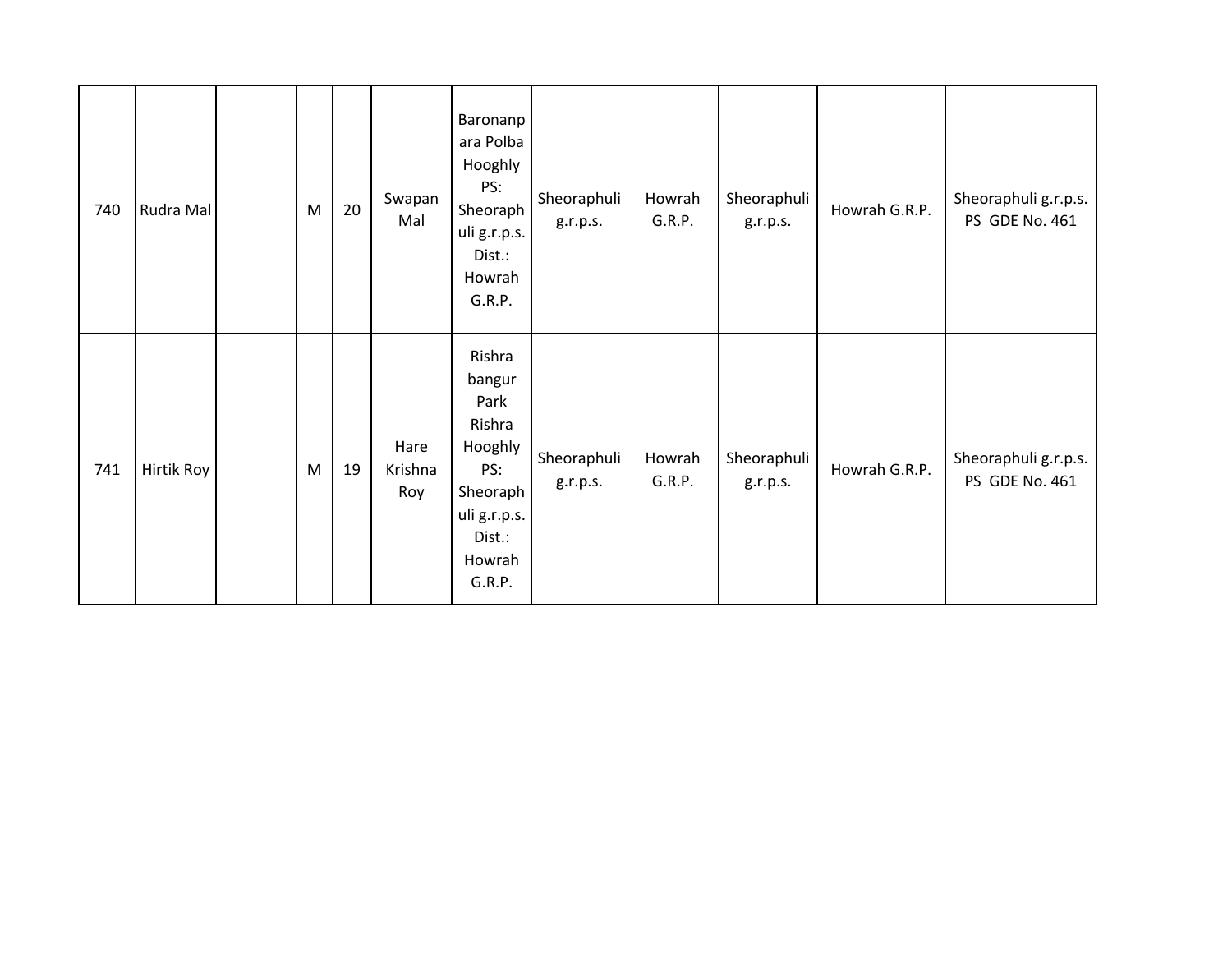| 740 | Rudra Mal | | M | 20 | Swapan Mal | Baronanpara Polba Hooghly PS: Sheoraphuli g.r.p.s. Dist.: Howrah G.R.P. | Sheoraphuli g.r.p.s. | Howrah G.R.P. | Sheoraphuli g.r.p.s. | Howrah G.R.P. | Sheoraphuli g.r.p.s. PS GDE No. 461 |
|---|---|---|---|---|---|---|---|---|---|---|---|
| 741 | Hirtik Roy | | M | 19 | Hare Krishna Roy | Rishra bangur Park Rishra Hooghly PS: Sheoraphuli g.r.p.s. Dist.: Howrah G.R.P. | Sheoraphuli g.r.p.s. | Howrah G.R.P. | Sheoraphuli g.r.p.s. | Howrah G.R.P. | Sheoraphuli g.r.p.s. PS GDE No. 461 |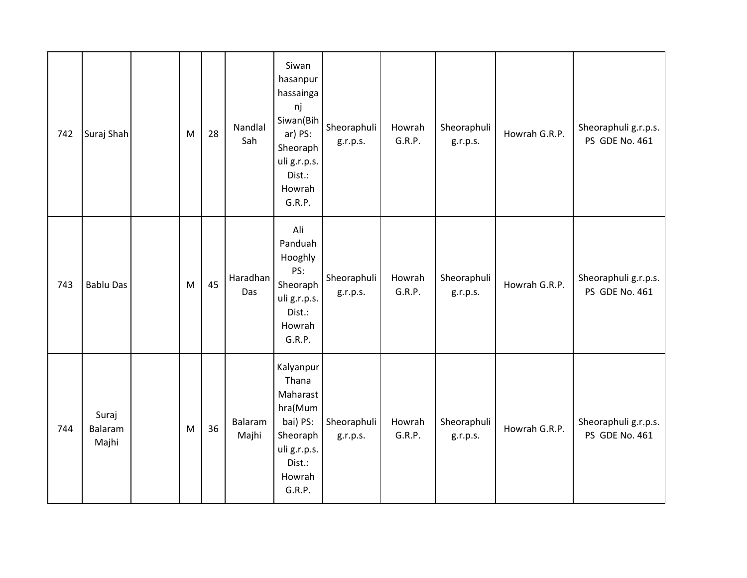| 742 | Suraj Shah | | M | 28 | Nandlal Sah | Siwan hasanpur hassainganj Siwan(Bihar) PS: Sheoraphuli g.r.p.s. Dist.: Howrah G.R.P. | Sheoraphuli g.r.p.s. | Howrah G.R.P. | Sheoraphuli g.r.p.s. | Howrah G.R.P. | Sheoraphuli g.r.p.s. PS GDE No. 461 |
|---|---|---|---|---|---|---|---|---|---|---|---|
| 743 | Bablu Das | | M | 45 | Haradhan Das | Ali Panduah Hooghly PS: Sheoraphuli g.r.p.s. Dist.: Howrah G.R.P. | Sheoraphuli g.r.p.s. | Howrah G.R.P. | Sheoraphuli g.r.p.s. | Howrah G.R.P. | Sheoraphuli g.r.p.s. PS GDE No. 461 |
| 744 | Suraj Balaram Majhi | | M | 36 | Balaram Majhi | Kalyanpur Thana Maharasthra(Mumbai) PS: Sheoraphuli g.r.p.s. Dist.: Howrah G.R.P. | Sheoraphuli g.r.p.s. | Howrah G.R.P. | Sheoraphuli g.r.p.s. | Howrah G.R.P. | Sheoraphuli g.r.p.s. PS GDE No. 461 |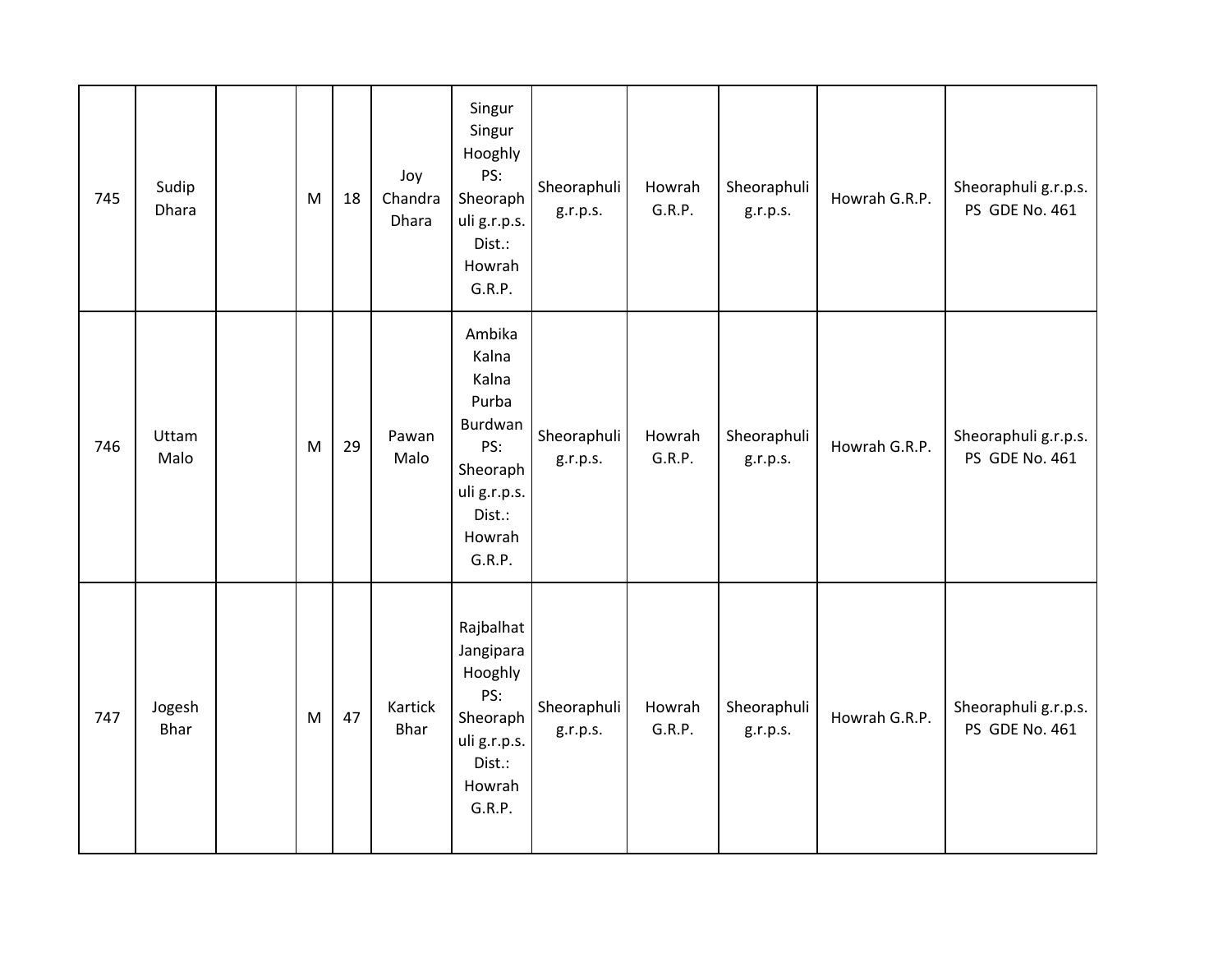| | | | | | | | | | | | |
|---|---|---|---|---|---|---|---|---|---|---|---|
| 745 | Sudip Dhara | | M | 18 | Joy Chandra Dhara | Singur Singur Hooghly PS: Sheoraphuli g.r.p.s. Dist.: Howrah G.R.P. | Sheoraphuli g.r.p.s. | Howrah G.R.P. | Sheoraphuli g.r.p.s. | Howrah G.R.P. | Sheoraphuli g.r.p.s. PS GDE No. 461 |
| 746 | Uttam Malo | | M | 29 | Pawan Malo | Ambika Kalna Kalna Purba Burdwan PS: Sheoraphuli g.r.p.s. Dist.: Howrah G.R.P. | Sheoraphuli g.r.p.s. | Howrah G.R.P. | Sheoraphuli g.r.p.s. | Howrah G.R.P. | Sheoraphuli g.r.p.s. PS GDE No. 461 |
| 747 | Jogesh Bhar | | M | 47 | Kartick Bhar | Rajbalhat Jangipara Hooghly PS: Sheoraphuli g.r.p.s. Dist.: Howrah G.R.P. | Sheoraphuli g.r.p.s. | Howrah G.R.P. | Sheoraphuli g.r.p.s. | Howrah G.R.P. | Sheoraphuli g.r.p.s. PS GDE No. 461 |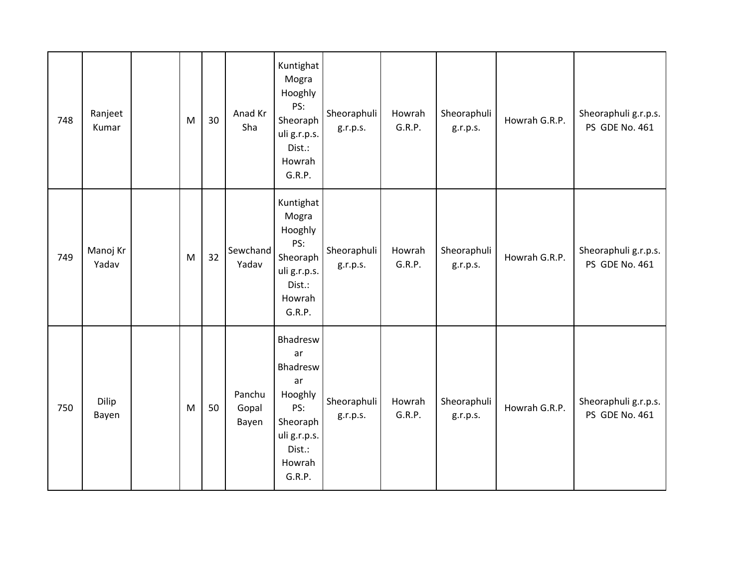| 748 | Ranjeet Kumar | | M | 30 | Anad Kr Sha | Kuntighat Mogra Hooghly PS: Sheoraphuli g.r.p.s. Dist.: Howrah G.R.P. | Sheoraphuli g.r.p.s. | Howrah G.R.P. | Sheoraphuli g.r.p.s. | Howrah G.R.P. | Sheoraphuli g.r.p.s. PS GDE No. 461 |
|---|---|---|---|---|---|---|---|---|---|---|---|
| 749 | Manoj Kr Yadav | | M | 32 | Sewchand Yadav | Kuntighat Mogra Hooghly PS: Sheoraphuli g.r.p.s. Dist.: Howrah G.R.P. | Sheoraphuli g.r.p.s. | Howrah G.R.P. | Sheoraphuli g.r.p.s. | Howrah G.R.P. | Sheoraphuli g.r.p.s. PS GDE No. 461 |
| 750 | Dilip Bayen | | M | 50 | Panchu Gopal Bayen | Bhadreswar Bhadreswar Hooghly PS: Sheoraphuli g.r.p.s. Dist.: Howrah G.R.P. | Sheoraphuli g.r.p.s. | Howrah G.R.P. | Sheoraphuli g.r.p.s. | Howrah G.R.P. | Sheoraphuli g.r.p.s. PS GDE No. 461 |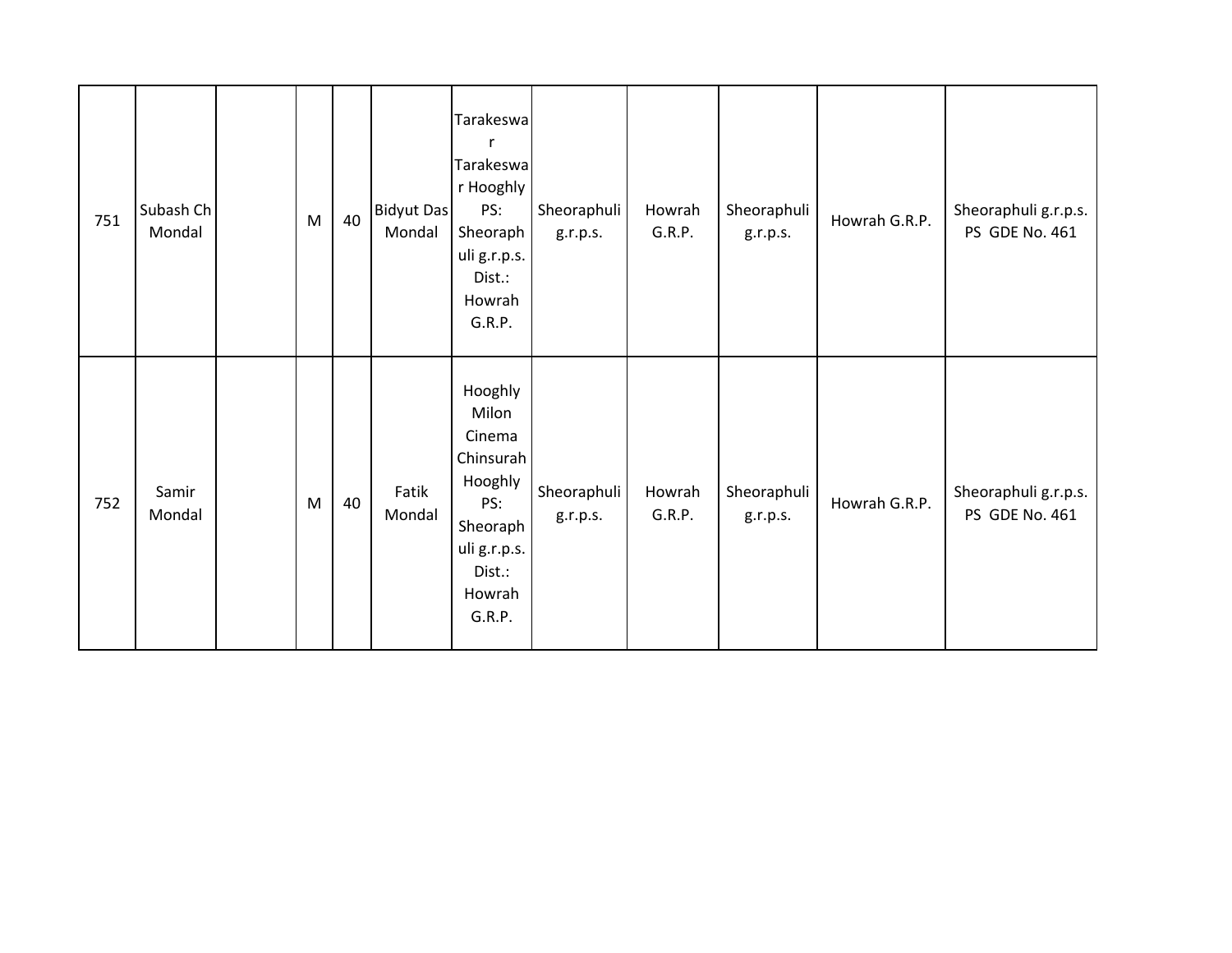| 751 | Subash Ch Mondal | | M | 40 | Bidyut Das Mondal | Tarakeswar Tarakeswar Hooghly PS: Sheoraphuli g.r.p.s. Dist.: Howrah G.R.P. | Sheoraphuli g.r.p.s. | Howrah G.R.P. | Sheoraphuli g.r.p.s. | Howrah G.R.P. | Sheoraphuli g.r.p.s. PS GDE No. 461 |
|---|---|---|---|---|---|---|---|---|---|---|---|
| 752 | Samir Mondal | | M | 40 | Fatik Mondal | Hooghly Milon Cinema Chinsurah Hooghly PS: Sheoraphuli g.r.p.s. Dist.: Howrah G.R.P. | Sheoraphuli g.r.p.s. | Howrah G.R.P. | Sheoraphuli g.r.p.s. | Howrah G.R.P. | Sheoraphuli g.r.p.s. PS GDE No. 461 |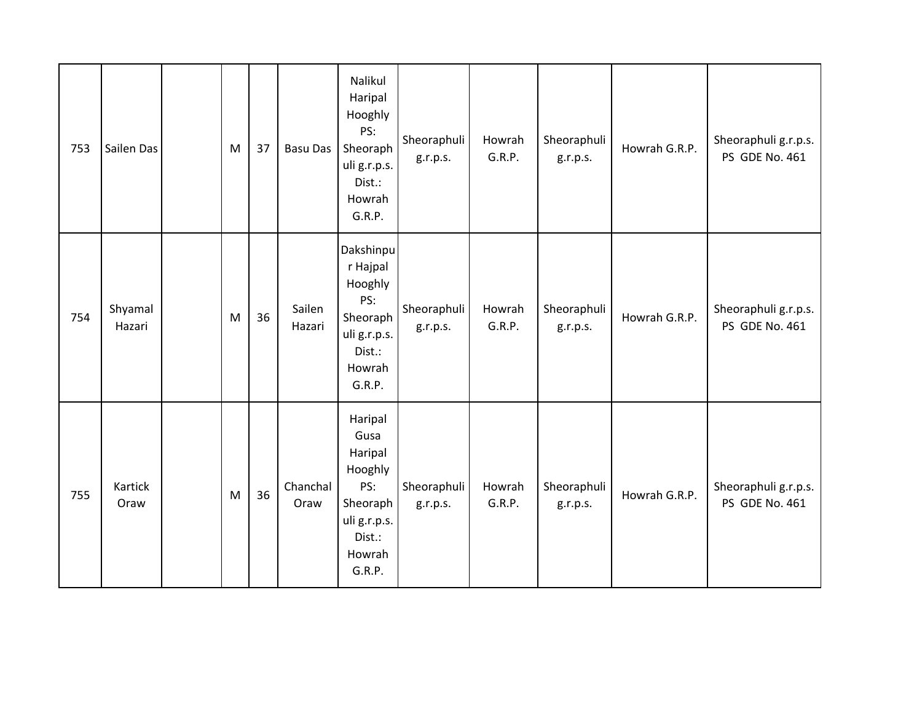| | | | | | | | | | | | |
|---|---|---|---|---|---|---|---|---|---|---|---|
| 753 | Sailen Das | | M | 37 | Basu Das | Nalikul Haripal Hooghly PS: Sheoraphuli g.r.p.s. Dist.: Howrah G.R.P. | Sheoraphuli g.r.p.s. | Howrah G.R.P. | Sheoraphuli g.r.p.s. | Howrah G.R.P. | Sheoraphuli g.r.p.s. PS GDE No. 461 |
| 754 | Shyamal Hazari | | M | 36 | Sailen Hazari | Dakshinpur Hajpal Hooghly PS: Sheoraphuli g.r.p.s. Dist.: Howrah G.R.P. | Sheoraphuli g.r.p.s. | Howrah G.R.P. | Sheoraphuli g.r.p.s. | Howrah G.R.P. | Sheoraphuli g.r.p.s. PS GDE No. 461 |
| 755 | Kartick Oraw | | M | 36 | Chanchal Oraw | Haripal Gusa Haripal Hooghly PS: Sheoraphuli g.r.p.s. Dist.: Howrah G.R.P. | Sheoraphuli g.r.p.s. | Howrah G.R.P. | Sheoraphuli g.r.p.s. | Howrah G.R.P. | Sheoraphuli g.r.p.s. PS GDE No. 461 |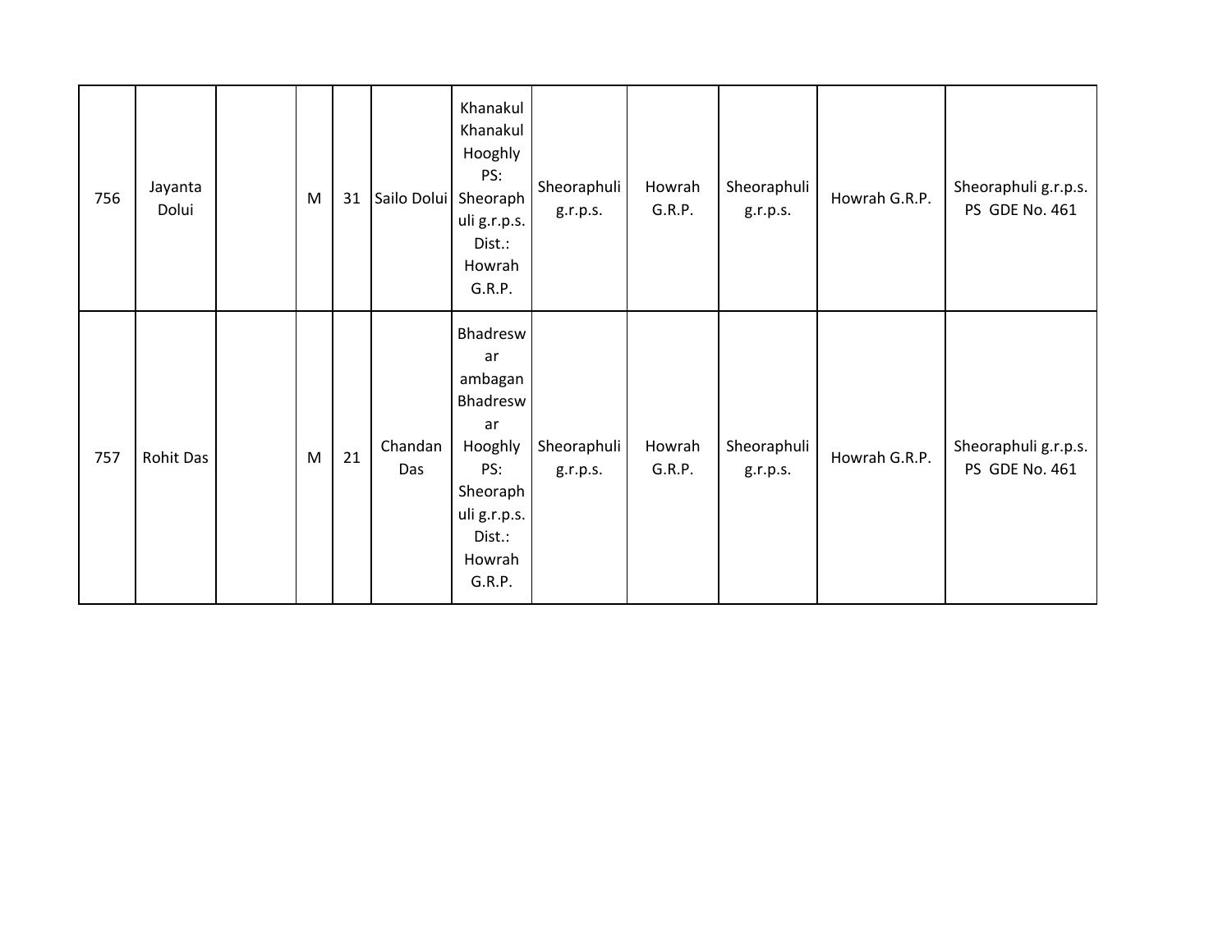| | | | | | | | | | | | |
|---|---|---|---|---|---|---|---|---|---|---|---|
| 756 | Jayanta Dolui | | M | 31 | Sailo Dolui | Khanakul Khanakul Hooghly PS: Sheoraphuli g.r.p.s. Dist.: Howrah G.R.P. | Sheoraphuli g.r.p.s. | Howrah G.R.P. | Sheoraphuli g.r.p.s. | Howrah G.R.P. | Sheoraphuli g.r.p.s. PS GDE No. 461 |
| 757 | Rohit Das | | M | 21 | Chandan Das | Bhadreswar ambagan Bhadreswar Hooghly PS: Sheoraphuli g.r.p.s. Dist.: Howrah G.R.P. | Sheoraphuli g.r.p.s. | Howrah G.R.P. | Sheoraphuli g.r.p.s. | Howrah G.R.P. | Sheoraphuli g.r.p.s. PS GDE No. 461 |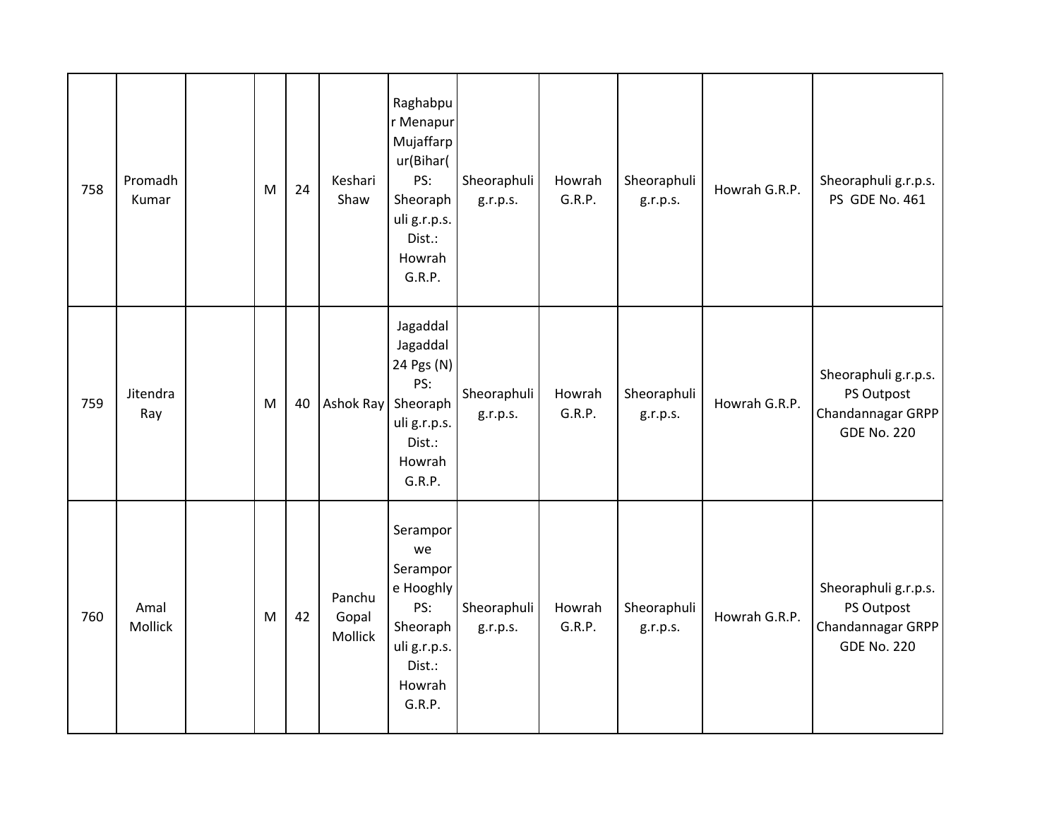| 758 | Promadh Kumar | | M | 24 | Keshari Shaw | Raghabpur Menapur Mujaffarpur(Bihar( PS: Sheoraphuli g.r.p.s. Dist.: Howrah G.R.P. | Sheoraphuli g.r.p.s. | Howrah G.R.P. | Sheoraphuli g.r.p.s. | Howrah G.R.P. | Sheoraphuli g.r.p.s. PS GDE No. 461 |
|---|---|---|---|---|---|---|---|---|---|---|---|
| 759 | Jitendra Ray | | M | 40 | Ashok Ray | Jagaddal Jagaddal 24 Pgs (N) PS: Sheoraphuli g.r.p.s. Dist.: Howrah G.R.P. | Sheoraphuli g.r.p.s. | Howrah G.R.P. | Sheoraphuli g.r.p.s. | Howrah G.R.P. | Sheoraphuli g.r.p.s. PS Outpost Chandannagar GRPP GDE No. 220 |
| 760 | Amal Mollick | | M | 42 | Panchu Gopal Mollick | Serampor we Serampore Hooghly PS: Sheoraphuli g.r.p.s. Dist.: Howrah G.R.P. | Sheoraphuli g.r.p.s. | Howrah G.R.P. | Sheoraphuli g.r.p.s. | Howrah G.R.P. | Sheoraphuli g.r.p.s. PS Outpost Chandannagar GRPP GDE No. 220 |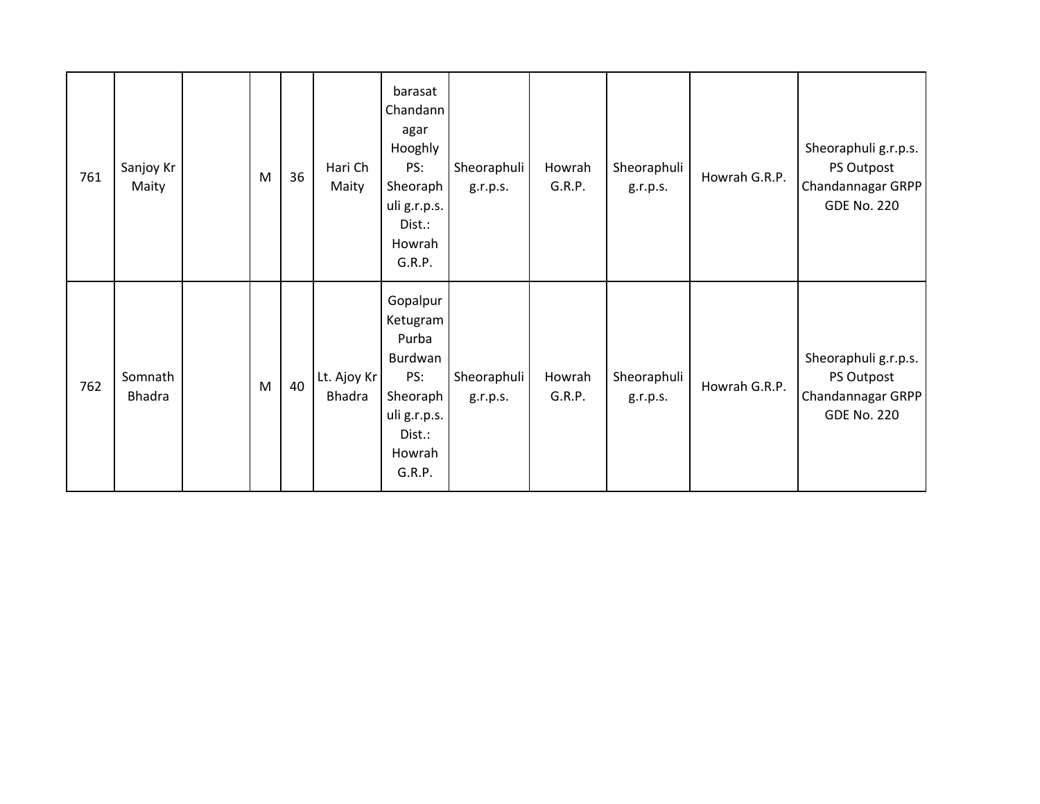| | | | | | | | | | | | |
|---|---|---|---|---|---|---|---|---|---|---|---|
| 761 | Sanjoy Kr Maity | | M | 36 | Hari Ch Maity | barasat Chandannagar Hooghly PS: Sheoraphuli g.r.p.s. Dist.: Howrah G.R.P. | Sheoraphuli g.r.p.s. | Howrah G.R.P. | Sheoraphuli g.r.p.s. | Howrah G.R.P. | Sheoraphuli g.r.p.s. PS Outpost Chandannagar GRPP GDE No. 220 |
| 762 | Somnath Bhadra | | M | 40 | Lt. Ajoy Kr Bhadra | Gopalpur Ketugram Purba Burdwan PS: Sheoraphuli g.r.p.s. Dist.: Howrah G.R.P. | Sheoraphuli g.r.p.s. | Howrah G.R.P. | Sheoraphuli g.r.p.s. | Howrah G.R.P. | Sheoraphuli g.r.p.s. PS Outpost Chandannagar GRPP GDE No. 220 |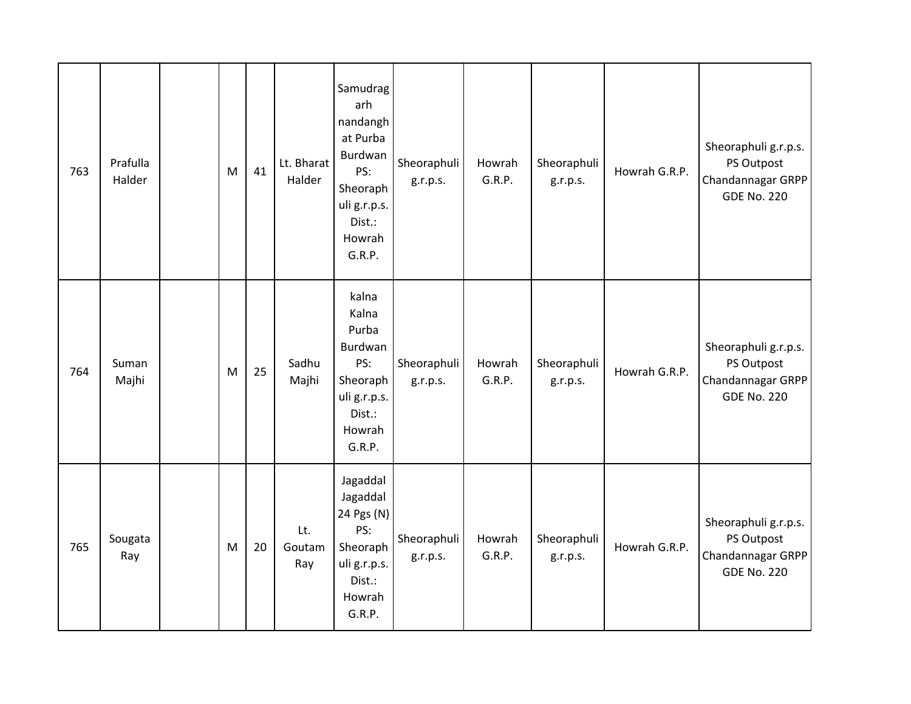| 763 | Prafulla Halder | | M | 41 | Lt. Bharat Halder | Samudragarh nandanghat Purba Burdwan PS: Sheoraphuli g.r.p.s. Dist.: Howrah G.R.P. | Sheoraphuli g.r.p.s. | Howrah G.R.P. | Sheoraphuli g.r.p.s. | Howrah G.R.P. | Sheoraphuli g.r.p.s. PS Outpost Chandannagar GRPP GDE No. 220 |
|---|---|---|---|---|---|---|---|---|---|---|---|
| 764 | Suman Majhi | | M | 25 | Sadhu Majhi | kalna Kalna Purba Burdwan PS: Sheoraphuli g.r.p.s. Dist.: Howrah G.R.P. | Sheoraphuli g.r.p.s. | Howrah G.R.P. | Sheoraphuli g.r.p.s. | Howrah G.R.P. | Sheoraphuli g.r.p.s. PS Outpost Chandannagar GRPP GDE No. 220 |
| 765 | Sougata Ray | | M | 20 | Lt. Goutam Ray | Jagaddal Jagaddal 24 Pgs (N) PS: Sheoraphuli g.r.p.s. Dist.: Howrah G.R.P. | Sheoraphuli g.r.p.s. | Howrah G.R.P. | Sheoraphuli g.r.p.s. | Howrah G.R.P. | Sheoraphuli g.r.p.s. PS Outpost Chandannagar GRPP GDE No. 220 |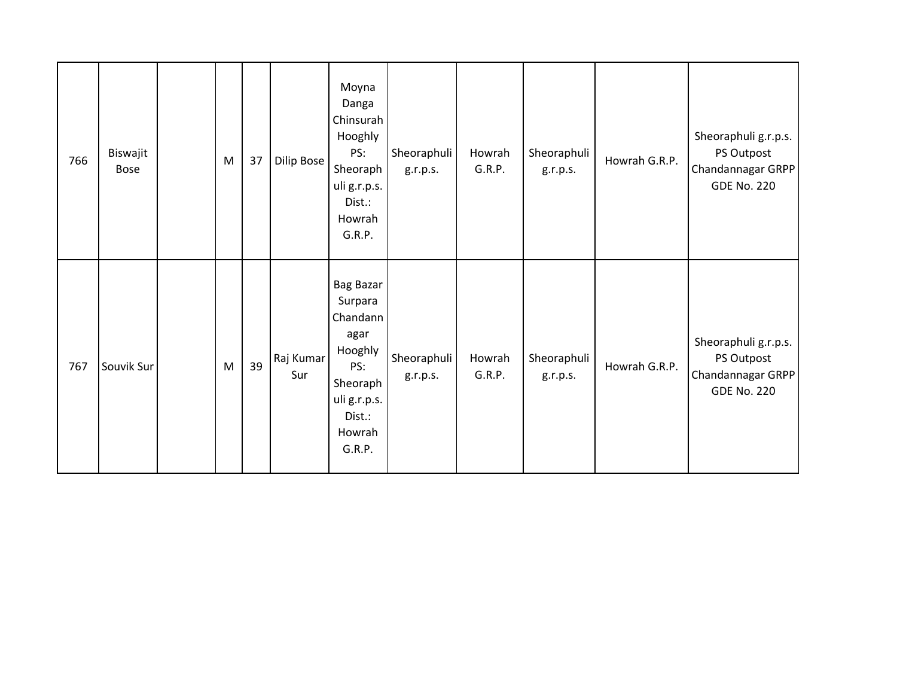| | | | | | | | | | | | |
|---|---|---|---|---|---|---|---|---|---|---|---|
| 766 | Biswajit Bose | | M | 37 | Dilip Bose | Moyna Danga Chinsurah Hooghly PS: Sheoraphuli g.r.p.s. Dist.: Howrah G.R.P. | Sheoraphuli g.r.p.s. | Howrah G.R.P. | Sheoraphuli g.r.p.s. | Howrah G.R.P. | Sheoraphuli g.r.p.s. PS Outpost Chandannagar GRPP GDE No. 220 |
| 767 | Souvik Sur | | M | 39 | Raj Kumar Sur | Bag Bazar Surpara Chandannagar Hooghly PS: Sheoraphuli g.r.p.s. Dist.: Howrah G.R.P. | Sheoraphuli g.r.p.s. | Howrah G.R.P. | Sheoraphuli g.r.p.s. | Howrah G.R.P. | Sheoraphuli g.r.p.s. PS Outpost Chandannagar GRPP GDE No. 220 |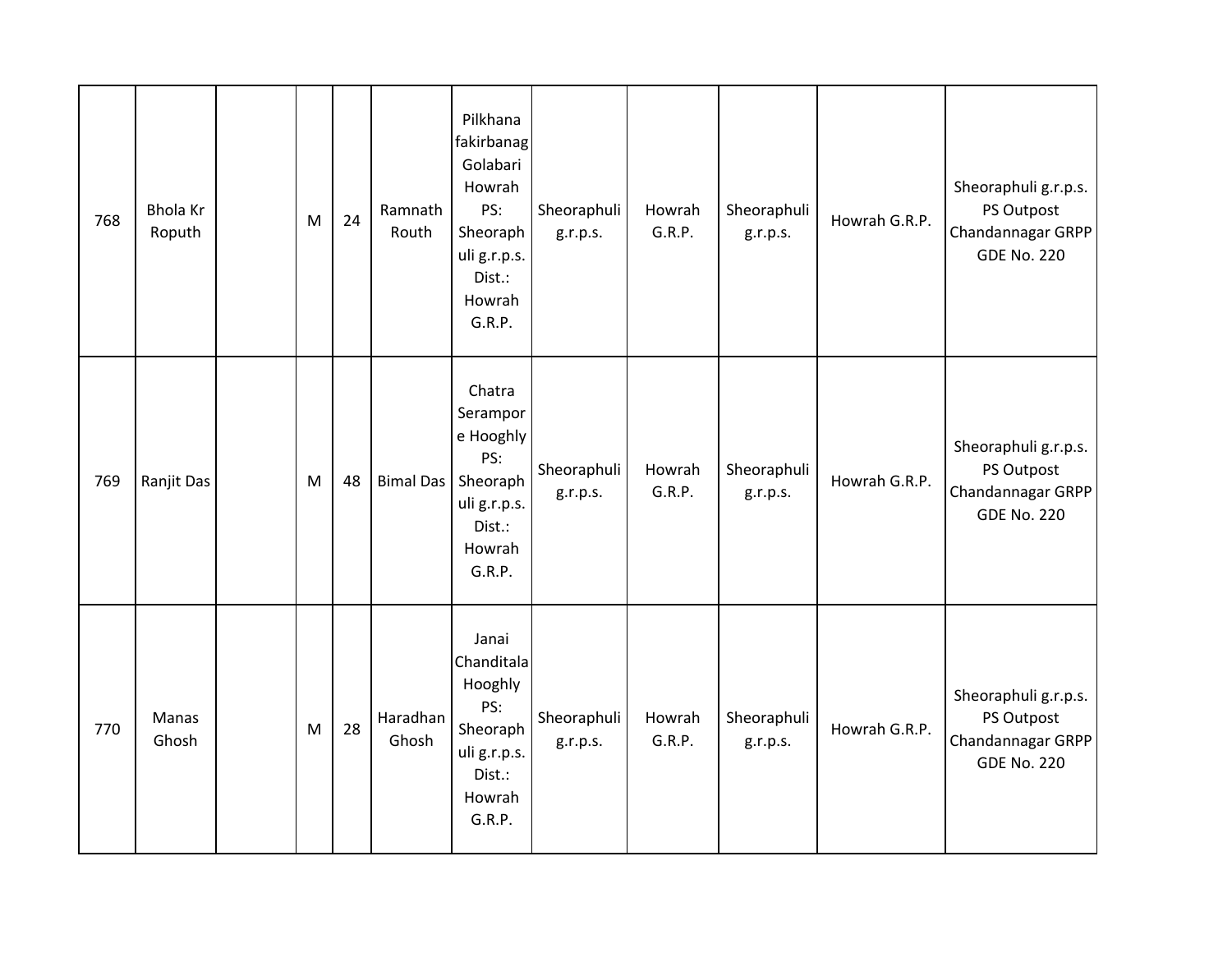| 768 | Bhola Kr Roputh | | M | 24 | Ramnath Routh | Pilkhana fakirbanag Golabari Howrah PS: Sheoraphuli g.r.p.s. Dist.: Howrah G.R.P. | Sheoraphuli g.r.p.s. | Howrah G.R.P. | Sheoraphuli g.r.p.s. | Howrah G.R.P. | Sheoraphuli g.r.p.s. PS Outpost Chandannagar GRPP GDE No. 220 |
|---|---|---|---|---|---|---|---|---|---|---|---|
| 769 | Ranjit Das | | M | 48 | Bimal Das | Chatra Serampore Hooghly PS: Sheoraphuli g.r.p.s. Dist.: Howrah G.R.P. | Sheoraphuli g.r.p.s. | Howrah G.R.P. | Sheoraphuli g.r.p.s. | Howrah G.R.P. | Sheoraphuli g.r.p.s. PS Outpost Chandannagar GRPP GDE No. 220 |
| 770 | Manas Ghosh | | M | 28 | Haradhan Ghosh | Janai Chanditala Hooghly PS: Sheoraphuli g.r.p.s. Dist.: Howrah G.R.P. | Sheoraphuli g.r.p.s. | Howrah G.R.P. | Sheoraphuli g.r.p.s. | Howrah G.R.P. | Sheoraphuli g.r.p.s. PS Outpost Chandannagar GRPP GDE No. 220 |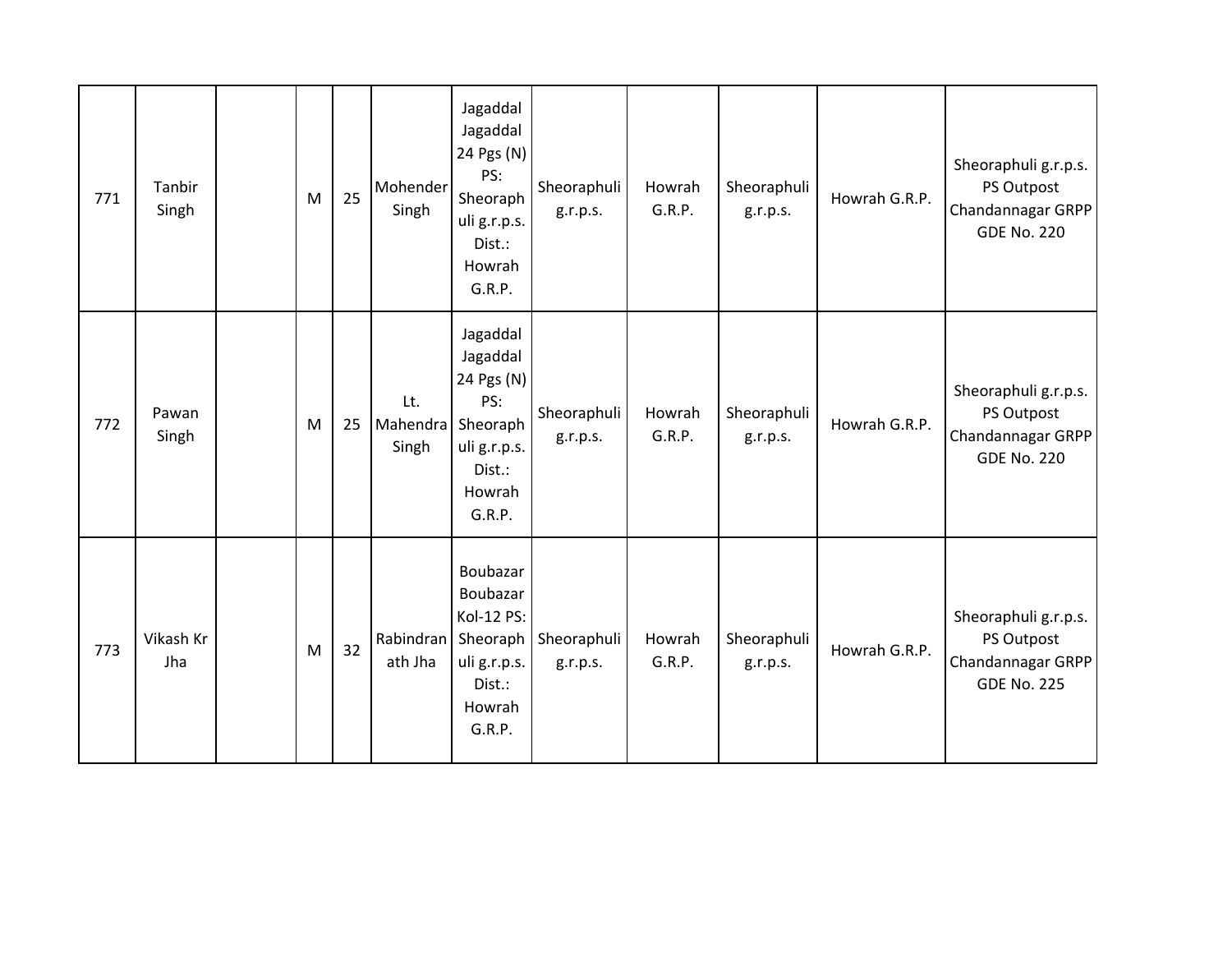| 771 | Tanbir Singh | | M | 25 | Mohender Singh | Jagaddal Jagaddal 24 Pgs (N) PS: Sheoraphuli g.r.p.s. Dist.: Howrah G.R.P. | Sheoraphuli g.r.p.s. | Howrah G.R.P. | Sheoraphuli g.r.p.s. | Howrah G.R.P. | Sheoraphuli g.r.p.s. PS Outpost Chandannagar GRPP GDE No. 220 |
|---|---|---|---|---|---|---|---|---|---|---|---|
| 772 | Pawan Singh | | M | 25 | Lt. Mahendra Singh | Jagaddal Jagaddal 24 Pgs (N) PS: Sheoraphuli g.r.p.s. Dist.: Howrah G.R.P. | Sheoraphuli g.r.p.s. | Howrah G.R.P. | Sheoraphuli g.r.p.s. | Howrah G.R.P. | Sheoraphuli g.r.p.s. PS Outpost Chandannagar GRPP GDE No. 220 |
| 773 | Vikash Kr Jha | | M | 32 | Rabindranath Jha | Boubazar Boubazar Kol-12 PS: Sheoraphuli g.r.p.s. Dist.: Howrah G.R.P. | Sheoraphuli g.r.p.s. | Howrah G.R.P. | Sheoraphuli g.r.p.s. | Howrah G.R.P. | Sheoraphuli g.r.p.s. PS Outpost Chandannagar GRPP GDE No. 225 |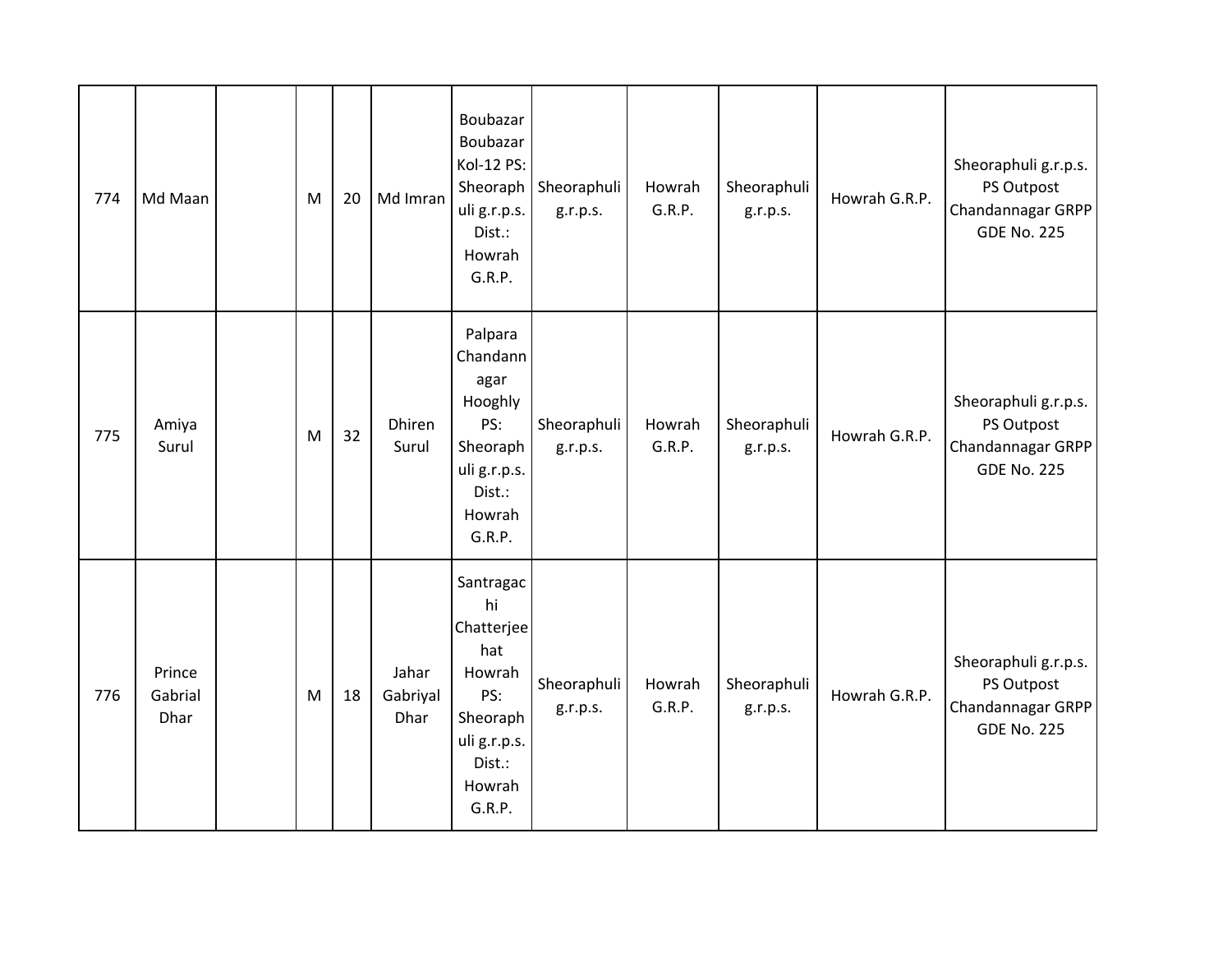| 774 | Md Maan | | M | 20 | Md Imran | Boubazar Boubazar Kol-12 PS: Sheoraphuli g.r.p.s. Dist.: Howrah G.R.P. | Sheoraphuli g.r.p.s. | Howrah G.R.P. | Sheoraphuli g.r.p.s. | Howrah G.R.P. | Sheoraphuli g.r.p.s. PS Outpost Chandannagar GRPP GDE No. 225 |
|---|---|---|---|---|---|---|---|---|---|---|---|
| 775 | Amiya Surul | | M | 32 | Dhiren Surul | Palpara Chandannagar Hooghly PS: Sheoraphuli g.r.p.s. Dist.: Howrah G.R.P. | Sheoraphuli g.r.p.s. | Howrah G.R.P. | Sheoraphuli g.r.p.s. | Howrah G.R.P. | Sheoraphuli g.r.p.s. PS Outpost Chandannagar GRPP GDE No. 225 |
| 776 | Prince Gabrial Dhar | | M | 18 | Jahar Gabriyal Dhar | Santragachi Chatterjee hat Howrah PS: Sheoraphuli g.r.p.s. Dist.: Howrah G.R.P. | Sheoraphuli g.r.p.s. | Howrah G.R.P. | Sheoraphuli g.r.p.s. | Howrah G.R.P. | Sheoraphuli g.r.p.s. PS Outpost Chandannagar GRPP GDE No. 225 |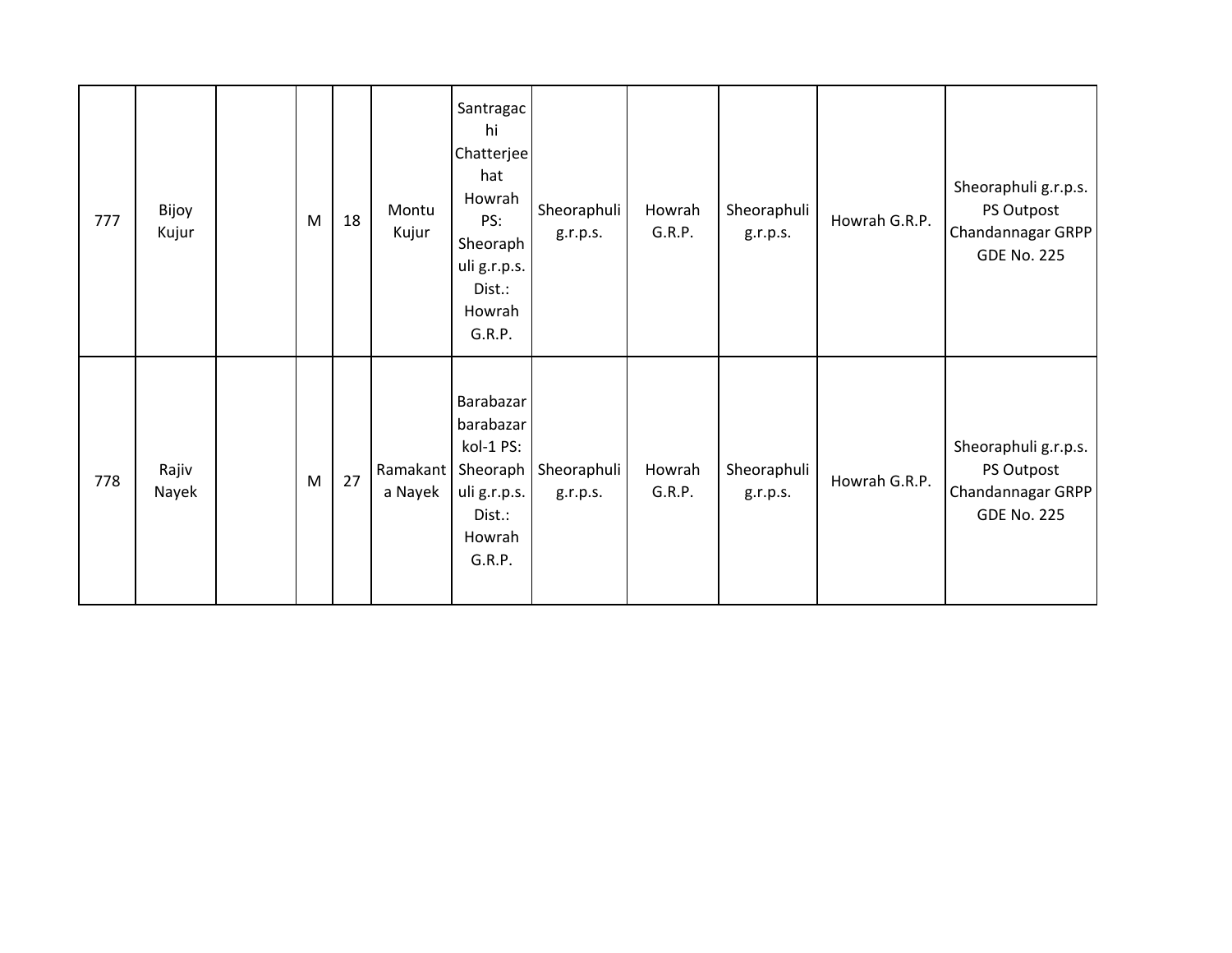| | | | | | | | | | | | |
|---|---|---|---|---|---|---|---|---|---|---|---|
| 777 | Bijoy Kujur | | M | 18 | Montu Kujur | Santragachi Chatterjee hat Howrah PS: Sheoraphuli g.r.p.s. Dist.: Howrah G.R.P. | Sheoraphuli g.r.p.s. | Howrah G.R.P. | Sheoraphuli g.r.p.s. | Howrah G.R.P. | Sheoraphuli g.r.p.s. PS Outpost Chandannagar GRPP GDE No. 225 |
| 778 | Rajiv Nayek | | M | 27 | Ramakanta Nayek | Barabazar barabazar kol-1 PS: Sheoraphuli g.r.p.s. Dist.: Howrah G.R.P. | Sheoraphuli g.r.p.s. | Howrah G.R.P. | Sheoraphuli g.r.p.s. | Howrah G.R.P. | Sheoraphuli g.r.p.s. PS Outpost Chandannagar GRPP GDE No. 225 |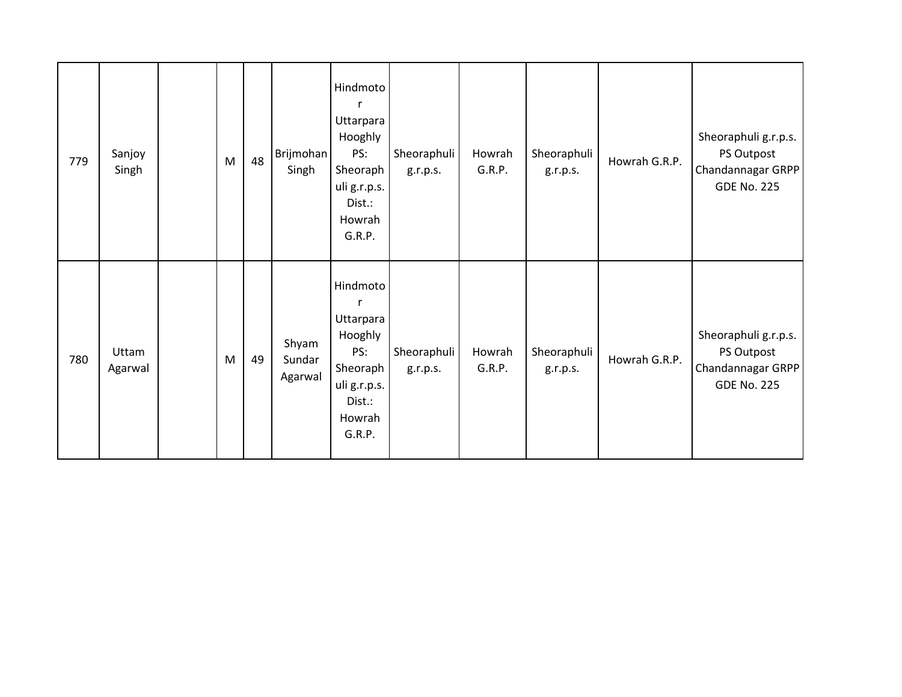| | | | | | | | | | | | |
|---|---|---|---|---|---|---|---|---|---|---|---|
| 779 | Sanjoy Singh | | M | 48 | Brijmohan Singh | Hindmotor Uttarpara Hooghly PS: Sheoraphuli g.r.p.s. Dist.: Howrah G.R.P. | Sheoraphuli g.r.p.s. | Howrah G.R.P. | Sheoraphuli g.r.p.s. | Howrah G.R.P. | Sheoraphuli g.r.p.s. PS Outpost Chandannagar GRPP GDE No. 225 |
| 780 | Uttam Agarwal | | M | 49 | Shyam Sundar Agarwal | Hindmotor Uttarpara Hooghly PS: Sheoraphuli g.r.p.s. Dist.: Howrah G.R.P. | Sheoraphuli g.r.p.s. | Howrah G.R.P. | Sheoraphuli g.r.p.s. | Howrah G.R.P. | Sheoraphuli g.r.p.s. PS Outpost Chandannagar GRPP GDE No. 225 |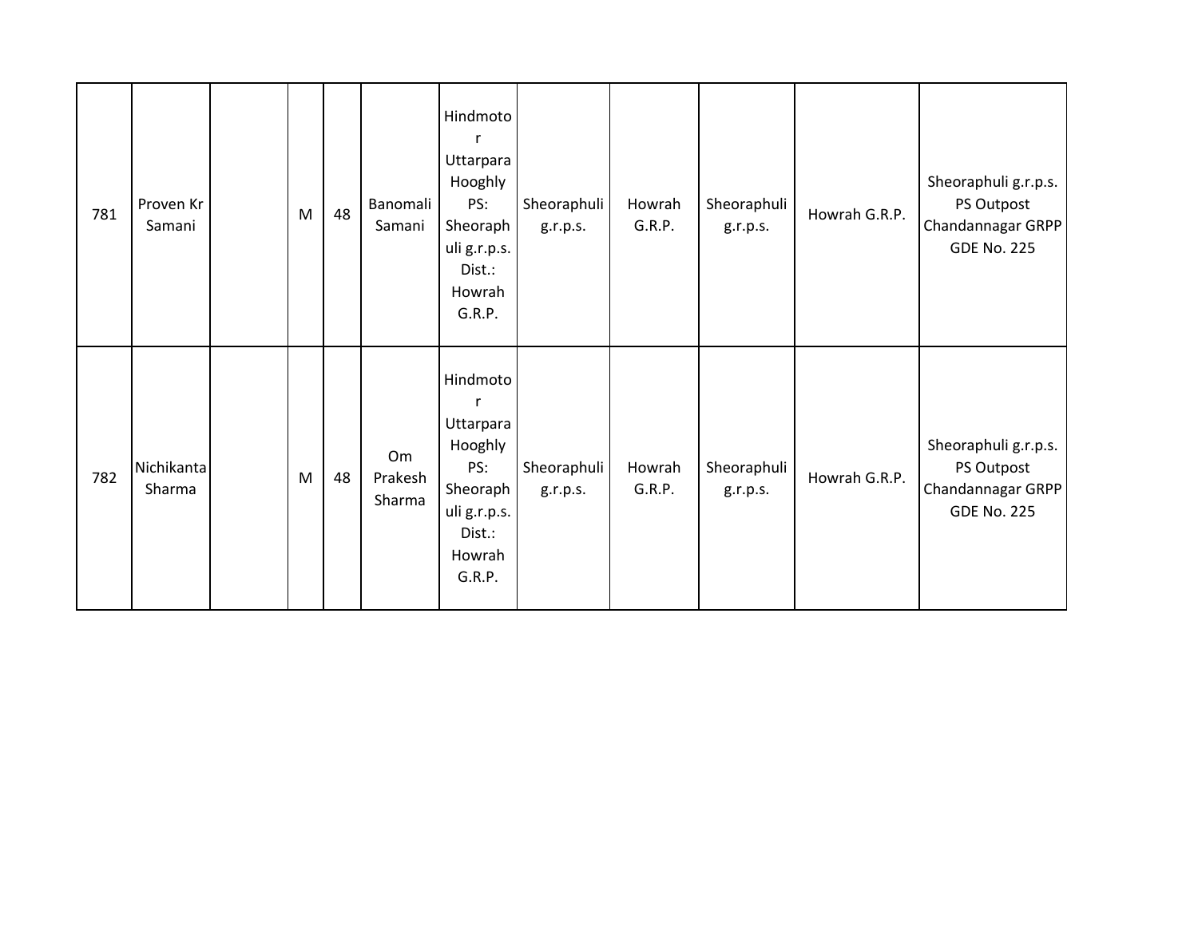| | | | | | | | | | | | |
|---|---|---|---|---|---|---|---|---|---|---|---|
| 781 | Proven Kr Samani | | M | 48 | Banomali Samani | Hindmotor Uttarpara Hooghly PS: Sheoraphuli g.r.p.s. Dist.: Howrah G.R.P. | Sheoraphuli g.r.p.s. | Howrah G.R.P. | Sheoraphuli g.r.p.s. | Howrah G.R.P. | Sheoraphuli g.r.p.s. PS Outpost Chandannagar GRPP GDE No. 225 |
| 782 | Nichikanta Sharma | | M | 48 | Om Prakesh Sharma | Hindmotor Uttarpara Hooghly PS: Sheoraphuli g.r.p.s. Dist.: Howrah G.R.P. | Sheoraphuli g.r.p.s. | Howrah G.R.P. | Sheoraphuli g.r.p.s. | Howrah G.R.P. | Sheoraphuli g.r.p.s. PS Outpost Chandannagar GRPP GDE No. 225 |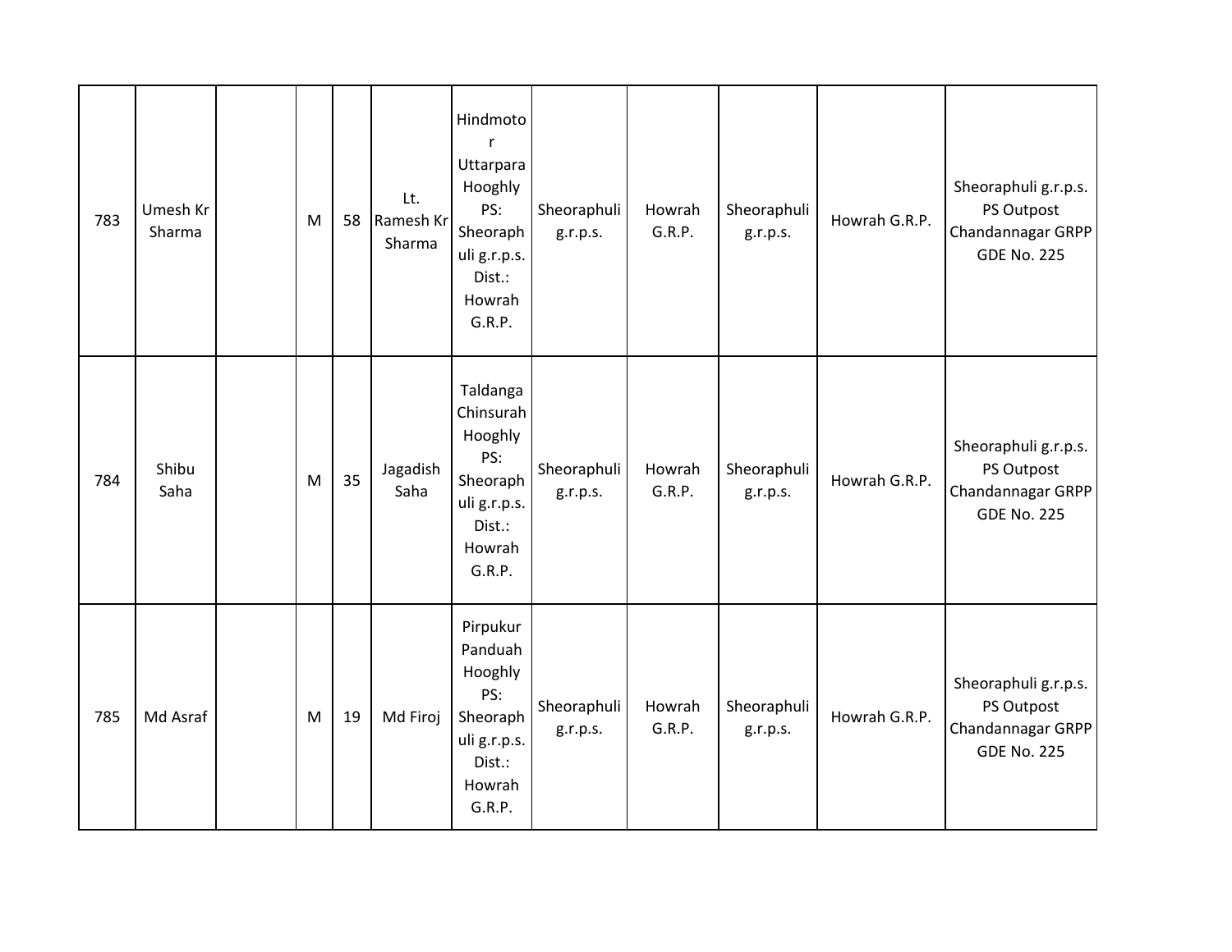| 783 | Umesh Kr Sharma | | M | 58 | Lt. Ramesh Kr Sharma | Hindmotor Uttarpara Hooghly PS: Sheoraphuli g.r.p.s. Dist.: Howrah G.R.P. | Sheoraphuli g.r.p.s. | Howrah G.R.P. | Sheoraphuli g.r.p.s. | Howrah G.R.P. | Sheoraphuli g.r.p.s. PS Outpost Chandannagar GRPP GDE No. 225 |
|---|---|---|---|---|---|---|---|---|---|---|---|
| 784 | Shibu Saha | | M | 35 | Jagadish Saha | Taldanga Chinsurah Hooghly PS: Sheoraphuli g.r.p.s. Dist.: Howrah G.R.P. | Sheoraphuli g.r.p.s. | Howrah G.R.P. | Sheoraphuli g.r.p.s. | Howrah G.R.P. | Sheoraphuli g.r.p.s. PS Outpost Chandannagar GRPP GDE No. 225 |
| 785 | Md Asraf | | M | 19 | Md Firoj | Pirpukur Panduah Hooghly PS: Sheoraphuli g.r.p.s. Dist.: Howrah G.R.P. | Sheoraphuli g.r.p.s. | Howrah G.R.P. | Sheoraphuli g.r.p.s. | Howrah G.R.P. | Sheoraphuli g.r.p.s. PS Outpost Chandannagar GRPP GDE No. 225 |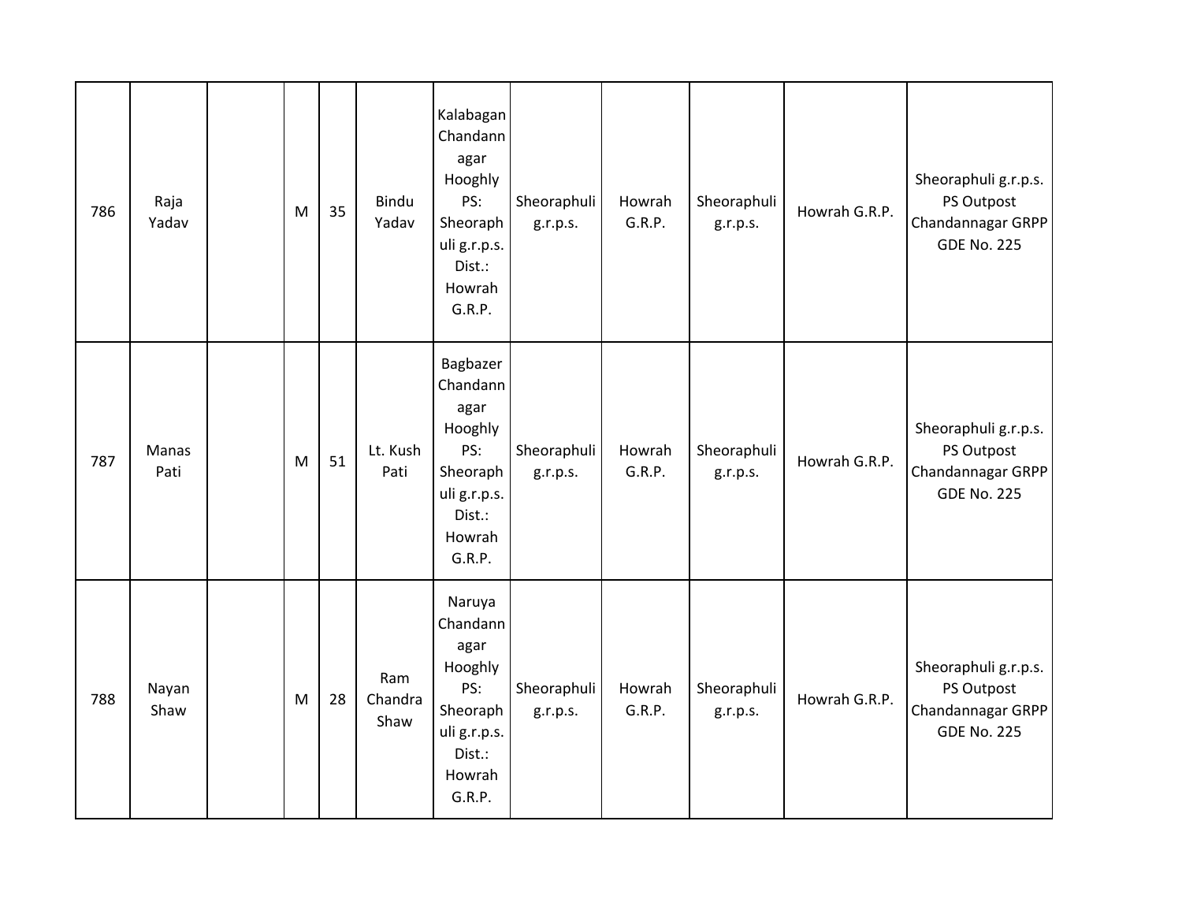| 786 | Raja Yadav | | M | 35 | Bindu Yadav | Kalabagan Chandannagar Hooghly PS: Sheoraphuli g.r.p.s. Dist.: Howrah G.R.P. | Sheoraphuli g.r.p.s. | Howrah G.R.P. | Sheoraphuli g.r.p.s. | Howrah G.R.P. | Sheoraphuli g.r.p.s. PS Outpost Chandannagar GRPP GDE No. 225 |
|---|---|---|---|---|---|---|---|---|---|---|---|
| 787 | Manas Pati | | M | 51 | Lt. Kush Pati | Bagbazer Chandannagar Hooghly PS: Sheoraphuli g.r.p.s. Dist.: Howrah G.R.P. | Sheoraphuli g.r.p.s. | Howrah G.R.P. | Sheoraphuli g.r.p.s. | Howrah G.R.P. | Sheoraphuli g.r.p.s. PS Outpost Chandannagar GRPP GDE No. 225 |
| 788 | Nayan Shaw | | M | 28 | Ram Chandra Shaw | Naruya Chandannagar Hooghly PS: Sheoraphuli g.r.p.s. Dist.: Howrah G.R.P. | Sheoraphuli g.r.p.s. | Howrah G.R.P. | Sheoraphuli g.r.p.s. | Howrah G.R.P. | Sheoraphuli g.r.p.s. PS Outpost Chandannagar GRPP GDE No. 225 |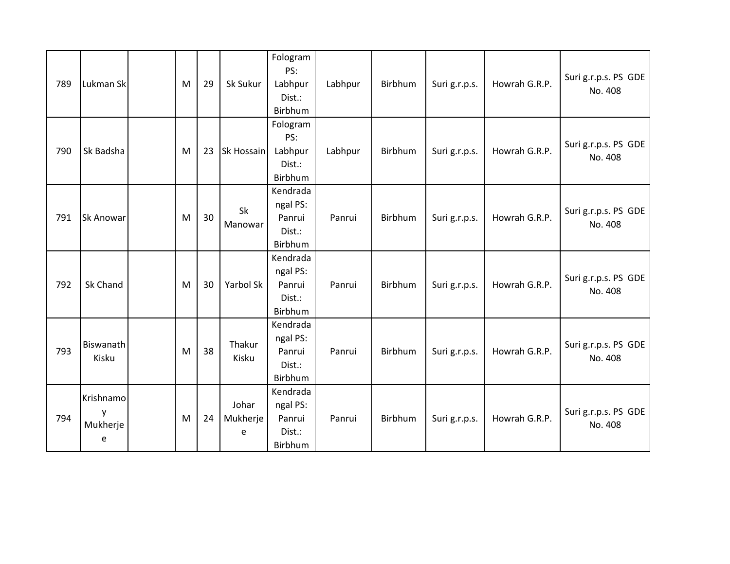| 789 | Lukman Sk | | M | 29 | Sk Sukur | Fologram PS: Labhpur Dist.: Birbhum | Labhpur | Birbhum | Suri g.r.p.s. | Howrah G.R.P. | Suri g.r.p.s. PS GDE No. 408 |
|---|---|---|---|---|---|---|---|---|---|---|---|
| 790 | Sk Badsha | | M | 23 | Sk Hossain | Fologram PS: Labhpur Dist.: Birbhum | Labhpur | Birbhum | Suri g.r.p.s. | Howrah G.R.P. | Suri g.r.p.s. PS GDE No. 408 |
| 791 | Sk Anowar | | M | 30 | Sk Manowar | Kendradangal PS: Panrui Dist.: Birbhum | Panrui | Birbhum | Suri g.r.p.s. | Howrah G.R.P. | Suri g.r.p.s. PS GDE No. 408 |
| 792 | Sk Chand | | M | 30 | Yarbol Sk | Kendradangal PS: Panrui Dist.: Birbhum | Panrui | Birbhum | Suri g.r.p.s. | Howrah G.R.P. | Suri g.r.p.s. PS GDE No. 408 |
| 793 | Biswanath Kisku | | M | 38 | Thakur Kisku | Kendradangal PS: Panrui Dist.: Birbhum | Panrui | Birbhum | Suri g.r.p.s. | Howrah G.R.P. | Suri g.r.p.s. PS GDE No. 408 |
| 794 | Krishnamoy Mukherjee | | M | 24 | Johar Mukherjee | Kendradangal PS: Panrui Dist.: Birbhum | Panrui | Birbhum | Suri g.r.p.s. | Howrah G.R.P. | Suri g.r.p.s. PS GDE No. 408 |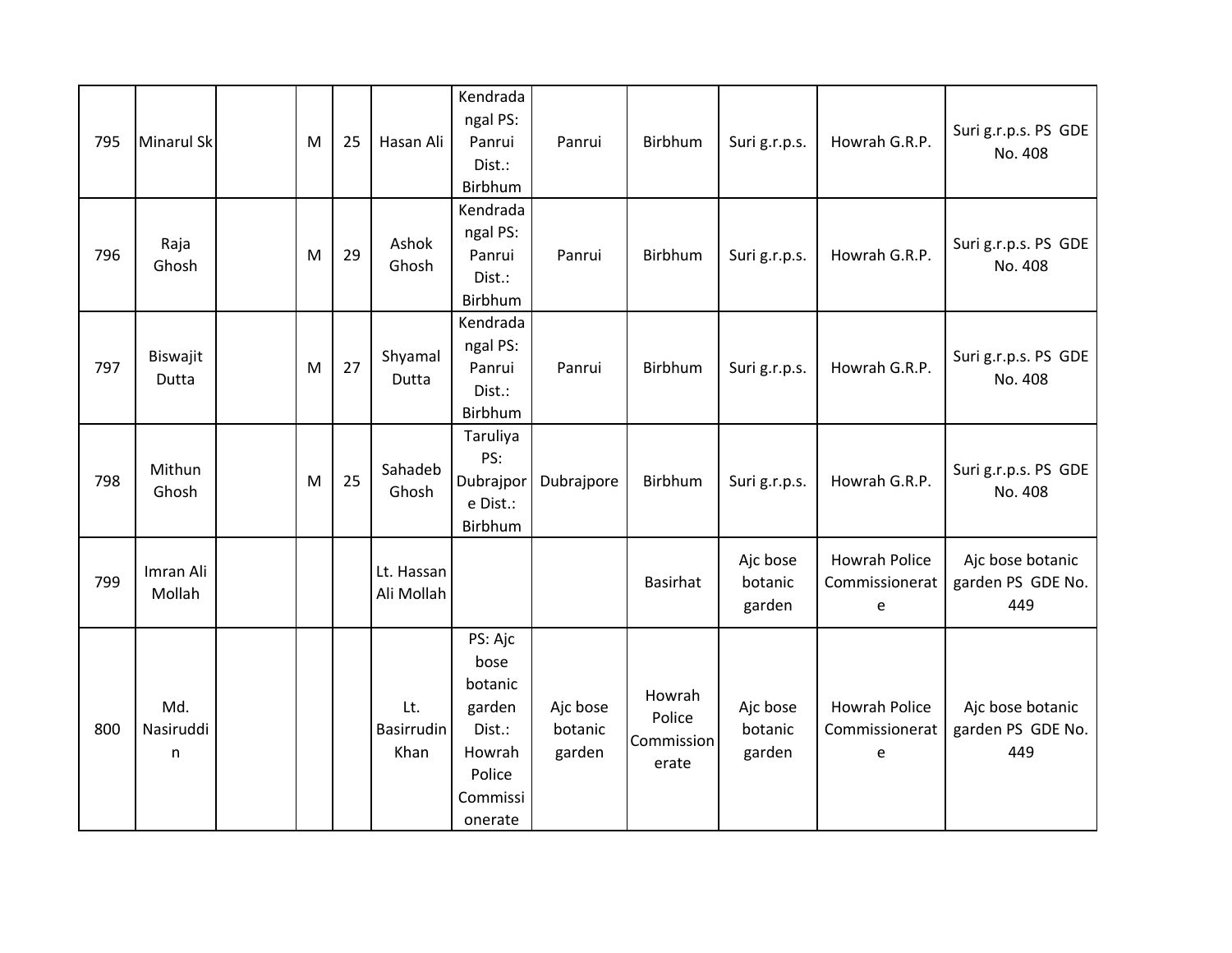| 795 | Minarul Sk | | M | 25 | Hasan Ali | Kendradangal PS: Panrui Dist.: Birbhum | Panrui | Birbhum | Suri g.r.p.s. | Howrah G.R.P. | Suri g.r.p.s. PS GDE No. 408 |
|---|---|---|---|---|---|---|---|---|---|---|---|
| 796 | Raja Ghosh | | M | 29 | Ashok Ghosh | Kendradangal PS: Panrui Dist.: Birbhum | Panrui | Birbhum | Suri g.r.p.s. | Howrah G.R.P. | Suri g.r.p.s. PS GDE No. 408 |
| 797 | Biswajit Dutta | | M | 27 | Shyamal Dutta | Kendradangal PS: Panrui Dist.: Birbhum | Panrui | Birbhum | Suri g.r.p.s. | Howrah G.R.P. | Suri g.r.p.s. PS GDE No. 408 |
| 798 | Mithun Ghosh | | M | 25 | Sahadeb Ghosh | Taruliya PS: Dubrajpore Dist.: Birbhum | Dubrajpore | Birbhum | Suri g.r.p.s. | Howrah G.R.P. | Suri g.r.p.s. PS GDE No. 408 |
| 799 | Imran Ali Mollah | | | | Lt. Hassan Ali Mollah | | | Basirhat | Ajc bose botanic garden | Howrah Police Commissionerate | Ajc bose botanic garden PS GDE No. 449 |
| 800 | Md. Nasiruddin | | | | Lt. Basirrudin Khan | PS: Ajc bose botanic garden Dist.: Howrah Police Commissionerate | Ajc bose botanic garden | Howrah Police Commissionerate | Ajc bose botanic garden | Howrah Police Commissionerate | Ajc bose botanic garden PS GDE No. 449 |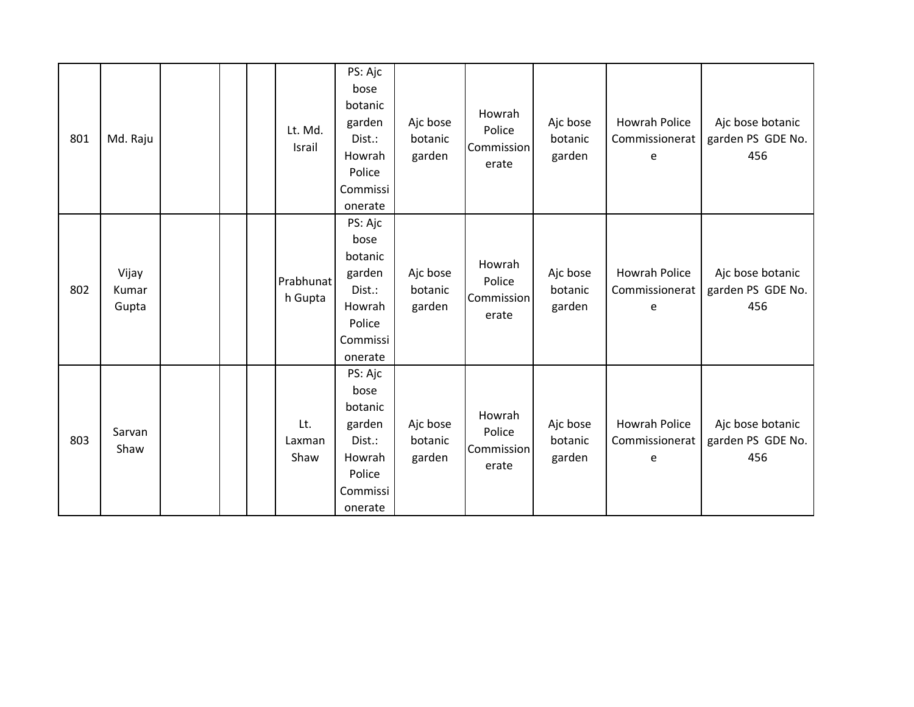| | | | | | | | | | | | |
|---|---|---|---|---|---|---|---|---|---|---|---|
| 801 | Md. Raju | | | | Lt. Md. Israil | PS: Ajc bose botanic garden Dist.: Howrah Police Commissionerate | Ajc bose botanic garden | Howrah Police Commissionerate | Ajc bose botanic garden | Howrah Police Commissionerate | Ajc bose botanic garden PS GDE No. 456 |
| 802 | Vijay Kumar Gupta | | | | Prabhunath Gupta | PS: Ajc bose botanic garden Dist.: Howrah Police Commissionerate | Ajc bose botanic garden | Howrah Police Commissionerate | Ajc bose botanic garden | Howrah Police Commissionerate | Ajc bose botanic garden PS GDE No. 456 |
| 803 | Sarvan Shaw | | | | Lt. Laxman Shaw | PS: Ajc bose botanic garden Dist.: Howrah Police Commissionerate | Ajc bose botanic garden | Howrah Police Commissionerate | Ajc bose botanic garden | Howrah Police Commissionerate | Ajc bose botanic garden PS GDE No. 456 |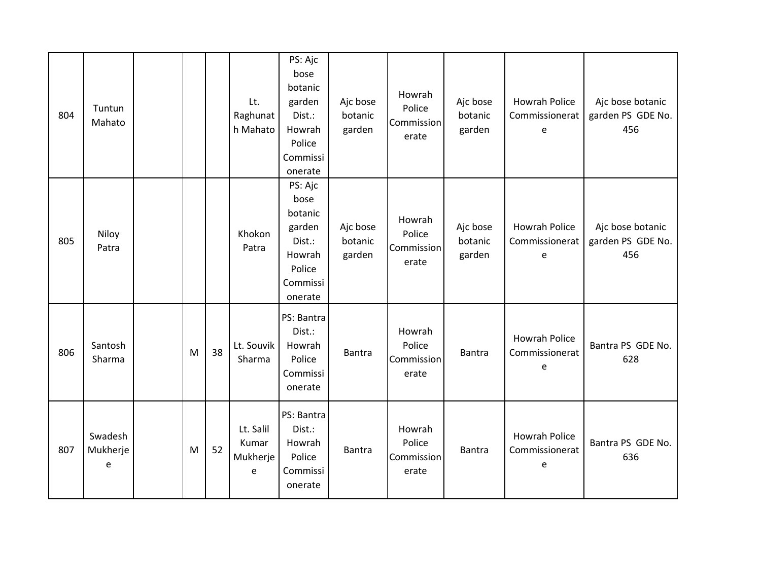| | | | | | | | | | | | |
|---|---|---|---|---|---|---|---|---|---|---|---|
| 804 | Tuntun Mahato | | | | Lt. Raghunath Mahato | PS: Ajc bose botanic garden Dist.: Howrah Police Commissionerate | Ajc bose botanic garden | Howrah Police Commissionerate | Ajc bose botanic garden | Howrah Police Commissionerate | Ajc bose botanic garden PS GDE No. 456 |
| 805 | Niloy Patra | | | | Khokon Patra | PS: Ajc bose botanic garden Dist.: Howrah Police Commissionerate | Ajc bose botanic garden | Howrah Police Commissionerate | Ajc bose botanic garden | Howrah Police Commissionerate | Ajc bose botanic garden PS GDE No. 456 |
| 806 | Santosh Sharma | | M | 38 | Lt. Souvik Sharma | PS: Bantra Dist.: Howrah Police Commissionerate | Bantra | Howrah Police Commissionerate | Bantra | Howrah Police Commissionerate | Bantra PS GDE No. 628 |
| 807 | Swadesh Mukherjee | | M | 52 | Lt. Salil Kumar Mukherjee | PS: Bantra Dist.: Howrah Police Commissionerate | Bantra | Howrah Police Commissionerate | Bantra | Howrah Police Commissionerate | Bantra PS GDE No. 636 |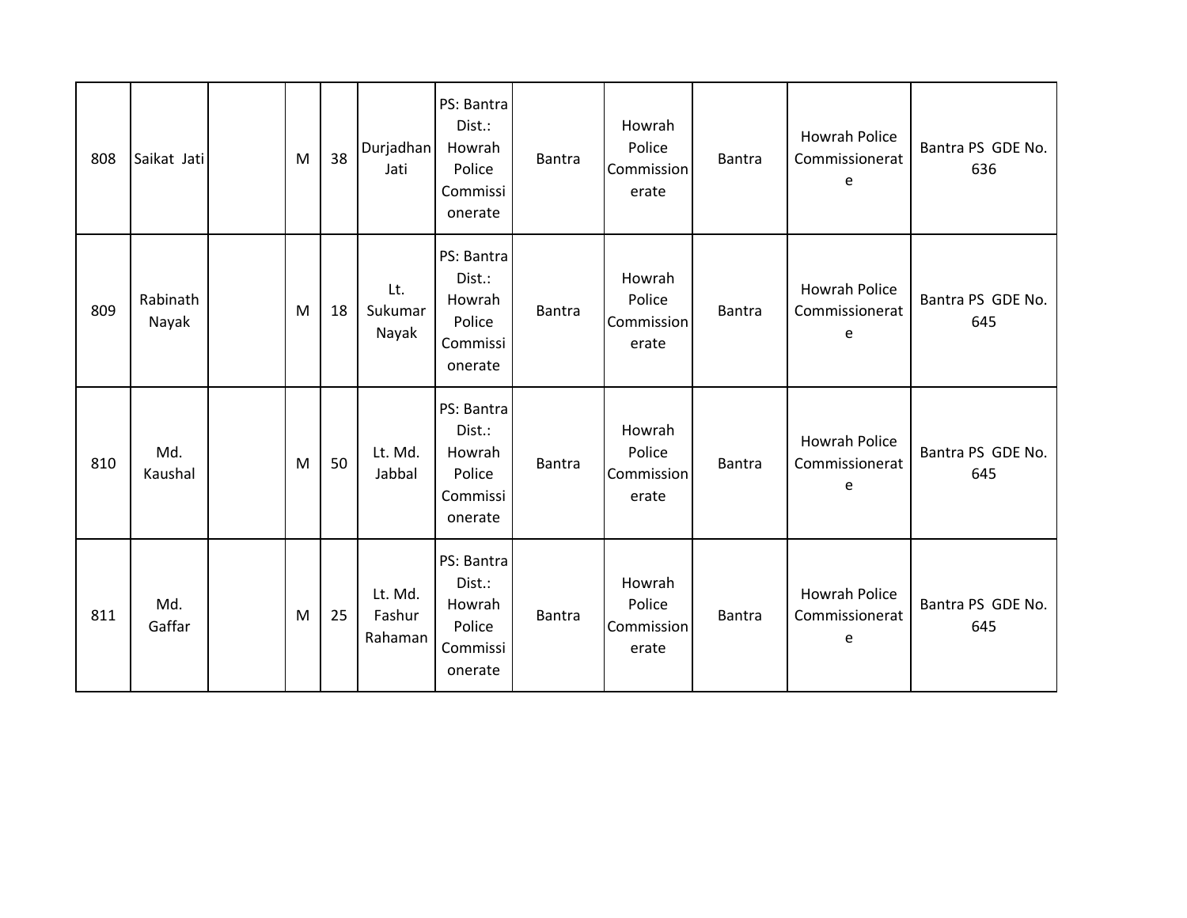| | | | | | | | | | | | |
|---|---|---|---|---|---|---|---|---|---|---|---|
| 808 | Saikat Jati | | M | 38 | Durjadhan Jati | PS: Bantra Dist.: Howrah Police Commissionerate | Bantra | Howrah Police Commissionerate | Bantra | Howrah Police Commissionerate | Bantra PS GDE No. 636 |
| 809 | Rabinath Nayak | | M | 18 | Lt. Sukumar Nayak | PS: Bantra Dist.: Howrah Police Commissionerate | Bantra | Howrah Police Commissionerate | Bantra | Howrah Police Commissionerate | Bantra PS GDE No. 645 |
| 810 | Md. Kaushal | | M | 50 | Lt. Md. Jabbal | PS: Bantra Dist.: Howrah Police Commissionerate | Bantra | Howrah Police Commissionerate | Bantra | Howrah Police Commissionerate | Bantra PS GDE No. 645 |
| 811 | Md. Gaffar | | M | 25 | Lt. Md. Fashur Rahaman | PS: Bantra Dist.: Howrah Police Commissionerate | Bantra | Howrah Police Commissionerate | Bantra | Howrah Police Commissionerate | Bantra PS GDE No. 645 |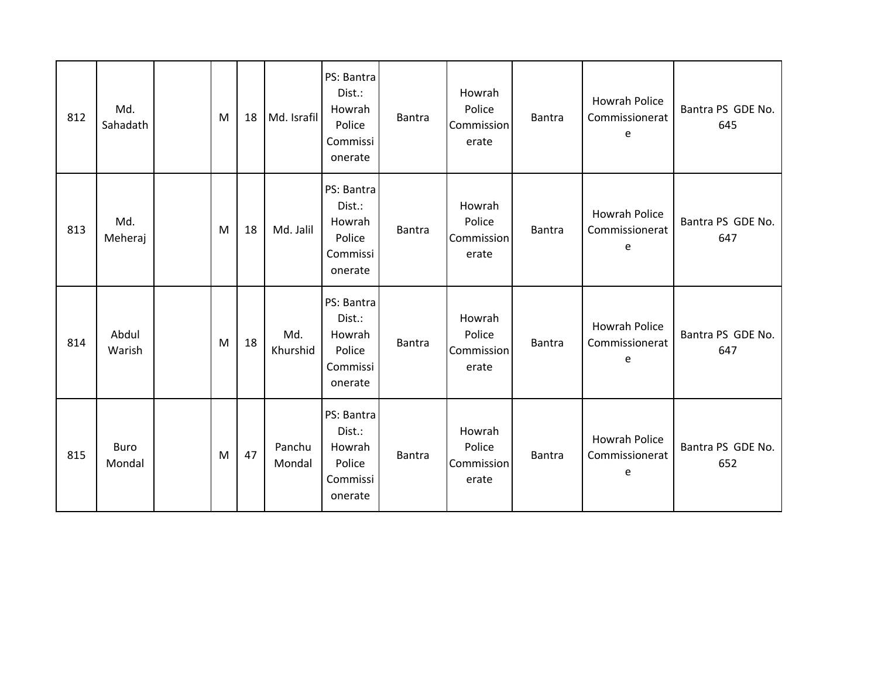| | | | | | | | | | | | |
|---|---|---|---|---|---|---|---|---|---|---|---|
| 812 | Md. Sahadath | | M | 18 | Md. Israfil | PS: Bantra Dist.: Howrah Police Commissionerate | Bantra | Howrah Police Commissionerate | Bantra | Howrah Police Commissionerate | Bantra PS GDE No. 645 |
| 813 | Md. Meheraj | | M | 18 | Md. Jalil | PS: Bantra Dist.: Howrah Police Commissionerate | Bantra | Howrah Police Commissionerate | Bantra | Howrah Police Commissionerate | Bantra PS GDE No. 647 |
| 814 | Abdul Warish | | M | 18 | Md. Khurshid | PS: Bantra Dist.: Howrah Police Commissionerate | Bantra | Howrah Police Commissionerate | Bantra | Howrah Police Commissionerate | Bantra PS GDE No. 647 |
| 815 | Buro Mondal | | M | 47 | Panchu Mondal | PS: Bantra Dist.: Howrah Police Commissionerate | Bantra | Howrah Police Commissionerate | Bantra | Howrah Police Commissionerate | Bantra PS GDE No. 652 |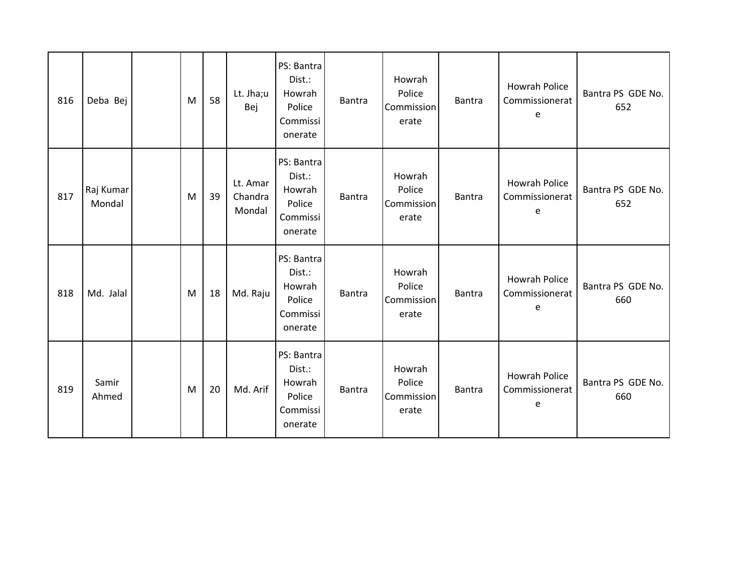| 816 | Deba Bej | | M | 58 | Lt. Jha;u Bej | PS: Bantra Dist.: Howrah Police Commissionerate | Bantra | Howrah Police Commissionerate | Bantra | Howrah Police Commissionerate | Bantra PS GDE No. 652 |
|---|---|---|---|---|---|---|---|---|---|---|---|
| 817 | Raj Kumar Mondal | | M | 39 | Lt. Amar Chandra Mondal | PS: Bantra Dist.: Howrah Police Commissionerate | Bantra | Howrah Police Commissionerate | Bantra | Howrah Police Commissionerate | Bantra PS GDE No. 652 |
| 818 | Md. Jalal | | M | 18 | Md. Raju | PS: Bantra Dist.: Howrah Police Commissionerate | Bantra | Howrah Police Commissionerate | Bantra | Howrah Police Commissionerate | Bantra PS GDE No. 660 |
| 819 | Samir Ahmed | | M | 20 | Md. Arif | PS: Bantra Dist.: Howrah Police Commissionerate | Bantra | Howrah Police Commissionerate | Bantra | Howrah Police Commissionerate | Bantra PS GDE No. 660 |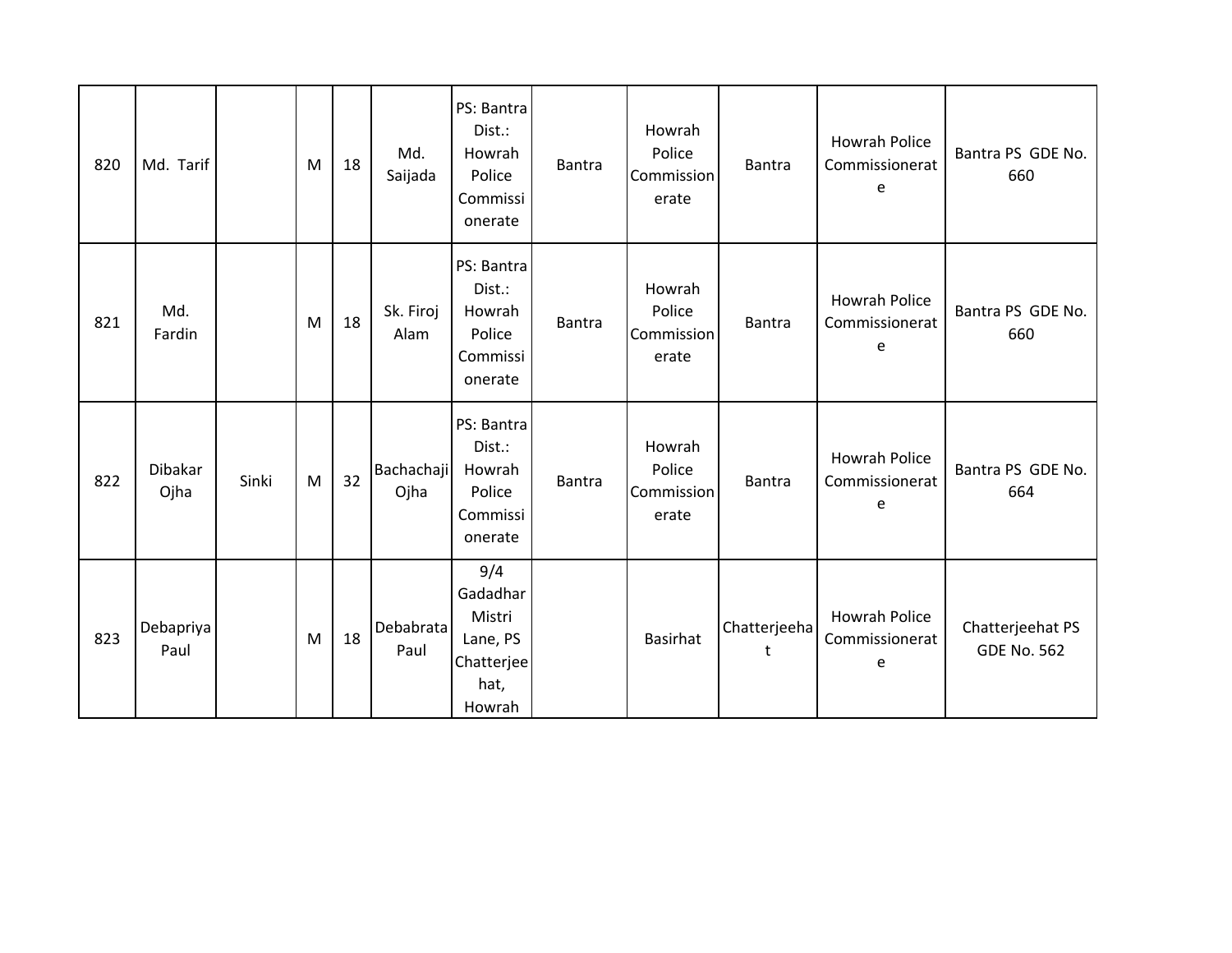| 820 | Md. Tarif | | M | 18 | Md. Saijada | PS: Bantra Dist.: Howrah Police Commissionerate | Bantra | Howrah Police Commissionerate | Bantra | Howrah Police Commissionerate | Bantra PS GDE No. 660 |
|---|---|---|---|---|---|---|---|---|---|---|---|
| 821 | Md. Fardin | | M | 18 | Sk. Firoj Alam | PS: Bantra Dist.: Howrah Police Commissionerate | Bantra | Howrah Police Commissionerate | Bantra | Howrah Police Commissionerate | Bantra PS GDE No. 660 |
| 822 | Dibakar Ojha | Sinki | M | 32 | Bachachaji Ojha | PS: Bantra Dist.: Howrah Police Commissionerate | Bantra | Howrah Police Commissionerate | Bantra | Howrah Police Commissionerate | Bantra PS GDE No. 664 |
| 823 | Debapriya Paul | | M | 18 | Debabrata Paul | 9/4 Gadadhar Mistri Lane, PS Chatterjeehat, Howrah | | Basirhat | Chatterjeehat | Howrah Police Commissionerate | Chatterjeehat PS GDE No. 562 |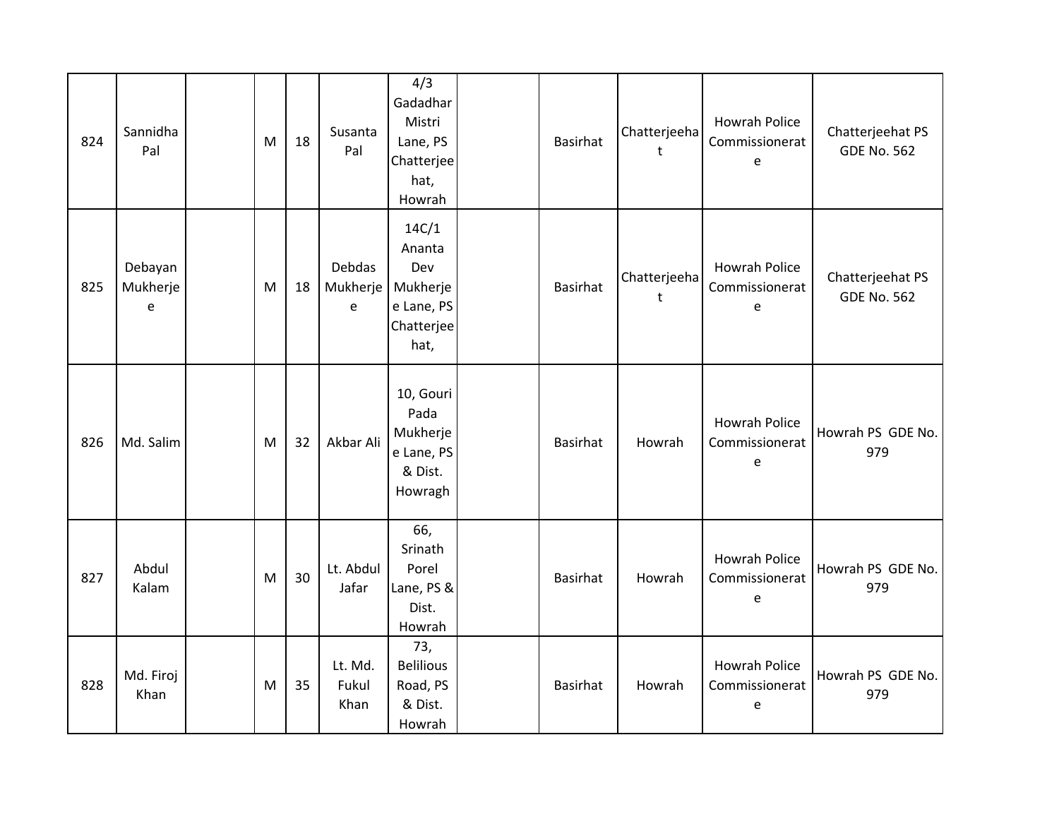| 824 | Sannidha Pal | | M | 18 | Susanta Pal | 4/3 Gadadhar Mistri Lane, PS Chatterjeehat, Howrah | | Basirhat | Chatterjeehat | Howrah Police Commissionerate | Chatterjeehat PS GDE No. 562 |
|---|---|---|---|---|---|---|---|---|---|---|---|
| 825 | Debayan Mukherjee | | M | 18 | Debdas Mukherjee | 14C/1 Ananta Dev Mukherjee Lane, PS Chatterjeehat, | | Basirhat | Chatterjeehat | Howrah Police Commissionerate | Chatterjeehat PS GDE No. 562 |
| 826 | Md. Salim | | M | 32 | Akbar Ali | 10, Gouri Pada Mukherjee Lane, PS & Dist. Howragh | | Basirhat | Howrah | Howrah Police Commissionerate | Howrah PS GDE No. 979 |
| 827 | Abdul Kalam | | M | 30 | Lt. Abdul Jafar | 66, Srinath Porel Lane, PS & Dist. Howrah | | Basirhat | Howrah | Howrah Police Commissionerate | Howrah PS GDE No. 979 |
| 828 | Md. Firoj Khan | | M | 35 | Lt. Md. Fukul Khan | 73, Belilious Road, PS & Dist. Howrah | | Basirhat | Howrah | Howrah Police Commissionerate | Howrah PS GDE No. 979 |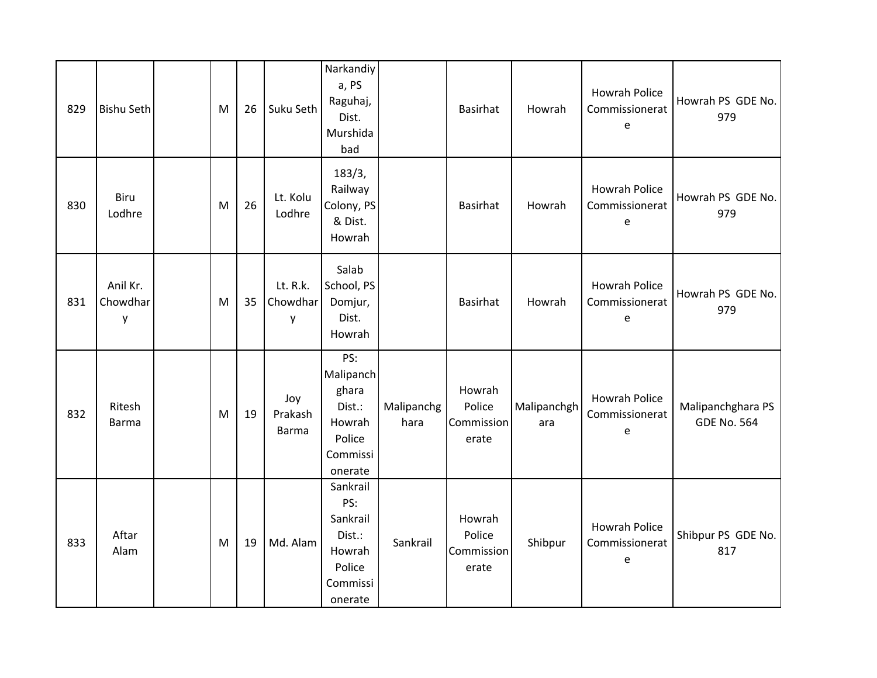| 829 | Bishu Seth | | M | 26 | Suku Seth | Narkandiya, PS Raguhaj, Dist. Murshidabad | | Basirhat | Howrah | Howrah Police Commissionerate | Howrah PS GDE No. 979 |
|---|---|---|---|---|---|---|---|---|---|---|---|
| 830 | Biru Lodhre | | M | 26 | Lt. Kolu Lodhre | 183/3, Railway Colony, PS & Dist. Howrah | | Basirhat | Howrah | Howrah Police Commissionerate | Howrah PS GDE No. 979 |
| 831 | Anil Kr. Chowdhary | | M | 35 | Lt. R.k. Chowdhary | Salab School, PS Domjur, Dist. Howrah | | Basirhat | Howrah | Howrah Police Commissionerate | Howrah PS GDE No. 979 |
| 832 | Ritesh Barma | | M | 19 | Joy Prakash Barma | PS: Malipanchghara Dist.: Howrah Police Commissionerate | Malipanchghara | Howrah Police Commissionerate | Malipanchghara | Howrah Police Commissionerate | Malipanchghara PS GDE No. 564 |
| 833 | Aftar Alam | | M | 19 | Md. Alam | Sankrail PS: Sankrail Dist.: Howrah Police Commissionerate | Sankrail | Howrah Police Commissionerate | Shibpur | Howrah Police Commissionerate | Shibpur PS GDE No. 817 |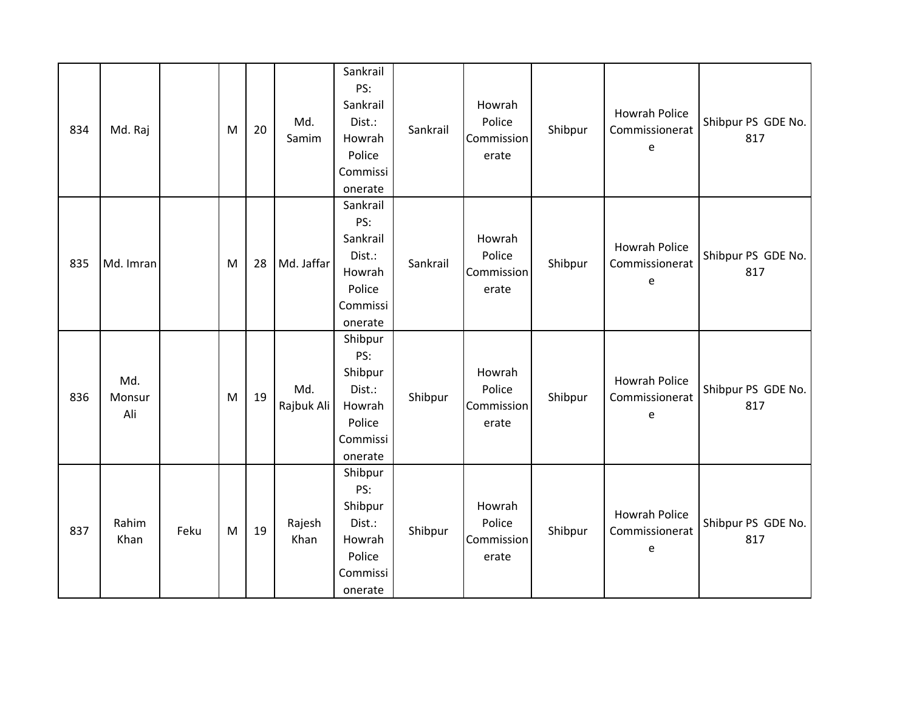| 834 | Md. Raj | | M | 20 | Md. Samim | Sankrail PS: Sankrail Dist.: Howrah Police Commissionerate | Sankrail | Howrah Police Commissionerate | Shibpur | Howrah Police Commissionerate | Shibpur PS GDE No. 817 |
|---|---|---|---|---|---|---|---|---|---|---|---|
| 835 | Md. Imran | | M | 28 | Md. Jaffar | Sankrail PS: Sankrail Dist.: Howrah Police Commissionerate | Sankrail | Howrah Police Commissionerate | Shibpur | Howrah Police Commissionerate | Shibpur PS GDE No. 817 |
| 836 | Md. Monsur Ali | | M | 19 | Md. Rajbuk Ali | Shibpur PS: Shibpur Dist.: Howrah Police Commissionerate | Shibpur | Howrah Police Commissionerate | Shibpur | Howrah Police Commissionerate | Shibpur PS GDE No. 817 |
| 837 | Rahim Khan | Feku | M | 19 | Rajesh Khan | Shibpur PS: Shibpur Dist.: Howrah Police Commissionerate | Shibpur | Howrah Police Commissionerate | Shibpur | Howrah Police Commissionerate | Shibpur PS GDE No. 817 |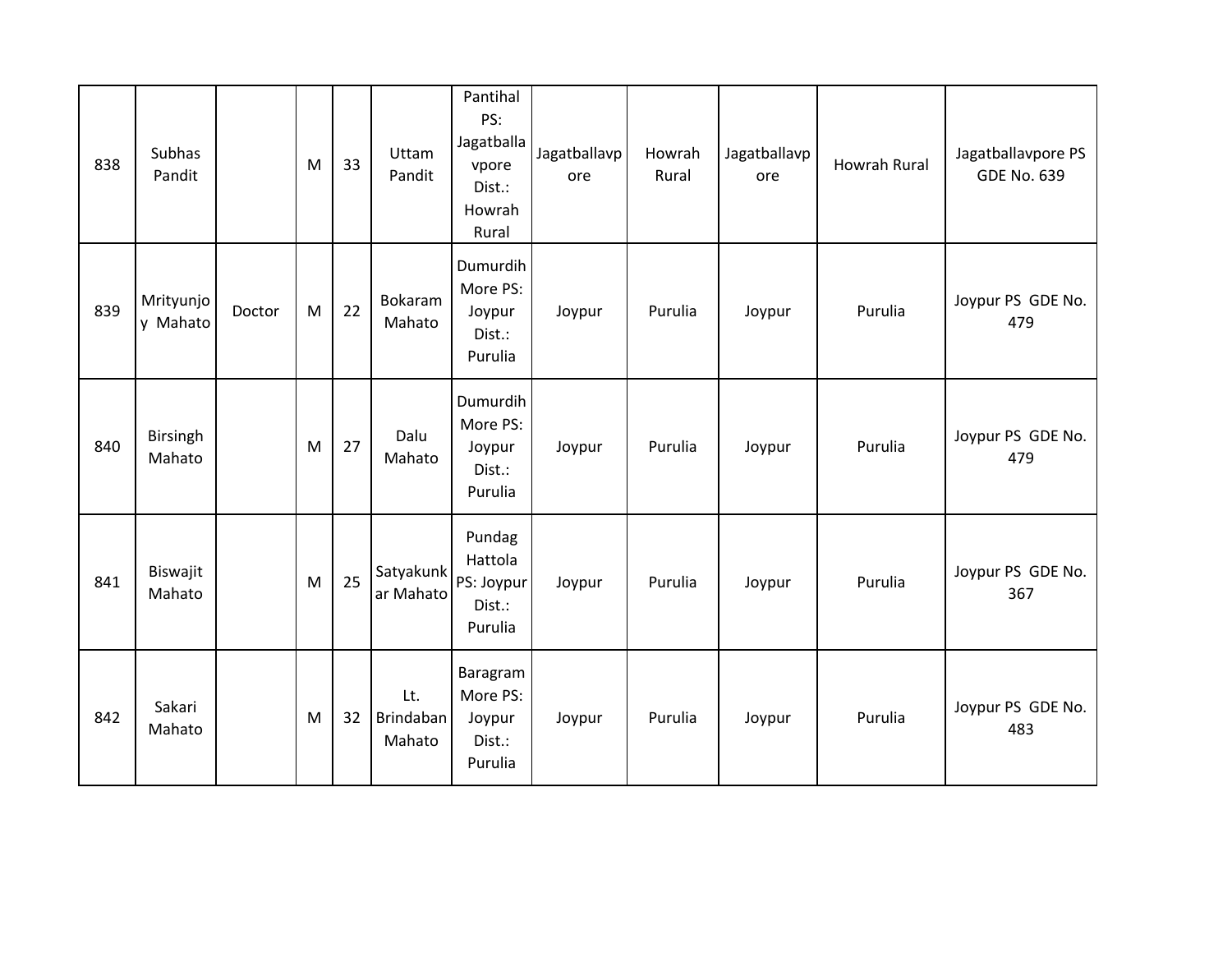| 838 | Subhas Pandit | | M | 33 | Uttam Pandit | Pantihal PS: Jagatballavpore Dist.: Howrah Rural | Jagatballavpore | Howrah Rural | Jagatballavpore | Howrah Rural | Jagatballavpore PS GDE No. 639 |
|---|---|---|---|---|---|---|---|---|---|---|---|
| 839 | Mrityunjoy Mahato | Doctor | M | 22 | Bokaram Mahato | Dumurdih More PS: Joypur Dist.: Purulia | Joypur | Purulia | Joypur | Purulia | Joypur PS GDE No. 479 |
| 840 | Birsingh Mahato | | M | 27 | Dalu Mahato | Dumurdih More PS: Joypur Dist.: Purulia | Joypur | Purulia | Joypur | Purulia | Joypur PS GDE No. 479 |
| 841 | Biswajit Mahato | | M | 25 | Satyakunkar Mahato | Pundag Hattola PS: Joypur Dist.: Purulia | Joypur | Purulia | Joypur | Purulia | Joypur PS GDE No. 367 |
| 842 | Sakari Mahato | | M | 32 | Lt. Brindaban Mahato | Baragram More PS: Joypur Dist.: Purulia | Joypur | Purulia | Joypur | Purulia | Joypur PS GDE No. 483 |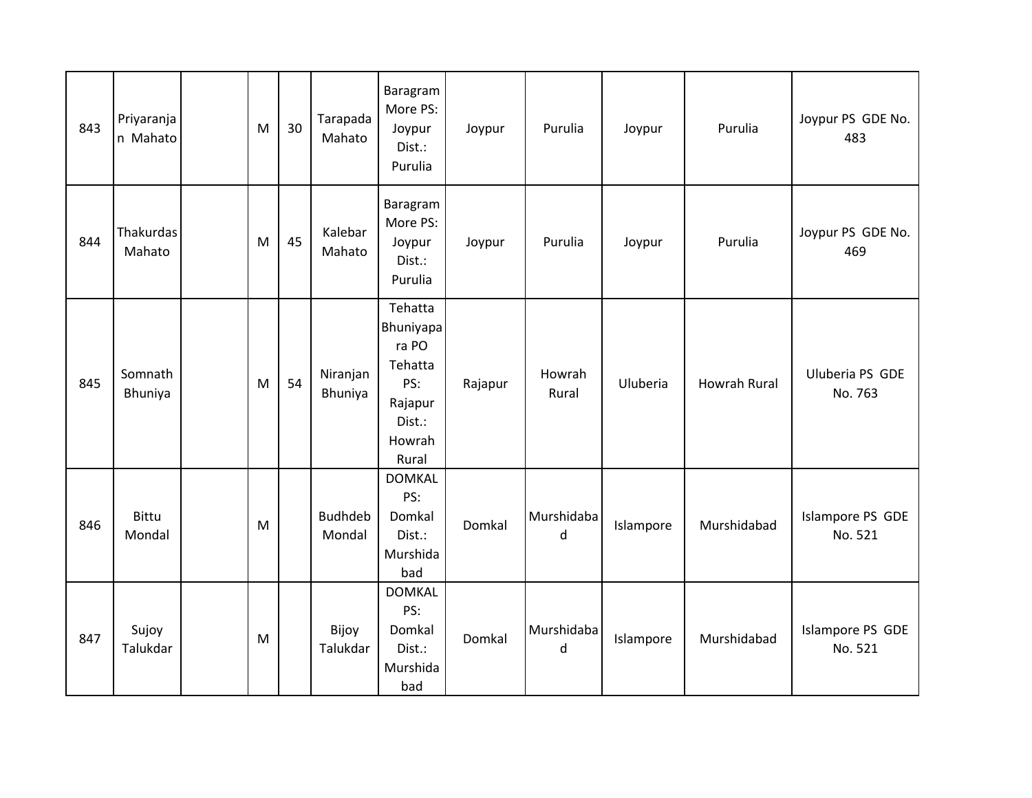| 843 | Priyaranjan Mahato | | M | 30 | Tarapada Mahato | Baragram More PS: Joypur Dist.: Purulia | Joypur | Purulia | Joypur | Purulia | Joypur PS GDE No. 483 |
|---|---|---|---|---|---|---|---|---|---|---|---|
| 844 | Thakurdas Mahato | | M | 45 | Kalebar Mahato | Baragram More PS: Joypur Dist.: Purulia | Joypur | Purulia | Joypur | Purulia | Joypur PS GDE No. 469 |
| 845 | Somnath Bhuniya | | M | 54 | Niranjan Bhuniya | Tehatta Bhuniyapara PO Tehatta PS: Rajapur Dist.: Howrah Rural | Rajapur | Howrah Rural | Uluberia | Howrah Rural | Uluberia PS GDE No. 763 |
| 846 | Bittu Mondal | | M | | Budhdeb Mondal | DOMKAL PS: Domkal Dist.: Murshidabad | Domkal | Murshidabad | Islampore | Murshidabad | Islampore PS GDE No. 521 |
| 847 | Sujoy Talukdar | | M | | Bijoy Talukdar | DOMKAL PS: Domkal Dist.: Murshidabad | Domkal | Murshidabad | Islampore | Murshidabad | Islampore PS GDE No. 521 |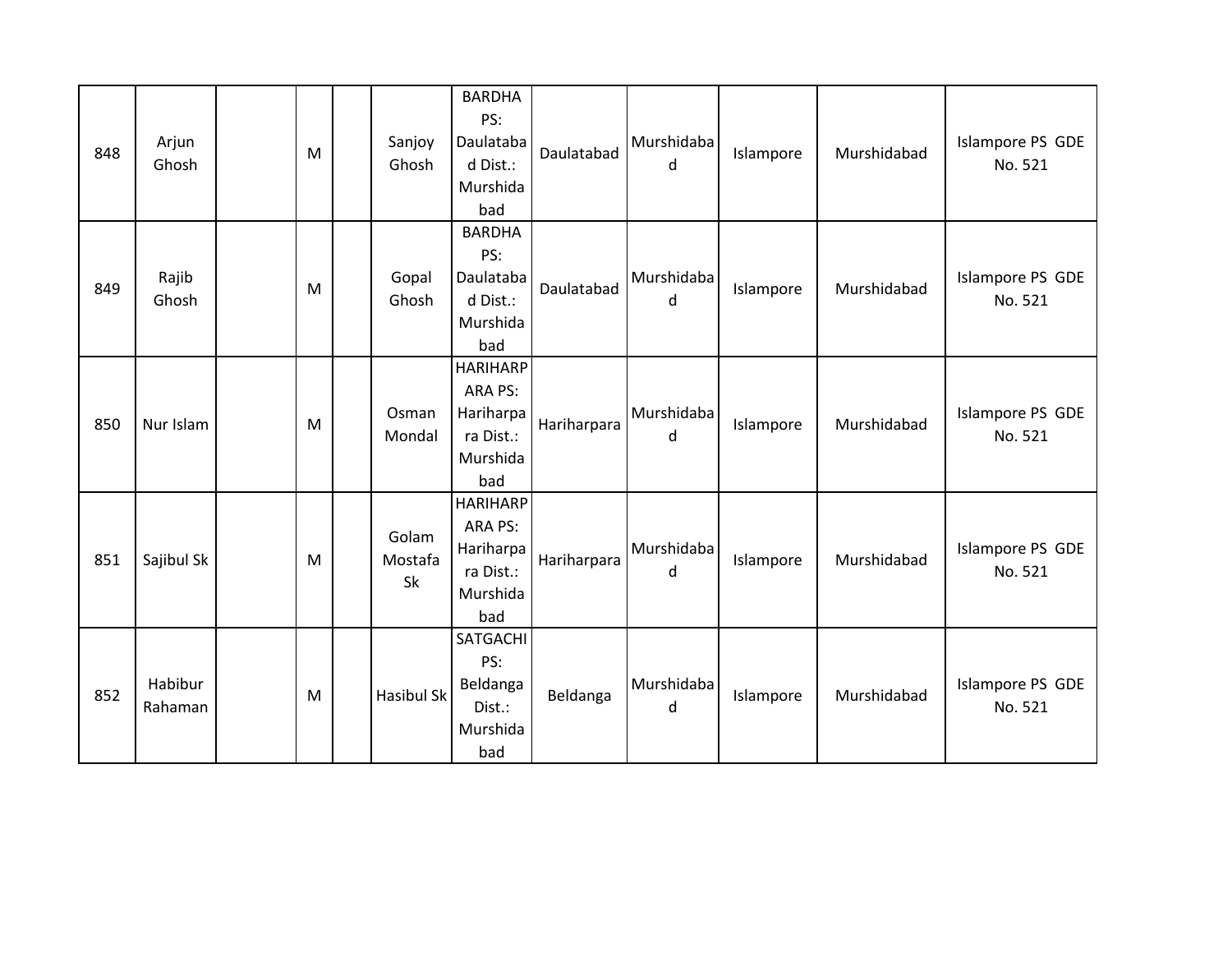| | | | | | | | | | | | |
|---|---|---|---|---|---|---|---|---|---|---|---|
| 848 | Arjun Ghosh | | M | | Sanjoy Ghosh | BARDHA PS: Daulatabad Dist.: Murshidabad | Daulatabad | Murshidabad | Islampore | Murshidabad | Islampore PS GDE No. 521 |
| 849 | Rajib Ghosh | | M | | Gopal Ghosh | BARDHA PS: Daulatabad Dist.: Murshidabad | Daulatabad | Murshidabad | Islampore | Murshidabad | Islampore PS GDE No. 521 |
| 850 | Nur Islam | | M | | Osman Mondal | HARIHARPARA PS: Hariharpara Dist.: Murshidabad | Hariharpara | Murshidabad | Islampore | Murshidabad | Islampore PS GDE No. 521 |
| 851 | Sajibul Sk | | M | | Golam Mostafa Sk | HARIHARPARA PS: Hariharpara Dist.: Murshidabad | Hariharpara | Murshidabad | Islampore | Murshidabad | Islampore PS GDE No. 521 |
| 852 | Habibur Rahaman | | M | | Hasibul Sk | SATGACHI PS: Beldanga Dist.: Murshidabad | Beldanga | Murshidabad | Islampore | Murshidabad | Islampore PS GDE No. 521 |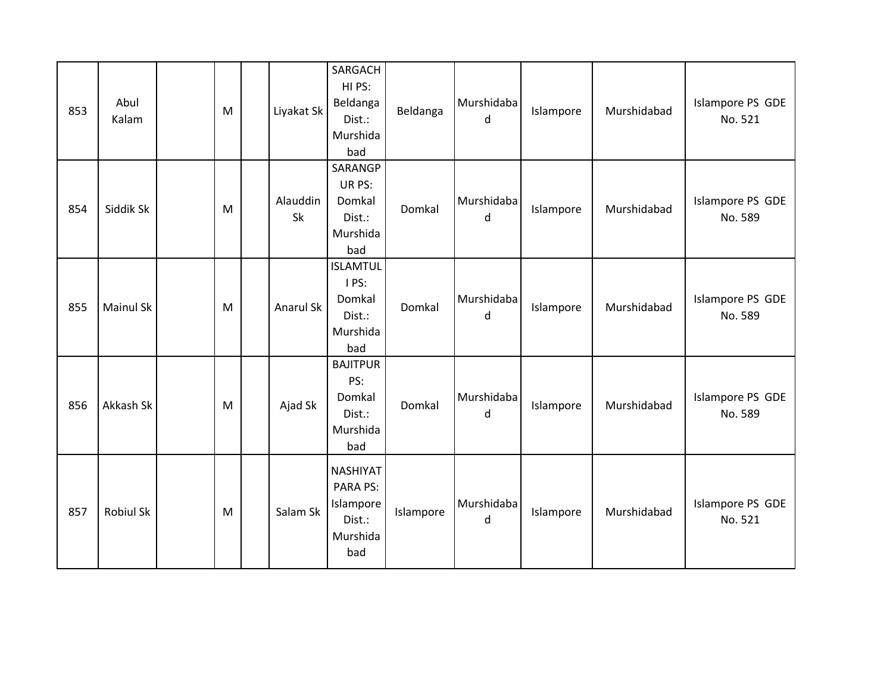| | | | | | | | | | | | |
|---|---|---|---|---|---|---|---|---|---|---|---|
| 853 | Abul Kalam | | M | | Liyakat Sk | SARGACHHI PS: Beldanga Dist.: Murshidabad | Beldanga | Murshidabad | Islampore | Murshidabad | Islampore PS GDE No. 521 |
| 854 | Siddik Sk | | M | | Alauddin Sk | SARANGPUR PS: Domkal Dist.: Murshidabad | Domkal | Murshidabad | Islampore | Murshidabad | Islampore PS GDE No. 589 |
| 855 | Mainul Sk | | M | | Anarul Sk | ISLAMTULI PS: Domkal Dist.: Murshidabad | Domkal | Murshidabad | Islampore | Murshidabad | Islampore PS GDE No. 589 |
| 856 | Akkash Sk | | M | | Ajad Sk | BAJITPUR PS: Domkal Dist.: Murshidabad | Domkal | Murshidabad | Islampore | Murshidabad | Islampore PS GDE No. 589 |
| 857 | Robiul Sk | | M | | Salam Sk | NASHIYATPARA PS: Islampore Dist.: Murshidabad | Islampore | Murshidabad | Islampore | Murshidabad | Islampore PS GDE No. 521 |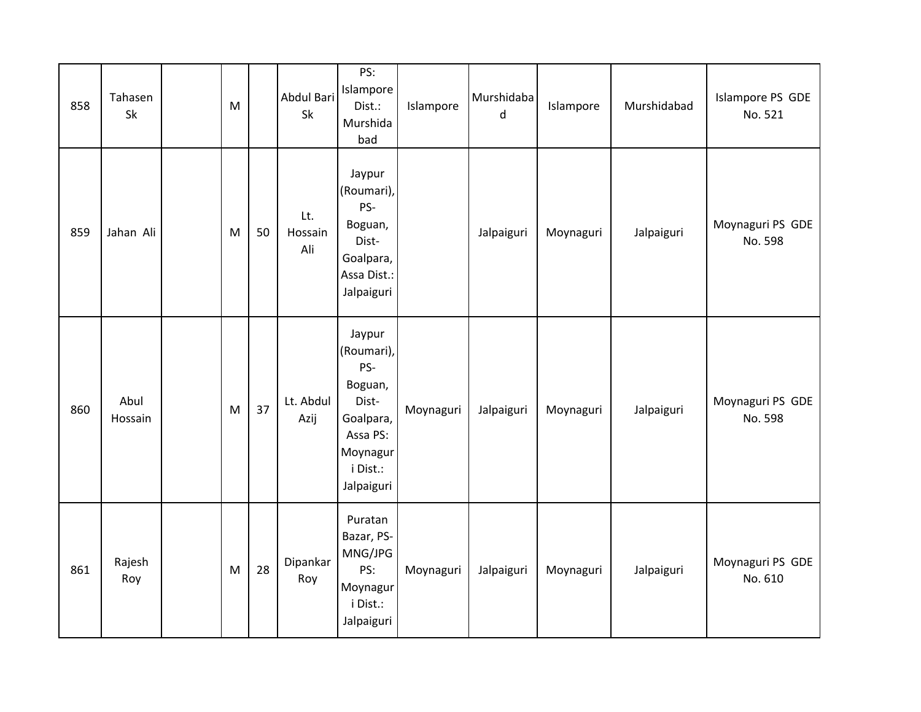| | | | | | | | | | | | |
|---|---|---|---|---|---|---|---|---|---|---|---|
| 858 | Tahasen Sk | | M | | Abdul Bari Sk | PS: Islampore Dist.: Murshidabad | Islampore | Murshidabad | Islampore | Murshidabad | Islampore PS GDE No. 521 |
| 859 | Jahan Ali | | M | 50 | Lt. Hossain Ali | Jaypur (Roumari), PS-Boguan, Dist-Goalpara, Assa Dist.: Jalpaiguri | | Jalpaiguri | Moynaguri | Jalpaiguri | Moynaguri PS GDE No. 598 |
| 860 | Abul Hossain | | M | 37 | Lt. Abdul Azij | Jaypur (Roumari), PS-Boguan, Dist-Goalpara, Assa PS: Moynaguri Dist.: Jalpaiguri | Moynaguri | Jalpaiguri | Moynaguri | Jalpaiguri | Moynaguri PS GDE No. 598 |
| 861 | Rajesh Roy | | M | 28 | Dipankar Roy | Puratan Bazar, PS-MNG/JPG PS: Moynaguri Dist.: Jalpaiguri | Moynaguri | Jalpaiguri | Moynaguri | Jalpaiguri | Moynaguri PS GDE No. 610 |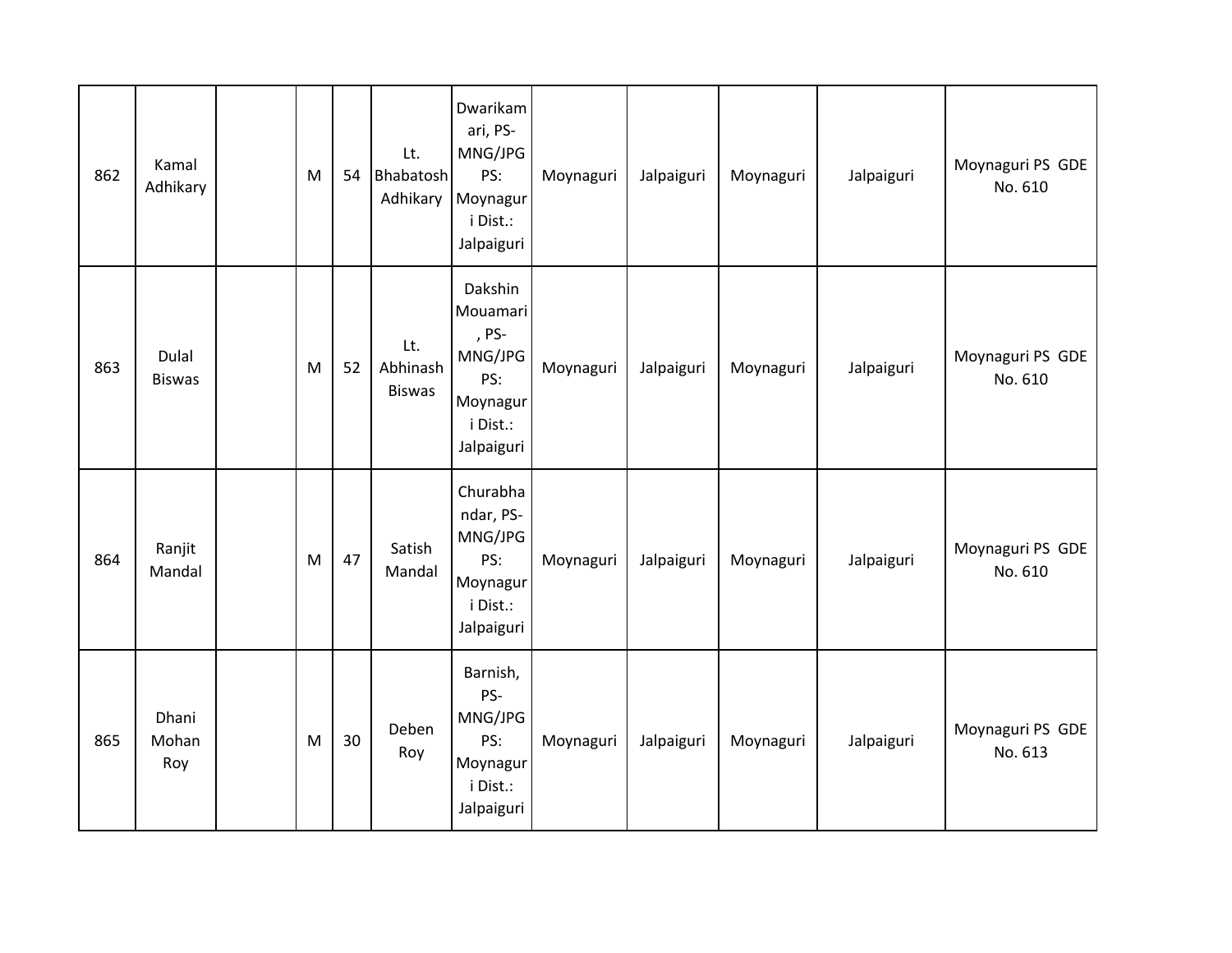| 862 | Kamal Adhikary | | M | 54 | Lt. Bhabatosh Adhikary | Dwarikamari, PS-MNG/JPG PS: Moynaguri Dist.: Jalpaiguri | Moynaguri | Jalpaiguri | Moynaguri | Jalpaiguri | Moynaguri PS GDE No. 610 |
|---|---|---|---|---|---|---|---|---|---|---|---|
| 863 | Dulal Biswas | | M | 52 | Lt. Abhinash Biswas | Dakshin Mouamari, PS-MNG/JPG PS: Moynaguri Dist.: Jalpaiguri | Moynaguri | Jalpaiguri | Moynaguri | Jalpaiguri | Moynaguri PS GDE No. 610 |
| 864 | Ranjit Mandal | | M | 47 | Satish Mandal | Churabhandar, PS-MNG/JPG PS: Moynaguri Dist.: Jalpaiguri | Moynaguri | Jalpaiguri | Moynaguri | Jalpaiguri | Moynaguri PS GDE No. 610 |
| 865 | Dhani Mohan Roy | | M | 30 | Deben Roy | Barnish, PS-MNG/JPG PS: Moynaguri Dist.: Jalpaiguri | Moynaguri | Jalpaiguri | Moynaguri | Jalpaiguri | Moynaguri PS GDE No. 613 |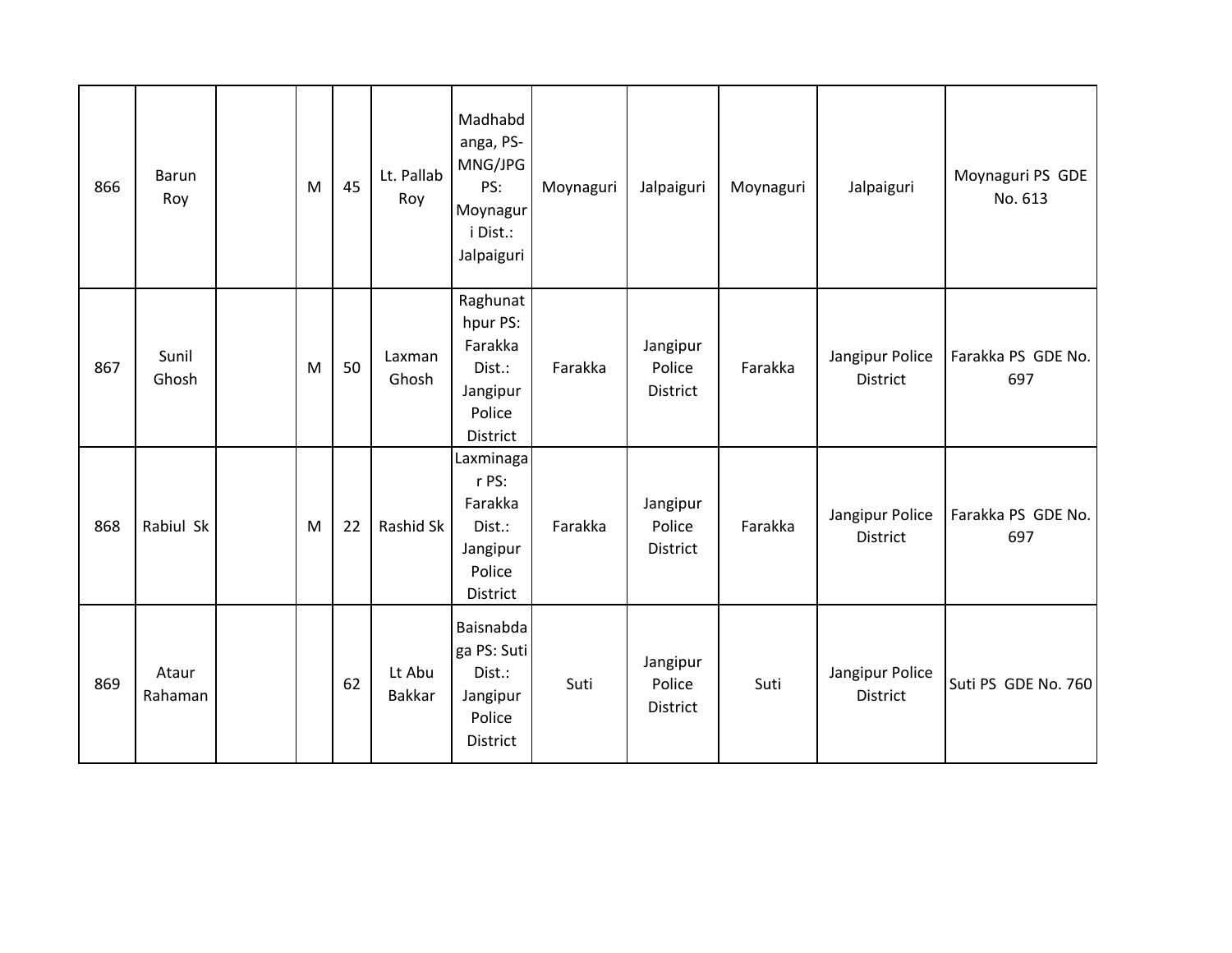| 866 | Barun Roy | | M | 45 | Lt. Pallab Roy | Madhabdanga, PS-MNG/JPG PS: Moynaguri Dist.: Jalpaiguri | Moynaguri | Jalpaiguri | Moynaguri | Jalpaiguri | Moynaguri PS GDE No. 613 |
|---|---|---|---|---|---|---|---|---|---|---|---|
| 867 | Sunil Ghosh | | M | 50 | Laxman Ghosh | Raghunathpur PS: Farakka Dist.: Jangipur Police District | Farakka | Jangipur Police District | Farakka | Jangipur Police District | Farakka PS GDE No. 697 |
| 868 | Rabiul Sk | | M | 22 | Rashid Sk | Laxminagar PS: Farakka Dist.: Jangipur Police District | Farakka | Jangipur Police District | Farakka | Jangipur Police District | Farakka PS GDE No. 697 |
| 869 | Ataur Rahaman | | | 62 | Lt Abu Bakkar | Baisnabdaga PS: Suti Dist.: Jangipur Police District | Suti | Jangipur Police District | Suti | Jangipur Police District | Suti PS GDE No. 760 |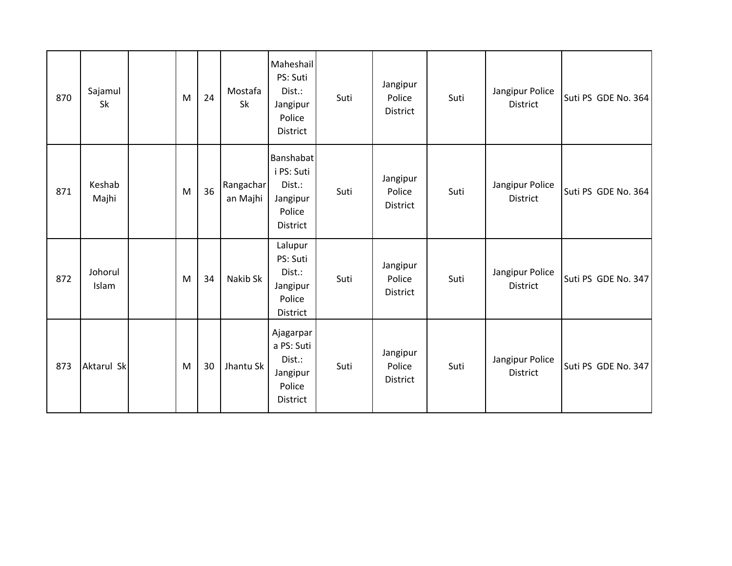| 870 | Sajamul Sk | | M | 24 | Mostafa Sk | Maheshail PS: Suti Dist.: Jangipur Police District | Suti | Jangipur Police District | Suti | Jangipur Police District | Suti PS GDE No. 364 |
|---|---|---|---|---|---|---|---|---|---|---|---|
| 871 | Keshab Majhi | | M | 36 | Rangacharan Majhi | Banshabati PS: Suti Dist.: Jangipur Police District | Suti | Jangipur Police District | Suti | Jangipur Police District | Suti PS GDE No. 364 |
| 872 | Johorul Islam | | M | 34 | Nakib Sk | Lalupur PS: Suti Dist.: Jangipur Police District | Suti | Jangipur Police District | Suti | Jangipur Police District | Suti PS GDE No. 347 |
| 873 | Aktarul Sk | | M | 30 | Jhantu Sk | Ajagarpara PS: Suti Dist.: Jangipur Police District | Suti | Jangipur Police District | Suti | Jangipur Police District | Suti PS GDE No. 347 |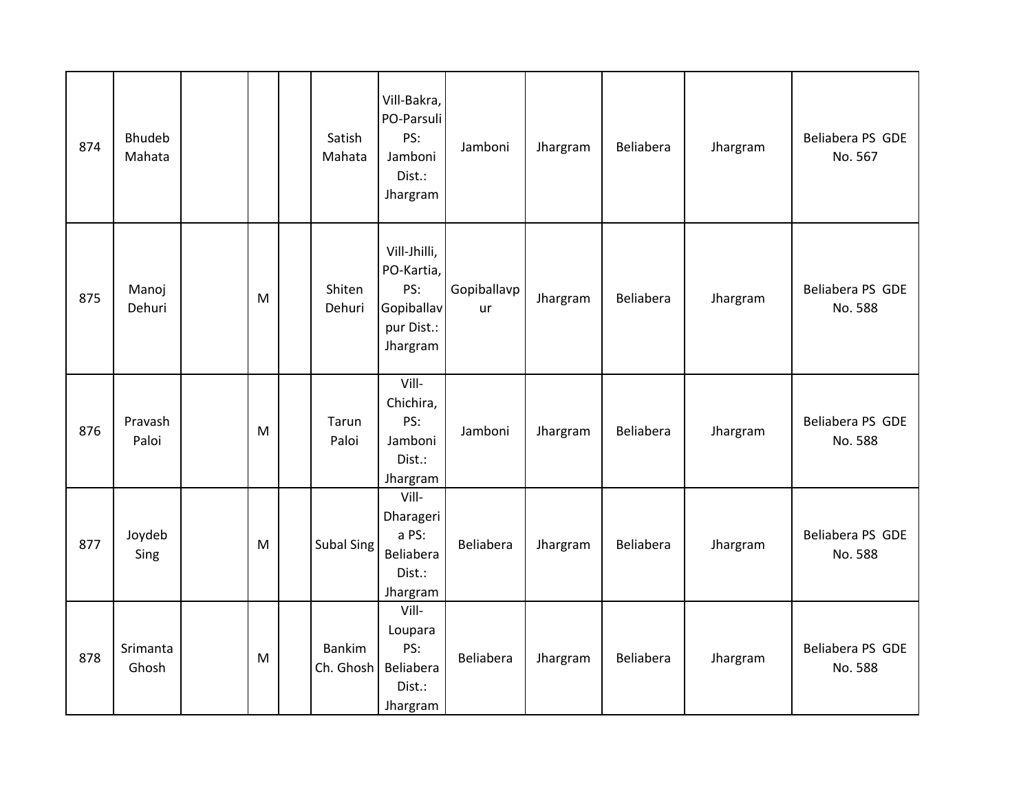| | | | | | | | | | | | |
|---|---|---|---|---|---|---|---|---|---|---|---|
| 874 | Bhudeb Mahata | | | | Satish Mahata | Vill-Bakra, PO-Parsuli PS: Jamboni Dist.: Jhargram | Jamboni | Jhargram | Beliabera | Jhargram | Beliabera PS GDE No. 567 |
| 875 | Manoj Dehuri | | M | | Shiten Dehuri | Vill-Jhilli, PO-Kartia, PS: Gopiballavpur Dist.: Jhargram | Gopiballavpur | Jhargram | Beliabera | Jhargram | Beliabera PS GDE No. 588 |
| 876 | Pravash Paloi | | M | | Tarun Paloi | Vill-Chichira, PS: Jamboni Dist.: Jhargram | Jamboni | Jhargram | Beliabera | Jhargram | Beliabera PS GDE No. 588 |
| 877 | Joydeb Sing | | M | | Subal Sing | Vill-Dharageria PS: Beliabera Dist.: Jhargram | Beliabera | Jhargram | Beliabera | Jhargram | Beliabera PS GDE No. 588 |
| 878 | Srimanta Ghosh | | M | | Bankim Ch. Ghosh | Vill-Loupara PS: Beliabera Dist.: Jhargram | Beliabera | Jhargram | Beliabera | Jhargram | Beliabera PS GDE No. 588 |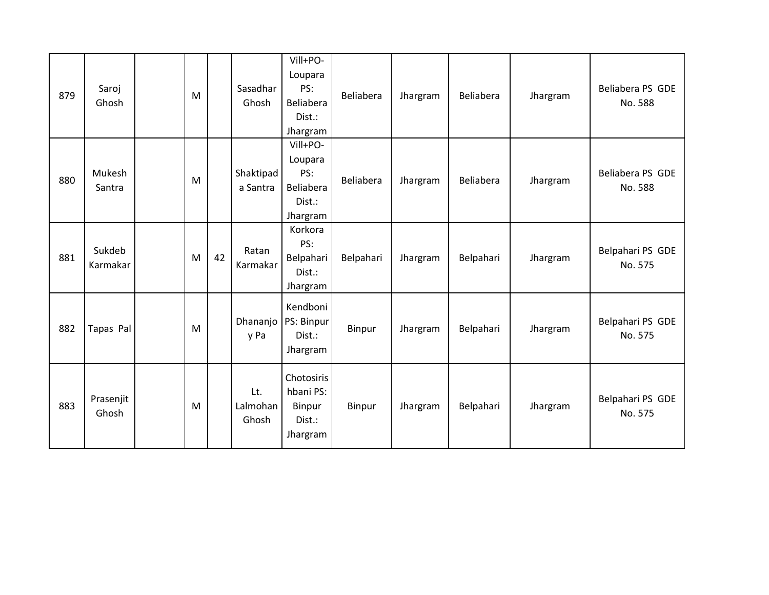| | | | | | | | | | | | |
|---|---|---|---|---|---|---|---|---|---|---|---|
| 879 | Saroj Ghosh | | M | | Sasadhar Ghosh | Vill+PO-Loupara PS: Beliabera Dist.: Jhargram | Beliabera | Jhargram | Beliabera | Jhargram | Beliabera PS GDE No. 588 |
| 880 | Mukesh Santra | | M | | Shaktipada Santra | Vill+PO-Loupara PS: Beliabera Dist.: Jhargram | Beliabera | Jhargram | Beliabera | Jhargram | Beliabera PS GDE No. 588 |
| 881 | Sukdeb Karmakar | | M | 42 | Ratan Karmakar | Korkora PS: Belpahari Dist.: Jhargram | Belpahari | Jhargram | Belpahari | Jhargram | Belpahari PS GDE No. 575 |
| 882 | Tapas Pal | | M | | Dhananjoy Pa | Kendboni PS: Binpur Dist.: Jhargram | Binpur | Jhargram | Belpahari | Jhargram | Belpahari PS GDE No. 575 |
| 883 | Prasenjit Ghosh | | M | | Lt. Lalmohan Ghosh | Chotosirishbani PS: Binpur Dist.: Jhargram | Binpur | Jhargram | Belpahari | Jhargram | Belpahari PS GDE No. 575 |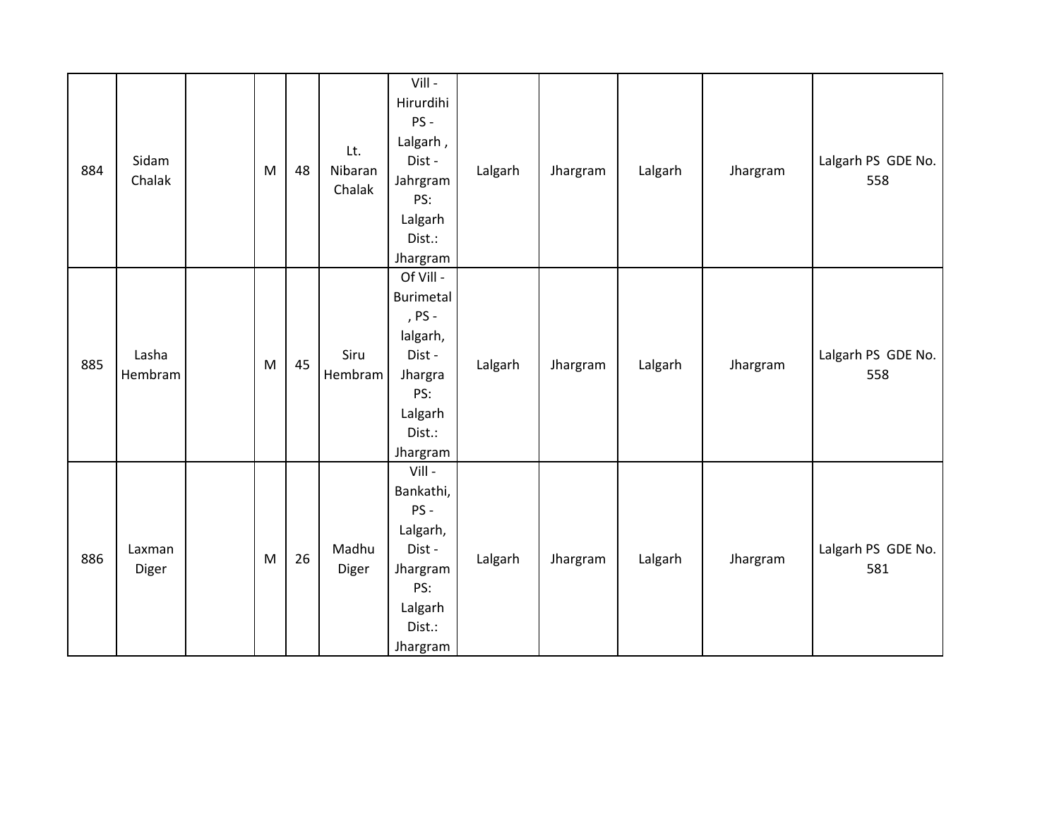| 884 | Sidam Chalak | | M | 48 | Lt. Nibaran Chalak | Vill - Hirurdihi PS - Lalgarh , Dist - Jahrgram PS: Lalgarh Dist.: Jhargram | Lalgarh | Jhargram | Lalgarh | Jhargram | Lalgarh PS GDE No. 558 |
|---|---|---|---|---|---|---|---|---|---|---|---|
| 885 | Lasha Hembram | | M | 45 | Siru Hembram | Of Vill - Burimetal , PS - lalgarh, Dist - Jhargra PS: Lalgarh Dist.: Jhargram | Lalgarh | Jhargram | Lalgarh | Jhargram | Lalgarh PS GDE No. 558 |
| 886 | Laxman Diger | | M | 26 | Madhu Diger | Vill - Bankathi, PS - Lalgarh, Dist - Jhargram PS: Lalgarh Dist.: Jhargram | Lalgarh | Jhargram | Lalgarh | Jhargram | Lalgarh PS GDE No. 581 |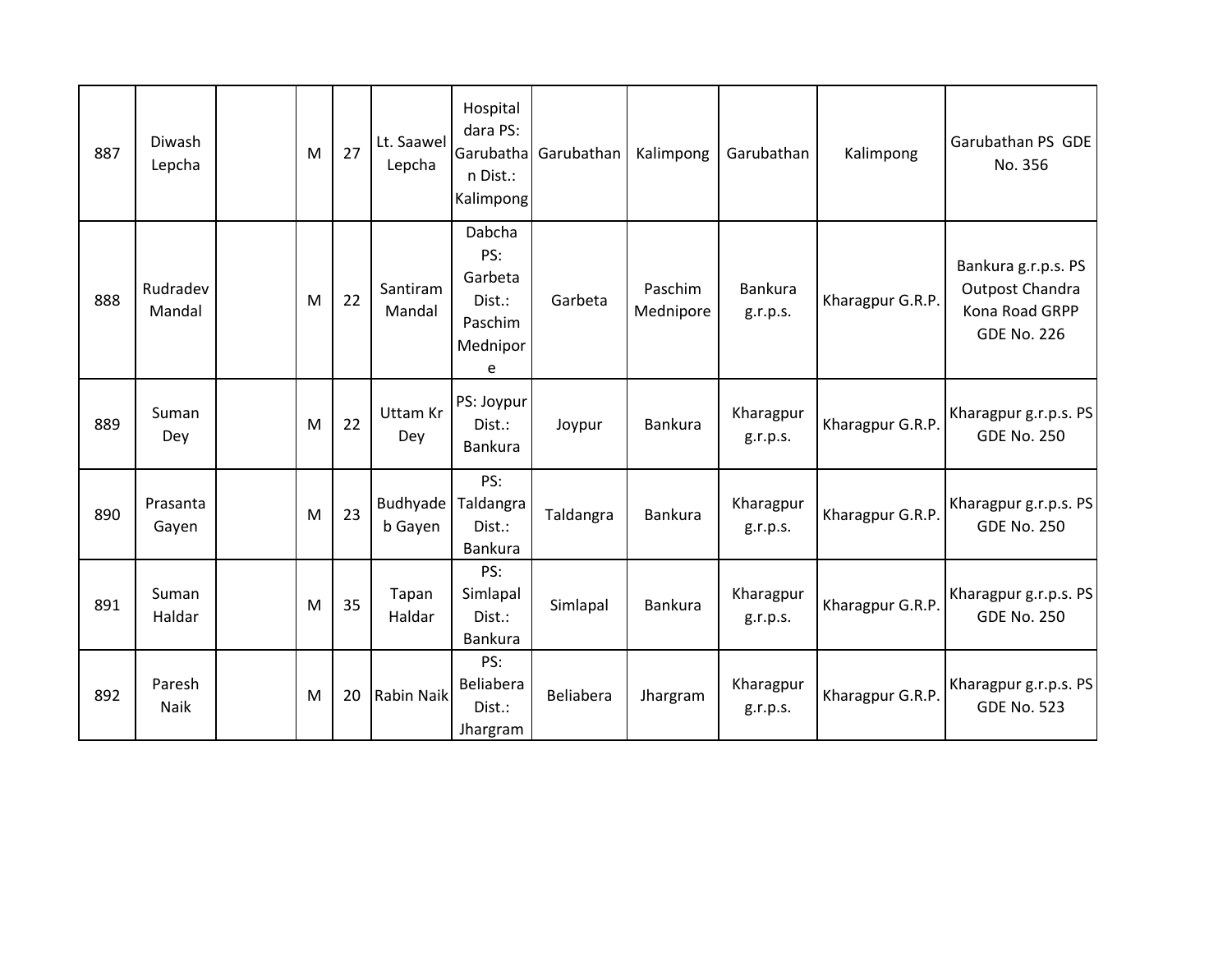| | | | | | | | | | | | |
|---|---|---|---|---|---|---|---|---|---|---|---|
| 887 | Diwash Lepcha | | M | 27 | Lt. Saawel Lepcha | Hospital dara PS: Garubathan Dist.: Kalimpong | Garubathan | Kalimpong | Garubathan | Kalimpong | Garubathan PS GDE No. 356 |
| 888 | Rudradev Mandal | | M | 22 | Santiram Mandal | Dabcha PS: Garbeta Dist.: Paschim Mednipore | Garbeta | Paschim Mednipore | Bankura g.r.p.s. | Kharagpur G.R.P. | Bankura g.r.p.s. PS Outpost Chandra Kona Road GRPP GDE No. 226 |
| 889 | Suman Dey | | M | 22 | Uttam Kr Dey | PS: Joypur Dist.: Bankura | Joypur | Bankura | Kharagpur g.r.p.s. | Kharagpur G.R.P. | Kharagpur g.r.p.s. PS GDE No. 250 |
| 890 | Prasanta Gayen | | M | 23 | Budhyadeb Gayen | PS: Taldangra Dist.: Bankura | Taldangra | Bankura | Kharagpur g.r.p.s. | Kharagpur G.R.P. | Kharagpur g.r.p.s. PS GDE No. 250 |
| 891 | Suman Haldar | | M | 35 | Tapan Haldar | PS: Simlapal Dist.: Bankura | Simlapal | Bankura | Kharagpur g.r.p.s. | Kharagpur G.R.P. | Kharagpur g.r.p.s. PS GDE No. 250 |
| 892 | Paresh Naik | | M | 20 | Rabin Naik | PS: Beliabera Dist.: Jhargram | Beliabera | Jhargram | Kharagpur g.r.p.s. | Kharagpur G.R.P. | Kharagpur g.r.p.s. PS GDE No. 523 |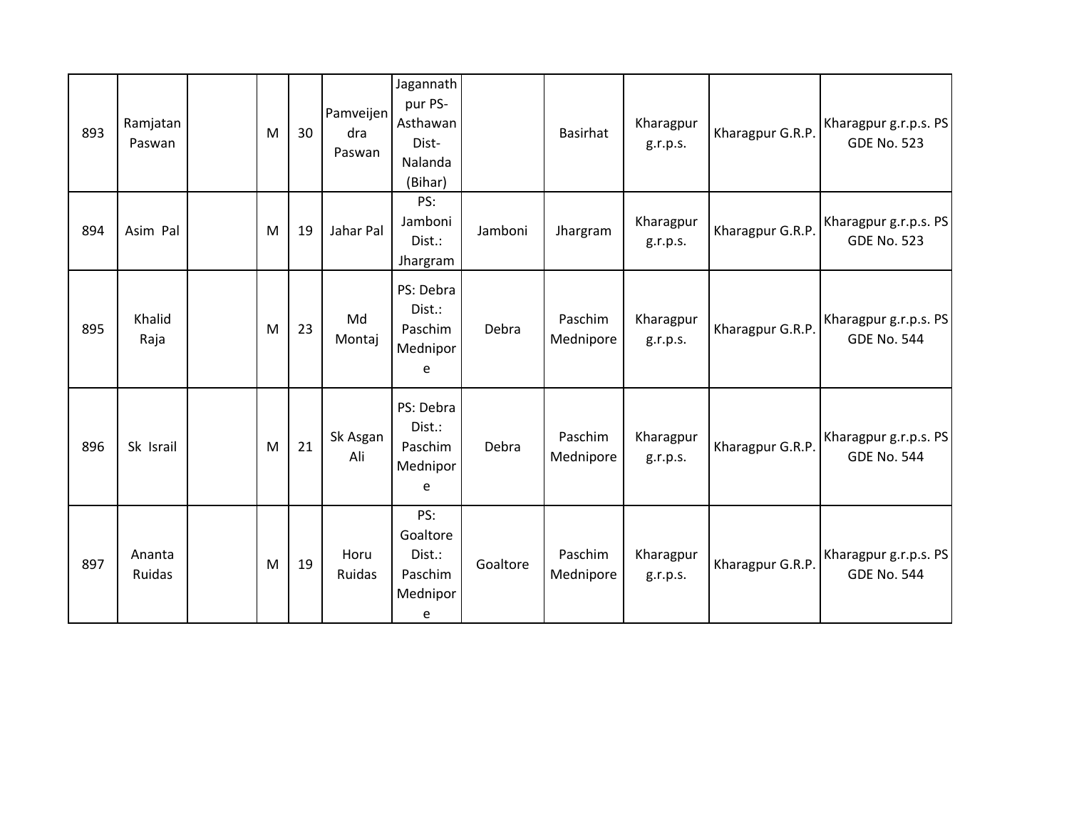| | | | | | | | | | | | |
|---|---|---|---|---|---|---|---|---|---|---|---|
| 893 | Ramjatan Paswan | | M | 30 | Pamveijendra Paswan | Jagannathpur PS-Asthawan Dist-Nalanda (Bihar) | | Basirhat | Kharagpur g.r.p.s. | Kharagpur G.R.P. | Kharagpur g.r.p.s. PS GDE No. 523 |
| 894 | Asim Pal | | M | 19 | Jahar Pal | PS: Jamboni Dist.: Jhargram | Jamboni | Jhargram | Kharagpur g.r.p.s. | Kharagpur G.R.P. | Kharagpur g.r.p.s. PS GDE No. 523 |
| 895 | Khalid Raja | | M | 23 | Md Montaj | PS: Debra Dist.: Paschim Mednipore | Debra | Paschim Mednipore | Kharagpur g.r.p.s. | Kharagpur G.R.P. | Kharagpur g.r.p.s. PS GDE No. 544 |
| 896 | Sk Israil | | M | 21 | Sk Asgan Ali | PS: Debra Dist.: Paschim Mednipore | Debra | Paschim Mednipore | Kharagpur g.r.p.s. | Kharagpur G.R.P. | Kharagpur g.r.p.s. PS GDE No. 544 |
| 897 | Ananta Ruidas | | M | 19 | Horu Ruidas | PS: Goaltore Dist.: Paschim Mednipore | Goaltore | Paschim Mednipore | Kharagpur g.r.p.s. | Kharagpur G.R.P. | Kharagpur g.r.p.s. PS GDE No. 544 |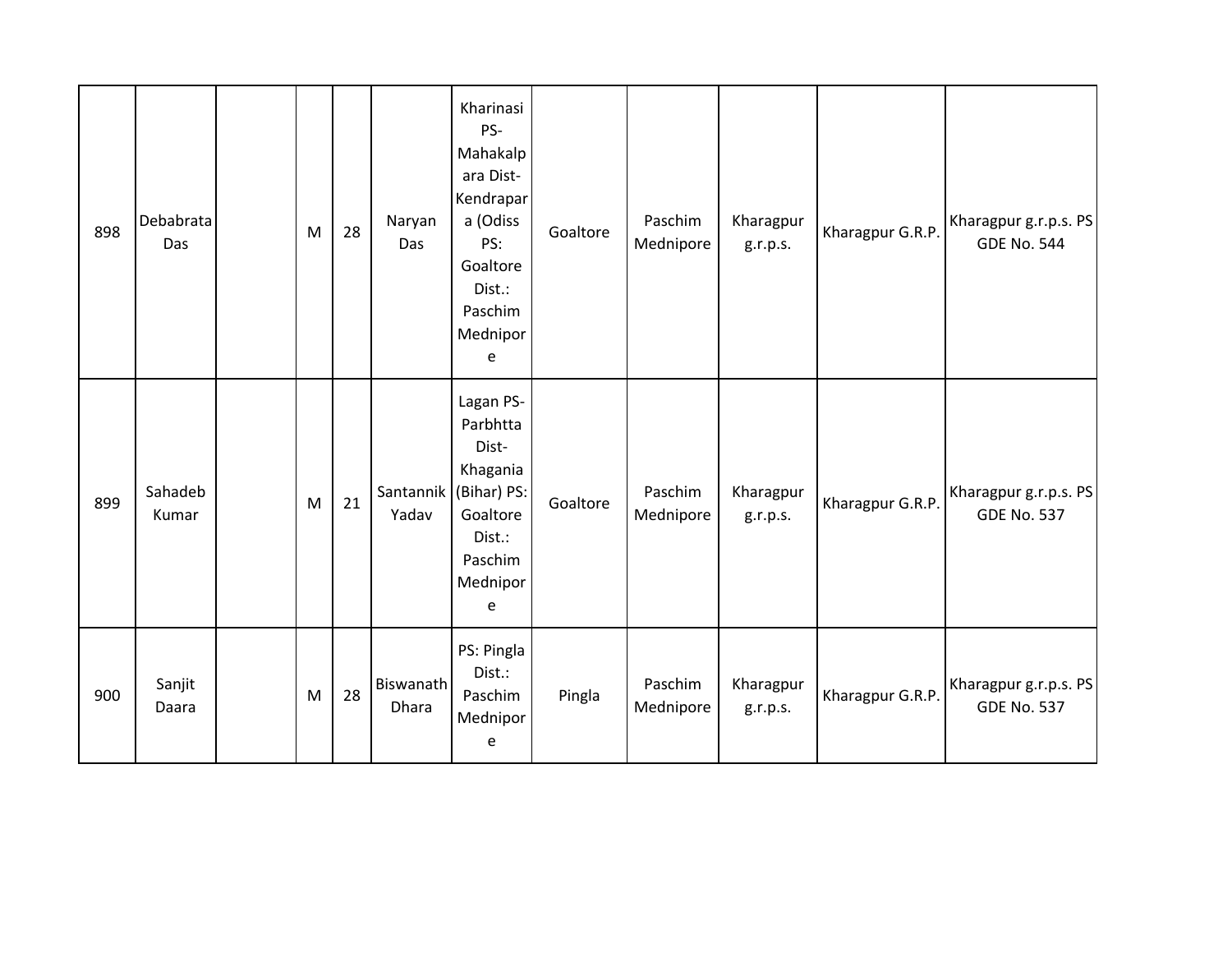| 898 | Debabrata Das | | M | 28 | Naryan Das | Kharinasi PS-Mahakalpara Dist-Kendrapara (Odiss PS: Goaltore Dist.: Paschim Mednipore | Goaltore | Paschim Mednipore | Kharagpur g.r.p.s. | Kharagpur G.R.P. | Kharagpur g.r.p.s. PS GDE No. 544 |
|---|---|---|---|---|---|---|---|---|---|---|---|
| 899 | Sahadeb Kumar | | M | 21 | Santannik Yadav | Lagan PS-Parbhtta Dist-Khagania (Bihar) PS: Goaltore Dist.: Paschim Mednipore | Goaltore | Paschim Mednipore | Kharagpur g.r.p.s. | Kharagpur G.R.P. | Kharagpur g.r.p.s. PS GDE No. 537 |
| 900 | Sanjit Daara | | M | 28 | Biswanath Dhara | PS: Pingla Dist.: Paschim Mednipore | Pingla | Paschim Mednipore | Kharagpur g.r.p.s. | Kharagpur G.R.P. | Kharagpur g.r.p.s. PS GDE No. 537 |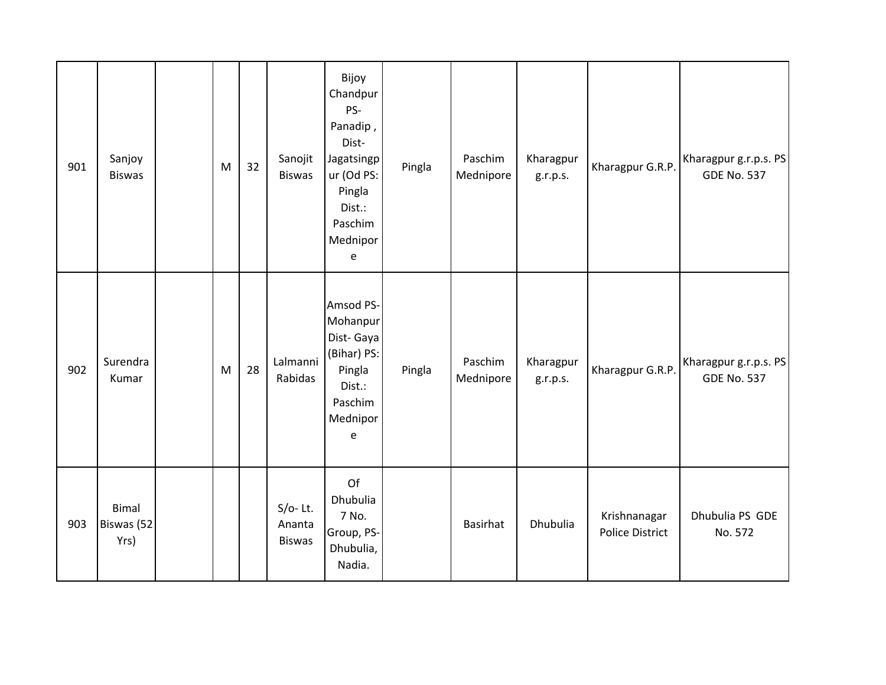| 901 | Sanjoy Biswas | | M | 32 | Sanojit Biswas | Bijoy Chandpur PS-Panadip , Dist-Jagatsingpur (Od PS: Pingla Dist.: Paschim Mednipore | Pingla | Paschim Mednipore | Kharagpur g.r.p.s. | Kharagpur G.R.P. | Kharagpur g.r.p.s. PS GDE No. 537 |
|---|---|---|---|---|---|---|---|---|---|---|---|
| 902 | Surendra Kumar | | M | 28 | Lalmanni Rabidas | Amsod PS-Mohanpur Dist- Gaya (Bihar) PS: Pingla Dist.: Paschim Mednipore | Pingla | Paschim Mednipore | Kharagpur g.r.p.s. | Kharagpur G.R.P. | Kharagpur g.r.p.s. PS GDE No. 537 |
| 903 | Bimal Biswas (52 Yrs) | | | | S/o- Lt. Ananta Biswas | Of Dhubulia 7 No. Group, PS-Dhubulia, Nadia. | | Basirhat | Dhubulia | Krishnanagar Police District | Dhubulia PS GDE No. 572 |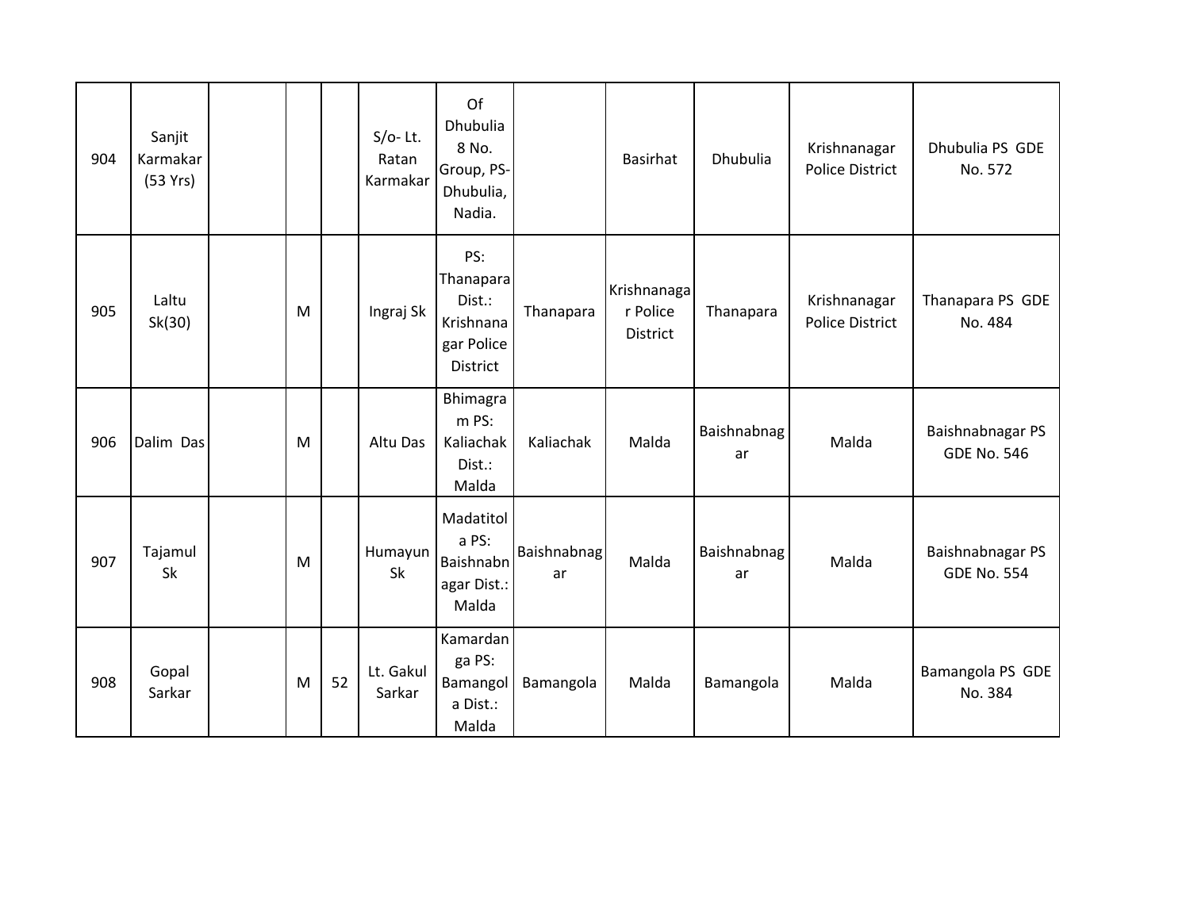| | | | | | | | | | | | |
|---|---|---|---|---|---|---|---|---|---|---|---|
| 904 | Sanjit Karmakar (53 Yrs) | | | | S/o- Lt. Ratan Karmakar | Of Dhubulia 8 No. Group, PS- Dhubulia, Nadia. | | Basirhat | Dhubulia | Krishnanagar Police District | Dhubulia PS GDE No. 572 |
| 905 | Laltu Sk(30) | | M | | Ingraj Sk | PS: Thanapara Dist.: Krishnanagar Police District | Thanapara | Krishnanagar Police District | Thanapara | Krishnanagar Police District | Thanapara PS GDE No. 484 |
| 906 | Dalim Das | | M | | Altu Das | Bhimagram PS: Kaliachak Dist.: Malda | Kaliachak | Malda | Baishnabnagar | Malda | Baishnabnagar PS GDE No. 546 |
| 907 | Tajamul Sk | | M | | Humayun Sk | Madatitola PS: Baishnabnagar Dist.: Malda | Baishnabnagar | Malda | Baishnabnagar | Malda | Baishnabnagar PS GDE No. 554 |
| 908 | Gopal Sarkar | | M | 52 | Lt. Gakul Sarkar | Kamardanga PS: Bamangola Dist.: Malda | Bamangola | Malda | Bamangola | Malda | Bamangola PS GDE No. 384 |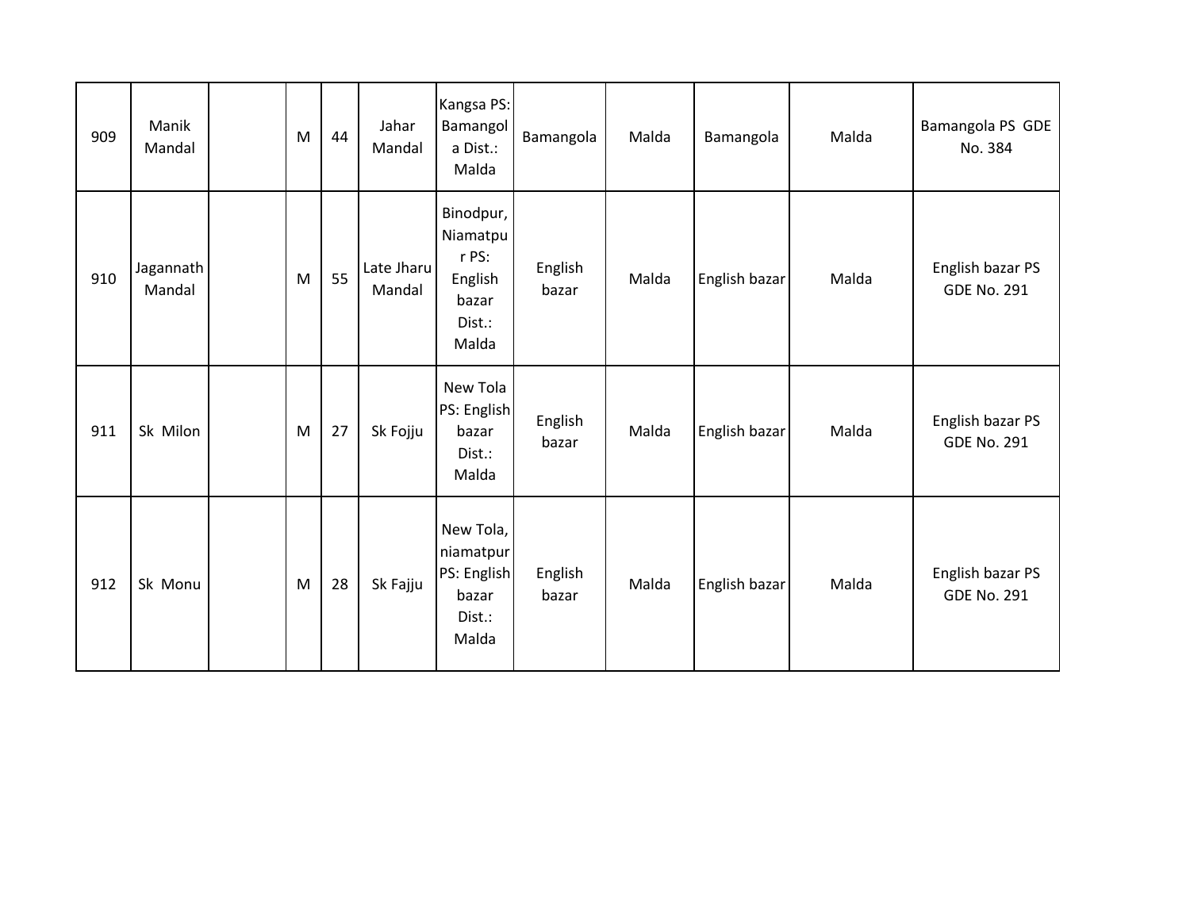| | | | | | | | | | | | |
|---|---|---|---|---|---|---|---|---|---|---|---|
| 909 | Manik Mandal | | M | 44 | Jahar Mandal | Kangsa PS: Bamangola Dist.: Malda | Bamangola | Malda | Bamangola | Malda | Bamangola PS GDE No. 384 |
| 910 | Jagannath Mandal | | M | 55 | Late Jharu Mandal | Binodpur, Niamatpur PS: English bazar Dist.: Malda | English bazar | Malda | English bazar | Malda | English bazar PS GDE No. 291 |
| 911 | Sk Milon | | M | 27 | Sk Fojju | New Tola PS: English bazar Dist.: Malda | English bazar | Malda | English bazar | Malda | English bazar PS GDE No. 291 |
| 912 | Sk Monu | | M | 28 | Sk Fajju | New Tola, niamatpur PS: English bazar Dist.: Malda | English bazar | Malda | English bazar | Malda | English bazar PS GDE No. 291 |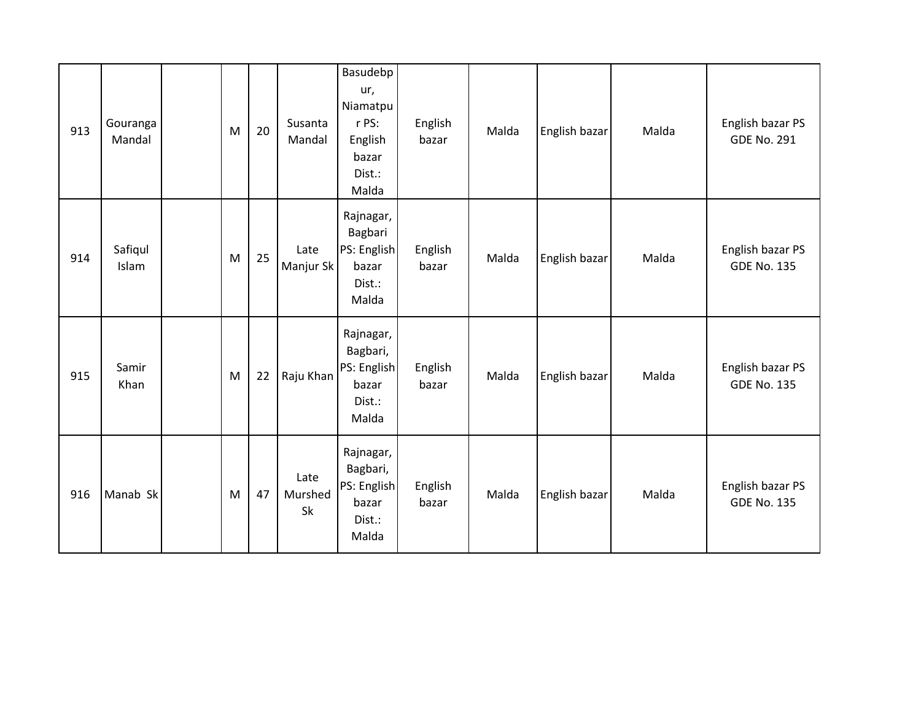| | | | | | | | | | | | |
|---|---|---|---|---|---|---|---|---|---|---|---|
| 913 | Gouranga Mandal | | M | 20 | Susanta Mandal | Basudebpur, Niamatpur PS: English bazar Dist.: Malda | English bazar | Malda | English bazar | Malda | English bazar PS GDE No. 291 |
| 914 | Safiqul Islam | | M | 25 | Late Manjur Sk | Rajnagar, Bagbari PS: English bazar Dist.: Malda | English bazar | Malda | English bazar | Malda | English bazar PS GDE No. 135 |
| 915 | Samir Khan | | M | 22 | Raju Khan | Rajnagar, Bagbari, PS: English bazar Dist.: Malda | English bazar | Malda | English bazar | Malda | English bazar PS GDE No. 135 |
| 916 | Manab Sk | | M | 47 | Late Murshed Sk | Rajnagar, Bagbari, PS: English bazar Dist.: Malda | English bazar | Malda | English bazar | Malda | English bazar PS GDE No. 135 |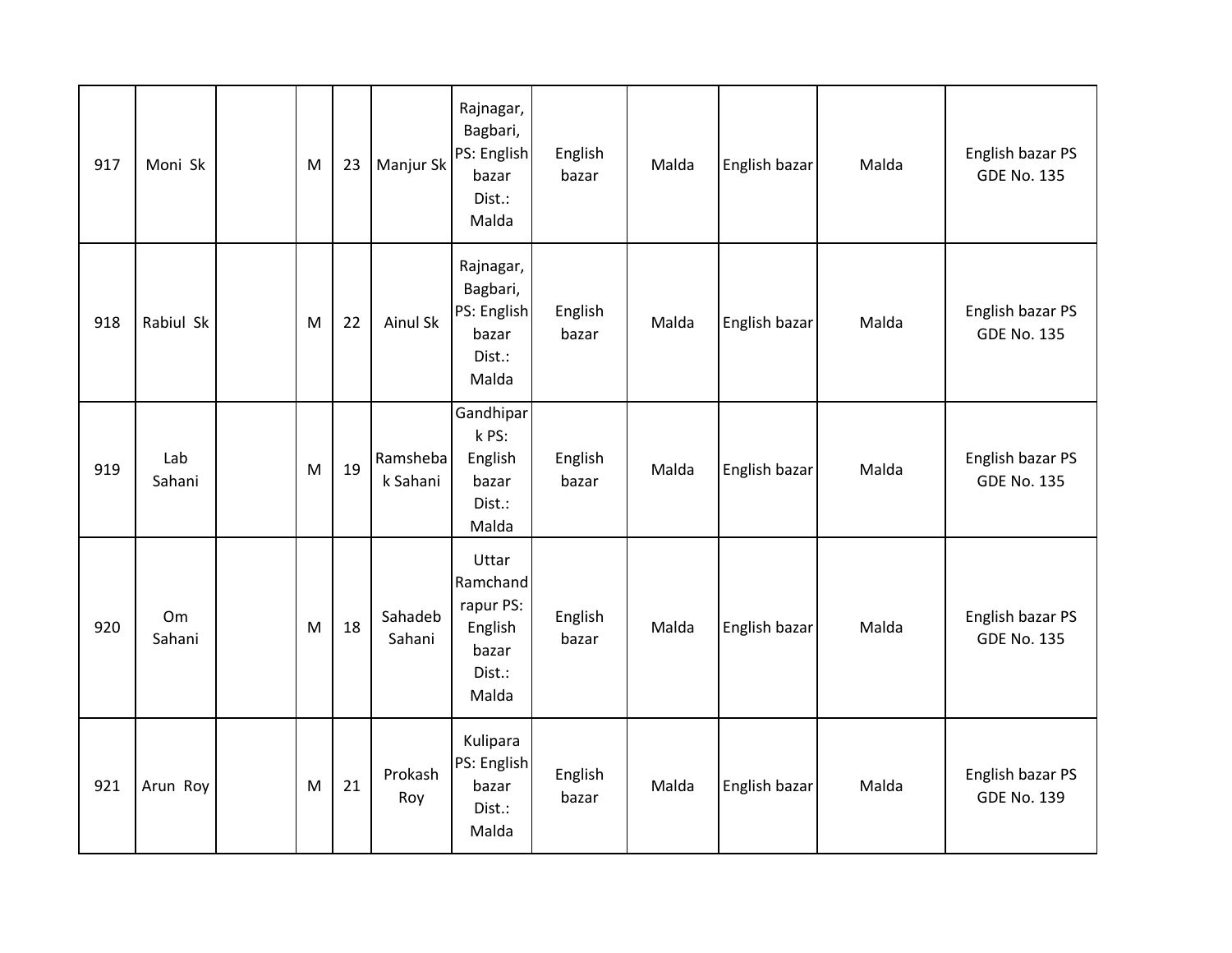| | | | | | | | | | | | |
|---|---|---|---|---|---|---|---|---|---|---|---|
| 917 | Moni Sk | | M | 23 | Manjur Sk | Rajnagar, Bagbari, PS: English bazar Dist.: Malda | English bazar | Malda | English bazar | Malda | English bazar PS GDE No. 135 |
| 918 | Rabiul Sk | | M | 22 | Ainul Sk | Rajnagar, Bagbari, PS: English bazar Dist.: Malda | English bazar | Malda | English bazar | Malda | English bazar PS GDE No. 135 |
| 919 | Lab Sahani | | M | 19 | Ramshebak Sahani | Gandhipark PS: English bazar Dist.: Malda | English bazar | Malda | English bazar | Malda | English bazar PS GDE No. 135 |
| 920 | Om Sahani | | M | 18 | Sahadeb Sahani | Uttar Ramchandrapur PS: English bazar Dist.: Malda | English bazar | Malda | English bazar | Malda | English bazar PS GDE No. 135 |
| 921 | Arun Roy | | M | 21 | Prokash Roy | Kulipara PS: English bazar Dist.: Malda | English bazar | Malda | English bazar | Malda | English bazar PS GDE No. 139 |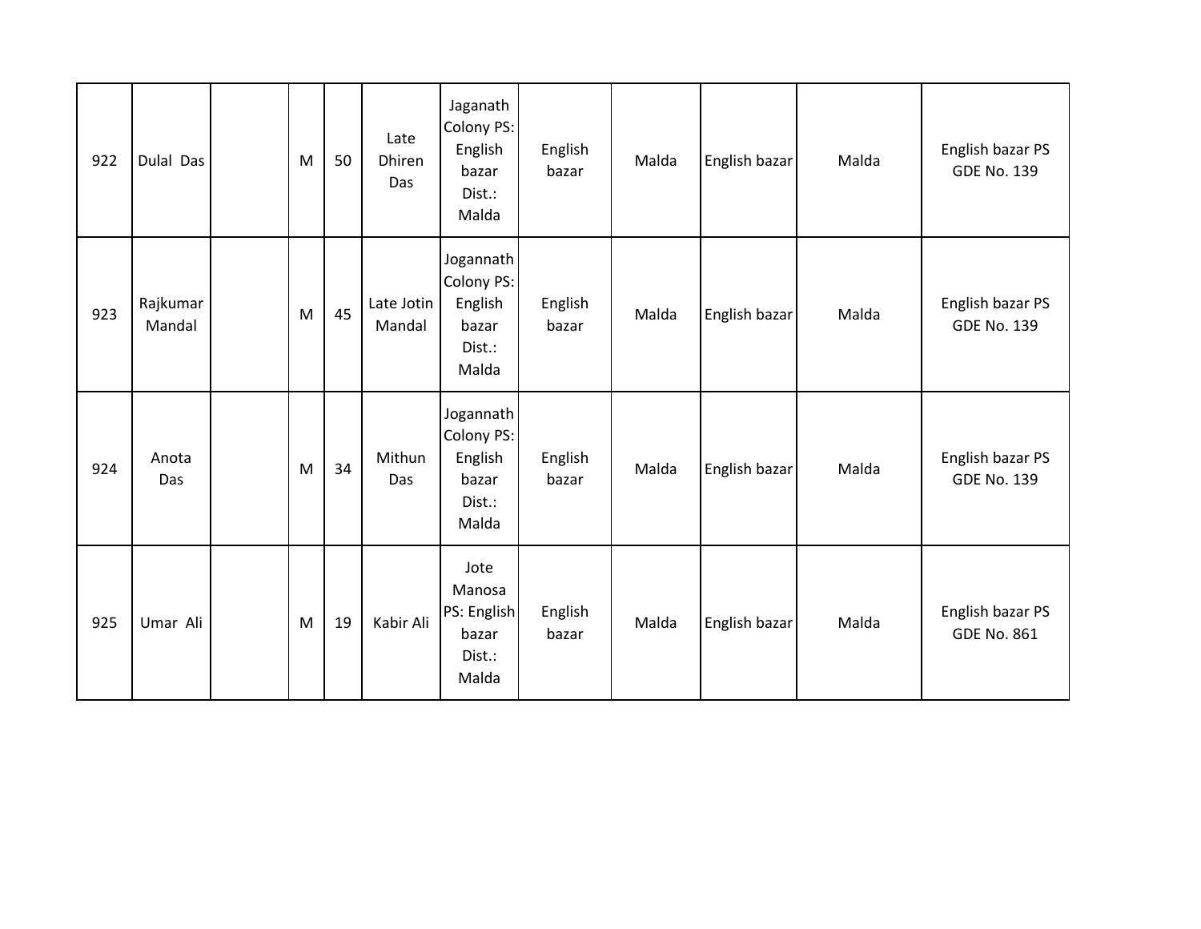| | | | | | | | | | | | |
|---|---|---|---|---|---|---|---|---|---|---|---|
| 922 | Dulal Das | | M | 50 | Late Dhiren Das | Jaganath Colony PS: English bazar Dist.: Malda | English bazar | Malda | English bazar | Malda | English bazar PS GDE No. 139 |
| 923 | Rajkumar Mandal | | M | 45 | Late Jotin Mandal | Jogannath Colony PS: English bazar Dist.: Malda | English bazar | Malda | English bazar | Malda | English bazar PS GDE No. 139 |
| 924 | Anota Das | | M | 34 | Mithun Das | Jogannath Colony PS: English bazar Dist.: Malda | English bazar | Malda | English bazar | Malda | English bazar PS GDE No. 139 |
| 925 | Umar Ali | | M | 19 | Kabir Ali | Jote Manosa PS: English bazar Dist.: Malda | English bazar | Malda | English bazar | Malda | English bazar PS GDE No. 861 |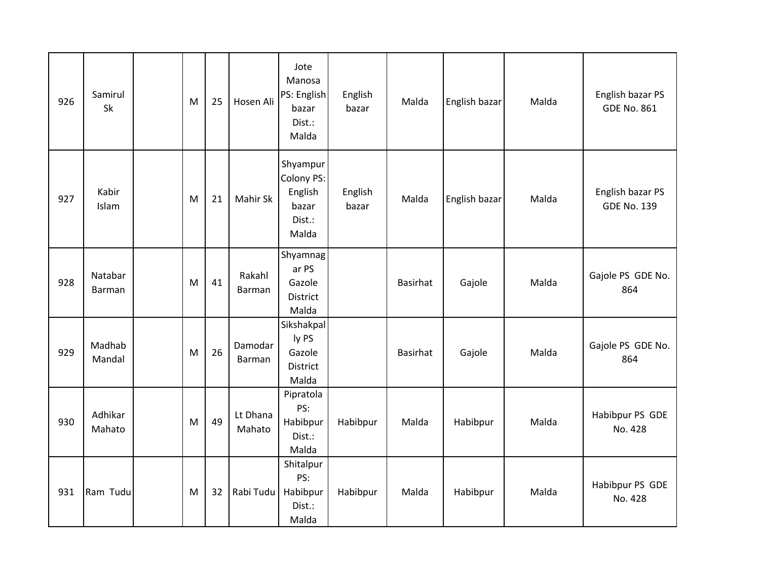| | | | | | | | | | | | |
|---|---|---|---|---|---|---|---|---|---|---|---|
| 926 | Samirul Sk | | M | 25 | Hosen Ali | Jote Manosa PS: English bazar Dist.: Malda | English bazar | Malda | English bazar | Malda | English bazar PS GDE No. 861 |
| 927 | Kabir Islam | | M | 21 | Mahir Sk | Shyampur Colony PS: English bazar Dist.: Malda | English bazar | Malda | English bazar | Malda | English bazar PS GDE No. 139 |
| 928 | Natabar Barman | | M | 41 | Rakahl Barman | Shyamnagar PS Gazole District Malda | | Basirhat | Gajole | Malda | Gajole PS GDE No. 864 |
| 929 | Madhab Mandal | | M | 26 | Damodar Barman | Sikshakpally PS Gazole District Malda | | Basirhat | Gajole | Malda | Gajole PS GDE No. 864 |
| 930 | Adhikar Mahato | | M | 49 | Lt Dhana Mahato | Pipratola PS: Habibpur Dist.: Malda | Habibpur | Malda | Habibpur | Malda | Habibpur PS GDE No. 428 |
| 931 | Ram Tudu | | M | 32 | Rabi Tudu | Shitalpur PS: Habibpur Dist.: Malda | Habibpur | Malda | Habibpur | Malda | Habibpur PS GDE No. 428 |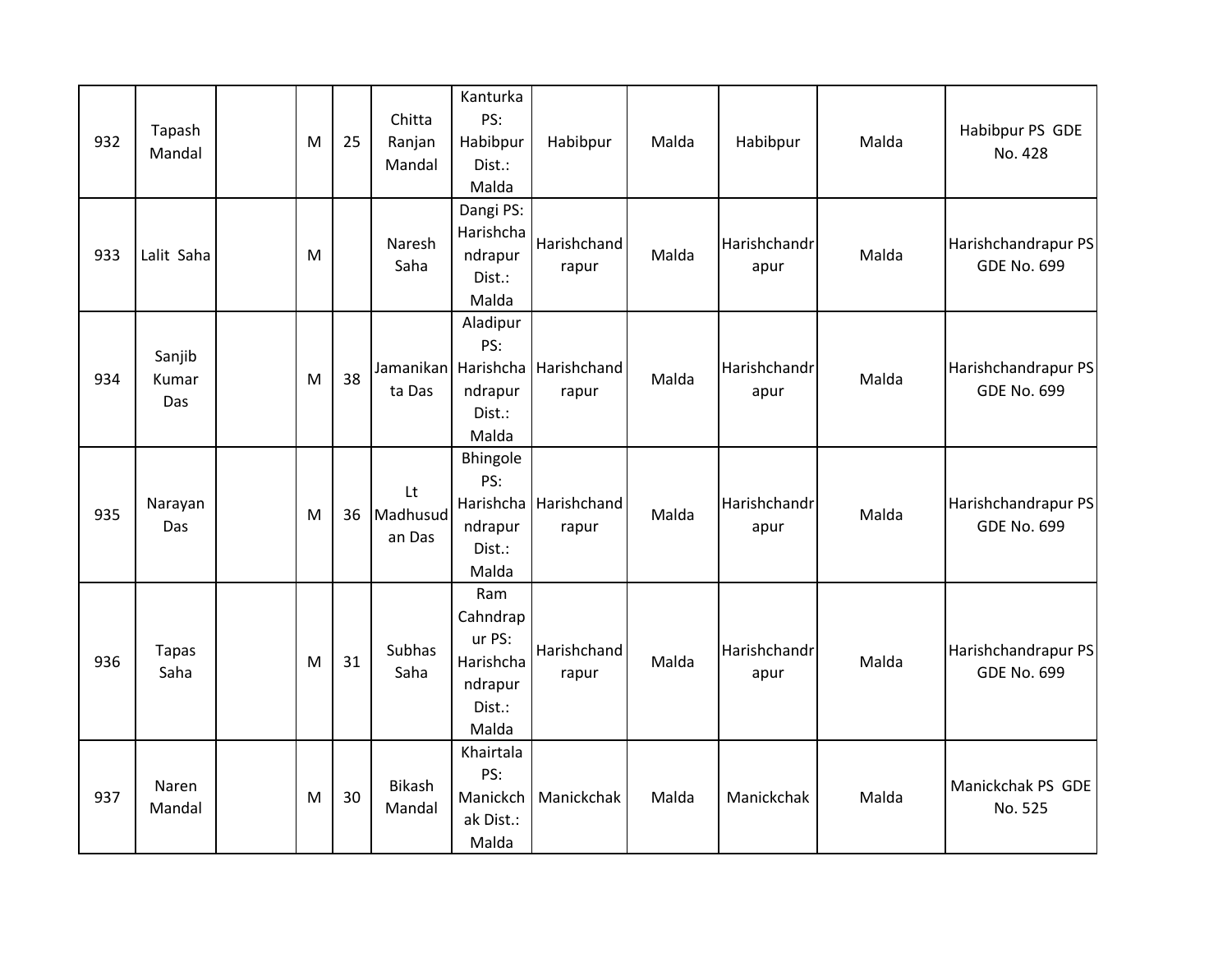| | | | | | | | | | | | |
|---|---|---|---|---|---|---|---|---|---|---|---|
| 932 | Tapash Mandal | | M | 25 | Chitta Ranjan Mandal | Kanturka PS: Habibpur Dist.: Malda | Habibpur | Malda | Habibpur | Malda | Habibpur PS GDE No. 428 |
| 933 | Lalit Saha | | M | | Naresh Saha | Dangi PS: Harishchandrapur Dist.: Malda | Harishchandrapur | Malda | Harishchandrapur | Malda | Harishchandrapur PS GDE No. 699 |
| 934 | Sanjib Kumar Das | | M | 38 | Jamanikanta Das | Aladipur PS: Harishchandrapur Dist.: Malda | Harishchandrapur | Malda | Harishchandrapur | Malda | Harishchandrapur PS GDE No. 699 |
| 935 | Narayan Das | | M | 36 | Lt Madhusudan Das | Bhingole PS: Harishchandrapur Dist.: Malda | Harishchandrapur | Malda | Harishchandrapur | Malda | Harishchandrapur PS GDE No. 699 |
| 936 | Tapas Saha | | M | 31 | Subhas Saha | Ram Cahndrapur PS: Harishchandrapur Dist.: Malda | Harishchandrapur | Malda | Harishchandrapur | Malda | Harishchandrapur PS GDE No. 699 |
| 937 | Naren Mandal | | M | 30 | Bikash Mandal | Khairtala PS: Manickchak Dist.: Malda | Manickchak | Malda | Manickchak | Malda | Manickchak PS GDE No. 525 |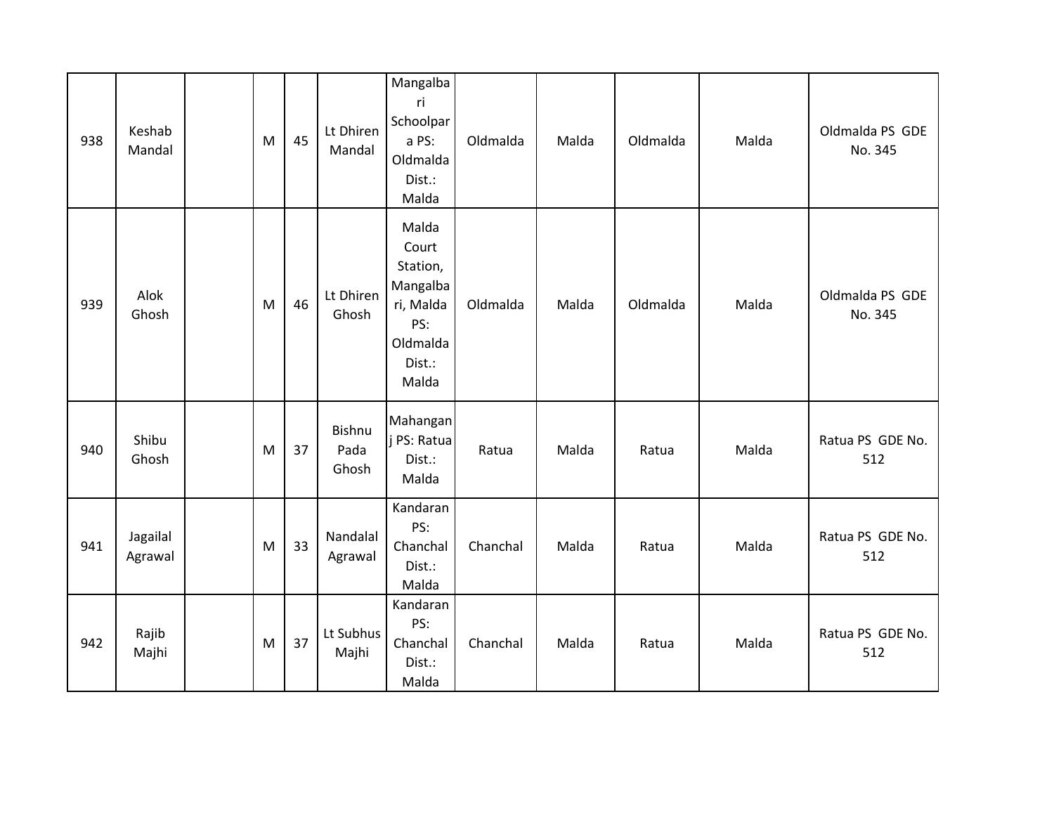| 938 | Keshab Mandal | | M | 45 | Lt Dhiren Mandal | Mangalbari Schoolpara PS: Oldmalda Dist.: Malda | Oldmalda | Malda | Oldmalda | Malda | Oldmalda PS GDE No. 345 |
|---|---|---|---|---|---|---|---|---|---|---|---|
| 939 | Alok Ghosh | | M | 46 | Lt Dhiren Ghosh | Malda Court Station, Mangalbari, Malda PS: Oldmalda Dist.: Malda | Oldmalda | Malda | Oldmalda | Malda | Oldmalda PS GDE No. 345 |
| 940 | Shibu Ghosh | | M | 37 | Bishnu Pada Ghosh | Mahanganj PS: Ratua Dist.: Malda | Ratua | Malda | Ratua | Malda | Ratua PS GDE No. 512 |
| 941 | Jagailal Agrawal | | M | 33 | Nandalal Agrawal | Kandaran PS: Chanchal Dist.: Malda | Chanchal | Malda | Ratua | Malda | Ratua PS GDE No. 512 |
| 942 | Rajib Majhi | | M | 37 | Lt Subhus Majhi | Kandaran PS: Chanchal Dist.: Malda | Chanchal | Malda | Ratua | Malda | Ratua PS GDE No. 512 |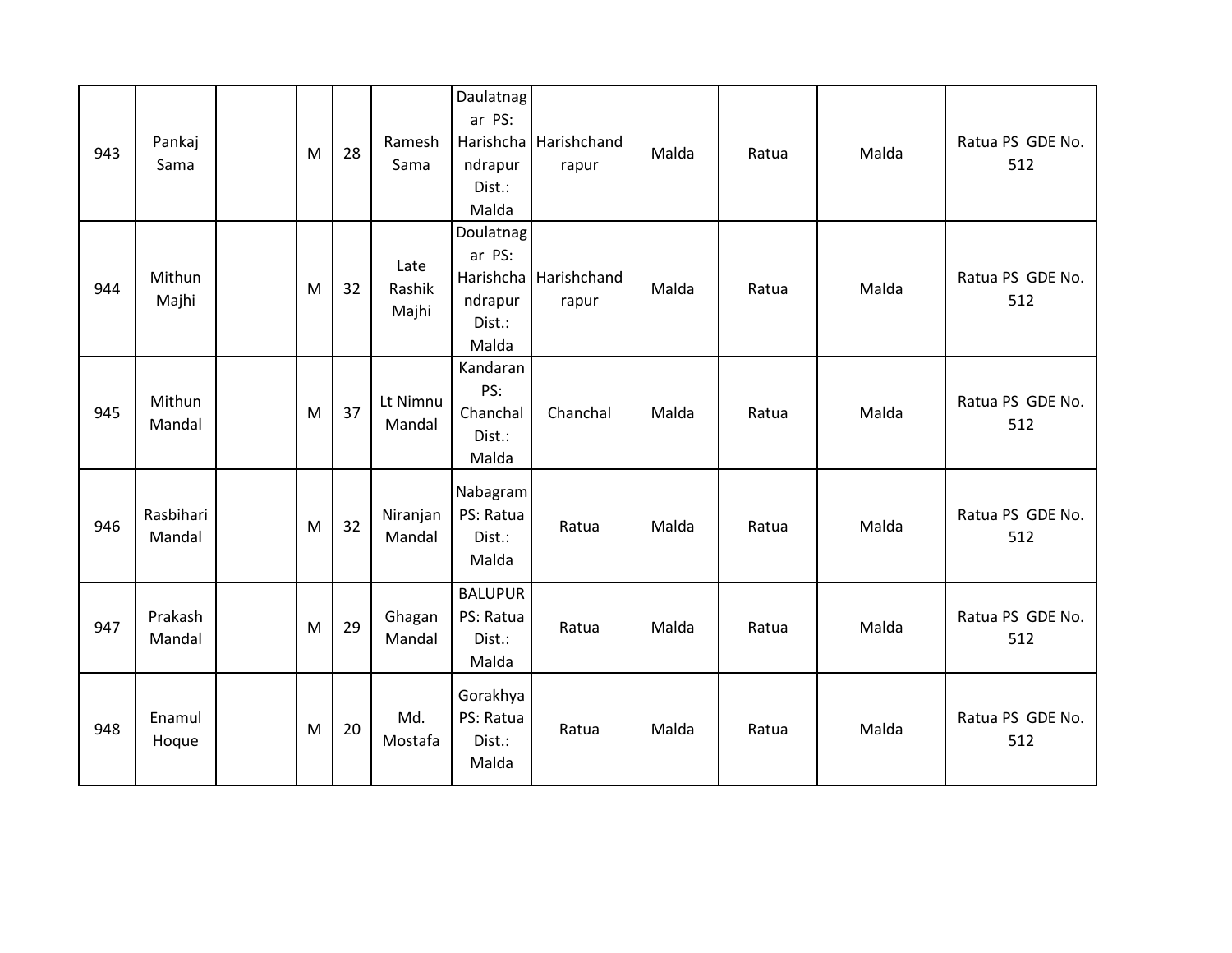| | | | | | | | | | | | |
|---|---|---|---|---|---|---|---|---|---|---|---|
| 943 | Pankaj Sama | | M | 28 | Ramesh Sama | Daulatnagar PS: Harishchandrapur Dist.: Malda | Harishchandrapur | Malda | Ratua | Malda | Ratua PS GDE No. 512 |
| 944 | Mithun Majhi | | M | 32 | Late Rashik Majhi | Doulatnagar PS: Harishchandrapur Dist.: Malda | Harishchandrapur | Malda | Ratua | Malda | Ratua PS GDE No. 512 |
| 945 | Mithun Mandal | | M | 37 | Lt Nimnu Mandal | Kandaran PS: Chanchal Dist.: Malda | Chanchal | Malda | Ratua | Malda | Ratua PS GDE No. 512 |
| 946 | Rasbihari Mandal | | M | 32 | Niranjan Mandal | Nabagram PS: Ratua Dist.: Malda | Ratua | Malda | Ratua | Malda | Ratua PS GDE No. 512 |
| 947 | Prakash Mandal | | M | 29 | Ghagan Mandal | BALUPUR PS: Ratua Dist.: Malda | Ratua | Malda | Ratua | Malda | Ratua PS GDE No. 512 |
| 948 | Enamul Hoque | | M | 20 | Md. Mostafa | Gorakhya PS: Ratua Dist.: Malda | Ratua | Malda | Ratua | Malda | Ratua PS GDE No. 512 |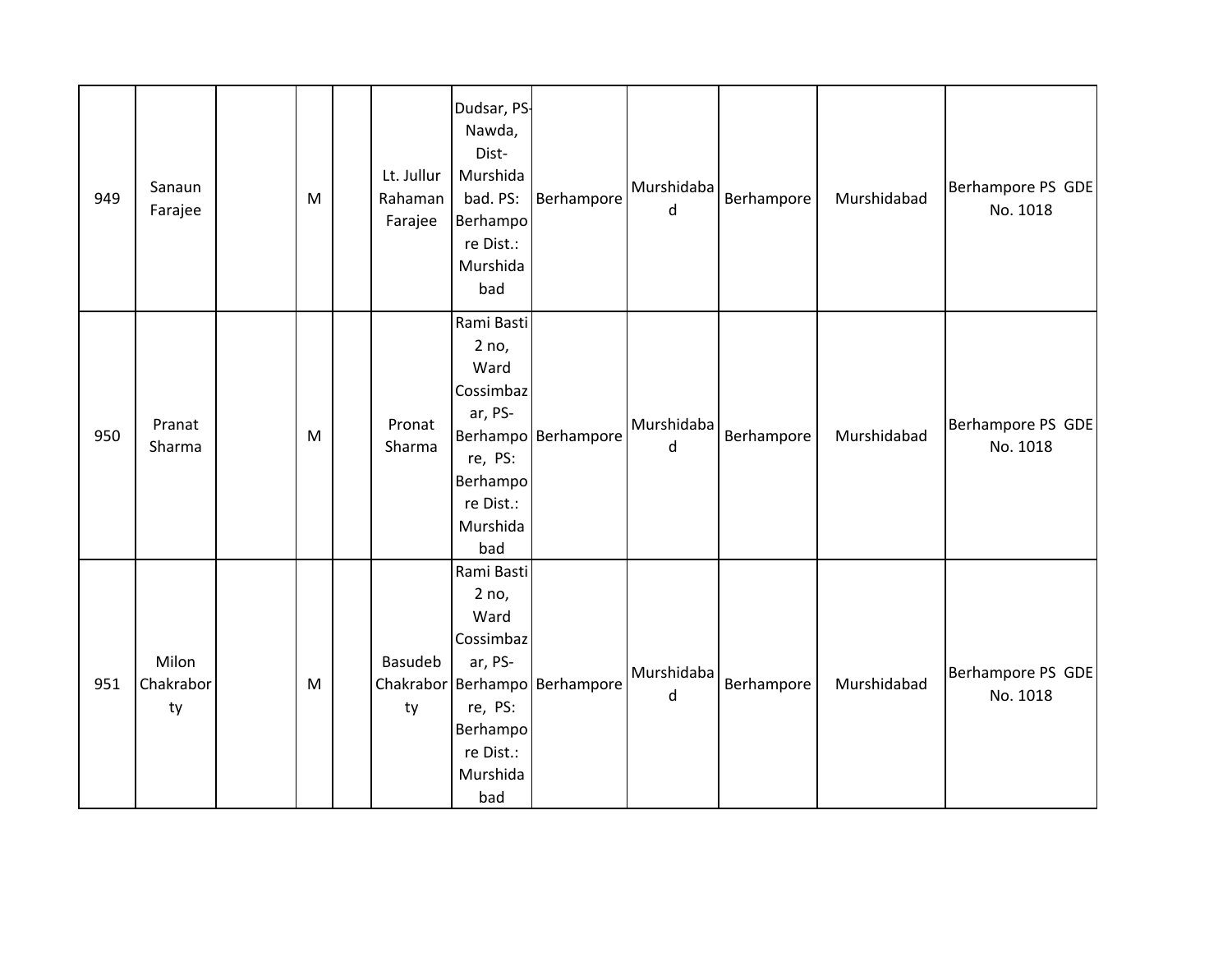| 949 | Sanaun Farajee | | M | | Lt. Jullur Rahaman Farajee | Dudsar, PS-Nawda, Dist-Murshidabad. PS: Berhampore Dist.: Murshidabad | Berhampore | Murshidabad | Berhampore | Murshidabad | Berhampore PS GDE No. 1018 |
|---|---|---|---|---|---|---|---|---|---|---|---|
| 950 | Pranat Sharma | | M | | Pronat Sharma | Rami Basti 2 no, Ward Cossimbazar, PS-Berhampore, PS: Berhampore Dist.: Murshidabad | Berhampore | Murshidabad | Berhampore | Murshidabad | Berhampore PS GDE No. 1018 |
| 951 | Milon Chakraborty | | M | | Basudeb Chakraborty | Rami Basti 2 no, Ward Cossimbazar, PS-Berhampore, PS: Berhampore Dist.: Murshidabad | Berhampore | Murshidabad | Berhampore | Murshidabad | Berhampore PS GDE No. 1018 |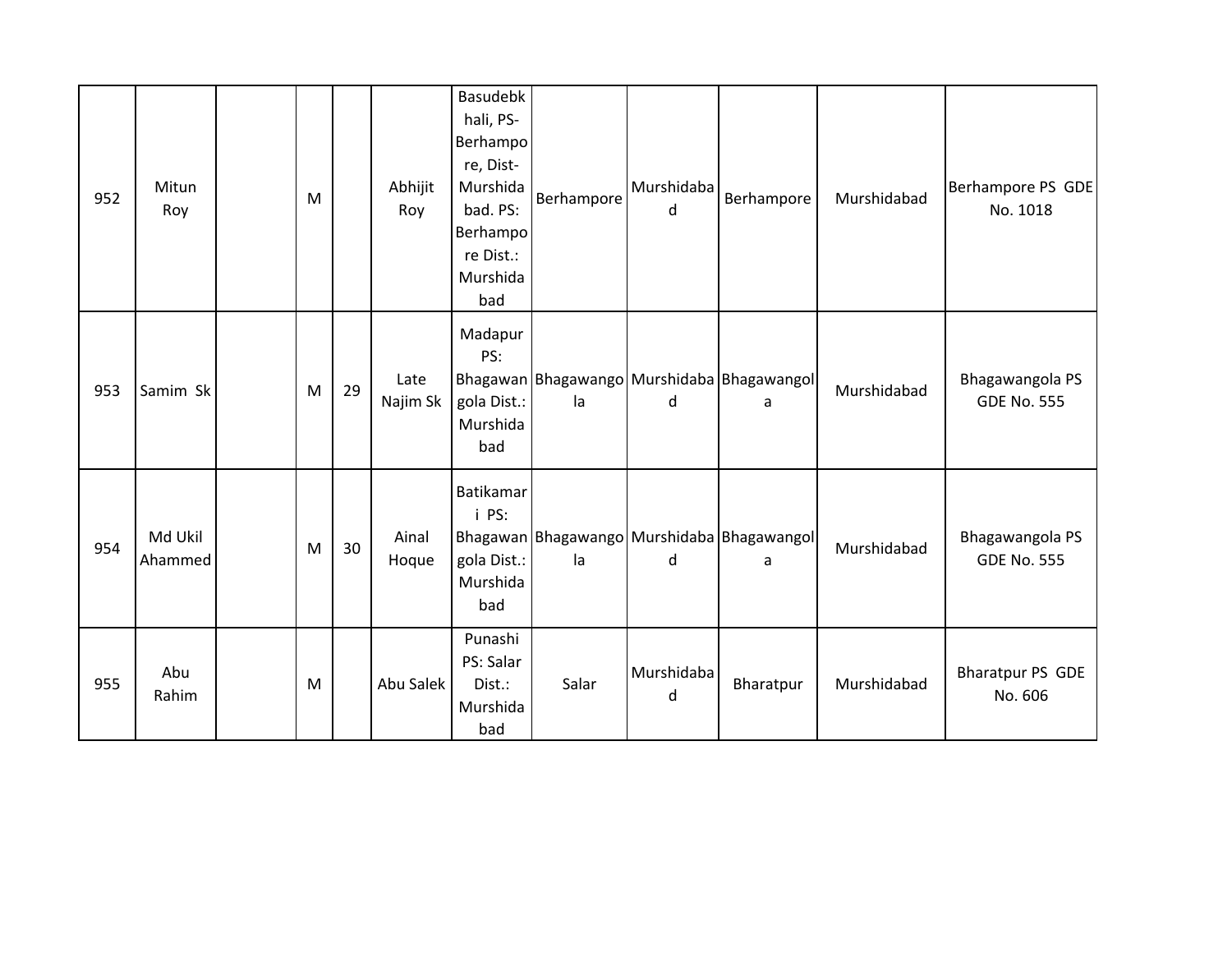| 952 | Mitun Roy | | M | | Abhijit Roy | Basudebkhali, PS-Berhampore, Dist-Murshidabad. PS: Berhampore Dist.: Murshidabad | Berhampore | Murshidabad | Berhampore | Murshidabad | Berhampore PS GDE No. 1018 |
|---|---|---|---|---|---|---|---|---|---|---|---|
| 953 | Samim Sk | | M | 29 | Late Najim Sk | Madapur PS: Bhagawangola Dist.: Murshidabad | Bhagawangola | Murshidabad | Bhagawangola | Murshidabad | Bhagawangola PS GDE No. 555 |
| 954 | Md Ukil Ahammed | | M | 30 | Ainal Hoque | Batikamari PS: Bhagawangola Dist.: Murshidabad | Bhagawangola | Murshidabad | Bhagawangola | Murshidabad | Bhagawangola PS GDE No. 555 |
| 955 | Abu Rahim | | M | | Abu Salek | Punashi PS: Salar Dist.: Murshidabad | Salar | Murshidabad | Bharatpur | Murshidabad | Bharatpur PS GDE No. 606 |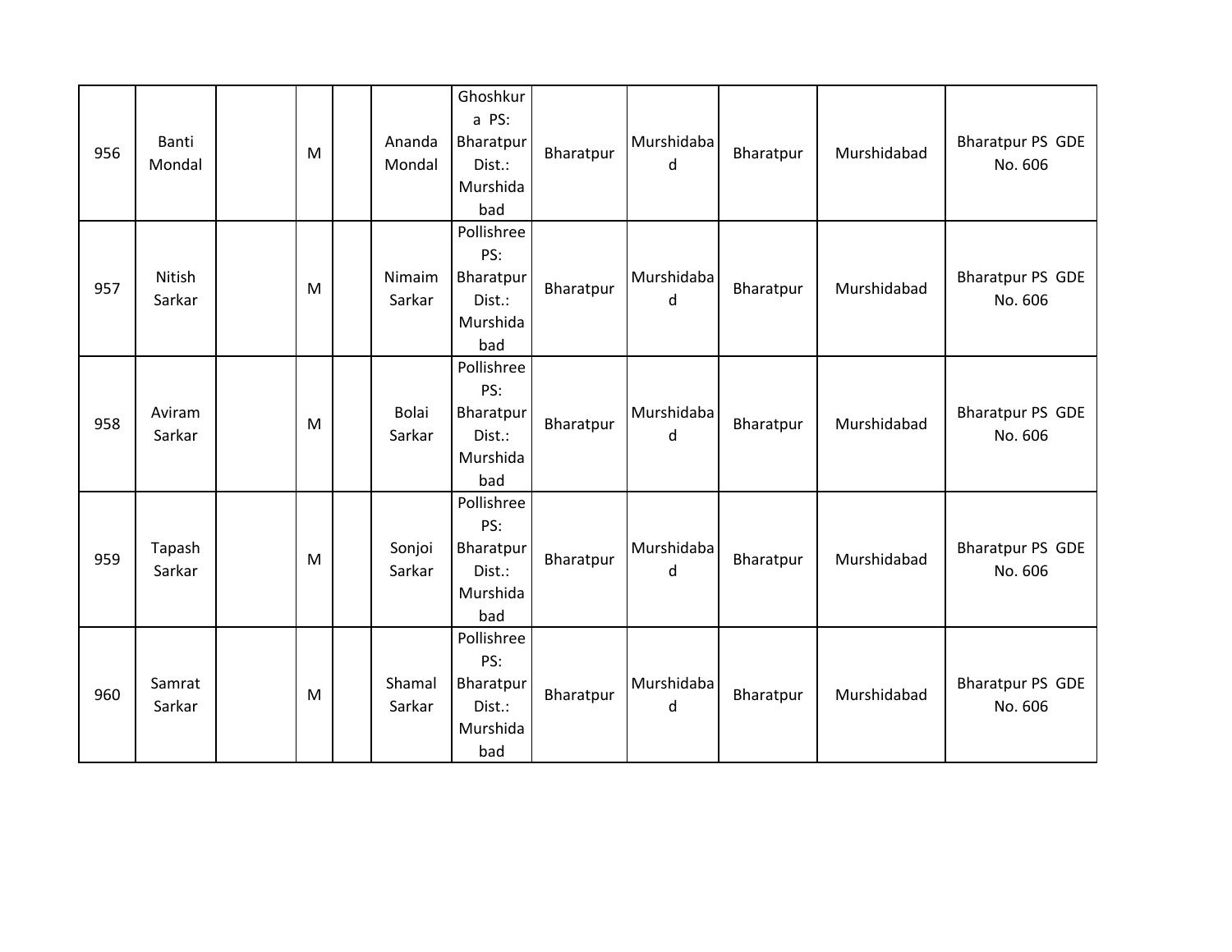| | | | | | | | | | | | |
|---|---|---|---|---|---|---|---|---|---|---|---|
| 956 | Banti Mondal | | M | | Ananda Mondal | Ghoshkura PS: Bharatpur Dist.: Murshidabad | Bharatpur | Murshidabad | Bharatpur | Murshidabad | Bharatpur PS GDE No. 606 |
| 957 | Nitish Sarkar | | M | | Nimaim Sarkar | Pollishree PS: Bharatpur Dist.: Murshidabad | Bharatpur | Murshidabad | Bharatpur | Murshidabad | Bharatpur PS GDE No. 606 |
| 958 | Aviram Sarkar | | M | | Bolai Sarkar | Pollishree PS: Bharatpur Dist.: Murshidabad | Bharatpur | Murshidabad | Bharatpur | Murshidabad | Bharatpur PS GDE No. 606 |
| 959 | Tapash Sarkar | | M | | Sonjoi Sarkar | Pollishree PS: Bharatpur Dist.: Murshidabad | Bharatpur | Murshidabad | Bharatpur | Murshidabad | Bharatpur PS GDE No. 606 |
| 960 | Samrat Sarkar | | M | | Shamal Sarkar | Pollishree PS: Bharatpur Dist.: Murshidabad | Bharatpur | Murshidabad | Bharatpur | Murshidabad | Bharatpur PS GDE No. 606 |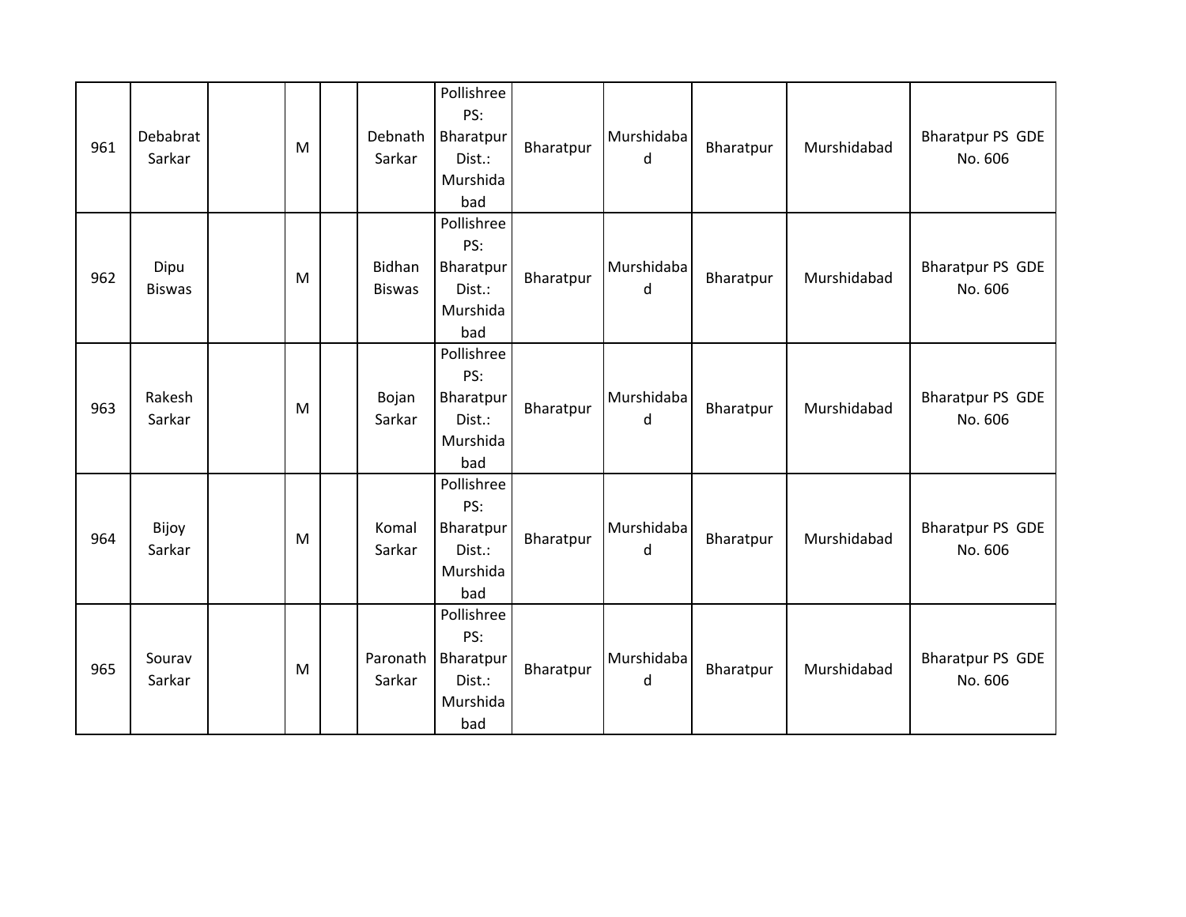| | | | | | | | | | | | |
|---|---|---|---|---|---|---|---|---|---|---|---|
| 961 | Debabrat Sarkar | | M | | Debnath Sarkar | Pollishree PS: Bharatpur Dist.: Murshidabad | Bharatpur | Murshidabad | Bharatpur | Murshidabad | Bharatpur PS GDE No. 606 |
| 962 | Dipu Biswas | | M | | Bidhan Biswas | Pollishree PS: Bharatpur Dist.: Murshidabad | Bharatpur | Murshidabad | Bharatpur | Murshidabad | Bharatpur PS GDE No. 606 |
| 963 | Rakesh Sarkar | | M | | Bojan Sarkar | Pollishree PS: Bharatpur Dist.: Murshidabad | Bharatpur | Murshidabad | Bharatpur | Murshidabad | Bharatpur PS GDE No. 606 |
| 964 | Bijoy Sarkar | | M | | Komal Sarkar | Pollishree PS: Bharatpur Dist.: Murshidabad | Bharatpur | Murshidabad | Bharatpur | Murshidabad | Bharatpur PS GDE No. 606 |
| 965 | Sourav Sarkar | | M | | Paronath Sarkar | Pollishree PS: Bharatpur Dist.: Murshidabad | Bharatpur | Murshidabad | Bharatpur | Murshidabad | Bharatpur PS GDE No. 606 |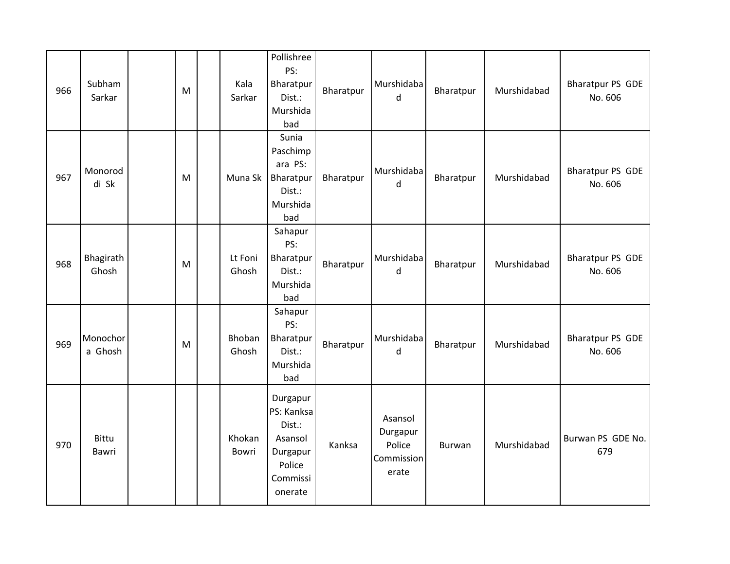| | | | | | | | | | | | |
|---|---|---|---|---|---|---|---|---|---|---|---|
| 966 | Subham Sarkar | | M | | Kala Sarkar | Pollishree PS: Bharatpur Dist.: Murshidabad | Bharatpur | Murshidabad | Bharatpur | Murshidabad | Bharatpur PS GDE No. 606 |
| 967 | Monoroddi Sk | | M | | Muna Sk | Sunia Paschimpara PS: Bharatpur Dist.: Murshidabad | Bharatpur | Murshidabad | Bharatpur | Murshidabad | Bharatpur PS GDE No. 606 |
| 968 | Bhagirath Ghosh | | M | | Lt Foni Ghosh | Sahapur PS: Bharatpur Dist.: Murshidabad | Bharatpur | Murshidabad | Bharatpur | Murshidabad | Bharatpur PS GDE No. 606 |
| 969 | Monochora Ghosh | | M | | Bhoban Ghosh | Sahapur PS: Bharatpur Dist.: Murshidabad | Bharatpur | Murshidabad | Bharatpur | Murshidabad | Bharatpur PS GDE No. 606 |
| 970 | Bittu Bawri | | | | Khokan Bowri | Durgapur PS: Kanksa Dist.: Asansol Durgapur Police Commissionerate | Kanksa | Asansol Durgapur Police Commissionerate | Burwan | Murshidabad | Burwan PS GDE No. 679 |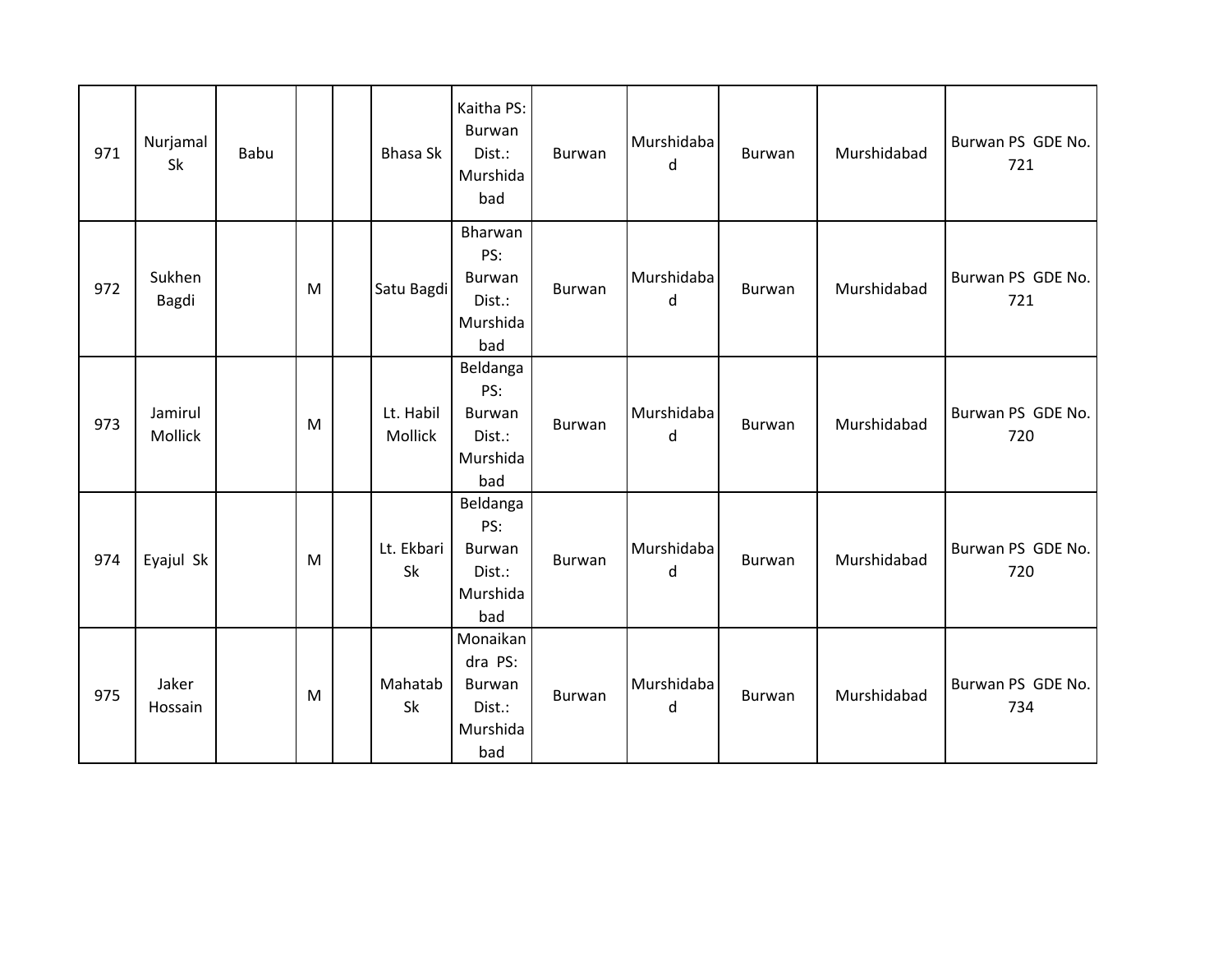| 971 | Nurjamal Sk | Babu | | | Bhasa Sk | Kaitha PS: Burwan Dist.: Murshidabad | Burwan | Murshidabad | Burwan | Murshidabad | Burwan PS GDE No. 721 |
|---|---|---|---|---|---|---|---|---|---|---|---|
| 972 | Sukhen Bagdi | | M | | Satu Bagdi | Bharwan PS: Burwan Dist.: Murshidabad | Burwan | Murshidabad | Burwan | Murshidabad | Burwan PS GDE No. 721 |
| 973 | Jamirul Mollick | | M | | Lt. Habil Mollick | Beldanga PS: Burwan Dist.: Murshidabad | Burwan | Murshidabad | Burwan | Murshidabad | Burwan PS GDE No. 720 |
| 974 | Eyajul Sk | | M | | Lt. Ekbari Sk | Beldanga PS: Burwan Dist.: Murshidabad | Burwan | Murshidabad | Burwan | Murshidabad | Burwan PS GDE No. 720 |
| 975 | Jaker Hossain | | M | | Mahatab Sk | Monaikandra PS: Burwan Dist.: Murshidabad | Burwan | Murshidabad | Burwan | Murshidabad | Burwan PS GDE No. 734 |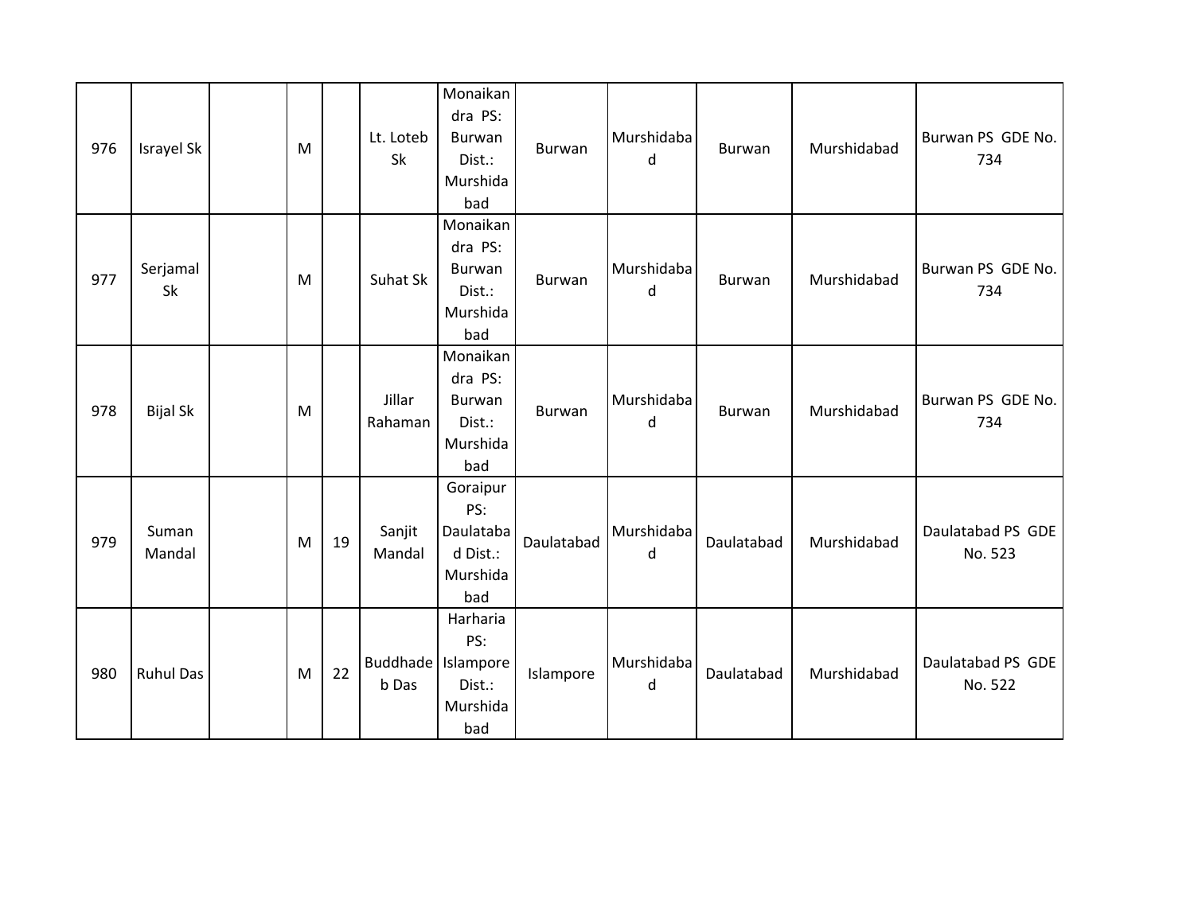| | | | | | | | | | | | |
|---|---|---|---|---|---|---|---|---|---|---|---|
| 976 | Israyel Sk | | M | | Lt. Loteb Sk | Monaikandra PS: Burwan Dist.: Murshidabad | Burwan | Murshidabad | Burwan | Murshidabad | Burwan PS GDE No. 734 |
| 977 | Serjamal Sk | | M | | Suhat Sk | Monaikandra PS: Burwan Dist.: Murshidabad | Burwan | Murshidabad | Burwan | Murshidabad | Burwan PS GDE No. 734 |
| 978 | Bijal Sk | | M | | Jillar Rahaman | Monaikandra PS: Burwan Dist.: Murshidabad | Burwan | Murshidabad | Burwan | Murshidabad | Burwan PS GDE No. 734 |
| 979 | Suman Mandal | | M | 19 | Sanjit Mandal | Goraipur PS: Daulatabad Dist.: Murshidabad | Daulatabad | Murshidabad | Daulatabad | Murshidabad | Daulatabad PS GDE No. 523 |
| 980 | Ruhul Das | | M | 22 | Buddhadeb Das | Harharia PS: Islampore Dist.: Murshidabad | Islampore | Murshidabad | Daulatabad | Murshidabad | Daulatabad PS GDE No. 522 |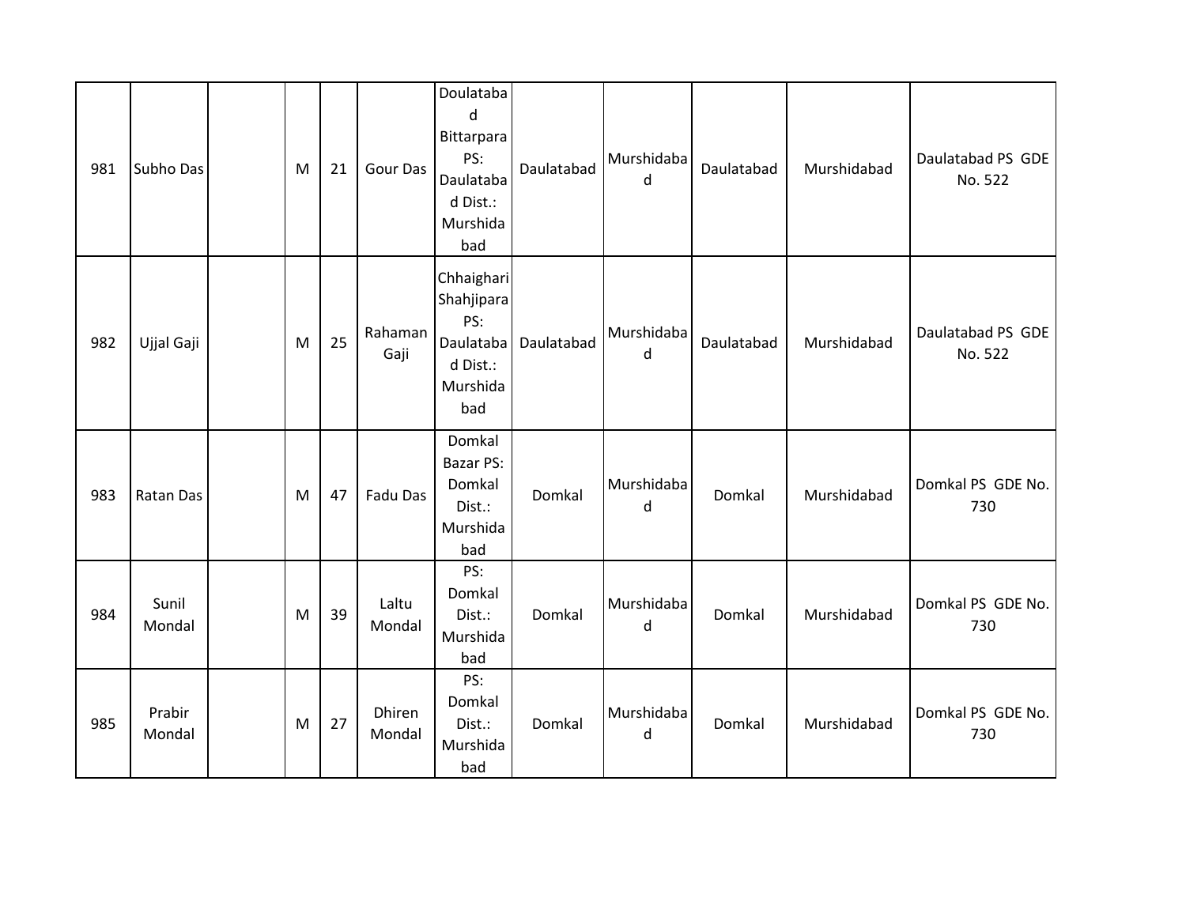| 981 | Subho Das | | M | 21 | Gour Das | Doulatabad Bittarpara PS: Daulatabad Dist.: Murshidabad | Daulatabad | Murshidabad | Daulatabad | Murshidabad | Daulatabad PS GDE No. 522 |
|---|---|---|---|---|---|---|---|---|---|---|---|
| 982 | Ujjal Gaji | | M | 25 | Rahaman Gaji | Chhaighari Shahjipara PS: Daulatabad Dist.: Murshidabad | Daulatabad | Murshidabad | Daulatabad | Murshidabad | Daulatabad PS GDE No. 522 |
| 983 | Ratan Das | | M | 47 | Fadu Das | Domkal Bazar PS: Domkal Dist.: Murshidabad | Domkal | Murshidabad | Domkal | Murshidabad | Domkal PS GDE No. 730 |
| 984 | Sunil Mondal | | M | 39 | Laltu Mondal | PS: Domkal Dist.: Murshidabad | Domkal | Murshidabad | Domkal | Murshidabad | Domkal PS GDE No. 730 |
| 985 | Prabir Mondal | | M | 27 | Dhiren Mondal | PS: Domkal Dist.: Murshidabad | Domkal | Murshidabad | Domkal | Murshidabad | Domkal PS GDE No. 730 |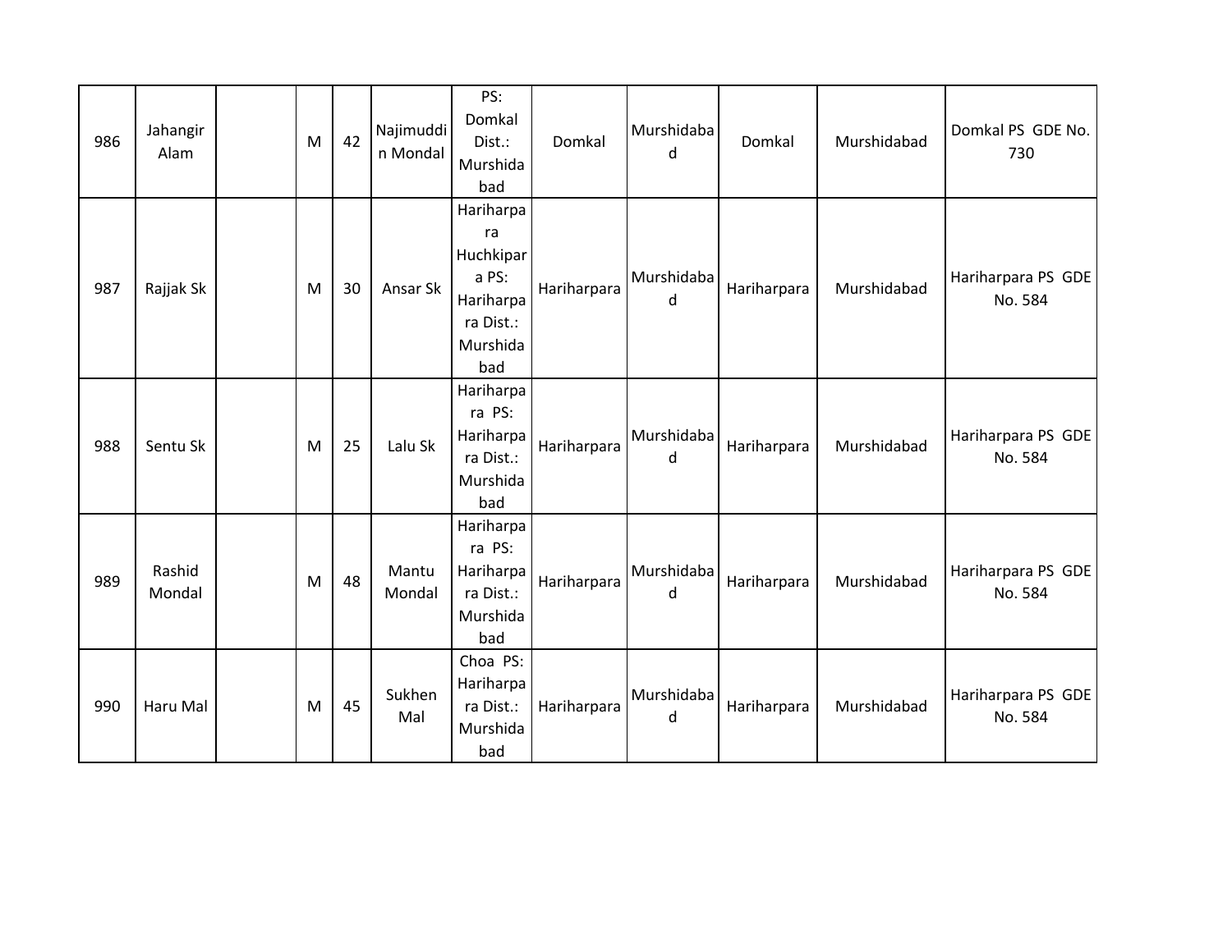| 986 | Jahangir Alam | | M | 42 | Najimuddin Mondal | PS: Domkal Dist.: Murshidabad | Domkal | Murshidabad | Domkal | Murshidabad | Domkal PS GDE No. 730 |
|---|---|---|---|---|---|---|---|---|---|---|---|
| 987 | Rajjak Sk | | M | 30 | Ansar Sk | Hariharpara Huchkipara PS: Hariharpara Dist.: Murshidabad | Hariharpara | Murshidabad | Hariharpara | Murshidabad | Hariharpara PS GDE No. 584 |
| 988 | Sentu Sk | | M | 25 | Lalu Sk | Hariharpara PS: Hariharpara Dist.: Murshidabad | Hariharpara | Murshidabad | Hariharpara | Murshidabad | Hariharpara PS GDE No. 584 |
| 989 | Rashid Mondal | | M | 48 | Mantu Mondal | Hariharpara PS: Hariharpara Dist.: Murshidabad | Hariharpara | Murshidabad | Hariharpara | Murshidabad | Hariharpara PS GDE No. 584 |
| 990 | Haru Mal | | M | 45 | Sukhen Mal | Choa PS: Hariharpara Dist.: Murshidabad | Hariharpara | Murshidabad | Hariharpara | Murshidabad | Hariharpara PS GDE No. 584 |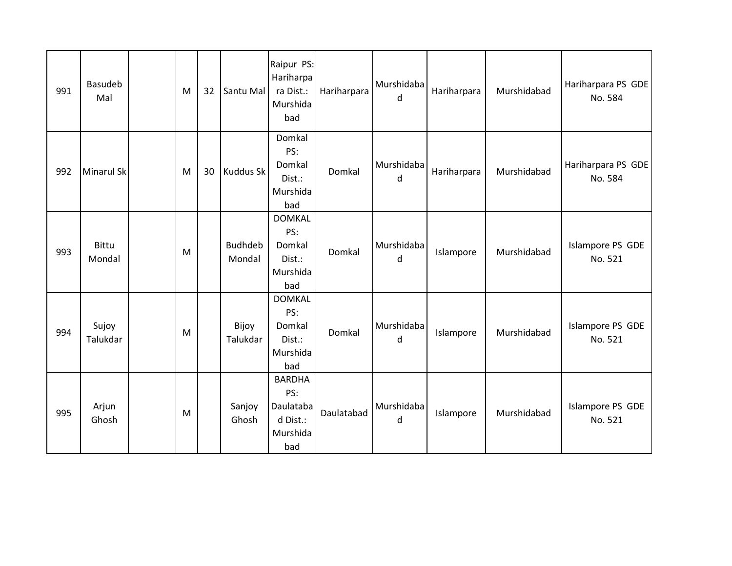| | | | | | | | | | | | |
|---|---|---|---|---|---|---|---|---|---|---|---|
| 991 | Basudeb Mal | | M | 32 | Santu Mal | Raipur PS: Hariharpara Dist.: Murshidabad | Hariharpara | Murshidabad | Hariharpara | Murshidabad | Hariharpara PS GDE No. 584 |
| 992 | Minarul Sk | | M | 30 | Kuddus Sk | Domkal PS: Domkal Dist.: Murshidabad | Domkal | Murshidabad | Hariharpara | Murshidabad | Hariharpara PS GDE No. 584 |
| 993 | Bittu Mondal | | M | | Budhdeb Mondal | DOMKAL PS: Domkal Dist.: Murshidabad | Domkal | Murshidabad | Islampore | Murshidabad | Islampore PS GDE No. 521 |
| 994 | Sujoy Talukdar | | M | | Bijoy Talukdar | DOMKAL PS: Domkal Dist.: Murshidabad | Domkal | Murshidabad | Islampore | Murshidabad | Islampore PS GDE No. 521 |
| 995 | Arjun Ghosh | | M | | Sanjoy Ghosh | BARDHA PS: Daulatabad Dist.: Murshidabad | Daulatabad | Murshidabad | Islampore | Murshidabad | Islampore PS GDE No. 521 |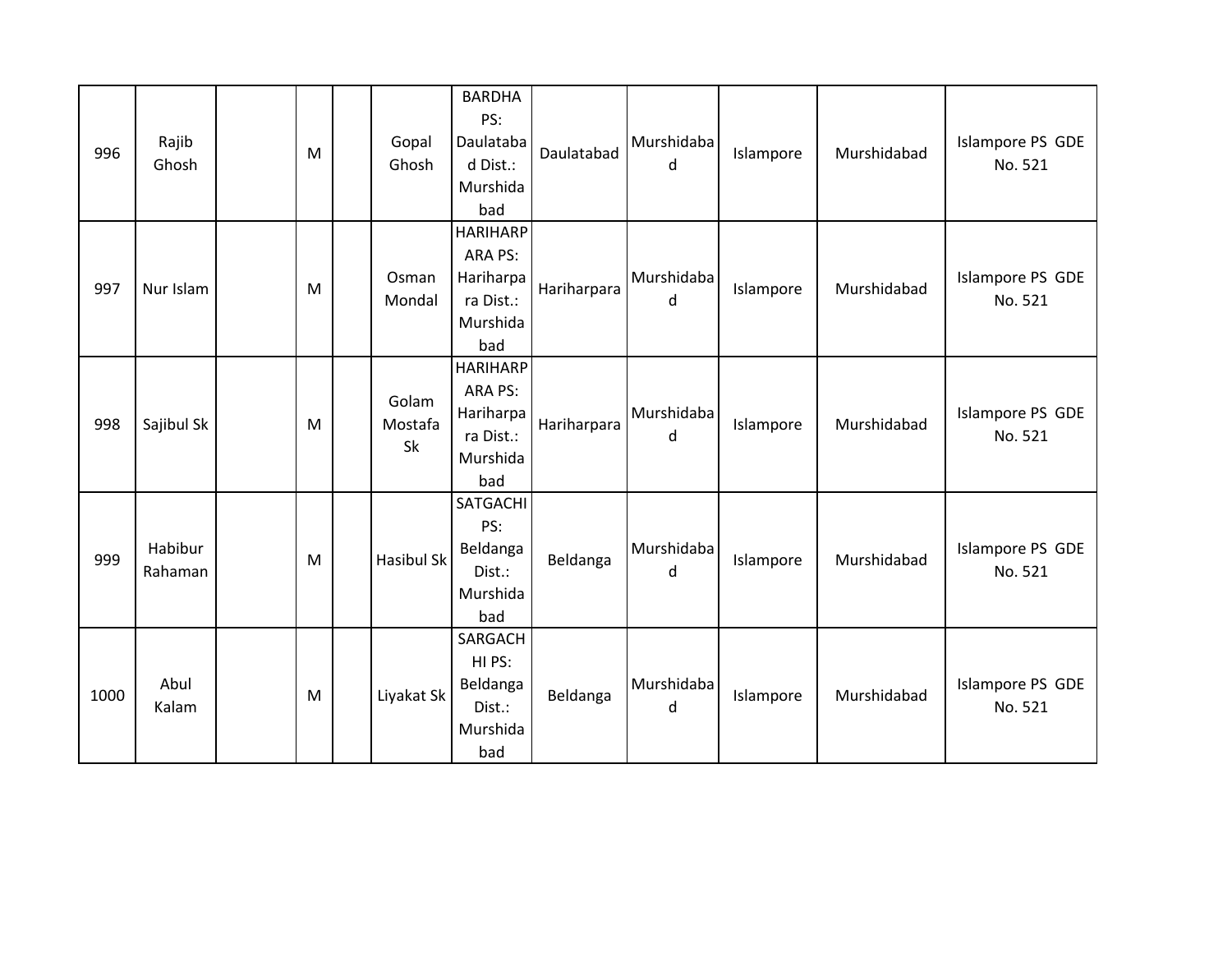| | | | | | | | | | | | |
|---|---|---|---|---|---|---|---|---|---|---|---|
| 996 | Rajib Ghosh | | M | | Gopal Ghosh | BARDHA PS: Daulatabad Dist.: Murshidabad | Daulatabad | Murshidabad | Islampore | Murshidabad | Islampore PS GDE No. 521 |
| 997 | Nur Islam | | M | | Osman Mondal | HARIHARPARA PS: Hariharpara Dist.: Murshidabad | Hariharpara | Murshidabad | Islampore | Murshidabad | Islampore PS GDE No. 521 |
| 998 | Sajibul Sk | | M | | Golam Mostafa Sk | HARIHARPARA PS: Hariharpara Dist.: Murshidabad | Hariharpara | Murshidabad | Islampore | Murshidabad | Islampore PS GDE No. 521 |
| 999 | Habibur Rahaman | | M | | Hasibul Sk | SATGACHI PS: Beldanga Dist.: Murshidabad | Beldanga | Murshidabad | Islampore | Murshidabad | Islampore PS GDE No. 521 |
| 1000 | Abul Kalam | | M | | Liyakat Sk | SARGACHHI PS: Beldanga Dist.: Murshidabad | Beldanga | Murshidabad | Islampore | Murshidabad | Islampore PS GDE No. 521 |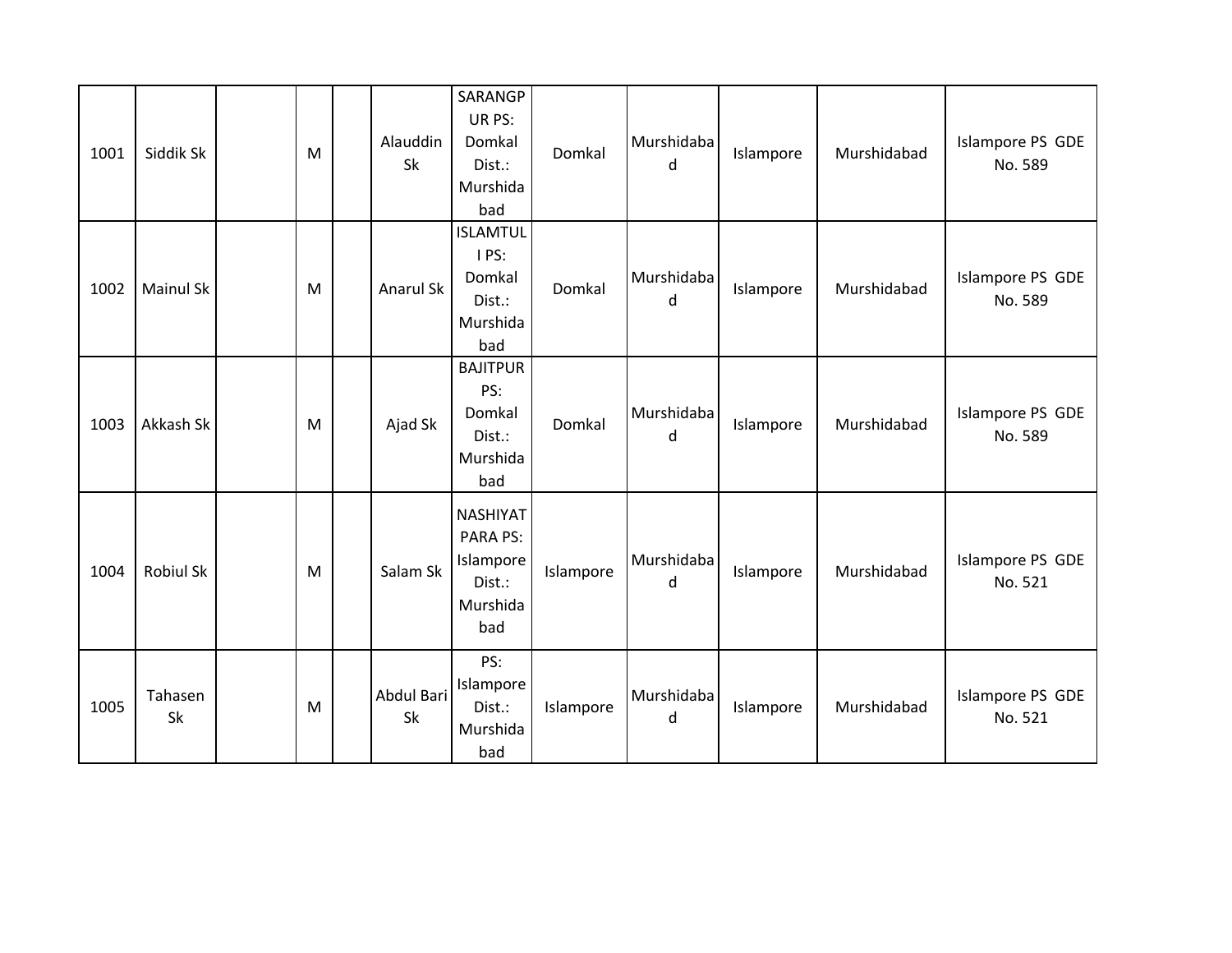| | | | | | | | | | | | |
|---|---|---|---|---|---|---|---|---|---|---|---|
| 1001 | Siddik Sk | | M | | Alauddin Sk | SARANGPUR PS: Domkal Dist.: Murshidabad | Domkal | Murshidabad | Islampore | Murshidabad | Islampore PS GDE No. 589 |
| 1002 | Mainul Sk | | M | | Anarul Sk | ISLAMTULI PS: Domkal Dist.: Murshidabad | Domkal | Murshidabad | Islampore | Murshidabad | Islampore PS GDE No. 589 |
| 1003 | Akkash Sk | | M | | Ajad Sk | BAJITPUR PS: Domkal Dist.: Murshidabad | Domkal | Murshidabad | Islampore | Murshidabad | Islampore PS GDE No. 589 |
| 1004 | Robiul Sk | | M | | Salam Sk | NASHIYATPARA PS: Islampore Dist.: Murshidabad | Islampore | Murshidabad | Islampore | Murshidabad | Islampore PS GDE No. 521 |
| 1005 | Tahasen Sk | | M | | Abdul Bari Sk | PS: Islampore Dist.: Murshidabad | Islampore | Murshidabad | Islampore | Murshidabad | Islampore PS GDE No. 521 |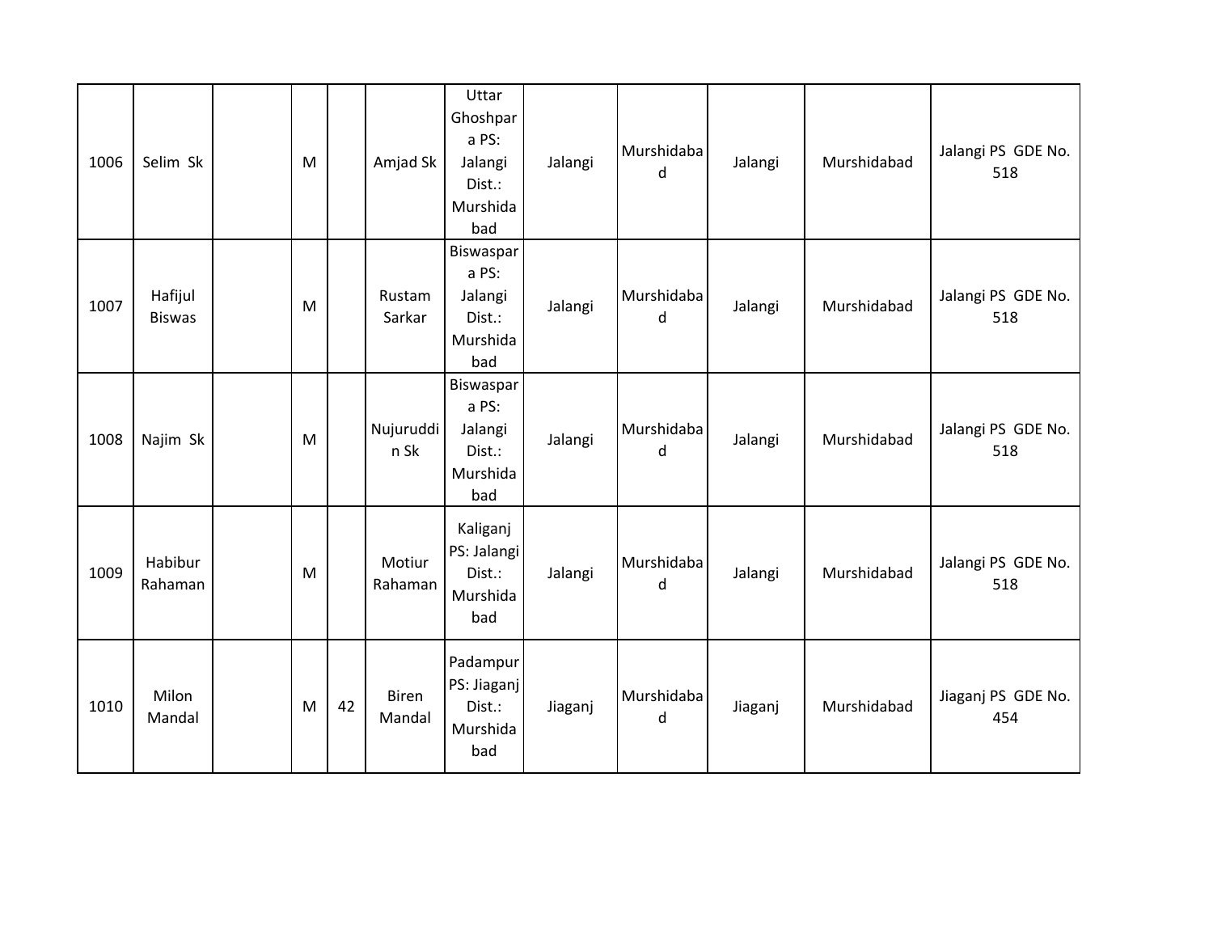| | | | | | | | | | | | |
|---|---|---|---|---|---|---|---|---|---|---|---|
| 1006 | Selim Sk | | M | | Amjad Sk | Uttar Ghoshpara PS: Jalangi Dist.: Murshidabad | Jalangi | Murshidabad | Jalangi | Murshidabad | Jalangi PS GDE No. 518 |
| 1007 | Hafijul Biswas | | M | | Rustam Sarkar | Biswaspara PS: Jalangi Dist.: Murshidabad | Jalangi | Murshidabad | Jalangi | Murshidabad | Jalangi PS GDE No. 518 |
| 1008 | Najim Sk | | M | | Nujuruddin Sk | Biswaspara PS: Jalangi Dist.: Murshidabad | Jalangi | Murshidabad | Jalangi | Murshidabad | Jalangi PS GDE No. 518 |
| 1009 | Habibur Rahaman | | M | | Motiur Rahaman | Kaliganj PS: Jalangi Dist.: Murshidabad | Jalangi | Murshidabad | Jalangi | Murshidabad | Jalangi PS GDE No. 518 |
| 1010 | Milon Mandal | | M | 42 | Biren Mandal | Padampur PS: Jiaganj Dist.: Murshidabad | Jiaganj | Murshidabad | Jiaganj | Murshidabad | Jiaganj PS GDE No. 454 |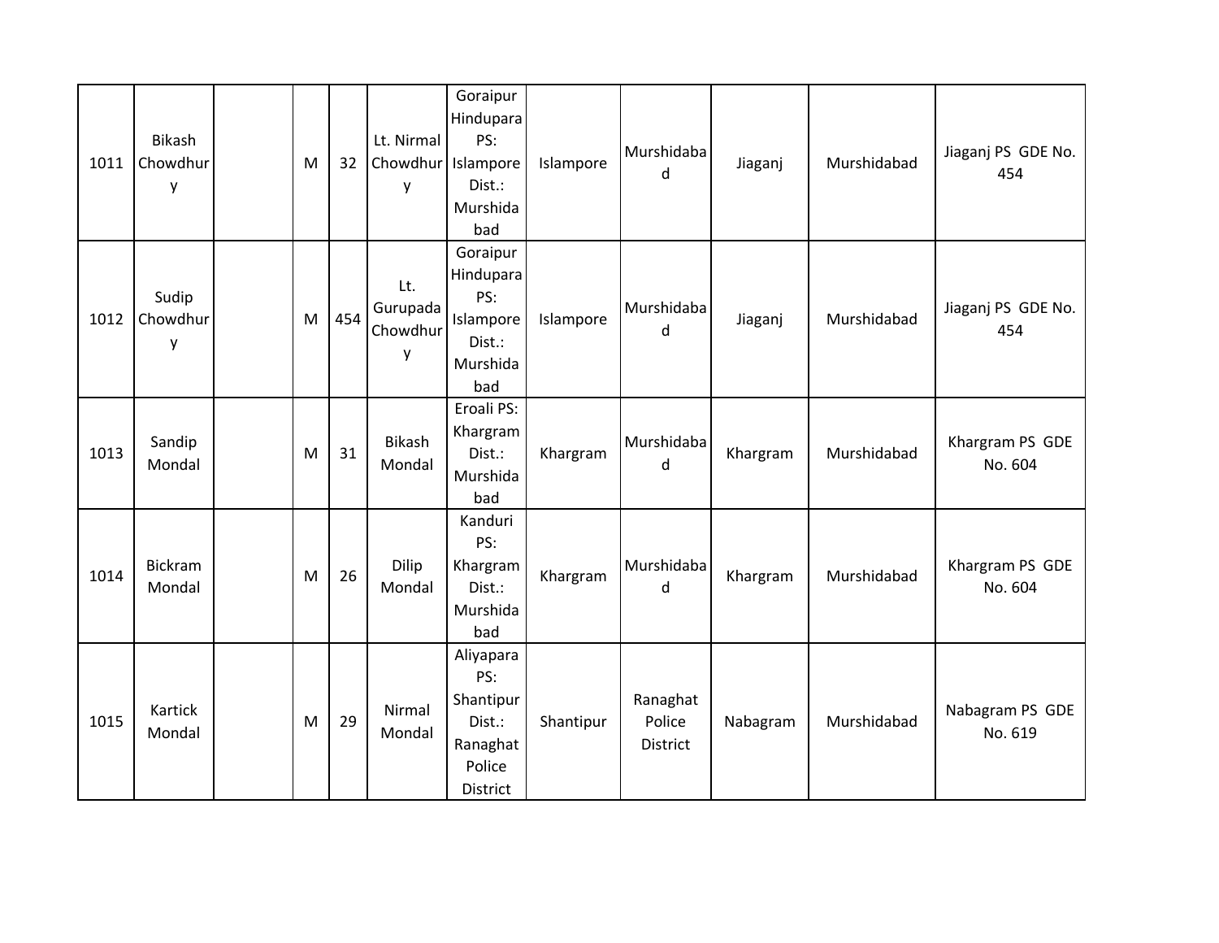| 1011 | Bikash Chowdhury | | M | 32 | Lt. Nirmal Chowdhury | Goraipur Hindupara PS: Islampore Dist.: Murshidabad | Islampore | Murshidabad | Jiaganj | Murshidabad | Jiaganj PS GDE No. 454 |
|---|---|---|---|---|---|---|---|---|---|---|---|
| 1012 | Sudip Chowdhury | | M | 454 | Lt. Gurupada Chowdhury | Goraipur Hindupara PS: Islampore Dist.: Murshidabad | Islampore | Murshidabad | Jiaganj | Murshidabad | Jiaganj PS GDE No. 454 |
| 1013 | Sandip Mondal | | M | 31 | Bikash Mondal | Eroali PS: Khargram Dist.: Murshidabad | Khargram | Murshidabad | Khargram | Murshidabad | Khargram PS GDE No. 604 |
| 1014 | Bickram Mondal | | M | 26 | Dilip Mondal | Kanduri PS: Khargram Dist.: Murshidabad | Khargram | Murshidabad | Khargram | Murshidabad | Khargram PS GDE No. 604 |
| 1015 | Kartick Mondal | | M | 29 | Nirmal Mondal | Aliyapara PS: Shantipur Dist.: Ranaghat Police District | Shantipur | Ranaghat Police District | Nabagram | Murshidabad | Nabagram PS GDE No. 619 |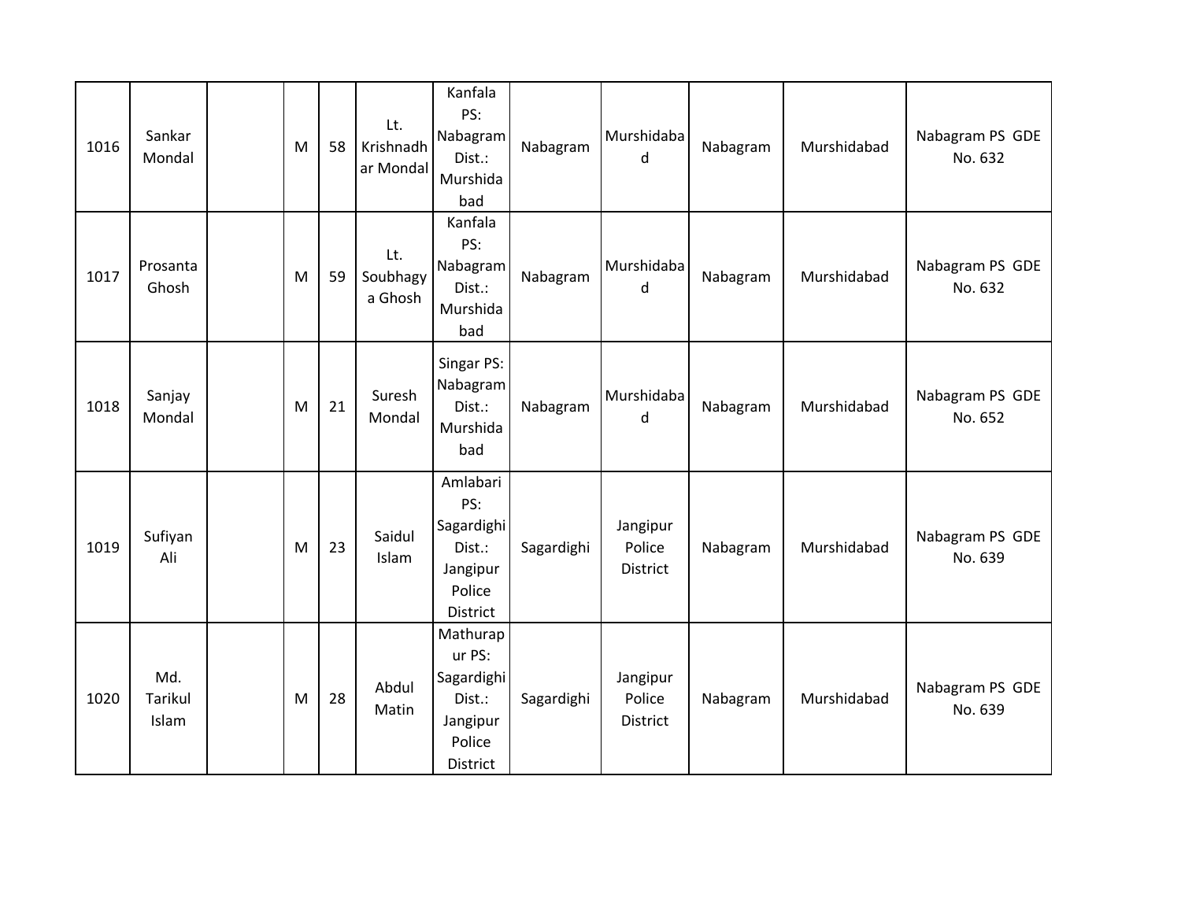| | | | | | | | | | | | |
|---|---|---|---|---|---|---|---|---|---|---|---|
| 1016 | Sankar Mondal | | M | 58 | Lt. Krishnadhar Mondal | Kanfala PS: Nabagram Dist.: Murshidabad | Nabagram | Murshidabad | Nabagram | Murshidabad | Nabagram PS GDE No. 632 |
| 1017 | Prosanta Ghosh | | M | 59 | Lt. Soubhagya Ghosh | Kanfala PS: Nabagram Dist.: Murshidabad | Nabagram | Murshidabad | Nabagram | Murshidabad | Nabagram PS GDE No. 632 |
| 1018 | Sanjay Mondal | | M | 21 | Suresh Mondal | Singar PS: Nabagram Dist.: Murshidabad | Nabagram | Murshidabad | Nabagram | Murshidabad | Nabagram PS GDE No. 652 |
| 1019 | Sufiyan Ali | | M | 23 | Saidul Islam | Amlabari PS: Sagardighi Dist.: Jangipur Police District | Sagardighi | Jangipur Police District | Nabagram | Murshidabad | Nabagram PS GDE No. 639 |
| 1020 | Md. Tarikul Islam | | M | 28 | Abdul Matin | Mathurapur PS: Sagardighi Dist.: Jangipur Police District | Sagardighi | Jangipur Police District | Nabagram | Murshidabad | Nabagram PS GDE No. 639 |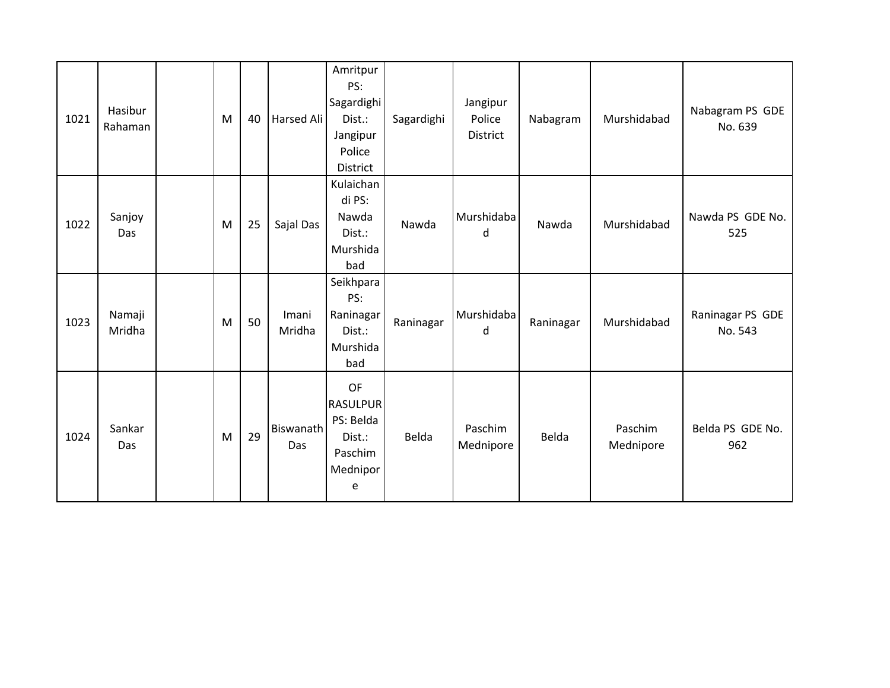| | | | | | | | | | | | |
|---|---|---|---|---|---|---|---|---|---|---|---|
| 1021 | Hasibur Rahaman | | M | 40 | Harsed Ali | Amritpur PS: Sagardighi Dist.: Jangipur Police District | Sagardighi | Jangipur Police District | Nabagram | Murshidabad | Nabagram PS GDE No. 639 |
| 1022 | Sanjoy Das | | M | 25 | Sajal Das | Kulaichandi PS: Nawda Dist.: Murshidabad | Nawda | Murshidabad | Nawda | Murshidabad | Nawda PS GDE No. 525 |
| 1023 | Namaji Mridha | | M | 50 | Imani Mridha | Seikhpara PS: Raninagar Dist.: Murshidabad | Raninagar | Murshidabad | Raninagar | Murshidabad | Raninagar PS GDE No. 543 |
| 1024 | Sankar Das | | M | 29 | Biswanath Das | OF RASULPUR PS: Belda Dist.: Paschim Mednipore | Belda | Paschim Mednipore | Belda | Paschim Mednipore | Belda PS GDE No. 962 |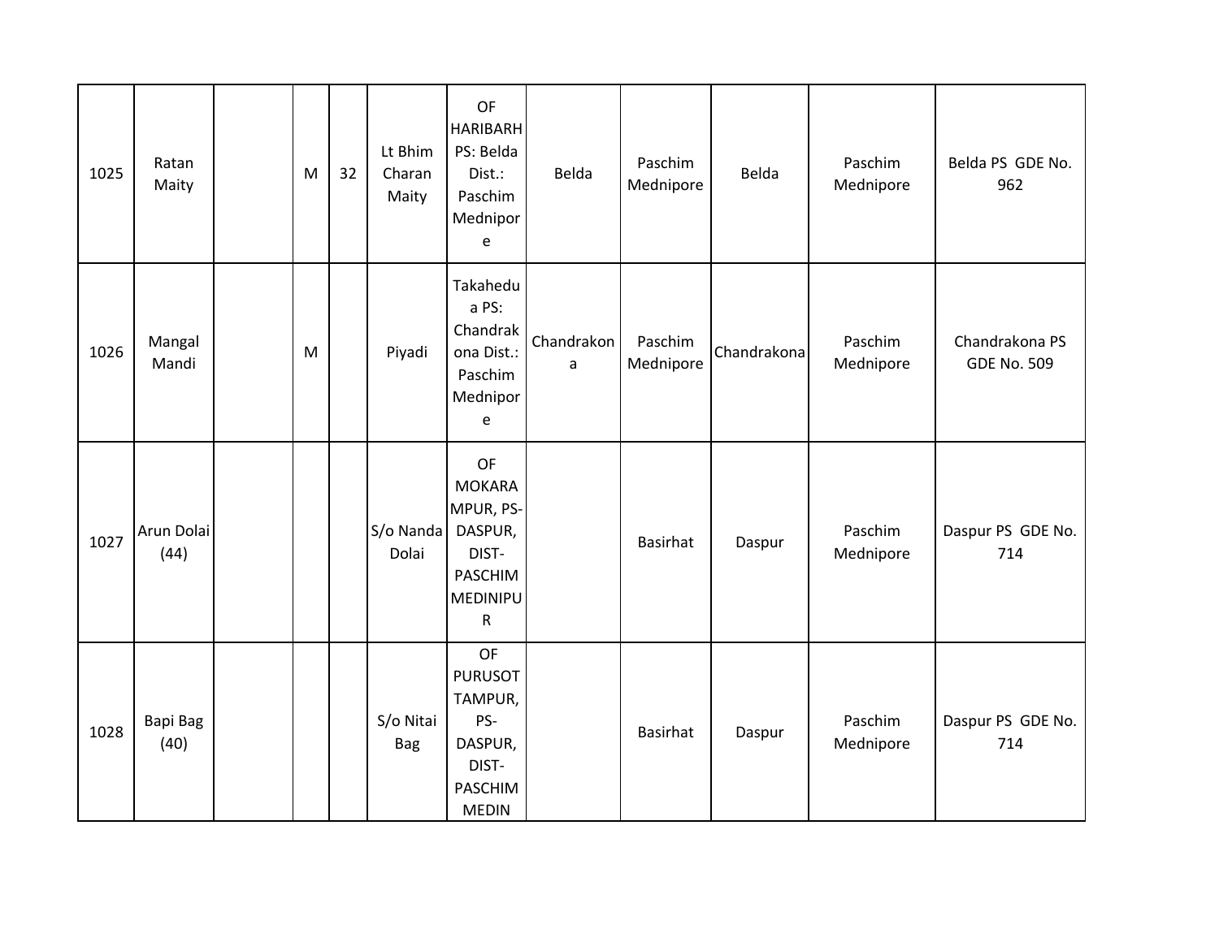| | | | | | | | | | | | |
|---|---|---|---|---|---|---|---|---|---|---|---|
| 1025 | Ratan Maity | | M | 32 | Lt Bhim Charan Maity | OF HARIBARH PS: Belda Dist.: Paschim Mednipore | Belda | Paschim Mednipore | Belda | Paschim Mednipore | Belda PS GDE No. 962 |
| 1026 | Mangal Mandi | | M | | Piyadi | Takaheduа PS: Chandrakona Dist.: Paschim Mednipore | Chandrakona | Paschim Mednipore | Chandrakona | Paschim Mednipore | Chandrakona PS GDE No. 509 |
| 1027 | Arun Dolai (44) | | | | S/o Nanda Dolai | OF MOKARAMPUR, PS-DASPUR, DIST-PASCHIM MEDINIPUR | | Basirhat | Daspur | Paschim Mednipore | Daspur PS GDE No. 714 |
| 1028 | Bapi Bag (40) | | | | S/o Nitai Bag | OF PURUSOTTAMPUR, PS-DASPUR, DIST-PASCHIM MEDIN | | Basirhat | Daspur | Paschim Mednipore | Daspur PS GDE No. 714 |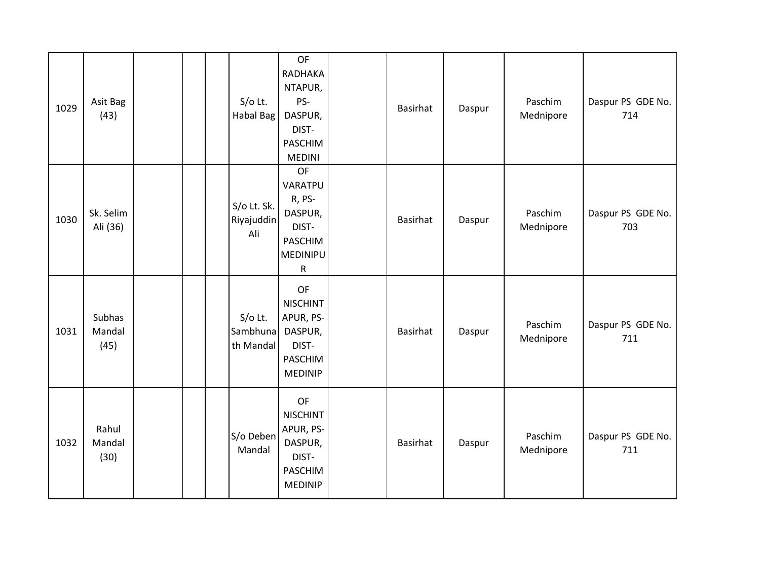| 1029 | Asit Bag (43) | | | | S/o Lt. Habal Bag | OF RADHAKANTAPUR, PS-DASPUR, DIST-PASCHIM MEDINI | | Basirhat | Daspur | Paschim Mednipore | Daspur PS GDE No. 714 |
|---|---|---|---|---|---|---|---|---|---|---|---|
| 1030 | Sk. Selim Ali (36) | | | | S/o Lt. Sk. Riyajuddin Ali | OF VARATPUR, PS-DASPUR, DIST-PASCHIM MEDINIPUR | | Basirhat | Daspur | Paschim Mednipore | Daspur PS GDE No. 703 |
| 1031 | Subhas Mandal (45) | | | | S/o Lt. Sambhunath Mandal | OF NISCHINTAPUR, PS-DASPUR, DIST-PASCHIM MEDINIP | | Basirhat | Daspur | Paschim Mednipore | Daspur PS GDE No. 711 |
| 1032 | Rahul Mandal (30) | | | | S/o Deben Mandal | OF NISCHINTAPUR, PS-DASPUR, DIST-PASCHIM MEDINIP | | Basirhat | Daspur | Paschim Mednipore | Daspur PS GDE No. 711 |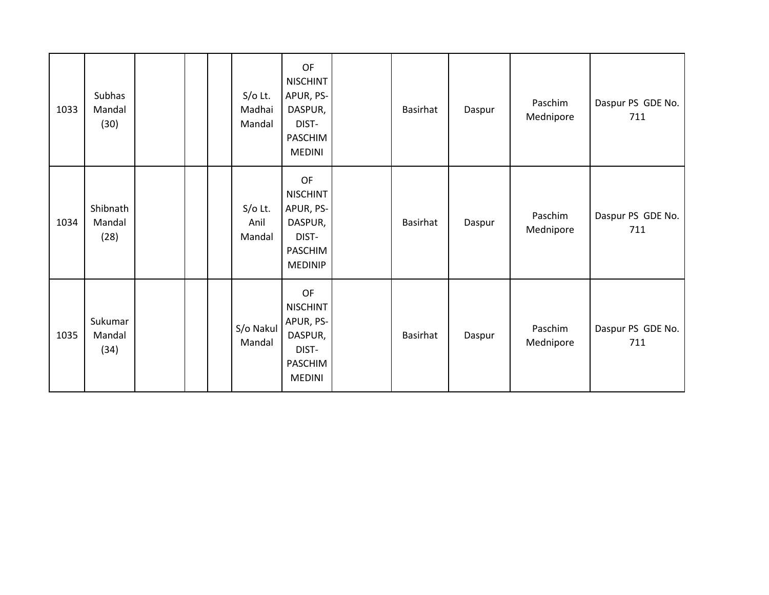| | | | | | | | | | | | |
|---|---|---|---|---|---|---|---|---|---|---|---|
| 1033 | Subhas Mandal (30) | | | | S/o Lt. Madhai Mandal | OF NISCHINTAPUR, PS-DASPUR, DIST-PASCHIM MEDINI | | Basirhat | Daspur | Paschim Mednipore | Daspur PS GDE No. 711 |
| 1034 | Shibnath Mandal (28) | | | | S/o Lt. Anil Mandal | OF NISCHINTAPUR, PS-DASPUR, DIST-PASCHIM MEDINIP | | Basirhat | Daspur | Paschim Mednipore | Daspur PS GDE No. 711 |
| 1035 | Sukumar Mandal (34) | | | | S/o Nakul Mandal | OF NISCHINTAPUR, PS-DASPUR, DIST-PASCHIM MEDINI | | Basirhat | Daspur | Paschim Mednipore | Daspur PS GDE No. 711 |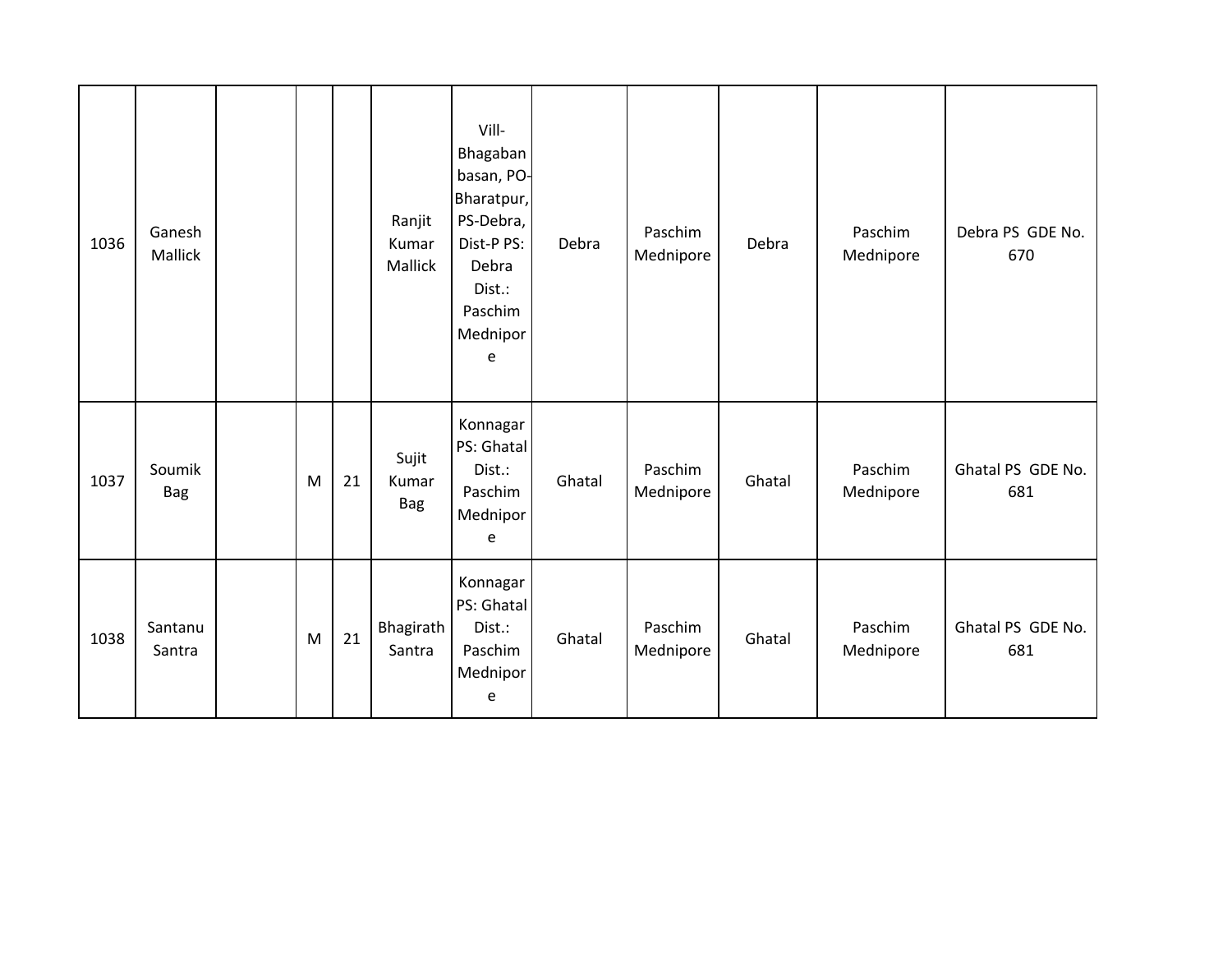| | | | | | | | | | | | |
|---|---|---|---|---|---|---|---|---|---|---|---|
| 1036 | Ganesh Mallick | | | | Ranjit Kumar Mallick | Vill-Bhagabanbasan, PO-Bharatpur, PS-Debra, Dist-P PS: Debra Dist.: Paschim Mednipore | Debra | Paschim Mednipore | Debra | Paschim Mednipore | Debra PS GDE No. 670 |
| 1037 | Soumik Bag | | M | 21 | Sujit Kumar Bag | Konnagar PS: Ghatal Dist.: Paschim Mednipore | Ghatal | Paschim Mednipore | Ghatal | Paschim Mednipore | Ghatal PS GDE No. 681 |
| 1038 | Santanu Santra | | M | 21 | Bhagirath Santra | Konnagar PS: Ghatal Dist.: Paschim Mednipore | Ghatal | Paschim Mednipore | Ghatal | Paschim Mednipore | Ghatal PS GDE No. 681 |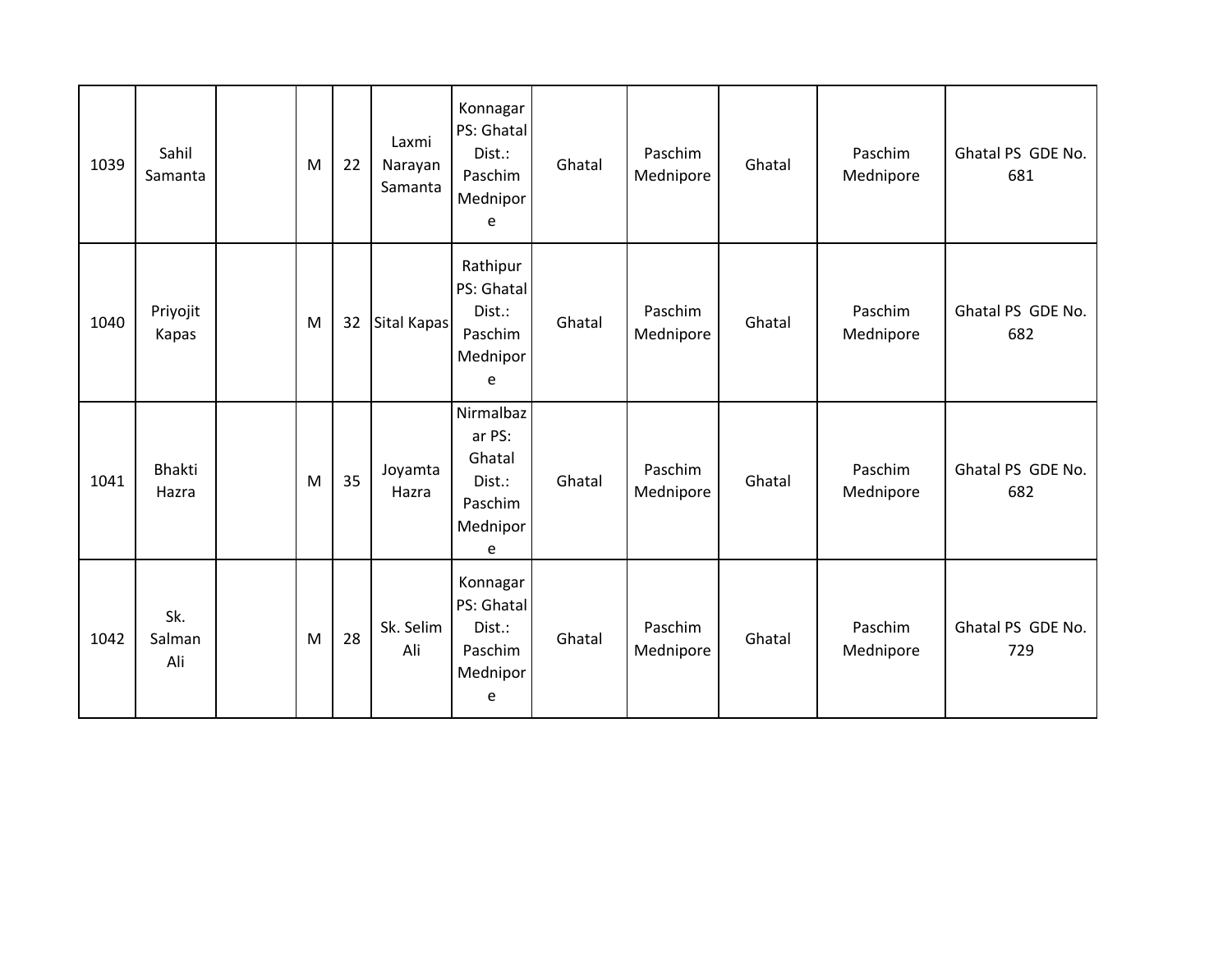| 1039 | Sahil Samanta | | M | 22 | Laxmi Narayan Samanta | Konnagar PS: Ghatal Dist.: Paschim Mednipore | Ghatal | Paschim Mednipore | Ghatal | Paschim Mednipore | Ghatal PS GDE No. 681 |
|---|---|---|---|---|---|---|---|---|---|---|---|
| 1040 | Priyojit Kapas | | M | 32 | Sital Kapas | Rathipur PS: Ghatal Dist.: Paschim Mednipore | Ghatal | Paschim Mednipore | Ghatal | Paschim Mednipore | Ghatal PS GDE No. 682 |
| 1041 | Bhakti Hazra | | M | 35 | Joyamta Hazra | Nirmalbazar PS: Ghatal Dist.: Paschim Mednipore | Ghatal | Paschim Mednipore | Ghatal | Paschim Mednipore | Ghatal PS GDE No. 682 |
| 1042 | Sk. Salman Ali | | M | 28 | Sk. Selim Ali | Konnagar PS: Ghatal Dist.: Paschim Mednipore | Ghatal | Paschim Mednipore | Ghatal | Paschim Mednipore | Ghatal PS GDE No. 729 |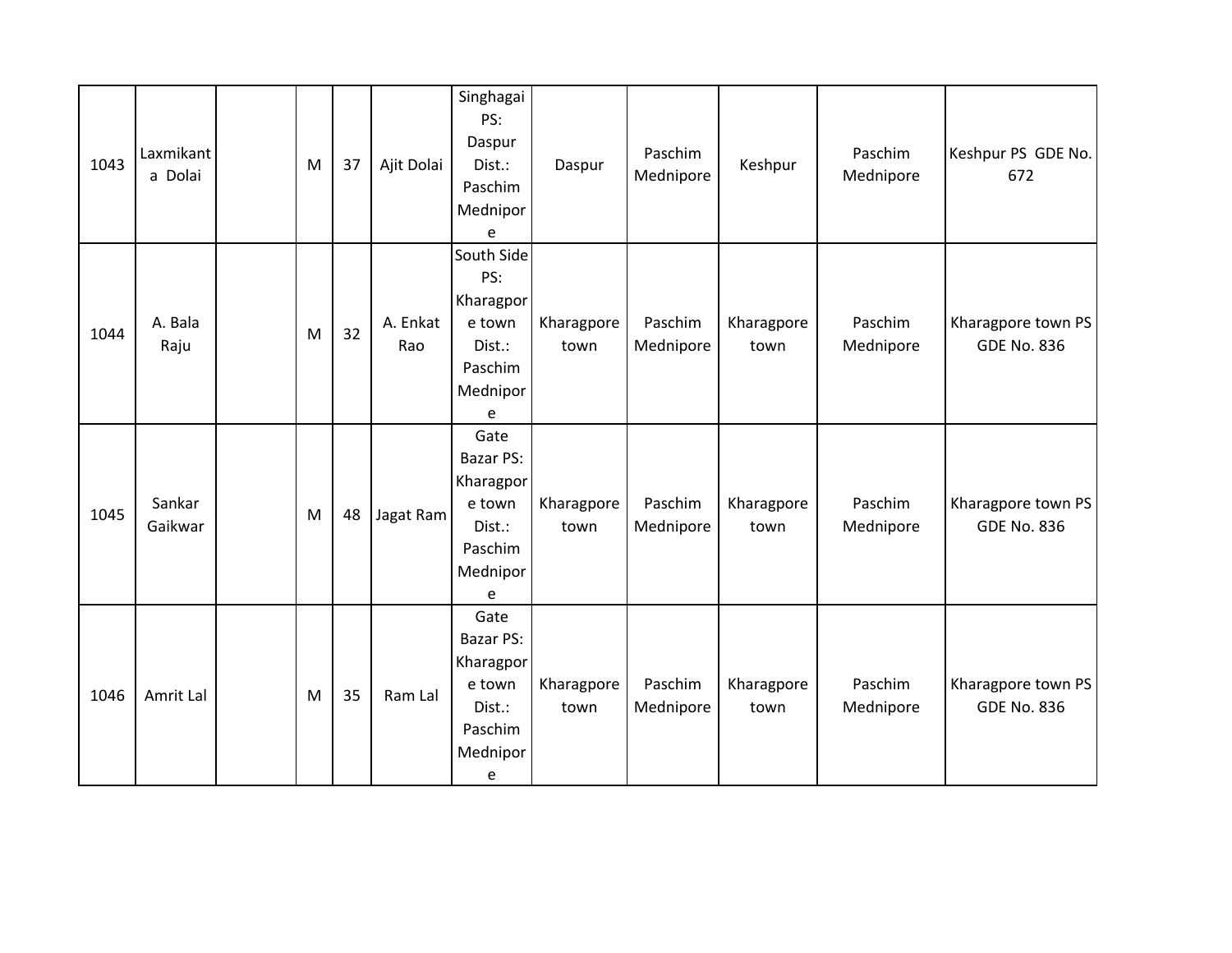| | | | | | | | | | | | |
|---|---|---|---|---|---|---|---|---|---|---|---|
| 1043 | Laxmikanta Dolai | | M | 37 | Ajit Dolai | Singhagai PS: Daspur Dist.: Paschim Mednipore | Daspur | Paschim Mednipore | Keshpur | Paschim Mednipore | Keshpur PS GDE No. 672 |
| 1044 | A. Bala Raju | | M | 32 | A. Enkat Rao | South Side PS: Kharagpore town Dist.: Paschim Mednipore | Kharagpore town | Paschim Mednipore | Kharagpore town | Paschim Mednipore | Kharagpore town PS GDE No. 836 |
| 1045 | Sankar Gaikwar | | M | 48 | Jagat Ram | Gate Bazar PS: Kharagpore town Dist.: Paschim Mednipore | Kharagpore town | Paschim Mednipore | Kharagpore town | Paschim Mednipore | Kharagpore town PS GDE No. 836 |
| 1046 | Amrit Lal | | M | 35 | Ram Lal | Gate Bazar PS: Kharagpore town Dist.: Paschim Mednipore | Kharagpore town | Paschim Mednipore | Kharagpore town | Paschim Mednipore | Kharagpore town PS GDE No. 836 |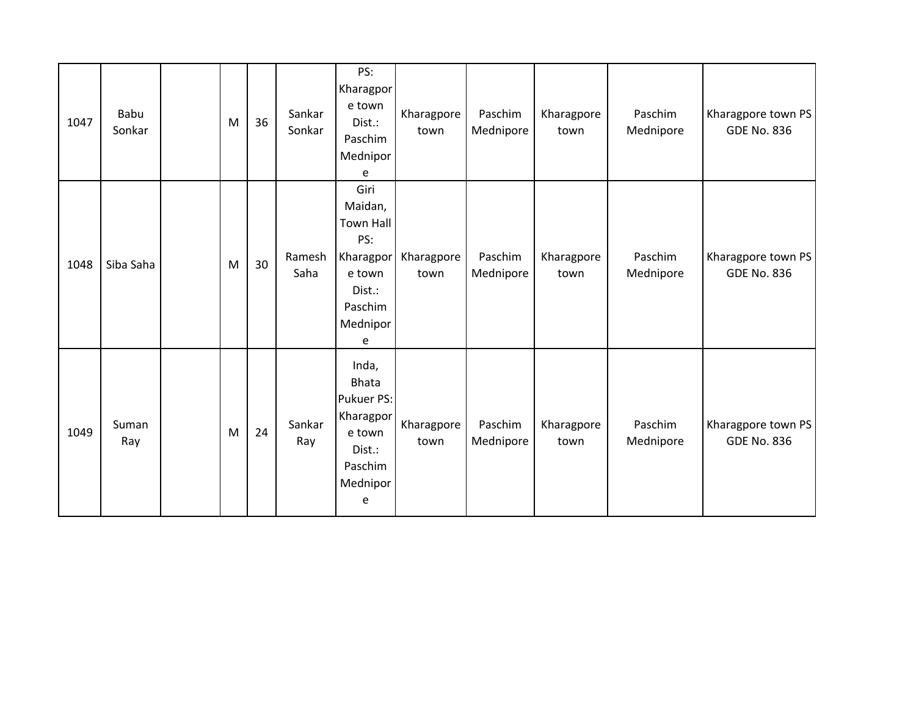| 1047 | Babu Sonkar | | M | 36 | Sankar Sonkar | PS: Kharagpore town Dist.: Paschim Mednipore | Kharagpore town | Paschim Mednipore | Kharagpore town | Paschim Mednipore | Kharagpore town PS GDE No. 836 |
|---|---|---|---|---|---|---|---|---|---|---|---|
| 1048 | Siba Saha | | M | 30 | Ramesh Saha | Giri Maidan, Town Hall PS: Kharagpore town Dist.: Paschim Mednipore | Kharagpore town | Paschim Mednipore | Kharagpore town | Paschim Mednipore | Kharagpore town PS GDE No. 836 |
| 1049 | Suman Ray | | M | 24 | Sankar Ray | Inda, Bhata Pukuer PS: Kharagpore town Dist.: Paschim Mednipore | Kharagpore town | Paschim Mednipore | Kharagpore town | Paschim Mednipore | Kharagpore town PS GDE No. 836 |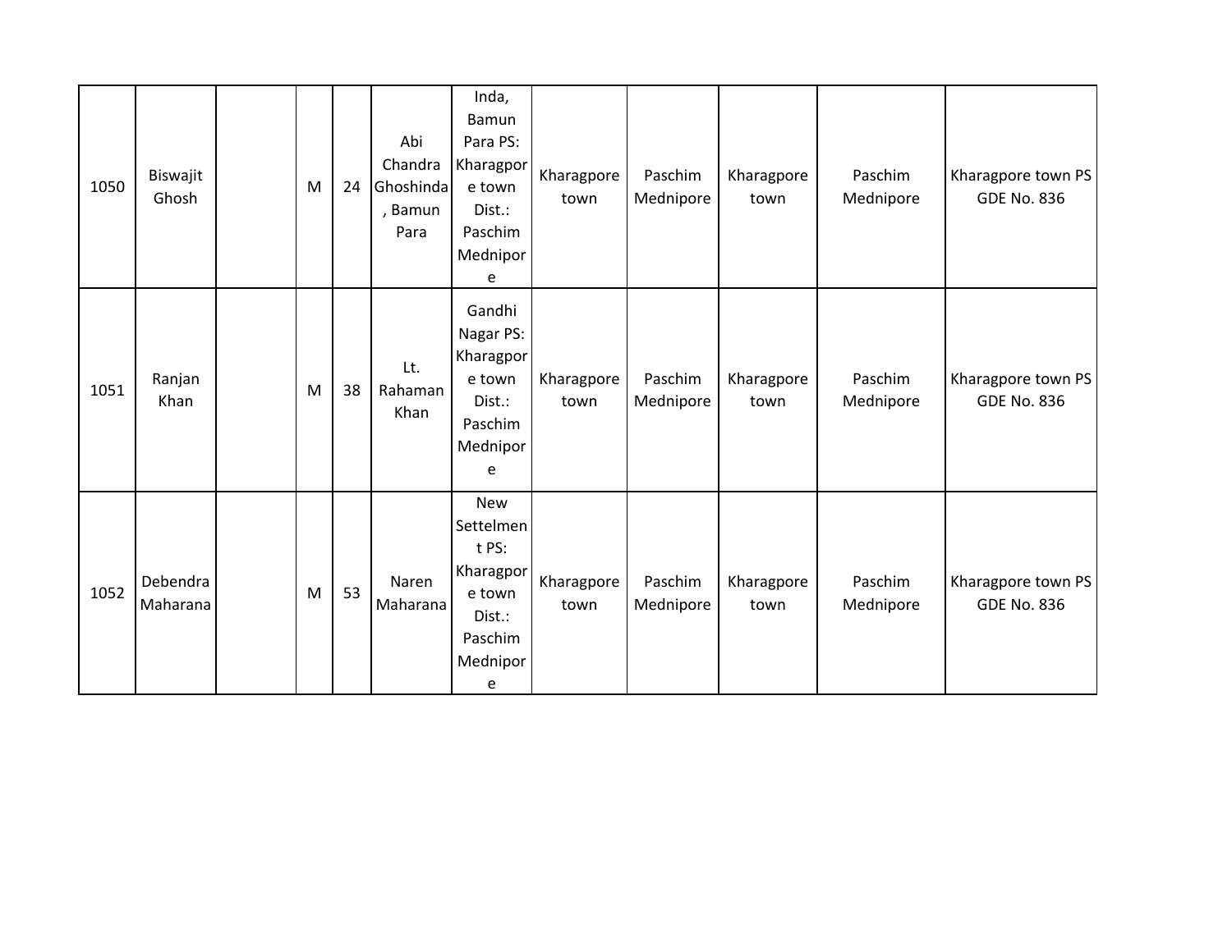| 1050 | Biswajit Ghosh | | M | 24 | Abi Chandra Ghoshinda, Bamun Para | Inda, Bamun Para PS: Kharagpore town Dist.: Paschim Mednipore | Kharagpore town | Paschim Mednipore | Kharagpore town | Paschim Mednipore | Kharagpore town PS GDE No. 836 |
|---|---|---|---|---|---|---|---|---|---|---|---|
| 1051 | Ranjan Khan | | M | 38 | Lt. Rahaman Khan | Gandhi Nagar PS: Kharagpore town Dist.: Paschim Mednipore | Kharagpore town | Paschim Mednipore | Kharagpore town | Paschim Mednipore | Kharagpore town PS GDE No. 836 |
| 1052 | Debendra Maharana | | M | 53 | Naren Maharana | New Settelment PS: Kharagpore town Dist.: Paschim Mednipore | Kharagpore town | Paschim Mednipore | Kharagpore town | Paschim Mednipore | Kharagpore town PS GDE No. 836 |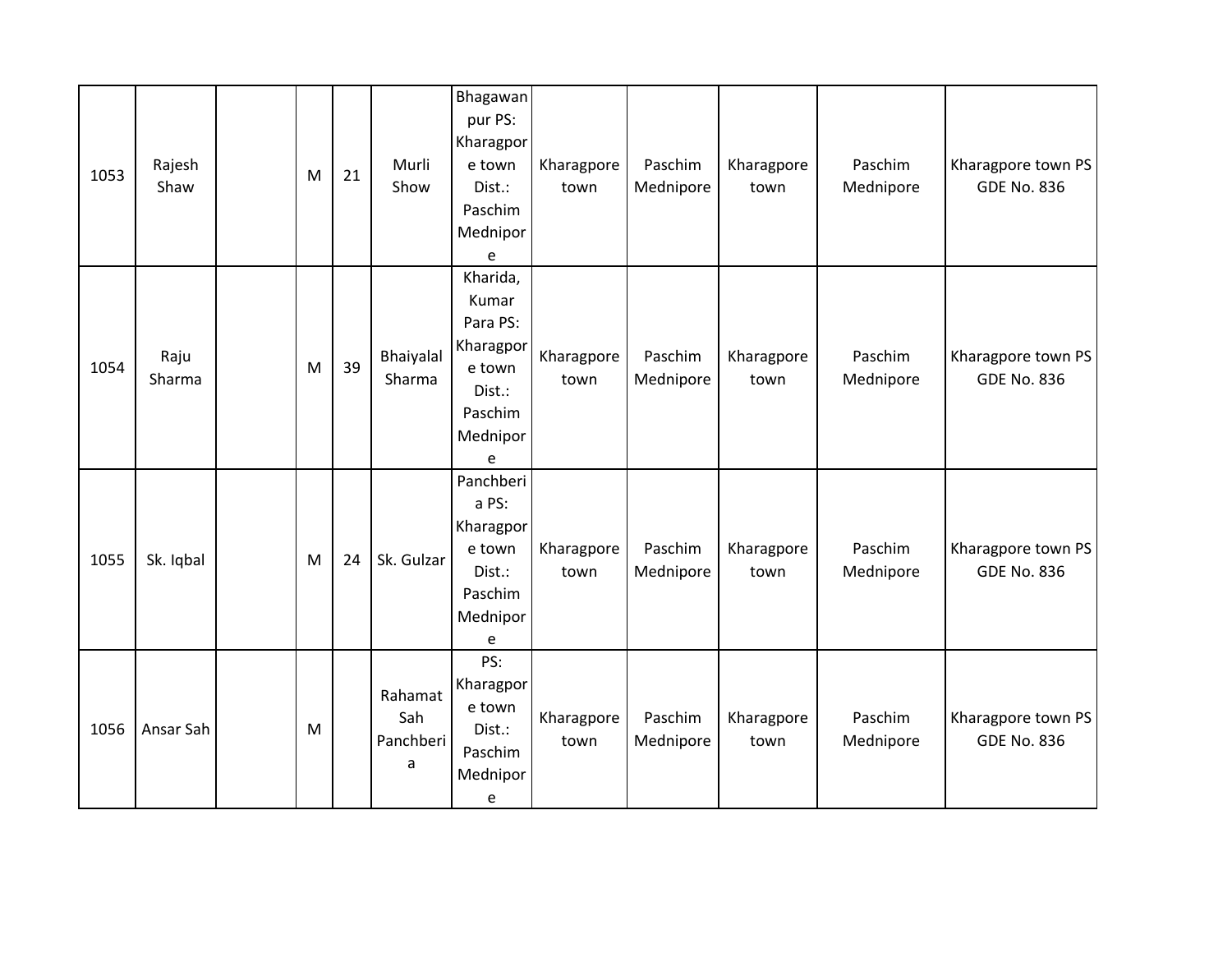| | | | | | | | | | | | |
|---|---|---|---|---|---|---|---|---|---|---|---|
| 1053 | Rajesh Shaw | | M | 21 | Murli Show | Bhagawanpur PS: Kharagpore town Dist.: Paschim Mednipore | Kharagpore town | Paschim Mednipore | Kharagpore town | Paschim Mednipore | Kharagpore town PS GDE No. 836 |
| 1054 | Raju Sharma | | M | 39 | Bhaiyalal Sharma | Kharida, Kumar Para PS: Kharagpore town Dist.: Paschim Mednipore | Kharagpore town | Paschim Mednipore | Kharagpore town | Paschim Mednipore | Kharagpore town PS GDE No. 836 |
| 1055 | Sk. Iqbal | | M | 24 | Sk. Gulzar | Panchberia PS: Kharagpore town Dist.: Paschim Mednipore | Kharagpore town | Paschim Mednipore | Kharagpore town | Paschim Mednipore | Kharagpore town PS GDE No. 836 |
| 1056 | Ansar Sah | | M | | Rahamat Sah Panchberia | PS: Kharagpore town Dist.: Paschim Mednipore | Kharagpore town | Paschim Mednipore | Kharagpore town | Paschim Mednipore | Kharagpore town PS GDE No. 836 |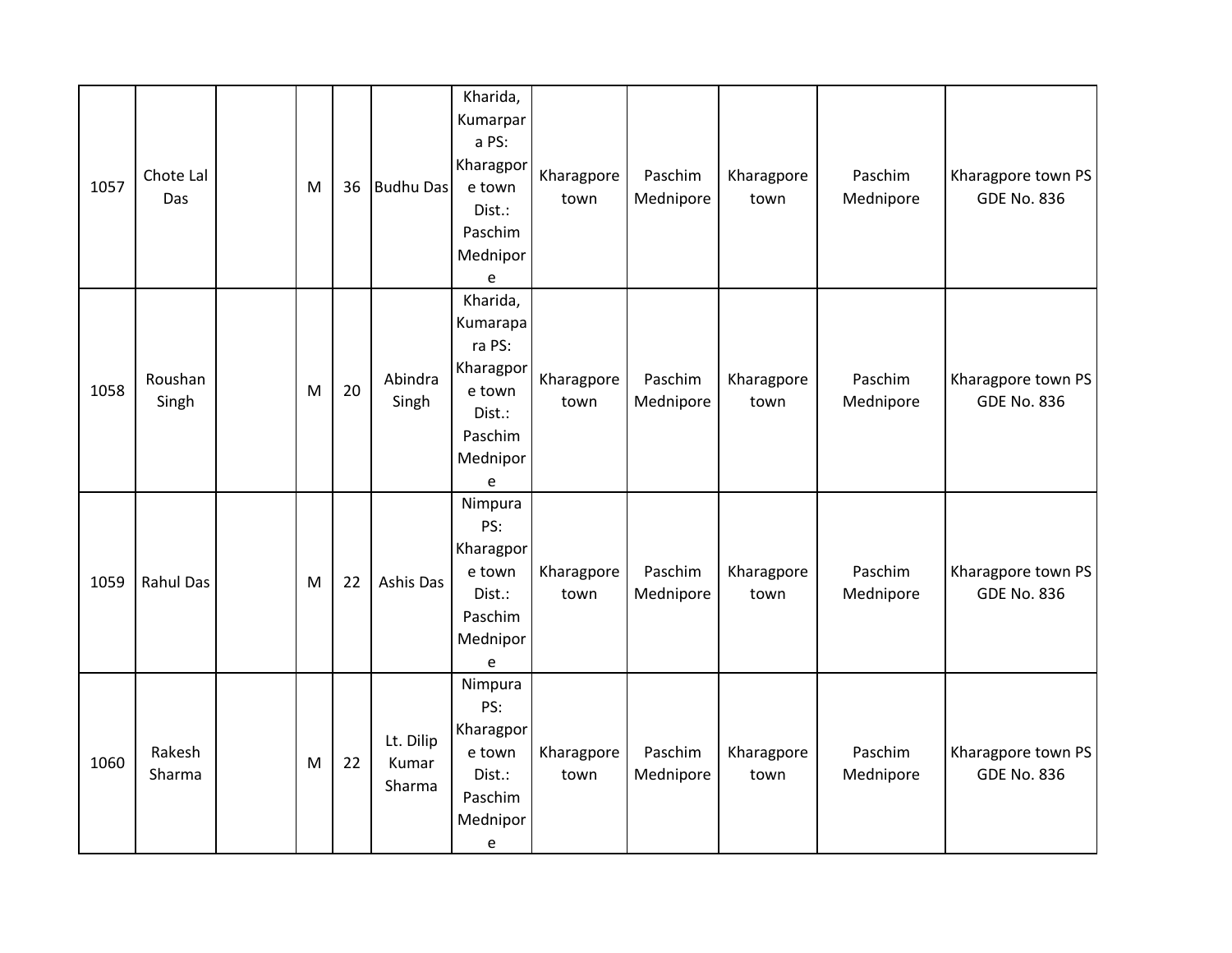| 1057 | Chote Lal Das | | M | 36 | Budhu Das | Kharida, Kumarpara PS: Kharagpore town Dist.: Paschim Mednipore | Kharagpore town | Paschim Mednipore | Kharagpore town | Paschim Mednipore | Kharagpore town PS GDE No. 836 |
|---|---|---|---|---|---|---|---|---|---|---|---|
| 1058 | Roushan Singh | | M | 20 | Abindra Singh | Kharida, Kumarapara PS: Kharagpore town Dist.: Paschim Mednipore | Kharagpore town | Paschim Mednipore | Kharagpore town | Paschim Mednipore | Kharagpore town PS GDE No. 836 |
| 1059 | Rahul Das | | M | 22 | Ashis Das | Nimpura PS: Kharagpore town Dist.: Paschim Mednipore | Kharagpore town | Paschim Mednipore | Kharagpore town | Paschim Mednipore | Kharagpore town PS GDE No. 836 |
| 1060 | Rakesh Sharma | | M | 22 | Lt. Dilip Kumar Sharma | Nimpura PS: Kharagpore town Dist.: Paschim Mednipore | Kharagpore town | Paschim Mednipore | Kharagpore town | Paschim Mednipore | Kharagpore town PS GDE No. 836 |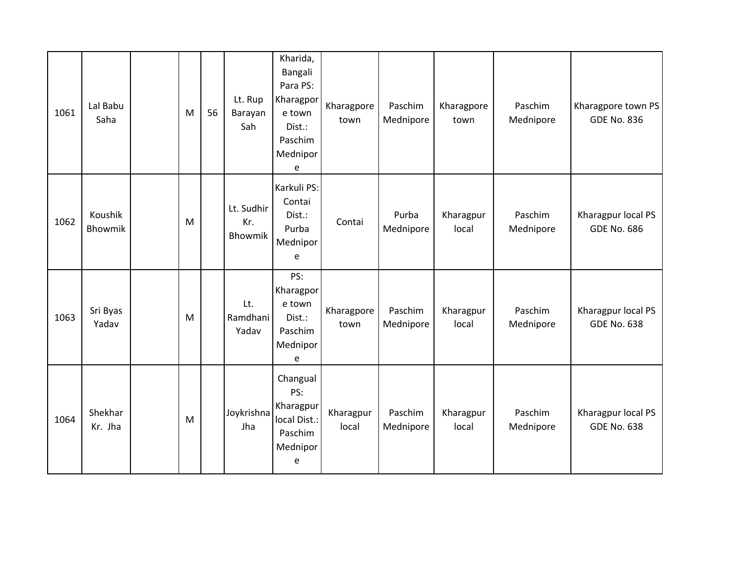| | | | | | | | | | | | |
|---|---|---|---|---|---|---|---|---|---|---|---|
| 1061 | Lal Babu Saha | | M | 56 | Lt. Rup Barayan Sah | Kharida, Bangali Para PS: Kharagpore town Dist.: Paschim Mednipore | Kharagpore town | Paschim Mednipore | Kharagpore town | Paschim Mednipore | Kharagpore town PS GDE No. 836 |
| 1062 | Koushik Bhowmik | | M | | Lt. Sudhir Kr. Bhowmik | Karkuli PS: Contai Dist.: Purba Mednipore | Contai | Purba Mednipore | Kharagpur local | Paschim Mednipore | Kharagpur local PS GDE No. 686 |
| 1063 | Sri Byas Yadav | | M | | Lt. Ramdhani Yadav | PS: Kharagpore town Dist.: Paschim Mednipore | Kharagpore town | Paschim Mednipore | Kharagpur local | Paschim Mednipore | Kharagpur local PS GDE No. 638 |
| 1064 | Shekhar Kr. Jha | | M | | Joykrishna Jha | Changual PS: Kharagpur local Dist.: Paschim Mednipore | Kharagpur local | Paschim Mednipore | Kharagpur local | Paschim Mednipore | Kharagpur local PS GDE No. 638 |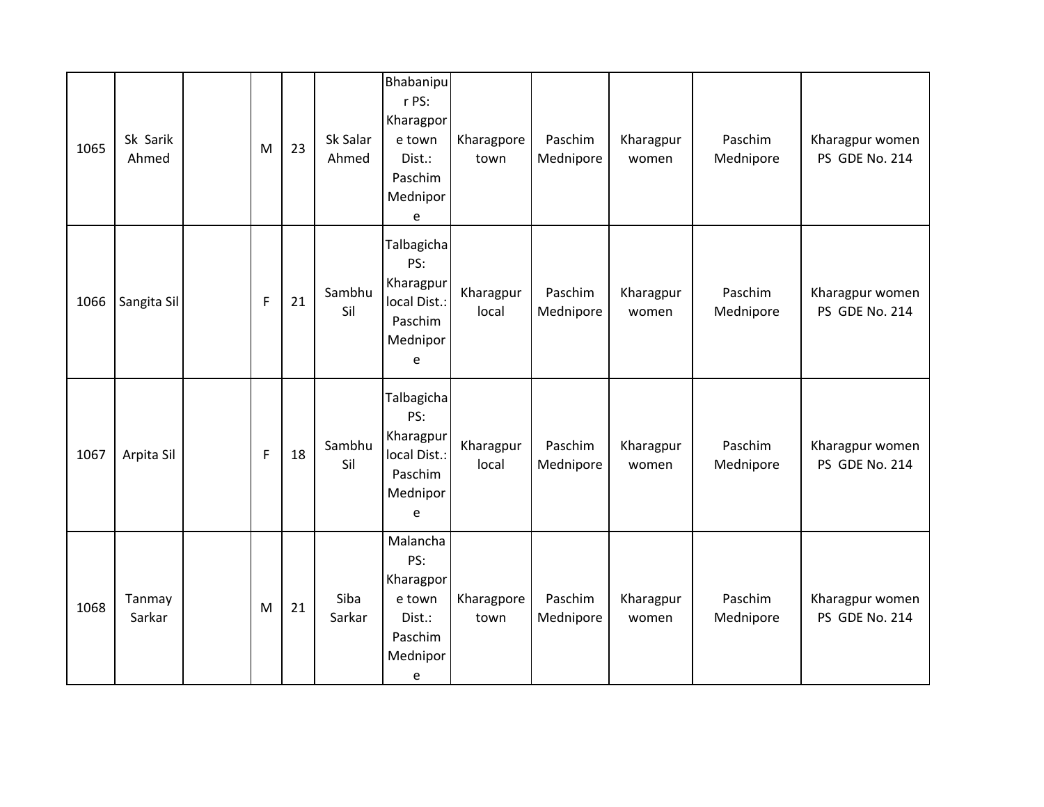| 1065 | Sk Sarik Ahmed | | M | 23 | Sk Salar Ahmed | Bhabanipur PS: Kharagpore town Dist.: Paschim Mednipore | Kharagpore town | Paschim Mednipore | Kharagpur women | Paschim Mednipore | Kharagpur women PS GDE No. 214 |
|---|---|---|---|---|---|---|---|---|---|---|---|
| 1066 | Sangita Sil | | F | 21 | Sambhu Sil | Talbagicha PS: Kharagpur local Dist.: Paschim Mednipore | Kharagpur local | Paschim Mednipore | Kharagpur women | Paschim Mednipore | Kharagpur women PS GDE No. 214 |
| 1067 | Arpita Sil | | F | 18 | Sambhu Sil | Talbagicha PS: Kharagpur local Dist.: Paschim Mednipore | Kharagpur local | Paschim Mednipore | Kharagpur women | Paschim Mednipore | Kharagpur women PS GDE No. 214 |
| 1068 | Tanmay Sarkar | | M | 21 | Siba Sarkar | Malancha PS: Kharagpore town Dist.: Paschim Mednipore | Kharagpore town | Paschim Mednipore | Kharagpur women | Paschim Mednipore | Kharagpur women PS GDE No. 214 |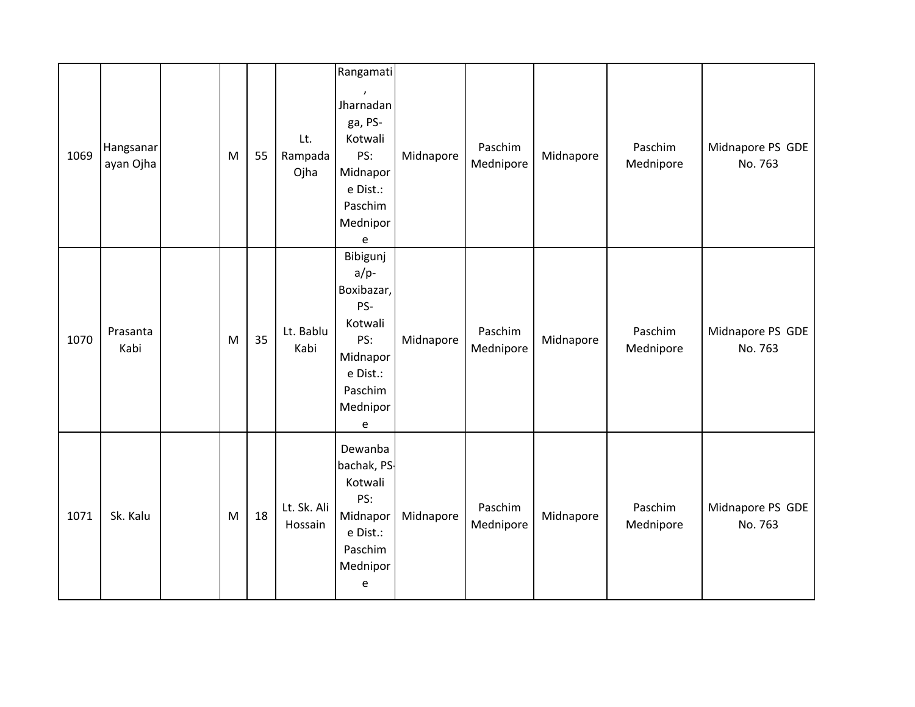| | | | | | | | | | | | |
|---|---|---|---|---|---|---|---|---|---|---|---|
| 1069 | Hangsanarayan Ojha | | M | 55 | Lt. Rampada Ojha | Rangamati, Jharnadanga, PS-Kotwali PS: Midnapore Dist.: Paschim Mednipore | Midnapore | Paschim Mednipore | Midnapore | Paschim Mednipore | Midnapore PS GDE No. 763 |
| 1070 | Prasanta Kabi | | M | 35 | Lt. Bablu Kabi | Bibigunj a/p-Boxibazar, PS-Kotwali PS: Midnapore Dist.: Paschim Mednipore | Midnapore | Paschim Mednipore | Midnapore | Paschim Mednipore | Midnapore PS GDE No. 763 |
| 1071 | Sk. Kalu | | M | 18 | Lt. Sk. Ali Hossain | Dewanbabachak, PS-Kotwali PS: Midnapore Dist.: Paschim Mednipore | Midnapore | Paschim Mednipore | Midnapore | Paschim Mednipore | Midnapore PS GDE No. 763 |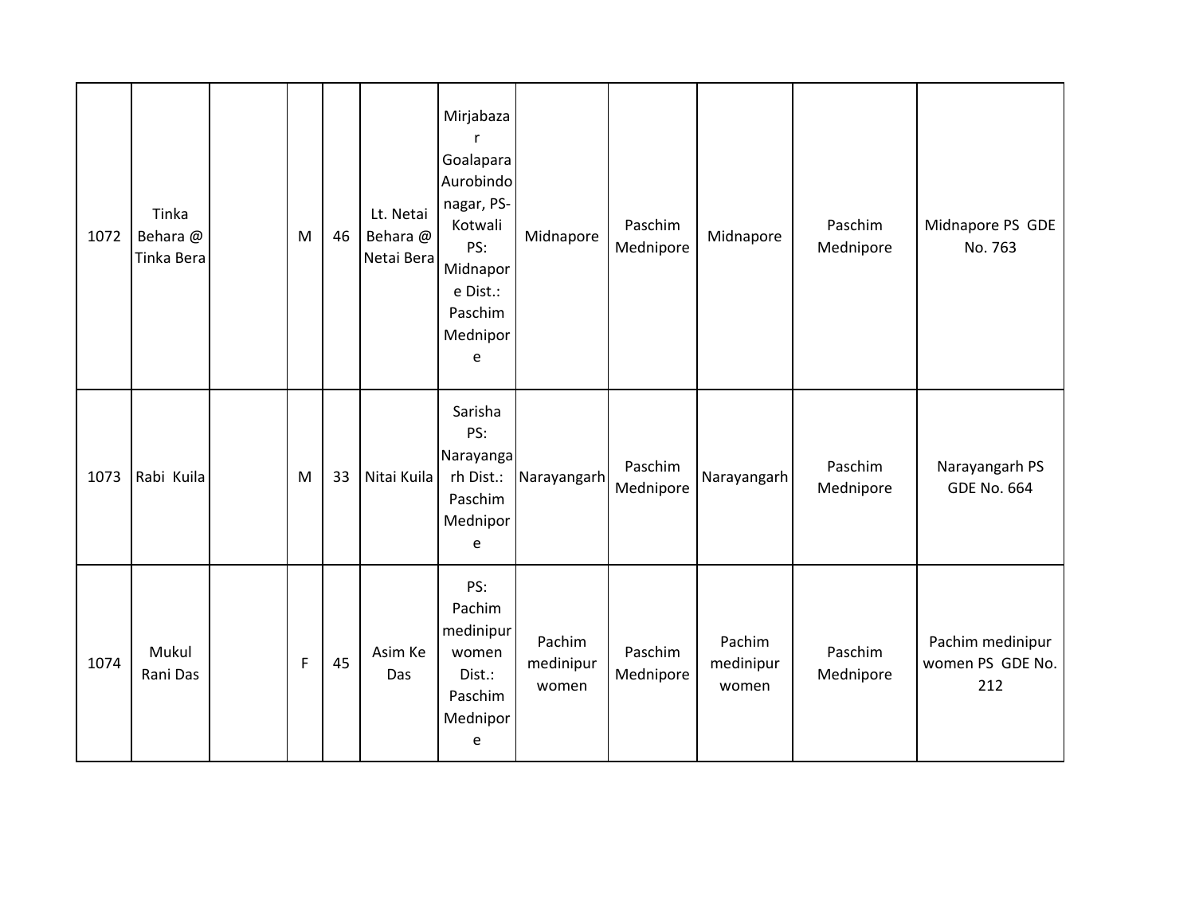| | | | | | | | | | | | |
|---|---|---|---|---|---|---|---|---|---|---|---|
| 1072 | Tinka Behara @ Tinka Bera | | M | 46 | Lt. Netai Behara @ Netai Bera | Mirjabazar Goalapara Aurobindo nagar, PS- Kotwali PS: Midnapore Dist.: Paschim Mednipore | Midnapore | Paschim Mednipore | Midnapore | Paschim Mednipore | Midnapore PS GDE No. 763 |
| 1073 | Rabi Kuila | | M | 33 | Nitai Kuila | Sarisha PS: Narayangarh Dist.: Paschim Mednipore | Narayangarh | Paschim Mednipore | Narayangarh | Paschim Mednipore | Narayangarh PS GDE No. 664 |
| 1074 | Mukul Rani Das | | F | 45 | Asim Ke Das | PS: Pachim medinipur women Dist.: Paschim Mednipore | Pachim medinipur women | Paschim Mednipore | Pachim medinipur women | Paschim Mednipore | Pachim medinipur women PS GDE No. 212 |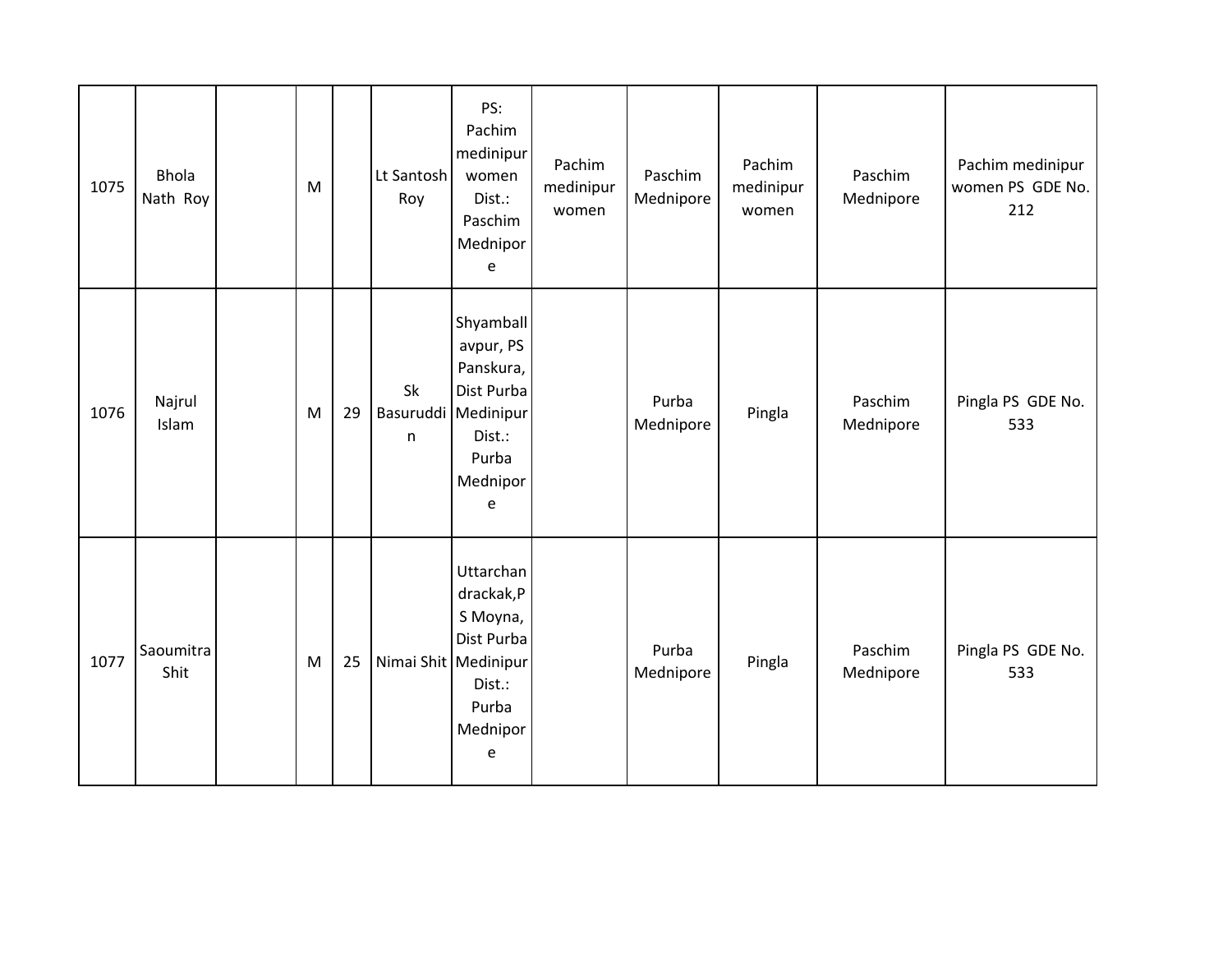| | | | | | | | | | | | |
|---|---|---|---|---|---|---|---|---|---|---|---|
| 1075 | Bhola Nath Roy | | M | | Lt Santosh Roy | PS: Pachim medinipur women Dist.: Paschim Mednipore | Pachim medinipur women | Paschim Mednipore | Pachim medinipur women | Paschim Mednipore | Pachim medinipur women PS GDE No. 212 |
| 1076 | Najrul Islam | | M | 29 | Sk Basuruddin | Shyamballavpur, PS Panskura, Dist Purba Medinipur Dist.: Purba Mednipore | | Purba Mednipore | Pingla | Paschim Mednipore | Pingla PS GDE No. 533 |
| 1077 | Saoumitra Shit | | M | 25 | Nimai Shit | Uttarchandrackak,PS Moyna, Dist Purba Medinipur Dist.: Purba Mednipore | | Purba Mednipore | Pingla | Paschim Mednipore | Pingla PS GDE No. 533 |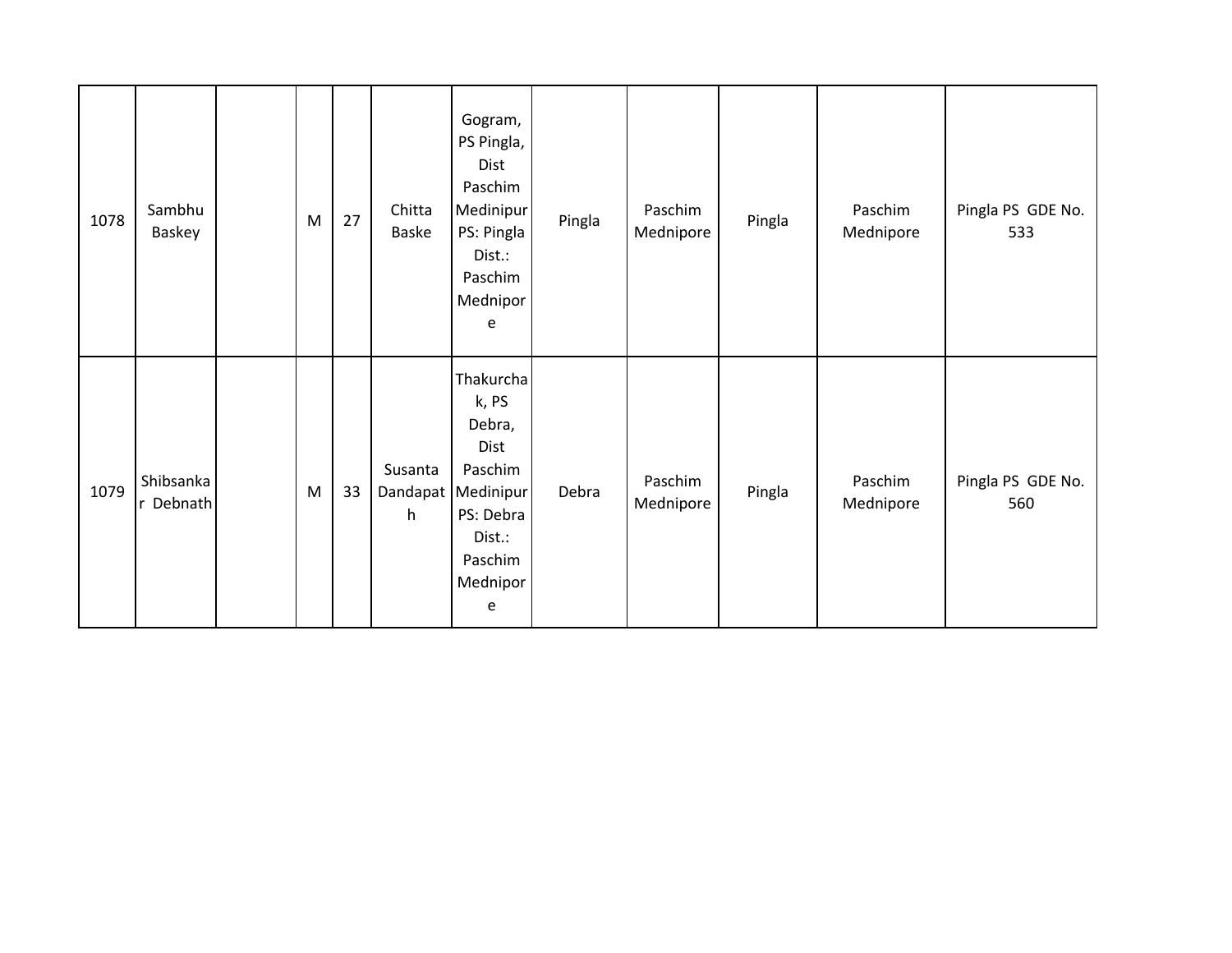| | | | | | | | | | | | |
|---|---|---|---|---|---|---|---|---|---|---|---|
| 1078 | Sambhu Baskey | | M | 27 | Chitta Baske | Gogram, PS Pingla, Dist Paschim Medinipur PS: Pingla Dist.: Paschim Mednipore | Pingla | Paschim Mednipore | Pingla | Paschim Mednipore | Pingla PS GDE No. 533 |
| 1079 | Shibsankar Debnath | | M | 33 | Susanta Dandapath | Thakurchak, PS Debra, Dist Paschim Medinipur PS: Debra Dist.: Paschim Mednipore | Debra | Paschim Mednipore | Pingla | Paschim Mednipore | Pingla PS GDE No. 560 |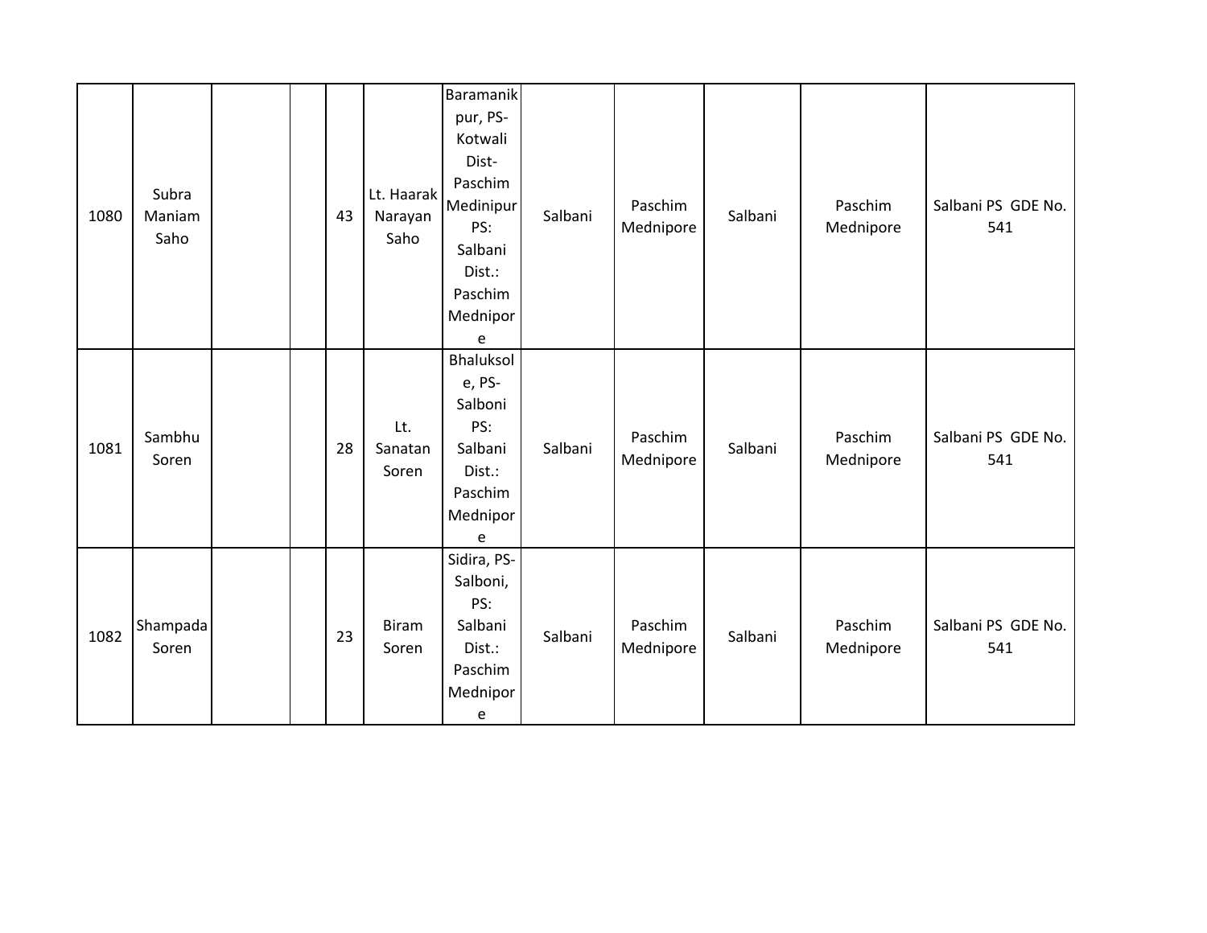| | | | | | | | | | | | |
|---|---|---|---|---|---|---|---|---|---|---|---|
| 1080 | Subra Maniam Saho | | | 43 | Lt. Haarak Narayan Saho | Baramanikpur, PS- Kotwali Dist- Paschim Medinipur PS: Salbani Dist.: Paschim Mednipore | Salbani | Paschim Mednipore | Salbani | Paschim Mednipore | Salbani PS GDE No. 541 |
| 1081 | Sambhu Soren | | | 28 | Lt. Sanatan Soren | Bhaluksole, PS- Salboni PS: Salbani Dist.: Paschim Mednipore | Salbani | Paschim Mednipore | Salbani | Paschim Mednipore | Salbani PS GDE No. 541 |
| 1082 | Shampada Soren | | | 23 | Biram Soren | Sidira, PS- Salboni, PS: Salbani Dist.: Paschim Mednipore | Salbani | Paschim Mednipore | Salbani | Paschim Mednipore | Salbani PS GDE No. 541 |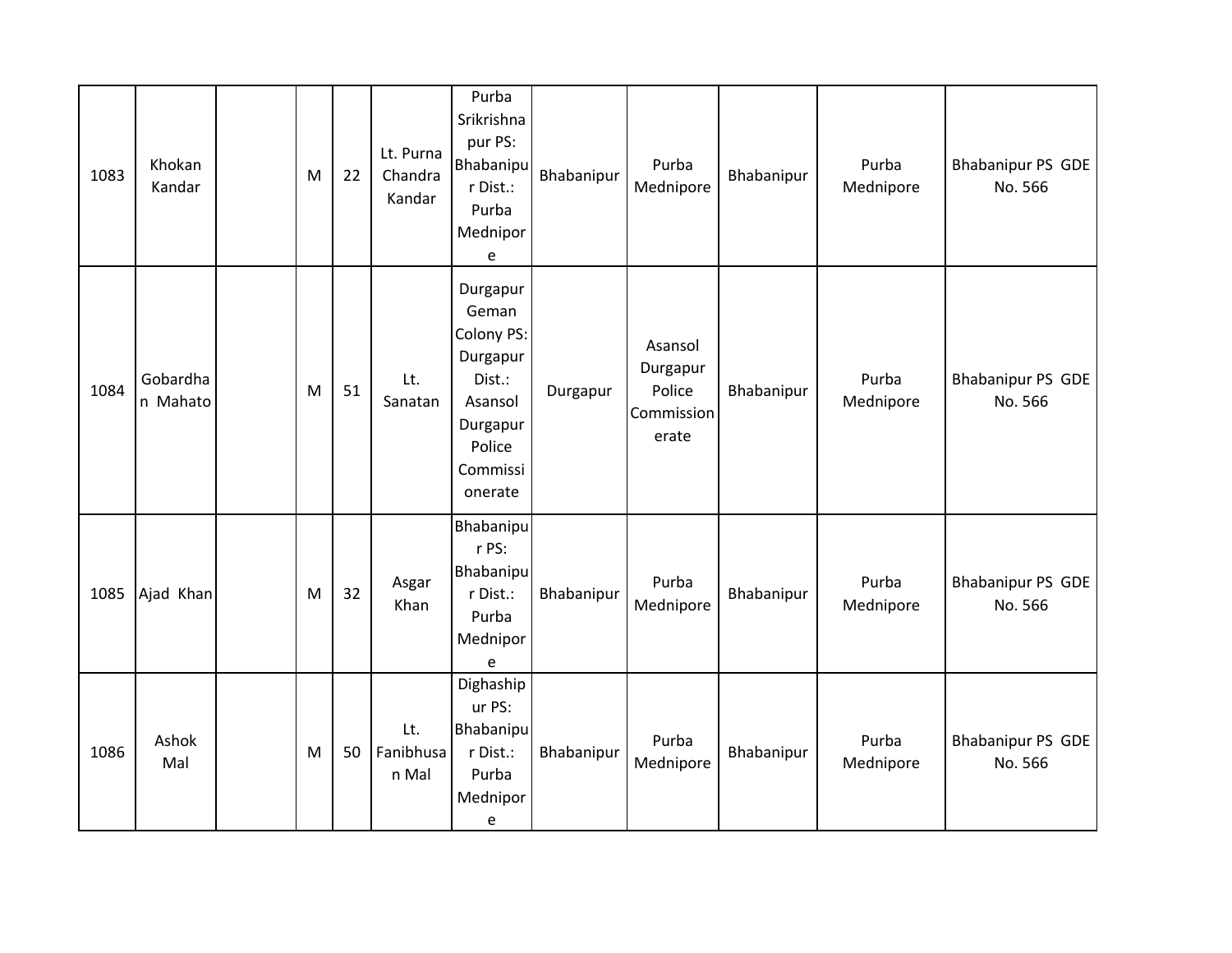| 1083 | Khokan Kandar | | M | 22 | Lt. Purna Chandra Kandar | Purba Srikrishnapur PS: Bhabanipur Dist.: Purba Mednipore | Bhabanipur | Purba Mednipore | Bhabanipur | Purba Mednipore | Bhabanipur PS GDE No. 566 |
|---|---|---|---|---|---|---|---|---|---|---|---|
| 1084 | Gobardhan Mahato | | M | 51 | Lt. Sanatan | Durgapur Geman Colony PS: Durgapur Dist.: Asansol Durgapur Police Commissionerate | Durgapur | Asansol Durgapur Police Commissionerate | Bhabanipur | Purba Mednipore | Bhabanipur PS GDE No. 566 |
| 1085 | Ajad Khan | | M | 32 | Asgar Khan | Bhabanipur PS: Bhabanipur Dist.: Purba Mednipore | Bhabanipur | Purba Mednipore | Bhabanipur | Purba Mednipore | Bhabanipur PS GDE No. 566 |
| 1086 | Ashok Mal | | M | 50 | Lt. Fanibhusan Mal | Dighashipur PS: Bhabanipur Dist.: Purba Mednipore | Bhabanipur | Purba Mednipore | Bhabanipur | Purba Mednipore | Bhabanipur PS GDE No. 566 |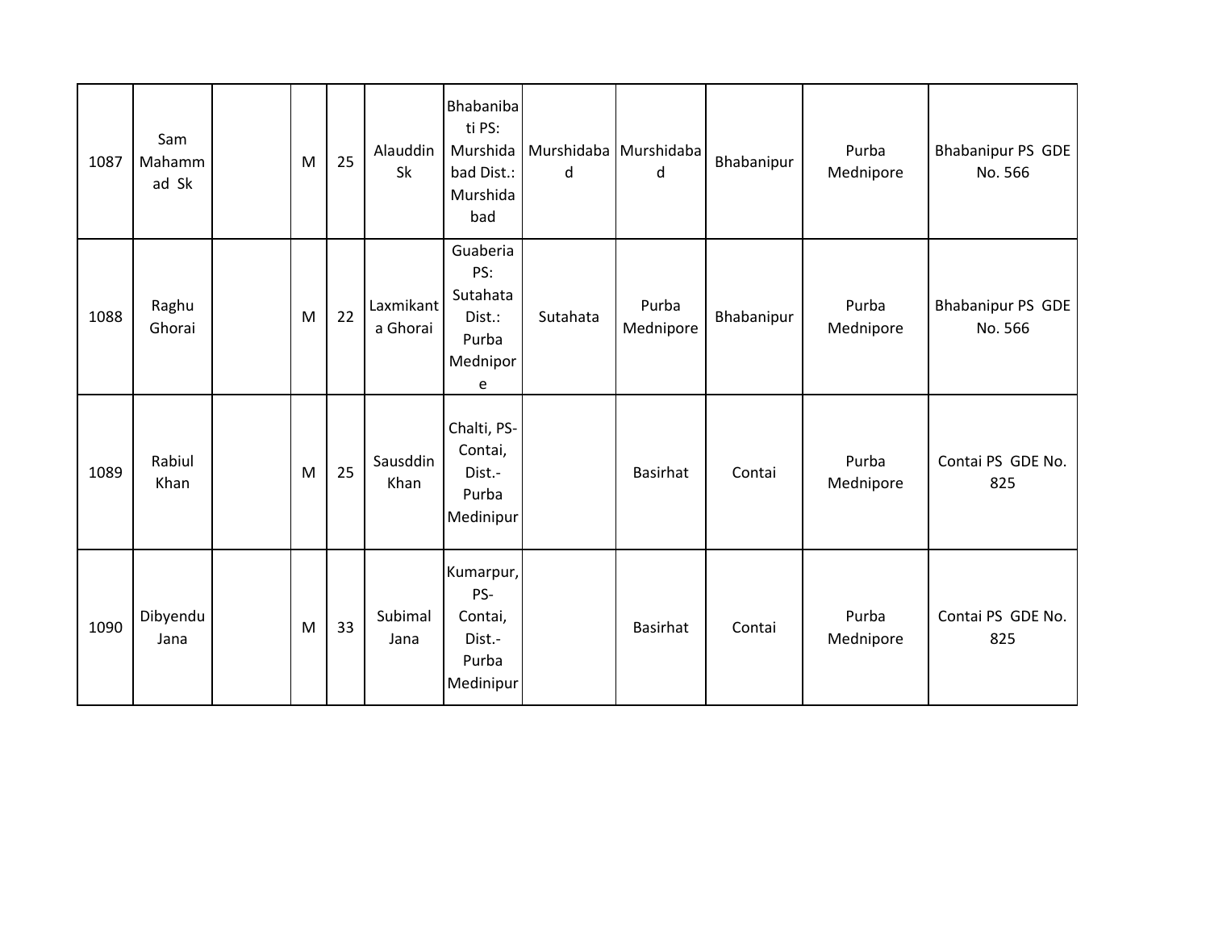| 1087 | Sam Mahammad Sk | | M | 25 | Alauddin Sk | Bhabanibati PS: Murshidabad Dist.: Murshidabad | Murshidabad | Murshidabad | Bhabanipur | Purba Mednipore | Bhabanipur PS GDE No. 566 |
|---|---|---|---|---|---|---|---|---|---|---|---|
| 1088 | Raghu Ghorai | | M | 22 | Laxmikanta Ghorai | Guaberia PS: Sutahata Dist.: Purba Mednipore | Sutahata | Purba Mednipore | Bhabanipur | Purba Mednipore | Bhabanipur PS GDE No. 566 |
| 1089 | Rabiul Khan | | M | 25 | Sausddin Khan | Chalti, PS-Contai, Dist.-Purba Medinipur | | Basirhat | Contai | Purba Mednipore | Contai PS GDE No. 825 |
| 1090 | Dibyendu Jana | | M | 33 | Subimal Jana | Kumarpur, PS-Contai, Dist.-Purba Medinipur | | Basirhat | Contai | Purba Mednipore | Contai PS GDE No. 825 |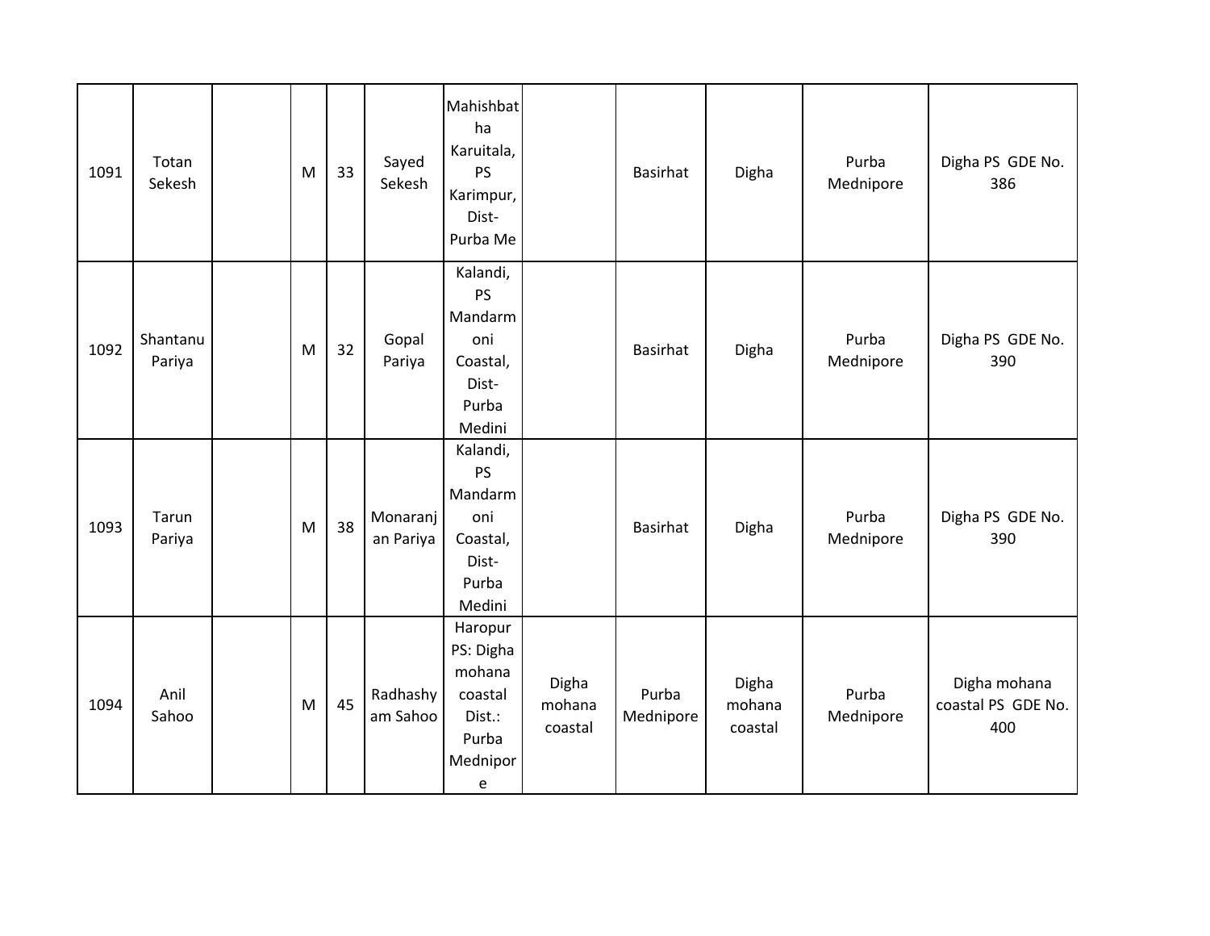|  |  |  |  |  |  |  |  |  |  |  |  |
|---|---|---|---|---|---|---|---|---|---|---|---|
| 1091 | Totan Sekesh | | M | 33 | Sayed Sekesh | Mahishbatha Karuitala, PS Karimpur, Dist- Purba Me | | Basirhat | Digha | Purba Mednipore | Digha PS GDE No. 386 |
| 1092 | Shantanu Pariya | | M | 32 | Gopal Pariya | Kalandi, PS Mandarmoni Coastal, Dist- Purba Medini | | Basirhat | Digha | Purba Mednipore | Digha PS GDE No. 390 |
| 1093 | Tarun Pariya | | M | 38 | Monaranjan Pariya | Kalandi, PS Mandarmoni Coastal, Dist- Purba Medini | | Basirhat | Digha | Purba Mednipore | Digha PS GDE No. 390 |
| 1094 | Anil Sahoo | | M | 45 | Radhashyam Sahoo | Haropur PS: Digha mohana coastal Dist.: Purba Mednipore | Digha mohana coastal | Purba Mednipore | Digha mohana coastal | Purba Mednipore | Digha mohana coastal PS GDE No. 400 |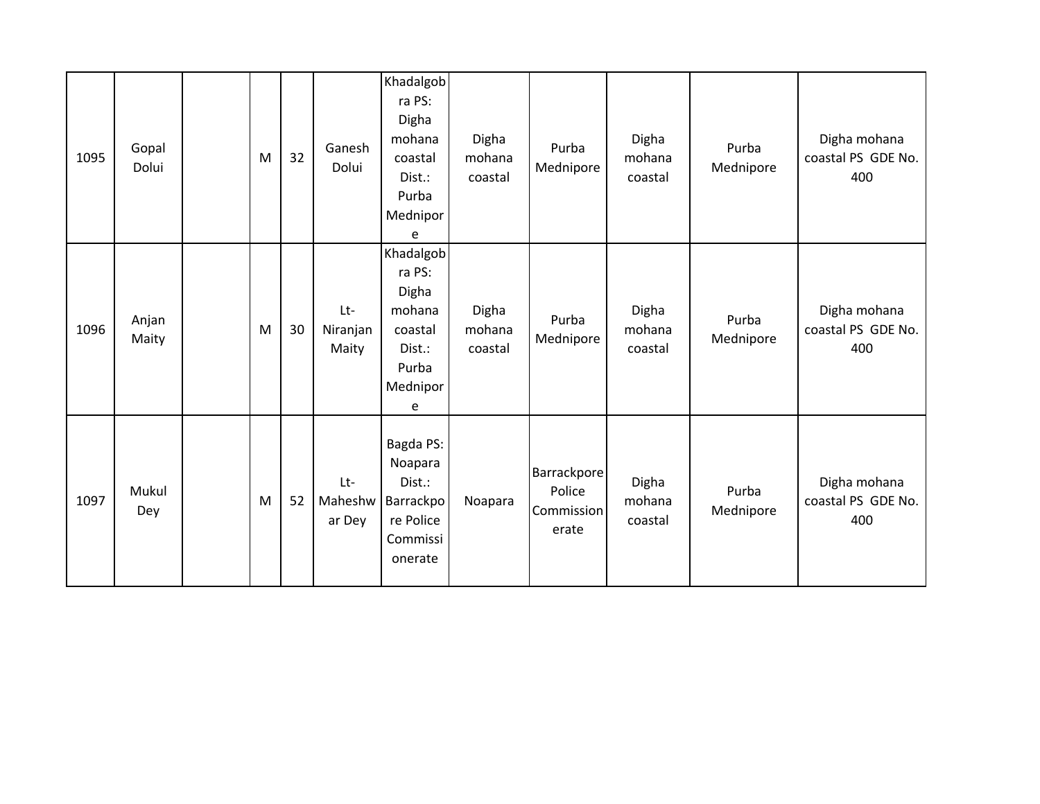| 1095 | Gopal Dolui | | M | 32 | Ganesh Dolui | Khadalgobra PS: Digha mohana coastal Dist.: Purba Mednipore | Digha mohana coastal | Purba Mednipore | Digha mohana coastal | Purba Mednipore | Digha mohana coastal PS GDE No. 400 |
|---|---|---|---|---|---|---|---|---|---|---|---|
| 1096 | Anjan Maity | | M | 30 | Lt-Niranjan Maity | Khadalgobra PS: Digha mohana coastal Dist.: Purba Mednipore | Digha mohana coastal | Purba Mednipore | Digha mohana coastal | Purba Mednipore | Digha mohana coastal PS GDE No. 400 |
| 1097 | Mukul Dey | | M | 52 | Lt-Maheshwar Dey | Bagda PS: Noapara Dist.: Barrackpore Police Commissionerate | Noapara | Barrackpore Police Commissionerate | Digha mohana coastal | Purba Mednipore | Digha mohana coastal PS GDE No. 400 |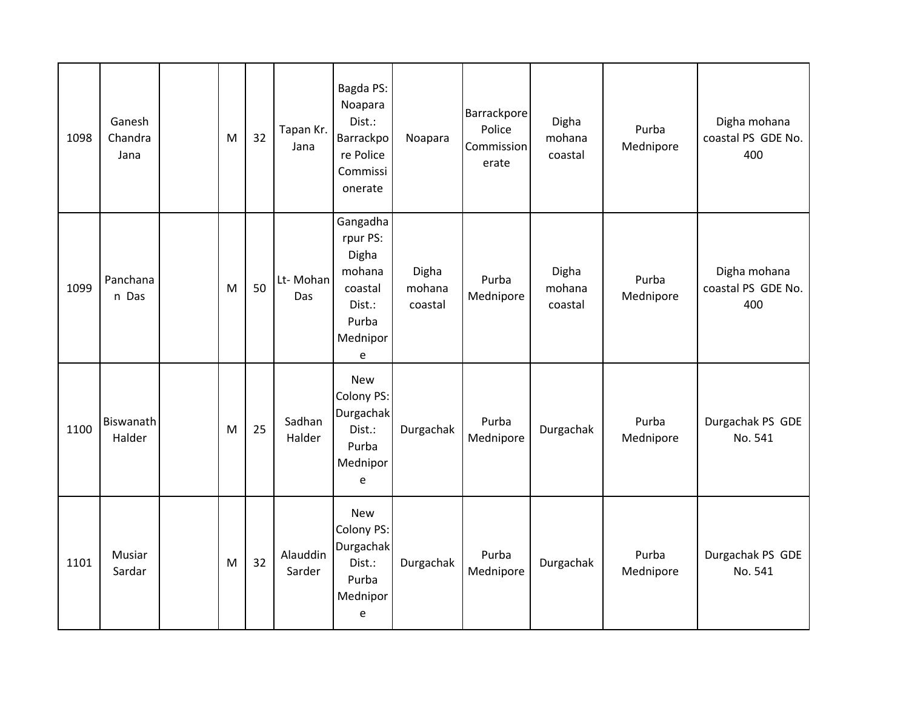| | | | | | | | | | | | |
|---|---|---|---|---|---|---|---|---|---|---|---|
| 1098 | Ganesh Chandra Jana | | M | 32 | Tapan Kr. Jana | Bagda PS: Noapara Dist.: Barrackpore Police Commissionerate | Noapara | Barrackpore Police Commissionerate | Digha mohana coastal | Purba Mednipore | Digha mohana coastal PS GDE No. 400 |
| 1099 | Panchanan Das | | M | 50 | Lt- Mohan Das | Gangadharpur PS: Digha mohana coastal Dist.: Purba Mednipore | Digha mohana coastal | Purba Mednipore | Digha mohana coastal | Purba Mednipore | Digha mohana coastal PS GDE No. 400 |
| 1100 | Biswanath Halder | | M | 25 | Sadhan Halder | New Colony PS: Durgachak Dist.: Purba Mednipore | Durgachak | Purba Mednipore | Durgachak | Purba Mednipore | Durgachak PS GDE No. 541 |
| 1101 | Musiar Sardar | | M | 32 | Alauddin Sarder | New Colony PS: Durgachak Dist.: Purba Mednipore | Durgachak | Purba Mednipore | Durgachak | Purba Mednipore | Durgachak PS GDE No. 541 |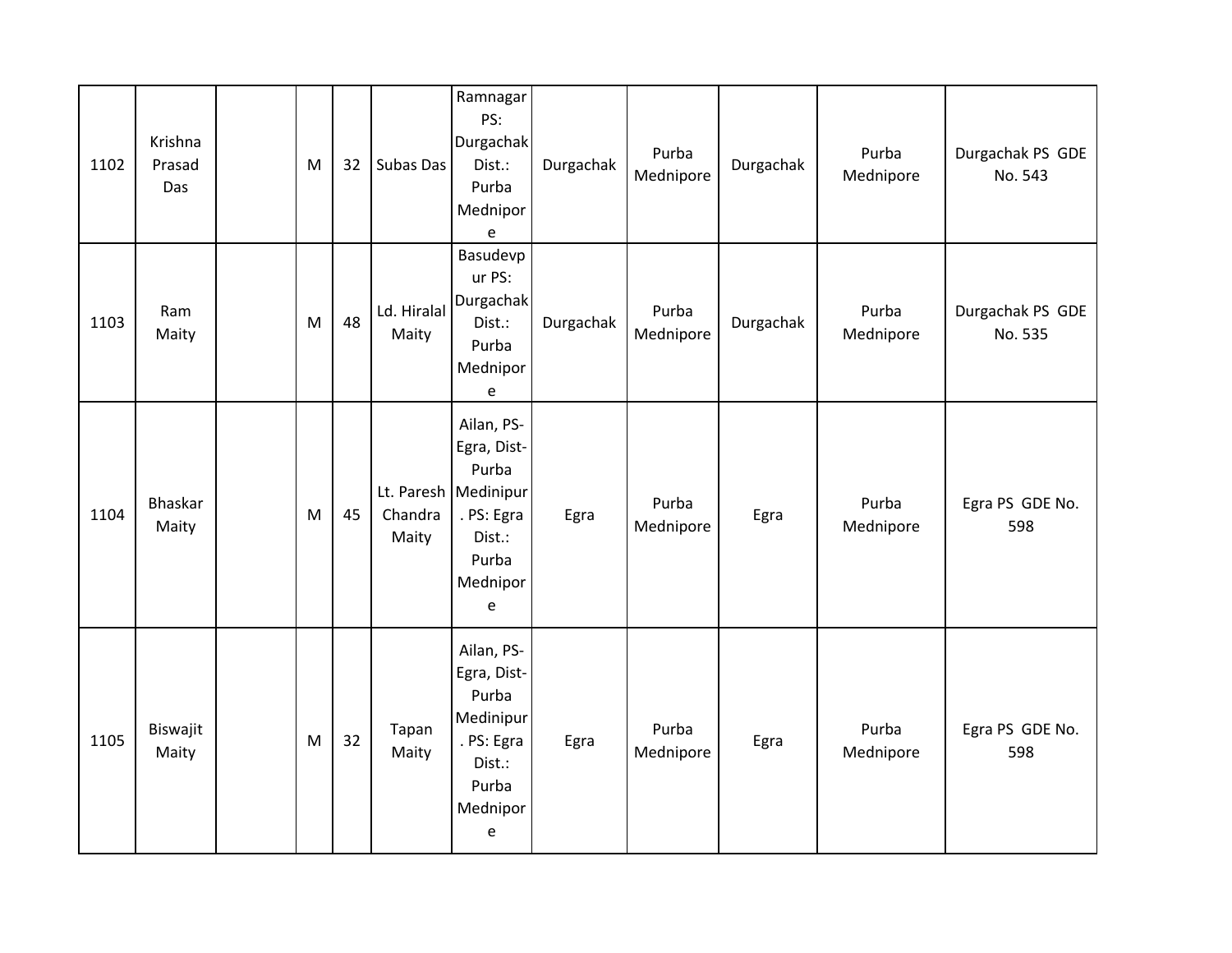| 1102 | Krishna Prasad Das | | M | 32 | Subas Das | Ramnagar PS: Durgachak Dist.: Purba Mednipore | Durgachak | Purba Mednipore | Durgachak | Purba Mednipore | Durgachak PS GDE No. 543 |
|---|---|---|---|---|---|---|---|---|---|---|---|
| 1103 | Ram Maity | | M | 48 | Ld. Hiralal Maity | Basudevpur PS: Durgachak Dist.: Purba Mednipore | Durgachak | Purba Mednipore | Durgachak | Purba Mednipore | Durgachak PS GDE No. 535 |
| 1104 | Bhaskar Maity | | M | 45 | Lt. Paresh Chandra Maity | Ailan, PS-Egra, Dist-Purba Medinipur. PS: Egra Dist.: Purba Mednipore | Egra | Purba Mednipore | Egra | Purba Mednipore | Egra PS GDE No. 598 |
| 1105 | Biswajit Maity | | M | 32 | Tapan Maity | Ailan, PS-Egra, Dist-Purba Medinipur. PS: Egra Dist.: Purba Mednipore | Egra | Purba Mednipore | Egra | Purba Mednipore | Egra PS GDE No. 598 |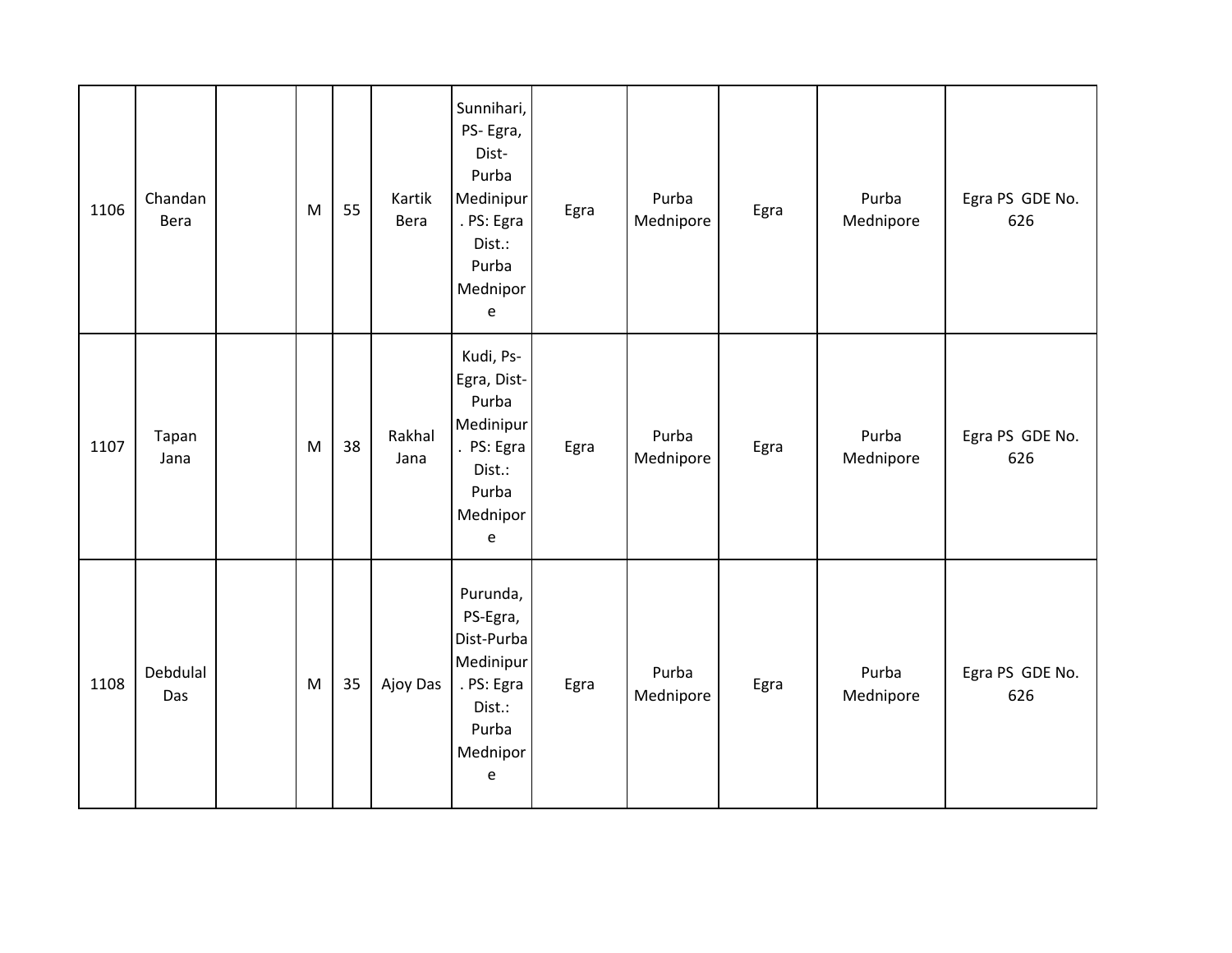| | | | | | | | | | | | |
|---|---|---|---|---|---|---|---|---|---|---|---|
| 1106 | Chandan Bera | | M | 55 | Kartik Bera | Sunnihari, PS- Egra, Dist- Purba Medinipur. PS: Egra Dist.: Purba Mednipore | Egra | Purba Mednipore | Egra | Purba Mednipore | Egra PS GDE No. 626 |
| 1107 | Tapan Jana | | M | 38 | Rakhal Jana | Kudi, Ps- Egra, Dist- Purba Medinipur. PS: Egra Dist.: Purba Mednipore | Egra | Purba Mednipore | Egra | Purba Mednipore | Egra PS GDE No. 626 |
| 1108 | Debdulal Das | | M | 35 | Ajoy Das | Purunda, PS-Egra, Dist-Purba Medinipur. PS: Egra Dist.: Purba Mednipore | Egra | Purba Mednipore | Egra | Purba Mednipore | Egra PS GDE No. 626 |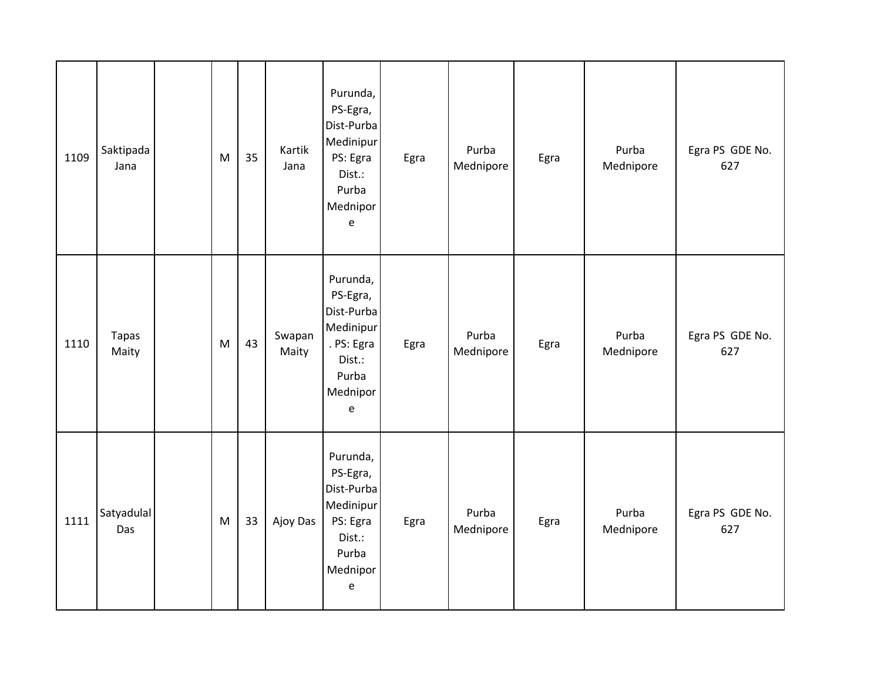| 1109 | Saktipada Jana | | M | 35 | Kartik Jana | Purunda, PS-Egra, Dist-Purba Medinipur PS: Egra Dist.: Purba Mednipore | Egra | Purba Mednipore | Egra | Purba Mednipore | Egra PS GDE No. 627 |
|---|---|---|---|---|---|---|---|---|---|---|---|
| 1110 | Tapas Maity | | M | 43 | Swapan Maity | Purunda, PS-Egra, Dist-Purba Medinipur. PS: Egra Dist.: Purba Mednipore | Egra | Purba Mednipore | Egra | Purba Mednipore | Egra PS GDE No. 627 |
| 1111 | Satyadulal Das | | M | 33 | Ajoy Das | Purunda, PS-Egra, Dist-Purba Medinipur PS: Egra Dist.: Purba Mednipore | Egra | Purba Mednipore | Egra | Purba Mednipore | Egra PS GDE No. 627 |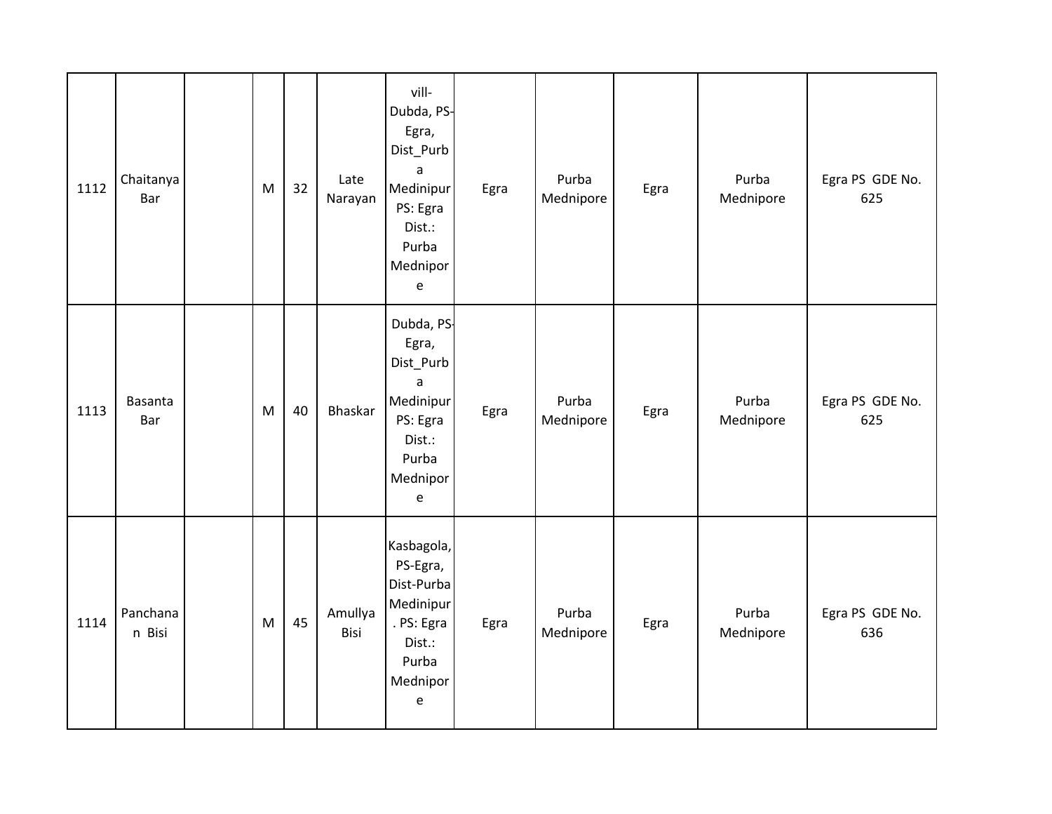| 1112 | Chaitanya Bar | | M | 32 | Late Narayan | vill-Dubda, PS-Egra, Dist_Purba Medinipur PS: Egra Dist.: Purba Mednipore | Egra | Purba Mednipore | Egra | Purba Mednipore | Egra PS GDE No. 625 |
|---|---|---|---|---|---|---|---|---|---|---|---|
| 1113 | Basanta Bar | | M | 40 | Bhaskar | Dubda, PS-Egra, Dist_Purba Medinipur PS: Egra Dist.: Purba Mednipore | Egra | Purba Mednipore | Egra | Purba Mednipore | Egra PS GDE No. 625 |
| 1114 | Panchanan Bisi | | M | 45 | Amullya Bisi | Kasbagola, PS-Egra, Dist-Purba Medinipur. PS: Egra Dist.: Purba Mednipore | Egra | Purba Mednipore | Egra | Purba Mednipore | Egra PS GDE No. 636 |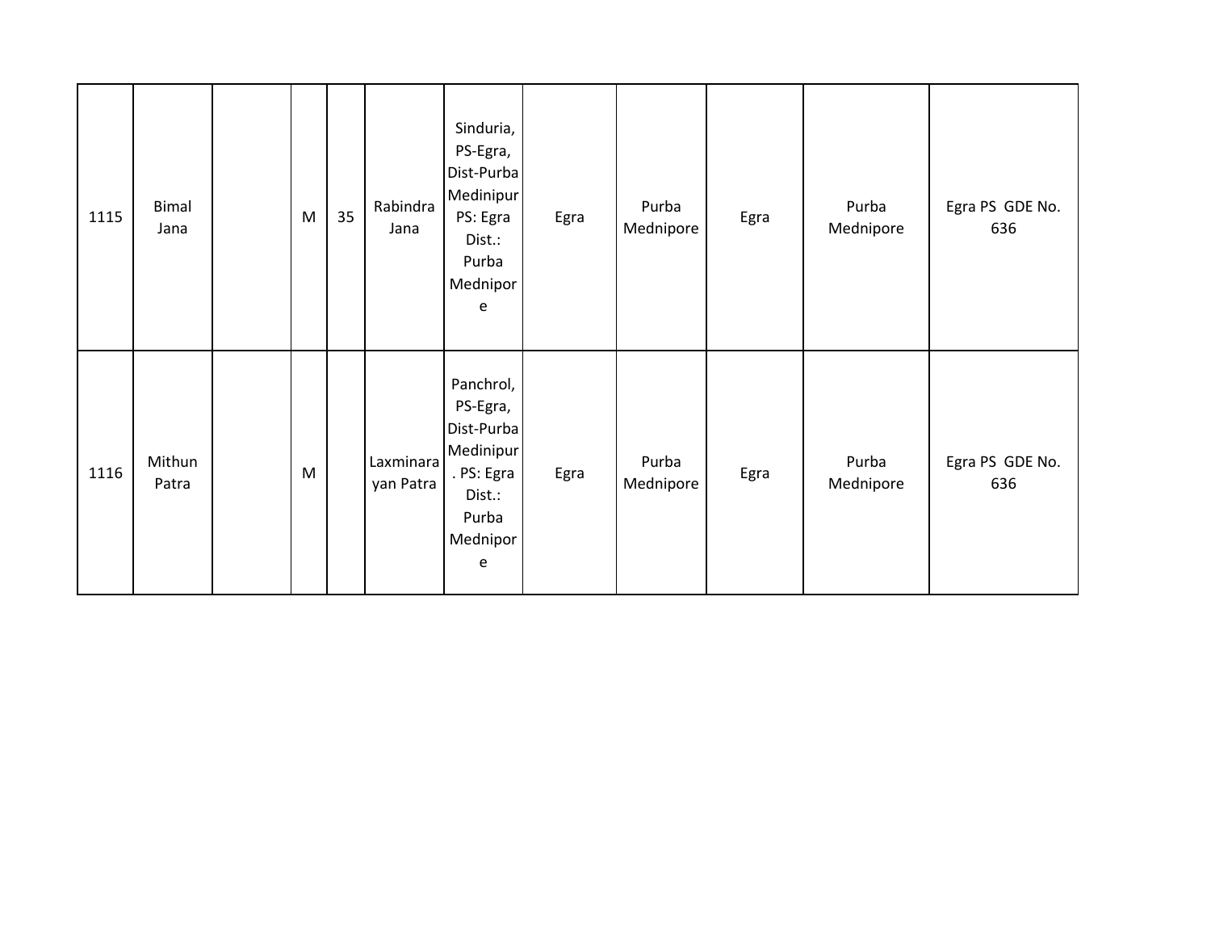| | | | | | | | | | | | |
|---|---|---|---|---|---|---|---|---|---|---|---|
| 1115 | Bimal Jana | | M | 35 | Rabindra Jana | Sinduria, PS-Egra, Dist-Purba Medinipur PS: Egra Dist.: Purba Mednipore | Egra | Purba Mednipore | Egra | Purba Mednipore | Egra PS GDE No. 636 |
| 1116 | Mithun Patra | | M | | Laxminarayan Patra | Panchrol, PS-Egra, Dist-Purba Medinipur. PS: Egra Dist.: Purba Mednipore | Egra | Purba Mednipore | Egra | Purba Mednipore | Egra PS GDE No. 636 |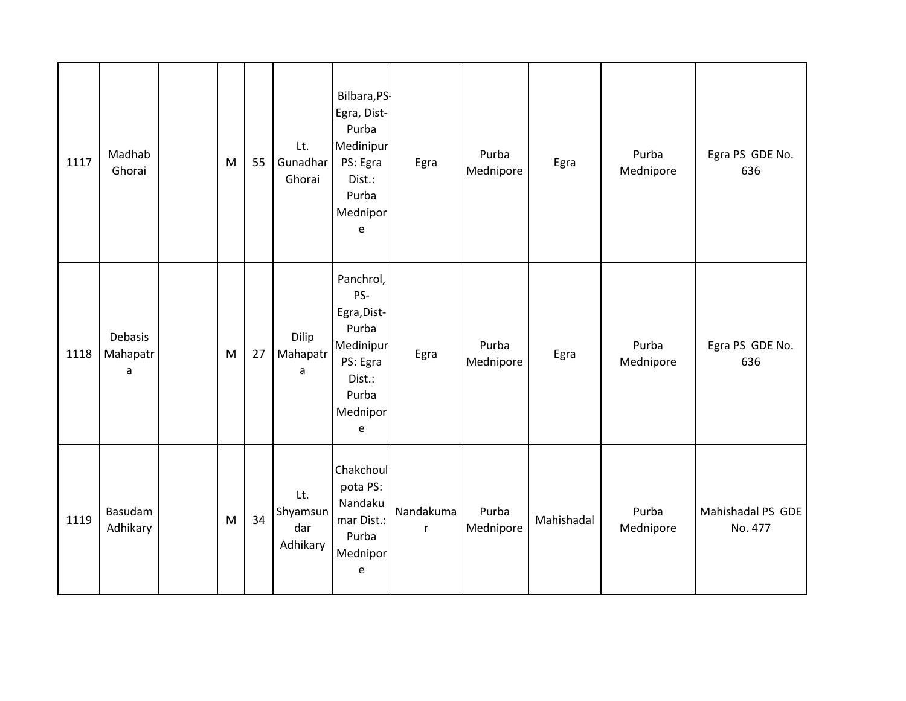| 1117 | Madhab Ghorai | | M | 55 | Lt. Gunadhar Ghorai | Bilbara,PS-Egra, Dist-Purba Medinipur PS: Egra Dist.: Purba Mednipore | Egra | Purba Mednipore | Egra | Purba Mednipore | Egra PS GDE No. 636 |
|---|---|---|---|---|---|---|---|---|---|---|---|
| 1118 | Debasis Mahapatra | | M | 27 | Dilip Mahapatra | Panchrol, PS-Egra,Dist-Purba Medinipur PS: Egra Dist.: Purba Mednipore | Egra | Purba Mednipore | Egra | Purba Mednipore | Egra PS GDE No. 636 |
| 1119 | Basudam Adhikary | | M | 34 | Lt. Shyamsundar Adhikary | Chakchoulpota PS: Nandakumar Dist.: Purba Mednipore | Nandakumar | Purba Mednipore | Mahishadal | Purba Mednipore | Mahishadal PS GDE No. 477 |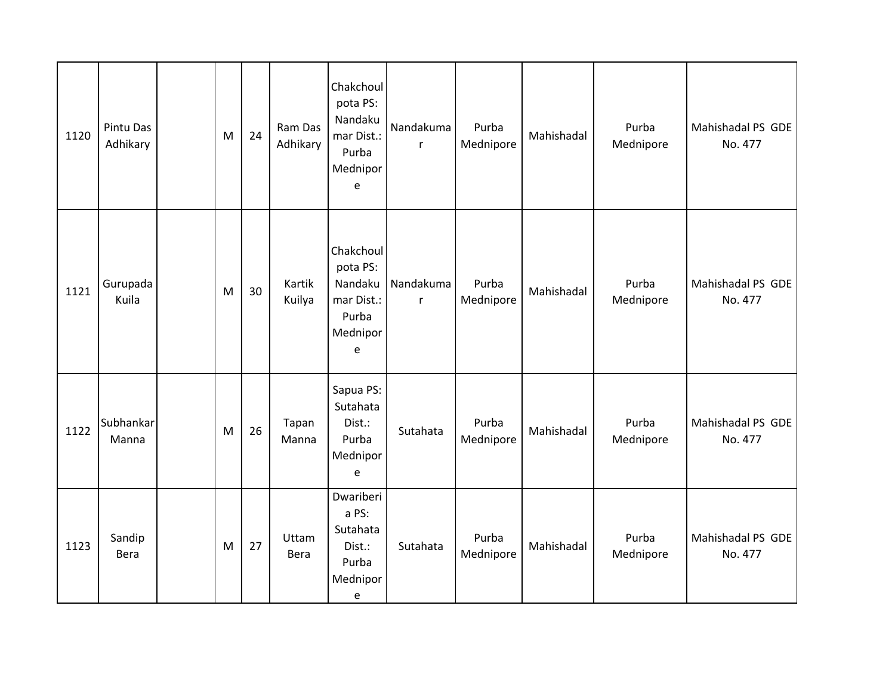| 1120 | Pintu Das Adhikary | | M | 24 | Ram Das Adhikary | Chakchoulpota PS: Nandakumar Dist.: Purba Mednipore | Nandakumar | Purba Mednipore | Mahishadal | Purba Mednipore | Mahishadal PS GDE No. 477 |
|---|---|---|---|---|---|---|---|---|---|---|---|
| 1121 | Gurupada Kuila | | M | 30 | Kartik Kuilya | Chakchoulpota PS: Nandakumar Dist.: Purba Mednipore | Nandakumar | Purba Mednipore | Mahishadal | Purba Mednipore | Mahishadal PS GDE No. 477 |
| 1122 | Subhankar Manna | | M | 26 | Tapan Manna | Sapua PS: Sutahata Dist.: Purba Mednipore | Sutahata | Purba Mednipore | Mahishadal | Purba Mednipore | Mahishadal PS GDE No. 477 |
| 1123 | Sandip Bera | | M | 27 | Uttam Bera | Dwariberia PS: Sutahata Dist.: Purba Mednipore | Sutahata | Purba Mednipore | Mahishadal | Purba Mednipore | Mahishadal PS GDE No. 477 |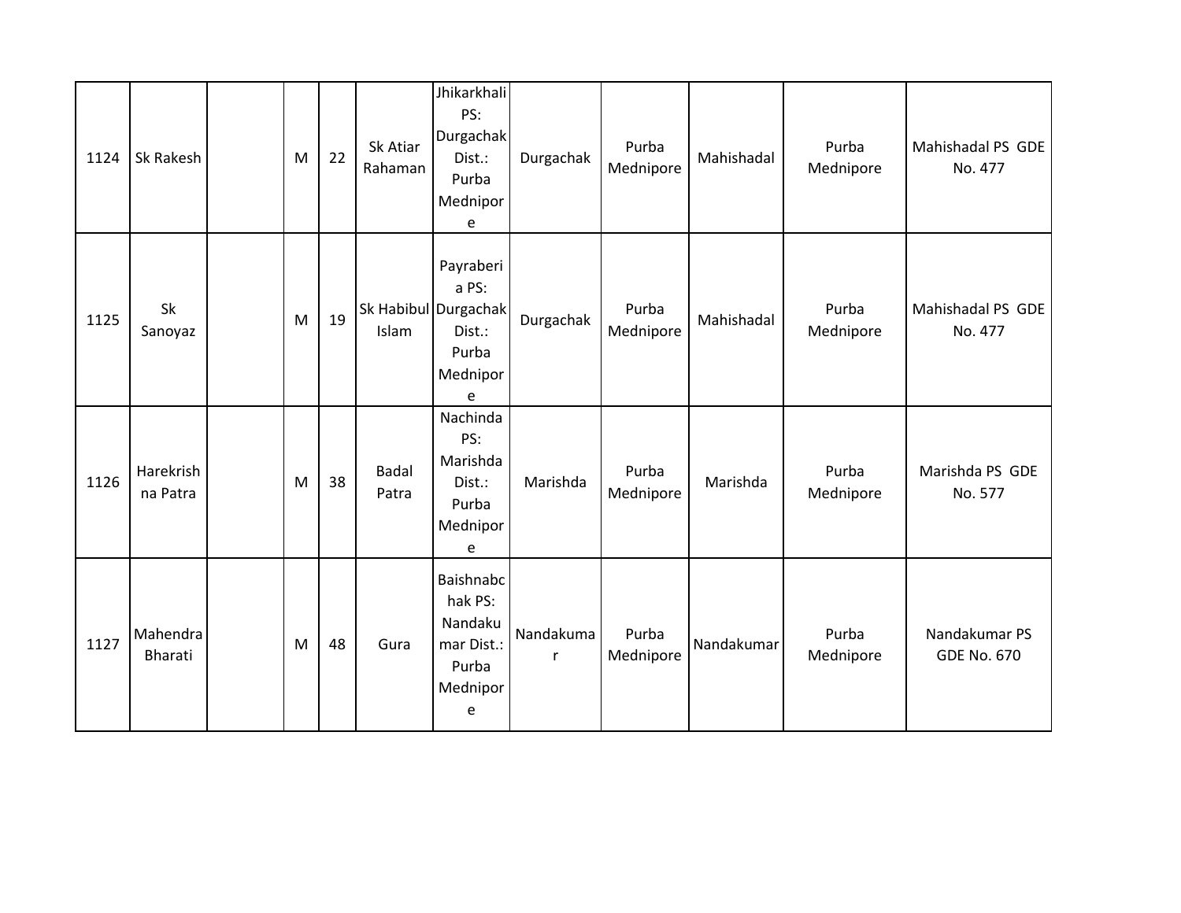| | | | | | | | | | | | |
|---|---|---|---|---|---|---|---|---|---|---|---|
| 1124 | Sk Rakesh | | M | 22 | Sk Atiar Rahaman | Jhikarkhali PS: Durgachak Dist.: Purba Mednipore | Durgachak | Purba Mednipore | Mahishadal | Purba Mednipore | Mahishadal PS GDE No. 477 |
| 1125 | Sk Sanoyaz | | M | 19 | Sk Habibul Islam | Payraberia PS: Durgachak Dist.: Purba Mednipore | Durgachak | Purba Mednipore | Mahishadal | Purba Mednipore | Mahishadal PS GDE No. 477 |
| 1126 | Harekrishna Patra | | M | 38 | Badal Patra | Nachinda PS: Marishda Dist.: Purba Mednipore | Marishda | Purba Mednipore | Marishda | Purba Mednipore | Marishda PS GDE No. 577 |
| 1127 | Mahendra Bharati | | M | 48 | Gura | Baishnabchak PS: Nandakumar Dist.: Purba Mednipore | Nandakumar | Purba Mednipore | Nandakumar | Purba Mednipore | Nandakumar PS GDE No. 670 |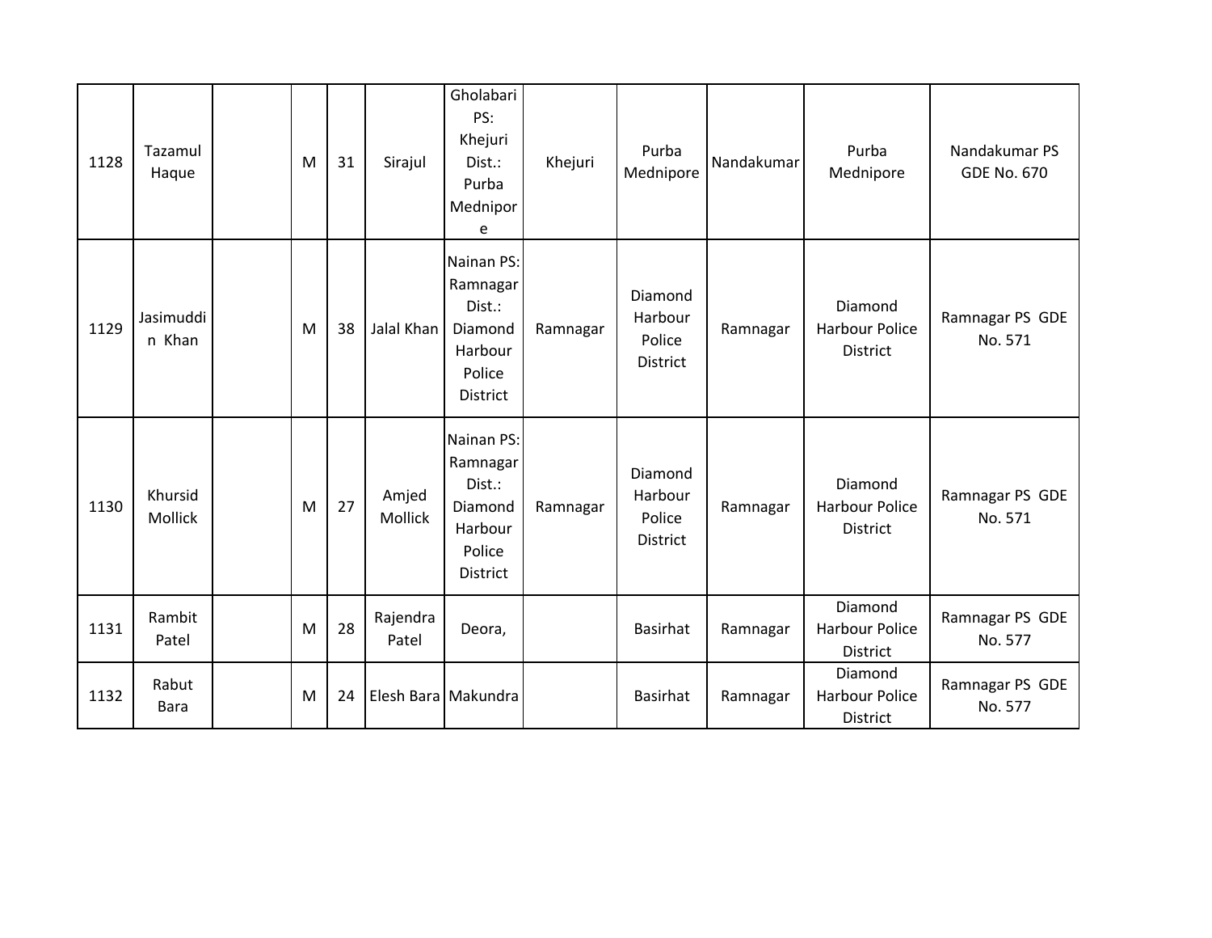| 1128 | Tazamul Haque | | M | 31 | Sirajul | Gholabari PS: Khejuri Dist.: Purba Mednipore | Khejuri | Purba Mednipore | Nandakumar | Purba Mednipore | Nandakumar PS GDE No. 670 |
|---|---|---|---|---|---|---|---|---|---|---|---|
| 1129 | Jasimuddin Khan | | M | 38 | Jalal Khan | Nainan PS: Ramnagar Dist.: Diamond Harbour Police District | Ramnagar | Diamond Harbour Police District | Ramnagar | Diamond Harbour Police District | Ramnagar PS GDE No. 571 |
| 1130 | Khursid Mollick | | M | 27 | Amjed Mollick | Nainan PS: Ramnagar Dist.: Diamond Harbour Police District | Ramnagar | Diamond Harbour Police District | Ramnagar | Diamond Harbour Police District | Ramnagar PS GDE No. 571 |
| 1131 | Rambit Patel | | M | 28 | Rajendra Patel | Deora, | | Basirhat | Ramnagar | Diamond Harbour Police District | Ramnagar PS GDE No. 577 |
| 1132 | Rabut Bara | | M | 24 | Elesh Bara | Makundra | | Basirhat | Ramnagar | Diamond Harbour Police District | Ramnagar PS GDE No. 577 |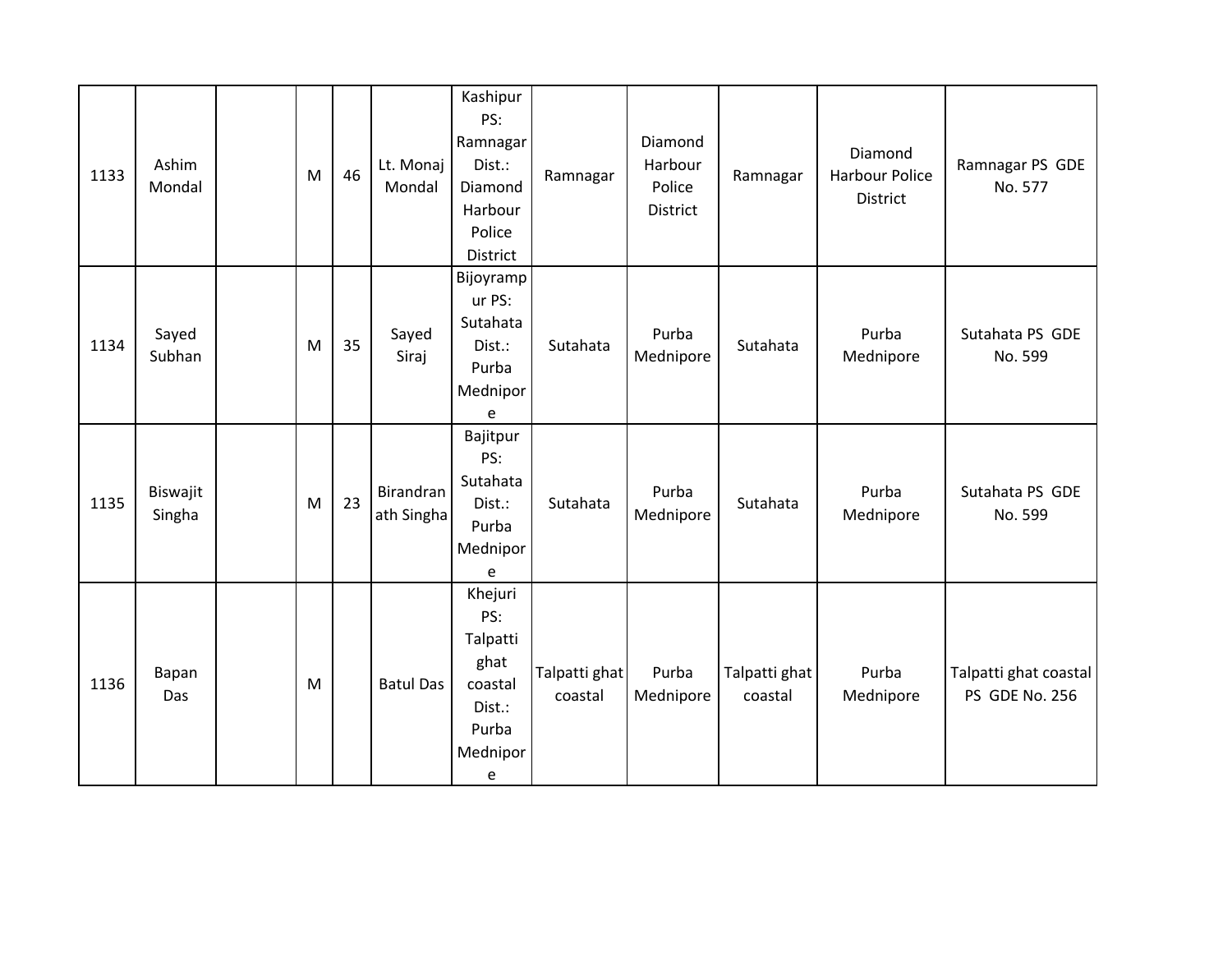| | | | | | | | | | | | |
|---|---|---|---|---|---|---|---|---|---|---|---|
| 1133 | Ashim Mondal | | M | 46 | Lt. Monaj Mondal | Kashipur PS: Ramnagar Dist.: Diamond Harbour Police District | Ramnagar | Diamond Harbour Police District | Ramnagar | Diamond Harbour Police District | Ramnagar PS GDE No. 577 |
| 1134 | Sayed Subhan | | M | 35 | Sayed Siraj | Bijoyrampur PS: Sutahata Dist.: Purba Mednipore | Sutahata | Purba Mednipore | Sutahata | Purba Mednipore | Sutahata PS GDE No. 599 |
| 1135 | Biswajit Singha | | M | 23 | Birandranath Singha | Bajitpur PS: Sutahata Dist.: Purba Mednipore | Sutahata | Purba Mednipore | Sutahata | Purba Mednipore | Sutahata PS GDE No. 599 |
| 1136 | Bapan Das | | M | | Batul Das | Khejuri PS: Talpatti ghat coastal Dist.: Purba Mednipore | Talpatti ghat coastal | Purba Mednipore | Talpatti ghat coastal | Purba Mednipore | Talpatti ghat coastal PS GDE No. 256 |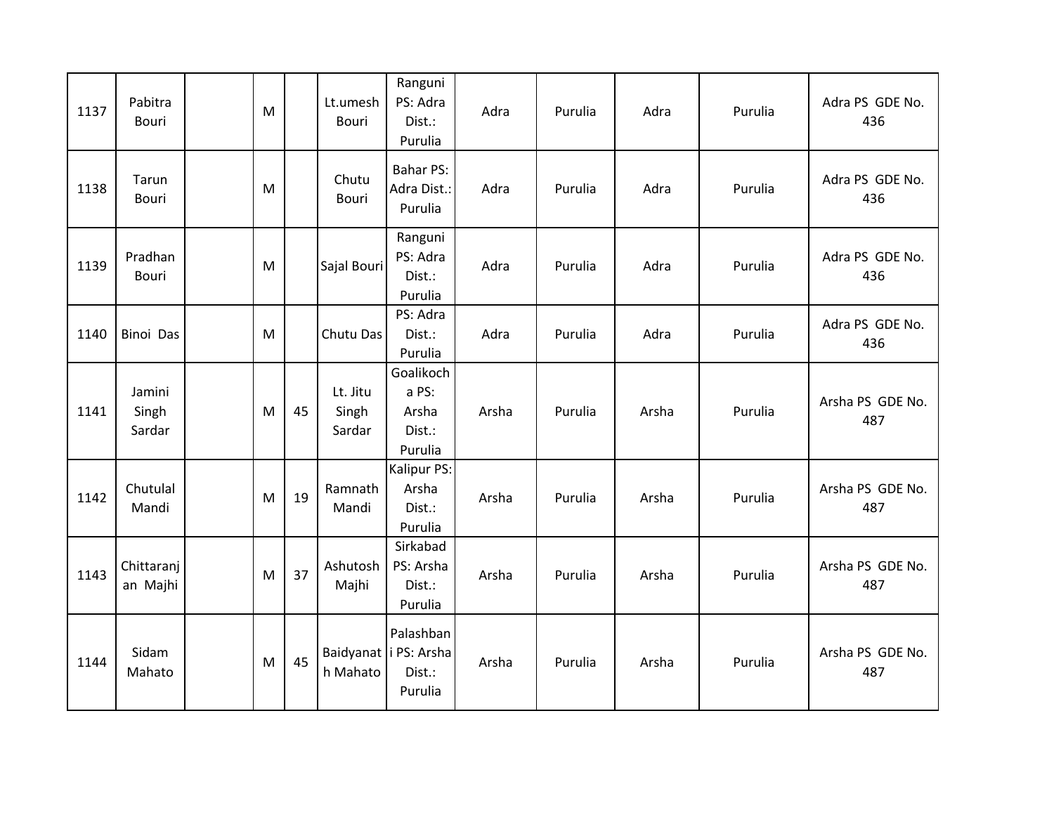| | | | | | | | | | | | |
|---|---|---|---|---|---|---|---|---|---|---|---|
| 1137 | Pabitra Bouri | | M | | Lt.umesh Bouri | Ranguni PS: Adra Dist.: Purulia | Adra | Purulia | Adra | Purulia | Adra PS GDE No. 436 |
| 1138 | Tarun Bouri | | M | | Chutu Bouri | Bahar PS: Adra Dist.: Purulia | Adra | Purulia | Adra | Purulia | Adra PS GDE No. 436 |
| 1139 | Pradhan Bouri | | M | | Sajal Bouri | Ranguni PS: Adra Dist.: Purulia | Adra | Purulia | Adra | Purulia | Adra PS GDE No. 436 |
| 1140 | Binoi Das | | M | | Chutu Das | PS: Adra Dist.: Purulia | Adra | Purulia | Adra | Purulia | Adra PS GDE No. 436 |
| 1141 | Jamini Singh Sardar | | M | 45 | Lt. Jitu Singh Sardar | Goalikocha PS: Arsha Dist.: Purulia | Arsha | Purulia | Arsha | Purulia | Arsha PS GDE No. 487 |
| 1142 | Chutulal Mandi | | M | 19 | Ramnath Mandi | Kalipur PS: Arsha Dist.: Purulia | Arsha | Purulia | Arsha | Purulia | Arsha PS GDE No. 487 |
| 1143 | Chittaranjan Majhi | | M | 37 | Ashutosh Majhi | Sirkabad PS: Arsha Dist.: Purulia | Arsha | Purulia | Arsha | Purulia | Arsha PS GDE No. 487 |
| 1144 | Sidam Mahato | | M | 45 | Baidyanath Mahato | Palashbani PS: Arsha Dist.: Purulia | Arsha | Purulia | Arsha | Purulia | Arsha PS GDE No. 487 |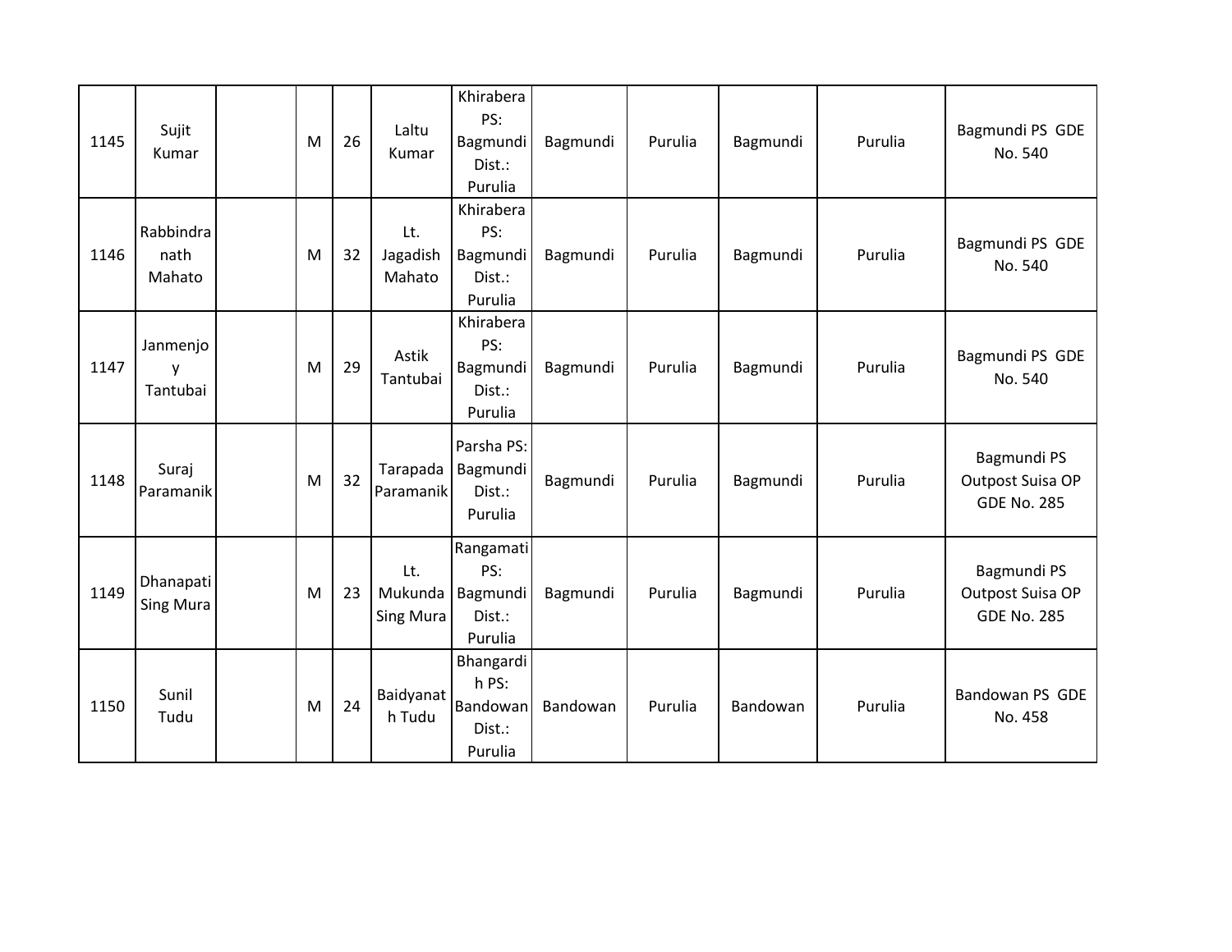| | | | | | | | | | | | |
|---|---|---|---|---|---|---|---|---|---|---|---|
| 1145 | Sujit Kumar | | M | 26 | Laltu Kumar | Khirabera PS: Bagmundi Dist.: Purulia | Bagmundi | Purulia | Bagmundi | Purulia | Bagmundi PS GDE No. 540 |
| 1146 | Rabbindra nath Mahato | | M | 32 | Lt. Jagadish Mahato | Khirabera PS: Bagmundi Dist.: Purulia | Bagmundi | Purulia | Bagmundi | Purulia | Bagmundi PS GDE No. 540 |
| 1147 | Janmenjoy Tantubai | | M | 29 | Astik Tantubai | Khirabera PS: Bagmundi Dist.: Purulia | Bagmundi | Purulia | Bagmundi | Purulia | Bagmundi PS GDE No. 540 |
| 1148 | Suraj Paramanik | | M | 32 | Tarapada Paramanik | Parsha PS: Bagmundi Dist.: Purulia | Bagmundi | Purulia | Bagmundi | Purulia | Bagmundi PS Outpost Suisa OP GDE No. 285 |
| 1149 | Dhanapati Sing Mura | | M | 23 | Lt. Mukunda Sing Mura | Rangamati PS: Bagmundi Dist.: Purulia | Bagmundi | Purulia | Bagmundi | Purulia | Bagmundi PS Outpost Suisa OP GDE No. 285 |
| 1150 | Sunil Tudu | | M | 24 | Baidyanath Tudu | Bhangardih PS: Bandowan Dist.: Purulia | Bandowan | Purulia | Bandowan | Purulia | Bandowan PS GDE No. 458 |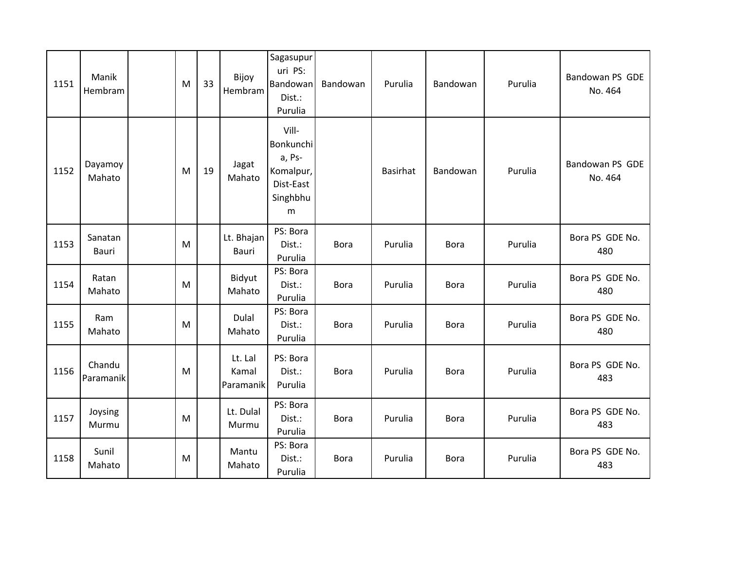| 1151 | Manik Hembram | | M | 33 | Bijoy Hembram | Sagasupururi PS: Bandowan Dist.: Purulia | Bandowan | Purulia | Bandowan | Purulia | Bandowan PS GDE No. 464 |
|---|---|---|---|---|---|---|---|---|---|---|---|
| 1152 | Dayamoy Mahato | | M | 19 | Jagat Mahato | Vill-Bonkunchia, Ps-Komalpur, Dist-East Singhbhum | | Basirhat | Bandowan | Purulia | Bandowan PS GDE No. 464 |
| 1153 | Sanatan Bauri | | M | | Lt. Bhajan Bauri | PS: Bora Dist.: Purulia | Bora | Purulia | Bora | Purulia | Bora PS GDE No. 480 |
| 1154 | Ratan Mahato | | M | | Bidyut Mahato | PS: Bora Dist.: Purulia | Bora | Purulia | Bora | Purulia | Bora PS GDE No. 480 |
| 1155 | Ram Mahato | | M | | Dulal Mahato | PS: Bora Dist.: Purulia | Bora | Purulia | Bora | Purulia | Bora PS GDE No. 480 |
| 1156 | Chandu Paramanik | | M | | Lt. Lal Kamal Paramanik | PS: Bora Dist.: Purulia | Bora | Purulia | Bora | Purulia | Bora PS GDE No. 483 |
| 1157 | Joysing Murmu | | M | | Lt. Dulal Murmu | PS: Bora Dist.: Purulia | Bora | Purulia | Bora | Purulia | Bora PS GDE No. 483 |
| 1158 | Sunil Mahato | | M | | Mantu Mahato | PS: Bora Dist.: Purulia | Bora | Purulia | Bora | Purulia | Bora PS GDE No. 483 |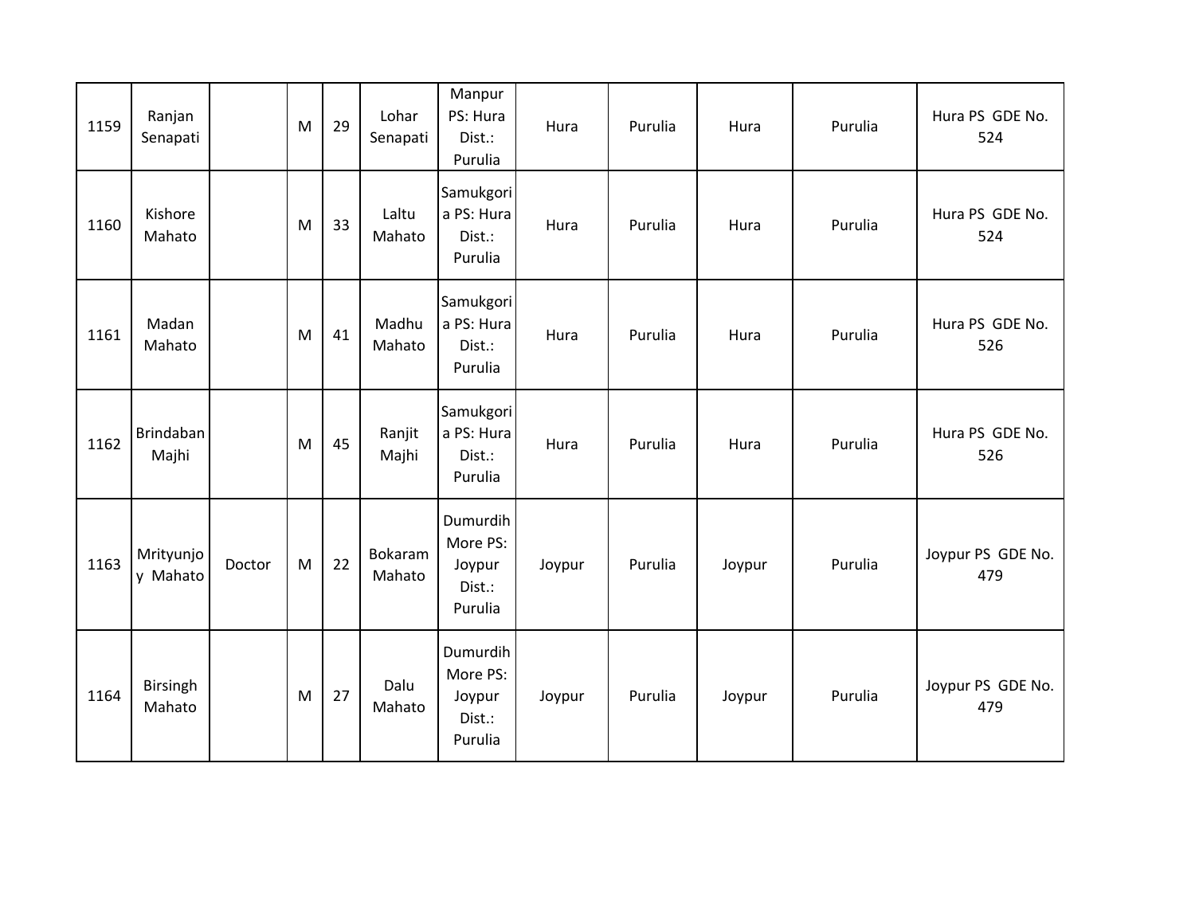| | | | | | | | | | | | |
|---|---|---|---|---|---|---|---|---|---|---|---|
| 1159 | Ranjan Senapati | | M | 29 | Lohar Senapati | Manpur PS: Hura Dist.: Purulia | Hura | Purulia | Hura | Purulia | Hura PS GDE No. 524 |
| 1160 | Kishore Mahato | | M | 33 | Laltu Mahato | Samukgoria PS: Hura Dist.: Purulia | Hura | Purulia | Hura | Purulia | Hura PS GDE No. 524 |
| 1161 | Madan Mahato | | M | 41 | Madhu Mahato | Samukgoria PS: Hura Dist.: Purulia | Hura | Purulia | Hura | Purulia | Hura PS GDE No. 526 |
| 1162 | Brindaban Majhi | | M | 45 | Ranjit Majhi | Samukgoria PS: Hura Dist.: Purulia | Hura | Purulia | Hura | Purulia | Hura PS GDE No. 526 |
| 1163 | Mrityunjoy Mahato | Doctor | M | 22 | Bokaram Mahato | Dumurdih More PS: Joypur Dist.: Purulia | Joypur | Purulia | Joypur | Purulia | Joypur PS GDE No. 479 |
| 1164 | Birsingh Mahato | | M | 27 | Dalu Mahato | Dumurdih More PS: Joypur Dist.: Purulia | Joypur | Purulia | Joypur | Purulia | Joypur PS GDE No. 479 |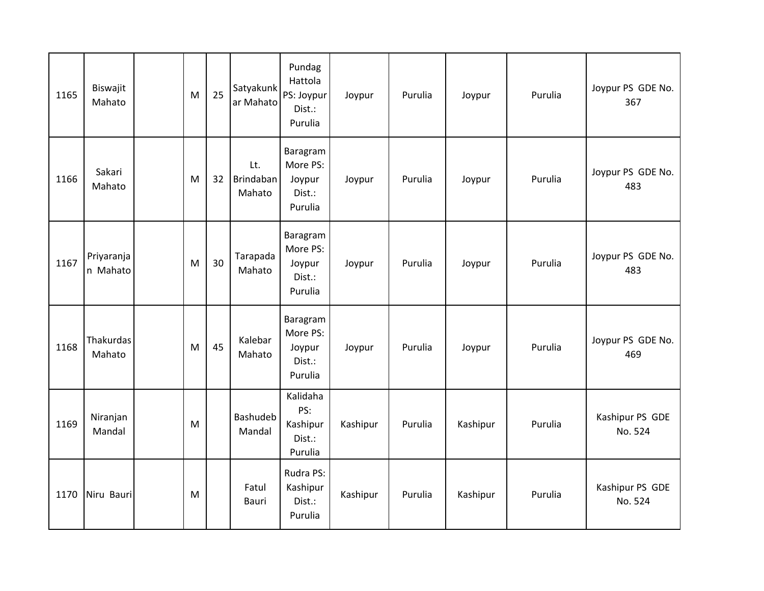| 1165 | Biswajit Mahato | | M | 25 | Satyakunkar Mahato | Pundag Hattola PS: Joypur Dist.: Purulia | Joypur | Purulia | Joypur | Purulia | Joypur PS GDE No. 367 |
|---|---|---|---|---|---|---|---|---|---|---|---|
| 1166 | Sakari Mahato | | M | 32 | Lt. Brindaban Mahato | Baragram More PS: Joypur Dist.: Purulia | Joypur | Purulia | Joypur | Purulia | Joypur PS GDE No. 483 |
| 1167 | Priyaranjan Mahato | | M | 30 | Tarapada Mahato | Baragram More PS: Joypur Dist.: Purulia | Joypur | Purulia | Joypur | Purulia | Joypur PS GDE No. 483 |
| 1168 | Thakurdas Mahato | | M | 45 | Kalebar Mahato | Baragram More PS: Joypur Dist.: Purulia | Joypur | Purulia | Joypur | Purulia | Joypur PS GDE No. 469 |
| 1169 | Niranjan Mandal | | M | | Bashudeb Mandal | Kalidaha PS: Kashipur Dist.: Purulia | Kashipur | Purulia | Kashipur | Purulia | Kashipur PS GDE No. 524 |
| 1170 | Niru Bauri | | M | | Fatul Bauri | Rudra PS: Kashipur Dist.: Purulia | Kashipur | Purulia | Kashipur | Purulia | Kashipur PS GDE No. 524 |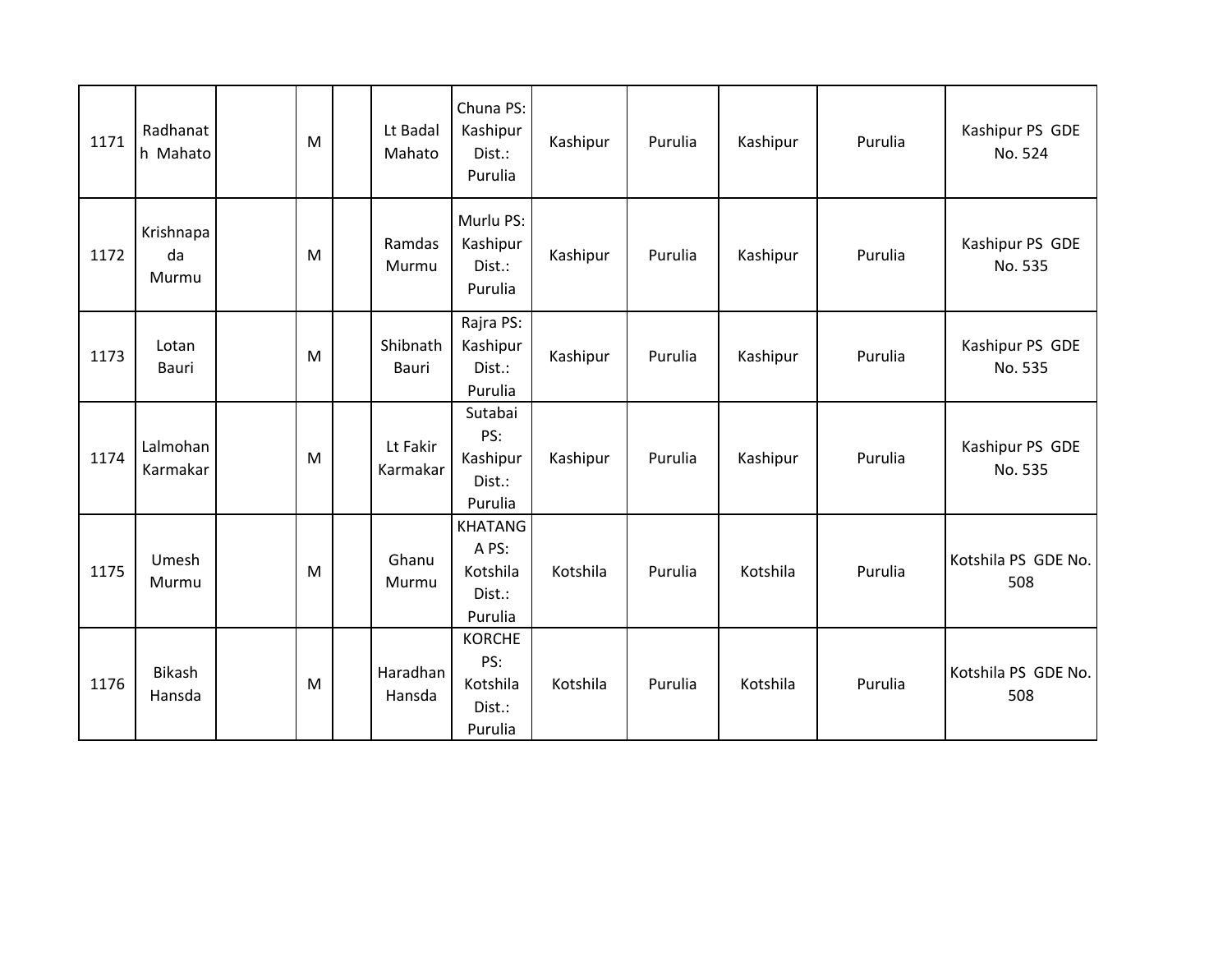| 1171 | Radhanath Mahato | | M | | Lt Badal Mahato | Chuna PS: Kashipur Dist.: Purulia | Kashipur | Purulia | Kashipur | Purulia | Kashipur PS GDE No. 524 |
|---|---|---|---|---|---|---|---|---|---|---|---|
| 1172 | Krishnapada Murmu | | M | | Ramdas Murmu | Murlu PS: Kashipur Dist.: Purulia | Kashipur | Purulia | Kashipur | Purulia | Kashipur PS GDE No. 535 |
| 1173 | Lotan Bauri | | M | | Shibnath Bauri | Rajra PS: Kashipur Dist.: Purulia | Kashipur | Purulia | Kashipur | Purulia | Kashipur PS GDE No. 535 |
| 1174 | Lalmohan Karmakar | | M | | Lt Fakir Karmakar | Sutabai PS: Kashipur Dist.: Purulia | Kashipur | Purulia | Kashipur | Purulia | Kashipur PS GDE No. 535 |
| 1175 | Umesh Murmu | | M | | Ghanu Murmu | KHATANGA PS: Kotshila Dist.: Purulia | Kotshila | Purulia | Kotshila | Purulia | Kotshila PS GDE No. 508 |
| 1176 | Bikash Hansda | | M | | Haradhan Hansda | KORCHE PS: Kotshila Dist.: Purulia | Kotshila | Purulia | Kotshila | Purulia | Kotshila PS GDE No. 508 |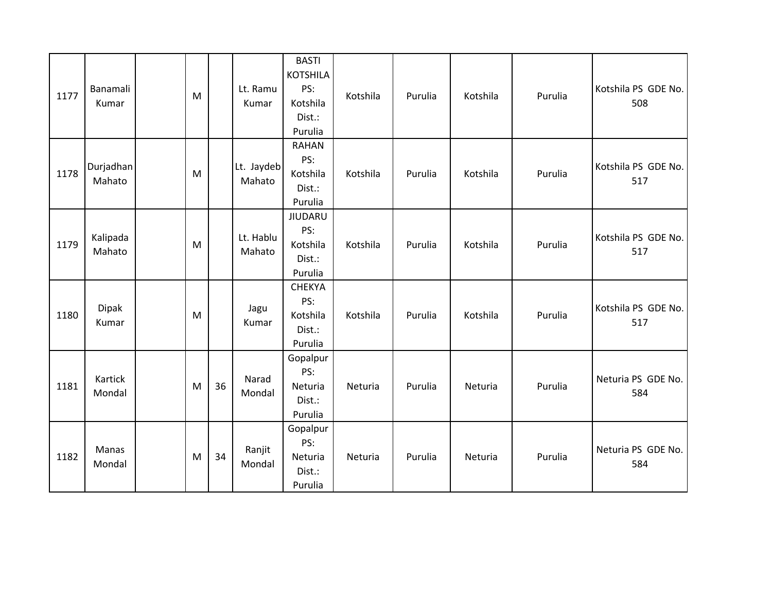| | | | | | | | | | | | |
|---|---|---|---|---|---|---|---|---|---|---|---|
| 1177 | Banamali Kumar | | M | | Lt. Ramu Kumar | BASTI KOTSHILA PS: Kotshila Dist.: Purulia | Kotshila | Purulia | Kotshila | Purulia | Kotshila PS GDE No. 508 |
| 1178 | Durjadhan Mahato | | M | | Lt. Jaydeb Mahato | RAHAN PS: Kotshila Dist.: Purulia | Kotshila | Purulia | Kotshila | Purulia | Kotshila PS GDE No. 517 |
| 1179 | Kalipada Mahato | | M | | Lt. Hablu Mahato | JIUDARU PS: Kotshila Dist.: Purulia | Kotshila | Purulia | Kotshila | Purulia | Kotshila PS GDE No. 517 |
| 1180 | Dipak Kumar | | M | | Jagu Kumar | CHEKYA PS: Kotshila Dist.: Purulia | Kotshila | Purulia | Kotshila | Purulia | Kotshila PS GDE No. 517 |
| 1181 | Kartick Mondal | | M | 36 | Narad Mondal | Gopalpur PS: Neturia Dist.: Purulia | Neturia | Purulia | Neturia | Purulia | Neturia PS GDE No. 584 |
| 1182 | Manas Mondal | | M | 34 | Ranjit Mondal | Gopalpur PS: Neturia Dist.: Purulia | Neturia | Purulia | Neturia | Purulia | Neturia PS GDE No. 584 |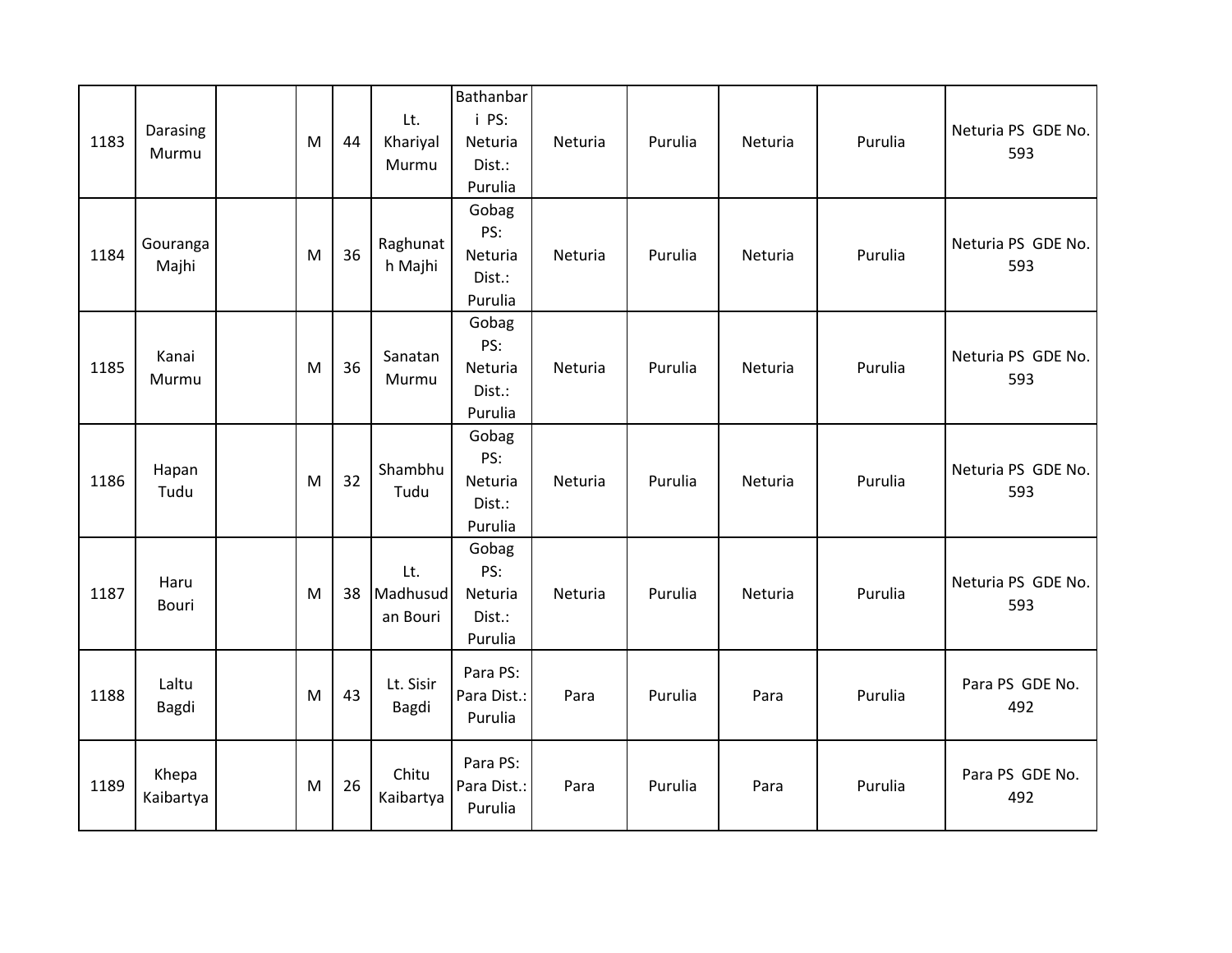| | | | | | | | | | | | |
|---|---|---|---|---|---|---|---|---|---|---|---|
| 1183 | Darasing Murmu | | M | 44 | Lt. Khariyal Murmu | Bathanbari PS: Neturia Dist.: Purulia | Neturia | Purulia | Neturia | Purulia | Neturia PS GDE No. 593 |
| 1184 | Gouranga Majhi | | M | 36 | Raghunath Majhi | Gobag PS: Neturia Dist.: Purulia | Neturia | Purulia | Neturia | Purulia | Neturia PS GDE No. 593 |
| 1185 | Kanai Murmu | | M | 36 | Sanatan Murmu | Gobag PS: Neturia Dist.: Purulia | Neturia | Purulia | Neturia | Purulia | Neturia PS GDE No. 593 |
| 1186 | Hapan Tudu | | M | 32 | Shambhu Tudu | Gobag PS: Neturia Dist.: Purulia | Neturia | Purulia | Neturia | Purulia | Neturia PS GDE No. 593 |
| 1187 | Haru Bouri | | M | 38 | Lt. Madhusudan Bouri | Gobag PS: Neturia Dist.: Purulia | Neturia | Purulia | Neturia | Purulia | Neturia PS GDE No. 593 |
| 1188 | Laltu Bagdi | | M | 43 | Lt. Sisir Bagdi | Para PS: Para Dist.: Purulia | Para | Purulia | Para | Purulia | Para PS GDE No. 492 |
| 1189 | Khepa Kaibartya | | M | 26 | Chitu Kaibartya | Para PS: Para Dist.: Purulia | Para | Purulia | Para | Purulia | Para PS GDE No. 492 |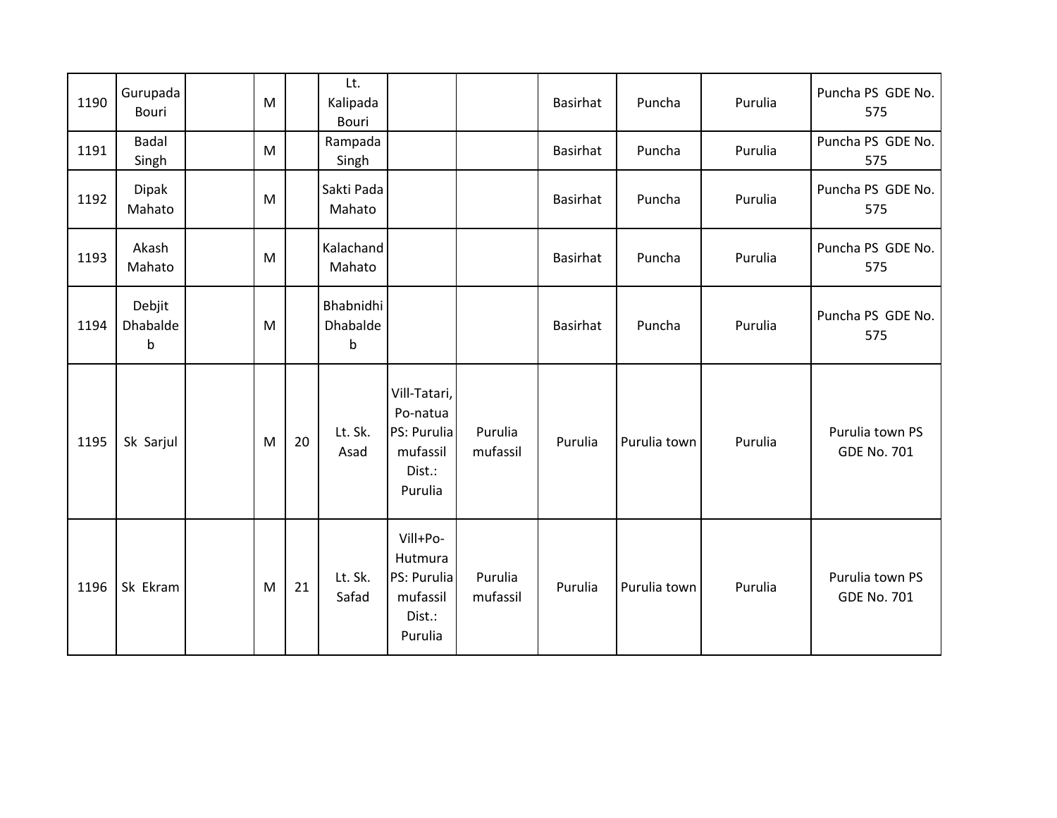| | | | | | | | | | | | |
|---|---|---|---|---|---|---|---|---|---|---|---|
| 1190 | Gurupada Bouri | | M | | Lt. Kalipada Bouri | | | Basirhat | Puncha | Purulia | Puncha PS GDE No. 575 |
| 1191 | Badal Singh | | M | | Rampada Singh | | | Basirhat | Puncha | Purulia | Puncha PS GDE No. 575 |
| 1192 | Dipak Mahato | | M | | Sakti Pada Mahato | | | Basirhat | Puncha | Purulia | Puncha PS GDE No. 575 |
| 1193 | Akash Mahato | | M | | Kalachand Mahato | | | Basirhat | Puncha | Purulia | Puncha PS GDE No. 575 |
| 1194 | Debjit Dhabaldeb | | M | | Bhabnidhi Dhabaldeb | | | Basirhat | Puncha | Purulia | Puncha PS GDE No. 575 |
| 1195 | Sk Sarjul | | M | 20 | Lt. Sk. Asad | Vill-Tatari, Po-natua PS: Purulia mufassil Dist.: Purulia | Purulia mufassil | Purulia | Purulia town | Purulia | Purulia town PS GDE No. 701 |
| 1196 | Sk Ekram | | M | 21 | Lt. Sk. Safad | Vill+Po-Hutmura PS: Purulia mufassil Dist.: Purulia | Purulia mufassil | Purulia | Purulia town | Purulia | Purulia town PS GDE No. 701 |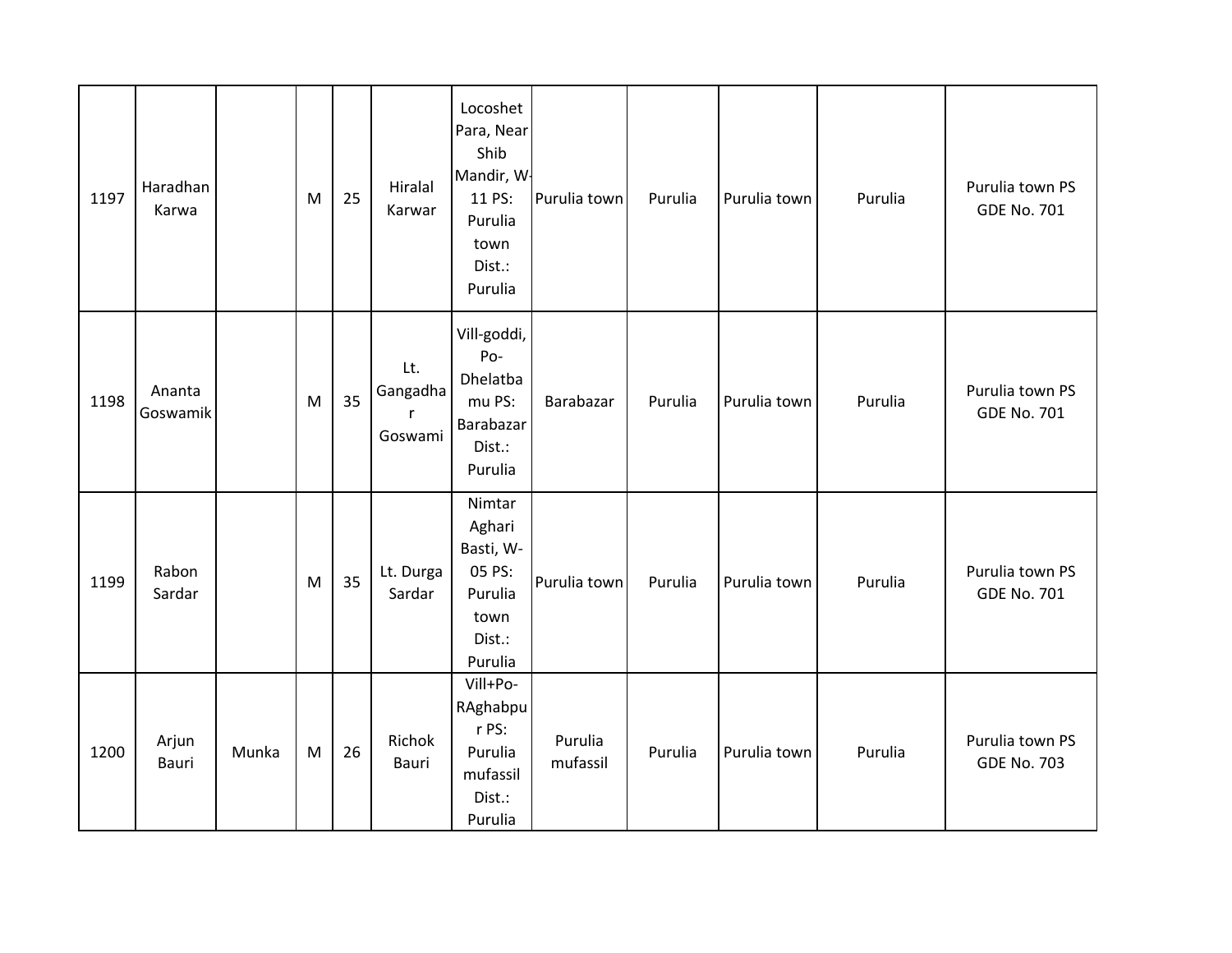| 1197 | Haradhan Karwa | | M | 25 | Hiralal Karwar | Locoshet Para, Near Shib Mandir, W-11 PS: Purulia town Dist.: Purulia | Purulia town | Purulia | Purulia town | Purulia | Purulia town PS GDE No. 701 |
|---|---|---|---|---|---|---|---|---|---|---|---|
| 1198 | Ananta Goswamik | | M | 35 | Lt. Gangadhar Goswami | Vill-goddi, Po-Dhelatbamu PS: Barabazar Dist.: Purulia | Barabazar | Purulia | Purulia town | Purulia | Purulia town PS GDE No. 701 |
| 1199 | Rabon Sardar | | M | 35 | Lt. Durga Sardar | Nimtar Aghari Basti, W-05 PS: Purulia town Dist.: Purulia | Purulia town | Purulia | Purulia town | Purulia | Purulia town PS GDE No. 701 |
| 1200 | Arjun Bauri | Munka | M | 26 | Richok Bauri | Vill+Po-RAghabpur PS: Purulia mufassil Dist.: Purulia | Purulia mufassil | Purulia | Purulia town | Purulia | Purulia town PS GDE No. 703 |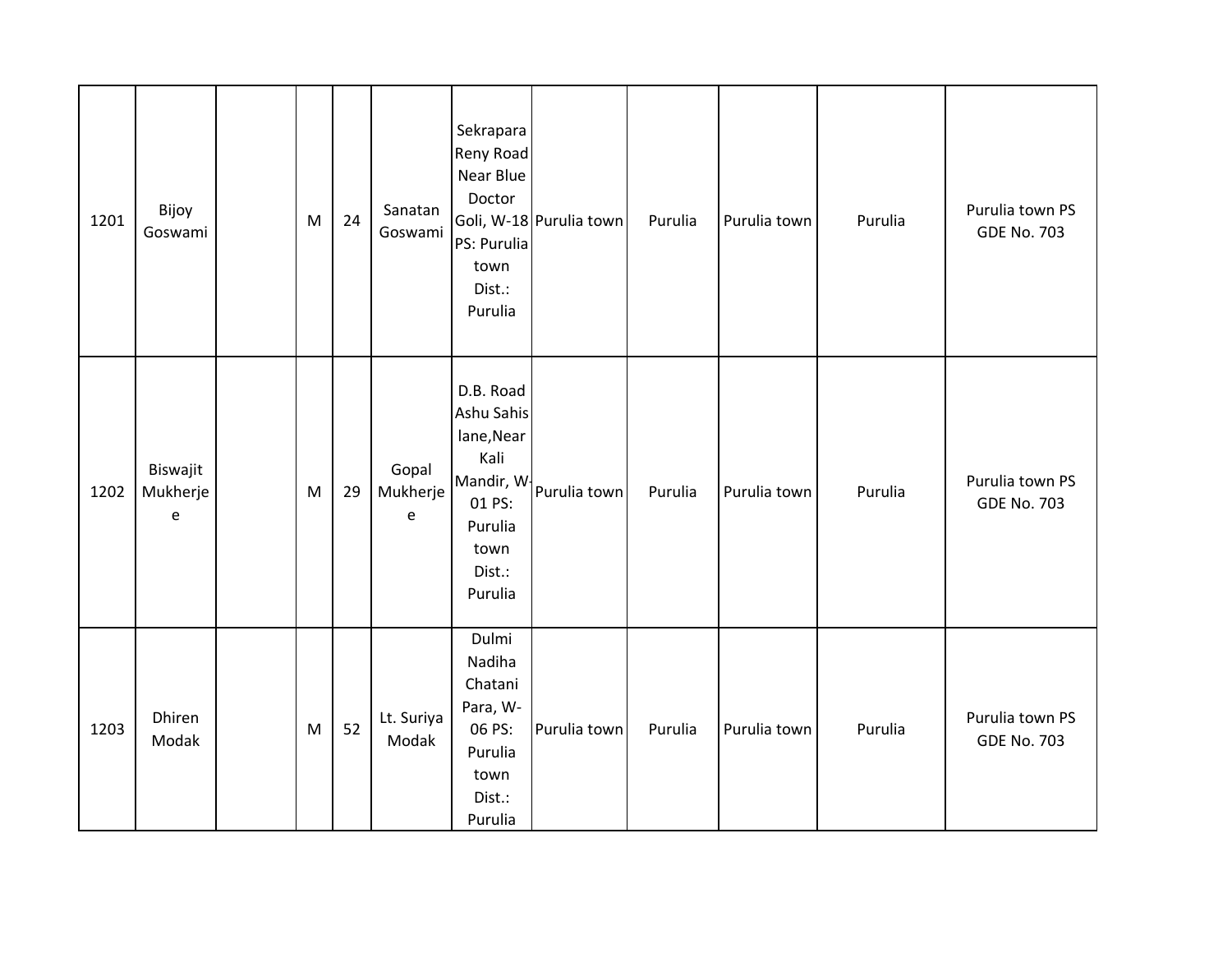| 1201 | Bijoy Goswami | | M | 24 | Sanatan Goswami | Sekrapara Reny Road Near Blue Doctor Goli, W-18 PS: Purulia town Dist.: Purulia | Purulia town | Purulia | Purulia town | Purulia | Purulia town PS GDE No. 703 |
|---|---|---|---|---|---|---|---|---|---|---|---|
| 1202 | Biswajit Mukherjee | | M | 29 | Gopal Mukherjee | D.B. Road Ashu Sahis lane,Near Kali Mandir, W-01 PS: Purulia town Dist.: Purulia | Purulia town | Purulia | Purulia town | Purulia | Purulia town PS GDE No. 703 |
| 1203 | Dhiren Modak | | M | 52 | Lt. Suriya Modak | Dulmi Nadiha Chatani Para, W-06 PS: Purulia town Dist.: Purulia | Purulia town | Purulia | Purulia town | Purulia | Purulia town PS GDE No. 703 |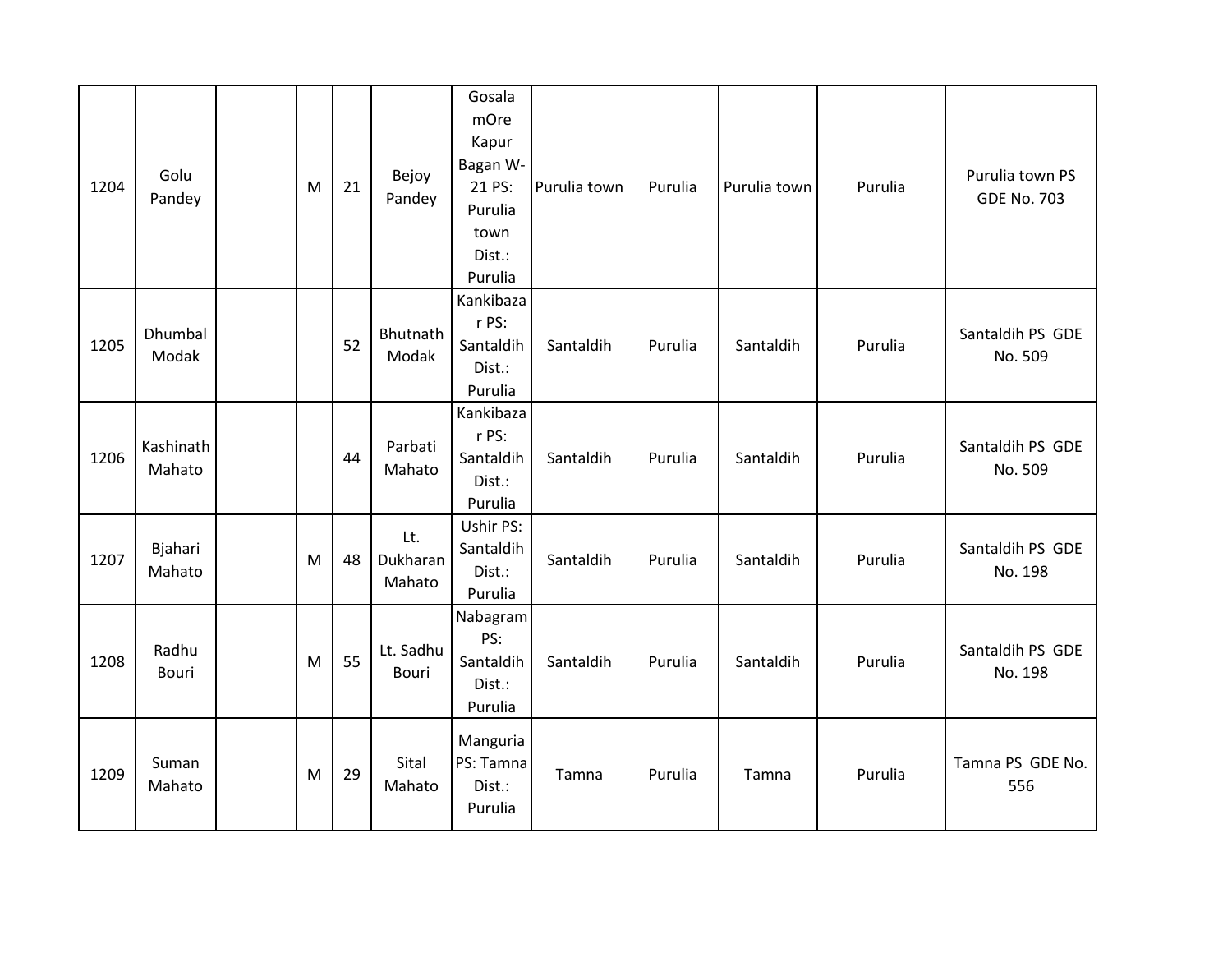| | | | | | | | | | | | |
|---|---|---|---|---|---|---|---|---|---|---|---|
| 1204 | Golu Pandey | | M | 21 | Bejoy Pandey | Gosala mOre Kapur Bagan W-21 PS: Purulia town Dist.: Purulia | Purulia town | Purulia | Purulia town | Purulia | Purulia town PS GDE No. 703 |
| 1205 | Dhumbal Modak | | | 52 | Bhutnath Modak | Kankibazar PS: Santaldih Dist.: Purulia | Santaldih | Purulia | Santaldih | Purulia | Santaldih PS GDE No. 509 |
| 1206 | Kashinath Mahato | | | 44 | Parbati Mahato | Kankibazar PS: Santaldih Dist.: Purulia | Santaldih | Purulia | Santaldih | Purulia | Santaldih PS GDE No. 509 |
| 1207 | Bjahari Mahato | | M | 48 | Lt. Dukharan Mahato | Ushir PS: Santaldih Dist.: Purulia | Santaldih | Purulia | Santaldih | Purulia | Santaldih PS GDE No. 198 |
| 1208 | Radhu Bouri | | M | 55 | Lt. Sadhu Bouri | Nabagram PS: Santaldih Dist.: Purulia | Santaldih | Purulia | Santaldih | Purulia | Santaldih PS GDE No. 198 |
| 1209 | Suman Mahato | | M | 29 | Sital Mahato | Manguria PS: Tamna Dist.: Purulia | Tamna | Purulia | Tamna | Purulia | Tamna PS GDE No. 556 |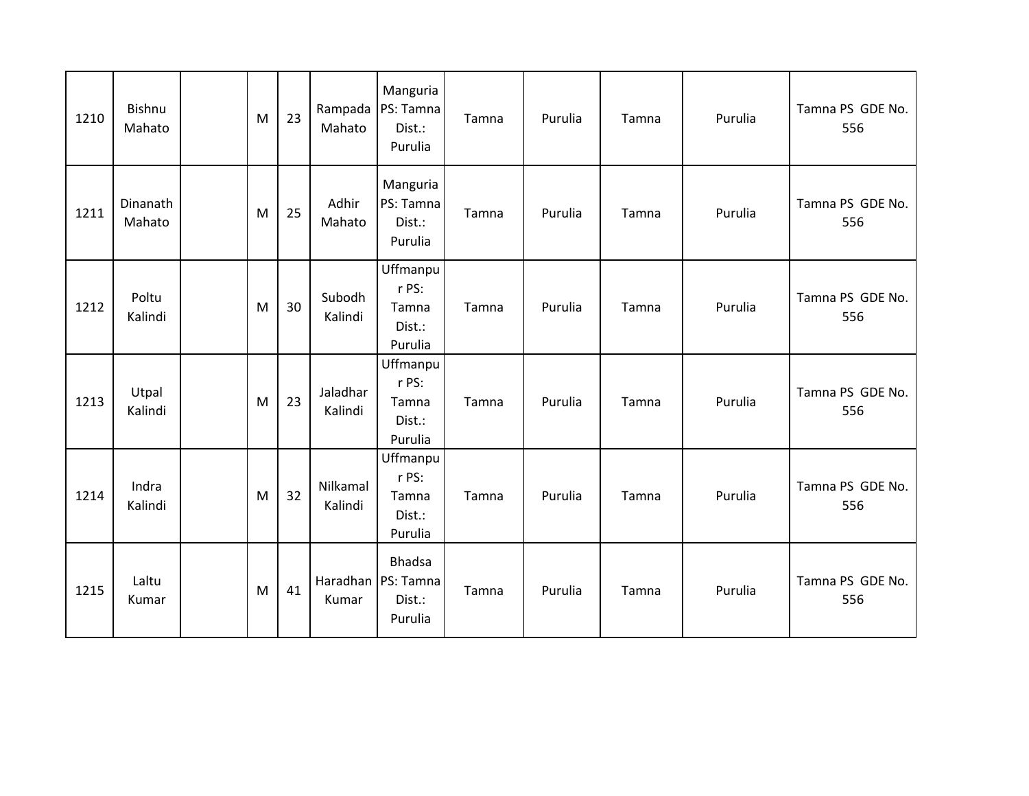| | | | | | | | | | | | |
|---|---|---|---|---|---|---|---|---|---|---|---|
| 1210 | Bishnu Mahato | | M | 23 | Rampada Mahato | Manguria PS: Tamna Dist.: Purulia | Tamna | Purulia | Tamna | Purulia | Tamna PS GDE No. 556 |
| 1211 | Dinanath Mahato | | M | 25 | Adhir Mahato | Manguria PS: Tamna Dist.: Purulia | Tamna | Purulia | Tamna | Purulia | Tamna PS GDE No. 556 |
| 1212 | Poltu Kalindi | | M | 30 | Subodh Kalindi | Uffmanpur PS: Tamna Dist.: Purulia | Tamna | Purulia | Tamna | Purulia | Tamna PS GDE No. 556 |
| 1213 | Utpal Kalindi | | M | 23 | Jaladhar Kalindi | Uffmanpur PS: Tamna Dist.: Purulia | Tamna | Purulia | Tamna | Purulia | Tamna PS GDE No. 556 |
| 1214 | Indra Kalindi | | M | 32 | Nilkamal Kalindi | Uffmanpur PS: Tamna Dist.: Purulia | Tamna | Purulia | Tamna | Purulia | Tamna PS GDE No. 556 |
| 1215 | Laltu Kumar | | M | 41 | Haradhan Kumar | Bhadsa PS: Tamna Dist.: Purulia | Tamna | Purulia | Tamna | Purulia | Tamna PS GDE No. 556 |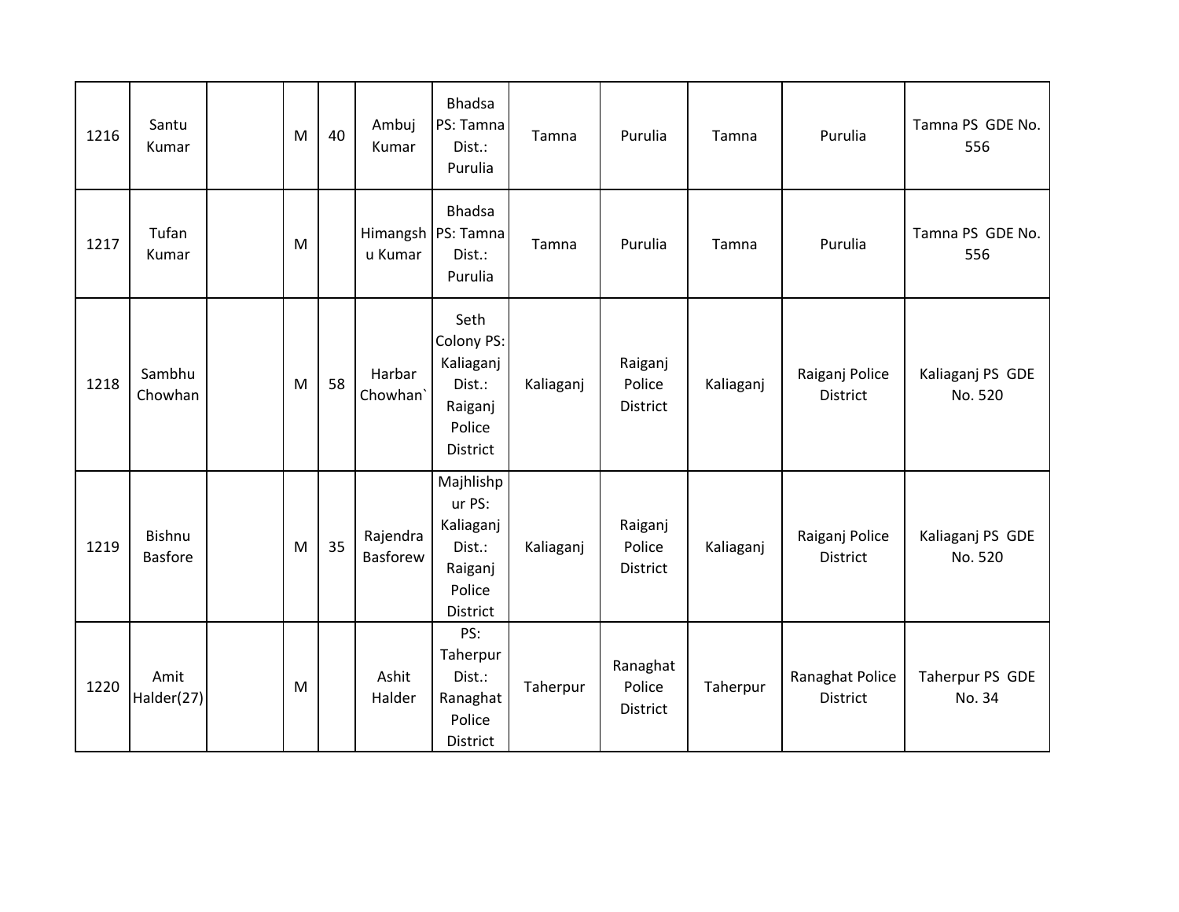| 1216 | Santu Kumar | | M | 40 | Ambuj Kumar | Bhadsa PS: Tamna Dist.: Purulia | Tamna | Purulia | Tamna | Purulia | Tamna PS GDE No. 556 |
|---|---|---|---|---|---|---|---|---|---|---|---|
| 1217 | Tufan Kumar | | M | | Himangshu Kumar | Bhadsa PS: Tamna Dist.: Purulia | Tamna | Purulia | Tamna | Purulia | Tamna PS GDE No. 556 |
| 1218 | Sambhu Chowhan | | M | 58 | Harbar Chowhan` | Seth Colony PS: Kaliaganj Dist.: Raiganj Police District | Kaliaganj | Raiganj Police District | Kaliaganj | Raiganj Police District | Kaliaganj PS GDE No. 520 |
| 1219 | Bishnu Basfore | | M | 35 | Rajendra Basforew | Majhlishpur PS: Kaliaganj Dist.: Raiganj Police District | Kaliaganj | Raiganj Police District | Kaliaganj | Raiganj Police District | Kaliaganj PS GDE No. 520 |
| 1220 | Amit Halder(27) | | M | | Ashit Halder | PS: Taherpur Dist.: Ranaghat Police District | Taherpur | Ranaghat Police District | Taherpur | Ranaghat Police District | Taherpur PS GDE No. 34 |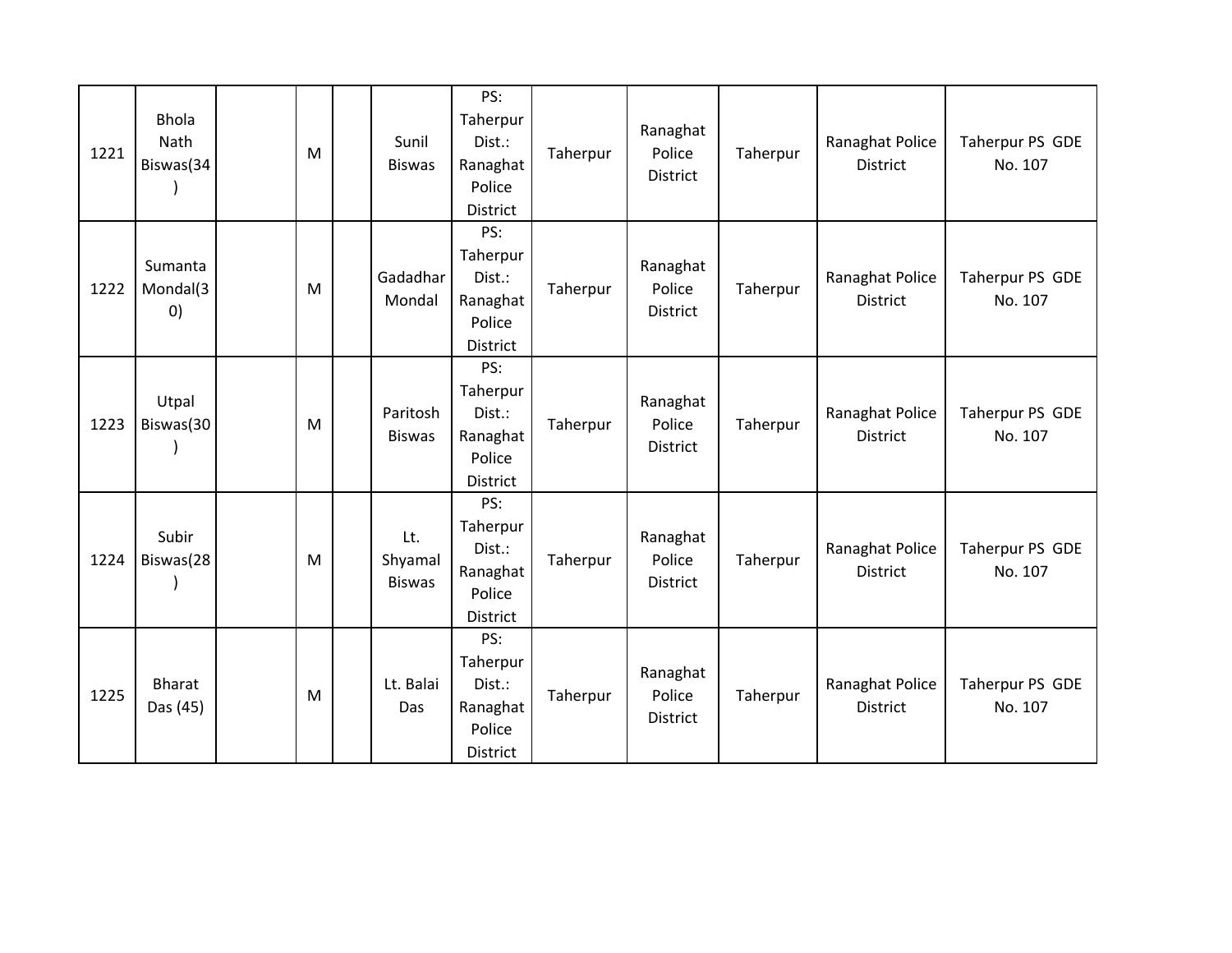| | | | | | | | | | | | |
|---|---|---|---|---|---|---|---|---|---|---|---|
| 1221 | Bhola Nath Biswas(34) | | M | | Sunil Biswas | PS: Taherpur Dist.: Ranaghat Police District | Taherpur | Ranaghat Police District | Taherpur | Ranaghat Police District | Taherpur PS GDE No. 107 |
| 1222 | Sumanta Mondal(30) | | M | | Gadadhar Mondal | PS: Taherpur Dist.: Ranaghat Police District | Taherpur | Ranaghat Police District | Taherpur | Ranaghat Police District | Taherpur PS GDE No. 107 |
| 1223 | Utpal Biswas(30) | | M | | Paritosh Biswas | PS: Taherpur Dist.: Ranaghat Police District | Taherpur | Ranaghat Police District | Taherpur | Ranaghat Police District | Taherpur PS GDE No. 107 |
| 1224 | Subir Biswas(28) | | M | | Lt. Shyamal Biswas | PS: Taherpur Dist.: Ranaghat Police District | Taherpur | Ranaghat Police District | Taherpur | Ranaghat Police District | Taherpur PS GDE No. 107 |
| 1225 | Bharat Das (45) | | M | | Lt. Balai Das | PS: Taherpur Dist.: Ranaghat Police District | Taherpur | Ranaghat Police District | Taherpur | Ranaghat Police District | Taherpur PS GDE No. 107 |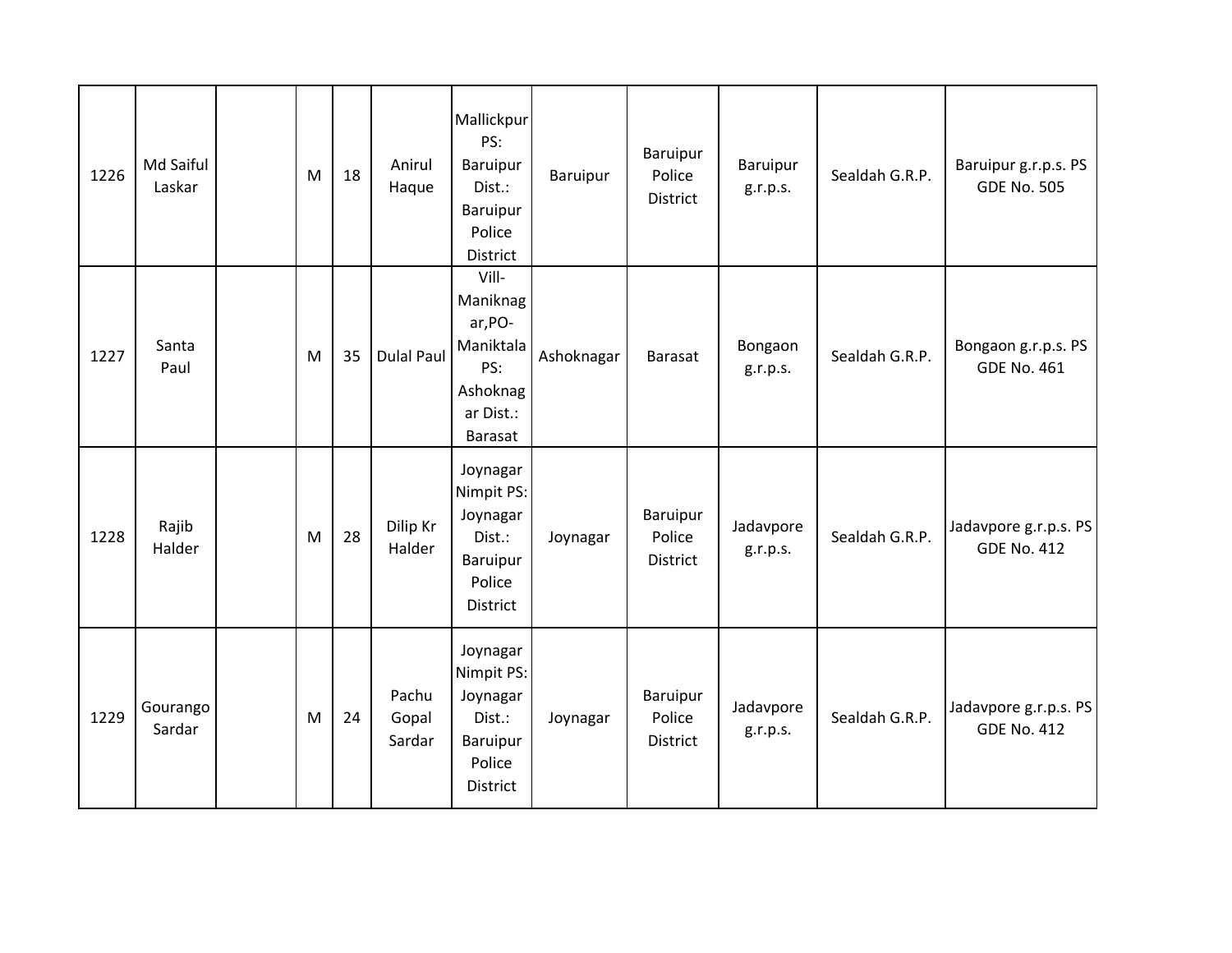| 1226 | Md Saiful Laskar | | M | 18 | Anirul Haque | Mallickpur PS: Baruipur Dist.: Baruipur Police District | Baruipur | Baruipur Police District | Baruipur g.r.p.s. | Sealdah G.R.P. | Baruipur g.r.p.s. PS GDE No. 505 |
|---|---|---|---|---|---|---|---|---|---|---|---|
| 1227 | Santa Paul | | M | 35 | Dulal Paul | Vill-Maniknagar,PO-Maniktala PS: Ashoknagar Dist.: Barasat | Ashoknagar | Barasat | Bongaon g.r.p.s. | Sealdah G.R.P. | Bongaon g.r.p.s. PS GDE No. 461 |
| 1228 | Rajib Halder | | M | 28 | Dilip Kr Halder | Joynagar Nimpit PS: Joynagar Dist.: Baruipur Police District | Joynagar | Baruipur Police District | Jadavpore g.r.p.s. | Sealdah G.R.P. | Jadavpore g.r.p.s. PS GDE No. 412 |
| 1229 | Gourango Sardar | | M | 24 | Pachu Gopal Sardar | Joynagar Nimpit PS: Joynagar Dist.: Baruipur Police District | Joynagar | Baruipur Police District | Jadavpore g.r.p.s. | Sealdah G.R.P. | Jadavpore g.r.p.s. PS GDE No. 412 |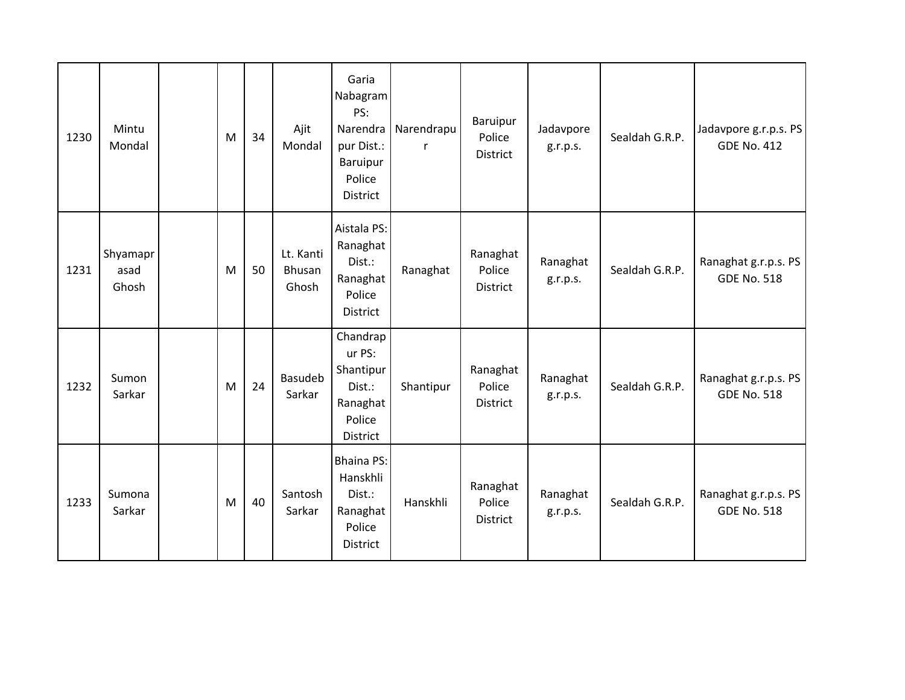| | | | | | | | | | | | |
|---|---|---|---|---|---|---|---|---|---|---|---|
| 1230 | Mintu Mondal | | M | 34 | Ajit Mondal | Garia Nabagram PS: Narendrapur Dist.: Baruipur Police District | Narendrapur | Baruipur Police District | Jadavpore g.r.p.s. | Sealdah G.R.P. | Jadavpore g.r.p.s. PS GDE No. 412 |
| 1231 | Shyamaprasad Ghosh | | M | 50 | Lt. Kanti Bhusan Ghosh | Aistala PS: Ranaghat Dist.: Ranaghat Police District | Ranaghat | Ranaghat Police District | Ranaghat g.r.p.s. | Sealdah G.R.P. | Ranaghat g.r.p.s. PS GDE No. 518 |
| 1232 | Sumon Sarkar | | M | 24 | Basudeb Sarkar | Chandrapur PS: Shantipur Dist.: Ranaghat Police District | Shantipur | Ranaghat Police District | Ranaghat g.r.p.s. | Sealdah G.R.P. | Ranaghat g.r.p.s. PS GDE No. 518 |
| 1233 | Sumona Sarkar | | M | 40 | Santosh Sarkar | Bhaina PS: Hanskhli Dist.: Ranaghat Police District | Hanskhli | Ranaghat Police District | Ranaghat g.r.p.s. | Sealdah G.R.P. | Ranaghat g.r.p.s. PS GDE No. 518 |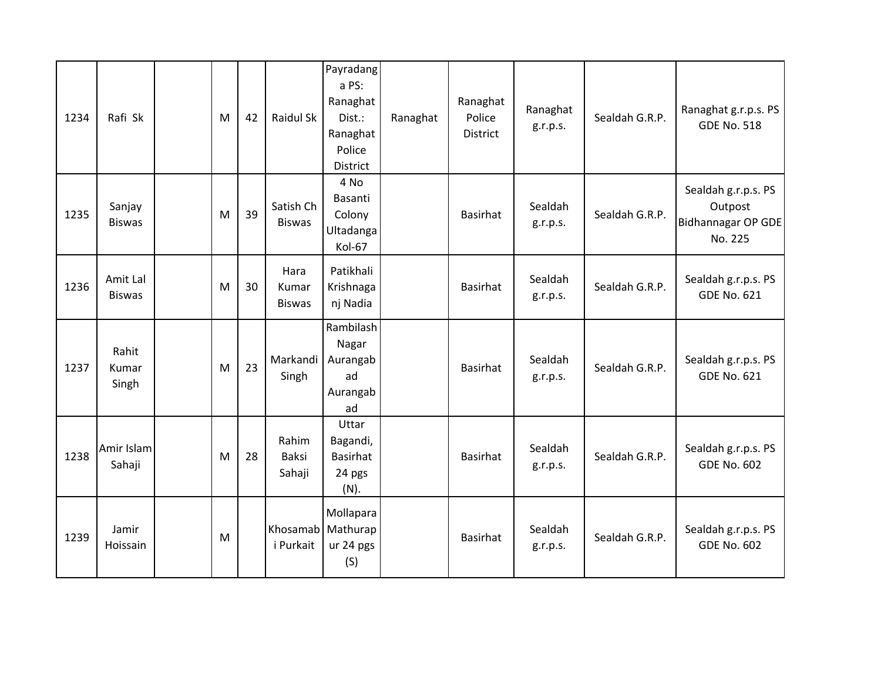| | | | | | | | | | | | |
|---|---|---|---|---|---|---|---|---|---|---|---|
| 1234 | Rafi Sk | | M | 42 | Raidul Sk | Payradanga PS: Ranaghat Dist.: Ranaghat Police District | Ranaghat | Ranaghat Police District | Ranaghat g.r.p.s. | Sealdah G.R.P. | Ranaghat g.r.p.s. PS GDE No. 518 |
| 1235 | Sanjay Biswas | | M | 39 | Satish Ch Biswas | 4 No Basanti Colony Ultadanga Kol-67 | | Basirhat | Sealdah g.r.p.s. | Sealdah G.R.P. | Sealdah g.r.p.s. PS Outpost Bidhannagar OP GDE No. 225 |
| 1236 | Amit Lal Biswas | | M | 30 | Hara Kumar Biswas | Patikhali Krishnaganj Nadia | | Basirhat | Sealdah g.r.p.s. | Sealdah G.R.P. | Sealdah g.r.p.s. PS GDE No. 621 |
| 1237 | Rahit Kumar Singh | | M | 23 | Markandi Singh | Rambilash Nagar Aurangabad Aurangabad | | Basirhat | Sealdah g.r.p.s. | Sealdah G.R.P. | Sealdah g.r.p.s. PS GDE No. 621 |
| 1238 | Amir Islam Sahaji | | M | 28 | Rahim Baksi Sahaji | Uttar Bagandi, Basirhat 24 pgs (N). | | Basirhat | Sealdah g.r.p.s. | Sealdah G.R.P. | Sealdah g.r.p.s. PS GDE No. 602 |
| 1239 | Jamir Hoissain | | M | | Khosamabi Purkait | Mollapara Mathurapur 24 pgs (S) | | Basirhat | Sealdah g.r.p.s. | Sealdah G.R.P. | Sealdah g.r.p.s. PS GDE No. 602 |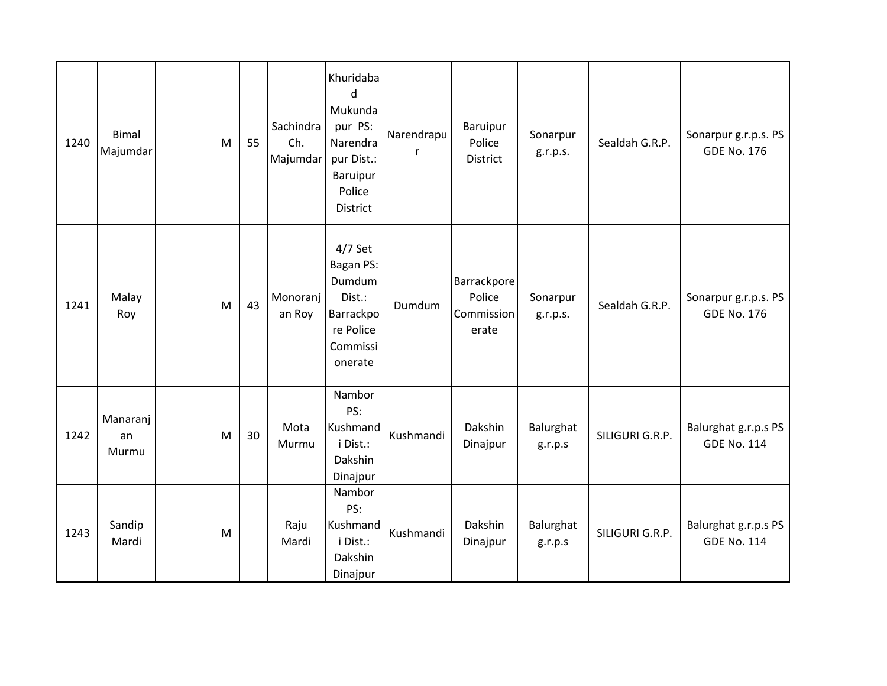| | | | | | | | | | | | |
|---|---|---|---|---|---|---|---|---|---|---|---|
| 1240 | Bimal Majumdar | | M | 55 | Sachindra Ch. Majumdar | Khuridabad Mukundapur PS: Narendrapur Dist.: Baruipur Police District | Narendrapur | Baruipur Police District | Sonarpur g.r.p.s. | Sealdah G.R.P. | Sonarpur g.r.p.s. PS GDE No. 176 |
| 1241 | Malay Roy | | M | 43 | Monoranjan Roy | 4/7 Set Bagan PS: Dumdum Dist.: Barrackpore Police Commissionerate | Dumdum | Barrackpore Police Commissionerate | Sonarpur g.r.p.s. | Sealdah G.R.P. | Sonarpur g.r.p.s. PS GDE No. 176 |
| 1242 | Manaranjan Murmu | | M | 30 | Mota Murmu | Nambor PS: Kushmandi Dist.: Dakshin Dinajpur | Kushmandi | Dakshin Dinajpur | Balurghat g.r.p.s | SILIGURI G.R.P. | Balurghat g.r.p.s PS GDE No. 114 |
| 1243 | Sandip Mardi | | M | | Raju Mardi | Nambor PS: Kushmandi Dist.: Dakshin Dinajpur | Kushmandi | Dakshin Dinajpur | Balurghat g.r.p.s | SILIGURI G.R.P. | Balurghat g.r.p.s PS GDE No. 114 |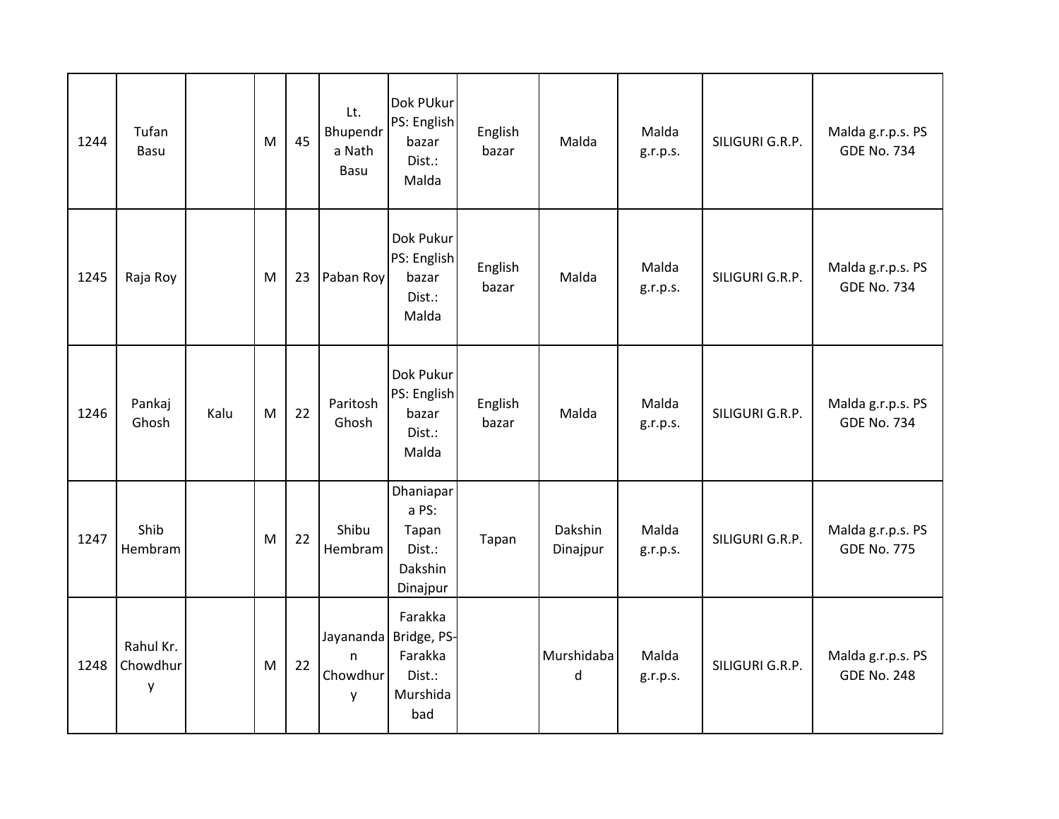| | | | | | | | | | | | |
|---|---|---|---|---|---|---|---|---|---|---|---|
| 1244 | Tufan Basu | | M | 45 | Lt. Bhupendra Nath Basu | Dok PUkur PS: English bazar Dist.: Malda | English bazar | Malda | Malda g.r.p.s. | SILIGURI G.R.P. | Malda g.r.p.s. PS GDE No. 734 |
| 1245 | Raja Roy | | M | 23 | Paban Roy | Dok Pukur PS: English bazar Dist.: Malda | English bazar | Malda | Malda g.r.p.s. | SILIGURI G.R.P. | Malda g.r.p.s. PS GDE No. 734 |
| 1246 | Pankaj Ghosh | Kalu | M | 22 | Paritosh Ghosh | Dok Pukur PS: English bazar Dist.: Malda | English bazar | Malda | Malda g.r.p.s. | SILIGURI G.R.P. | Malda g.r.p.s. PS GDE No. 734 |
| 1247 | Shib Hembram | | M | 22 | Shibu Hembram | Dhaniapara PS: Tapan Dist.: Dakshin Dinajpur | Tapan | Dakshin Dinajpur | Malda g.r.p.s. | SILIGURI G.R.P. | Malda g.r.p.s. PS GDE No. 775 |
| 1248 | Rahul Kr. Chowdhury | | M | 22 | Jayanandan Chowdhury | Farakka Bridge, PS-Farakka Dist.: Murshidabad | | Murshidabad | Malda g.r.p.s. | SILIGURI G.R.P. | Malda g.r.p.s. PS GDE No. 248 |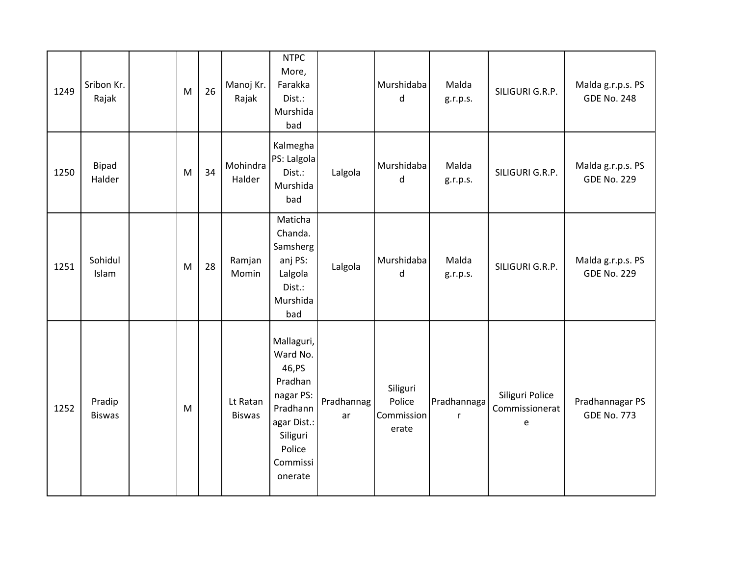| | | | | | | | | | | | |
|---|---|---|---|---|---|---|---|---|---|---|---|
| 1249 | Sribon Kr. Rajak | | M | 26 | Manoj Kr. Rajak | NTPC More, Farakka Dist.: Murshidabad | | Murshidabad | Malda g.r.p.s. | SILIGURI G.R.P. | Malda g.r.p.s. PS GDE No. 248 |
| 1250 | Bipad Halder | | M | 34 | Mohindra Halder | Kalmegha PS: Lalgola Dist.: Murshidabad | Lalgola | Murshidabad | Malda g.r.p.s. | SILIGURI G.R.P. | Malda g.r.p.s. PS GDE No. 229 |
| 1251 | Sohidul Islam | | M | 28 | Ramjan Momin | Maticha Chanda. Samsherganj PS: Lalgola Dist.: Murshidabad | Lalgola | Murshidabad | Malda g.r.p.s. | SILIGURI G.R.P. | Malda g.r.p.s. PS GDE No. 229 |
| 1252 | Pradip Biswas | | M | | Lt Ratan Biswas | Mallaguri, Ward No. 46,PS Pradhannagar PS: Pradhannagar Dist.: Siliguri Police Commissionerate | Pradhannagar | Siliguri Police Commissionerate | Pradhannagar | Siliguri Police Commissionerate | Pradhannagar PS GDE No. 773 |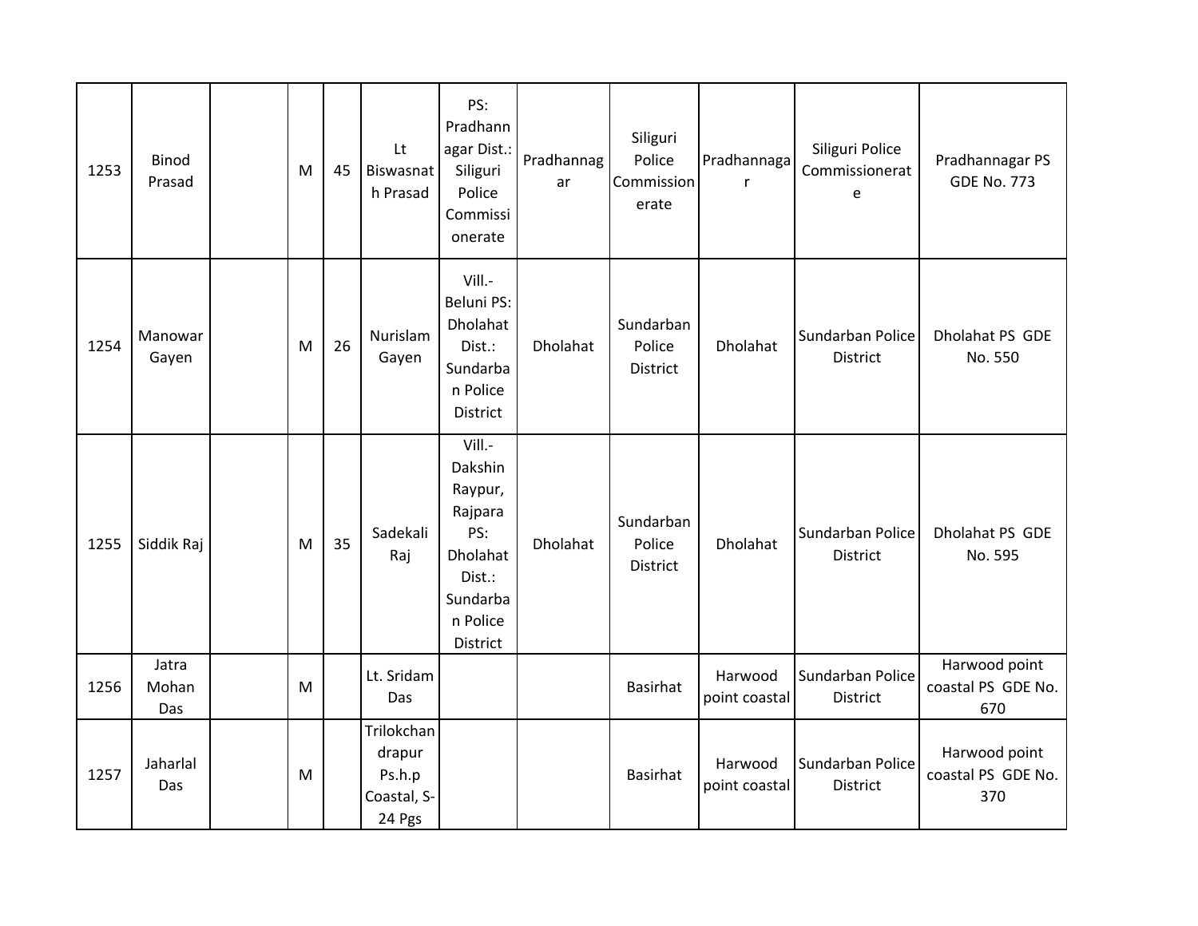| | | | | | | | | | | | |
|---|---|---|---|---|---|---|---|---|---|---|---|
| 1253 | Binod Prasad | | M | 45 | Lt Biswasnath Prasad | PS: Pradhannagar Dist.: Siliguri Police Commissionerate | Pradhannagar | Siliguri Police Commissionerate | Pradhannagar | Siliguri Police Commissionerate | Pradhannagar PS GDE No. 773 |
| 1254 | Manowar Gayen | | M | 26 | Nurislam Gayen | Vill.- Beluni PS: Dholahat Dist.: Sundarban Police District | Dholahat | Sundarban Police District | Dholahat | Sundarban Police District | Dholahat PS GDE No. 550 |
| 1255 | Siddik Raj | | M | 35 | Sadekali Raj | Vill.- Dakshin Raypur, Rajpara PS: Dholahat Dist.: Sundarban Police District | Dholahat | Sundarban Police District | Dholahat | Sundarban Police District | Dholahat PS GDE No. 595 |
| 1256 | Jatra Mohan Das | | M | | Lt. Sridam Das | | | Basirhat | Harwood point coastal | Sundarban Police District | Harwood point coastal PS GDE No. 670 |
| 1257 | Jaharlal Das | | M | | Trilokchandrapur Ps.h.p Coastal, S-24 Pgs | | | Basirhat | Harwood point coastal | Sundarban Police District | Harwood point coastal PS GDE No. 370 |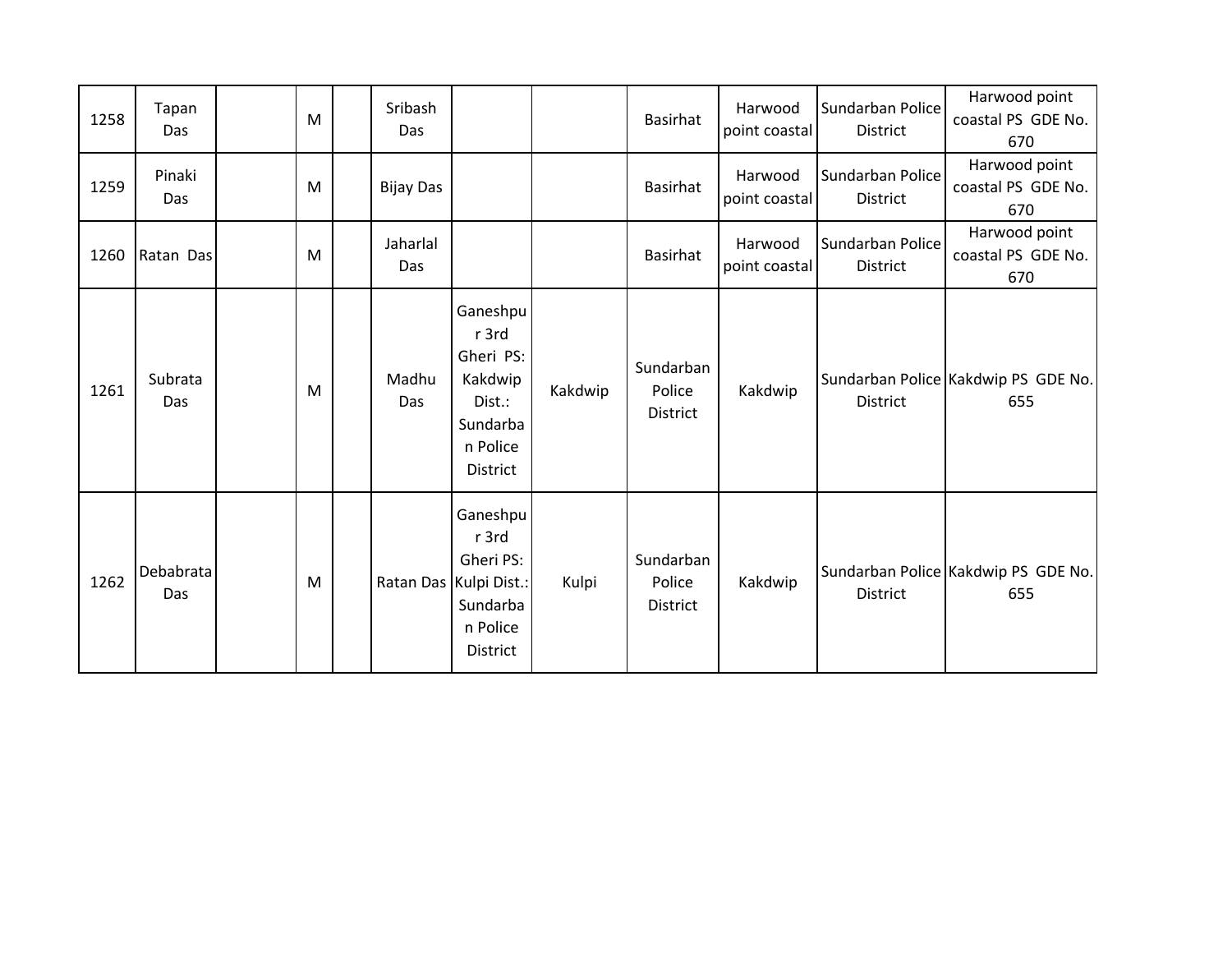| | | | | | | | | | | | |
|---|---|---|---|---|---|---|---|---|---|---|---|
| 1258 | Tapan Das | | M | | Sribash Das | | | Basirhat | Harwood point coastal | Sundarban Police District | Harwood point coastal PS GDE No. 670 |
| 1259 | Pinaki Das | | M | | Bijay Das | | | Basirhat | Harwood point coastal | Sundarban Police District | Harwood point coastal PS GDE No. 670 |
| 1260 | Ratan Das | | M | | Jaharlal Das | | | Basirhat | Harwood point coastal | Sundarban Police District | Harwood point coastal PS GDE No. 670 |
| 1261 | Subrata Das | | M | | Madhu Das | Ganeshpur 3rd Gheri PS: Kakdwip Dist.: Sundarban Police District | Kakdwip | Sundarban Police District | Kakdwip | Sundarban Police District | Kakdwip PS GDE No. 655 |
| 1262 | Debabrata Das | | M | | Ratan Das | Ganeshpur 3rd Gheri PS: Kulpi Dist.: Sundarban Police District | Kulpi | Sundarban Police District | Kakdwip | Sundarban Police District | Kakdwip PS GDE No. 655 |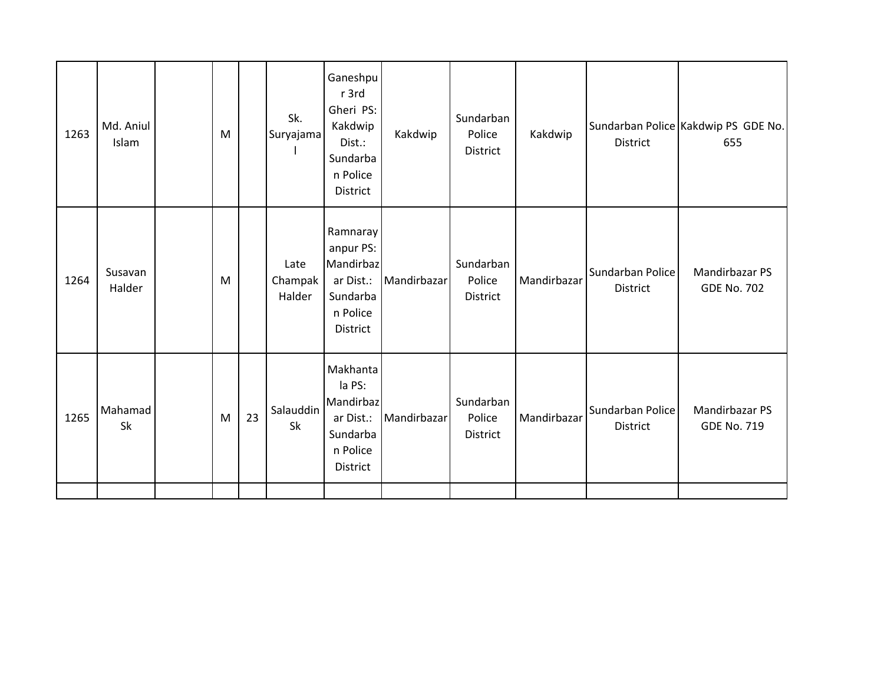| | | | | | | | | | | | |
|---|---|---|---|---|---|---|---|---|---|---|---|
| 1263 | Md. Aniul Islam | | M | | Sk. Suryajamal | Ganeshpur 3rd Gheri PS: Kakdwip Dist.: Sundarban Police District | Kakdwip | Sundarban Police District | Kakdwip | Sundarban Police District | Kakdwip PS GDE No. 655 |
| 1264 | Susavan Halder | | M | | Late Champak Halder | Ramnarayanpur PS: Mandirbazar Dist.: Sundarban Police District | Mandirbazar | Sundarban Police District | Mandirbazar | Sundarban Police District | Mandirbazar PS GDE No. 702 |
| 1265 | Mahamad Sk | | M | 23 | Salauddin Sk | Makhantala PS: Mandirbazar Dist.: Sundarban Police District | Mandirbazar | Sundarban Police District | Mandirbazar | Sundarban Police District | Mandirbazar PS GDE No. 719 |
| | | | | | | | | | | | |